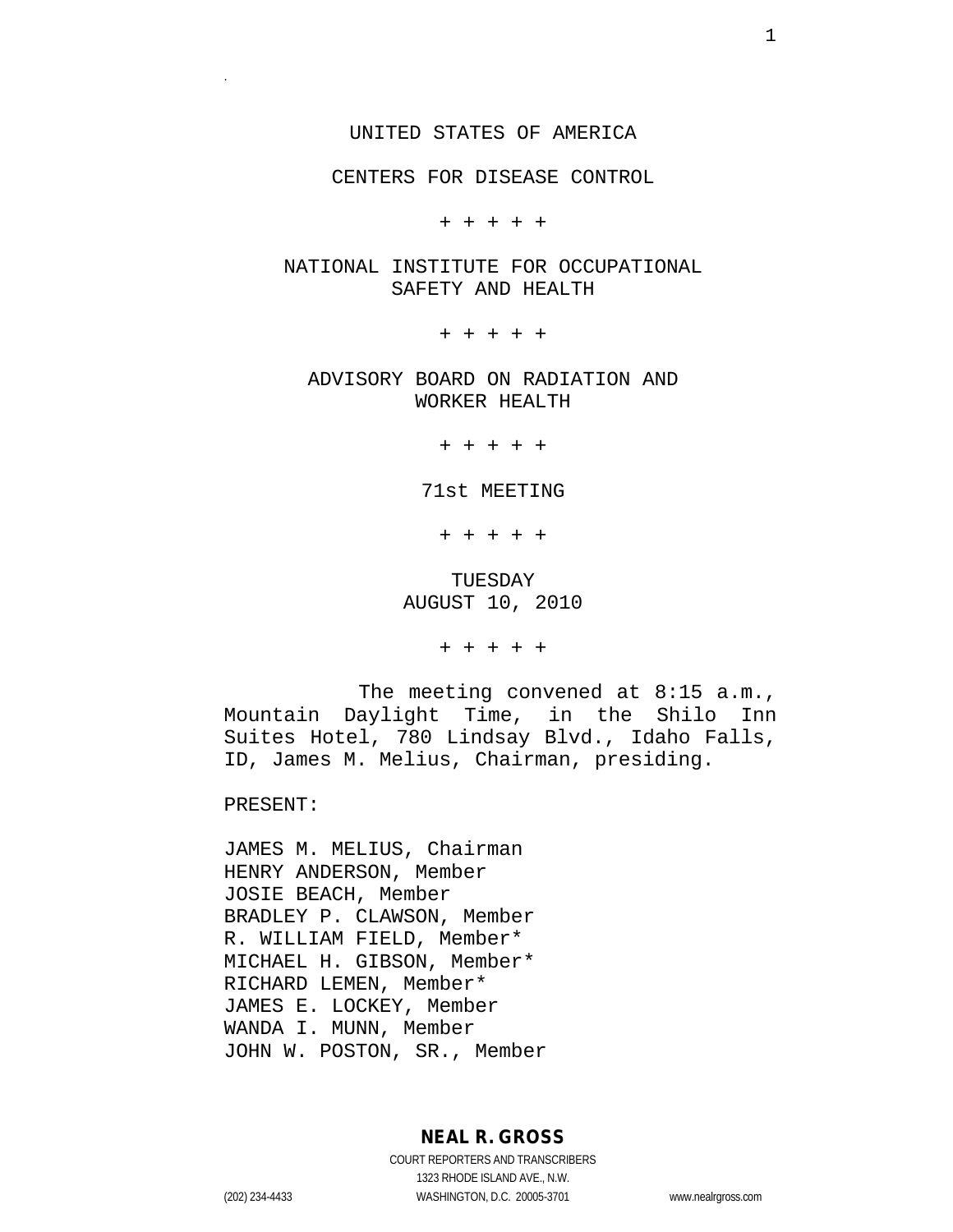UNITED STATES OF AMERICA

CENTERS FOR DISEASE CONTROL

+ + + + +

NATIONAL INSTITUTE FOR OCCUPATIONAL SAFETY AND HEALTH

+ + + + +

ADVISORY BOARD ON RADIATION AND WORKER HEALTH

+ + + + +

71st MEETING

+ + + + +

TUESDAY
AUGUST 10, 2010

+ + + + +

The meeting convened at 8:15 a.m., Mountain Daylight Time, in the Shilo Inn Suites Hotel, 780 Lindsay Blvd., Idaho Falls, ID, James M. Melius, Chairman, presiding.

PRESENT:

JAMES M. MELIUS, Chairman
HENRY ANDERSON, Member
JOSIE BEACH, Member
BRADLEY P. CLAWSON, Member
R. WILLIAM FIELD, Member*
MICHAEL H. GIBSON, Member*
RICHARD LEMEN, Member*
JAMES E. LOCKEY, Member
WANDA I. MUNN, Member
JOHN W. POSTON, SR., Member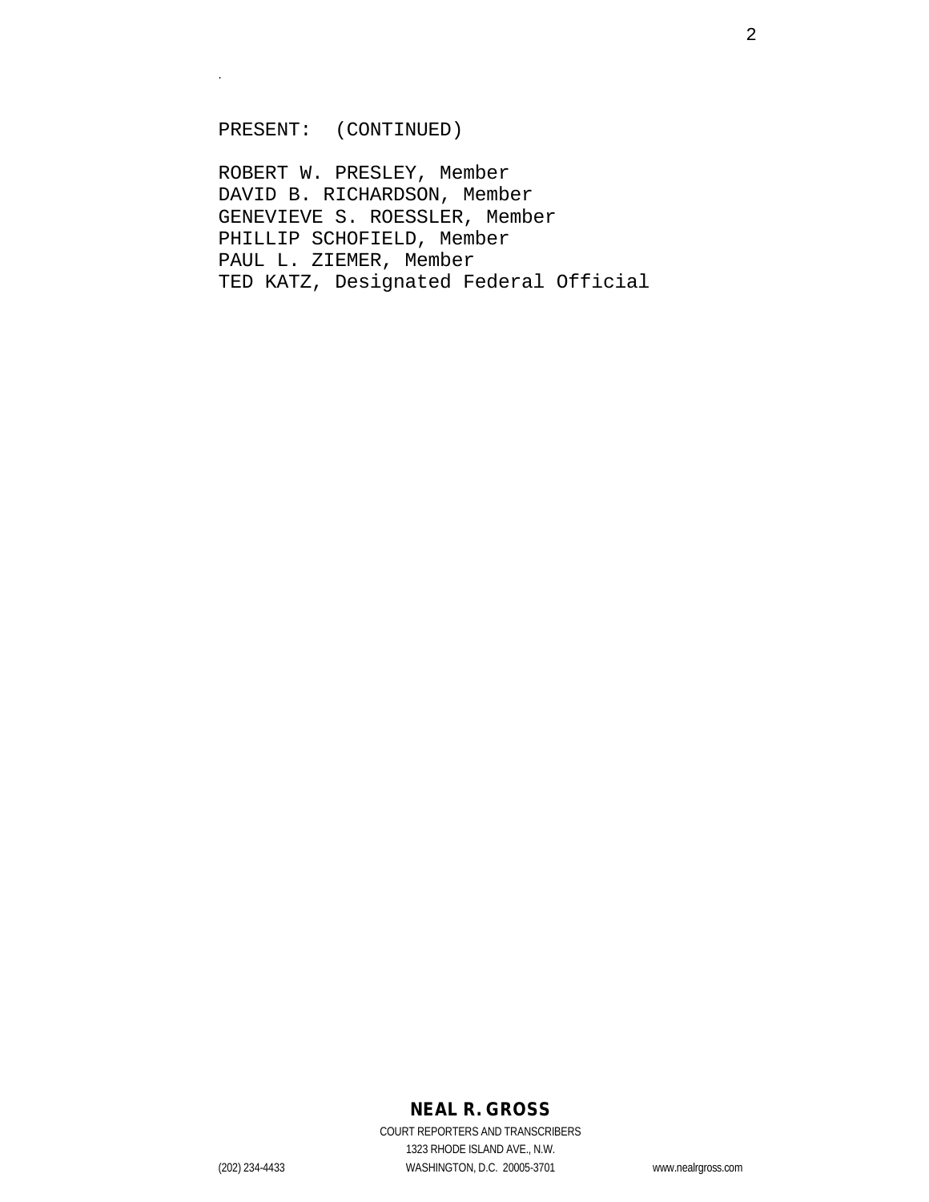PRESENT: (CONTINUED)

ROBERT W. PRESLEY, Member
DAVID B. RICHARDSON, Member
GENEVIEVE S. ROESSLER, Member
PHILLIP SCHOFIELD, Member
PAUL L. ZIEMER, Member
TED KATZ, Designated Federal Official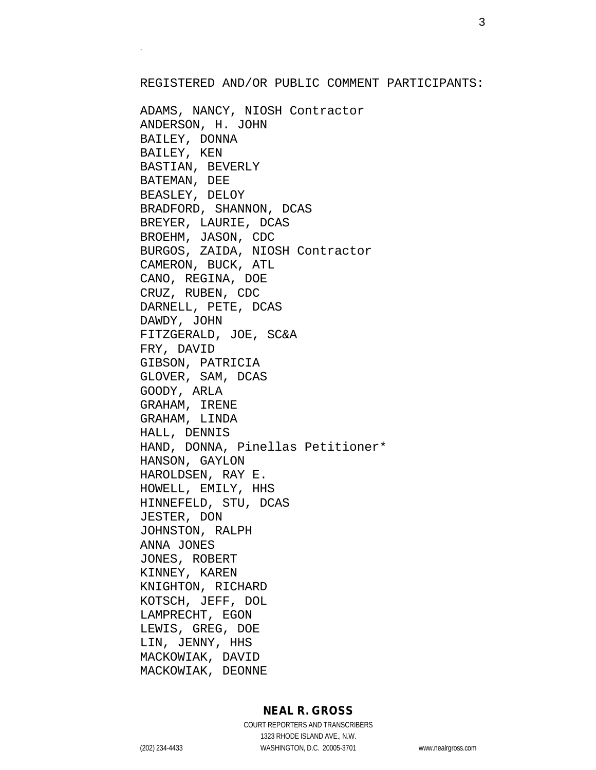REGISTERED AND/OR PUBLIC COMMENT PARTICIPANTS:

ADAMS, NANCY, NIOSH Contractor
ANDERSON, H. JOHN
BAILEY, DONNA
BAILEY, KEN
BASTIAN, BEVERLY
BATEMAN, DEE
BEASLEY, DELOY
BRADFORD, SHANNON, DCAS
BREYER, LAURIE, DCAS
BROEHM, JASON, CDC
BURGOS, ZAIDA, NIOSH Contractor
CAMERON, BUCK, ATL
CANO, REGINA, DOE
CRUZ, RUBEN, CDC
DARNELL, PETE, DCAS
DAWDY, JOHN
FITZGERALD, JOE, SC&A
FRY, DAVID
GIBSON, PATRICIA
GLOVER, SAM, DCAS
GOODY, ARLA
GRAHAM, IRENE
GRAHAM, LINDA
HALL, DENNIS
HAND, DONNA, Pinellas Petitioner*
HANSON, GAYLON
HAROLDSEN, RAY E.
HOWELL, EMILY, HHS
HINNEFELD, STU, DCAS
JESTER, DON
JOHNSTON, RALPH
ANNA JONES
JONES, ROBERT
KINNEY, KAREN
KNIGHTON, RICHARD
KOTSCH, JEFF, DOL
LAMPRECHT, EGON
LEWIS, GREG, DOE
LIN, JENNY, HHS
MACKOWIAK, DAVID
MACKOWIAK, DEONNE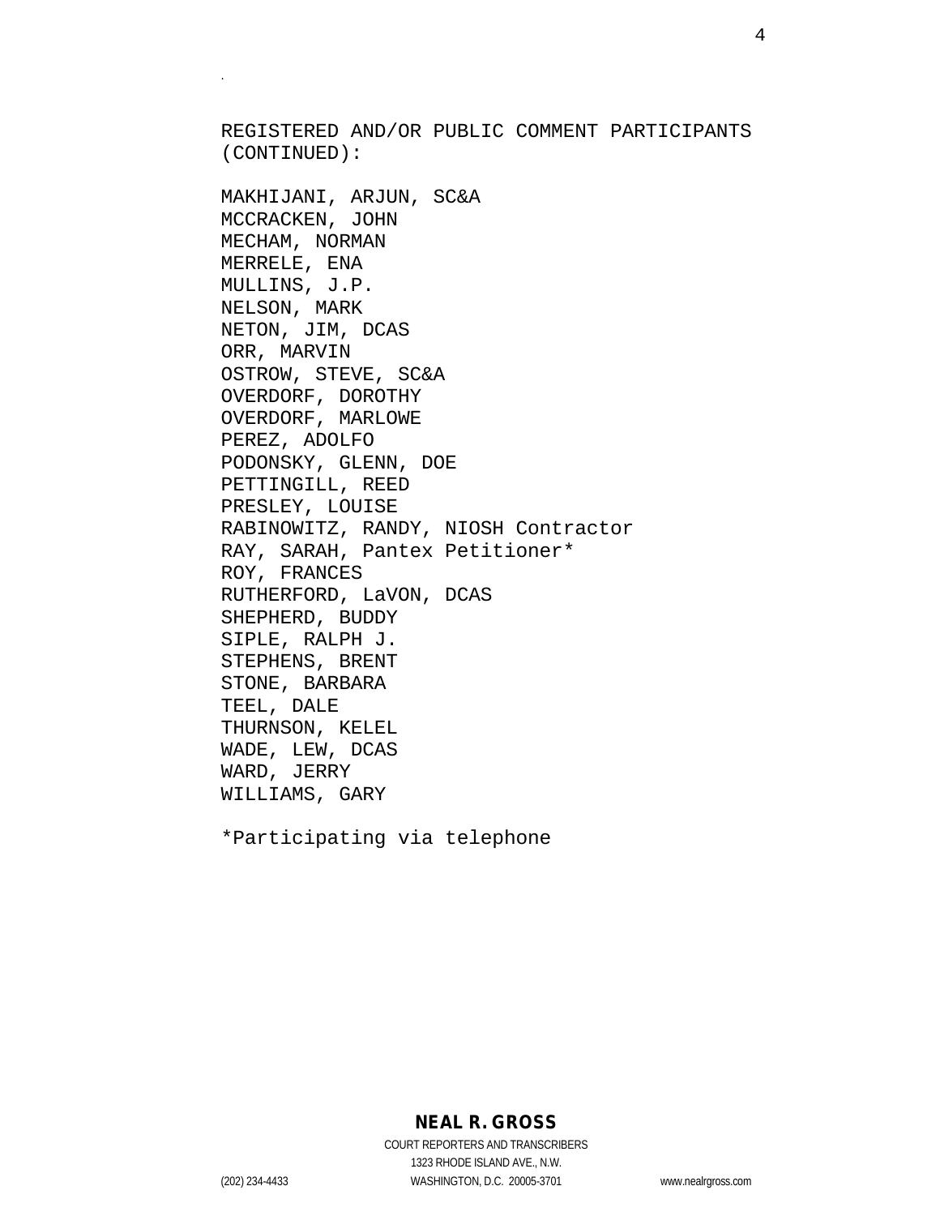REGISTERED AND/OR PUBLIC COMMENT PARTICIPANTS (CONTINUED):

MAKHIJANI, ARJUN, SC&A
MCCRACKEN, JOHN
MECHAM, NORMAN
MERRELE, ENA
MULLINS, J.P.
NELSON, MARK
NETON, JIM, DCAS
ORR, MARVIN
OSTROW, STEVE, SC&A
OVERDORF, DOROTHY
OVERDORF, MARLOWE
PEREZ, ADOLFO
PODONSKY, GLENN, DOE
PETTINGILL, REED
PRESLEY, LOUISE
RABINOWITZ, RANDY, NIOSH Contractor
RAY, SARAH, Pantex Petitioner*
ROY, FRANCES
RUTHERFORD, LaVON, DCAS
SHEPHERD, BUDDY
SIPLE, RALPH J.
STEPHENS, BRENT
STONE, BARBARA
TEEL, DALE
THURNSON, KELEL
WADE, LEW, DCAS
WARD, JERRY
WILLIAMS, GARY

*Participating via telephone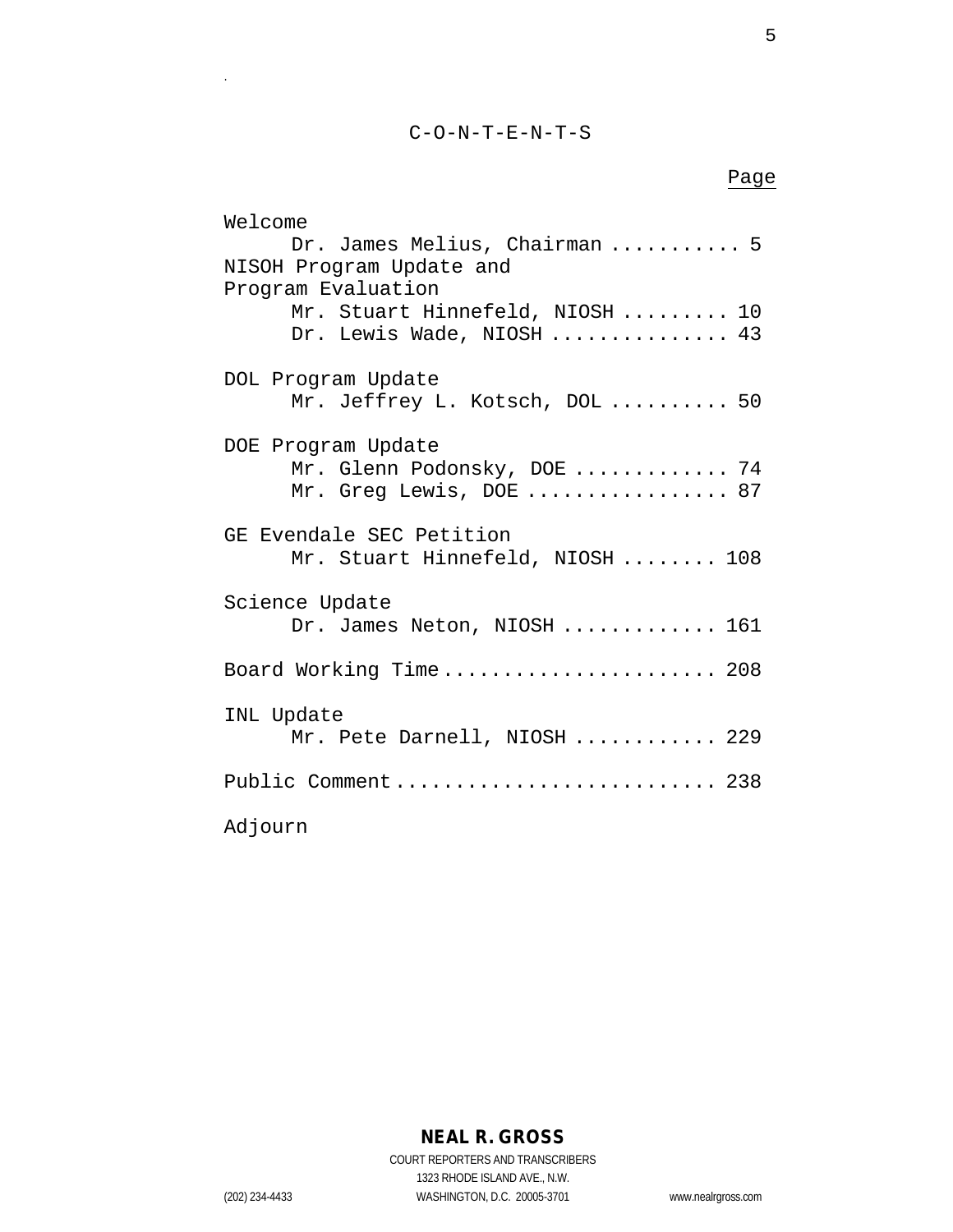C-O-N-T-E-N-T-S

Page

Welcome
- Dr. James Melius, Chairman ........... 5

NISOH Program Update and
Program Evaluation
- Mr. Stuart Hinnefeld, NIOSH ......... 10
- Dr. Lewis Wade, NIOSH ............... 43

DOL Program Update
- Mr. Jeffrey L. Kotsch, DOL .......... 50

DOE Program Update
- Mr. Glenn Podonsky, DOE ............. 74
- Mr. Greg Lewis, DOE ................. 87

GE Evendale SEC Petition
- Mr. Stuart Hinnefeld, NIOSH ........ 108

Science Update
- Dr. James Neton, NIOSH ............. 161

Board Working Time ...................... 208

INL Update
- Mr. Pete Darnell, NIOSH ............ 229

Public Comment .......................... 238

Adjourn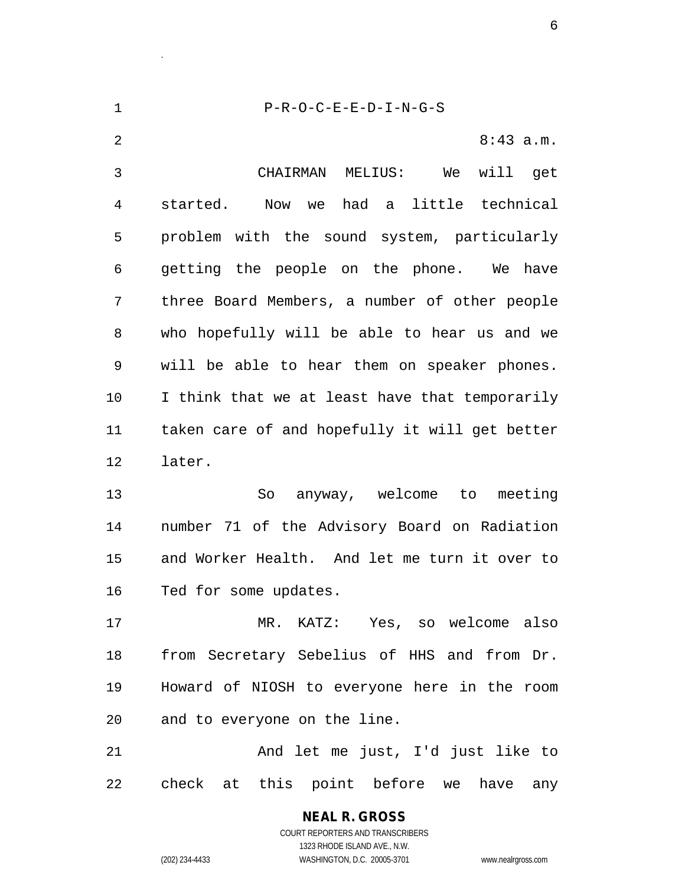P-R-O-C-E-E-D-I-N-G-S

8:43 a.m.

CHAIRMAN MELIUS: We will get started. Now we had a little technical problem with the sound system, particularly getting the people on the phone. We have three Board Members, a number of other people who hopefully will be able to hear us and we will be able to hear them on speaker phones. I think that we at least have that temporarily taken care of and hopefully it will get better later.

So anyway, welcome to meeting number 71 of the Advisory Board on Radiation and Worker Health. And let me turn it over to Ted for some updates.

MR. KATZ: Yes, so welcome also from Secretary Sebelius of HHS and from Dr. Howard of NIOSH to everyone here in the room and to everyone on the line.

And let me just, I'd just like to check at this point before we have any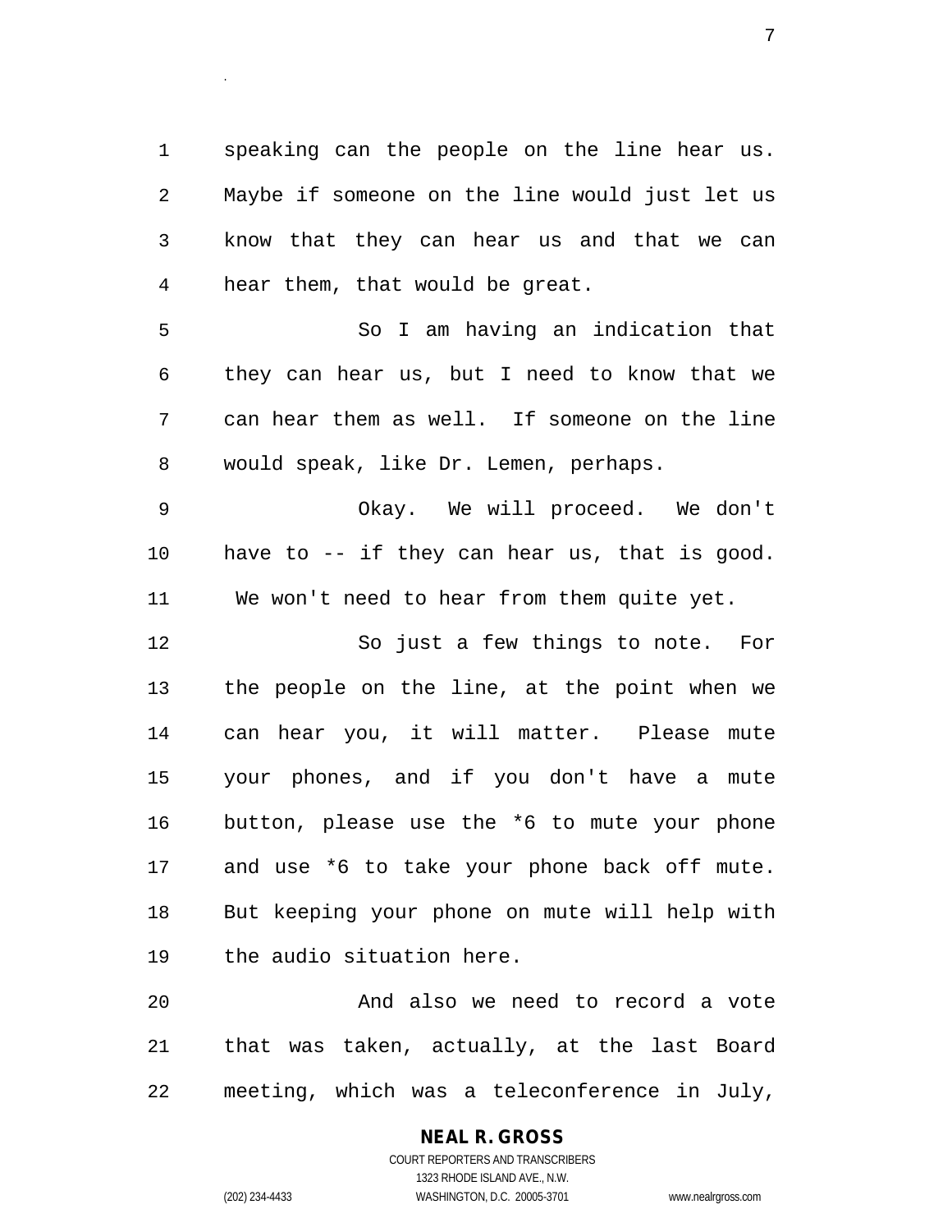speaking can the people on the line hear us. Maybe if someone on the line would just let us know that they can hear us and that we can hear them, that would be great.

So I am having an indication that they can hear us, but I need to know that we can hear them as well. If someone on the line would speak, like Dr. Lemen, perhaps.

Okay. We will proceed. We don't have to -- if they can hear us, that is good. We won't need to hear from them quite yet.

So just a few things to note. For the people on the line, at the point when we can hear you, it will matter. Please mute your phones, and if you don't have a mute button, please use the *6 to mute your phone and use *6 to take your phone back off mute. But keeping your phone on mute will help with the audio situation here.

And also we need to record a vote that was taken, actually, at the last Board meeting, which was a teleconference in July,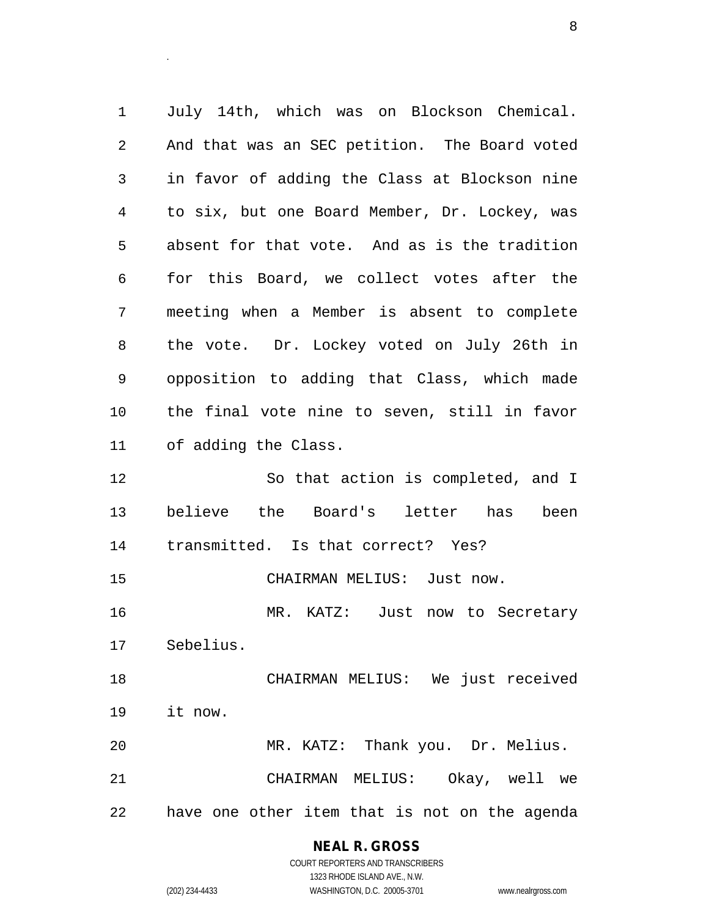July 14th, which was on Blockson Chemical. And that was an SEC petition. The Board voted in favor of adding the Class at Blockson nine to six, but one Board Member, Dr. Lockey, was absent for that vote. And as is the tradition for this Board, we collect votes after the meeting when a Member is absent to complete the vote. Dr. Lockey voted on July 26th in opposition to adding that Class, which made the final vote nine to seven, still in favor of adding the Class.

So that action is completed, and I believe the Board's letter has been transmitted. Is that correct? Yes?

CHAIRMAN MELIUS: Just now.

MR. KATZ: Just now to Secretary Sebelius.

CHAIRMAN MELIUS: We just received it now.

MR. KATZ: Thank you. Dr. Melius.

CHAIRMAN MELIUS: Okay, well we have one other item that is not on the agenda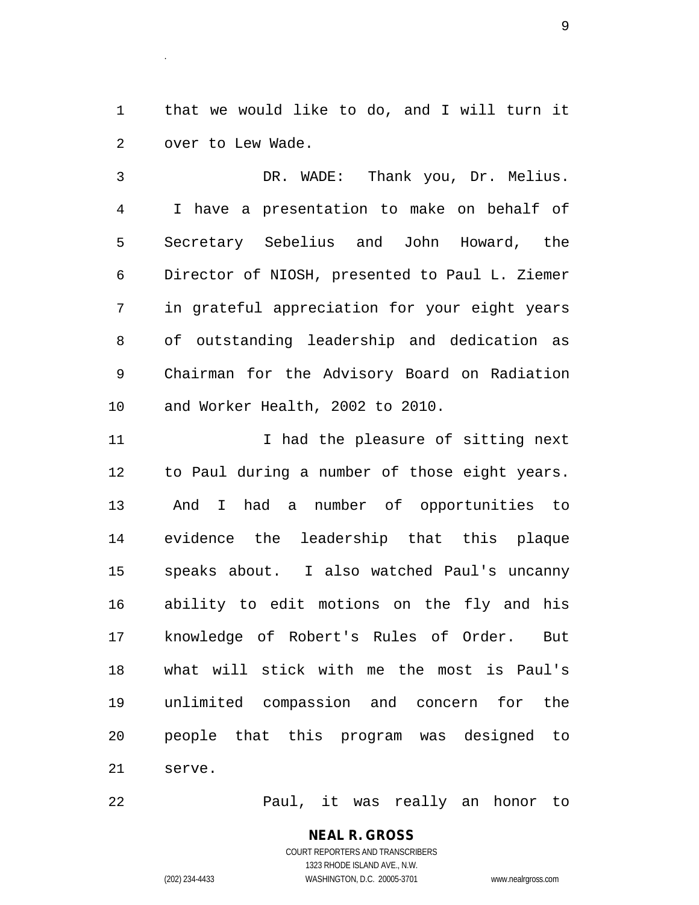that we would like to do, and I will turn it over to Lew Wade.

DR. WADE: Thank you, Dr. Melius. I have a presentation to make on behalf of Secretary Sebelius and John Howard, the Director of NIOSH, presented to Paul L. Ziemer in grateful appreciation for your eight years of outstanding leadership and dedication as Chairman for the Advisory Board on Radiation and Worker Health, 2002 to 2010.

I had the pleasure of sitting next to Paul during a number of those eight years. And I had a number of opportunities to evidence the leadership that this plaque speaks about. I also watched Paul's uncanny ability to edit motions on the fly and his knowledge of Robert's Rules of Order. But what will stick with me the most is Paul's unlimited compassion and concern for the people that this program was designed to serve.

Paul, it was really an honor to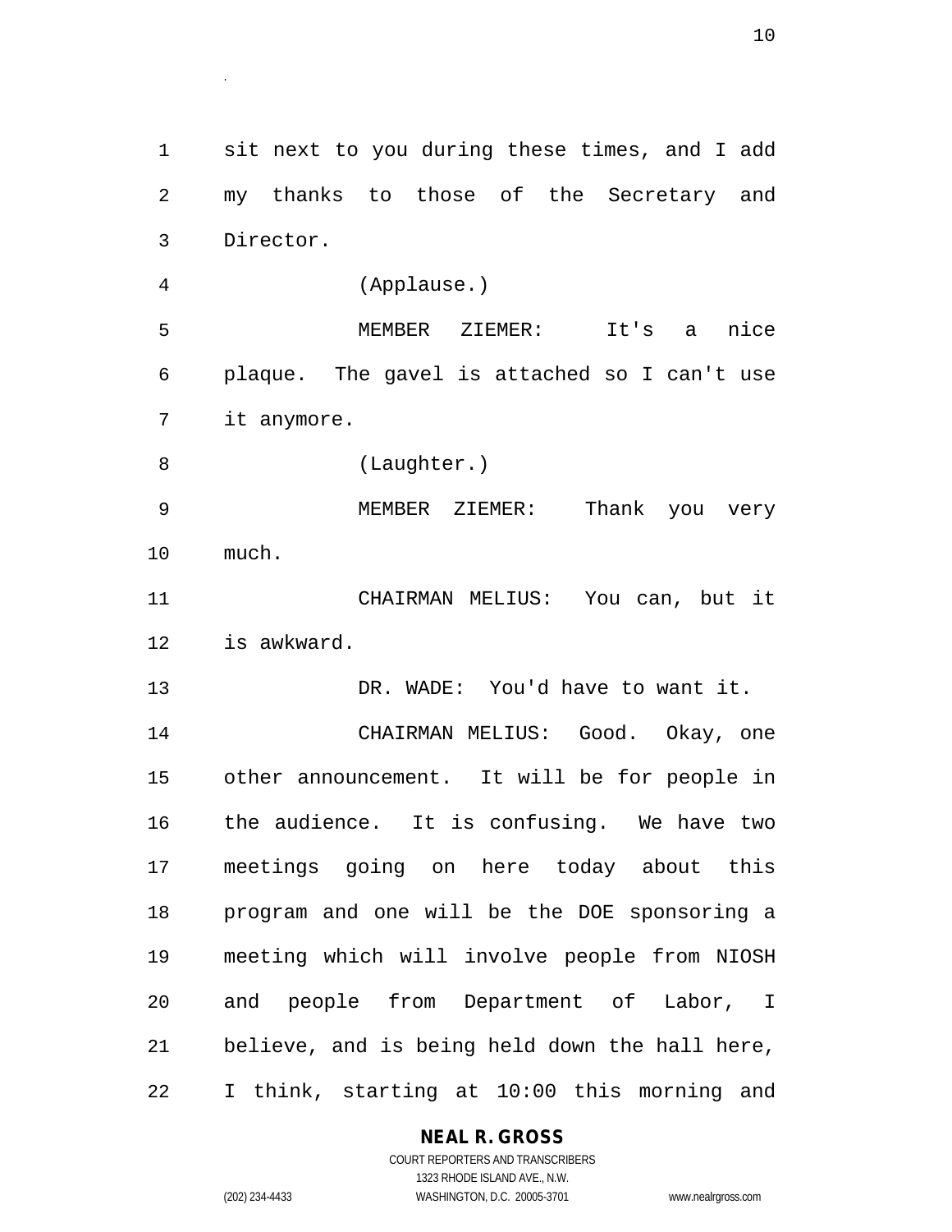sit next to you during these times, and I add my thanks to those of the Secretary and Director.

(Applause.)

MEMBER ZIEMER: It's a nice plaque. The gavel is attached so I can't use it anymore.

(Laughter.)

MEMBER ZIEMER: Thank you very much.

CHAIRMAN MELIUS: You can, but it is awkward.

DR. WADE: You'd have to want it.

CHAIRMAN MELIUS: Good. Okay, one other announcement. It will be for people in the audience. It is confusing. We have two meetings going on here today about this program and one will be the DOE sponsoring a meeting which will involve people from NIOSH and people from Department of Labor, I believe, and is being held down the hall here, I think, starting at 10:00 this morning and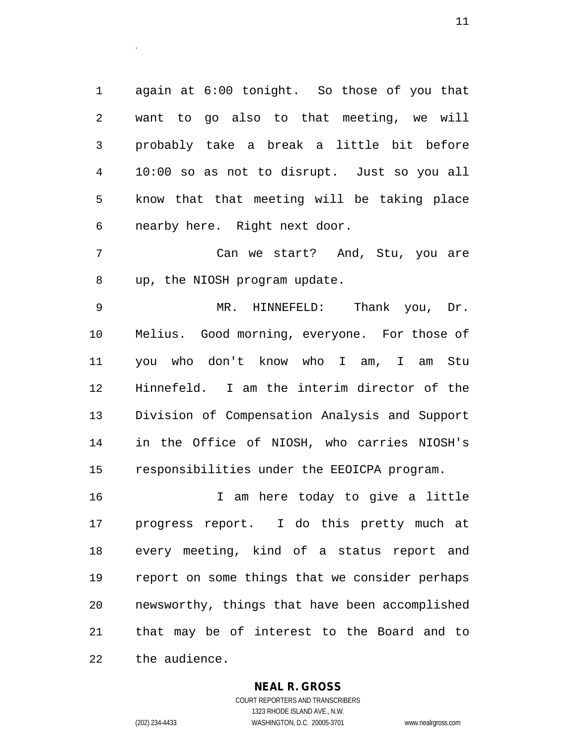again at 6:00 tonight. So those of you that want to go also to that meeting, we will probably take a break a little bit before 10:00 so as not to disrupt. Just so you all know that that meeting will be taking place nearby here. Right next door.

Can we start? And, Stu, you are up, the NIOSH program update.

MR. HINNEFELD: Thank you, Dr. Melius. Good morning, everyone. For those of you who don't know who I am, I am Stu Hinnefeld. I am the interim director of the Division of Compensation Analysis and Support in the Office of NIOSH, who carries NIOSH's responsibilities under the EEOICPA program.

I am here today to give a little progress report. I do this pretty much at every meeting, kind of a status report and report on some things that we consider perhaps newsworthy, things that have been accomplished that may be of interest to the Board and to the audience.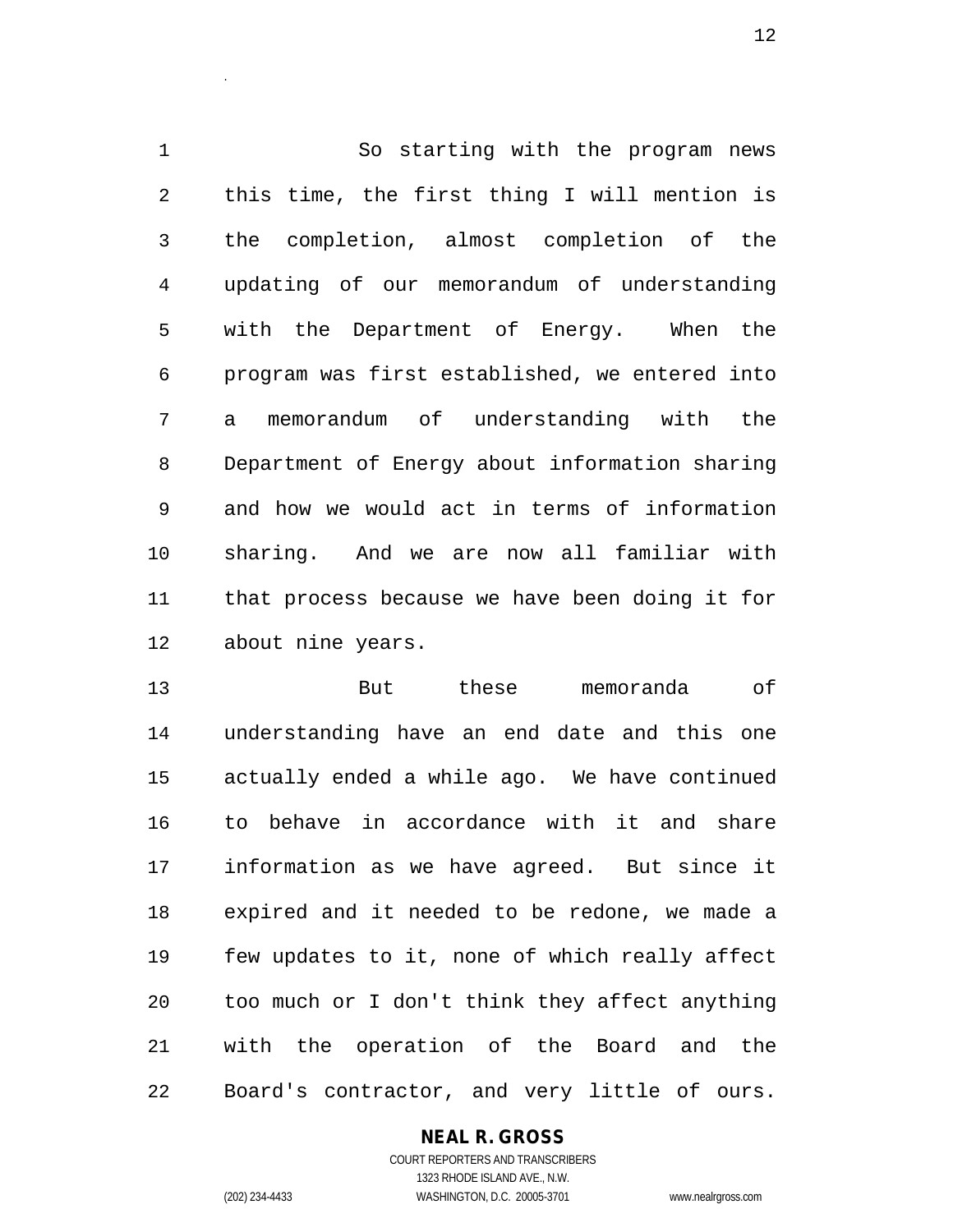So starting with the program news this time, the first thing I will mention is the completion, almost completion of the updating of our memorandum of understanding with the Department of Energy. When the program was first established, we entered into a memorandum of understanding with the Department of Energy about information sharing and how we would act in terms of information sharing. And we are now all familiar with that process because we have been doing it for about nine years.

But these memoranda of understanding have an end date and this one actually ended a while ago. We have continued to behave in accordance with it and share information as we have agreed. But since it expired and it needed to be redone, we made a few updates to it, none of which really affect too much or I don't think they affect anything with the operation of the Board and the Board's contractor, and very little of ours.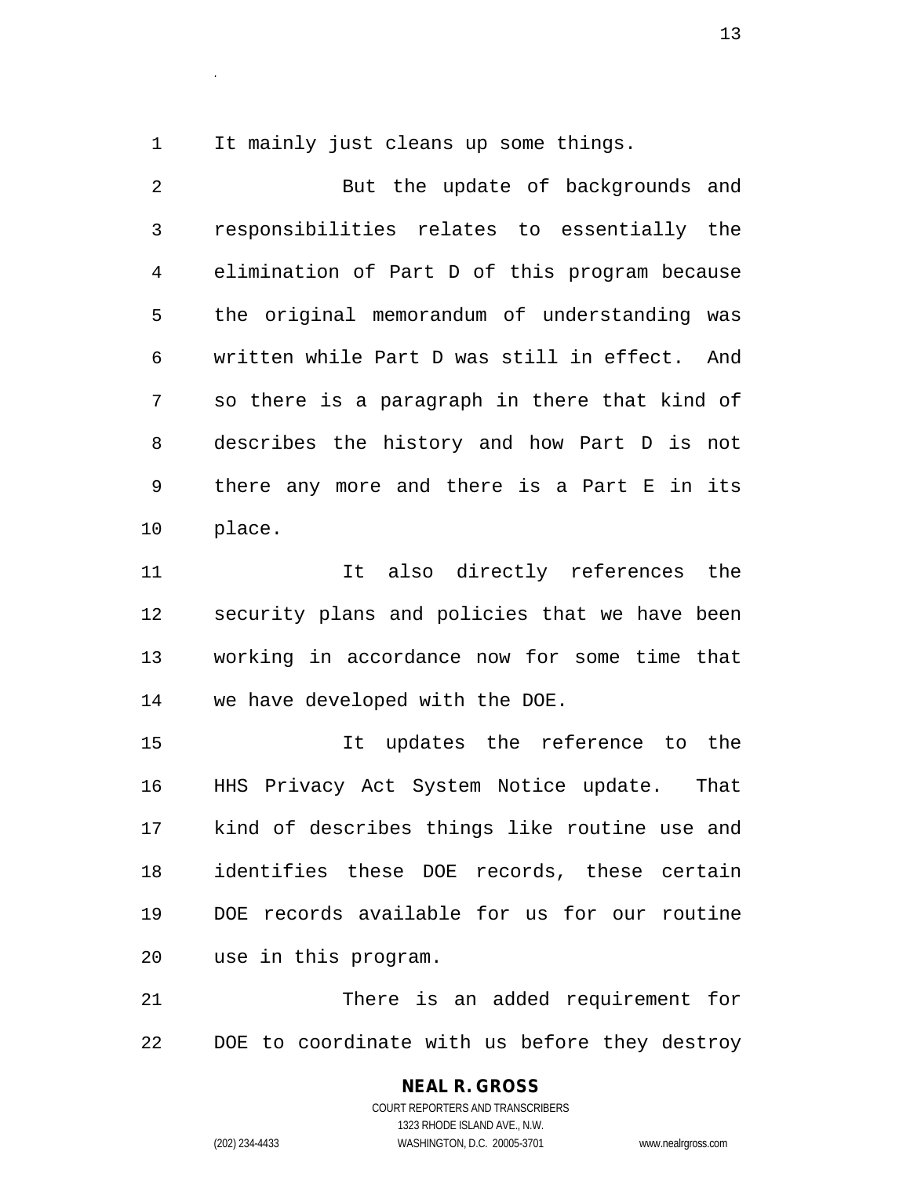It mainly just cleans up some things.

But the update of backgrounds and responsibilities relates to essentially the elimination of Part D of this program because the original memorandum of understanding was written while Part D was still in effect. And so there is a paragraph in there that kind of describes the history and how Part D is not there any more and there is a Part E in its place.

It also directly references the security plans and policies that we have been working in accordance now for some time that we have developed with the DOE.

It updates the reference to the HHS Privacy Act System Notice update. That kind of describes things like routine use and identifies these DOE records, these certain DOE records available for us for our routine use in this program.

There is an added requirement for DOE to coordinate with us before they destroy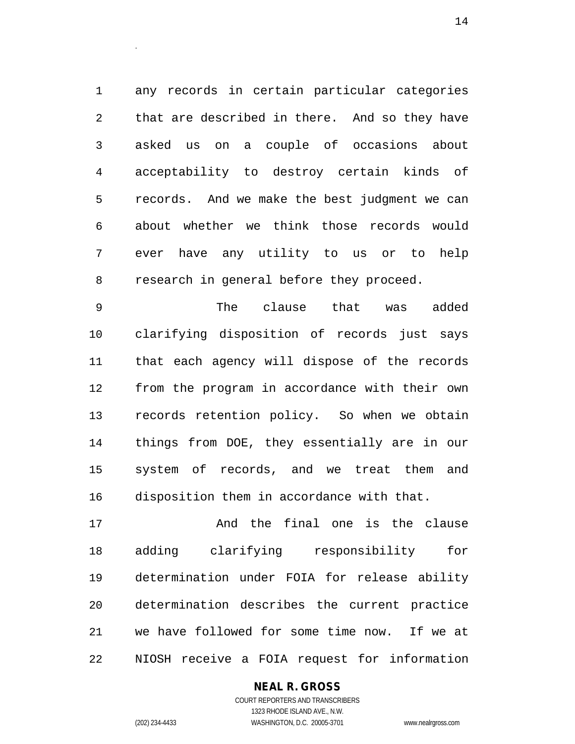any records in certain particular categories that are described in there. And so they have asked us on a couple of occasions about acceptability to destroy certain kinds of records. And we make the best judgment we can about whether we think those records would ever have any utility to us or to help research in general before they proceed.

The clause that was added clarifying disposition of records just says that each agency will dispose of the records from the program in accordance with their own records retention policy. So when we obtain things from DOE, they essentially are in our system of records, and we treat them and disposition them in accordance with that.

And the final one is the clause adding clarifying responsibility for determination under FOIA for release ability determination describes the current practice we have followed for some time now. If we at NIOSH receive a FOIA request for information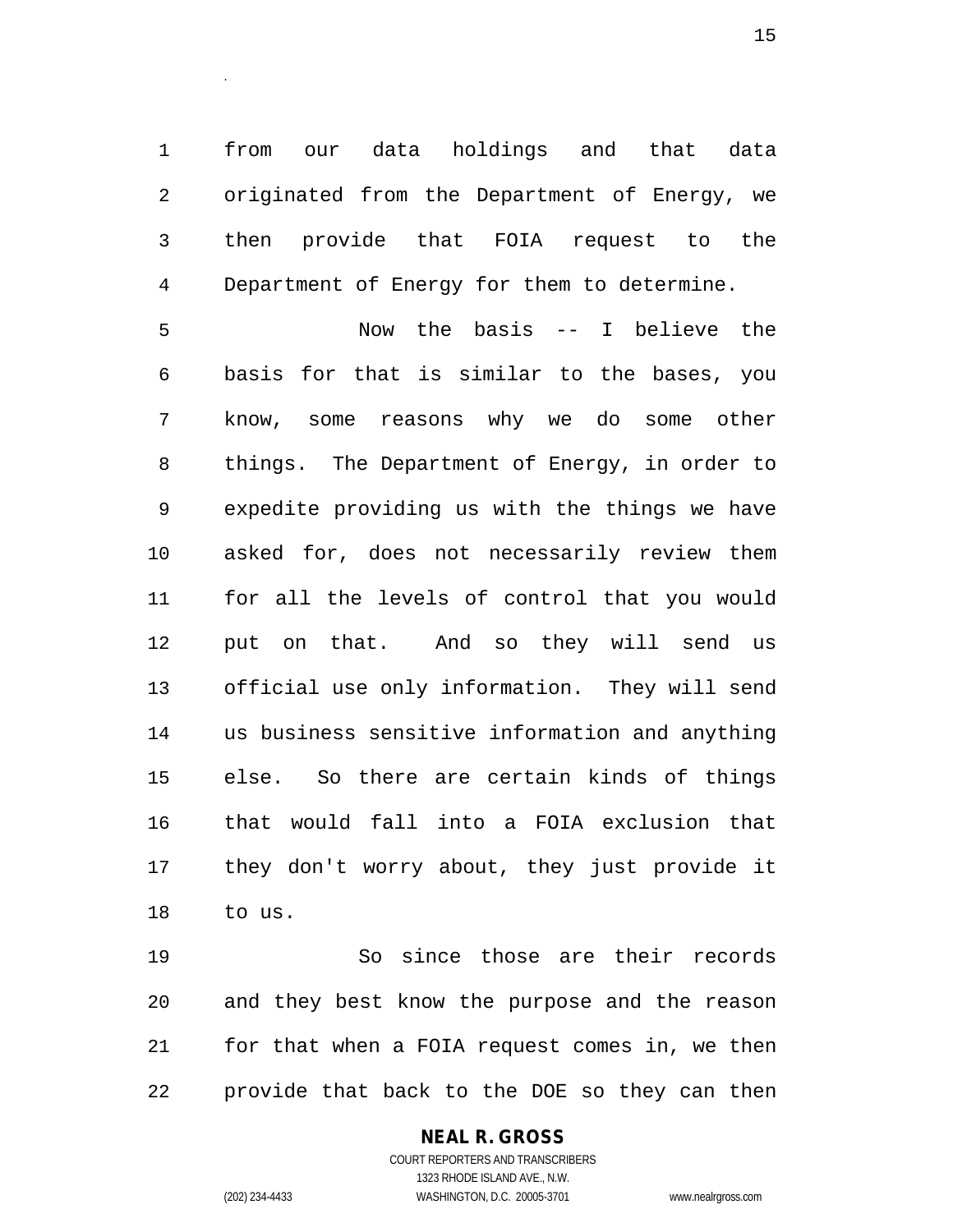from our data holdings and that data originated from the Department of Energy, we then provide that FOIA request to the Department of Energy for them to determine.

Now the basis -- I believe the basis for that is similar to the bases, you know, some reasons why we do some other things. The Department of Energy, in order to expedite providing us with the things we have asked for, does not necessarily review them for all the levels of control that you would put on that. And so they will send us official use only information. They will send us business sensitive information and anything else. So there are certain kinds of things that would fall into a FOIA exclusion that they don't worry about, they just provide it to us.

So since those are their records and they best know the purpose and the reason for that when a FOIA request comes in, we then provide that back to the DOE so they can then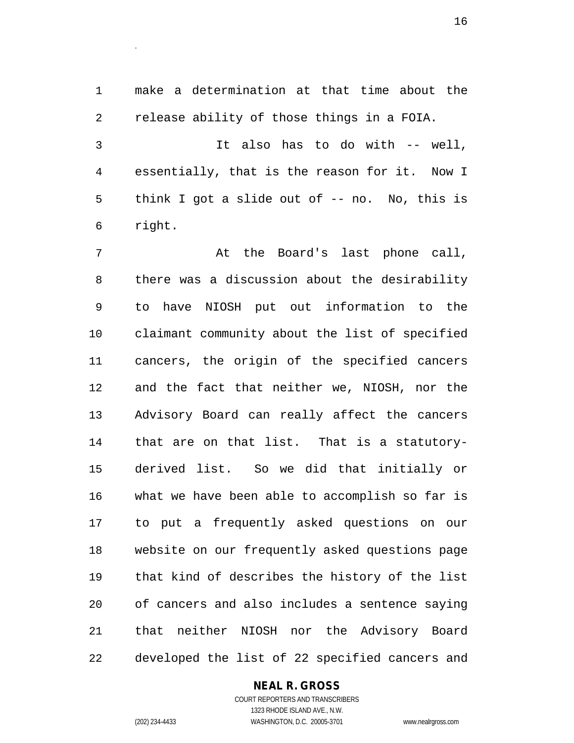make a determination at that time about the release ability of those things in a FOIA.

It also has to do with -- well, essentially, that is the reason for it. Now I think I got a slide out of -- no. No, this is right.

At the Board's last phone call, there was a discussion about the desirability to have NIOSH put out information to the claimant community about the list of specified cancers, the origin of the specified cancers and the fact that neither we, NIOSH, nor the Advisory Board can really affect the cancers that are on that list. That is a statutory-derived list. So we did that initially or what we have been able to accomplish so far is to put a frequently asked questions on our website on our frequently asked questions page that kind of describes the history of the list of cancers and also includes a sentence saying that neither NIOSH nor the Advisory Board developed the list of 22 specified cancers and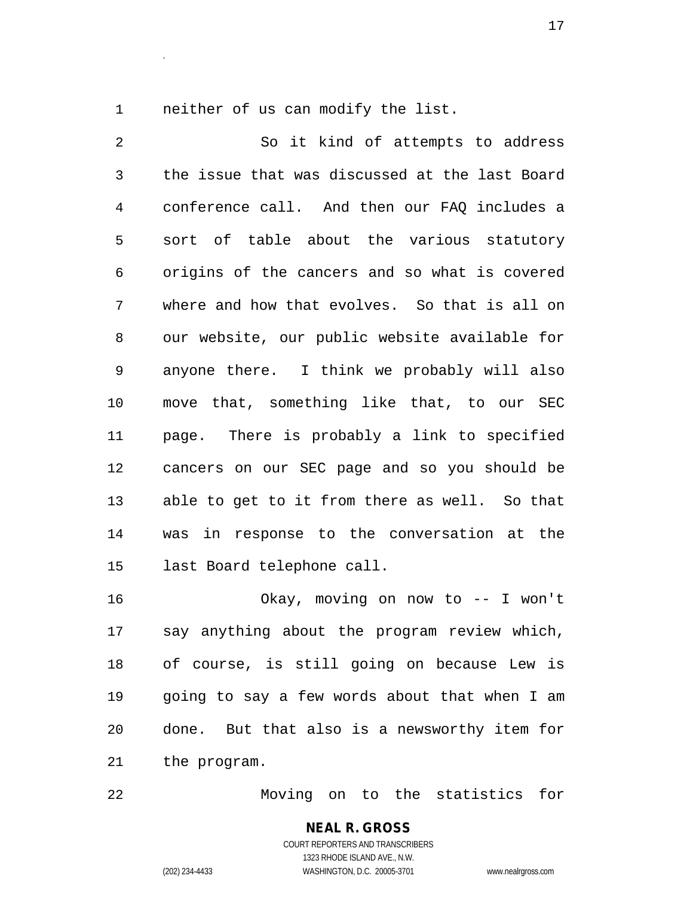neither of us can modify the list.

So it kind of attempts to address the issue that was discussed at the last Board conference call. And then our FAQ includes a sort of table about the various statutory origins of the cancers and so what is covered where and how that evolves. So that is all on our website, our public website available for anyone there. I think we probably will also move that, something like that, to our SEC page. There is probably a link to specified cancers on our SEC page and so you should be able to get to it from there as well. So that was in response to the conversation at the last Board telephone call.

Okay, moving on now to -- I won't say anything about the program review which, of course, is still going on because Lew is going to say a few words about that when I am done. But that also is a newsworthy item for the program.

Moving on to the statistics for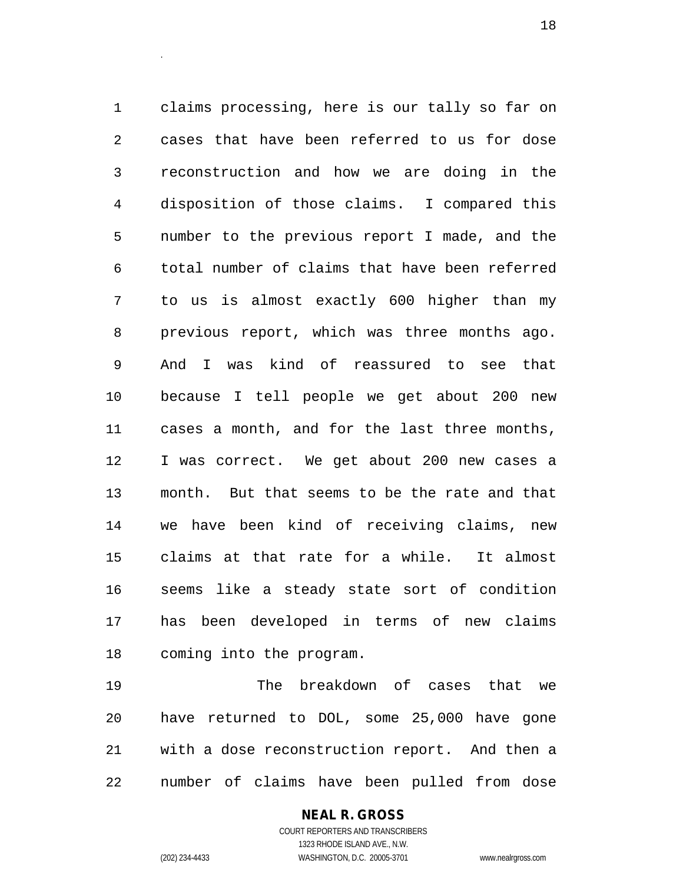claims processing, here is our tally so far on cases that have been referred to us for dose reconstruction and how we are doing in the disposition of those claims. I compared this number to the previous report I made, and the total number of claims that have been referred to us is almost exactly 600 higher than my previous report, which was three months ago. And I was kind of reassured to see that because I tell people we get about 200 new cases a month, and for the last three months, I was correct. We get about 200 new cases a month. But that seems to be the rate and that we have been kind of receiving claims, new claims at that rate for a while. It almost seems like a steady state sort of condition has been developed in terms of new claims coming into the program.

The breakdown of cases that we have returned to DOL, some 25,000 have gone with a dose reconstruction report. And then a number of claims have been pulled from dose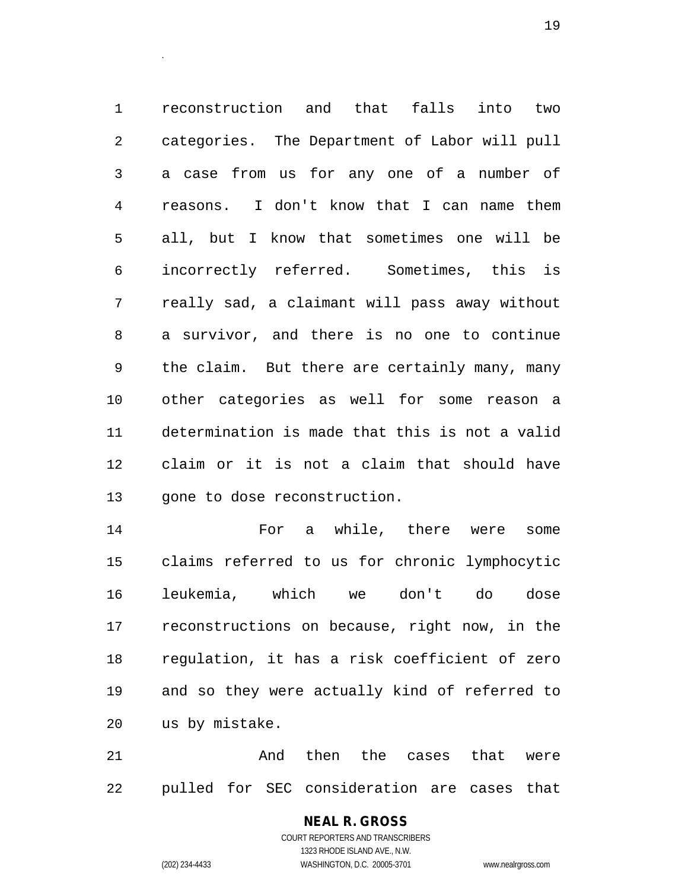reconstruction and that falls into two categories. The Department of Labor will pull a case from us for any one of a number of reasons. I don't know that I can name them all, but I know that sometimes one will be incorrectly referred. Sometimes, this is really sad, a claimant will pass away without a survivor, and there is no one to continue the claim. But there are certainly many, many other categories as well for some reason a determination is made that this is not a valid claim or it is not a claim that should have gone to dose reconstruction.

For a while, there were some claims referred to us for chronic lymphocytic leukemia, which we don't do dose reconstructions on because, right now, in the regulation, it has a risk coefficient of zero and so they were actually kind of referred to us by mistake.

And then the cases that were pulled for SEC consideration are cases that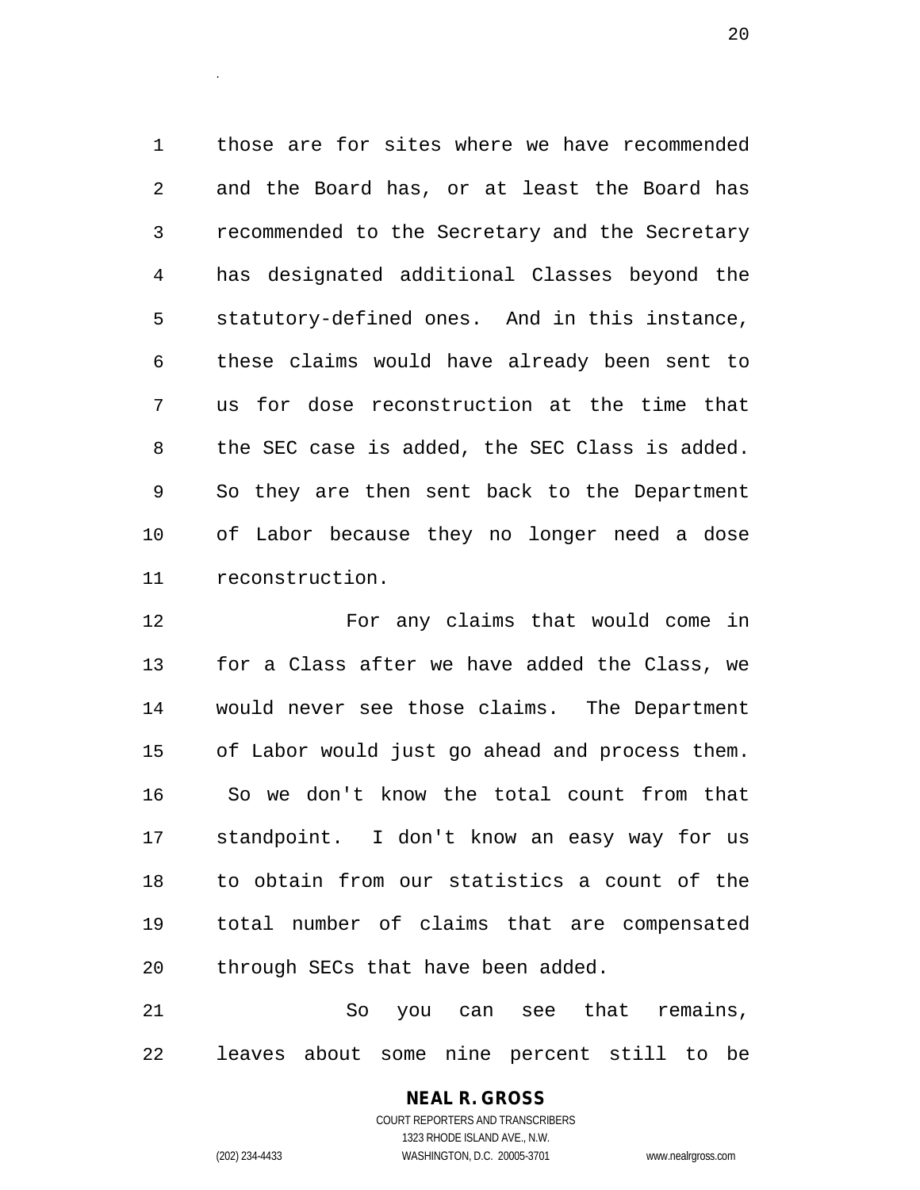those are for sites where we have recommended and the Board has, or at least the Board has recommended to the Secretary and the Secretary has designated additional Classes beyond the statutory-defined ones. And in this instance, these claims would have already been sent to us for dose reconstruction at the time that the SEC case is added, the SEC Class is added. So they are then sent back to the Department of Labor because they no longer need a dose reconstruction.

For any claims that would come in for a Class after we have added the Class, we would never see those claims. The Department of Labor would just go ahead and process them. So we don't know the total count from that standpoint. I don't know an easy way for us to obtain from our statistics a count of the total number of claims that are compensated through SECs that have been added.

So you can see that remains, leaves about some nine percent still to be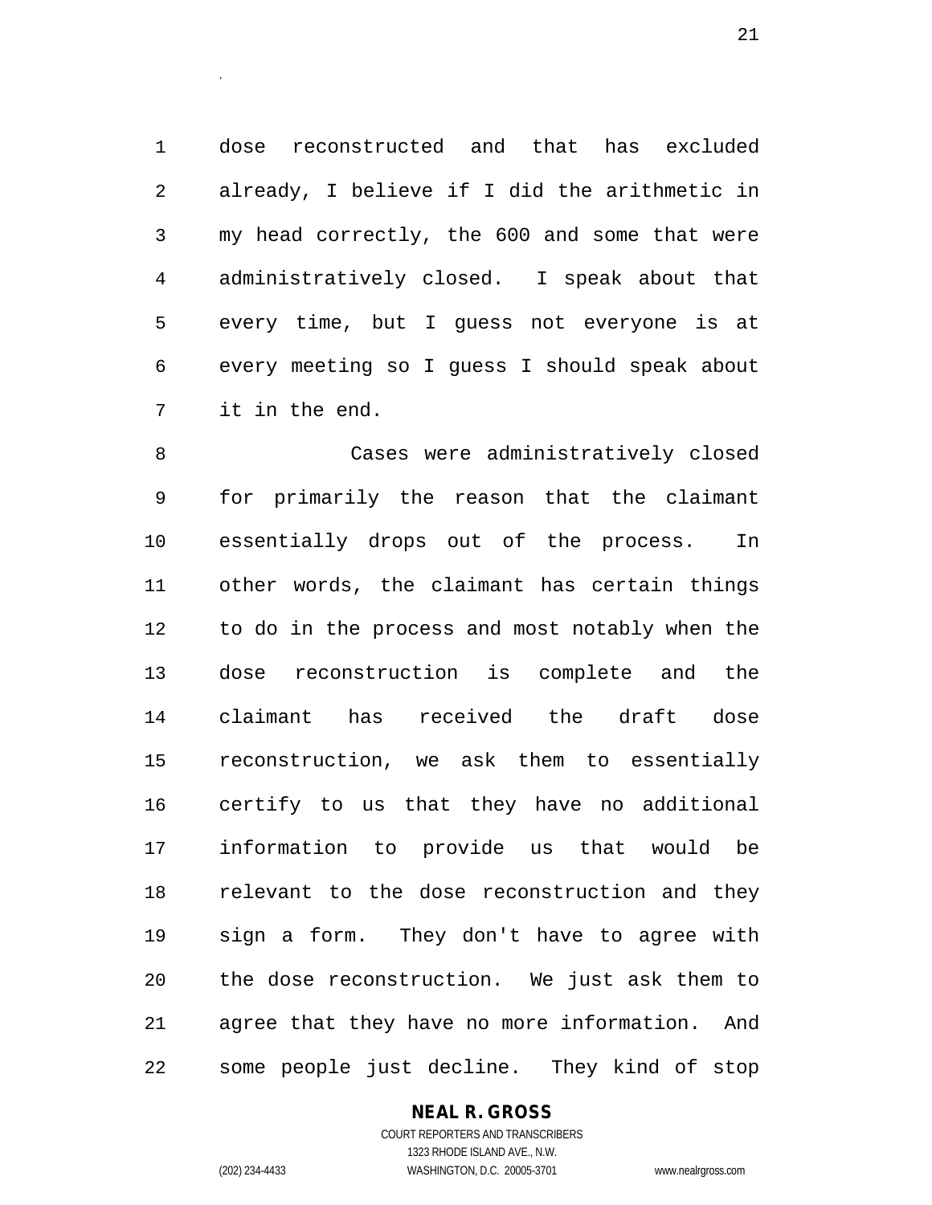dose reconstructed and that has excluded already, I believe if I did the arithmetic in my head correctly, the 600 and some that were administratively closed. I speak about that every time, but I guess not everyone is at every meeting so I guess I should speak about it in the end.

Cases were administratively closed for primarily the reason that the claimant essentially drops out of the process. In other words, the claimant has certain things to do in the process and most notably when the dose reconstruction is complete and the claimant has received the draft dose reconstruction, we ask them to essentially certify to us that they have no additional information to provide us that would be relevant to the dose reconstruction and they sign a form. They don't have to agree with the dose reconstruction. We just ask them to agree that they have no more information. And some people just decline. They kind of stop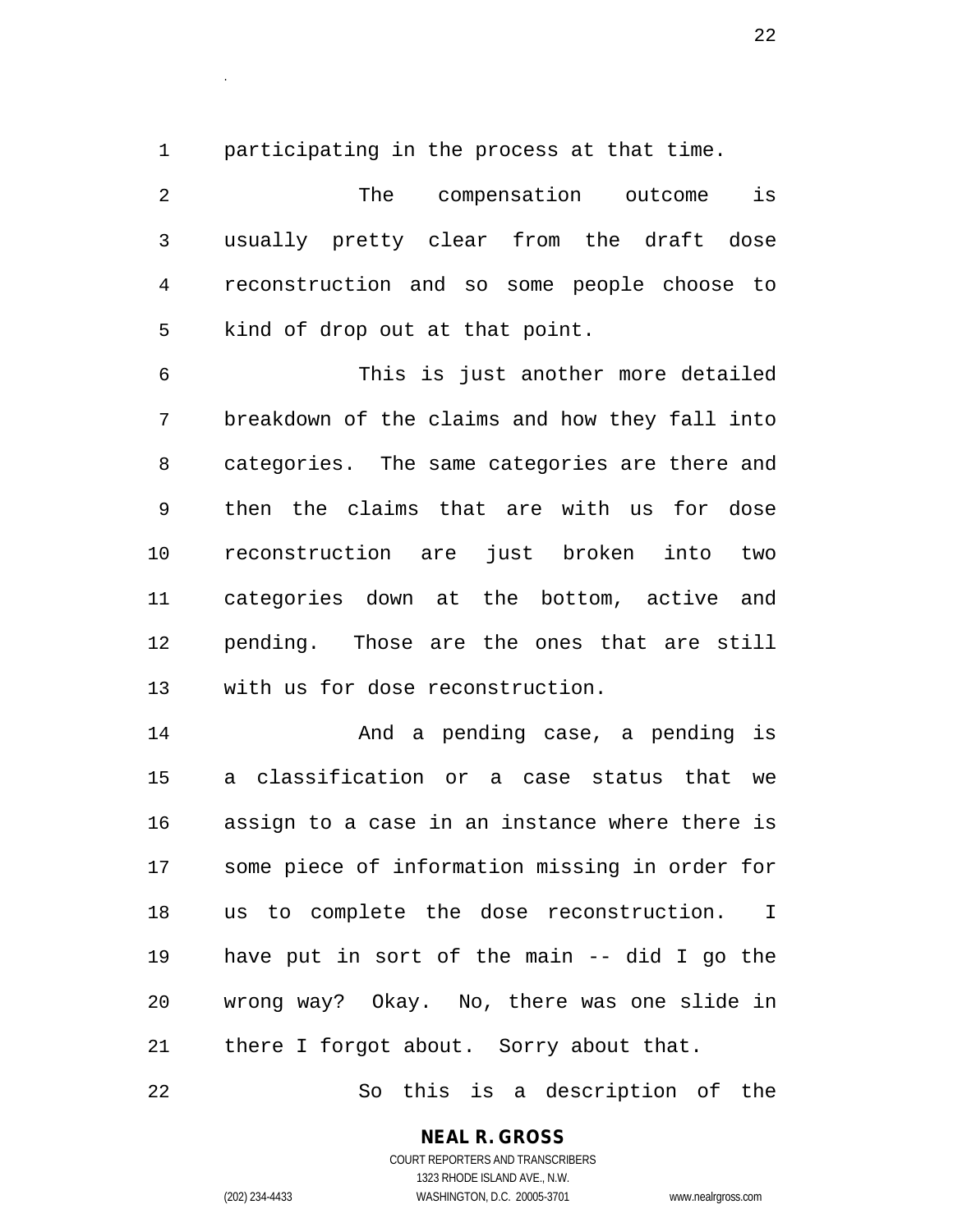participating in the process at that time.

The compensation outcome is usually pretty clear from the draft dose reconstruction and so some people choose to kind of drop out at that point.

This is just another more detailed breakdown of the claims and how they fall into categories. The same categories are there and then the claims that are with us for dose reconstruction are just broken into two categories down at the bottom, active and pending. Those are the ones that are still with us for dose reconstruction.

And a pending case, a pending is a classification or a case status that we assign to a case in an instance where there is some piece of information missing in order for us to complete the dose reconstruction. I have put in sort of the main -- did I go the wrong way? Okay. No, there was one slide in there I forgot about. Sorry about that.

So this is a description of the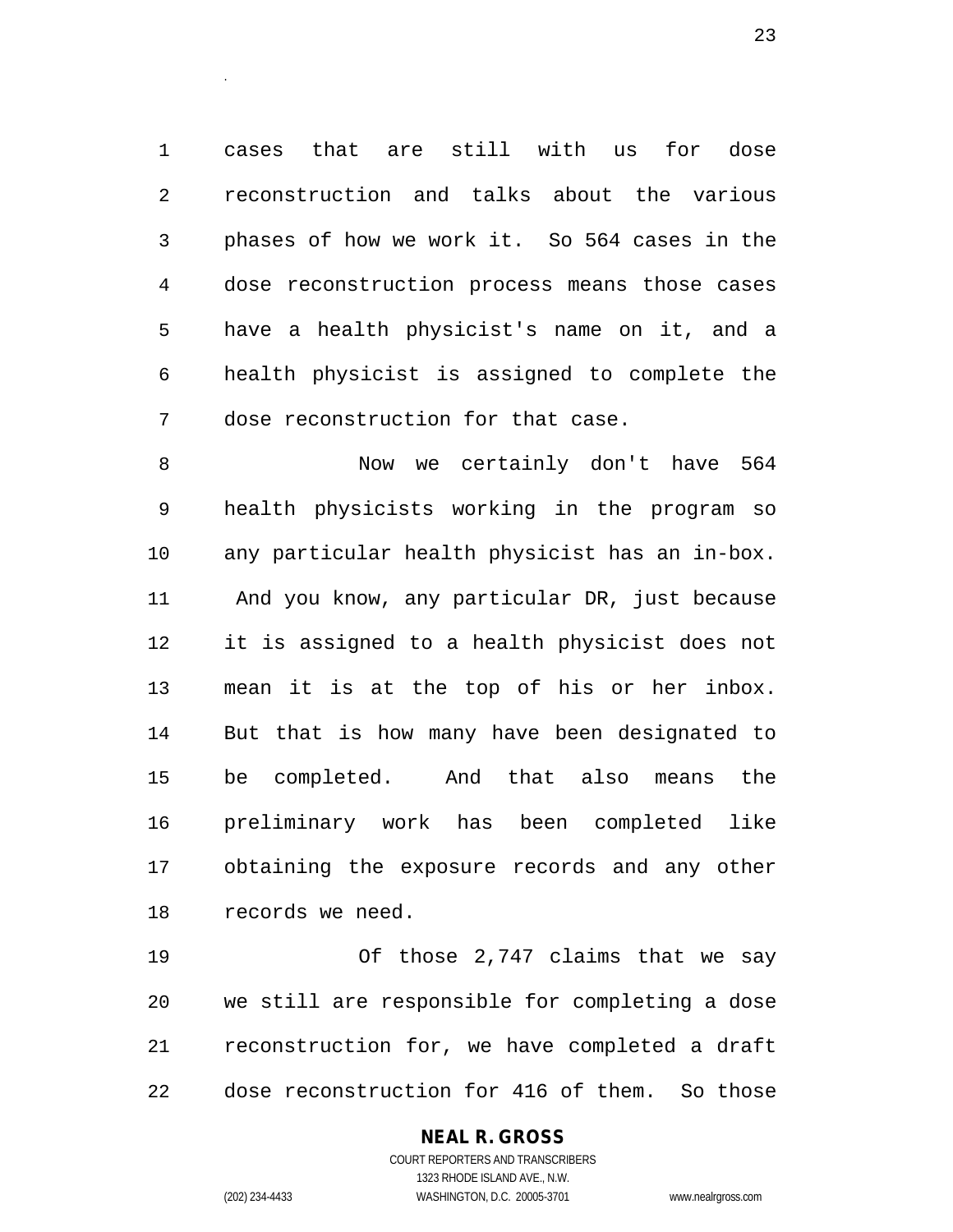cases that are still with us for dose reconstruction and talks about the various phases of how we work it. So 564 cases in the dose reconstruction process means those cases have a health physicist's name on it, and a health physicist is assigned to complete the dose reconstruction for that case.

Now we certainly don't have 564 health physicists working in the program so any particular health physicist has an in-box. And you know, any particular DR, just because it is assigned to a health physicist does not mean it is at the top of his or her inbox. But that is how many have been designated to be completed. And that also means the preliminary work has been completed like obtaining the exposure records and any other records we need.

Of those 2,747 claims that we say we still are responsible for completing a dose reconstruction for, we have completed a draft dose reconstruction for 416 of them. So those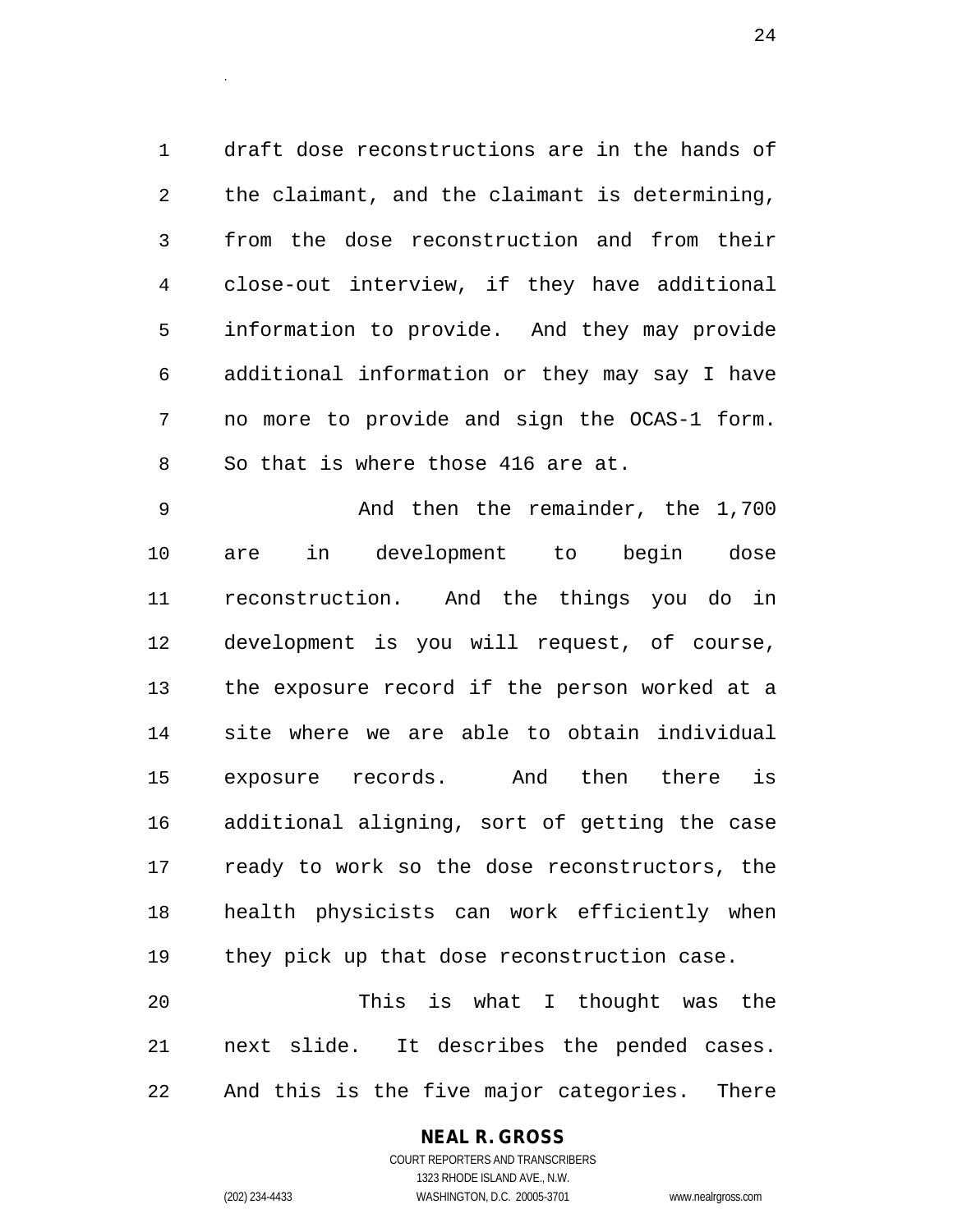draft dose reconstructions are in the hands of the claimant, and the claimant is determining, from the dose reconstruction and from their close-out interview, if they have additional information to provide. And they may provide additional information or they may say I have no more to provide and sign the OCAS-1 form. So that is where those 416 are at.

And then the remainder, the 1,700 are in development to begin dose reconstruction. And the things you do in development is you will request, of course, the exposure record if the person worked at a site where we are able to obtain individual exposure records. And then there is additional aligning, sort of getting the case ready to work so the dose reconstructors, the health physicists can work efficiently when they pick up that dose reconstruction case.

This is what I thought was the next slide. It describes the pended cases. And this is the five major categories. There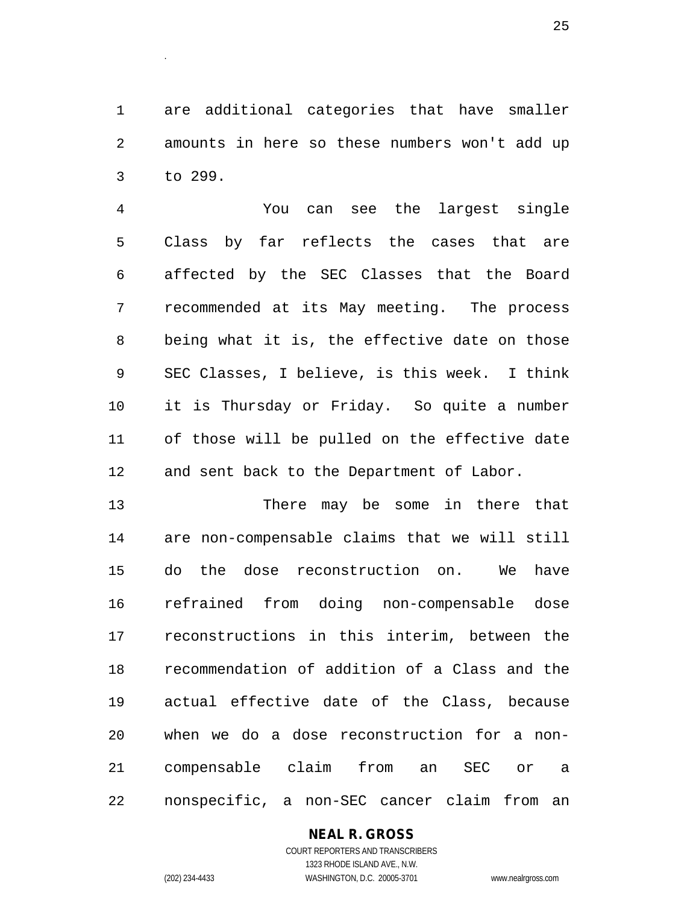are additional categories that have smaller amounts in here so these numbers won't add up to 299.

You can see the largest single Class by far reflects the cases that are affected by the SEC Classes that the Board recommended at its May meeting. The process being what it is, the effective date on those SEC Classes, I believe, is this week. I think it is Thursday or Friday. So quite a number of those will be pulled on the effective date and sent back to the Department of Labor.

There may be some in there that are non-compensable claims that we will still do the dose reconstruction on. We have refrained from doing non-compensable dose reconstructions in this interim, between the recommendation of addition of a Class and the actual effective date of the Class, because when we do a dose reconstruction for a non-compensable claim from an SEC or a nonspecific, a non-SEC cancer claim from an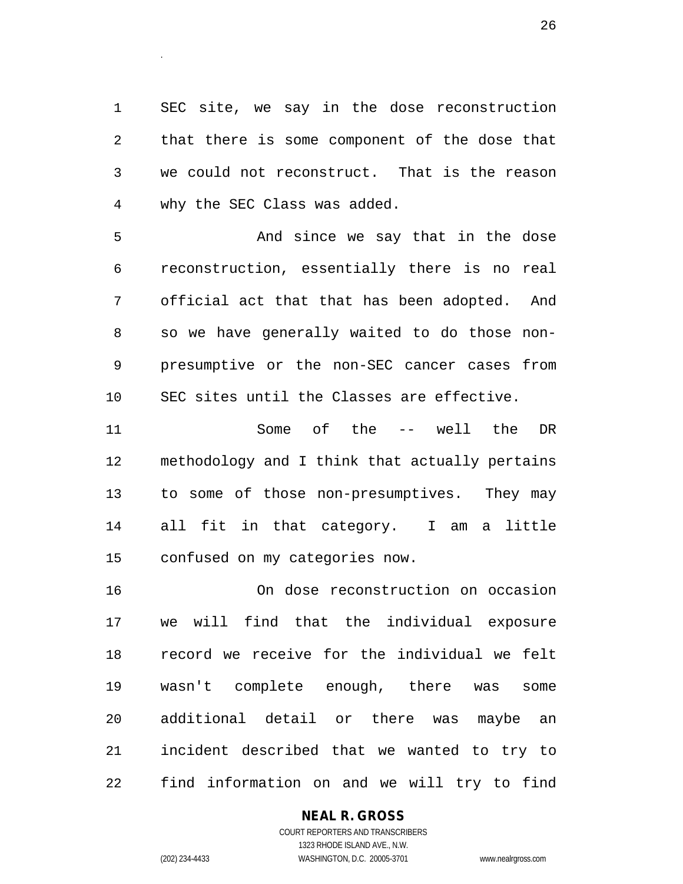SEC site, we say in the dose reconstruction that there is some component of the dose that we could not reconstruct. That is the reason why the SEC Class was added.

And since we say that in the dose reconstruction, essentially there is no real official act that that has been adopted. And so we have generally waited to do those non-presumptive or the non-SEC cancer cases from SEC sites until the Classes are effective.

Some of the -- well the DR methodology and I think that actually pertains to some of those non-presumptives. They may all fit in that category. I am a little confused on my categories now.

On dose reconstruction on occasion we will find that the individual exposure record we receive for the individual we felt wasn't complete enough, there was some additional detail or there was maybe an incident described that we wanted to try to find information on and we will try to find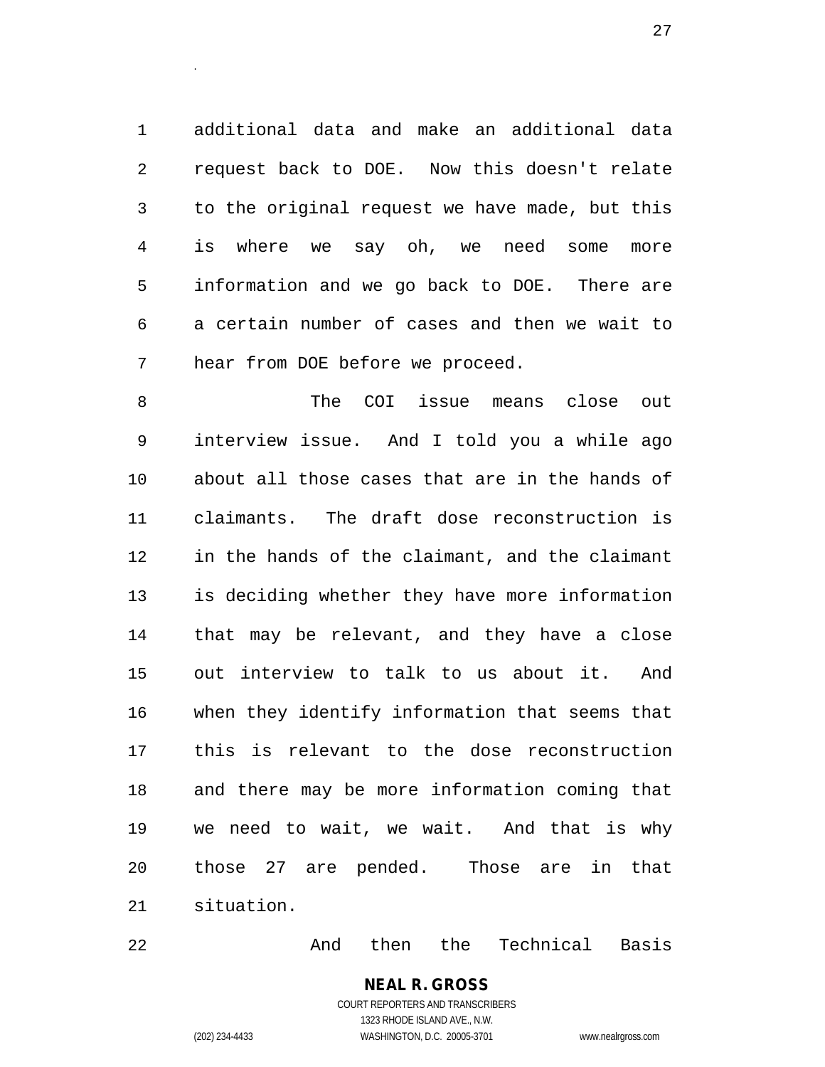additional data and make an additional data request back to DOE. Now this doesn't relate to the original request we have made, but this is where we say oh, we need some more information and we go back to DOE. There are a certain number of cases and then we wait to hear from DOE before we proceed.

The COI issue means close out interview issue. And I told you a while ago about all those cases that are in the hands of claimants. The draft dose reconstruction is in the hands of the claimant, and the claimant is deciding whether they have more information that may be relevant, and they have a close out interview to talk to us about it. And when they identify information that seems that this is relevant to the dose reconstruction and there may be more information coming that we need to wait, we wait. And that is why those 27 are pended. Those are in that situation.

And then the Technical Basis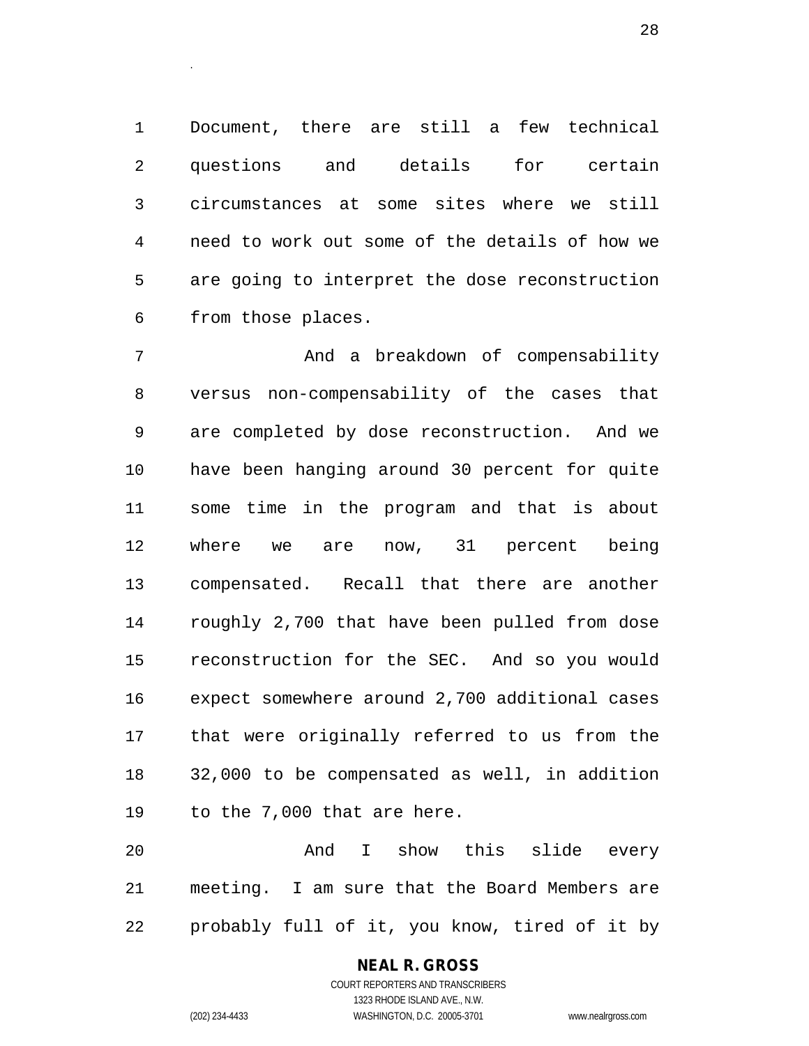Document, there are still a few technical questions and details for certain circumstances at some sites where we still need to work out some of the details of how we are going to interpret the dose reconstruction from those places.

And a breakdown of compensability versus non-compensability of the cases that are completed by dose reconstruction. And we have been hanging around 30 percent for quite some time in the program and that is about where we are now, 31 percent being compensated. Recall that there are another roughly 2,700 that have been pulled from dose reconstruction for the SEC. And so you would expect somewhere around 2,700 additional cases that were originally referred to us from the 32,000 to be compensated as well, in addition to the 7,000 that are here.

And I show this slide every meeting. I am sure that the Board Members are probably full of it, you know, tired of it by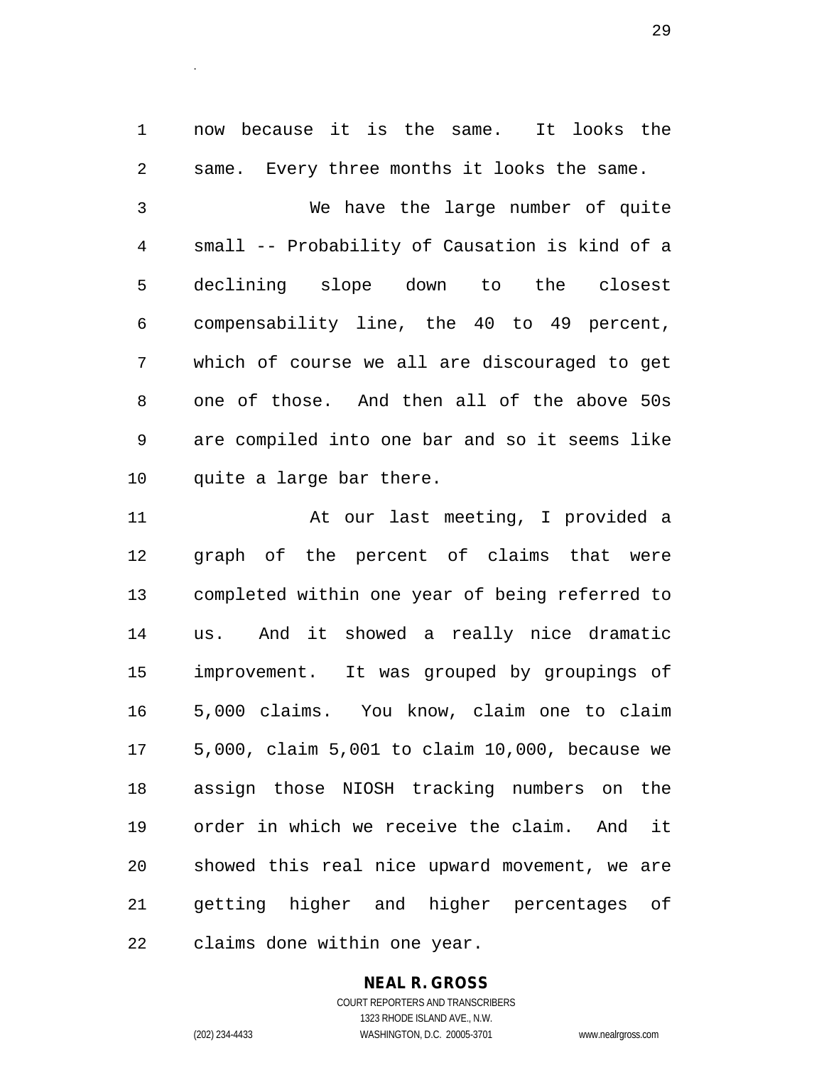now because it is the same. It looks the same. Every three months it looks the same.

We have the large number of quite small -- Probability of Causation is kind of a declining slope down to the closest compensability line, the 40 to 49 percent, which of course we all are discouraged to get one of those. And then all of the above 50s are compiled into one bar and so it seems like quite a large bar there.

At our last meeting, I provided a graph of the percent of claims that were completed within one year of being referred to us. And it showed a really nice dramatic improvement. It was grouped by groupings of 5,000 claims. You know, claim one to claim 5,000, claim 5,001 to claim 10,000, because we assign those NIOSH tracking numbers on the order in which we receive the claim. And it showed this real nice upward movement, we are getting higher and higher percentages of claims done within one year.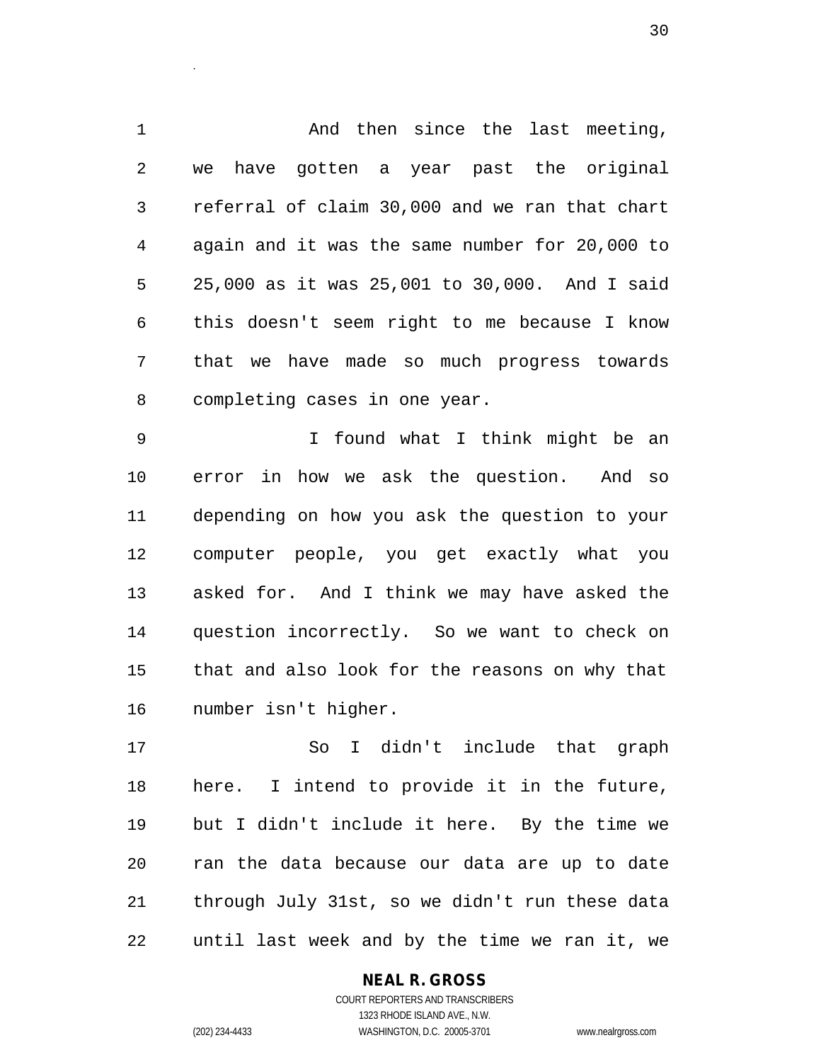And then since the last meeting, we have gotten a year past the original referral of claim 30,000 and we ran that chart again and it was the same number for 20,000 to 25,000 as it was 25,001 to 30,000. And I said this doesn't seem right to me because I know that we have made so much progress towards completing cases in one year.

I found what I think might be an error in how we ask the question. And so depending on how you ask the question to your computer people, you get exactly what you asked for. And I think we may have asked the question incorrectly. So we want to check on that and also look for the reasons on why that number isn't higher.

So I didn't include that graph here. I intend to provide it in the future, but I didn't include it here. By the time we ran the data because our data are up to date through July 31st, so we didn't run these data until last week and by the time we ran it, we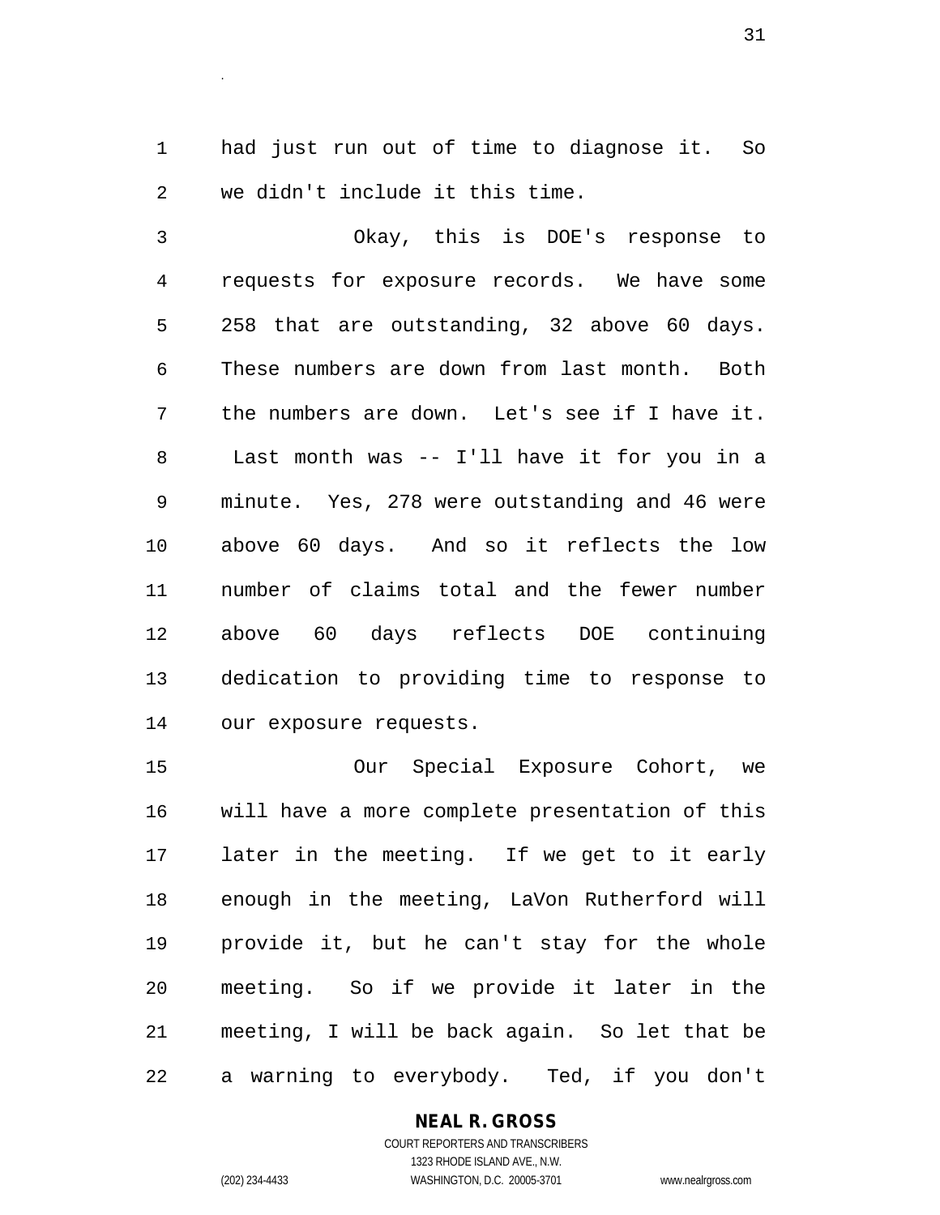had just run out of time to diagnose it. So we didn't include it this time.

Okay, this is DOE's response to requests for exposure records. We have some 258 that are outstanding, 32 above 60 days. These numbers are down from last month. Both the numbers are down. Let's see if I have it. Last month was -- I'll have it for you in a minute. Yes, 278 were outstanding and 46 were above 60 days. And so it reflects the low number of claims total and the fewer number above 60 days reflects DOE continuing dedication to providing time to response to our exposure requests.

Our Special Exposure Cohort, we will have a more complete presentation of this later in the meeting. If we get to it early enough in the meeting, LaVon Rutherford will provide it, but he can't stay for the whole meeting. So if we provide it later in the meeting, I will be back again. So let that be a warning to everybody. Ted, if you don't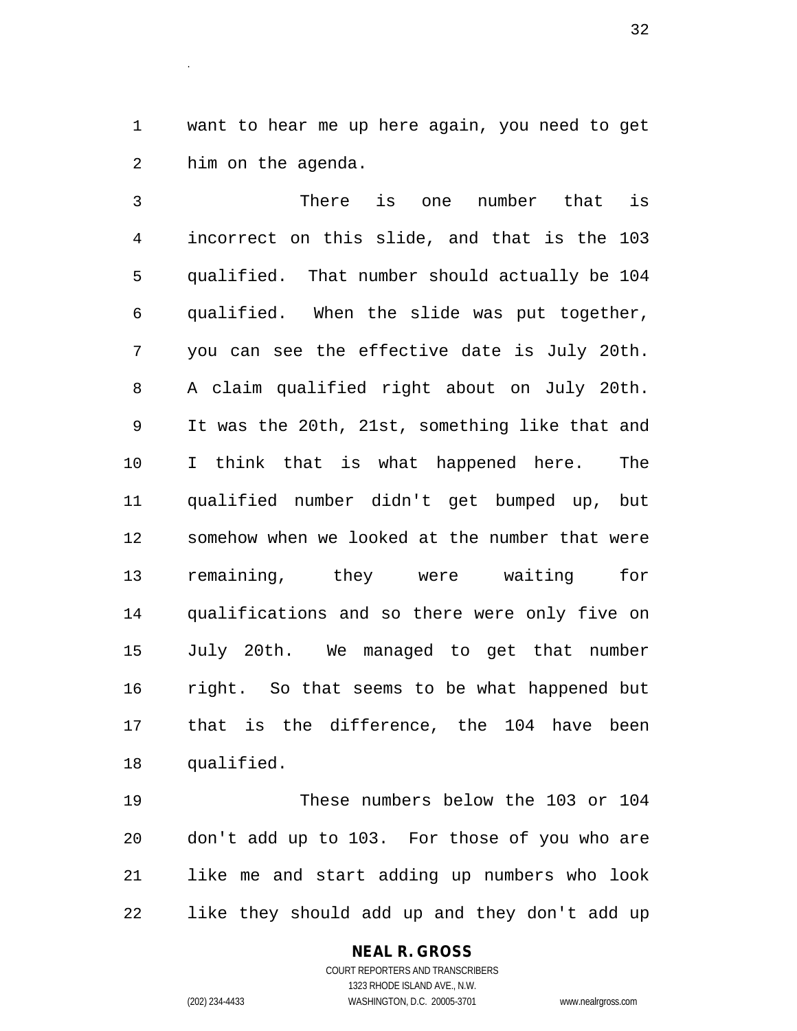want to hear me up here again, you need to get him on the agenda.

There is one number that is incorrect on this slide, and that is the 103 qualified. That number should actually be 104 qualified. When the slide was put together, you can see the effective date is July 20th. A claim qualified right about on July 20th. It was the 20th, 21st, something like that and I think that is what happened here. The qualified number didn't get bumped up, but somehow when we looked at the number that were remaining, they were waiting for qualifications and so there were only five on July 20th. We managed to get that number right. So that seems to be what happened but that is the difference, the 104 have been qualified.

These numbers below the 103 or 104 don't add up to 103. For those of you who are like me and start adding up numbers who look like they should add up and they don't add up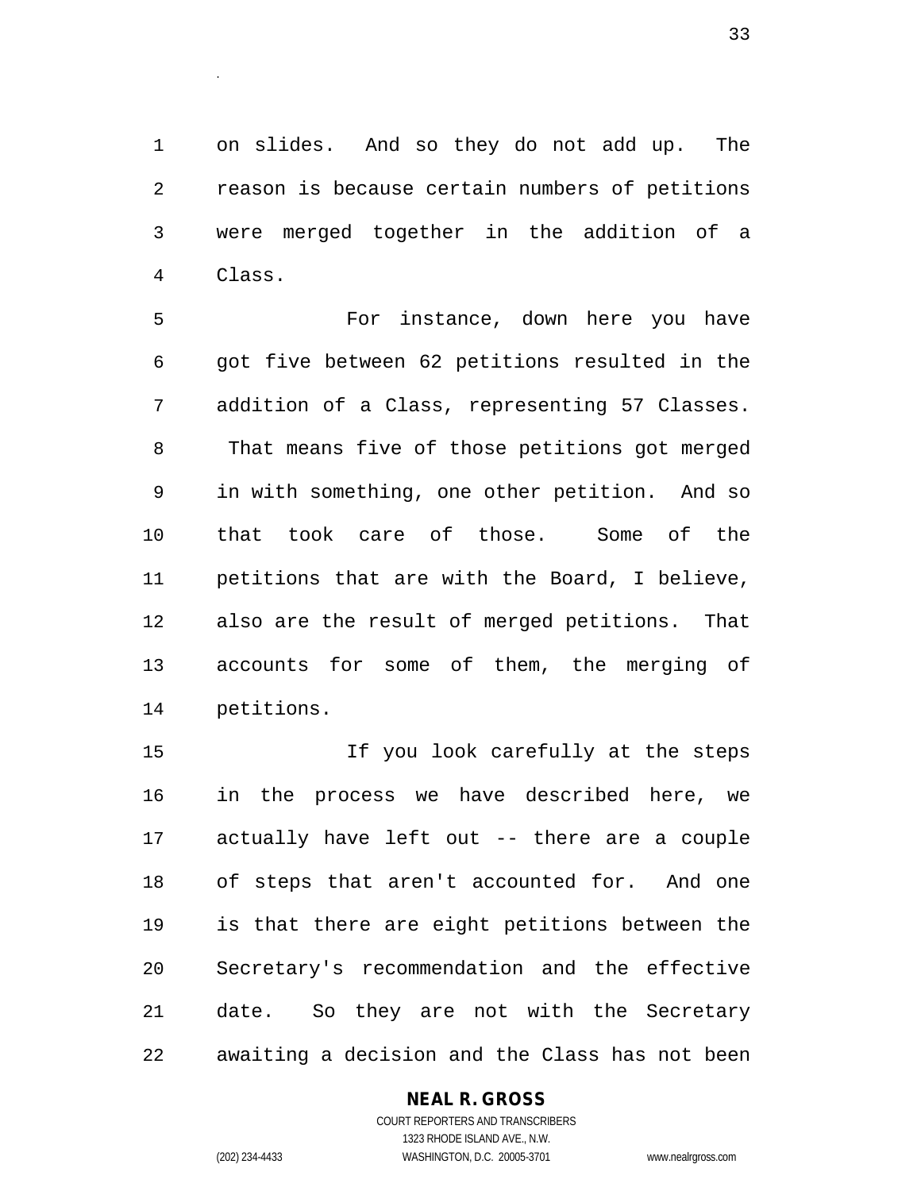on slides. And so they do not add up. The reason is because certain numbers of petitions were merged together in the addition of a Class.

For instance, down here you have got five between 62 petitions resulted in the addition of a Class, representing 57 Classes. That means five of those petitions got merged in with something, one other petition. And so that took care of those. Some of the petitions that are with the Board, I believe, also are the result of merged petitions. That accounts for some of them, the merging of petitions.

If you look carefully at the steps in the process we have described here, we actually have left out -- there are a couple of steps that aren't accounted for. And one is that there are eight petitions between the Secretary's recommendation and the effective date. So they are not with the Secretary awaiting a decision and the Class has not been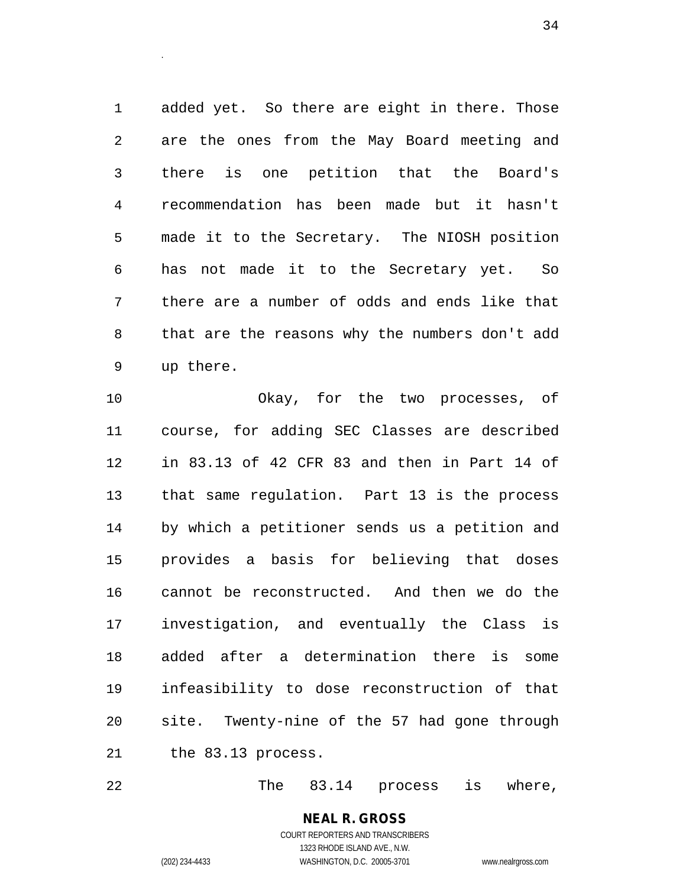added yet. So there are eight in there. Those are the ones from the May Board meeting and there is one petition that the Board's recommendation has been made but it hasn't made it to the Secretary. The NIOSH position has not made it to the Secretary yet. So there are a number of odds and ends like that that are the reasons why the numbers don't add up there.

Okay, for the two processes, of course, for adding SEC Classes are described in 83.13 of 42 CFR 83 and then in Part 14 of that same regulation. Part 13 is the process by which a petitioner sends us a petition and provides a basis for believing that doses cannot be reconstructed. And then we do the investigation, and eventually the Class is added after a determination there is some infeasibility to dose reconstruction of that site. Twenty-nine of the 57 had gone through the 83.13 process.

The 83.14 process is where,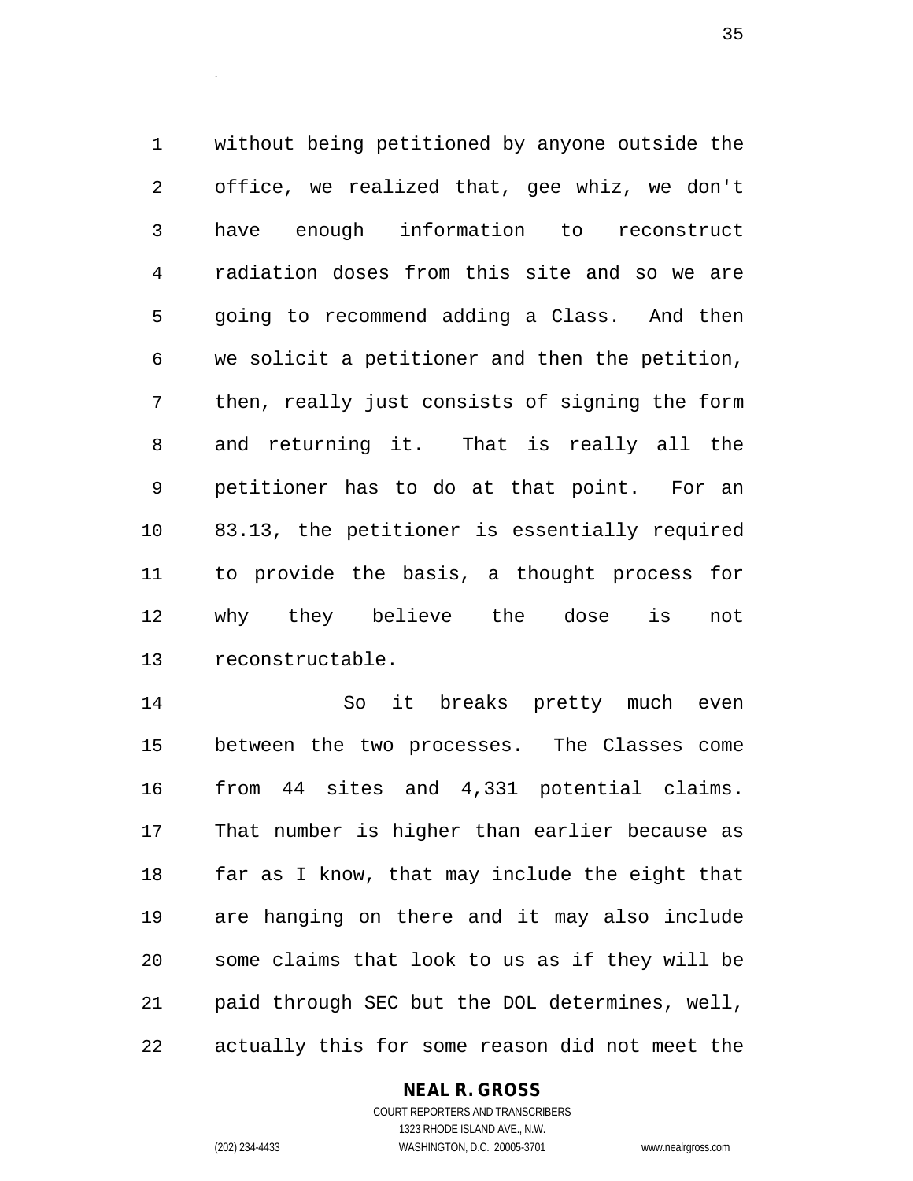without being petitioned by anyone outside the office, we realized that, gee whiz, we don't have enough information to reconstruct radiation doses from this site and so we are going to recommend adding a Class. And then we solicit a petitioner and then the petition, then, really just consists of signing the form and returning it. That is really all the petitioner has to do at that point. For an 83.13, the petitioner is essentially required to provide the basis, a thought process for why they believe the dose is not reconstructable.

So it breaks pretty much even between the two processes. The Classes come from 44 sites and 4,331 potential claims. That number is higher than earlier because as far as I know, that may include the eight that are hanging on there and it may also include some claims that look to us as if they will be paid through SEC but the DOL determines, well, actually this for some reason did not meet the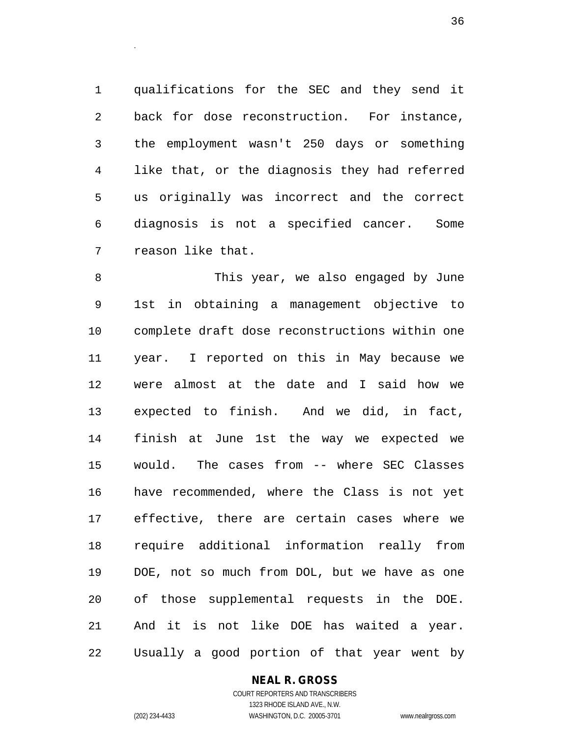qualifications for the SEC and they send it back for dose reconstruction. For instance, the employment wasn't 250 days or something like that, or the diagnosis they had referred us originally was incorrect and the correct diagnosis is not a specified cancer. Some reason like that.

This year, we also engaged by June 1st in obtaining a management objective to complete draft dose reconstructions within one year. I reported on this in May because we were almost at the date and I said how we expected to finish. And we did, in fact, finish at June 1st the way we expected we would. The cases from -- where SEC Classes have recommended, where the Class is not yet effective, there are certain cases where we require additional information really from DOE, not so much from DOL, but we have as one of those supplemental requests in the DOE. And it is not like DOE has waited a year. Usually a good portion of that year went by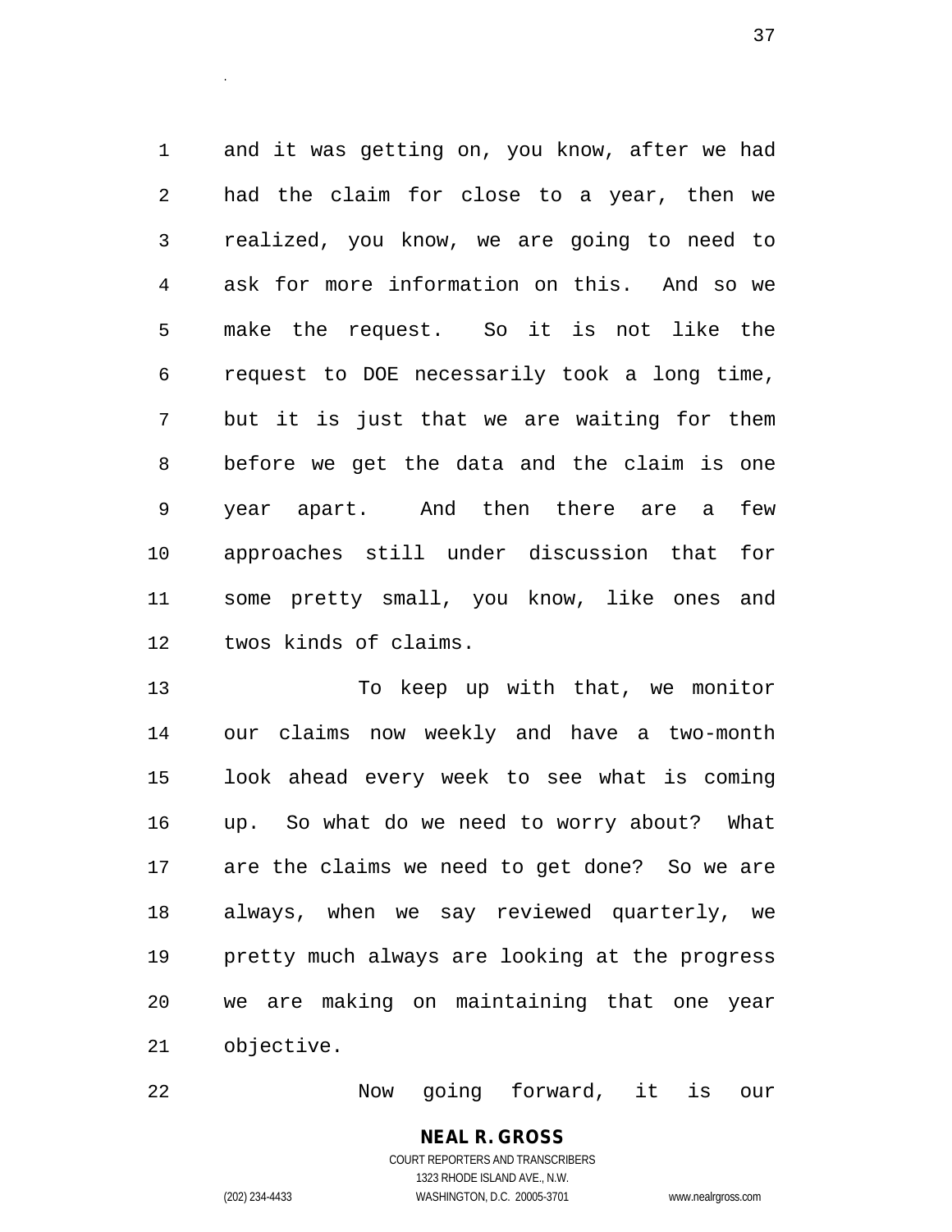and it was getting on, you know, after we had had the claim for close to a year, then we realized, you know, we are going to need to ask for more information on this. And so we make the request. So it is not like the request to DOE necessarily took a long time, but it is just that we are waiting for them before we get the data and the claim is one year apart. And then there are a few approaches still under discussion that for some pretty small, you know, like ones and twos kinds of claims.

To keep up with that, we monitor our claims now weekly and have a two-month look ahead every week to see what is coming up. So what do we need to worry about? What are the claims we need to get done? So we are always, when we say reviewed quarterly, we pretty much always are looking at the progress we are making on maintaining that one year objective.

Now going forward, it is our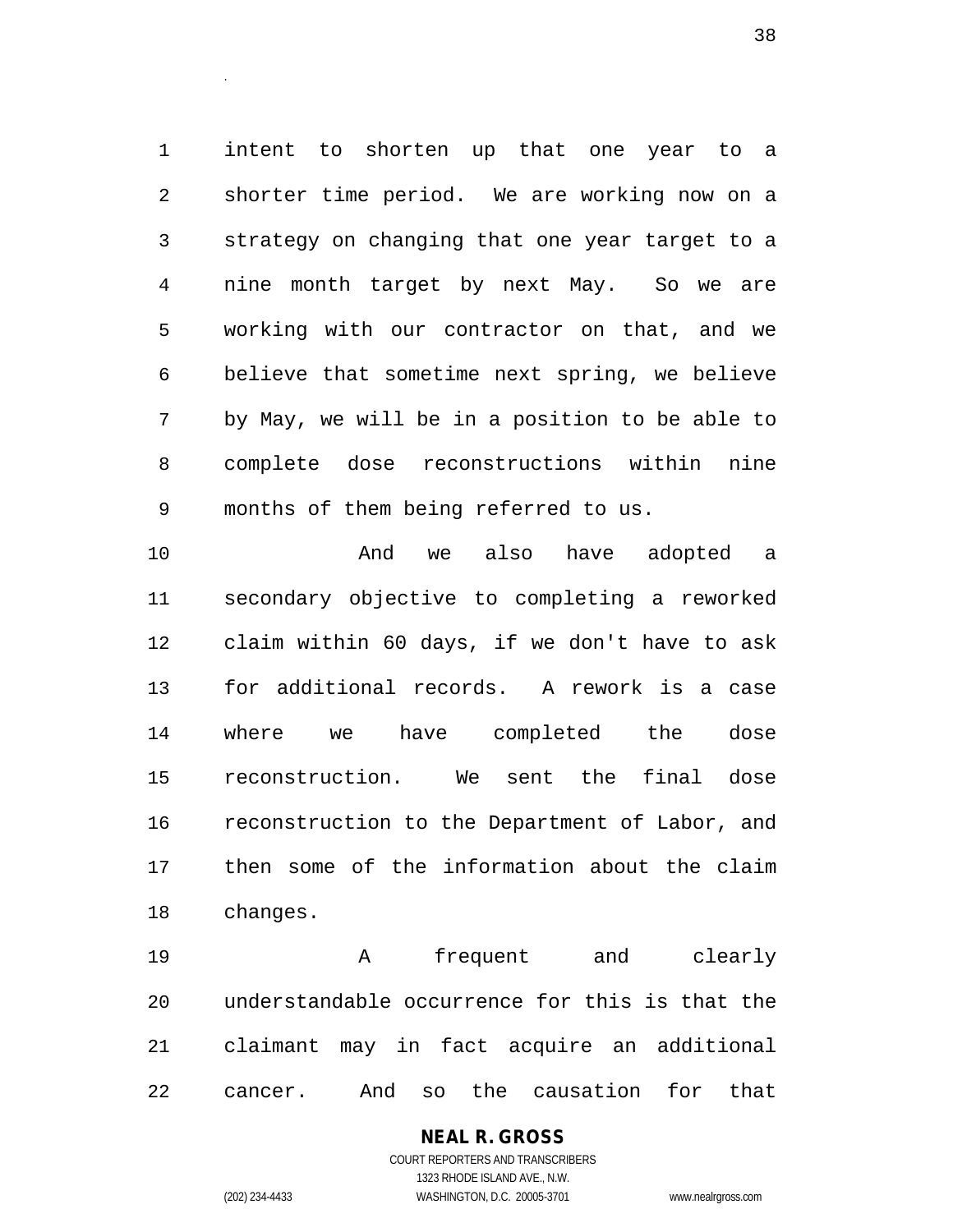intent to shorten up that one year to a shorter time period. We are working now on a strategy on changing that one year target to a nine month target by next May. So we are working with our contractor on that, and we believe that sometime next spring, we believe by May, we will be in a position to be able to complete dose reconstructions within nine months of them being referred to us.

And we also have adopted a secondary objective to completing a reworked claim within 60 days, if we don't have to ask for additional records. A rework is a case where we have completed the dose reconstruction. We sent the final dose reconstruction to the Department of Labor, and then some of the information about the claim changes.

A frequent and clearly understandable occurrence for this is that the claimant may in fact acquire an additional cancer. And so the causation for that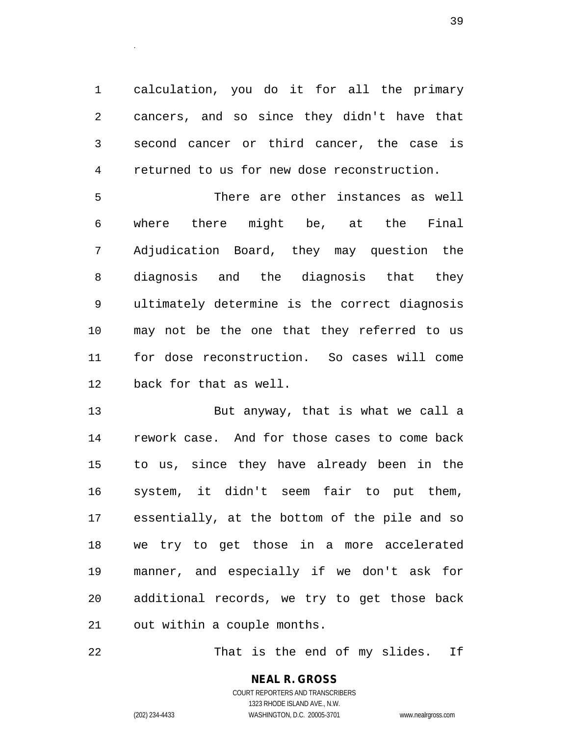calculation, you do it for all the primary cancers, and so since they didn't have that second cancer or third cancer, the case is returned to us for new dose reconstruction.

There are other instances as well where there might be, at the Final Adjudication Board, they may question the diagnosis and the diagnosis that they ultimately determine is the correct diagnosis may not be the one that they referred to us for dose reconstruction. So cases will come back for that as well.

But anyway, that is what we call a rework case. And for those cases to come back to us, since they have already been in the system, it didn't seem fair to put them, essentially, at the bottom of the pile and so we try to get those in a more accelerated manner, and especially if we don't ask for additional records, we try to get those back out within a couple months.

That is the end of my slides. If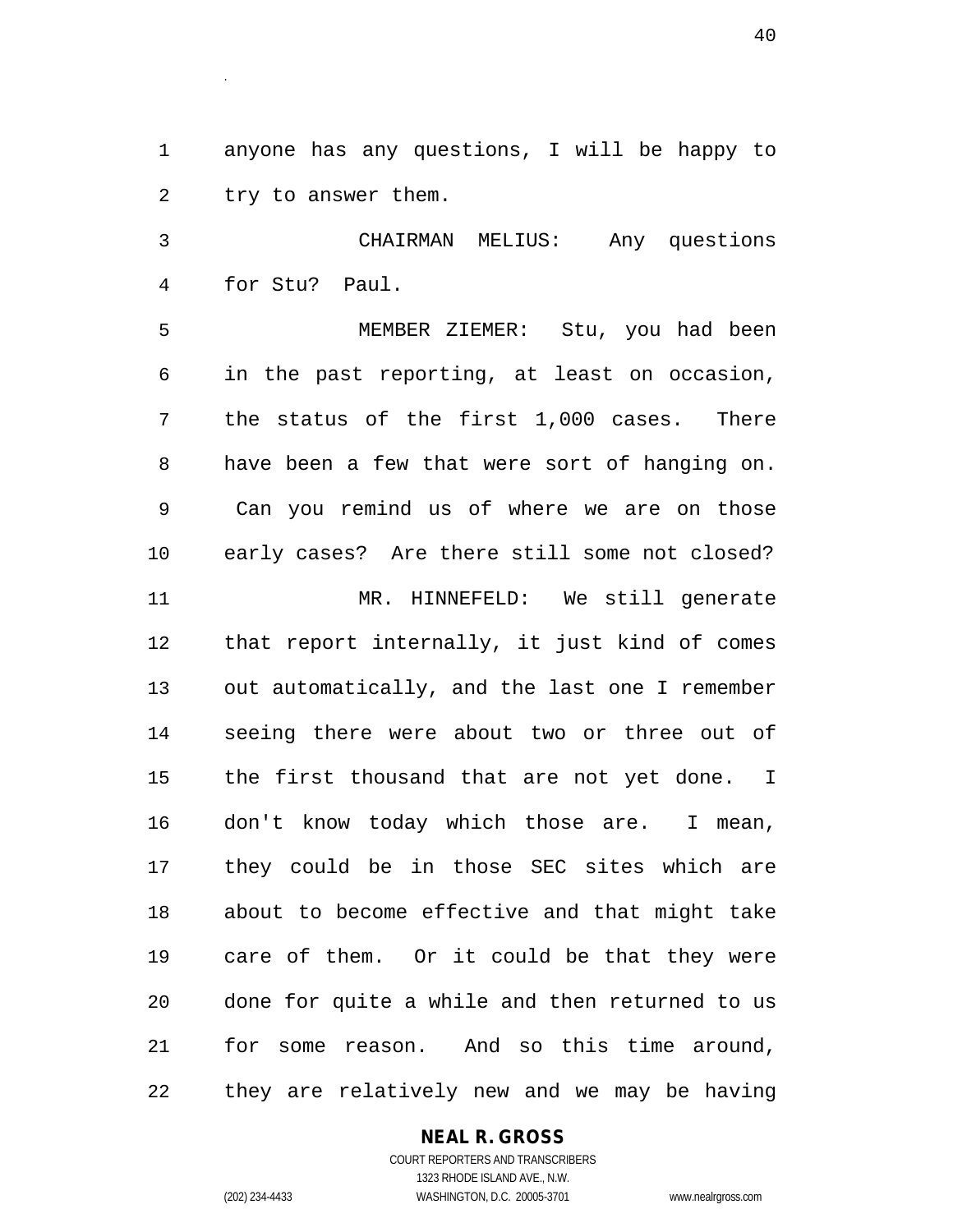anyone has any questions, I will be happy to try to answer them.

CHAIRMAN MELIUS: Any questions for Stu? Paul.

MEMBER ZIEMER: Stu, you had been in the past reporting, at least on occasion, the status of the first 1,000 cases. There have been a few that were sort of hanging on. Can you remind us of where we are on those early cases? Are there still some not closed?

MR. HINNEFELD: We still generate that report internally, it just kind of comes out automatically, and the last one I remember seeing there were about two or three out of the first thousand that are not yet done. I don't know today which those are. I mean, they could be in those SEC sites which are about to become effective and that might take care of them. Or it could be that they were done for quite a while and then returned to us for some reason. And so this time around, they are relatively new and we may be having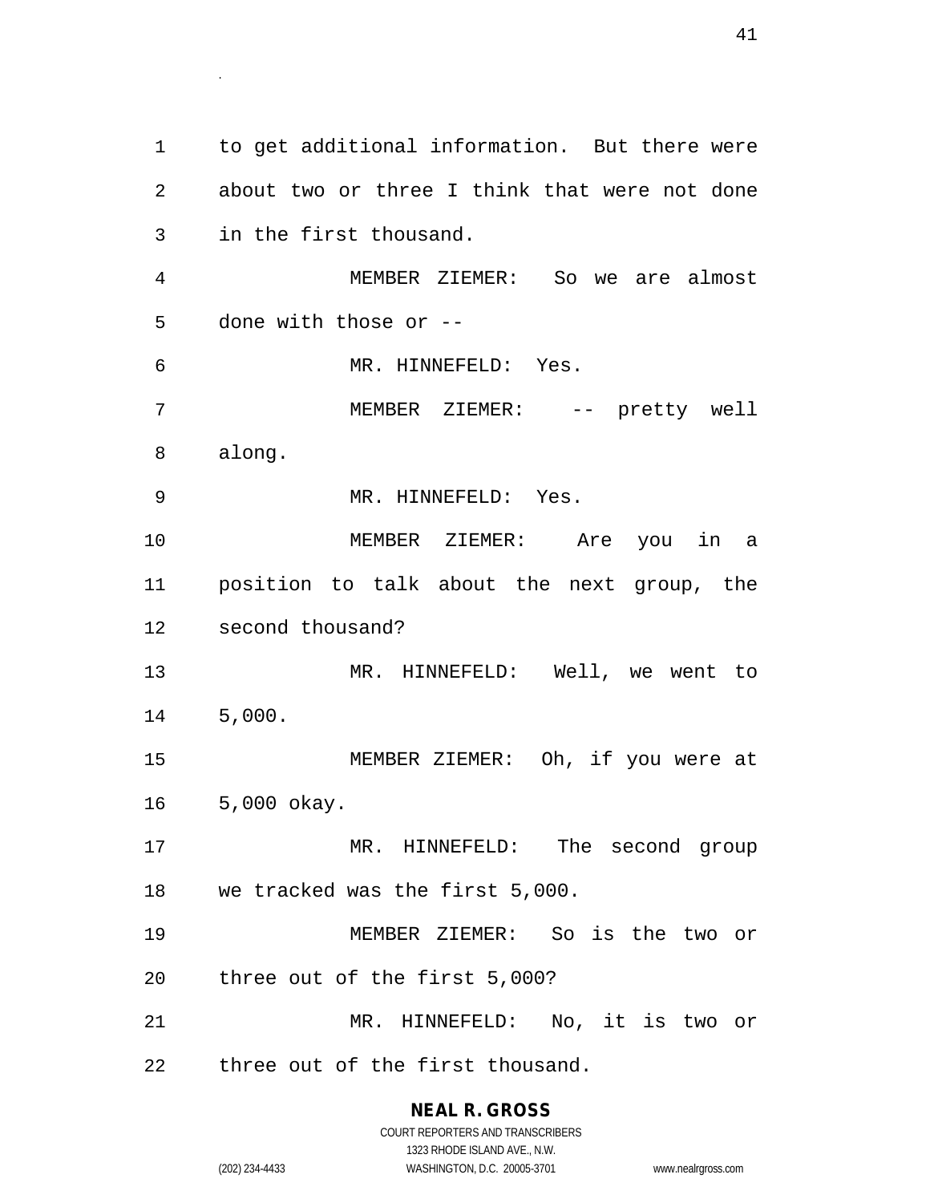to get additional information. But there were about two or three I think that were not done in the first thousand.

MEMBER ZIEMER: So we are almost done with those or --

MR. HINNEFELD: Yes.

MEMBER ZIEMER: -- pretty well along.

MR. HINNEFELD: Yes.

MEMBER ZIEMER: Are you in a position to talk about the next group, the second thousand?

MR. HINNEFELD: Well, we went to 5,000.

MEMBER ZIEMER: Oh, if you were at 5,000 okay.

MR. HINNEFELD: The second group we tracked was the first 5,000.

MEMBER ZIEMER: So is the two or three out of the first 5,000?

MR. HINNEFELD: No, it is two or three out of the first thousand.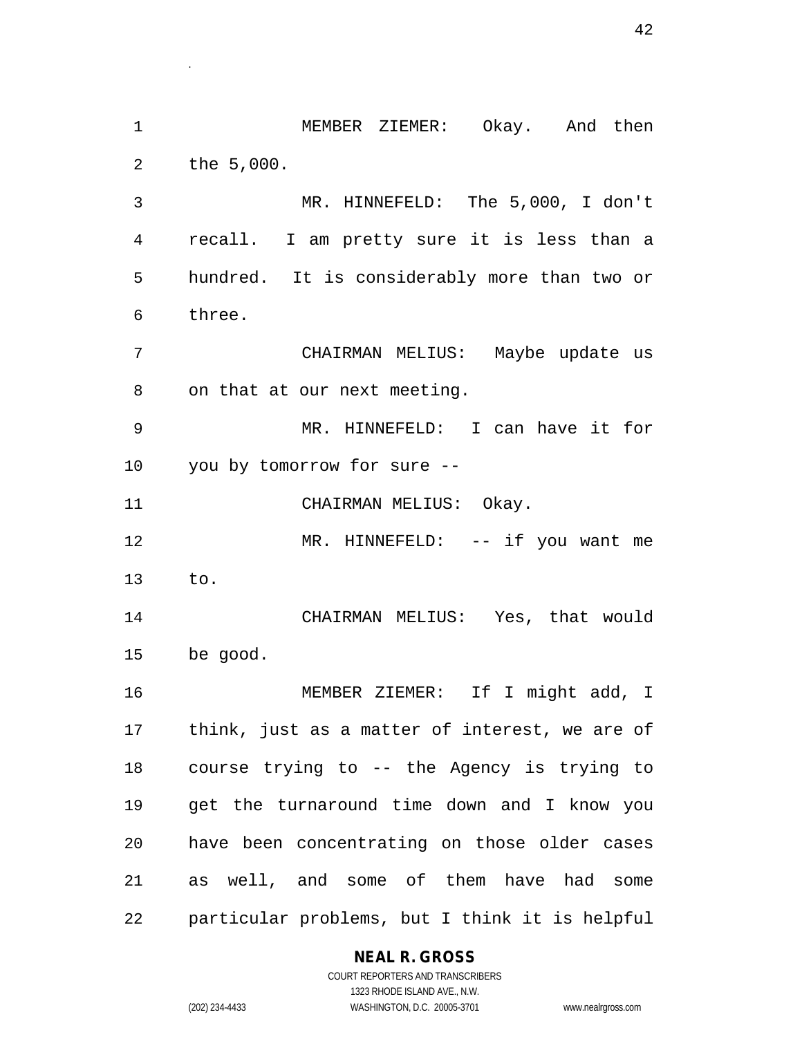MEMBER ZIEMER: Okay. And then the 5,000.

MR. HINNEFELD: The 5,000, I don't recall. I am pretty sure it is less than a hundred. It is considerably more than two or three.

CHAIRMAN MELIUS: Maybe update us on that at our next meeting.

MR. HINNEFELD: I can have it for you by tomorrow for sure --

CHAIRMAN MELIUS: Okay.

MR. HINNEFELD: -- if you want me to.

CHAIRMAN MELIUS: Yes, that would be good.

MEMBER ZIEMER: If I might add, I think, just as a matter of interest, we are of course trying to -- the Agency is trying to get the turnaround time down and I know you have been concentrating on those older cases as well, and some of them have had some particular problems, but I think it is helpful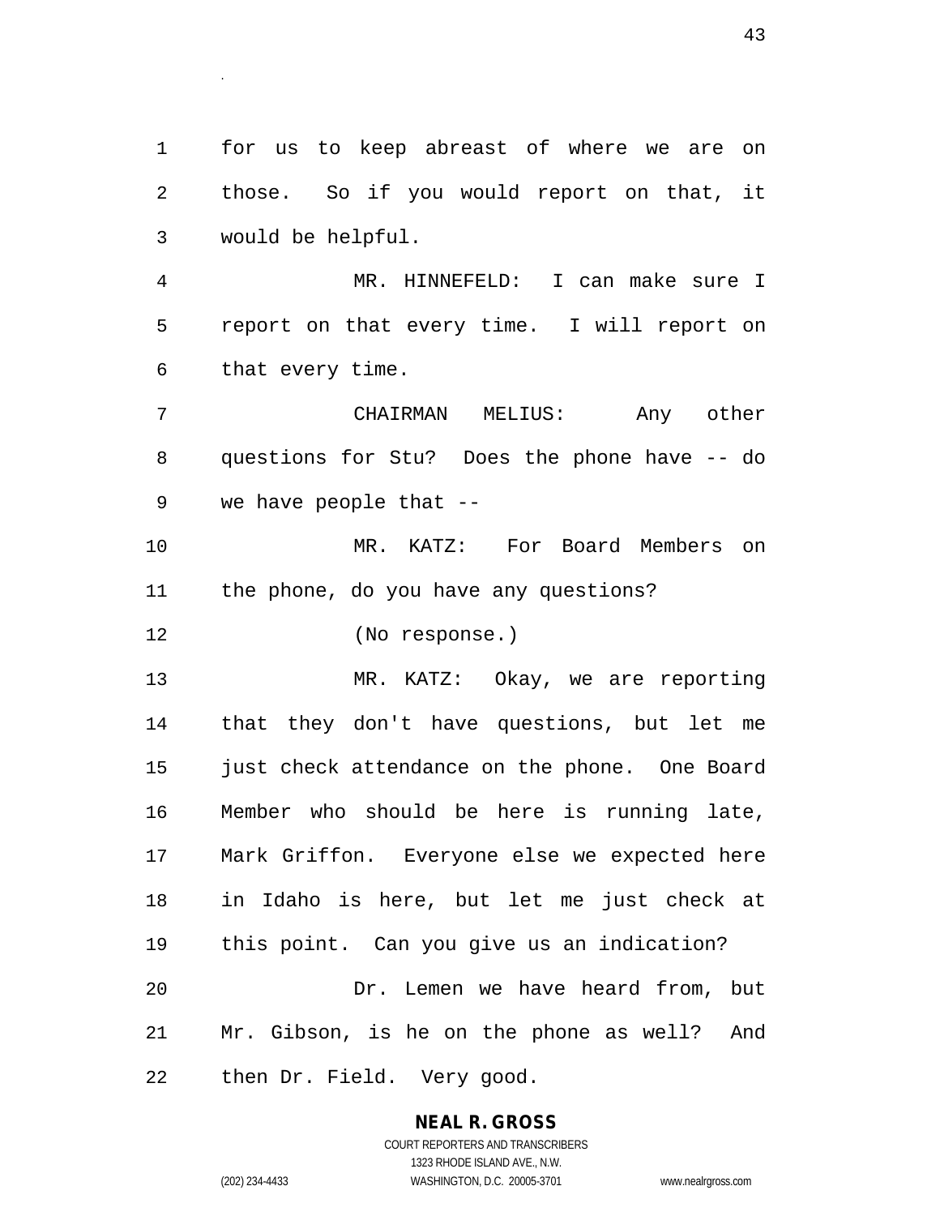for us to keep abreast of where we are on those. So if you would report on that, it would be helpful.

MR. HINNEFELD: I can make sure I report on that every time. I will report on that every time.

CHAIRMAN MELIUS: Any other questions for Stu? Does the phone have -- do we have people that --

MR. KATZ: For Board Members on the phone, do you have any questions?

(No response.)

MR. KATZ: Okay, we are reporting that they don't have questions, but let me just check attendance on the phone. One Board Member who should be here is running late, Mark Griffon. Everyone else we expected here in Idaho is here, but let me just check at this point. Can you give us an indication?

Dr. Lemen we have heard from, but Mr. Gibson, is he on the phone as well? And then Dr. Field. Very good.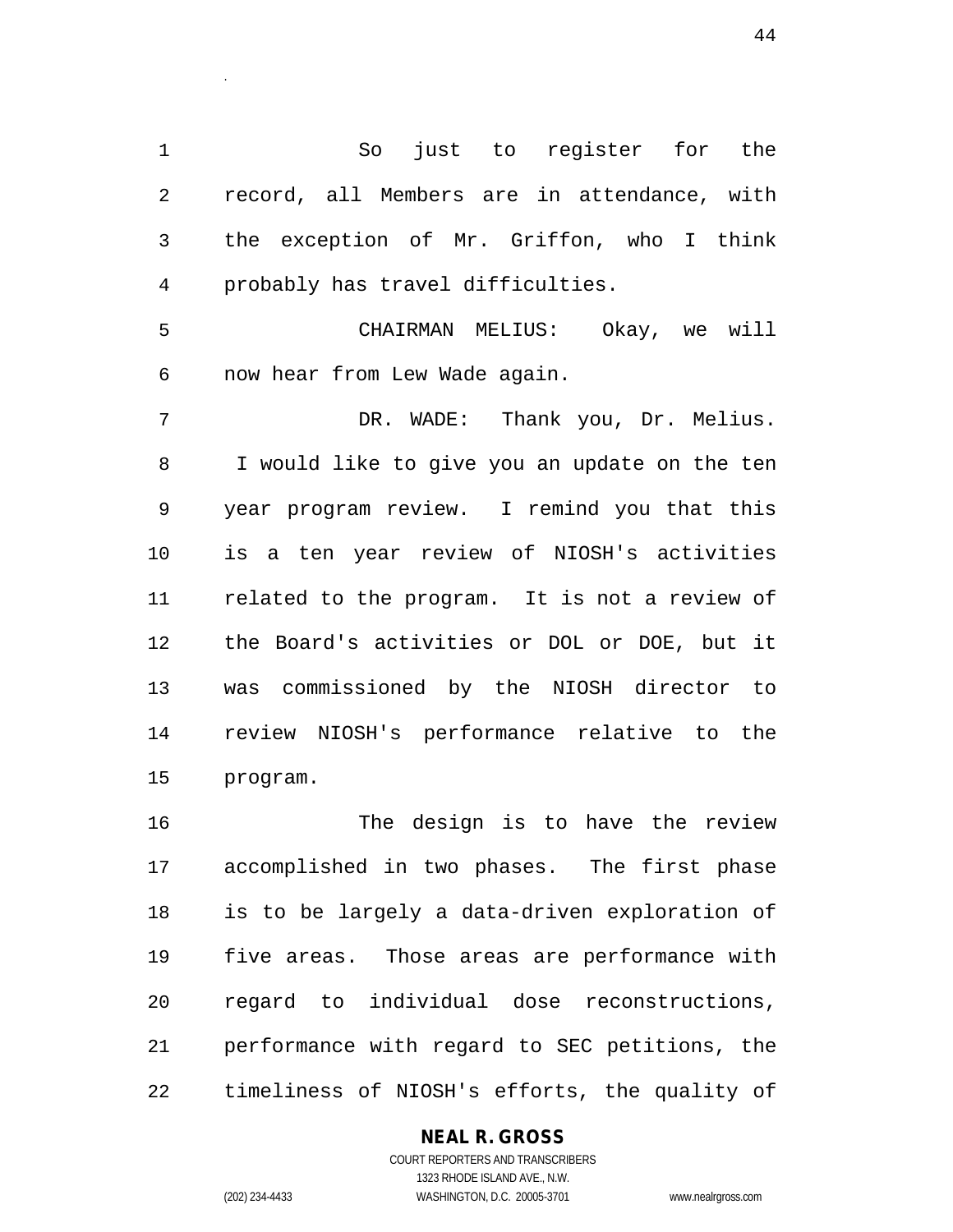So just to register for the record, all Members are in attendance, with the exception of Mr. Griffon, who I think probably has travel difficulties.

CHAIRMAN MELIUS: Okay, we will now hear from Lew Wade again.

DR. WADE: Thank you, Dr. Melius. I would like to give you an update on the ten year program review. I remind you that this is a ten year review of NIOSH's activities related to the program. It is not a review of the Board's activities or DOL or DOE, but it was commissioned by the NIOSH director to review NIOSH's performance relative to the program.

The design is to have the review accomplished in two phases. The first phase is to be largely a data-driven exploration of five areas. Those areas are performance with regard to individual dose reconstructions, performance with regard to SEC petitions, the timeliness of NIOSH's efforts, the quality of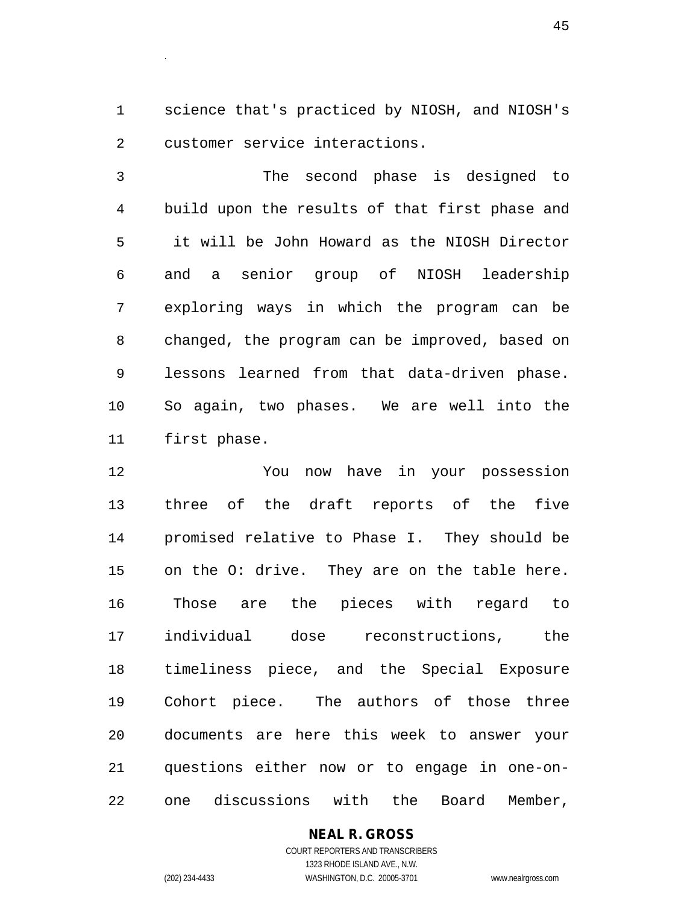science that's practiced by NIOSH, and NIOSH's customer service interactions.

The second phase is designed to build upon the results of that first phase and it will be John Howard as the NIOSH Director and a senior group of NIOSH leadership exploring ways in which the program can be changed, the program can be improved, based on lessons learned from that data-driven phase. So again, two phases. We are well into the first phase.

You now have in your possession three of the draft reports of the five promised relative to Phase I. They should be on the O: drive. They are on the table here. Those are the pieces with regard to individual dose reconstructions, the timeliness piece, and the Special Exposure Cohort piece. The authors of those three documents are here this week to answer your questions either now or to engage in one-on-one discussions with the Board Member,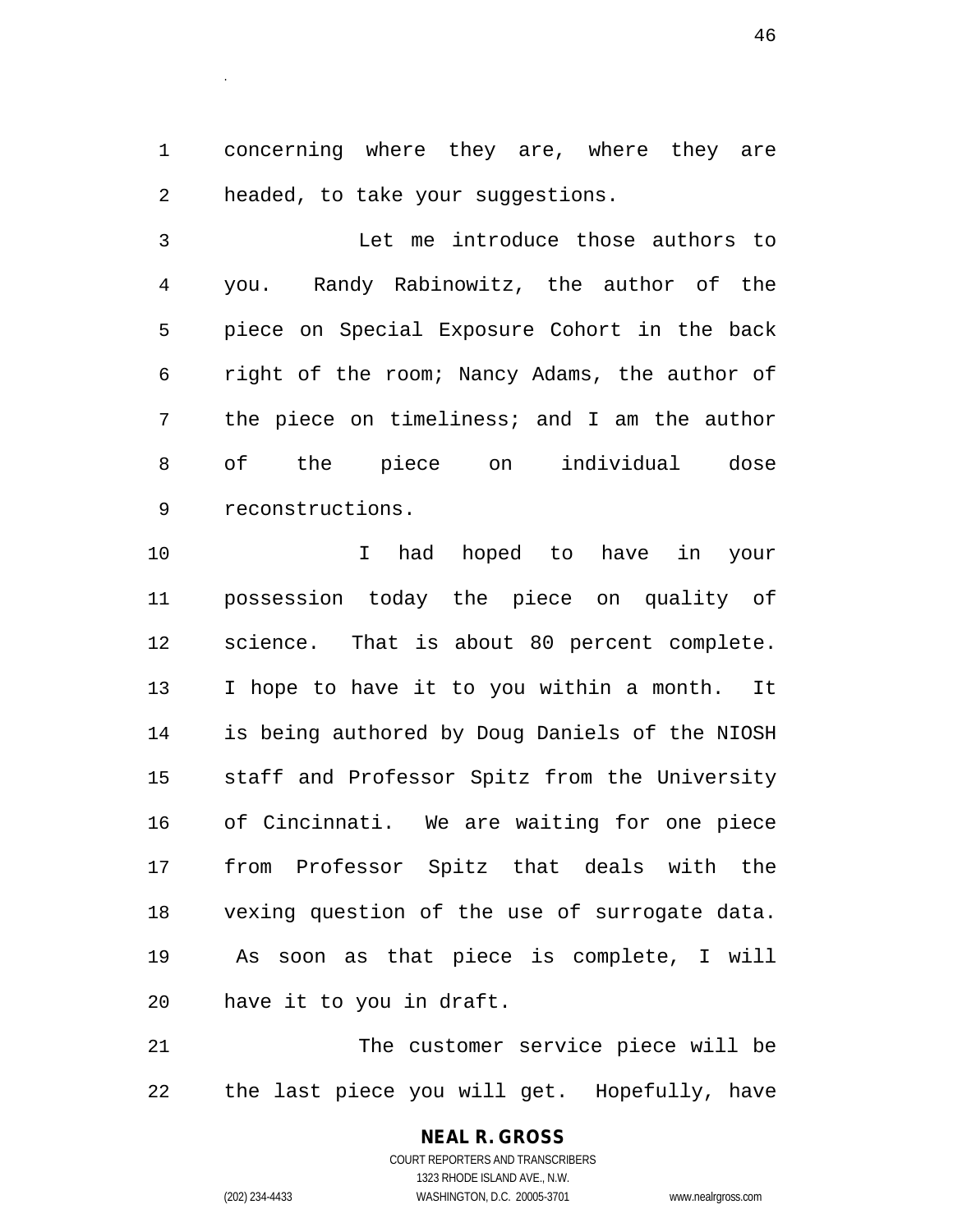concerning where they are, where they are headed, to take your suggestions.

Let me introduce those authors to you. Randy Rabinowitz, the author of the piece on Special Exposure Cohort in the back right of the room; Nancy Adams, the author of the piece on timeliness; and I am the author of the piece on individual dose reconstructions.

I had hoped to have in your possession today the piece on quality of science. That is about 80 percent complete. I hope to have it to you within a month. It is being authored by Doug Daniels of the NIOSH staff and Professor Spitz from the University of Cincinnati. We are waiting for one piece from Professor Spitz that deals with the vexing question of the use of surrogate data. As soon as that piece is complete, I will have it to you in draft.

The customer service piece will be the last piece you will get. Hopefully, have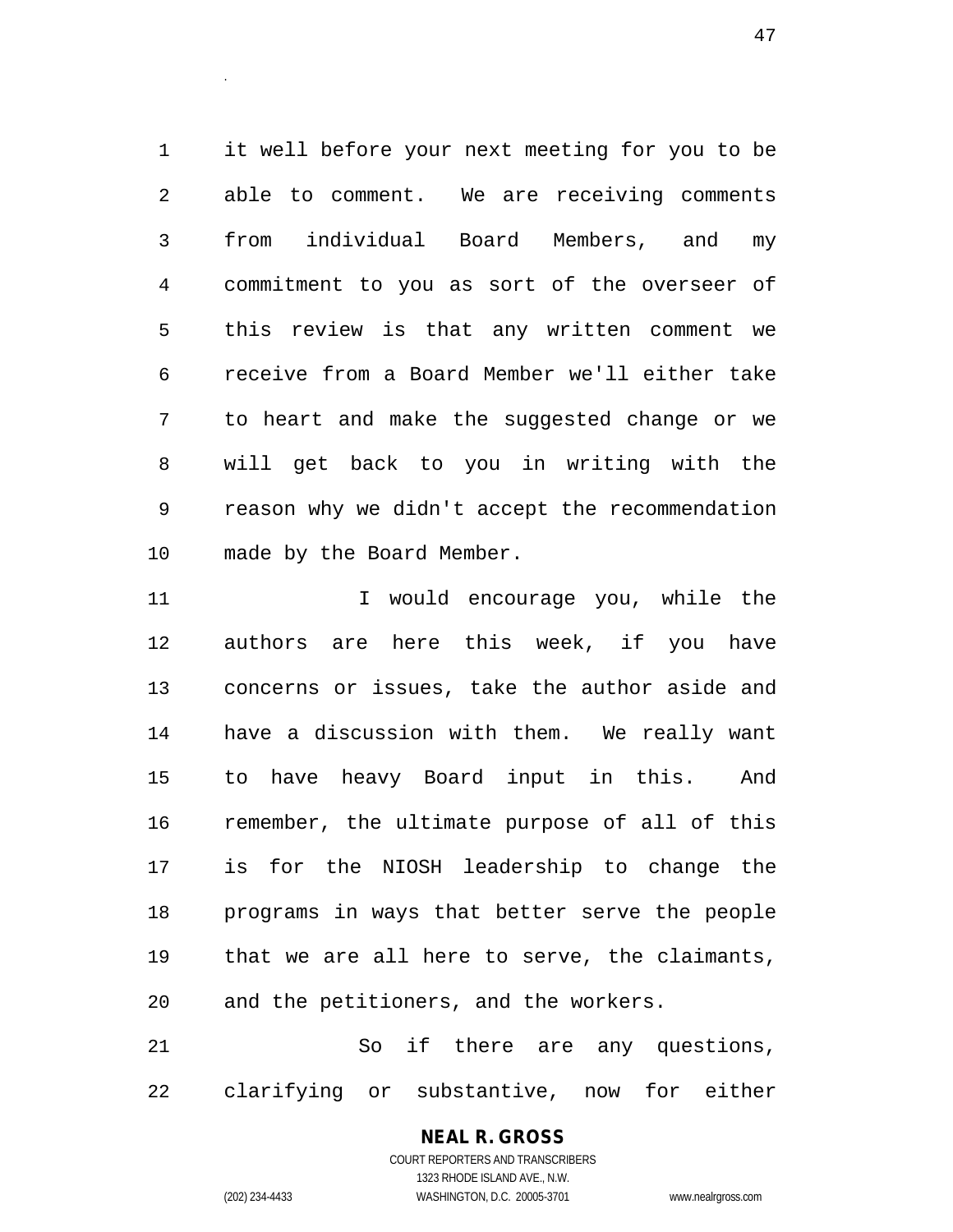it well before your next meeting for you to be able to comment. We are receiving comments from individual Board Members, and my commitment to you as sort of the overseer of this review is that any written comment we receive from a Board Member we'll either take to heart and make the suggested change or we will get back to you in writing with the reason why we didn't accept the recommendation made by the Board Member.

I would encourage you, while the authors are here this week, if you have concerns or issues, take the author aside and have a discussion with them. We really want to have heavy Board input in this. And remember, the ultimate purpose of all of this is for the NIOSH leadership to change the programs in ways that better serve the people that we are all here to serve, the claimants, and the petitioners, and the workers.

So if there are any questions, clarifying or substantive, now for either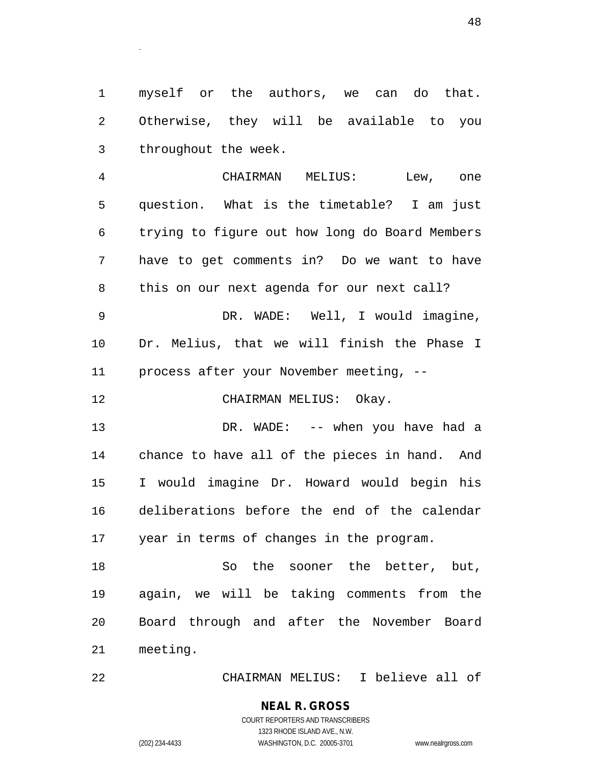myself or the authors, we can do that. Otherwise, they will be available to you throughout the week.

CHAIRMAN MELIUS: Lew, one question. What is the timetable? I am just trying to figure out how long do Board Members have to get comments in? Do we want to have this on our next agenda for our next call?

DR. WADE: Well, I would imagine, Dr. Melius, that we will finish the Phase I process after your November meeting, --

CHAIRMAN MELIUS: Okay.

DR. WADE: -- when you have had a chance to have all of the pieces in hand. And I would imagine Dr. Howard would begin his deliberations before the end of the calendar year in terms of changes in the program.

So the sooner the better, but, again, we will be taking comments from the Board through and after the November Board meeting.

CHAIRMAN MELIUS: I believe all of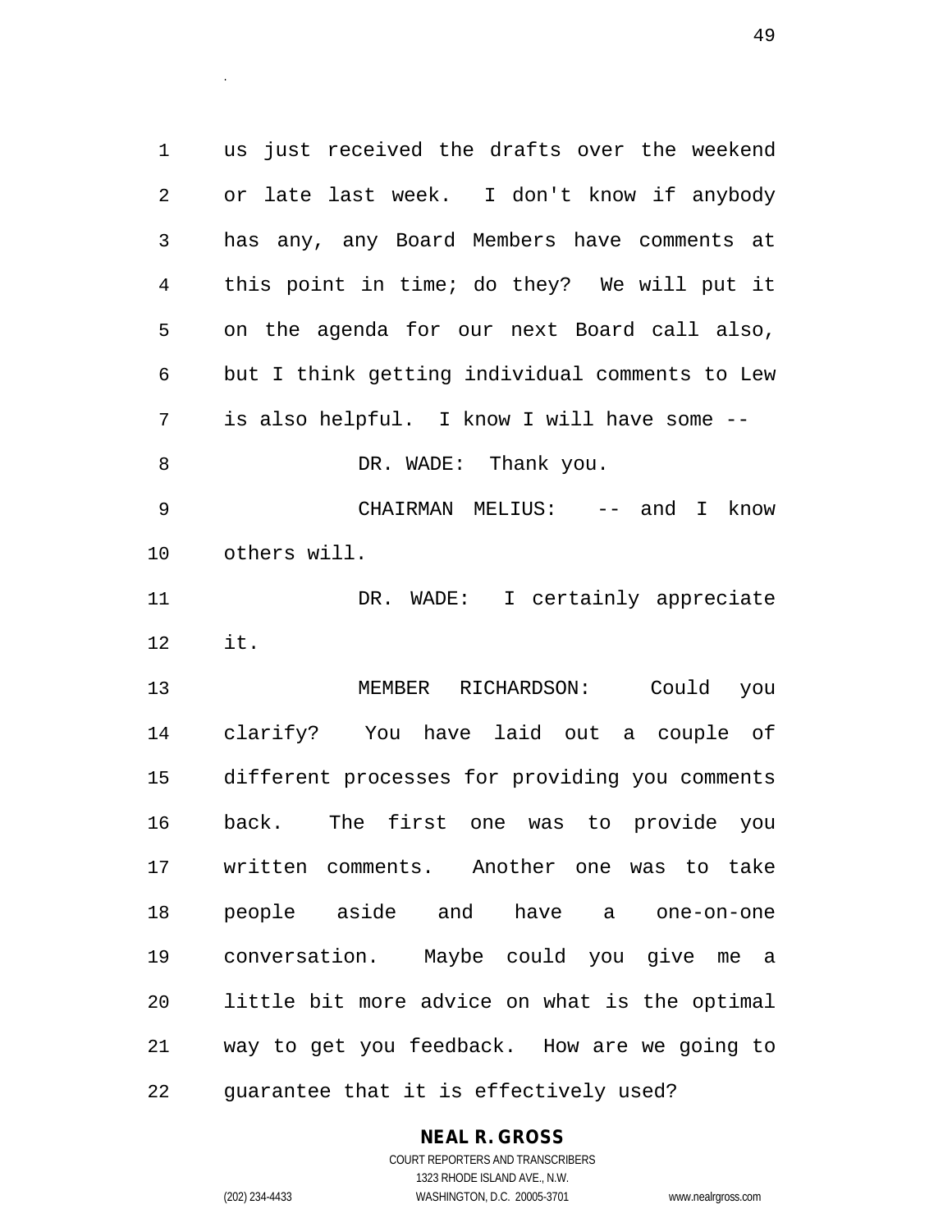us just received the drafts over the weekend or late last week. I don't know if anybody has any, any Board Members have comments at this point in time; do they? We will put it on the agenda for our next Board call also, but I think getting individual comments to Lew is also helpful. I know I will have some --

DR. WADE: Thank you.

CHAIRMAN MELIUS: -- and I know others will.

DR. WADE: I certainly appreciate it.

MEMBER RICHARDSON: Could you clarify? You have laid out a couple of different processes for providing you comments back. The first one was to provide you written comments. Another one was to take people aside and have a one-on-one conversation. Maybe could you give me a little bit more advice on what is the optimal way to get you feedback. How are we going to guarantee that it is effectively used?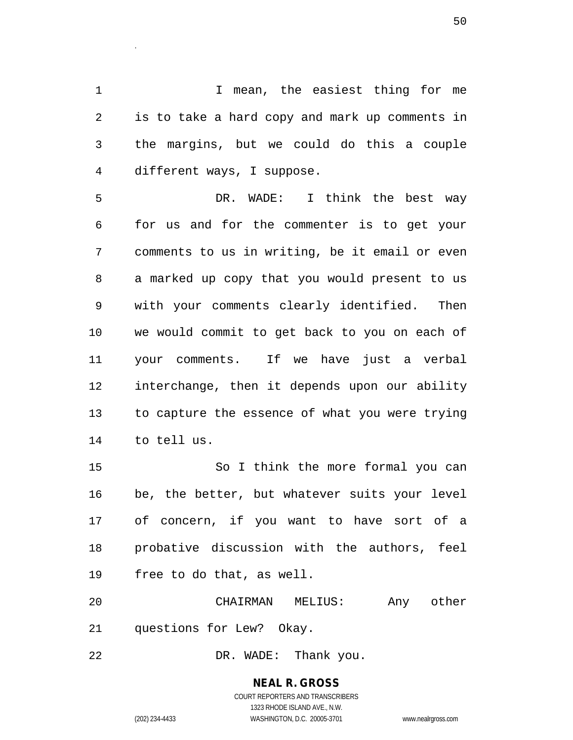I mean, the easiest thing for me is to take a hard copy and mark up comments in the margins, but we could do this a couple different ways, I suppose.

DR. WADE: I think the best way for us and for the commenter is to get your comments to us in writing, be it email or even a marked up copy that you would present to us with your comments clearly identified. Then we would commit to get back to you on each of your comments. If we have just a verbal interchange, then it depends upon our ability to capture the essence of what you were trying to tell us.

So I think the more formal you can be, the better, but whatever suits your level of concern, if you want to have sort of a probative discussion with the authors, feel free to do that, as well.

CHAIRMAN MELIUS: Any other questions for Lew? Okay.

DR. WADE: Thank you.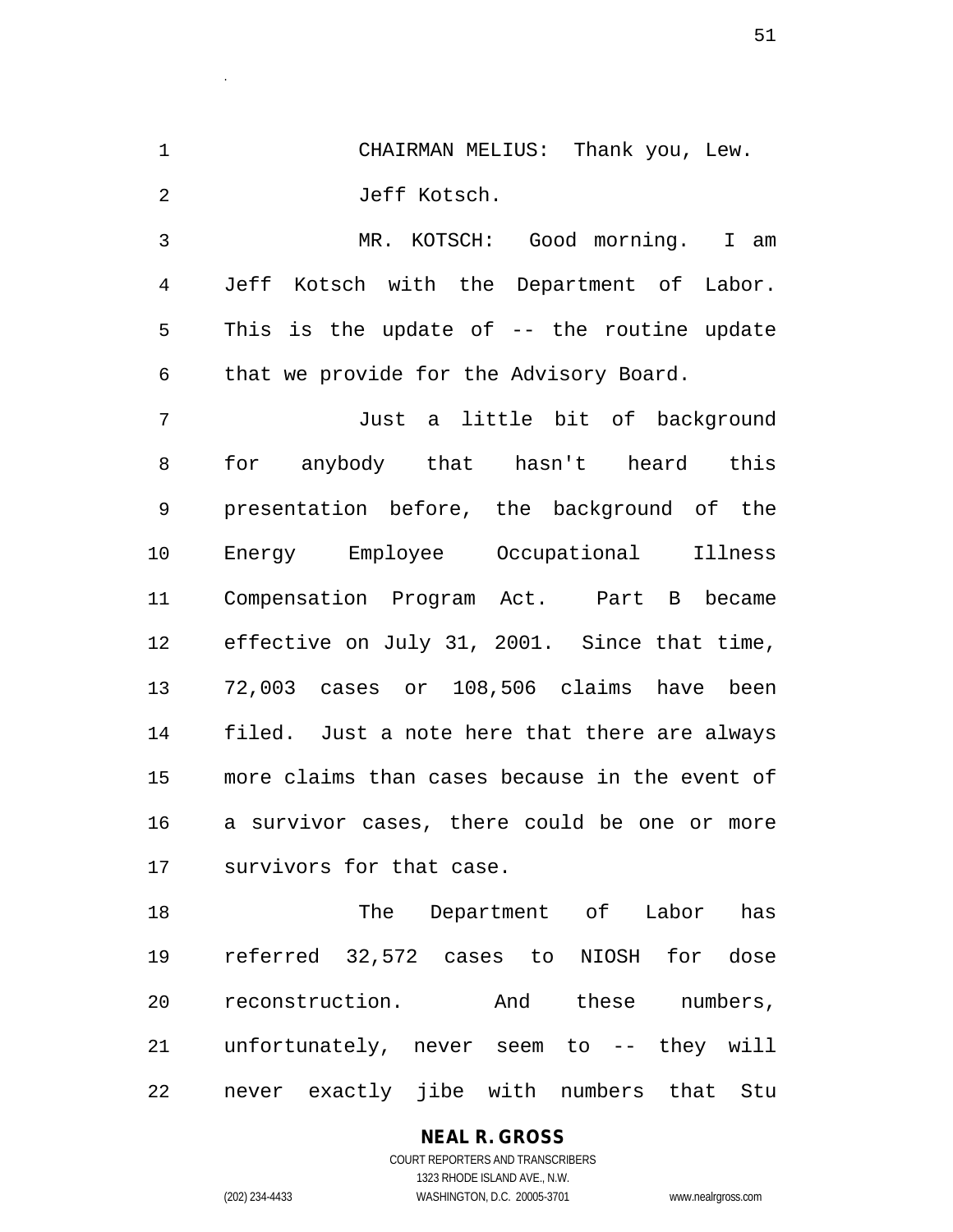CHAIRMAN MELIUS: Thank you, Lew.

Jeff Kotsch.

MR. KOTSCH: Good morning. I am Jeff Kotsch with the Department of Labor. This is the update of -- the routine update that we provide for the Advisory Board.

Just a little bit of background for anybody that hasn't heard this presentation before, the background of the Energy Employee Occupational Illness Compensation Program Act. Part B became effective on July 31, 2001. Since that time, 72,003 cases or 108,506 claims have been filed. Just a note here that there are always more claims than cases because in the event of a survivor cases, there could be one or more survivors for that case.

The Department of Labor has referred 32,572 cases to NIOSH for dose reconstruction. And these numbers, unfortunately, never seem to -- they will never exactly jibe with numbers that Stu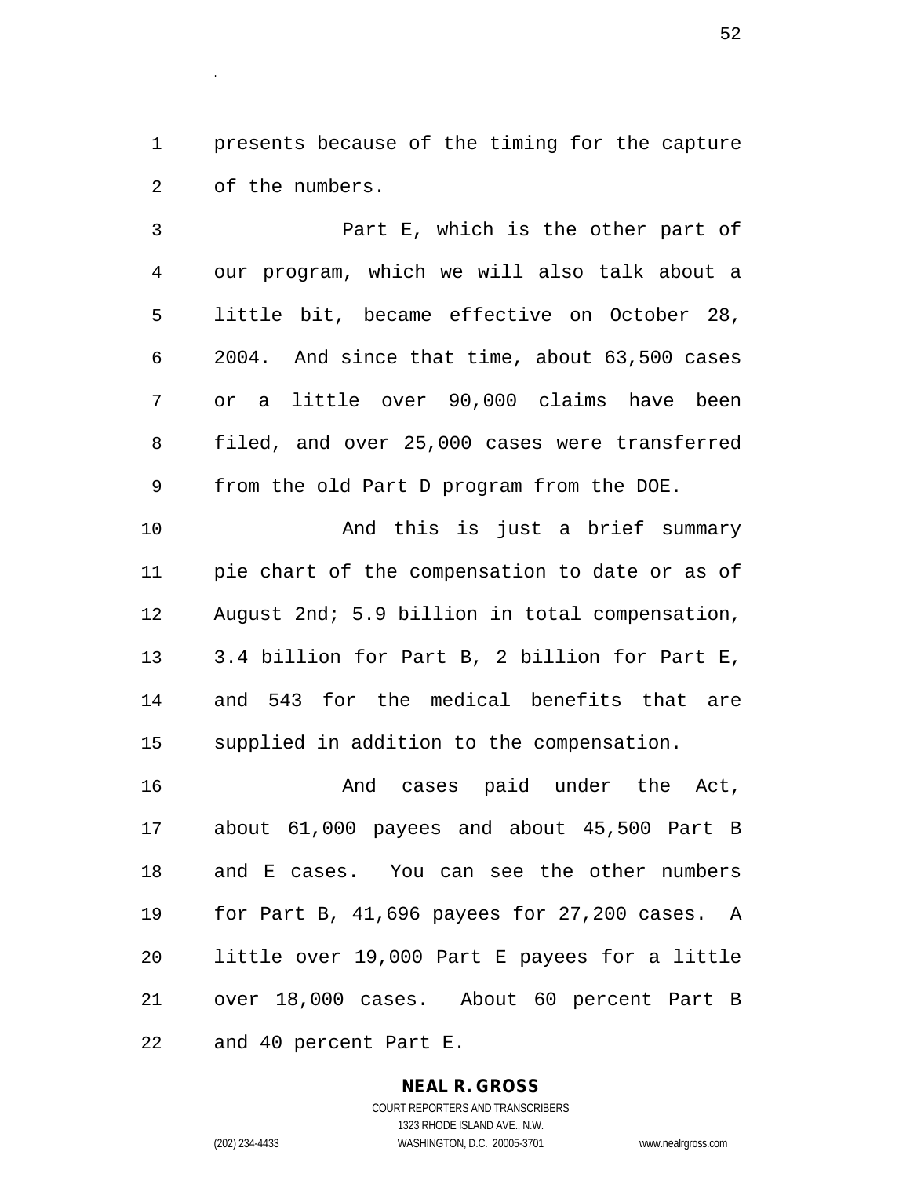presents because of the timing for the capture of the numbers.

Part E, which is the other part of our program, which we will also talk about a little bit, became effective on October 28, 2004. And since that time, about 63,500 cases or a little over 90,000 claims have been filed, and over 25,000 cases were transferred from the old Part D program from the DOE.

And this is just a brief summary pie chart of the compensation to date or as of August 2nd; 5.9 billion in total compensation, 3.4 billion for Part B, 2 billion for Part E, and 543 for the medical benefits that are supplied in addition to the compensation.

And cases paid under the Act, about 61,000 payees and about 45,500 Part B and E cases. You can see the other numbers for Part B, 41,696 payees for 27,200 cases. A little over 19,000 Part E payees for a little over 18,000 cases. About 60 percent Part B and 40 percent Part E.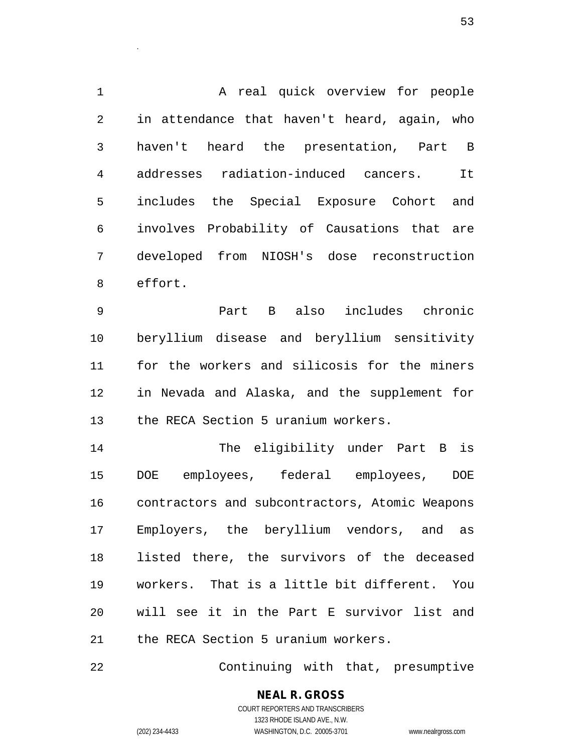A real quick overview for people in attendance that haven't heard, again, who haven't heard the presentation, Part B addresses radiation-induced cancers. It includes the Special Exposure Cohort and involves Probability of Causations that are developed from NIOSH's dose reconstruction effort.

Part B also includes chronic beryllium disease and beryllium sensitivity for the workers and silicosis for the miners in Nevada and Alaska, and the supplement for the RECA Section 5 uranium workers.

The eligibility under Part B is DOE employees, federal employees, DOE contractors and subcontractors, Atomic Weapons Employers, the beryllium vendors, and as listed there, the survivors of the deceased workers. That is a little bit different. You will see it in the Part E survivor list and the RECA Section 5 uranium workers.

Continuing with that, presumptive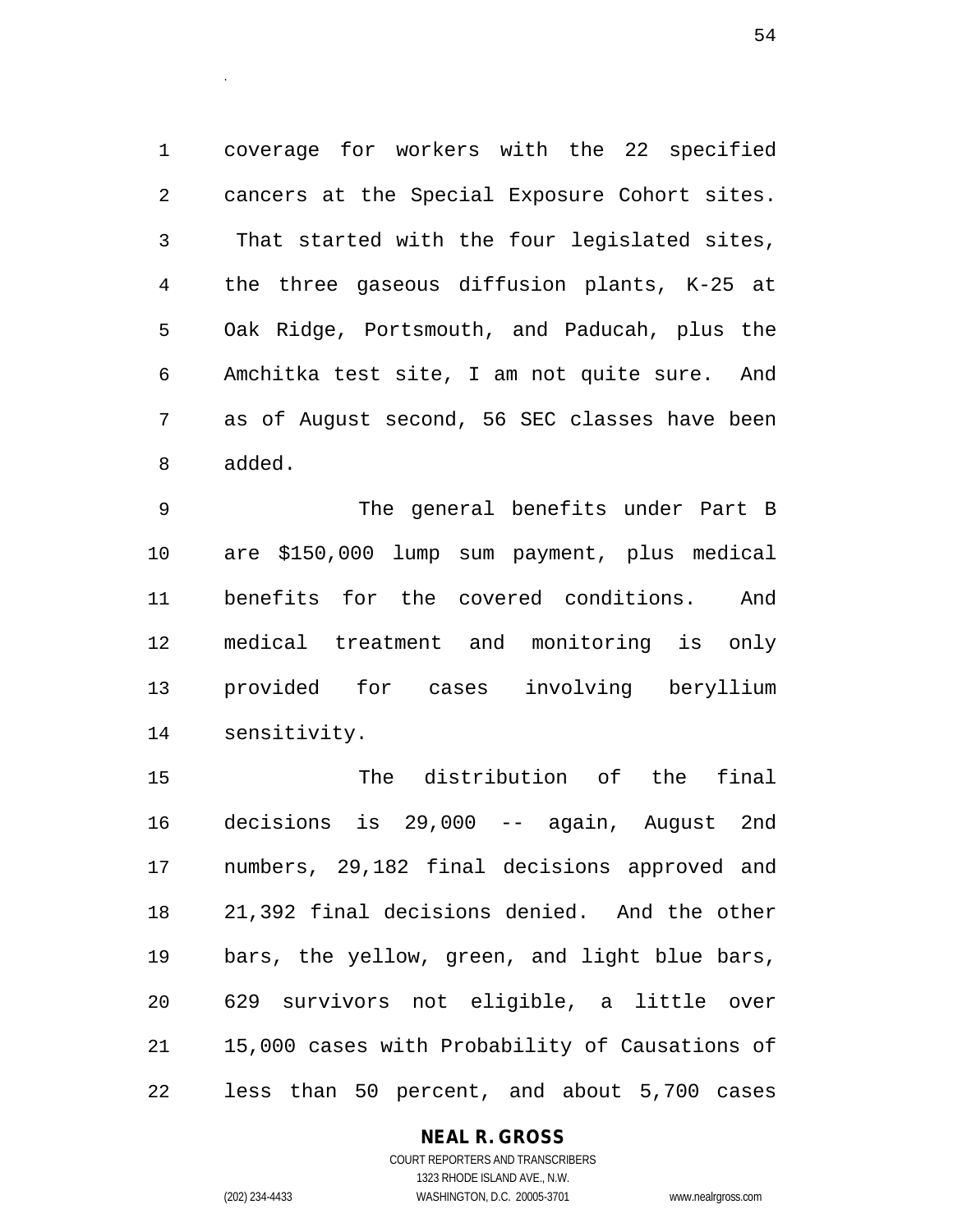coverage for workers with the 22 specified cancers at the Special Exposure Cohort sites. That started with the four legislated sites, the three gaseous diffusion plants, K-25 at Oak Ridge, Portsmouth, and Paducah, plus the Amchitka test site, I am not quite sure. And as of August second, 56 SEC classes have been added.

The general benefits under Part B are $150,000 lump sum payment, plus medical benefits for the covered conditions. And medical treatment and monitoring is only provided for cases involving beryllium sensitivity.

The distribution of the final decisions is 29,000 -- again, August 2nd numbers, 29,182 final decisions approved and 21,392 final decisions denied. And the other bars, the yellow, green, and light blue bars, 629 survivors not eligible, a little over 15,000 cases with Probability of Causations of less than 50 percent, and about 5,700 cases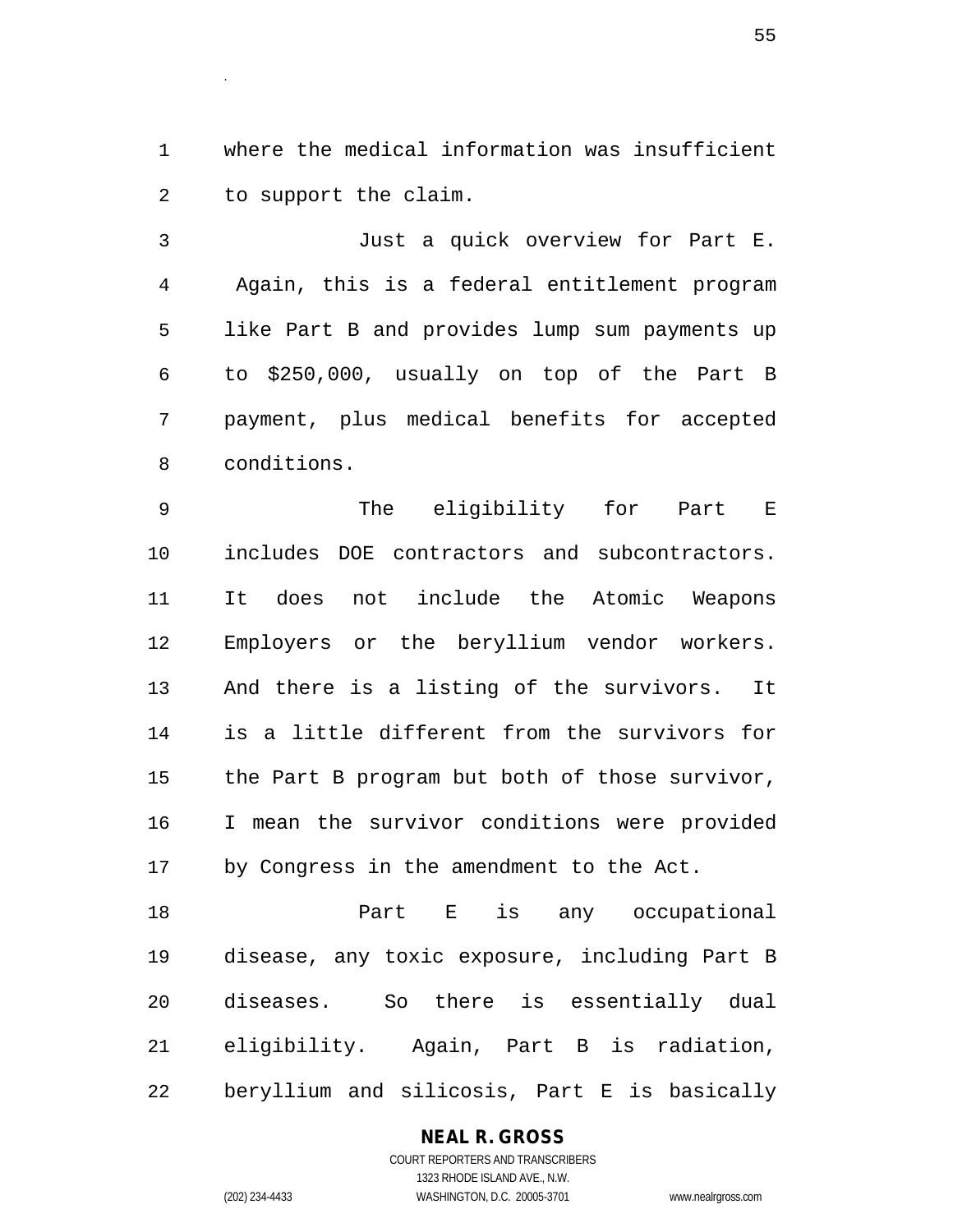where the medical information was insufficient to support the claim.

Just a quick overview for Part E. Again, this is a federal entitlement program like Part B and provides lump sum payments up to $250,000, usually on top of the Part B payment, plus medical benefits for accepted conditions.

The eligibility for Part E includes DOE contractors and subcontractors. It does not include the Atomic Weapons Employers or the beryllium vendor workers. And there is a listing of the survivors. It is a little different from the survivors for the Part B program but both of those survivor, I mean the survivor conditions were provided by Congress in the amendment to the Act.

Part E is any occupational disease, any toxic exposure, including Part B diseases. So there is essentially dual eligibility. Again, Part B is radiation, beryllium and silicosis, Part E is basically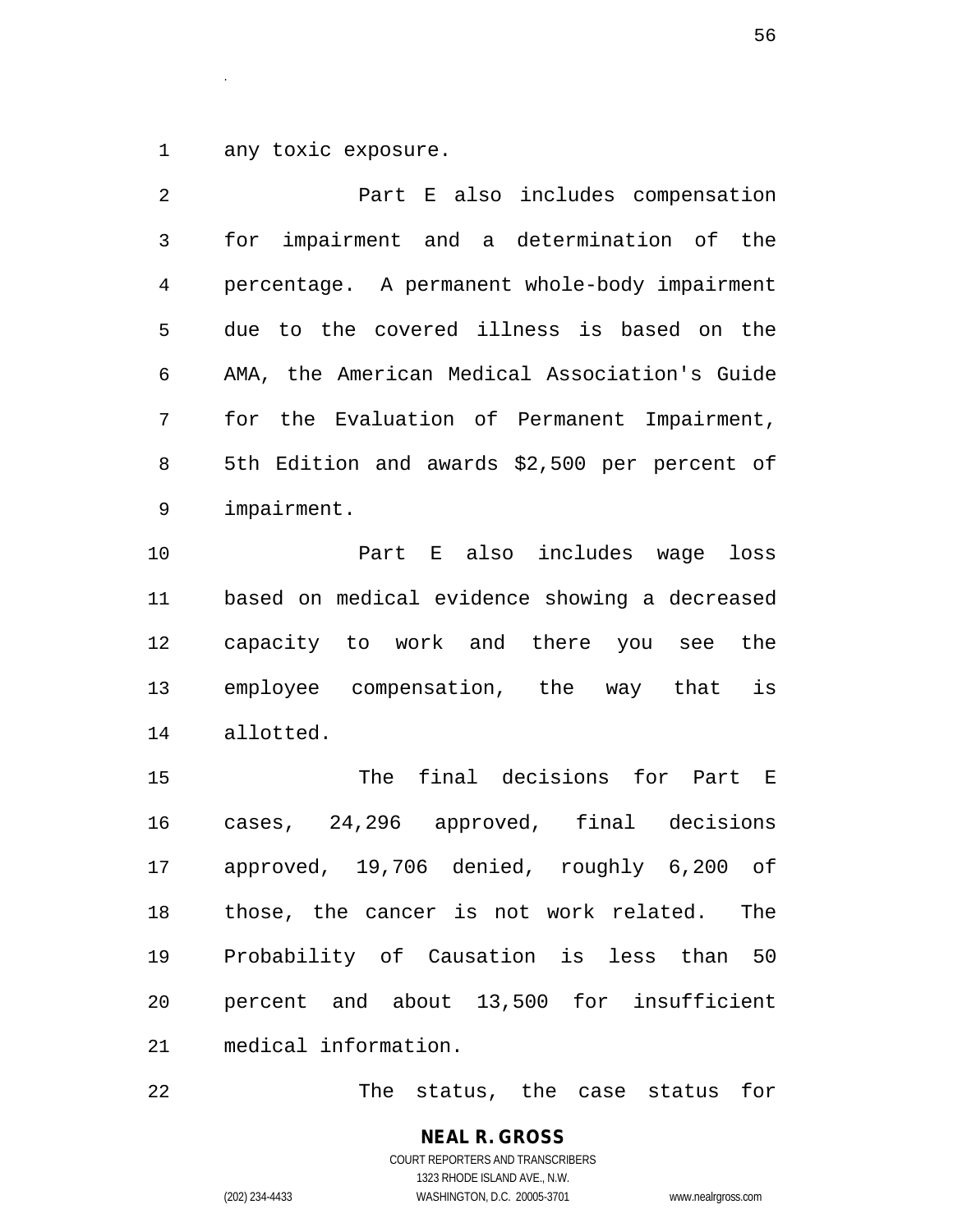any toxic exposure.

Part E also includes compensation for impairment and a determination of the percentage. A permanent whole-body impairment due to the covered illness is based on the AMA, the American Medical Association's Guide for the Evaluation of Permanent Impairment, 5th Edition and awards $2,500 per percent of impairment.

Part E also includes wage loss based on medical evidence showing a decreased capacity to work and there you see the employee compensation, the way that is allotted.

The final decisions for Part E cases, 24,296 approved, final decisions approved, 19,706 denied, roughly 6,200 of those, the cancer is not work related. The Probability of Causation is less than 50 percent and about 13,500 for insufficient medical information.

The status, the case status for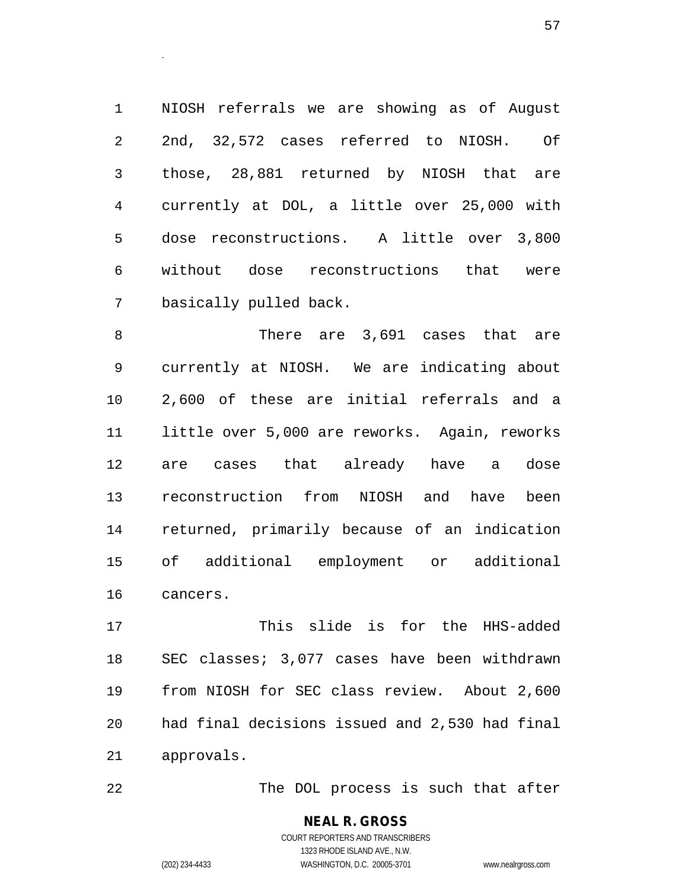NIOSH referrals we are showing as of August 2nd, 32,572 cases referred to NIOSH. Of those, 28,881 returned by NIOSH that are currently at DOL, a little over 25,000 with dose reconstructions. A little over 3,800 without dose reconstructions that were basically pulled back.

There are 3,691 cases that are currently at NIOSH. We are indicating about 2,600 of these are initial referrals and a little over 5,000 are reworks. Again, reworks are cases that already have a dose reconstruction from NIOSH and have been returned, primarily because of an indication of additional employment or additional cancers.

This slide is for the HHS-added SEC classes; 3,077 cases have been withdrawn from NIOSH for SEC class review. About 2,600 had final decisions issued and 2,530 had final approvals.

The DOL process is such that after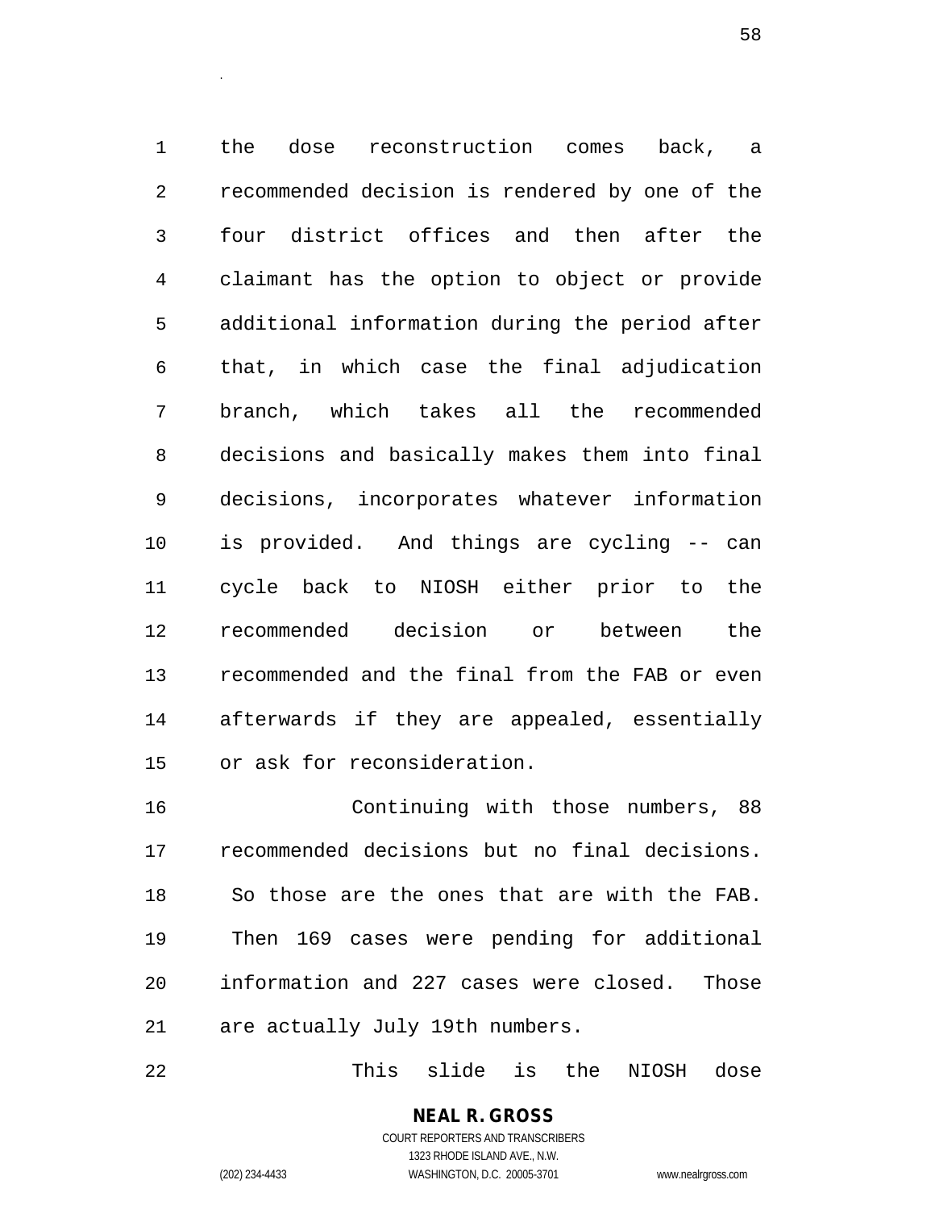the dose reconstruction comes back, a recommended decision is rendered by one of the four district offices and then after the claimant has the option to object or provide additional information during the period after that, in which case the final adjudication branch, which takes all the recommended decisions and basically makes them into final decisions, incorporates whatever information is provided. And things are cycling -- can cycle back to NIOSH either prior to the recommended decision or between the recommended and the final from the FAB or even afterwards if they are appealed, essentially or ask for reconsideration.

Continuing with those numbers, 88 recommended decisions but no final decisions. So those are the ones that are with the FAB. Then 169 cases were pending for additional information and 227 cases were closed. Those are actually July 19th numbers.

This slide is the NIOSH dose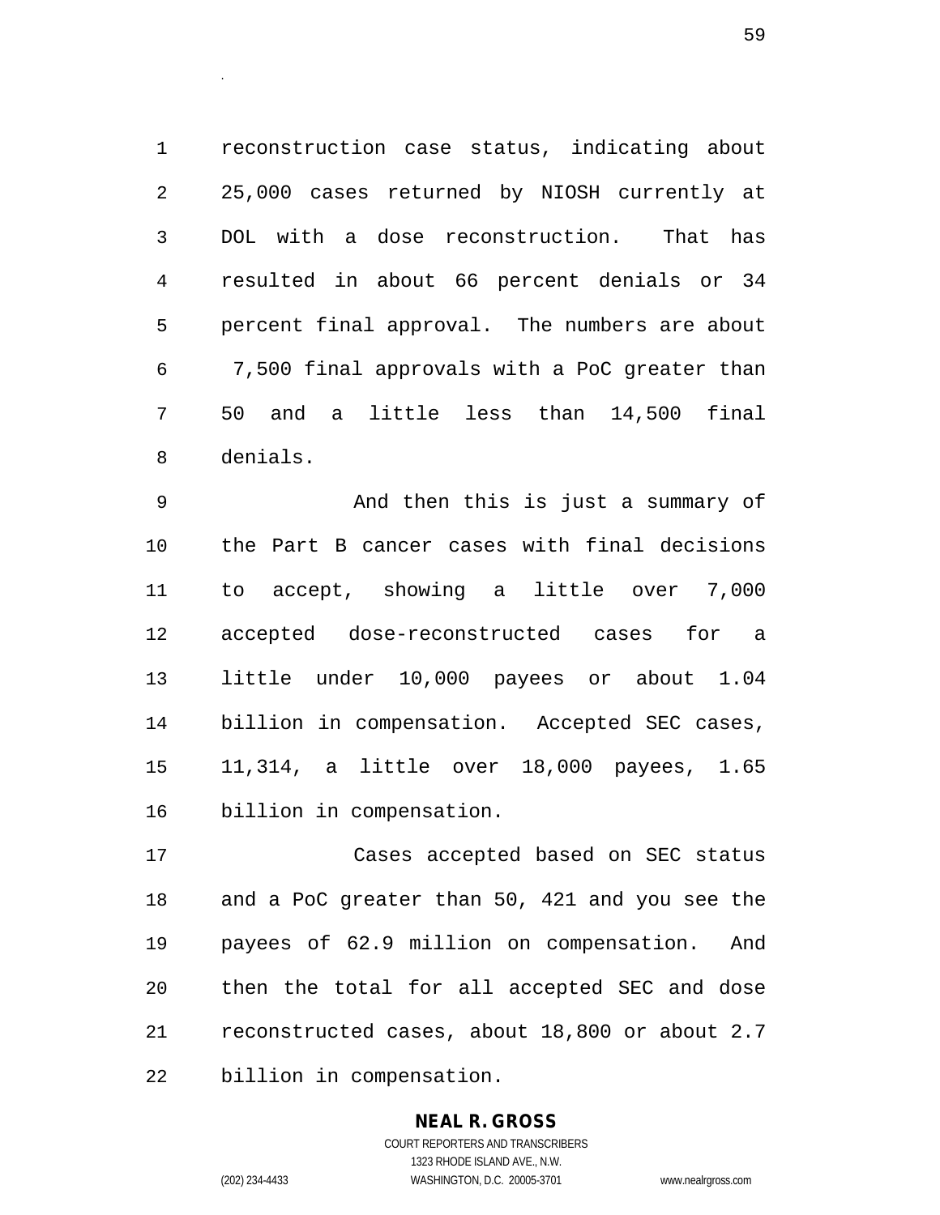reconstruction case status, indicating about 25,000 cases returned by NIOSH currently at DOL with a dose reconstruction. That has resulted in about 66 percent denials or 34 percent final approval. The numbers are about 7,500 final approvals with a PoC greater than 50 and a little less than 14,500 final denials.

And then this is just a summary of the Part B cancer cases with final decisions to accept, showing a little over 7,000 accepted dose-reconstructed cases for a little under 10,000 payees or about 1.04 billion in compensation. Accepted SEC cases, 11,314, a little over 18,000 payees, 1.65 billion in compensation.

Cases accepted based on SEC status and a PoC greater than 50, 421 and you see the payees of 62.9 million on compensation. And then the total for all accepted SEC and dose reconstructed cases, about 18,800 or about 2.7 billion in compensation.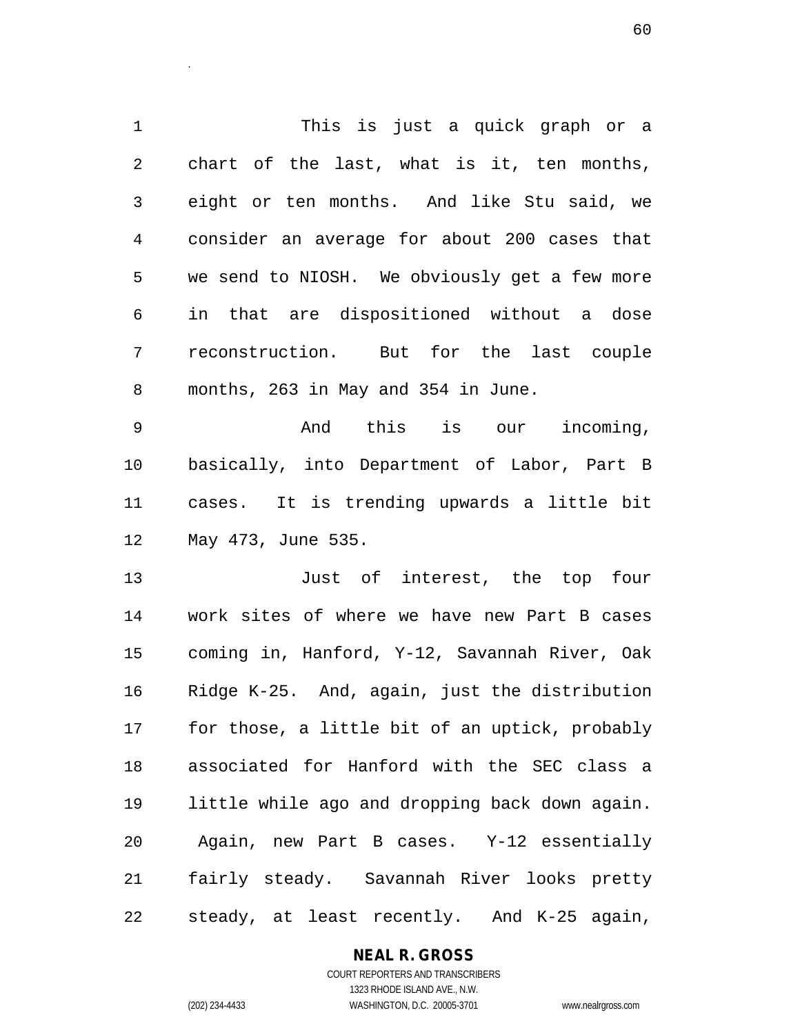This is just a quick graph or a chart of the last, what is it, ten months, eight or ten months. And like Stu said, we consider an average for about 200 cases that we send to NIOSH. We obviously get a few more in that are dispositioned without a dose reconstruction. But for the last couple months, 263 in May and 354 in June.

And this is our incoming, basically, into Department of Labor, Part B cases. It is trending upwards a little bit May 473, June 535.

Just of interest, the top four work sites of where we have new Part B cases coming in, Hanford, Y-12, Savannah River, Oak Ridge K-25. And, again, just the distribution for those, a little bit of an uptick, probably associated for Hanford with the SEC class a little while ago and dropping back down again. Again, new Part B cases. Y-12 essentially fairly steady. Savannah River looks pretty steady, at least recently. And K-25 again,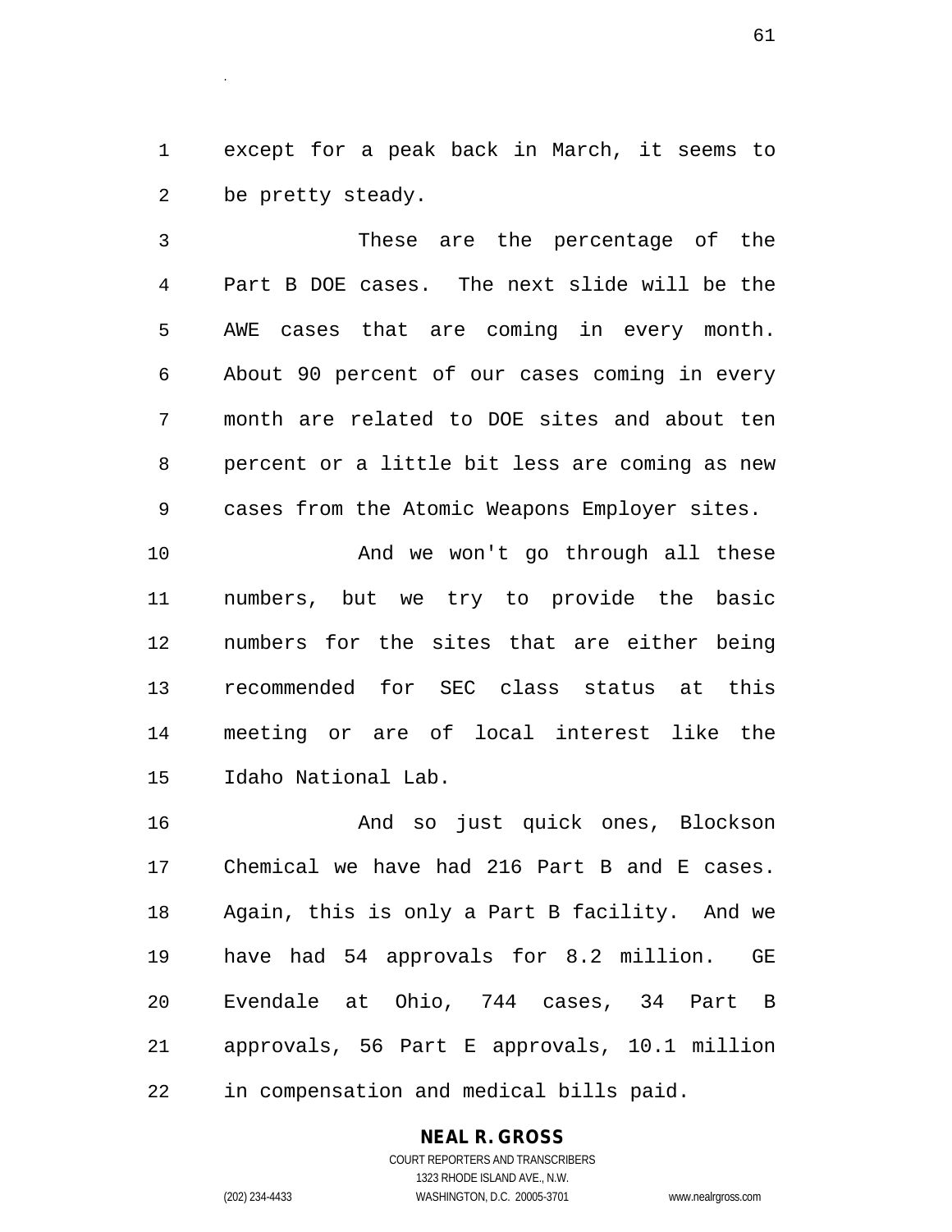except for a peak back in March, it seems to be pretty steady.

These are the percentage of the Part B DOE cases. The next slide will be the AWE cases that are coming in every month. About 90 percent of our cases coming in every month are related to DOE sites and about ten percent or a little bit less are coming as new cases from the Atomic Weapons Employer sites.

And we won't go through all these numbers, but we try to provide the basic numbers for the sites that are either being recommended for SEC class status at this meeting or are of local interest like the Idaho National Lab.

And so just quick ones, Blockson Chemical we have had 216 Part B and E cases. Again, this is only a Part B facility. And we have had 54 approvals for 8.2 million. GE Evendale at Ohio, 744 cases, 34 Part B approvals, 56 Part E approvals, 10.1 million in compensation and medical bills paid.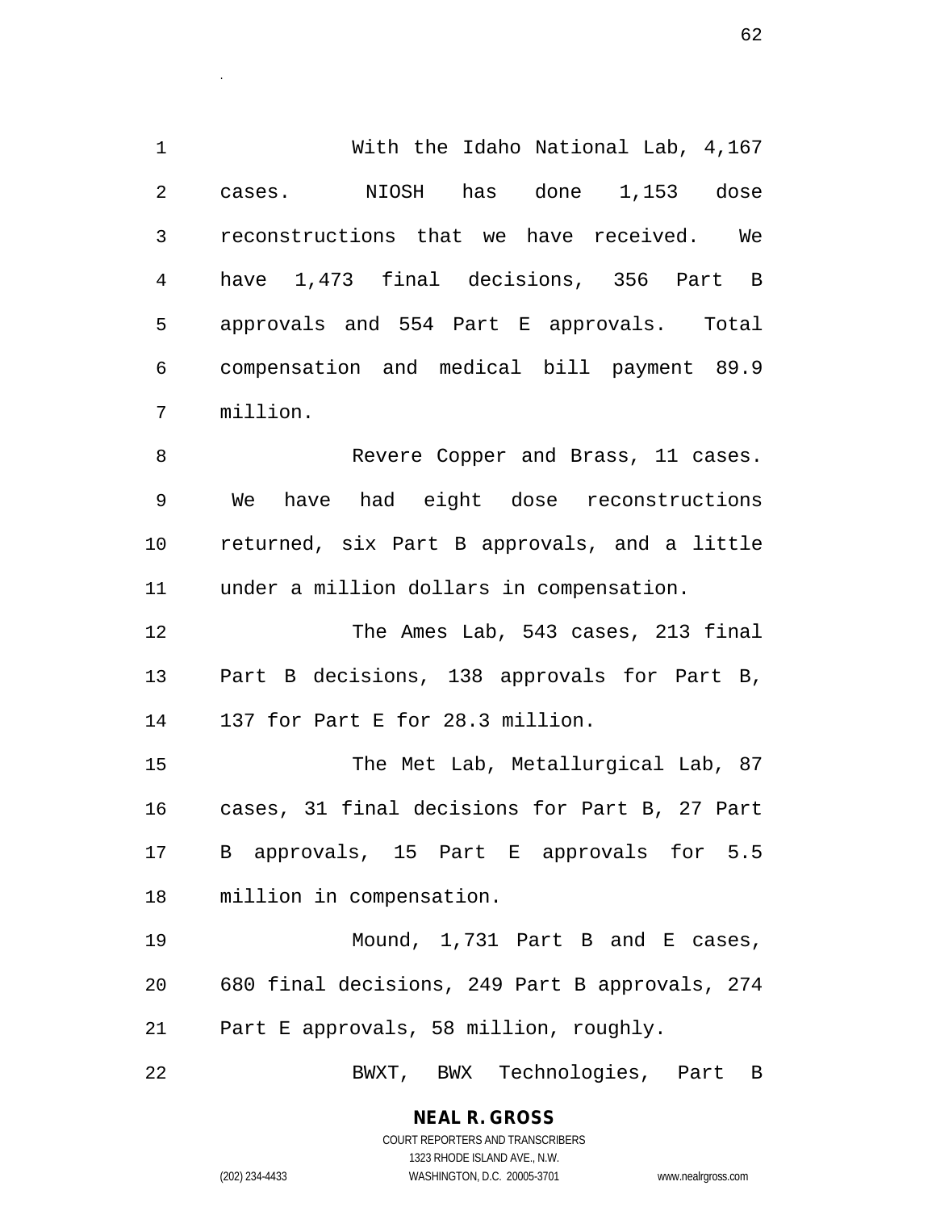With the Idaho National Lab, 4,167 cases. NIOSH has done 1,153 dose reconstructions that we have received. We have 1,473 final decisions, 356 Part B approvals and 554 Part E approvals. Total compensation and medical bill payment 89.9 million.

Revere Copper and Brass, 11 cases. We have had eight dose reconstructions returned, six Part B approvals, and a little under a million dollars in compensation.

The Ames Lab, 543 cases, 213 final Part B decisions, 138 approvals for Part B, 137 for Part E for 28.3 million.

The Met Lab, Metallurgical Lab, 87 cases, 31 final decisions for Part B, 27 Part B approvals, 15 Part E approvals for 5.5 million in compensation.

Mound, 1,731 Part B and E cases, 680 final decisions, 249 Part B approvals, 274 Part E approvals, 58 million, roughly.

BWXT, BWX Technologies, Part B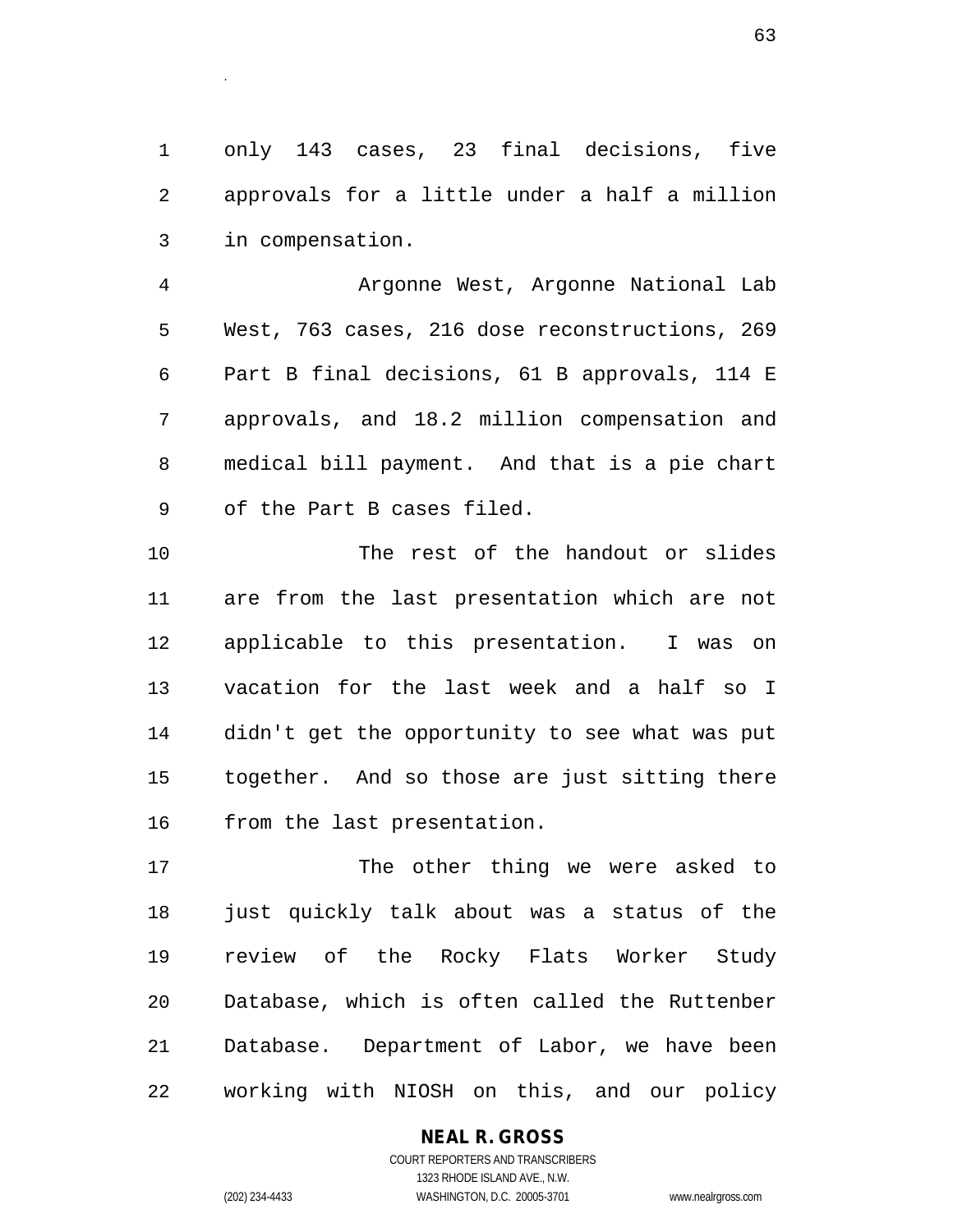only 143 cases, 23 final decisions, five approvals for a little under a half a million in compensation.

Argonne West, Argonne National Lab West, 763 cases, 216 dose reconstructions, 269 Part B final decisions, 61 B approvals, 114 E approvals, and 18.2 million compensation and medical bill payment. And that is a pie chart of the Part B cases filed.

The rest of the handout or slides are from the last presentation which are not applicable to this presentation. I was on vacation for the last week and a half so I didn't get the opportunity to see what was put together. And so those are just sitting there from the last presentation.

The other thing we were asked to just quickly talk about was a status of the review of the Rocky Flats Worker Study Database, which is often called the Ruttenber Database. Department of Labor, we have been working with NIOSH on this, and our policy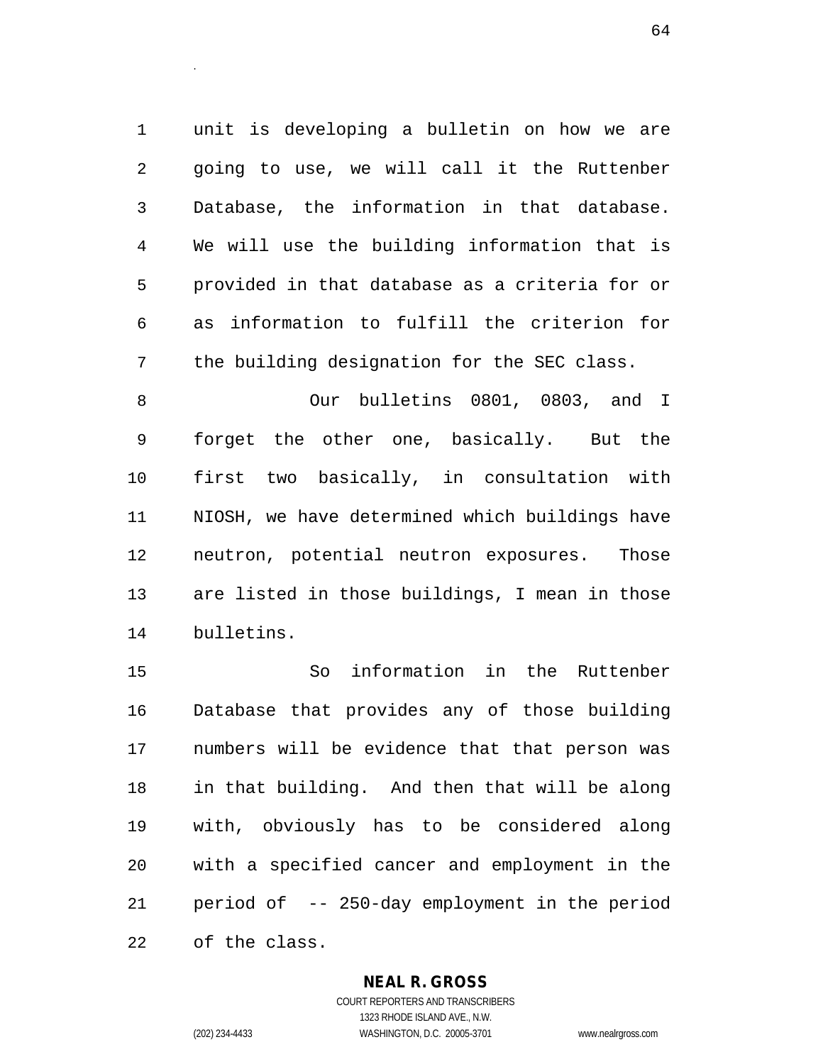unit is developing a bulletin on how we are going to use, we will call it the Ruttenber Database, the information in that database. We will use the building information that is provided in that database as a criteria for or as information to fulfill the criterion for the building designation for the SEC class.

Our bulletins 0801, 0803, and I forget the other one, basically. But the first two basically, in consultation with NIOSH, we have determined which buildings have neutron, potential neutron exposures. Those are listed in those buildings, I mean in those bulletins.

So information in the Ruttenber Database that provides any of those building numbers will be evidence that that person was in that building. And then that will be along with, obviously has to be considered along with a specified cancer and employment in the period of -- 250-day employment in the period of the class.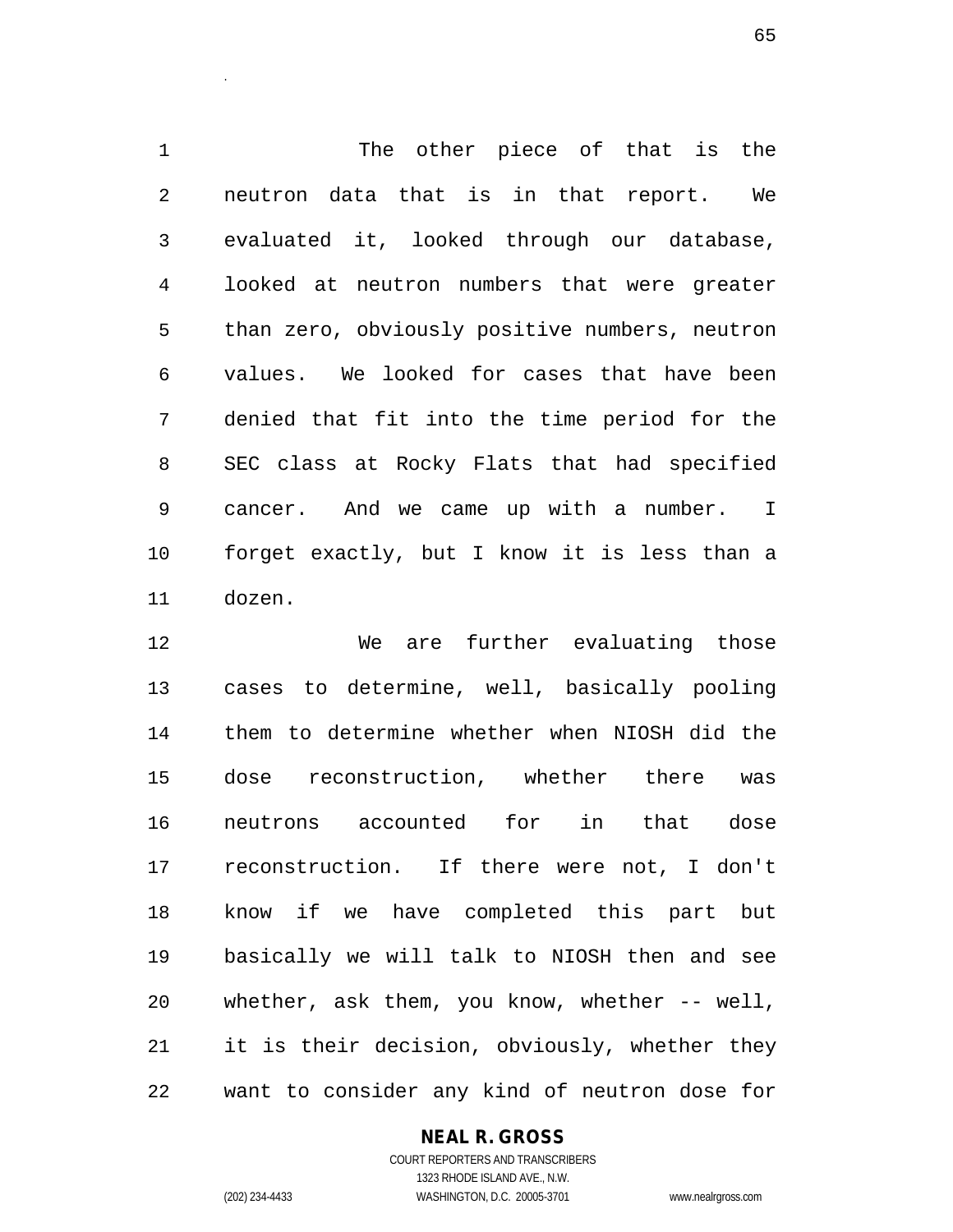The other piece of that is the neutron data that is in that report. We evaluated it, looked through our database, looked at neutron numbers that were greater than zero, obviously positive numbers, neutron values. We looked for cases that have been denied that fit into the time period for the SEC class at Rocky Flats that had specified cancer. And we came up with a number. I forget exactly, but I know it is less than a dozen.

We are further evaluating those cases to determine, well, basically pooling them to determine whether when NIOSH did the dose reconstruction, whether there was neutrons accounted for in that dose reconstruction. If there were not, I don't know if we have completed this part but basically we will talk to NIOSH then and see whether, ask them, you know, whether -- well, it is their decision, obviously, whether they want to consider any kind of neutron dose for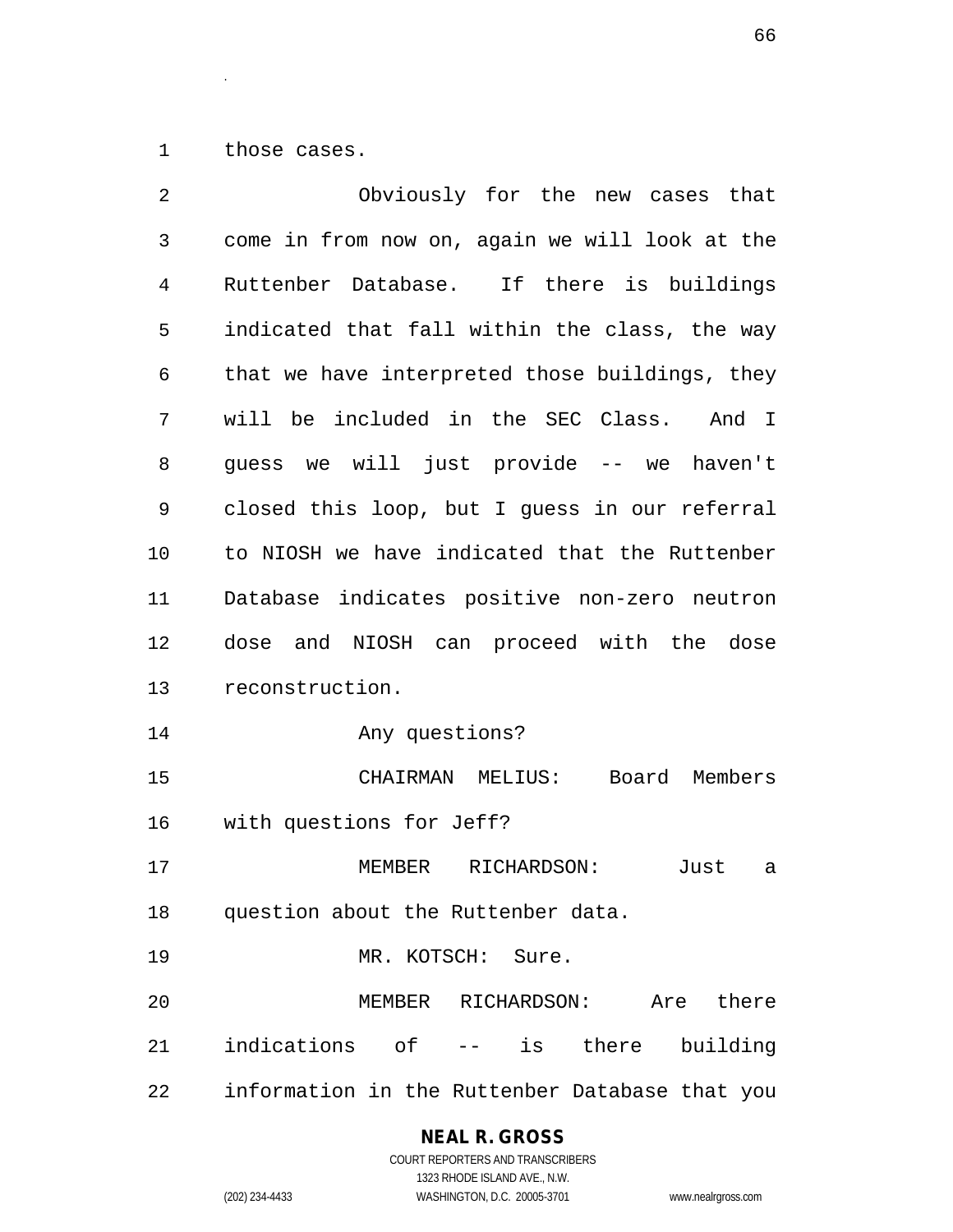those cases.

Obviously for the new cases that come in from now on, again we will look at the Ruttenber Database. If there is buildings indicated that fall within the class, the way that we have interpreted those buildings, they will be included in the SEC Class. And I guess we will just provide -- we haven't closed this loop, but I guess in our referral to NIOSH we have indicated that the Ruttenber Database indicates positive non-zero neutron dose and NIOSH can proceed with the dose reconstruction.

Any questions?

CHAIRMAN MELIUS: Board Members with questions for Jeff?

MEMBER RICHARDSON: Just a question about the Ruttenber data.

MR. KOTSCH: Sure.

MEMBER RICHARDSON: Are there indications of -- is there building information in the Ruttenber Database that you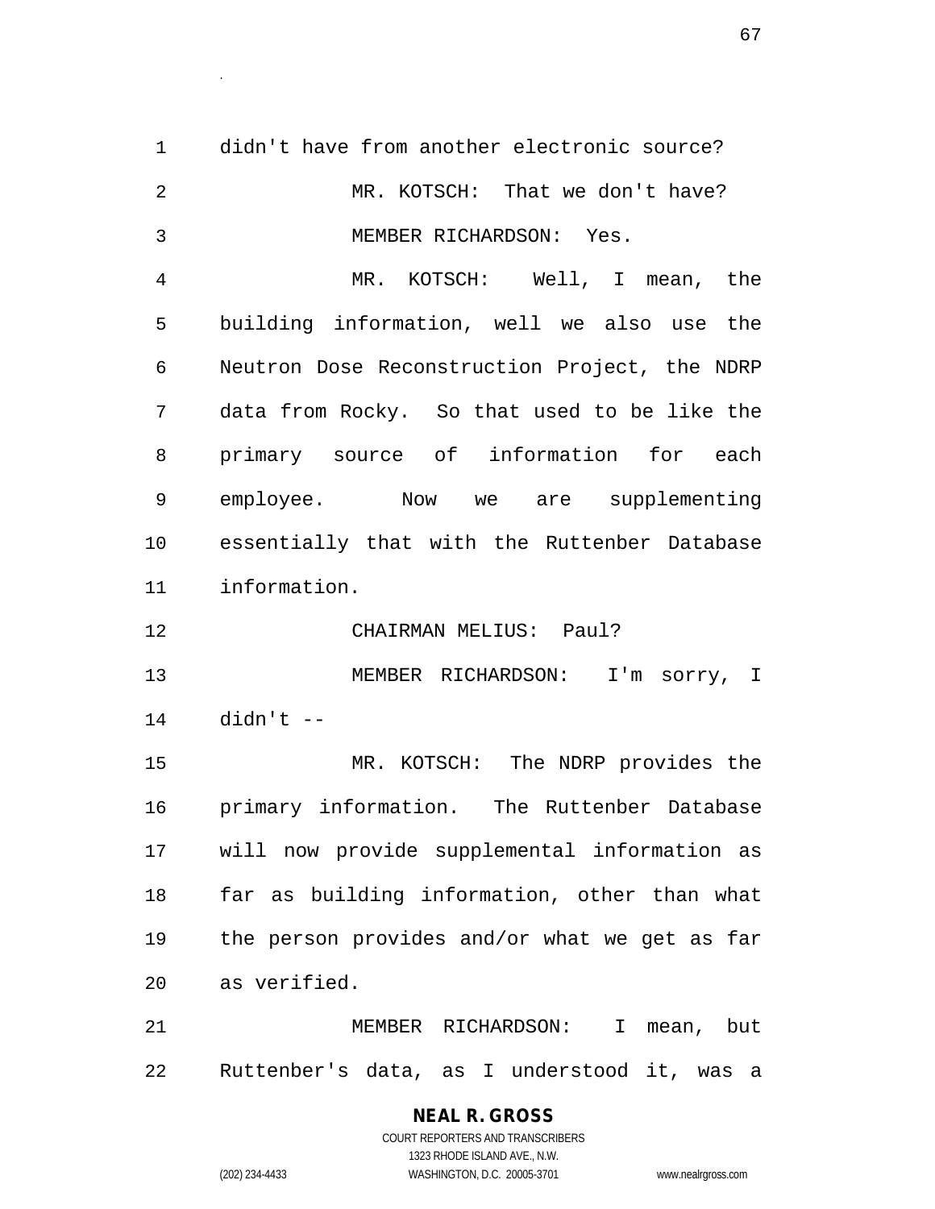didn't have from another electronic source?

MR. KOTSCH: That we don't have?

MEMBER RICHARDSON: Yes.

MR. KOTSCH: Well, I mean, the building information, well we also use the Neutron Dose Reconstruction Project, the NDRP data from Rocky. So that used to be like the primary source of information for each employee. Now we are supplementing essentially that with the Ruttenber Database information.

CHAIRMAN MELIUS: Paul?

MEMBER RICHARDSON: I'm sorry, I didn't --

MR. KOTSCH: The NDRP provides the primary information. The Ruttenber Database will now provide supplemental information as far as building information, other than what the person provides and/or what we get as far as verified.

MEMBER RICHARDSON: I mean, but Ruttenber's data, as I understood it, was a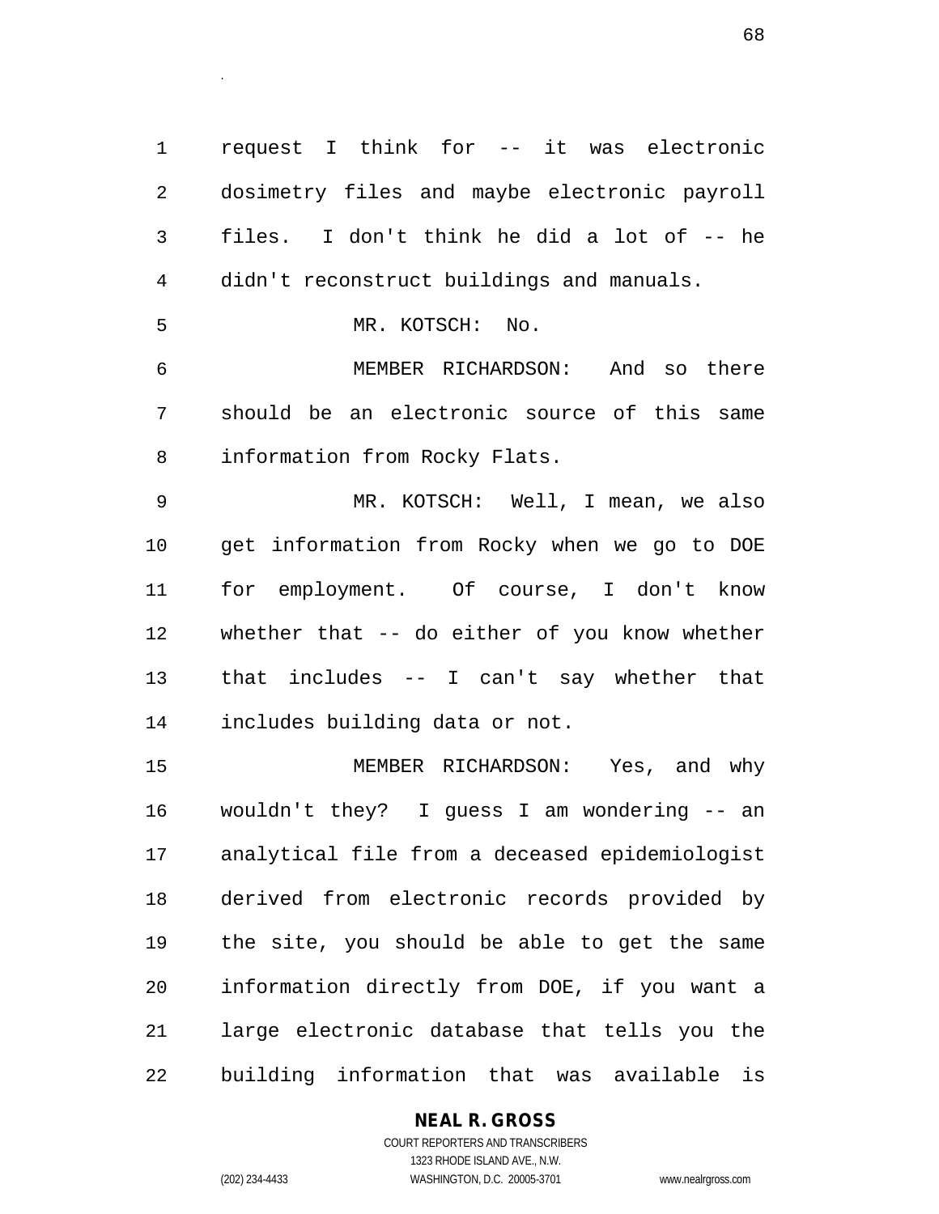request I think for -- it was electronic dosimetry files and maybe electronic payroll files. I don't think he did a lot of -- he didn't reconstruct buildings and manuals.

MR. KOTSCH: No.

MEMBER RICHARDSON: And so there should be an electronic source of this same information from Rocky Flats.

MR. KOTSCH: Well, I mean, we also get information from Rocky when we go to DOE for employment. Of course, I don't know whether that -- do either of you know whether that includes -- I can't say whether that includes building data or not.

MEMBER RICHARDSON: Yes, and why wouldn't they? I guess I am wondering -- an analytical file from a deceased epidemiologist derived from electronic records provided by the site, you should be able to get the same information directly from DOE, if you want a large electronic database that tells you the building information that was available is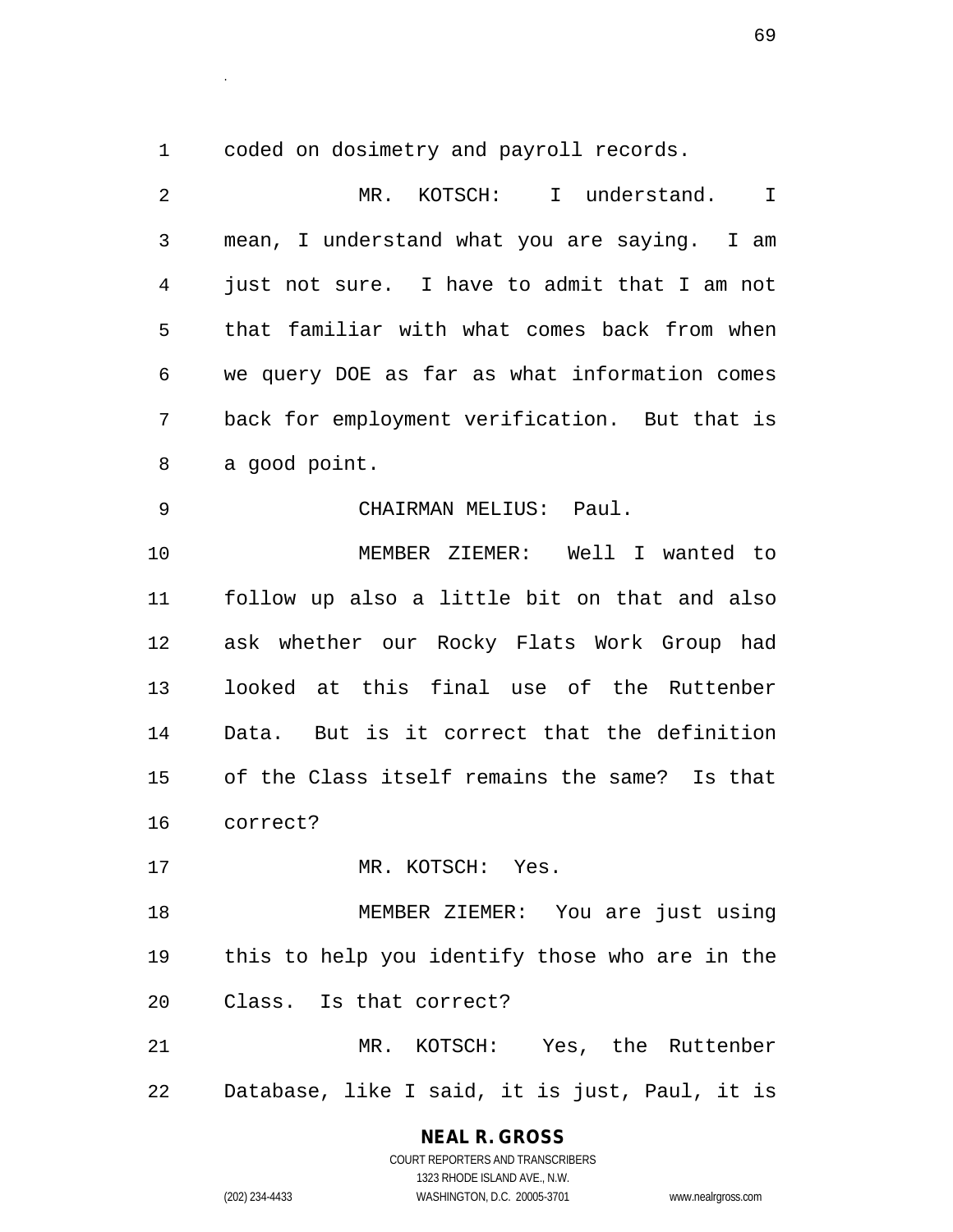coded on dosimetry and payroll records.

MR. KOTSCH: I understand. I mean, I understand what you are saying. I am just not sure. I have to admit that I am not that familiar with what comes back from when we query DOE as far as what information comes back for employment verification. But that is a good point.

CHAIRMAN MELIUS: Paul.

MEMBER ZIEMER: Well I wanted to follow up also a little bit on that and also ask whether our Rocky Flats Work Group had looked at this final use of the Ruttenber Data. But is it correct that the definition of the Class itself remains the same? Is that correct?

MR. KOTSCH: Yes.

MEMBER ZIEMER: You are just using this to help you identify those who are in the Class. Is that correct?

MR. KOTSCH: Yes, the Ruttenber Database, like I said, it is just, Paul, it is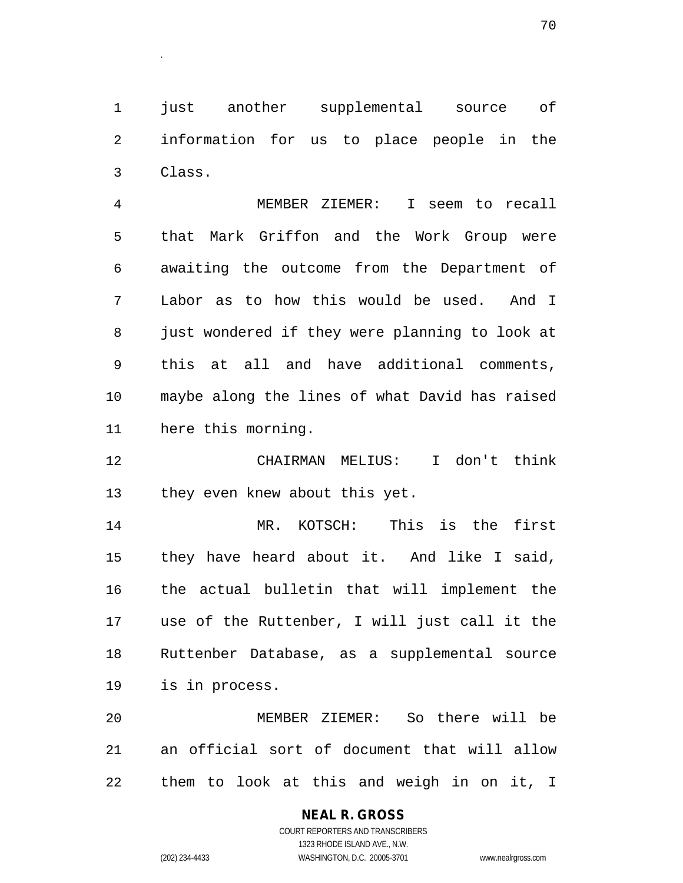just another supplemental source of information for us to place people in the Class.

MEMBER ZIEMER: I seem to recall that Mark Griffon and the Work Group were awaiting the outcome from the Department of Labor as to how this would be used. And I just wondered if they were planning to look at this at all and have additional comments, maybe along the lines of what David has raised here this morning.

CHAIRMAN MELIUS: I don't think they even knew about this yet.

MR. KOTSCH: This is the first they have heard about it. And like I said, the actual bulletin that will implement the use of the Ruttenber, I will just call it the Ruttenber Database, as a supplemental source is in process.

MEMBER ZIEMER: So there will be an official sort of document that will allow them to look at this and weigh in on it, I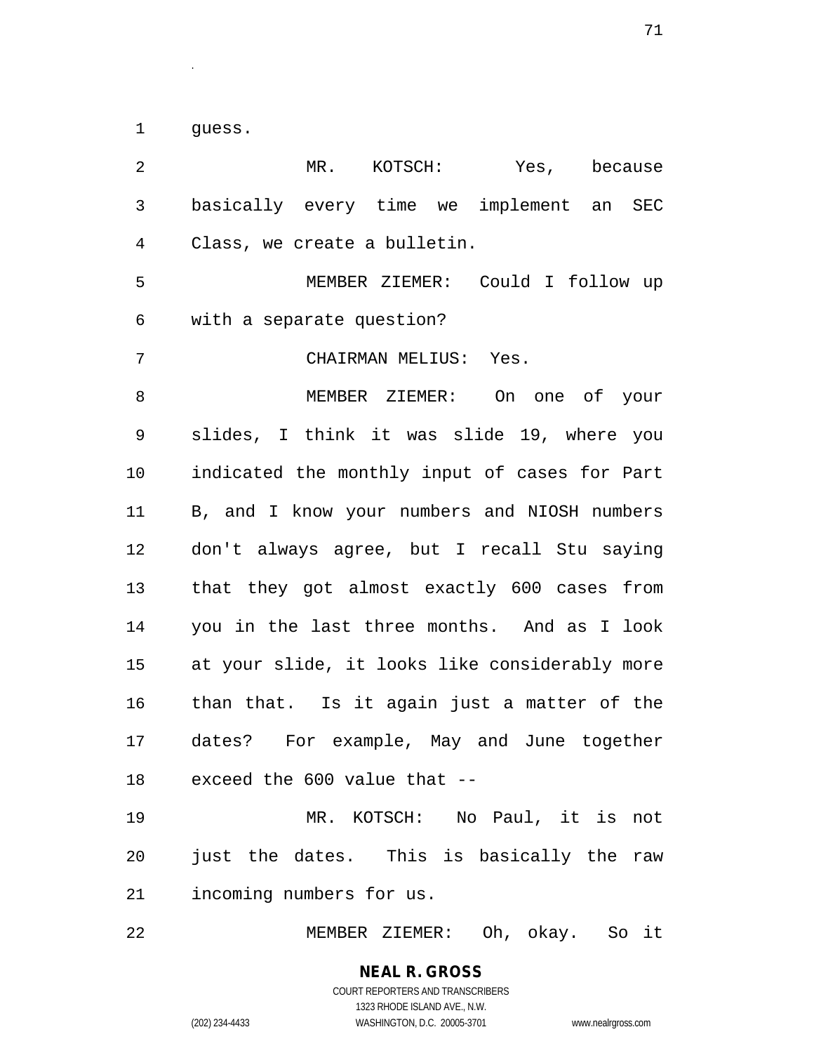guess.

MR. KOTSCH: Yes, because basically every time we implement an SEC Class, we create a bulletin.

MEMBER ZIEMER: Could I follow up with a separate question?

CHAIRMAN MELIUS: Yes.

MEMBER ZIEMER: On one of your slides, I think it was slide 19, where you indicated the monthly input of cases for Part B, and I know your numbers and NIOSH numbers don't always agree, but I recall Stu saying that they got almost exactly 600 cases from you in the last three months. And as I look at your slide, it looks like considerably more than that. Is it again just a matter of the dates? For example, May and June together exceed the 600 value that --

MR. KOTSCH: No Paul, it is not just the dates. This is basically the raw incoming numbers for us.

MEMBER ZIEMER: Oh, okay. So it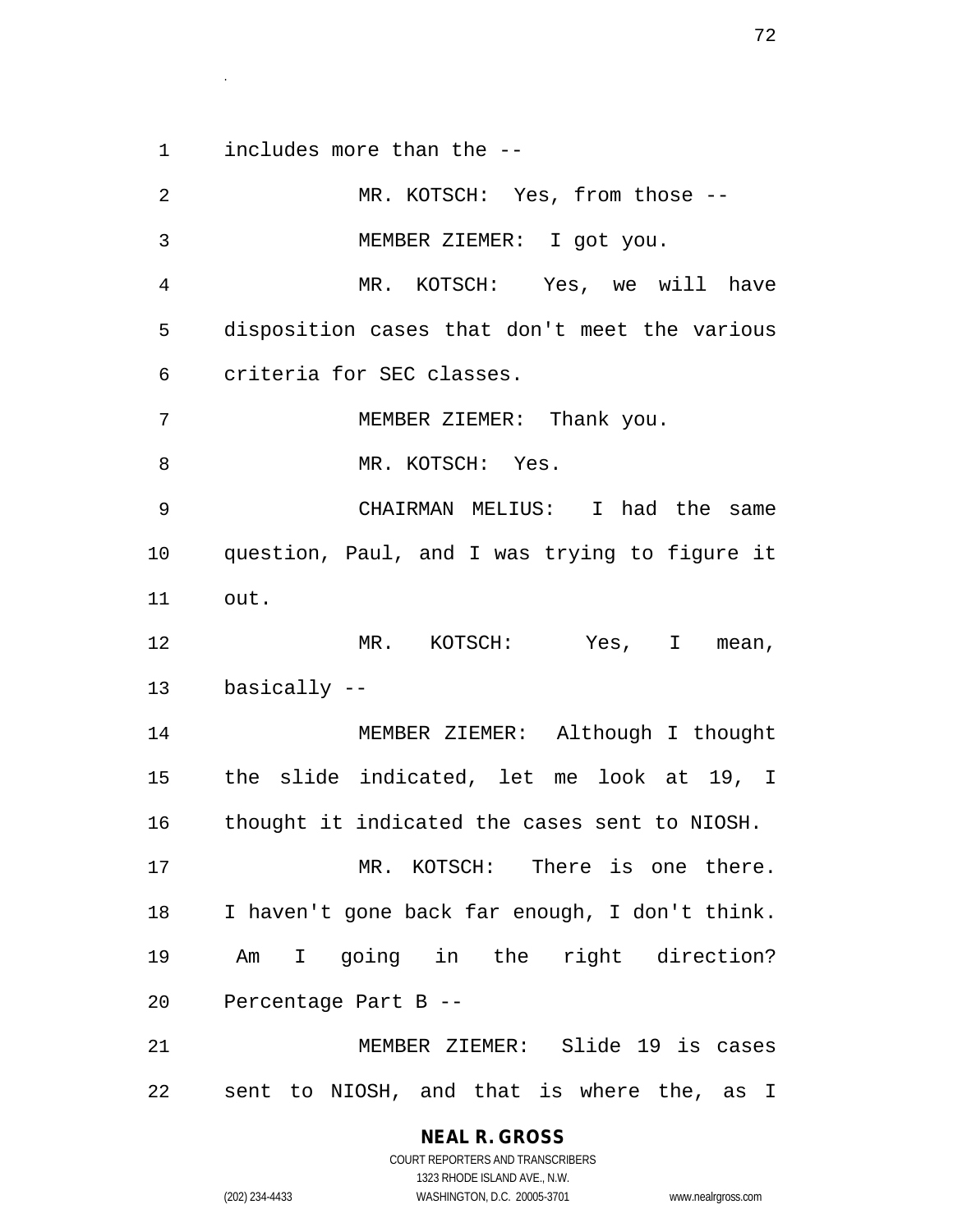includes more than the --

MR. KOTSCH: Yes, from those --

MEMBER ZIEMER: I got you.

MR. KOTSCH: Yes, we will have disposition cases that don't meet the various criteria for SEC classes.

MEMBER ZIEMER: Thank you.

MR. KOTSCH: Yes.

CHAIRMAN MELIUS: I had the same question, Paul, and I was trying to figure it out.

MR. KOTSCH: Yes, I mean, basically --

MEMBER ZIEMER: Although I thought the slide indicated, let me look at 19, I thought it indicated the cases sent to NIOSH.

MR. KOTSCH: There is one there. I haven't gone back far enough, I don't think. Am I going in the right direction? Percentage Part B --

MEMBER ZIEMER: Slide 19 is cases sent to NIOSH, and that is where the, as I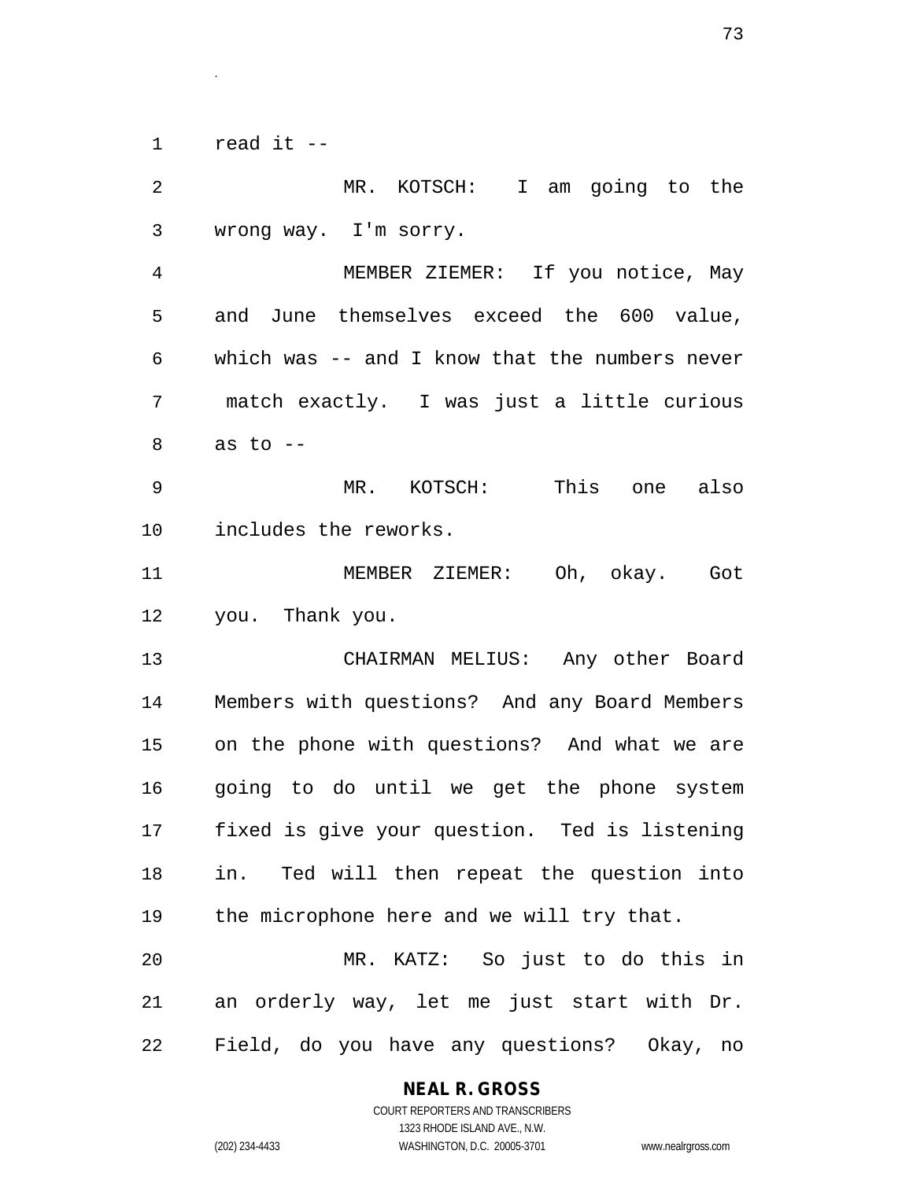read it --

MR. KOTSCH: I am going to the wrong way. I'm sorry.

MEMBER ZIEMER: If you notice, May and June themselves exceed the 600 value, which was -- and I know that the numbers never match exactly. I was just a little curious as to --

MR. KOTSCH: This one also includes the reworks.

MEMBER ZIEMER: Oh, okay. Got you. Thank you.

CHAIRMAN MELIUS: Any other Board Members with questions? And any Board Members on the phone with questions? And what we are going to do until we get the phone system fixed is give your question. Ted is listening in. Ted will then repeat the question into the microphone here and we will try that.

MR. KATZ: So just to do this in an orderly way, let me just start with Dr. Field, do you have any questions? Okay, no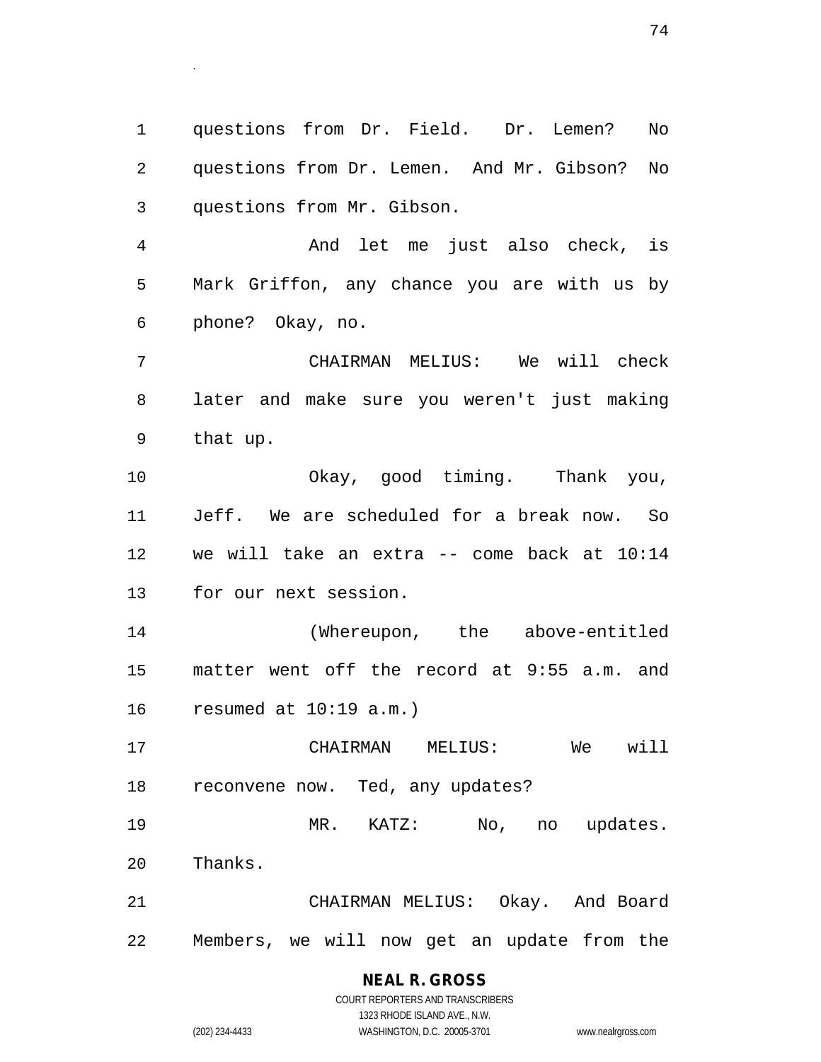questions from Dr. Field. Dr. Lemen? No questions from Dr. Lemen. And Mr. Gibson? No questions from Mr. Gibson.

And let me just also check, is Mark Griffon, any chance you are with us by phone? Okay, no.

CHAIRMAN MELIUS: We will check later and make sure you weren't just making that up.

Okay, good timing. Thank you, Jeff. We are scheduled for a break now. So we will take an extra -- come back at 10:14 for our next session.

(Whereupon, the above-entitled matter went off the record at 9:55 a.m. and resumed at 10:19 a.m.)

CHAIRMAN MELIUS: We will reconvene now. Ted, any updates?

MR. KATZ: No, no updates. Thanks.

CHAIRMAN MELIUS: Okay. And Board Members, we will now get an update from the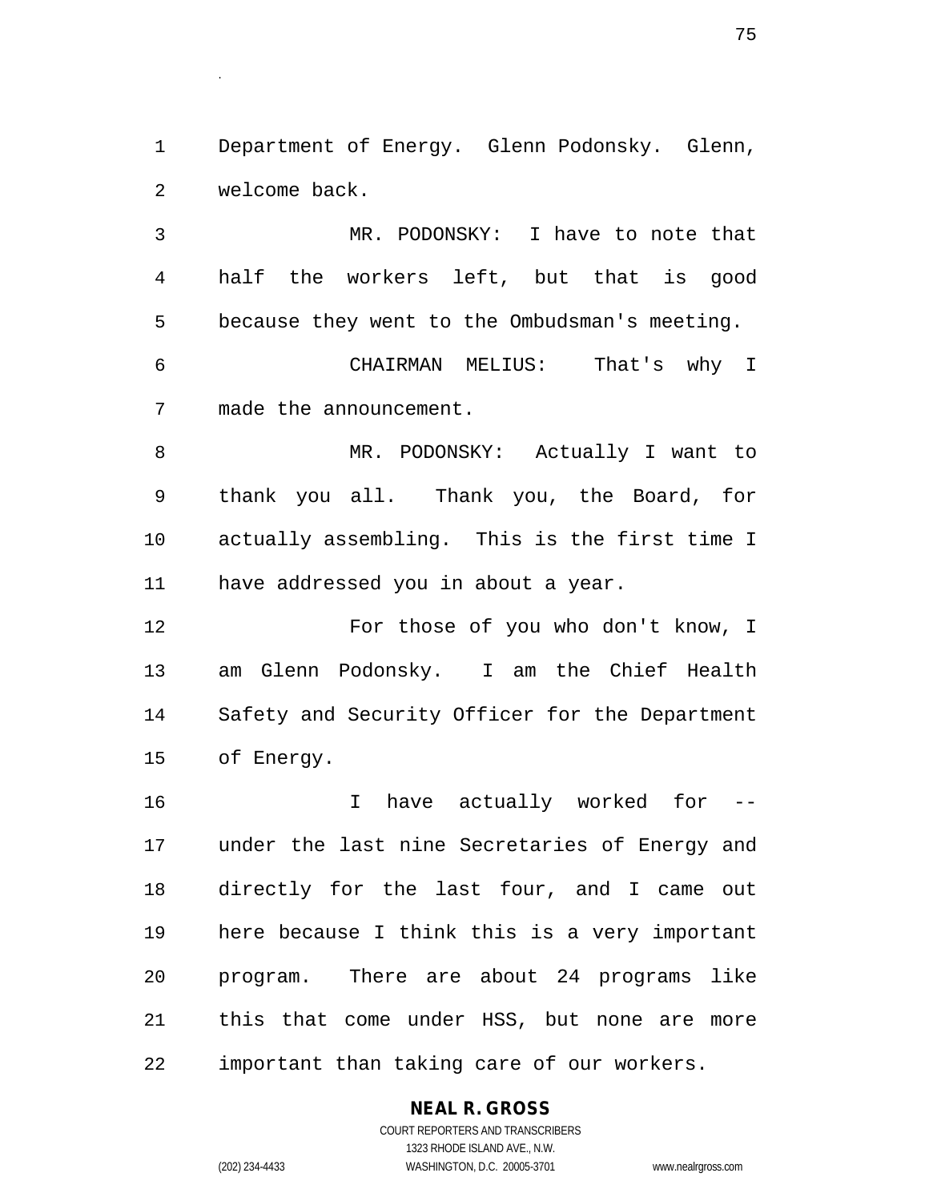Department of Energy. Glenn Podonsky. Glenn, welcome back.

MR. PODONSKY: I have to note that half the workers left, but that is good because they went to the Ombudsman's meeting.

CHAIRMAN MELIUS: That's why I made the announcement.

MR. PODONSKY: Actually I want to thank you all. Thank you, the Board, for actually assembling. This is the first time I have addressed you in about a year.

For those of you who don't know, I am Glenn Podonsky. I am the Chief Health Safety and Security Officer for the Department of Energy.

I have actually worked for -- under the last nine Secretaries of Energy and directly for the last four, and I came out here because I think this is a very important program. There are about 24 programs like this that come under HSS, but none are more important than taking care of our workers.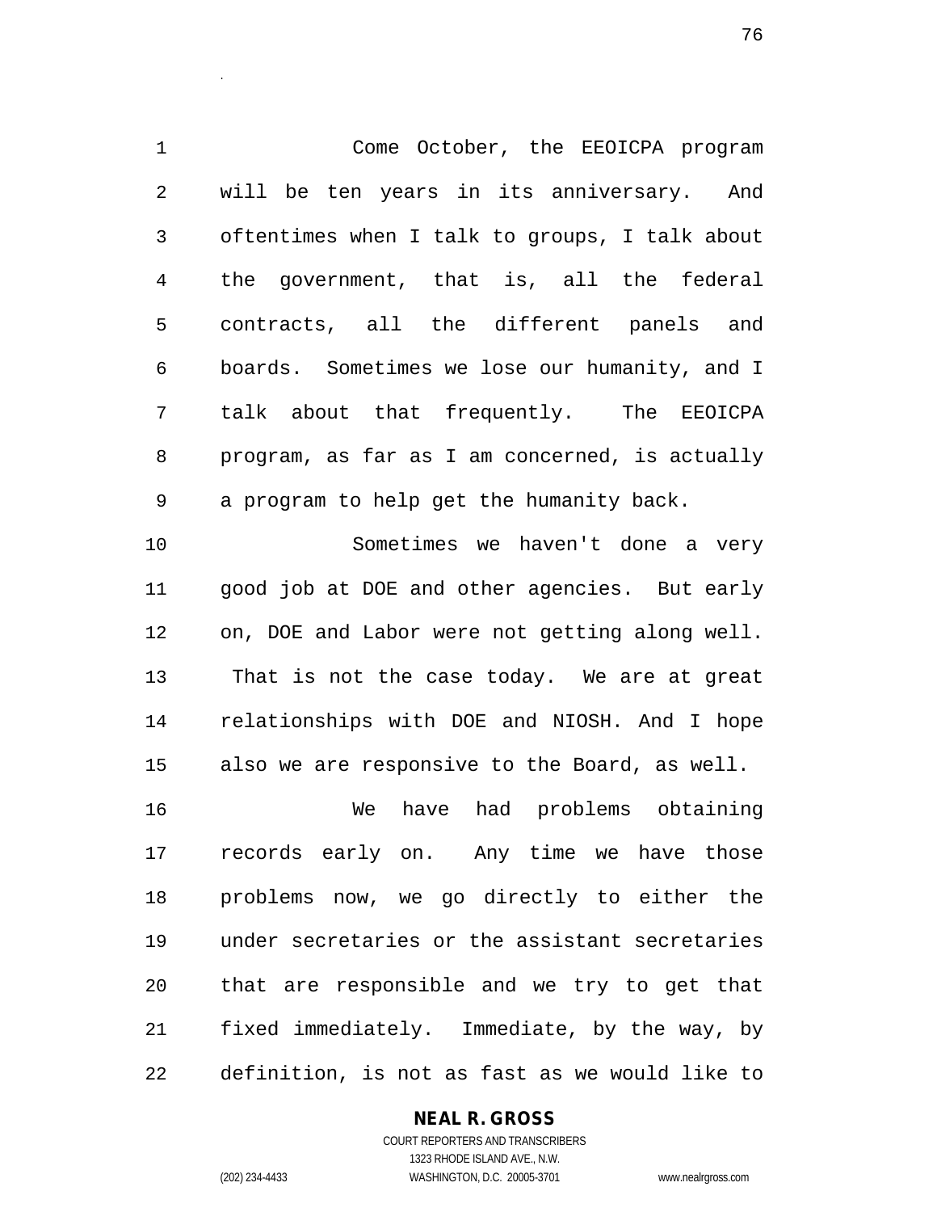Come October, the EEOICPA program will be ten years in its anniversary. And oftentimes when I talk to groups, I talk about the government, that is, all the federal contracts, all the different panels and boards. Sometimes we lose our humanity, and I talk about that frequently. The EEOICPA program, as far as I am concerned, is actually a program to help get the humanity back.

Sometimes we haven't done a very good job at DOE and other agencies. But early on, DOE and Labor were not getting along well. That is not the case today. We are at great relationships with DOE and NIOSH. And I hope also we are responsive to the Board, as well.

We have had problems obtaining records early on. Any time we have those problems now, we go directly to either the under secretaries or the assistant secretaries that are responsible and we try to get that fixed immediately. Immediate, by the way, by definition, is not as fast as we would like to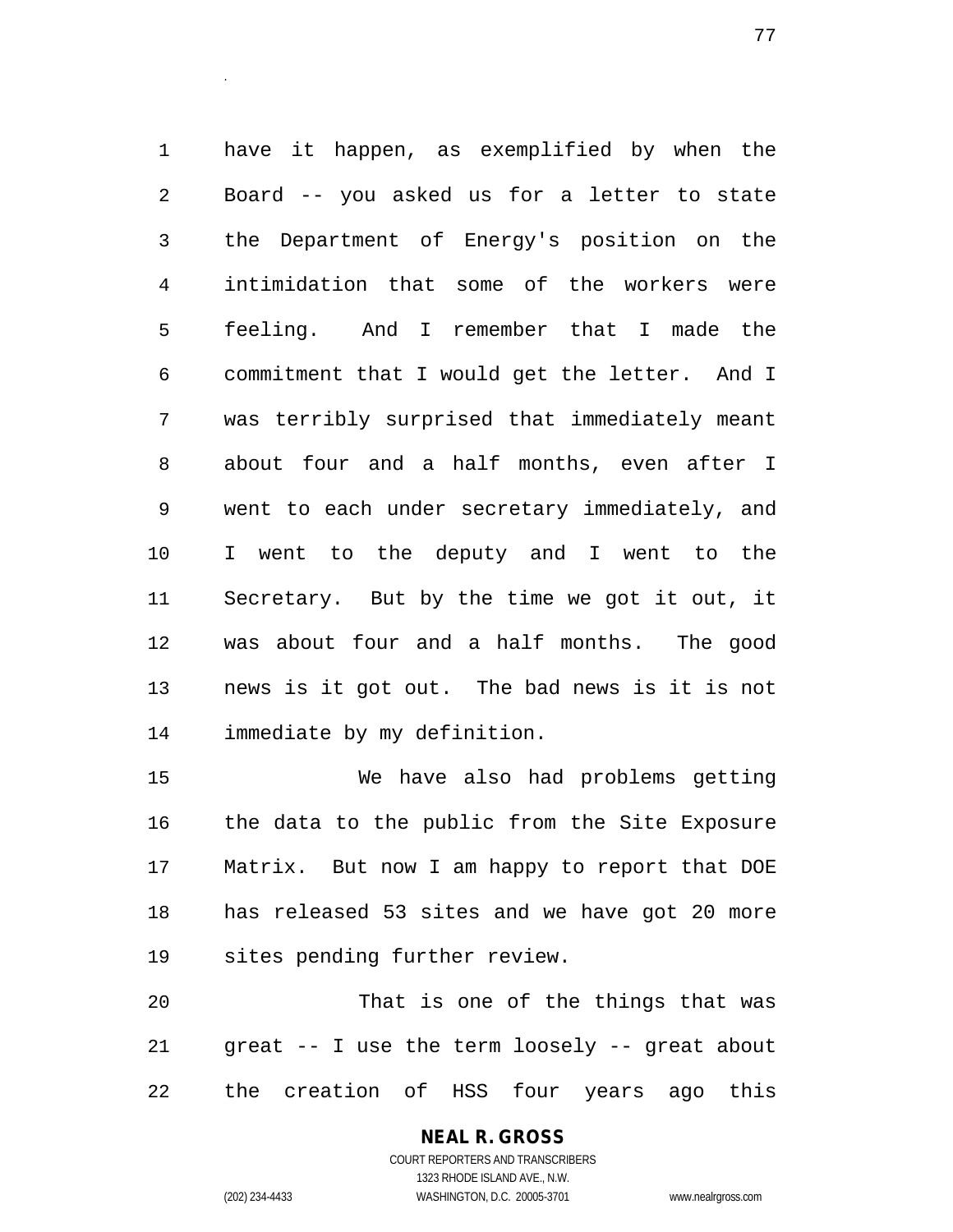have it happen, as exemplified by when the Board -- you asked us for a letter to state the Department of Energy's position on the intimidation that some of the workers were feeling. And I remember that I made the commitment that I would get the letter. And I was terribly surprised that immediately meant about four and a half months, even after I went to each under secretary immediately, and I went to the deputy and I went to the Secretary. But by the time we got it out, it was about four and a half months. The good news is it got out. The bad news is it is not immediate by my definition.

We have also had problems getting the data to the public from the Site Exposure Matrix. But now I am happy to report that DOE has released 53 sites and we have got 20 more sites pending further review.

That is one of the things that was great -- I use the term loosely -- great about the creation of HSS four years ago this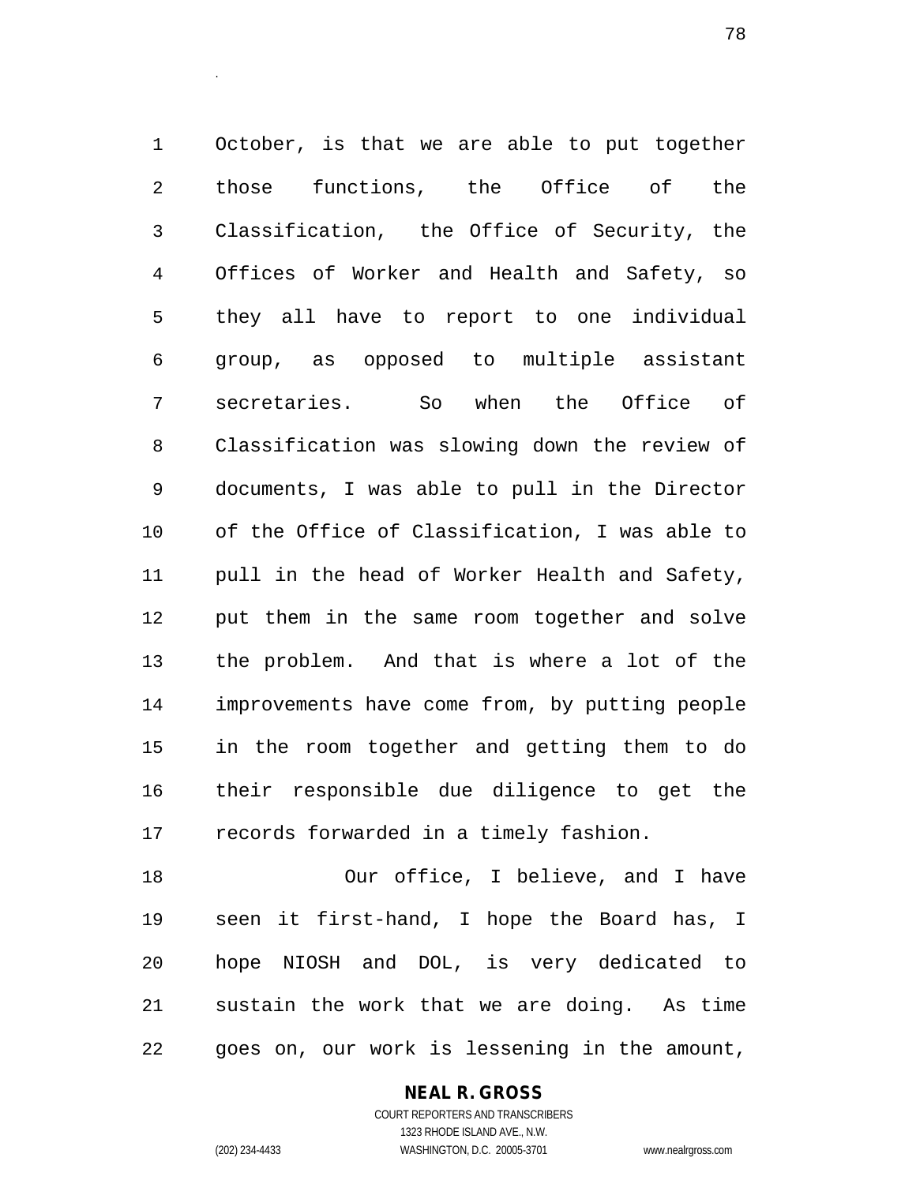October, is that we are able to put together those functions, the Office of the Classification, the Office of Security, the Offices of Worker and Health and Safety, so they all have to report to one individual group, as opposed to multiple assistant secretaries. So when the Office of Classification was slowing down the review of documents, I was able to pull in the Director of the Office of Classification, I was able to pull in the head of Worker Health and Safety, put them in the same room together and solve the problem. And that is where a lot of the improvements have come from, by putting people in the room together and getting them to do their responsible due diligence to get the records forwarded in a timely fashion.

Our office, I believe, and I have seen it first-hand, I hope the Board has, I hope NIOSH and DOL, is very dedicated to sustain the work that we are doing. As time goes on, our work is lessening in the amount,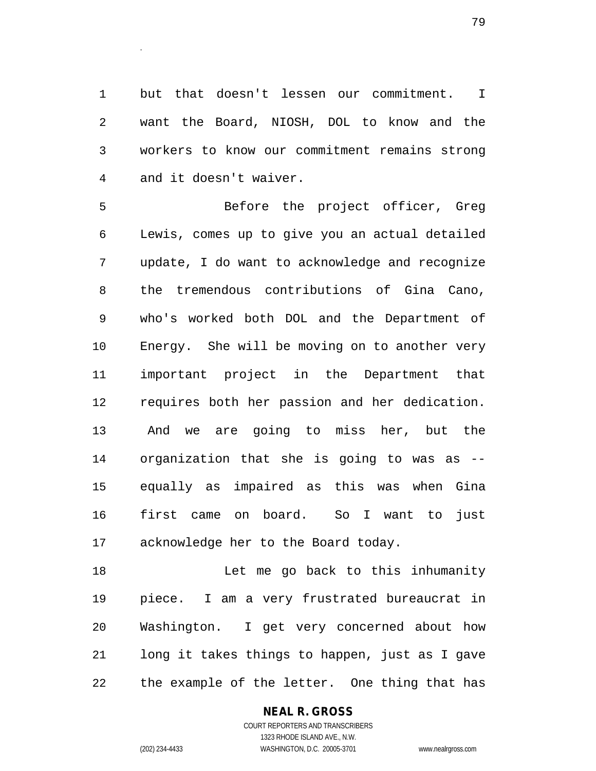but that doesn't lessen our commitment. I want the Board, NIOSH, DOL to know and the workers to know our commitment remains strong and it doesn't waiver.

Before the project officer, Greg Lewis, comes up to give you an actual detailed update, I do want to acknowledge and recognize the tremendous contributions of Gina Cano, who's worked both DOL and the Department of Energy. She will be moving on to another very important project in the Department that requires both her passion and her dedication. And we are going to miss her, but the organization that she is going to was as -- equally as impaired as this was when Gina first came on board. So I want to just acknowledge her to the Board today.

Let me go back to this inhumanity piece. I am a very frustrated bureaucrat in Washington. I get very concerned about how long it takes things to happen, just as I gave the example of the letter. One thing that has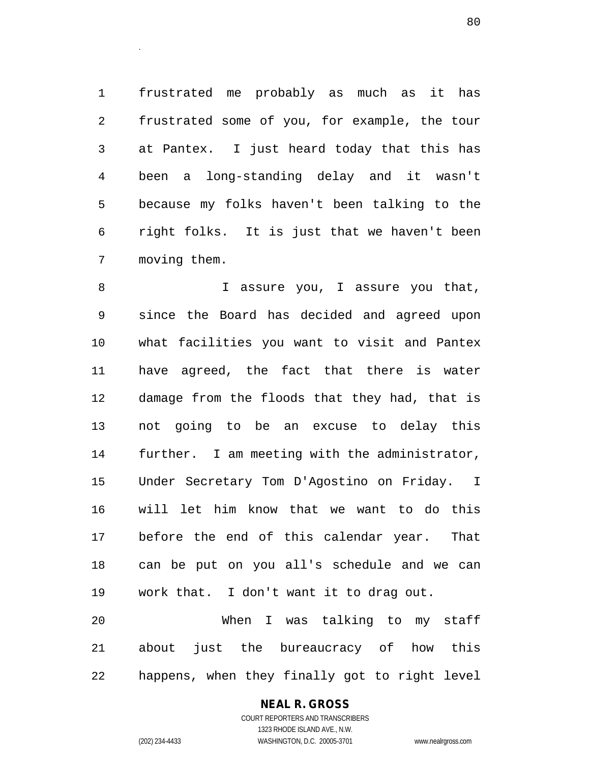frustrated me probably as much as it has frustrated some of you, for example, the tour at Pantex. I just heard today that this has been a long-standing delay and it wasn't because my folks haven't been talking to the right folks. It is just that we haven't been moving them.

I assure you, I assure you that, since the Board has decided and agreed upon what facilities you want to visit and Pantex have agreed, the fact that there is water damage from the floods that they had, that is not going to be an excuse to delay this further. I am meeting with the administrator, Under Secretary Tom D'Agostino on Friday. I will let him know that we want to do this before the end of this calendar year. That can be put on you all's schedule and we can work that. I don't want it to drag out.

When I was talking to my staff about just the bureaucracy of how this happens, when they finally got to right level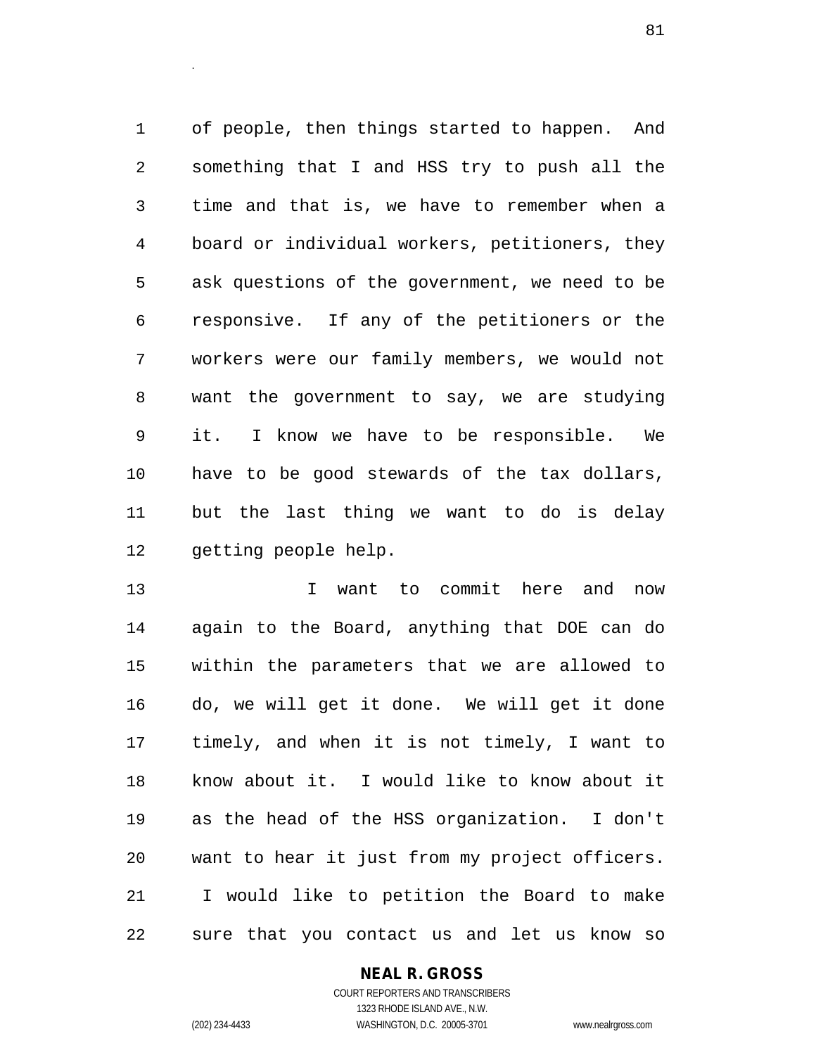of people, then things started to happen. And something that I and HSS try to push all the time and that is, we have to remember when a board or individual workers, petitioners, they ask questions of the government, we need to be responsive. If any of the petitioners or the workers were our family members, we would not want the government to say, we are studying it. I know we have to be responsible. We have to be good stewards of the tax dollars, but the last thing we want to do is delay getting people help.

I want to commit here and now again to the Board, anything that DOE can do within the parameters that we are allowed to do, we will get it done. We will get it done timely, and when it is not timely, I want to know about it. I would like to know about it as the head of the HSS organization. I don't want to hear it just from my project officers. I would like to petition the Board to make sure that you contact us and let us know so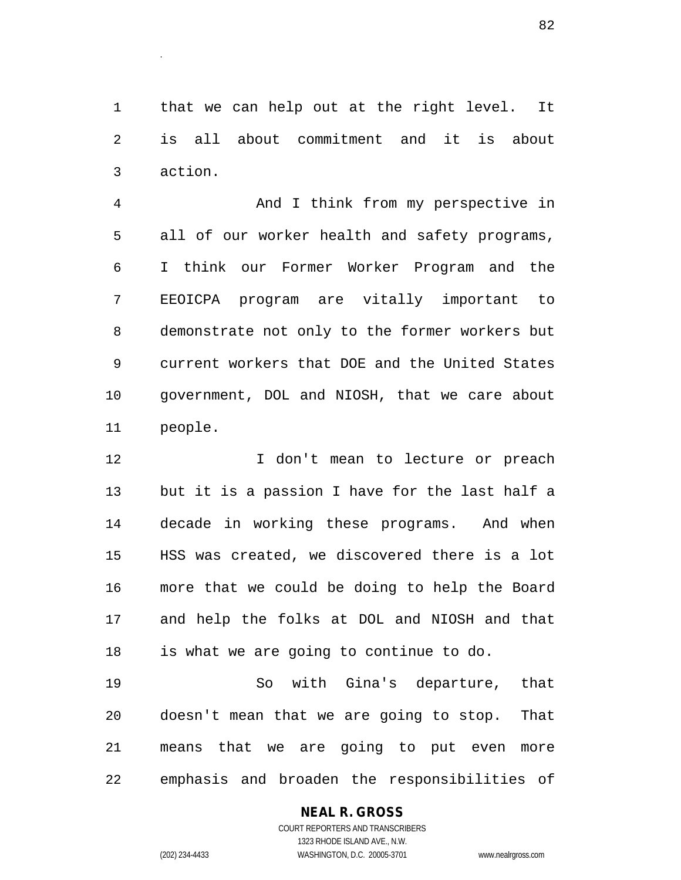that we can help out at the right level. It is all about commitment and it is about action.

And I think from my perspective in all of our worker health and safety programs, I think our Former Worker Program and the EEOICPA program are vitally important to demonstrate not only to the former workers but current workers that DOE and the United States government, DOL and NIOSH, that we care about people.

I don't mean to lecture or preach but it is a passion I have for the last half a decade in working these programs. And when HSS was created, we discovered there is a lot more that we could be doing to help the Board and help the folks at DOL and NIOSH and that is what we are going to continue to do.

So with Gina's departure, that doesn't mean that we are going to stop. That means that we are going to put even more emphasis and broaden the responsibilities of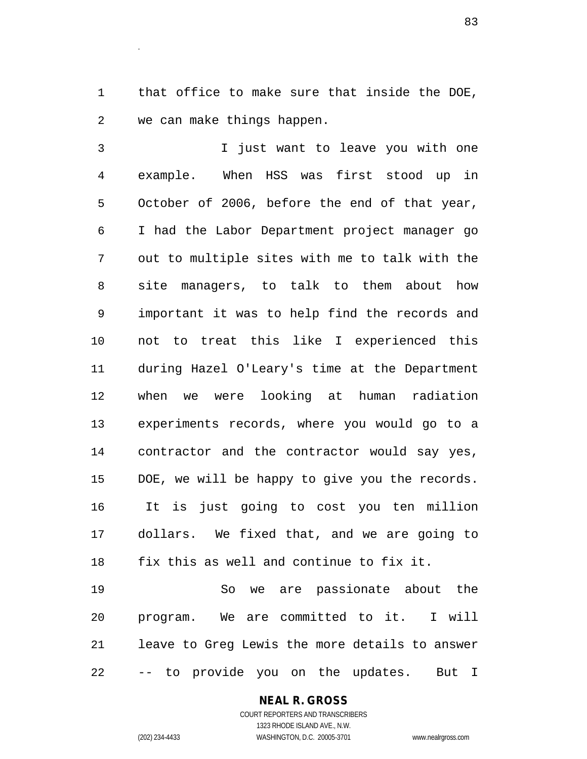that office to make sure that inside the DOE, we can make things happen.

I just want to leave you with one example. When HSS was first stood up in October of 2006, before the end of that year, I had the Labor Department project manager go out to multiple sites with me to talk with the site managers, to talk to them about how important it was to help find the records and not to treat this like I experienced this during Hazel O'Leary's time at the Department when we were looking at human radiation experiments records, where you would go to a contractor and the contractor would say yes, DOE, we will be happy to give you the records. It is just going to cost you ten million dollars. We fixed that, and we are going to fix this as well and continue to fix it.

So we are passionate about the program. We are committed to it. I will leave to Greg Lewis the more details to answer -- to provide you on the updates. But I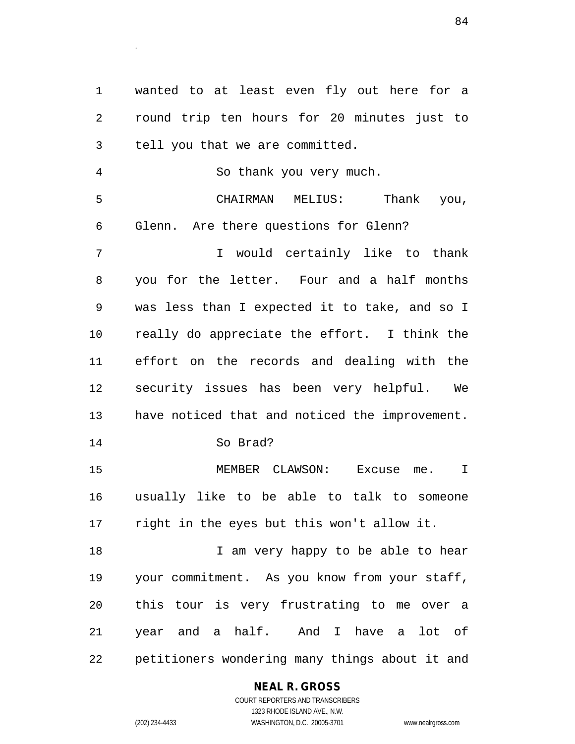wanted to at least even fly out here for a round trip ten hours for 20 minutes just to tell you that we are committed.

So thank you very much.

CHAIRMAN MELIUS: Thank you, Glenn. Are there questions for Glenn?

I would certainly like to thank you for the letter. Four and a half months was less than I expected it to take, and so I really do appreciate the effort. I think the effort on the records and dealing with the security issues has been very helpful. We have noticed that and noticed the improvement.

So Brad?

MEMBER CLAWSON: Excuse me. I usually like to be able to talk to someone right in the eyes but this won't allow it.

I am very happy to be able to hear your commitment. As you know from your staff, this tour is very frustrating to me over a year and a half. And I have a lot of petitioners wondering many things about it and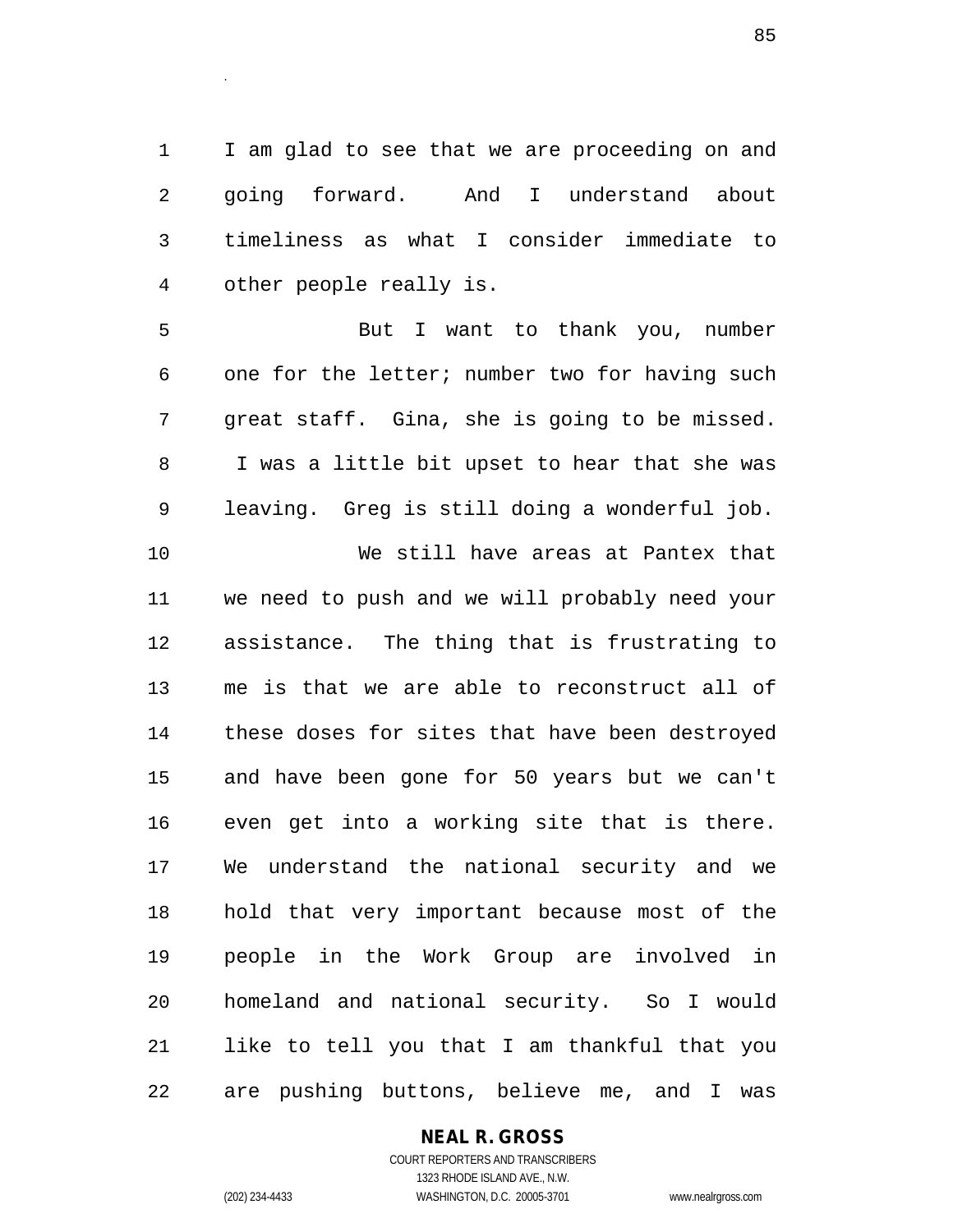I am glad to see that we are proceeding on and going forward. And I understand about timeliness as what I consider immediate to other people really is.

But I want to thank you, number one for the letter; number two for having such great staff. Gina, she is going to be missed. I was a little bit upset to hear that she was leaving. Greg is still doing a wonderful job.

We still have areas at Pantex that we need to push and we will probably need your assistance. The thing that is frustrating to me is that we are able to reconstruct all of these doses for sites that have been destroyed and have been gone for 50 years but we can't even get into a working site that is there. We understand the national security and we hold that very important because most of the people in the Work Group are involved in homeland and national security. So I would like to tell you that I am thankful that you are pushing buttons, believe me, and I was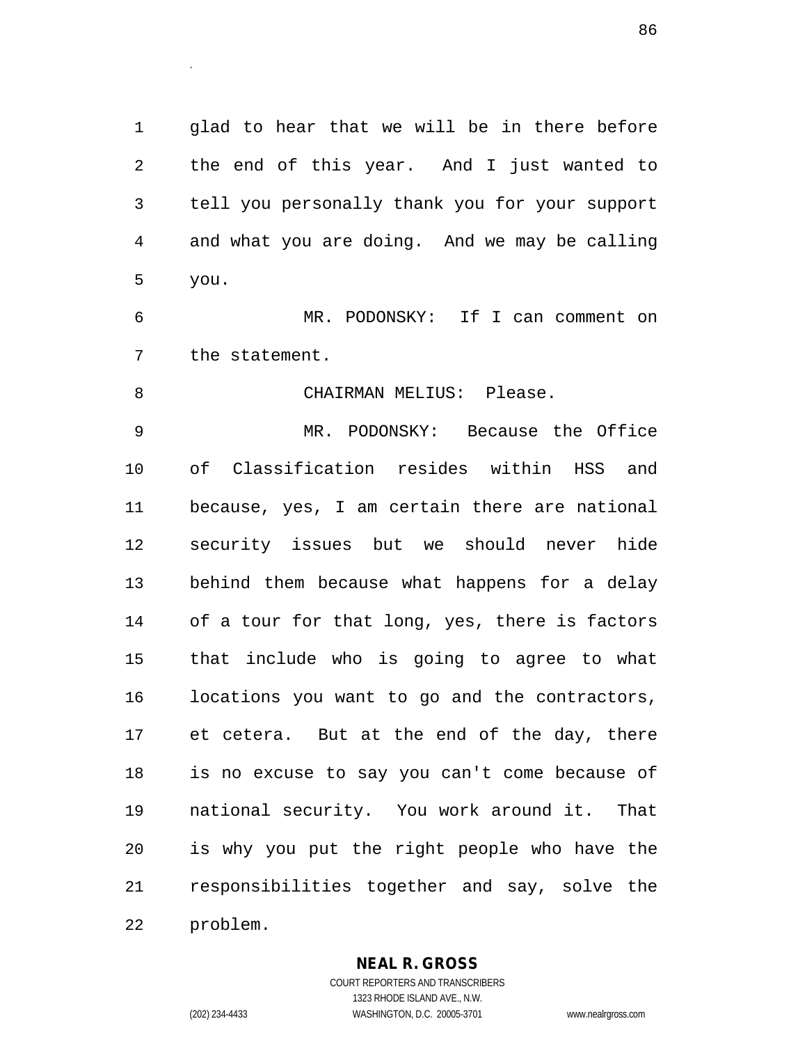glad to hear that we will be in there before the end of this year. And I just wanted to tell you personally thank you for your support and what you are doing. And we may be calling you.

MR. PODONSKY: If I can comment on the statement.

CHAIRMAN MELIUS: Please.

MR. PODONSKY: Because the Office of Classification resides within HSS and because, yes, I am certain there are national security issues but we should never hide behind them because what happens for a delay of a tour for that long, yes, there is factors that include who is going to agree to what locations you want to go and the contractors, et cetera. But at the end of the day, there is no excuse to say you can't come because of national security. You work around it. That is why you put the right people who have the responsibilities together and say, solve the problem.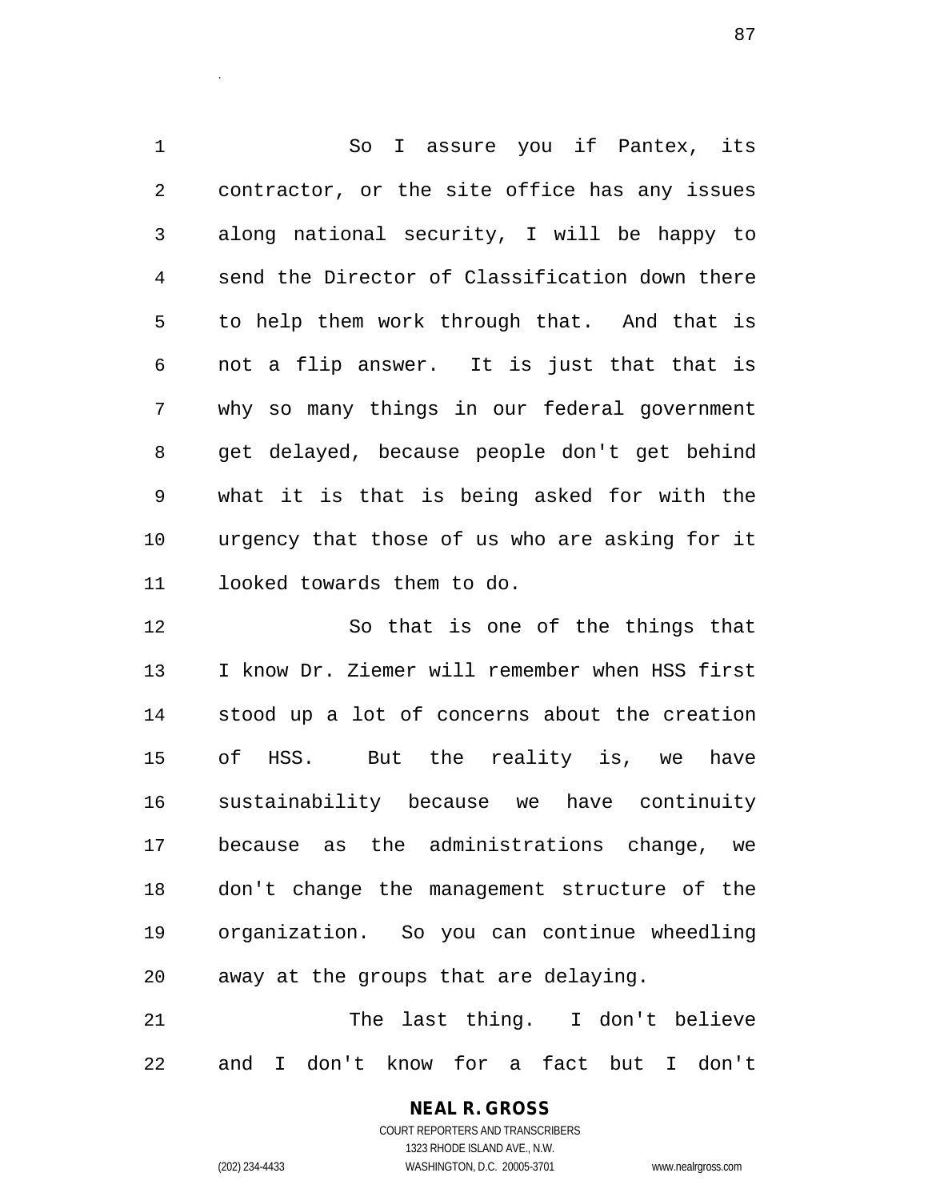So I assure you if Pantex, its contractor, or the site office has any issues along national security, I will be happy to send the Director of Classification down there to help them work through that. And that is not a flip answer. It is just that that is why so many things in our federal government get delayed, because people don't get behind what it is that is being asked for with the urgency that those of us who are asking for it looked towards them to do.

So that is one of the things that I know Dr. Ziemer will remember when HSS first stood up a lot of concerns about the creation of HSS. But the reality is, we have sustainability because we have continuity because as the administrations change, we don't change the management structure of the organization. So you can continue wheedling away at the groups that are delaying.

The last thing. I don't believe and I don't know for a fact but I don't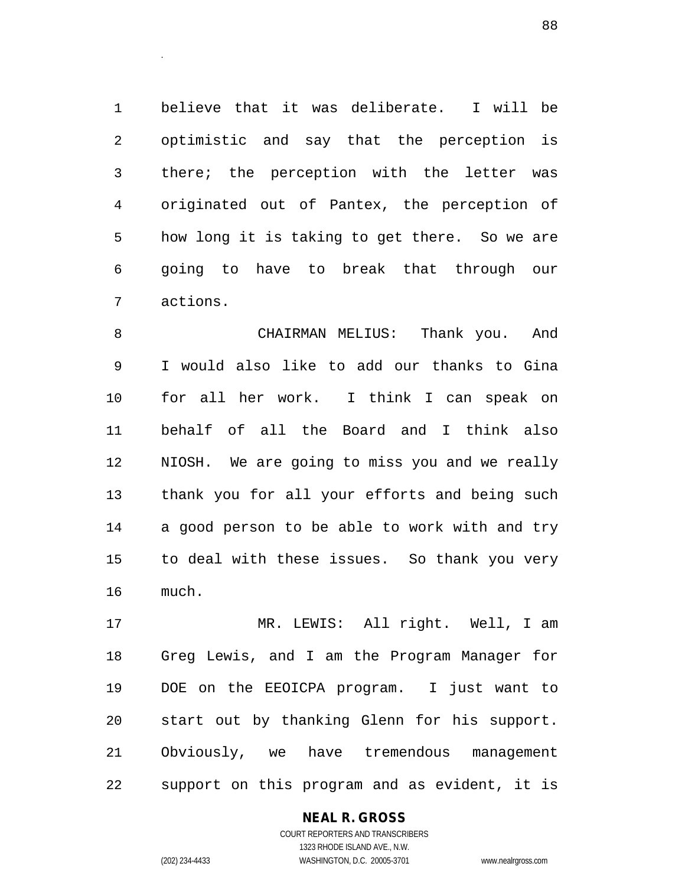believe that it was deliberate. I will be optimistic and say that the perception is there; the perception with the letter was originated out of Pantex, the perception of how long it is taking to get there. So we are going to have to break that through our actions.

CHAIRMAN MELIUS: Thank you. And I would also like to add our thanks to Gina for all her work. I think I can speak on behalf of all the Board and I think also NIOSH. We are going to miss you and we really thank you for all your efforts and being such a good person to be able to work with and try to deal with these issues. So thank you very much.

MR. LEWIS: All right. Well, I am Greg Lewis, and I am the Program Manager for DOE on the EEOICPA program. I just want to start out by thanking Glenn for his support. Obviously, we have tremendous management support on this program and as evident, it is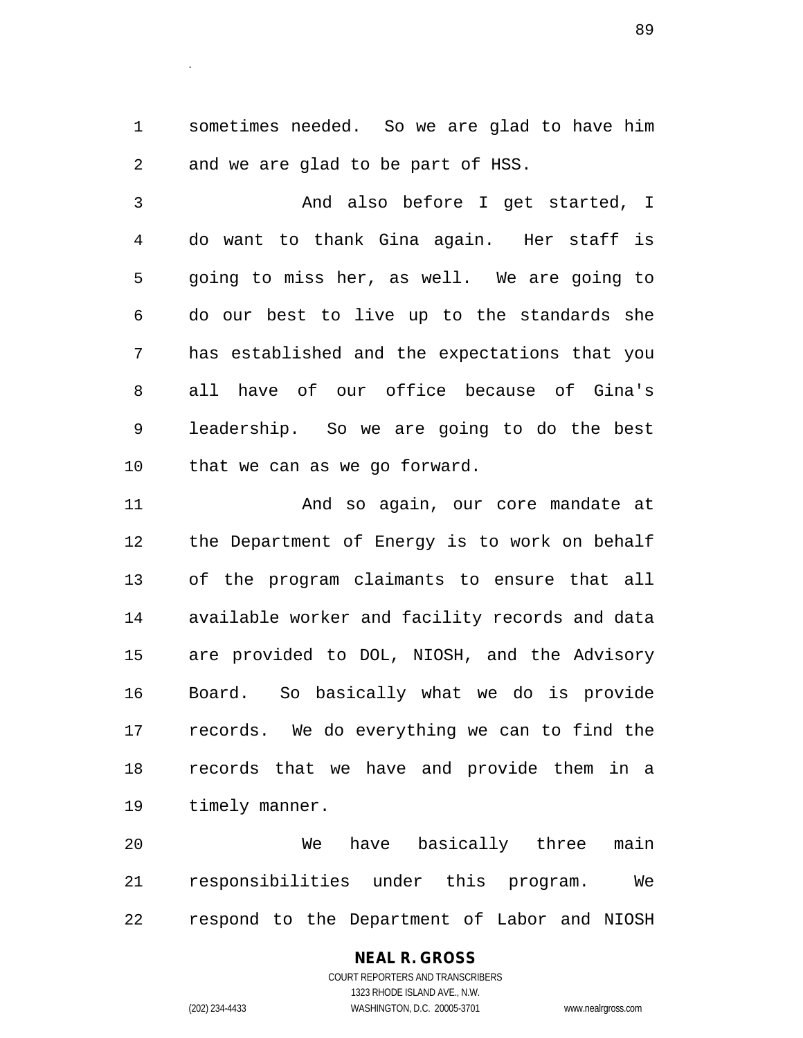sometimes needed. So we are glad to have him and we are glad to be part of HSS.

And also before I get started, I do want to thank Gina again. Her staff is going to miss her, as well. We are going to do our best to live up to the standards she has established and the expectations that you all have of our office because of Gina's leadership. So we are going to do the best that we can as we go forward.

And so again, our core mandate at the Department of Energy is to work on behalf of the program claimants to ensure that all available worker and facility records and data are provided to DOL, NIOSH, and the Advisory Board. So basically what we do is provide records. We do everything we can to find the records that we have and provide them in a timely manner.

We have basically three main responsibilities under this program. We respond to the Department of Labor and NIOSH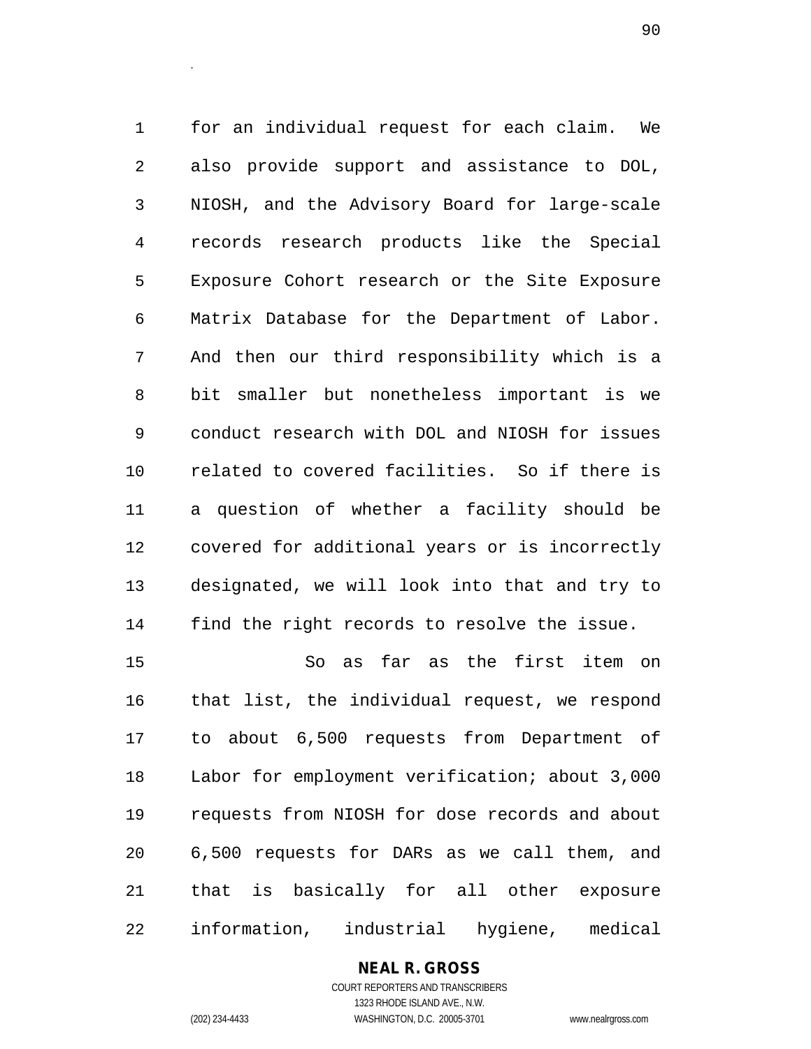for an individual request for each claim. We also provide support and assistance to DOL, NIOSH, and the Advisory Board for large-scale records research products like the Special Exposure Cohort research or the Site Exposure Matrix Database for the Department of Labor. And then our third responsibility which is a bit smaller but nonetheless important is we conduct research with DOL and NIOSH for issues related to covered facilities. So if there is a question of whether a facility should be covered for additional years or is incorrectly designated, we will look into that and try to find the right records to resolve the issue.

So as far as the first item on that list, the individual request, we respond to about 6,500 requests from Department of Labor for employment verification; about 3,000 requests from NIOSH for dose records and about 6,500 requests for DARs as we call them, and that is basically for all other exposure information, industrial hygiene, medical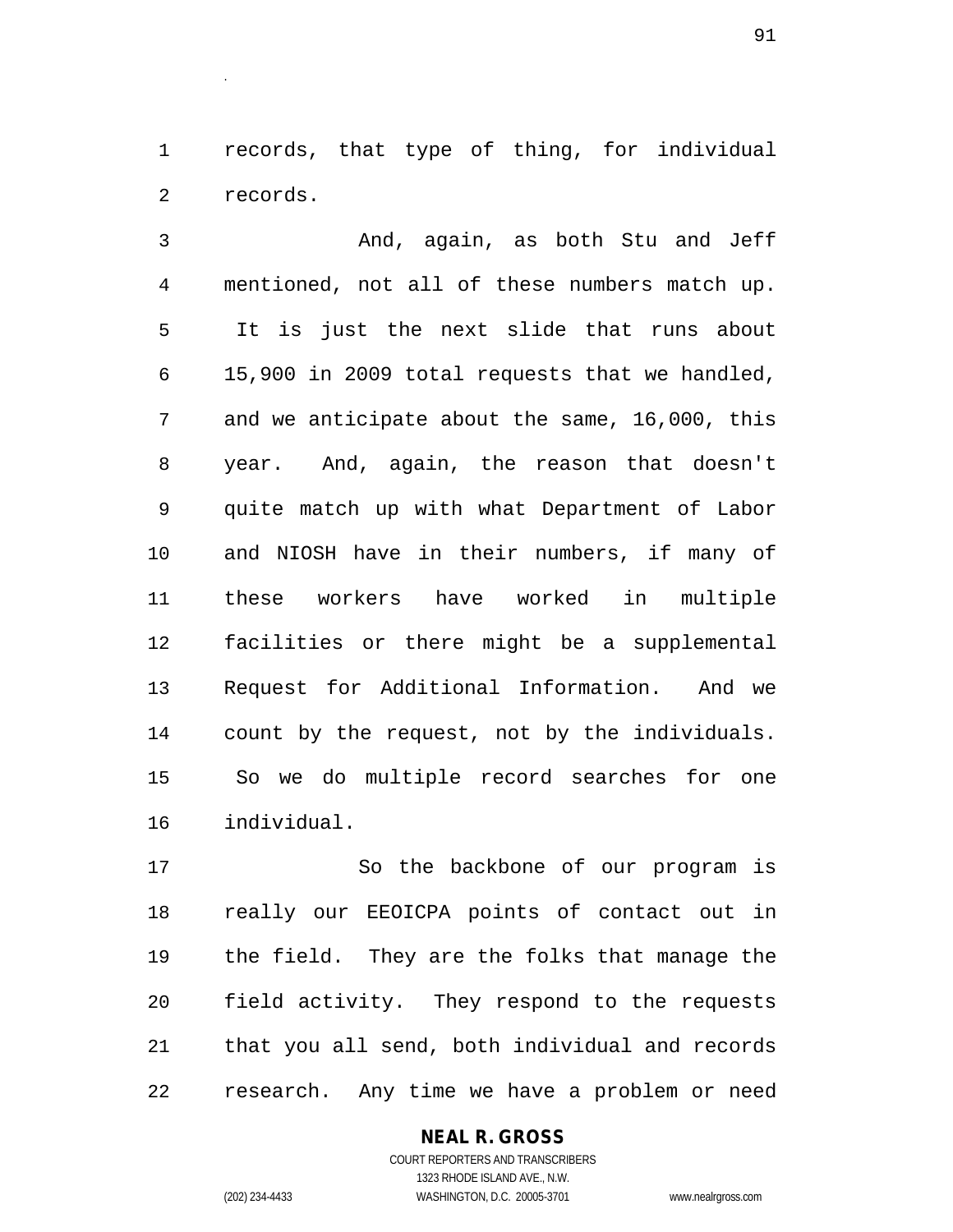records, that type of thing, for individual records.

And, again, as both Stu and Jeff mentioned, not all of these numbers match up. It is just the next slide that runs about 15,900 in 2009 total requests that we handled, and we anticipate about the same, 16,000, this year. And, again, the reason that doesn't quite match up with what Department of Labor and NIOSH have in their numbers, if many of these workers have worked in multiple facilities or there might be a supplemental Request for Additional Information. And we count by the request, not by the individuals. So we do multiple record searches for one individual.

So the backbone of our program is really our EEOICPA points of contact out in the field. They are the folks that manage the field activity. They respond to the requests that you all send, both individual and records research. Any time we have a problem or need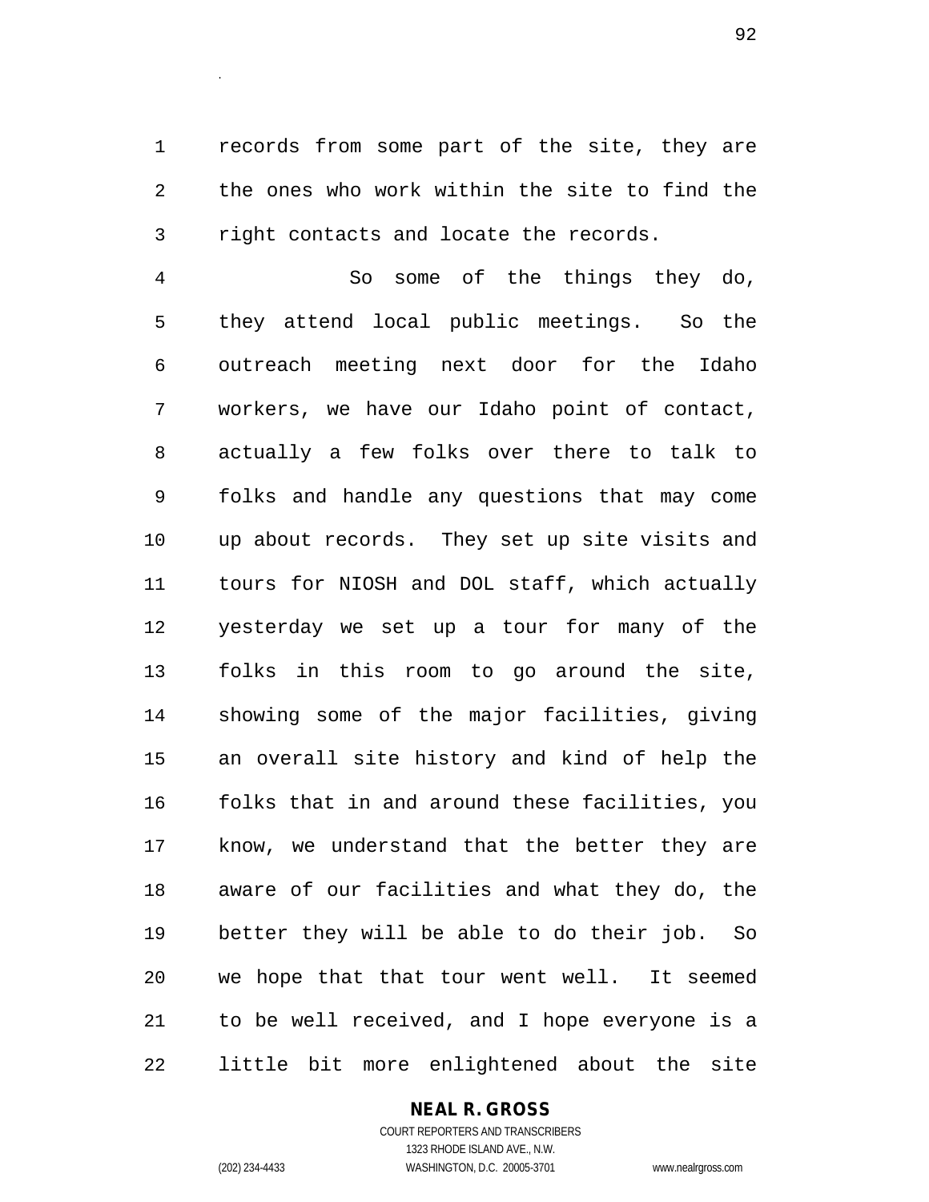records from some part of the site, they are the ones who work within the site to find the right contacts and locate the records.

So some of the things they do, they attend local public meetings. So the outreach meeting next door for the Idaho workers, we have our Idaho point of contact, actually a few folks over there to talk to folks and handle any questions that may come up about records. They set up site visits and tours for NIOSH and DOL staff, which actually yesterday we set up a tour for many of the folks in this room to go around the site, showing some of the major facilities, giving an overall site history and kind of help the folks that in and around these facilities, you know, we understand that the better they are aware of our facilities and what they do, the better they will be able to do their job. So we hope that that tour went well. It seemed to be well received, and I hope everyone is a little bit more enlightened about the site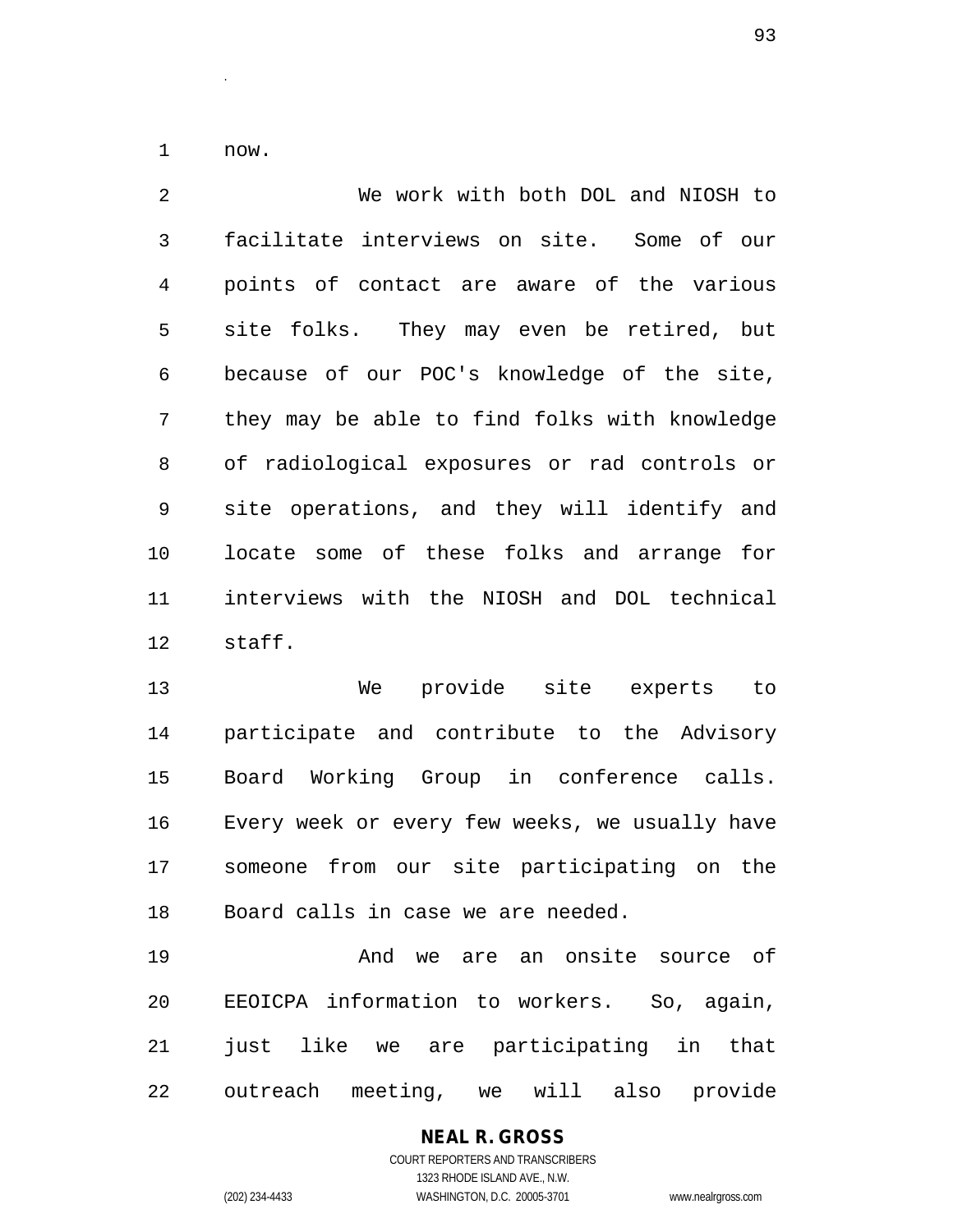now.

We work with both DOL and NIOSH to facilitate interviews on site. Some of our points of contact are aware of the various site folks. They may even be retired, but because of our POC's knowledge of the site, they may be able to find folks with knowledge of radiological exposures or rad controls or site operations, and they will identify and locate some of these folks and arrange for interviews with the NIOSH and DOL technical staff.

We provide site experts to participate and contribute to the Advisory Board Working Group in conference calls. Every week or every few weeks, we usually have someone from our site participating on the Board calls in case we are needed.

And we are an onsite source of EEOICPA information to workers. So, again, just like we are participating in that outreach meeting, we will also provide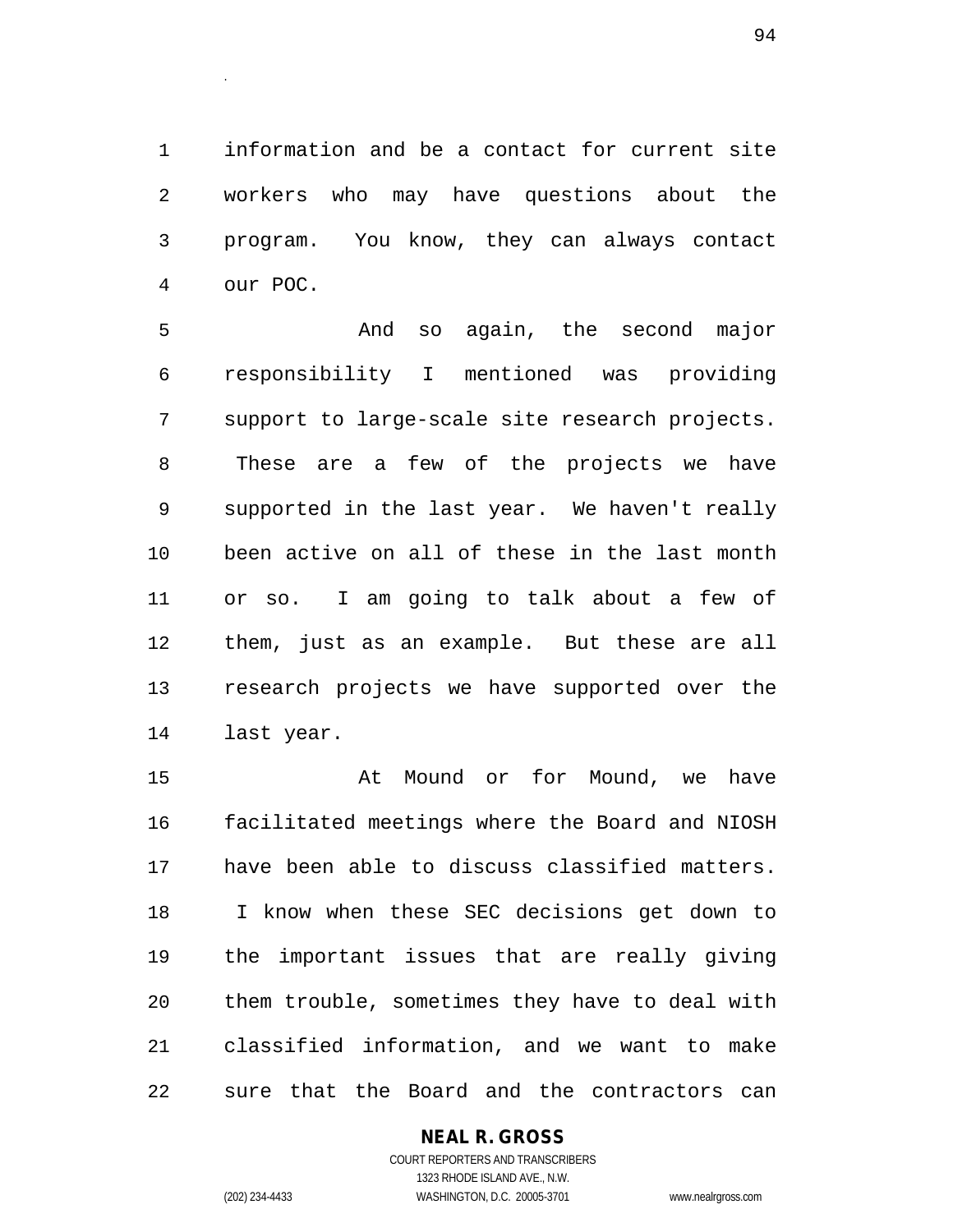information and be a contact for current site workers who may have questions about the program. You know, they can always contact our POC.

And so again, the second major responsibility I mentioned was providing support to large-scale site research projects. These are a few of the projects we have supported in the last year. We haven't really been active on all of these in the last month or so. I am going to talk about a few of them, just as an example. But these are all research projects we have supported over the last year.

At Mound or for Mound, we have facilitated meetings where the Board and NIOSH have been able to discuss classified matters. I know when these SEC decisions get down to the important issues that are really giving them trouble, sometimes they have to deal with classified information, and we want to make sure that the Board and the contractors can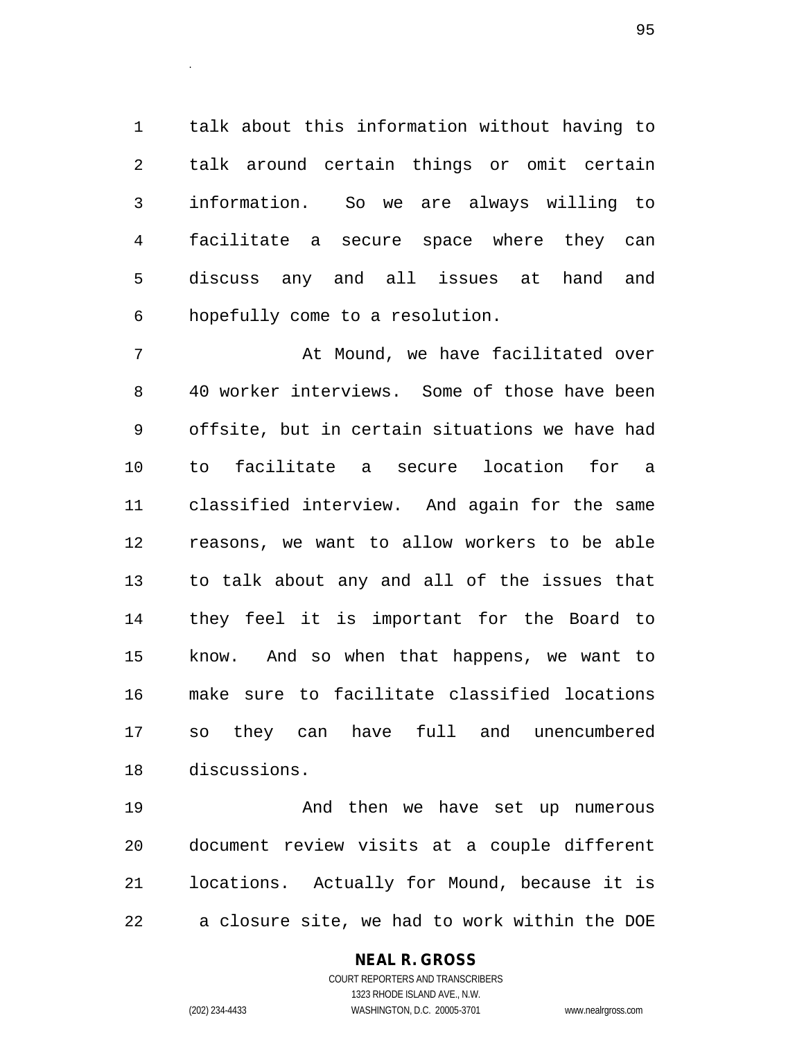talk about this information without having to talk around certain things or omit certain information. So we are always willing to facilitate a secure space where they can discuss any and all issues at hand and hopefully come to a resolution.

At Mound, we have facilitated over 40 worker interviews. Some of those have been offsite, but in certain situations we have had to facilitate a secure location for a classified interview. And again for the same reasons, we want to allow workers to be able to talk about any and all of the issues that they feel it is important for the Board to know. And so when that happens, we want to make sure to facilitate classified locations so they can have full and unencumbered discussions.

And then we have set up numerous document review visits at a couple different locations. Actually for Mound, because it is a closure site, we had to work within the DOE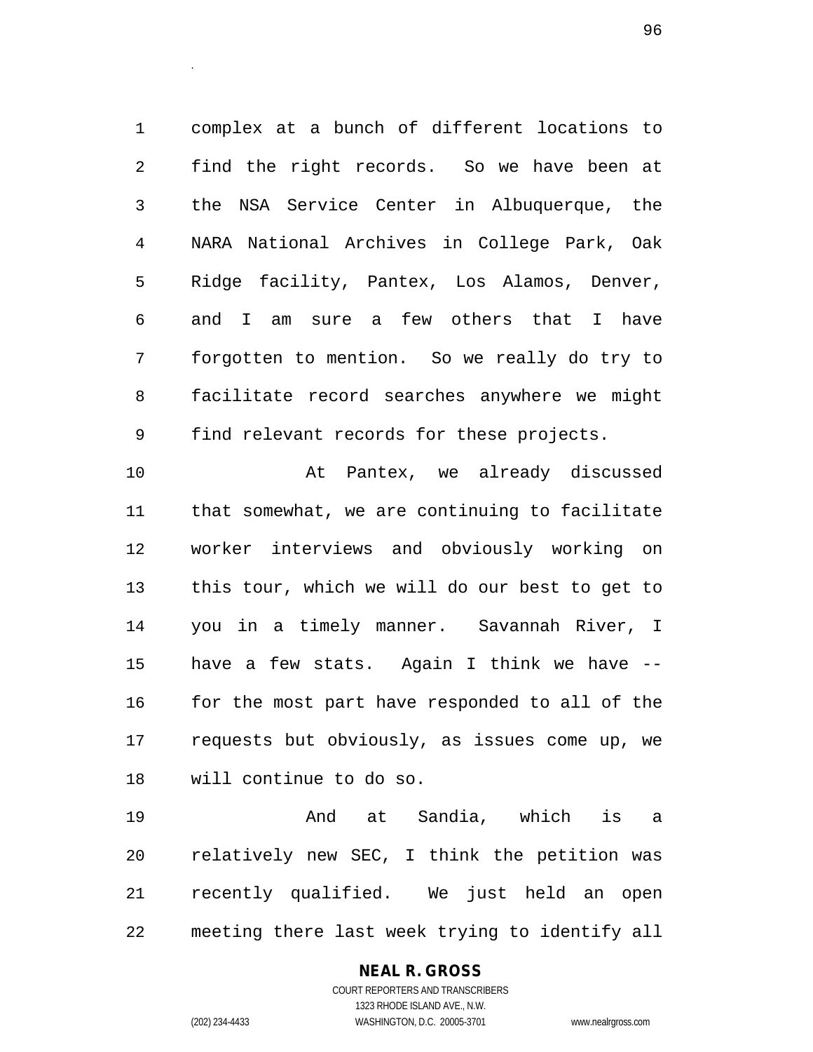complex at a bunch of different locations to find the right records. So we have been at the NSA Service Center in Albuquerque, the NARA National Archives in College Park, Oak Ridge facility, Pantex, Los Alamos, Denver, and I am sure a few others that I have forgotten to mention. So we really do try to facilitate record searches anywhere we might find relevant records for these projects.

At Pantex, we already discussed that somewhat, we are continuing to facilitate worker interviews and obviously working on this tour, which we will do our best to get to you in a timely manner. Savannah River, I have a few stats. Again I think we have -- for the most part have responded to all of the requests but obviously, as issues come up, we will continue to do so.

And at Sandia, which is a relatively new SEC, I think the petition was recently qualified. We just held an open meeting there last week trying to identify all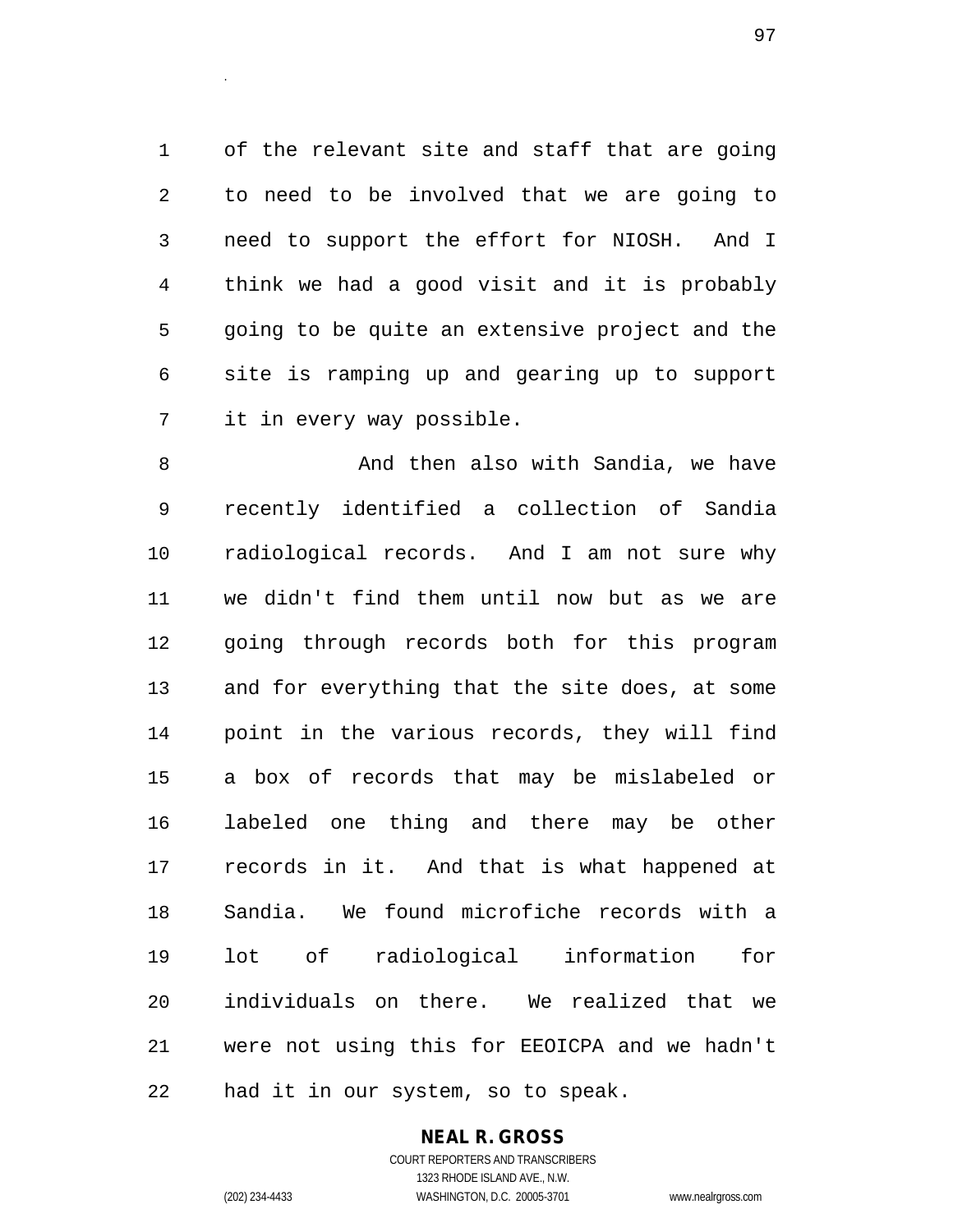of the relevant site and staff that are going to need to be involved that we are going to need to support the effort for NIOSH. And I think we had a good visit and it is probably going to be quite an extensive project and the site is ramping up and gearing up to support it in every way possible.

And then also with Sandia, we have recently identified a collection of Sandia radiological records. And I am not sure why we didn't find them until now but as we are going through records both for this program and for everything that the site does, at some point in the various records, they will find a box of records that may be mislabeled or labeled one thing and there may be other records in it. And that is what happened at Sandia. We found microfiche records with a lot of radiological information for individuals on there. We realized that we were not using this for EEOICPA and we hadn't had it in our system, so to speak.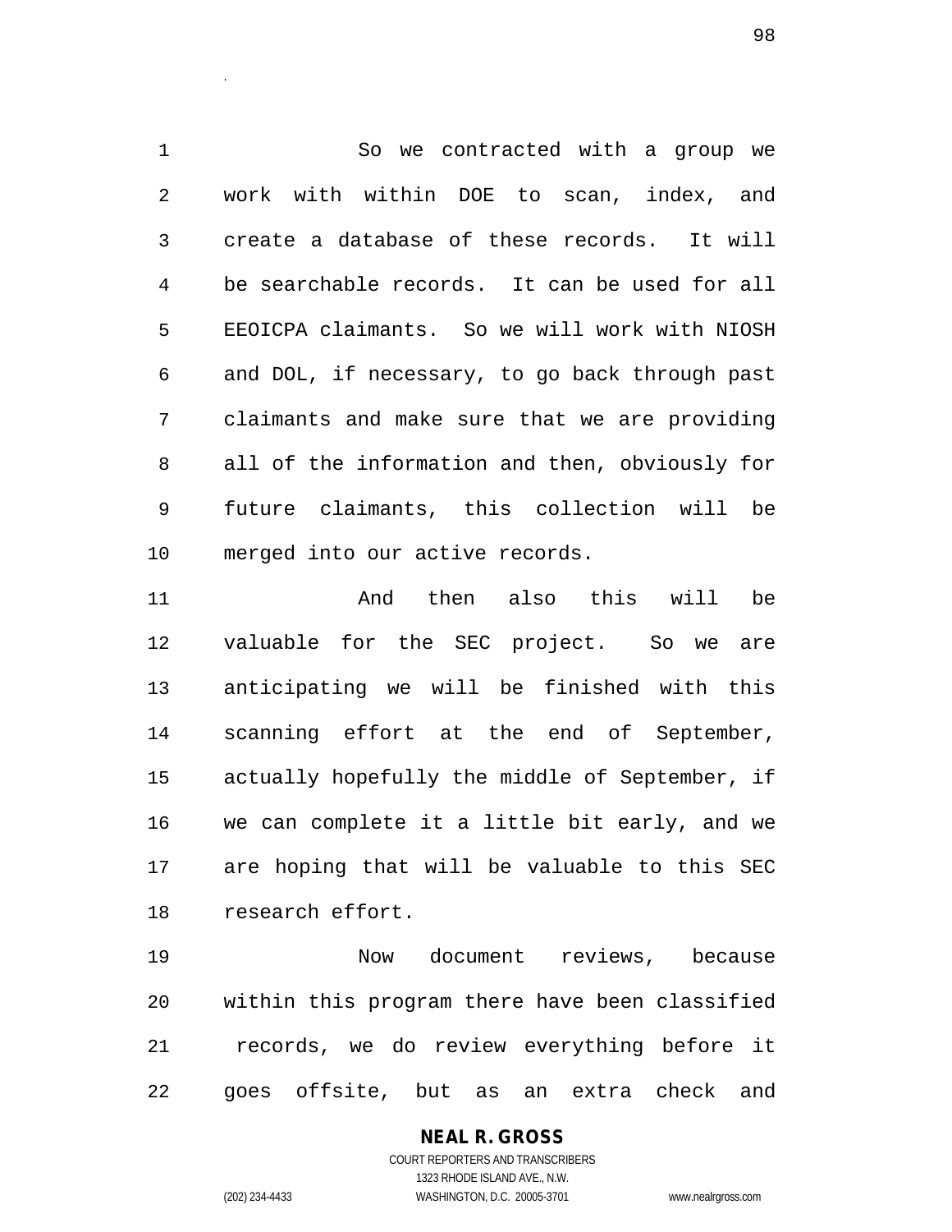So we contracted with a group we work with within DOE to scan, index, and create a database of these records. It will be searchable records. It can be used for all EEOICPA claimants. So we will work with NIOSH and DOL, if necessary, to go back through past claimants and make sure that we are providing all of the information and then, obviously for future claimants, this collection will be merged into our active records.

And then also this will be valuable for the SEC project. So we are anticipating we will be finished with this scanning effort at the end of September, actually hopefully the middle of September, if we can complete it a little bit early, and we are hoping that will be valuable to this SEC research effort.

Now document reviews, because within this program there have been classified records, we do review everything before it goes offsite, but as an extra check and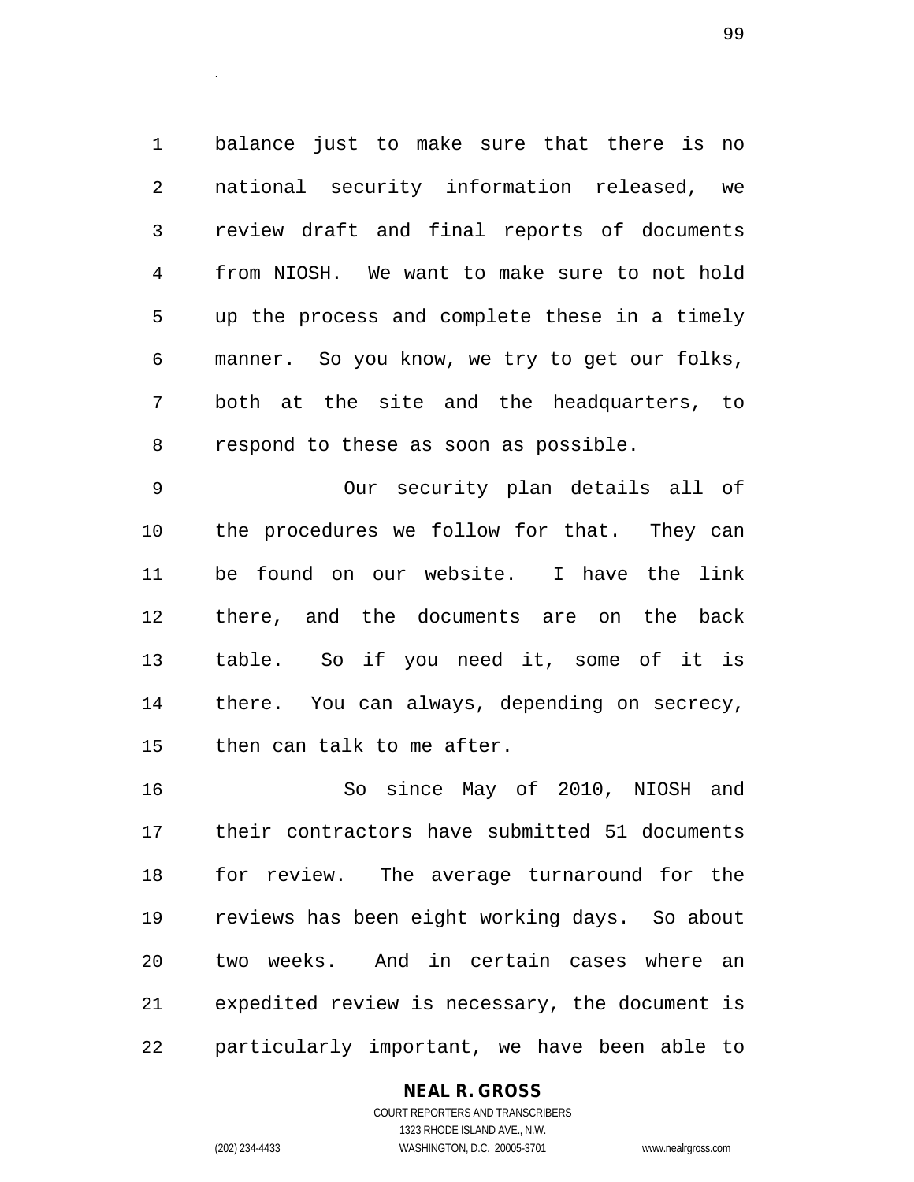balance just to make sure that there is no national security information released, we review draft and final reports of documents from NIOSH. We want to make sure to not hold up the process and complete these in a timely manner. So you know, we try to get our folks, both at the site and the headquarters, to respond to these as soon as possible.

Our security plan details all of the procedures we follow for that. They can be found on our website. I have the link there, and the documents are on the back table. So if you need it, some of it is there. You can always, depending on secrecy, then can talk to me after.

So since May of 2010, NIOSH and their contractors have submitted 51 documents for review. The average turnaround for the reviews has been eight working days. So about two weeks. And in certain cases where an expedited review is necessary, the document is particularly important, we have been able to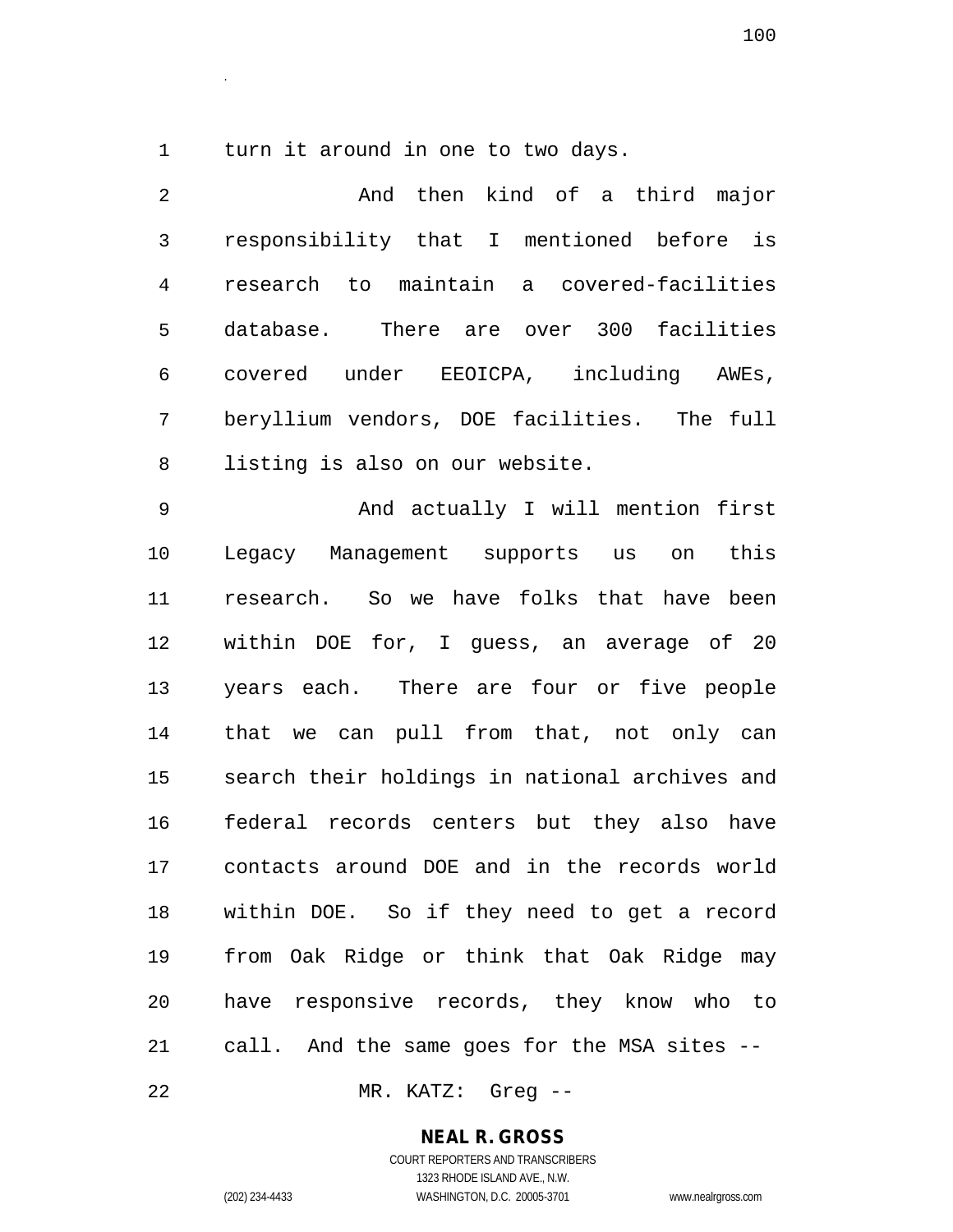turn it around in one to two days.

And then kind of a third major responsibility that I mentioned before is research to maintain a covered-facilities database. There are over 300 facilities covered under EEOICPA, including AWEs, beryllium vendors, DOE facilities. The full listing is also on our website.

And actually I will mention first Legacy Management supports us on this research. So we have folks that have been within DOE for, I guess, an average of 20 years each. There are four or five people that we can pull from that, not only can search their holdings in national archives and federal records centers but they also have contacts around DOE and in the records world within DOE. So if they need to get a record from Oak Ridge or think that Oak Ridge may have responsive records, they know who to call. And the same goes for the MSA sites --

MR. KATZ: Greg --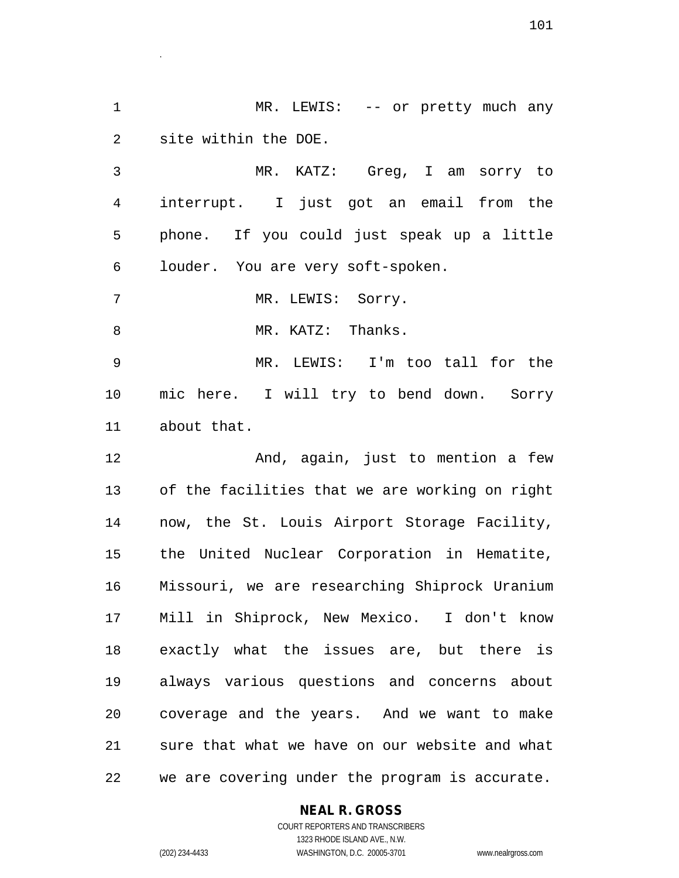MR. LEWIS: -- or pretty much any site within the DOE.

MR. KATZ: Greg, I am sorry to interrupt. I just got an email from the phone. If you could just speak up a little louder. You are very soft-spoken.

MR. LEWIS: Sorry.

MR. KATZ: Thanks.

MR. LEWIS: I'm too tall for the mic here. I will try to bend down. Sorry about that.

And, again, just to mention a few of the facilities that we are working on right now, the St. Louis Airport Storage Facility, the United Nuclear Corporation in Hematite, Missouri, we are researching Shiprock Uranium Mill in Shiprock, New Mexico. I don't know exactly what the issues are, but there is always various questions and concerns about coverage and the years. And we want to make sure that what we have on our website and what we are covering under the program is accurate.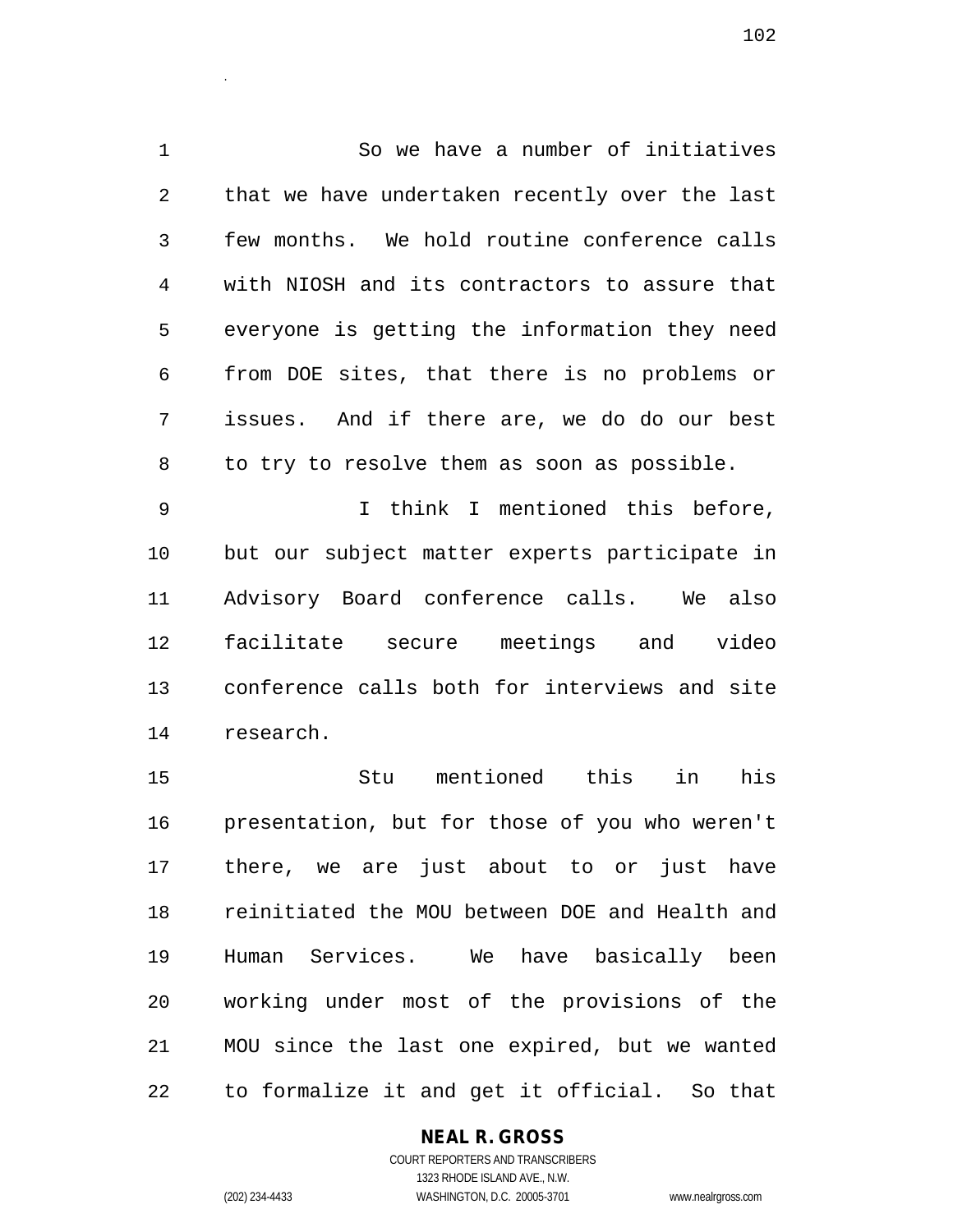So we have a number of initiatives that we have undertaken recently over the last few months. We hold routine conference calls with NIOSH and its contractors to assure that everyone is getting the information they need from DOE sites, that there is no problems or issues. And if there are, we do do our best to try to resolve them as soon as possible.

I think I mentioned this before, but our subject matter experts participate in Advisory Board conference calls. We also facilitate secure meetings and video conference calls both for interviews and site research.

Stu mentioned this in his presentation, but for those of you who weren't there, we are just about to or just have reinitiated the MOU between DOE and Health and Human Services. We have basically been working under most of the provisions of the MOU since the last one expired, but we wanted to formalize it and get it official. So that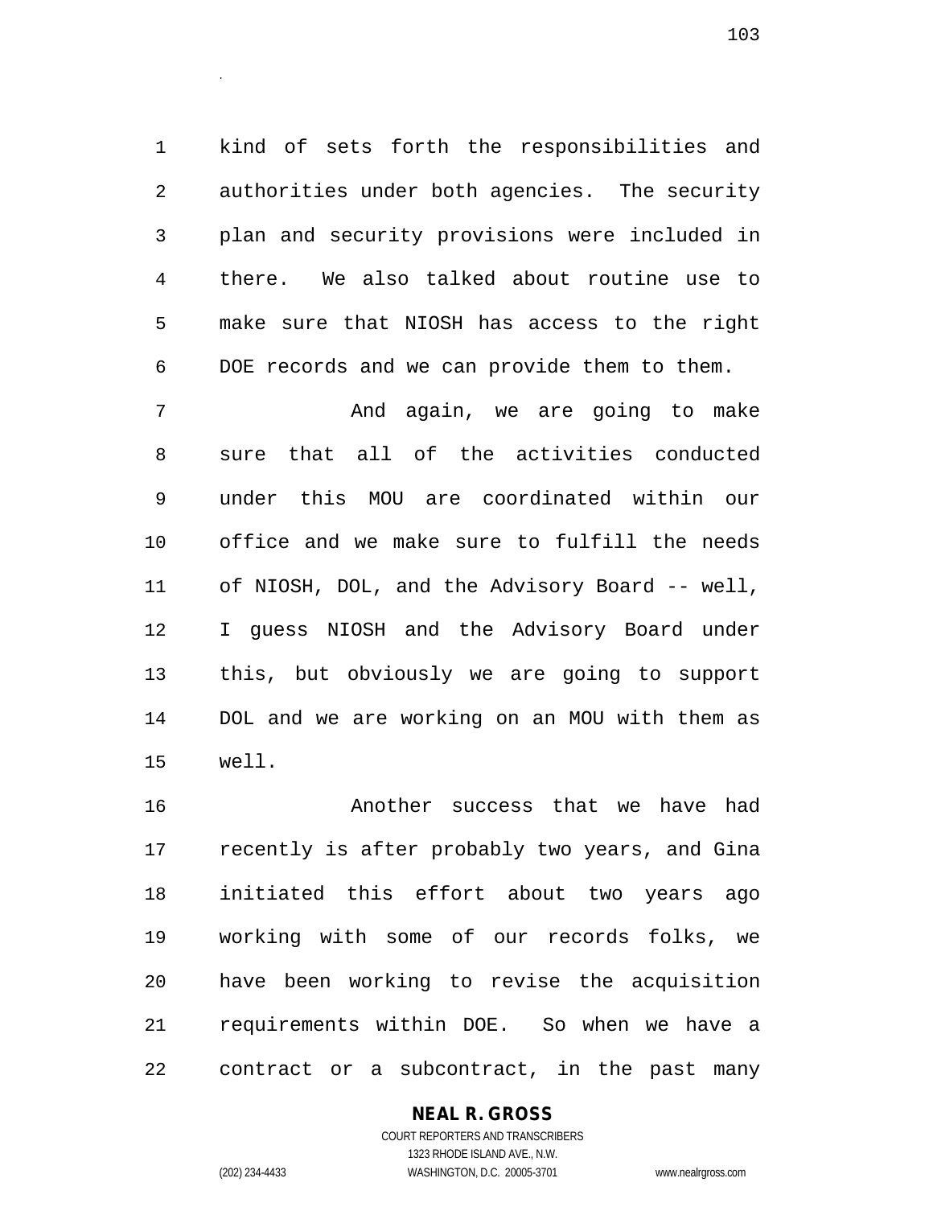kind of sets forth the responsibilities and authorities under both agencies. The security plan and security provisions were included in there. We also talked about routine use to make sure that NIOSH has access to the right DOE records and we can provide them to them.

And again, we are going to make sure that all of the activities conducted under this MOU are coordinated within our office and we make sure to fulfill the needs of NIOSH, DOL, and the Advisory Board -- well, I guess NIOSH and the Advisory Board under this, but obviously we are going to support DOL and we are working on an MOU with them as well.

Another success that we have had recently is after probably two years, and Gina initiated this effort about two years ago working with some of our records folks, we have been working to revise the acquisition requirements within DOE. So when we have a contract or a subcontract, in the past many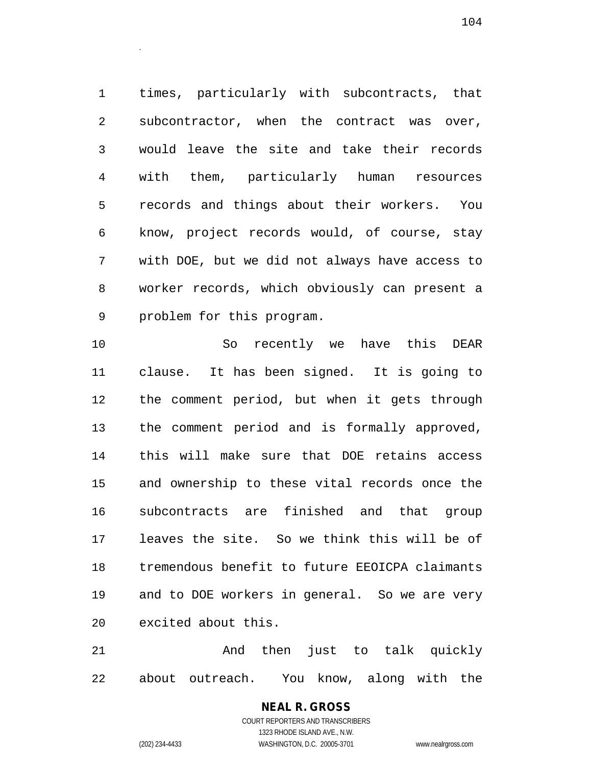times, particularly with subcontracts, that subcontractor, when the contract was over, would leave the site and take their records with them, particularly human resources records and things about their workers. You know, project records would, of course, stay with DOE, but we did not always have access to worker records, which obviously can present a problem for this program.

So recently we have this DEAR clause. It has been signed. It is going to the comment period, but when it gets through the comment period and is formally approved, this will make sure that DOE retains access and ownership to these vital records once the subcontracts are finished and that group leaves the site. So we think this will be of tremendous benefit to future EEOICPA claimants and to DOE workers in general. So we are very excited about this.

And then just to talk quickly about outreach. You know, along with the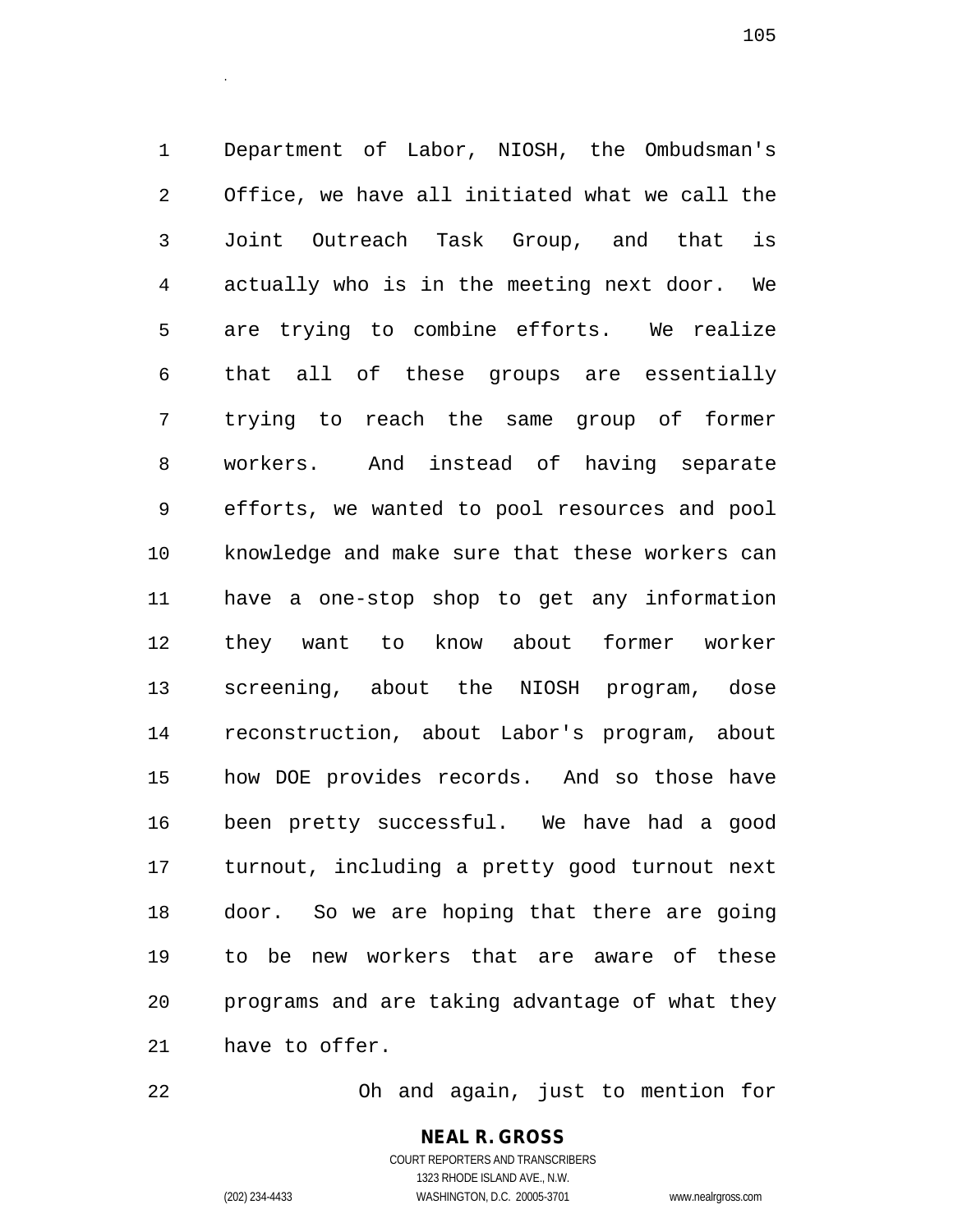Department of Labor, NIOSH, the Ombudsman's Office, we have all initiated what we call the Joint Outreach Task Group, and that is actually who is in the meeting next door. We are trying to combine efforts. We realize that all of these groups are essentially trying to reach the same group of former workers. And instead of having separate efforts, we wanted to pool resources and pool knowledge and make sure that these workers can have a one-stop shop to get any information they want to know about former worker screening, about the NIOSH program, dose reconstruction, about Labor's program, about how DOE provides records. And so those have been pretty successful. We have had a good turnout, including a pretty good turnout next door. So we are hoping that there are going to be new workers that are aware of these programs and are taking advantage of what they have to offer.

Oh and again, just to mention for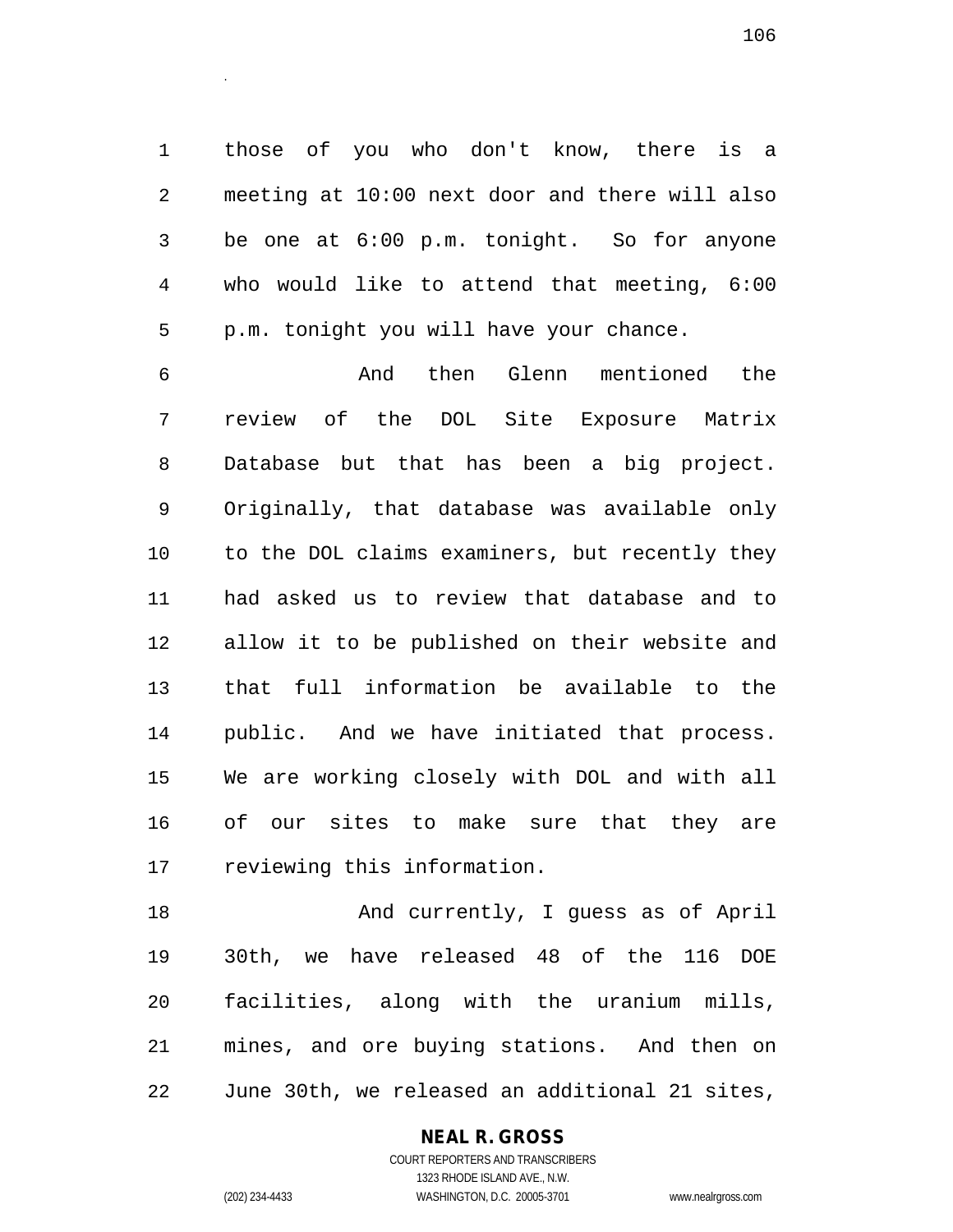those of you who don't know, there is a meeting at 10:00 next door and there will also be one at 6:00 p.m. tonight. So for anyone who would like to attend that meeting, 6:00 p.m. tonight you will have your chance.

And then Glenn mentioned the review of the DOL Site Exposure Matrix Database but that has been a big project. Originally, that database was available only to the DOL claims examiners, but recently they had asked us to review that database and to allow it to be published on their website and that full information be available to the public. And we have initiated that process. We are working closely with DOL and with all of our sites to make sure that they are reviewing this information.

And currently, I guess as of April 30th, we have released 48 of the 116 DOE facilities, along with the uranium mills, mines, and ore buying stations. And then on June 30th, we released an additional 21 sites,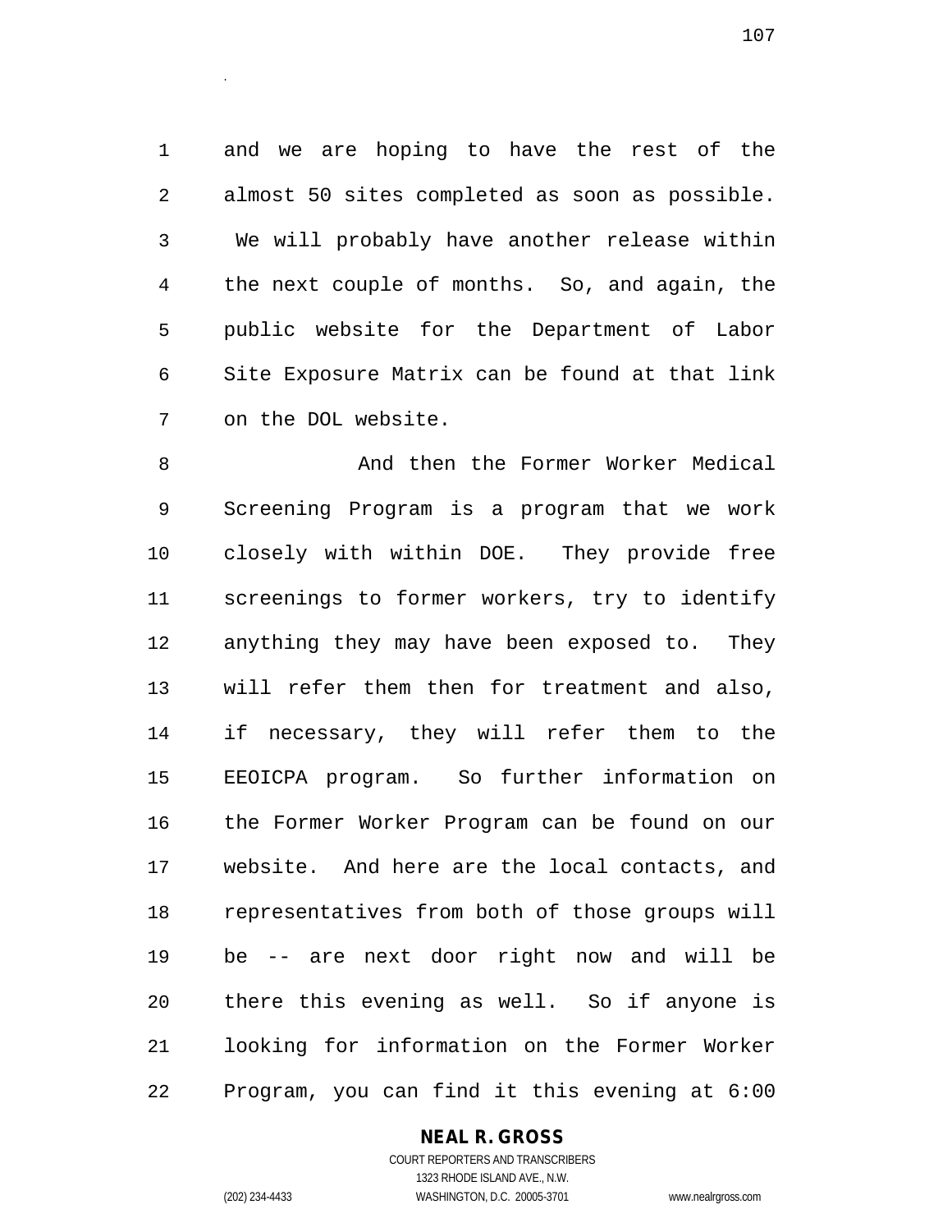and we are hoping to have the rest of the almost 50 sites completed as soon as possible. We will probably have another release within the next couple of months. So, and again, the public website for the Department of Labor Site Exposure Matrix can be found at that link on the DOL website.

And then the Former Worker Medical Screening Program is a program that we work closely with within DOE. They provide free screenings to former workers, try to identify anything they may have been exposed to. They will refer them then for treatment and also, if necessary, they will refer them to the EEOICPA program. So further information on the Former Worker Program can be found on our website. And here are the local contacts, and representatives from both of those groups will be -- are next door right now and will be there this evening as well. So if anyone is looking for information on the Former Worker Program, you can find it this evening at 6:00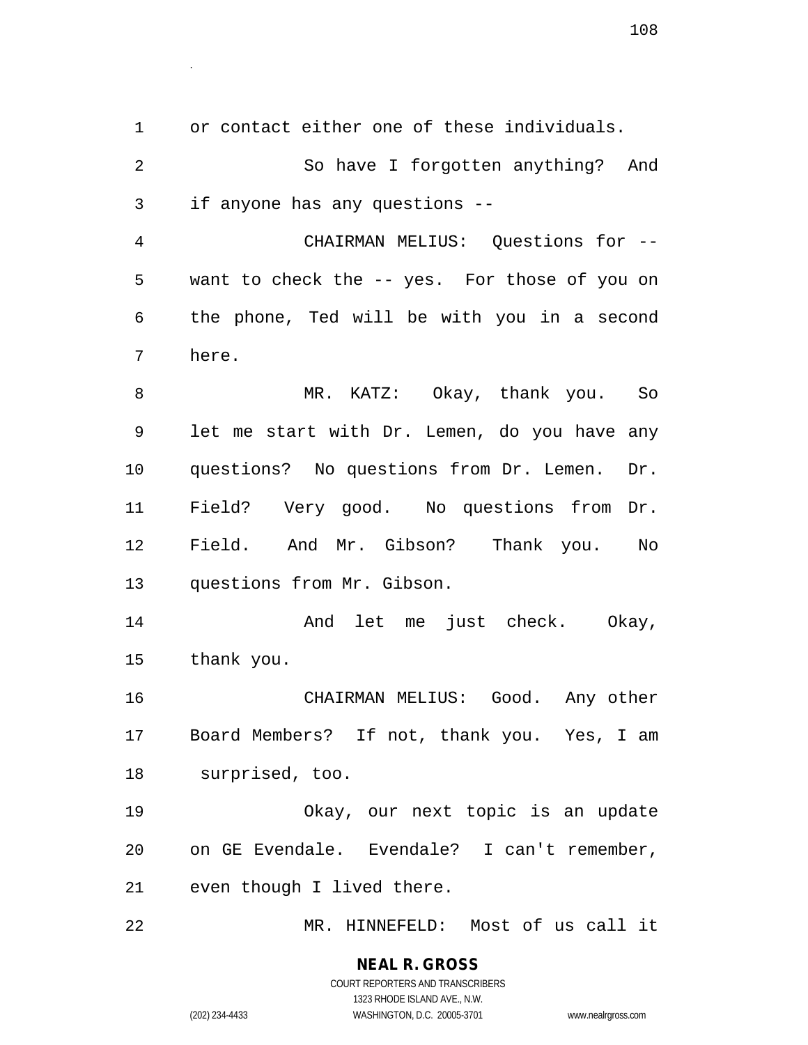or contact either one of these individuals.

So have I forgotten anything? And if anyone has any questions --

CHAIRMAN MELIUS: Questions for -- want to check the -- yes. For those of you on the phone, Ted will be with you in a second here.

MR. KATZ: Okay, thank you. So let me start with Dr. Lemen, do you have any questions? No questions from Dr. Lemen. Dr. Field? Very good. No questions from Dr. Field. And Mr. Gibson? Thank you. No questions from Mr. Gibson.

And let me just check. Okay, thank you.

CHAIRMAN MELIUS: Good. Any other Board Members? If not, thank you. Yes, I am surprised, too.

Okay, our next topic is an update on GE Evendale. Evendale? I can't remember, even though I lived there.

MR. HINNEFELD: Most of us call it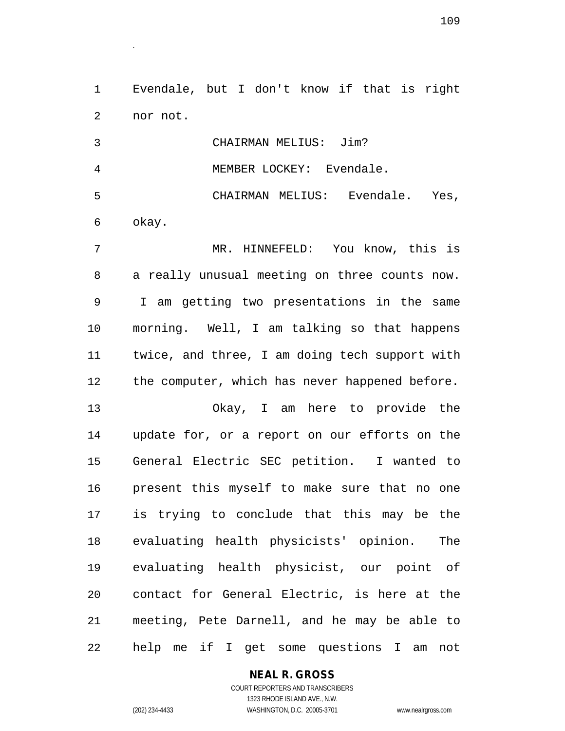Evendale, but I don't know if that is right nor not.

CHAIRMAN MELIUS: Jim?

MEMBER LOCKEY: Evendale.

CHAIRMAN MELIUS: Evendale. Yes, okay.

MR. HINNEFELD: You know, this is a really unusual meeting on three counts now. I am getting two presentations in the same morning. Well, I am talking so that happens twice, and three, I am doing tech support with the computer, which has never happened before.

Okay, I am here to provide the update for, or a report on our efforts on the General Electric SEC petition. I wanted to present this myself to make sure that no one is trying to conclude that this may be the evaluating health physicists' opinion. The evaluating health physicist, our point of contact for General Electric, is here at the meeting, Pete Darnell, and he may be able to help me if I get some questions I am not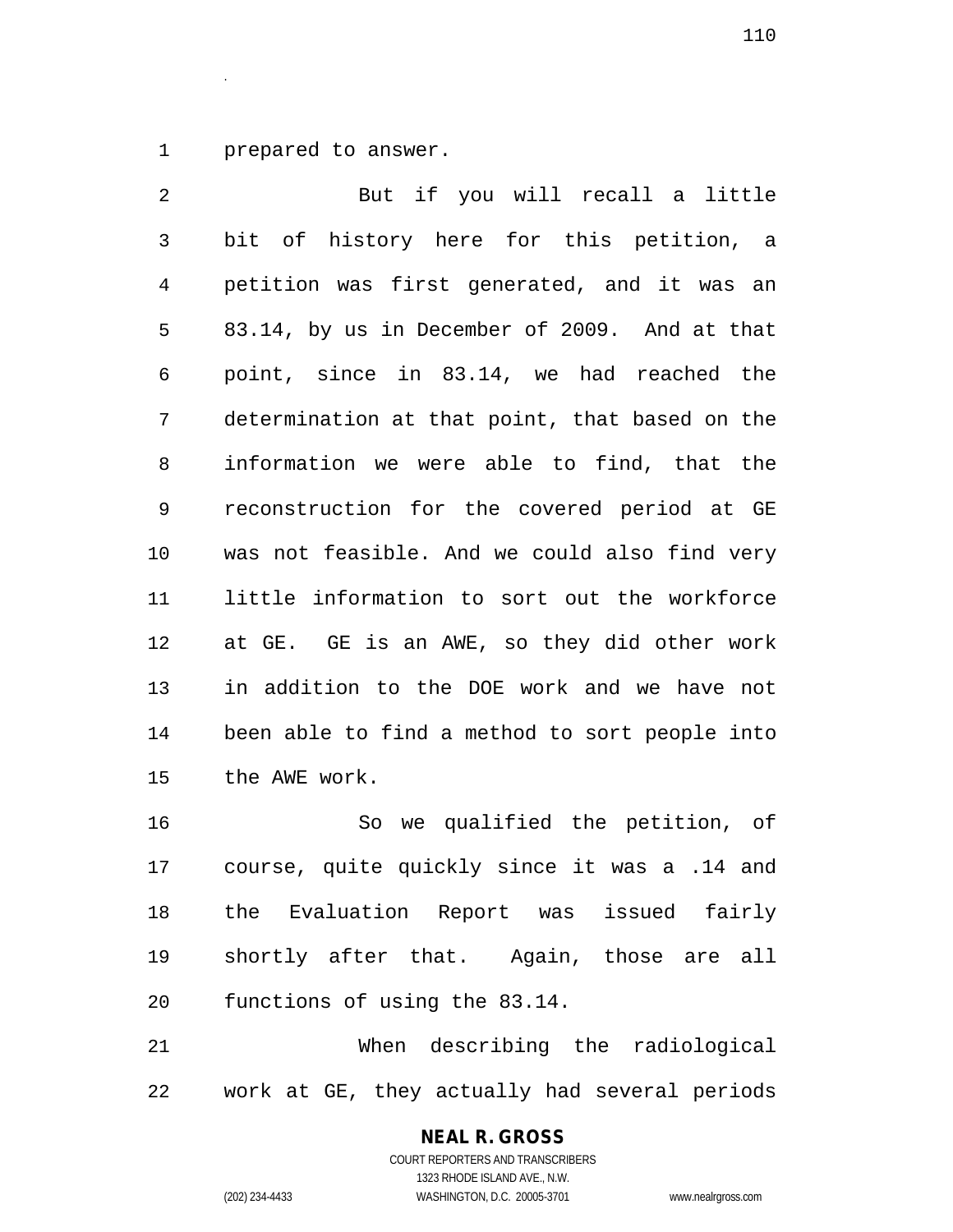prepared to answer.

But if you will recall a little bit of history here for this petition, a petition was first generated, and it was an 83.14, by us in December of 2009. And at that point, since in 83.14, we had reached the determination at that point, that based on the information we were able to find, that the reconstruction for the covered period at GE was not feasible. And we could also find very little information to sort out the workforce at GE. GE is an AWE, so they did other work in addition to the DOE work and we have not been able to find a method to sort people into the AWE work.

So we qualified the petition, of course, quite quickly since it was a .14 and the Evaluation Report was issued fairly shortly after that. Again, those are all functions of using the 83.14.

When describing the radiological work at GE, they actually had several periods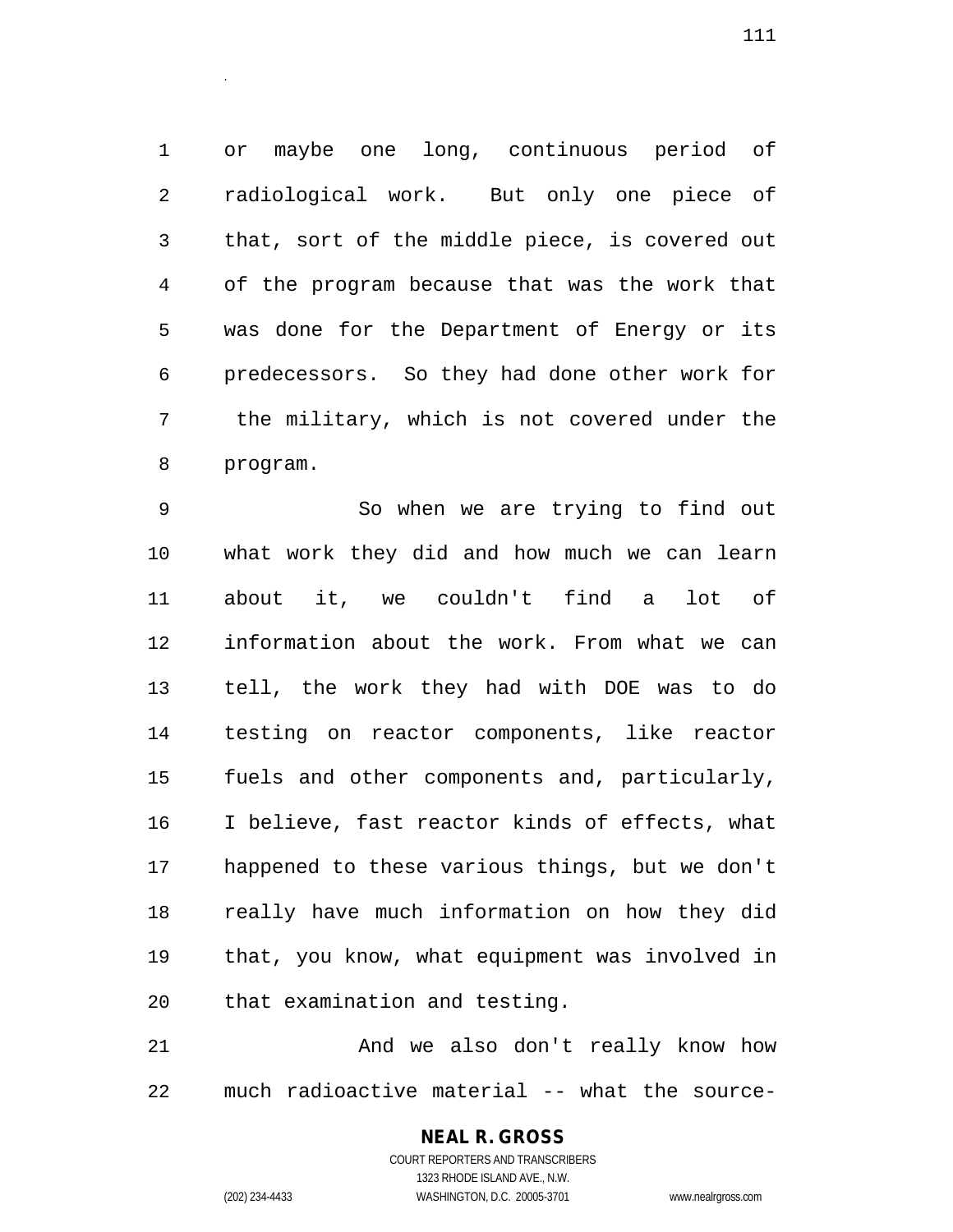or maybe one long, continuous period of radiological work. But only one piece of that, sort of the middle piece, is covered out of the program because that was the work that was done for the Department of Energy or its predecessors. So they had done other work for the military, which is not covered under the program.

So when we are trying to find out what work they did and how much we can learn about it, we couldn't find a lot of information about the work. From what we can tell, the work they had with DOE was to do testing on reactor components, like reactor fuels and other components and, particularly, I believe, fast reactor kinds of effects, what happened to these various things, but we don't really have much information on how they did that, you know, what equipment was involved in that examination and testing.

And we also don't really know how much radioactive material -- what the source-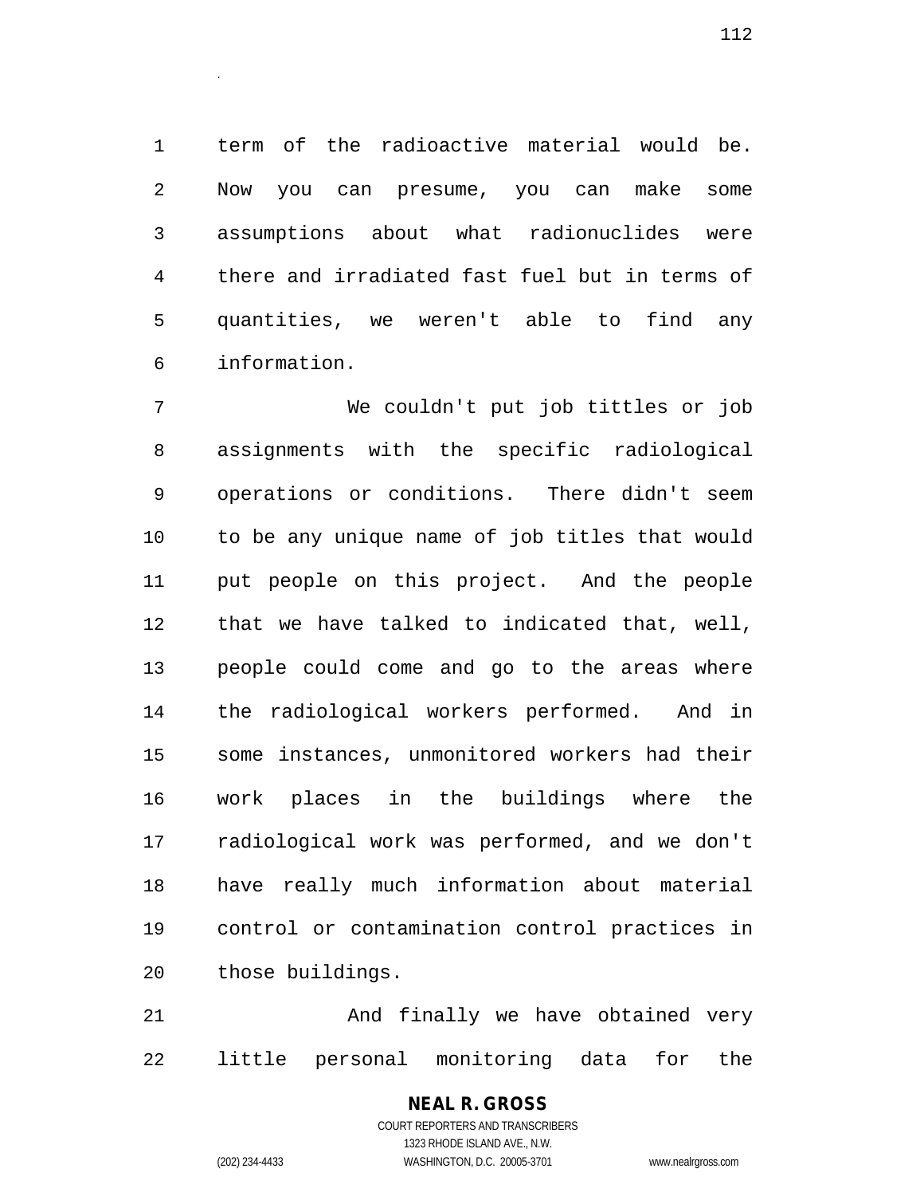term of the radioactive material would be. Now you can presume, you can make some assumptions about what radionuclides were there and irradiated fast fuel but in terms of quantities, we weren't able to find any information.

We couldn't put job tittles or job assignments with the specific radiological operations or conditions. There didn't seem to be any unique name of job titles that would put people on this project. And the people that we have talked to indicated that, well, people could come and go to the areas where the radiological workers performed. And in some instances, unmonitored workers had their work places in the buildings where the radiological work was performed, and we don't have really much information about material control or contamination control practices in those buildings.

And finally we have obtained very little personal monitoring data for the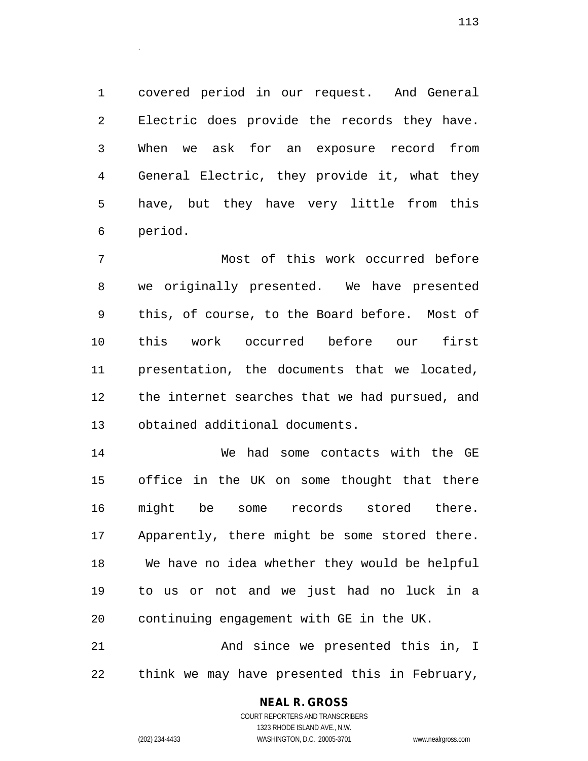covered period in our request. And General Electric does provide the records they have. When we ask for an exposure record from General Electric, they provide it, what they have, but they have very little from this period.

Most of this work occurred before we originally presented. We have presented this, of course, to the Board before. Most of this work occurred before our first presentation, the documents that we located, the internet searches that we had pursued, and obtained additional documents.

We had some contacts with the GE office in the UK on some thought that there might be some records stored there. Apparently, there might be some stored there. We have no idea whether they would be helpful to us or not and we just had no luck in a continuing engagement with GE in the UK.

And since we presented this in, I think we may have presented this in February,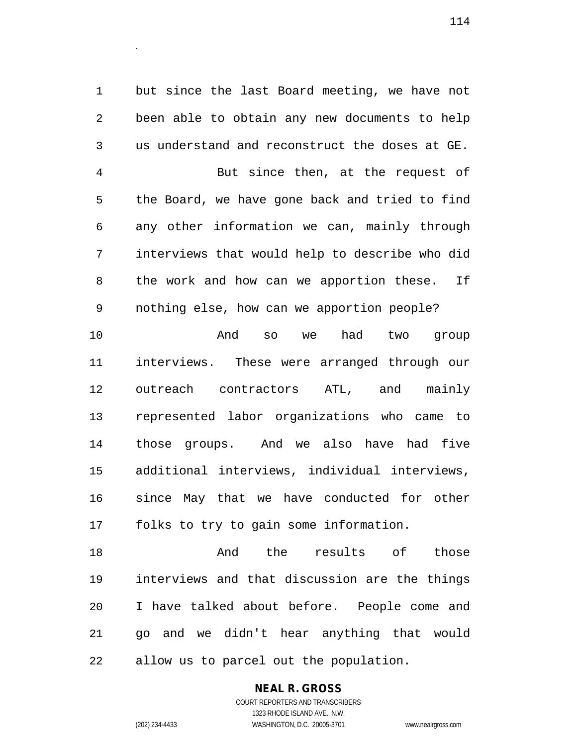but since the last Board meeting, we have not been able to obtain any new documents to help us understand and reconstruct the doses at GE.

But since then, at the request of the Board, we have gone back and tried to find any other information we can, mainly through interviews that would help to describe who did the work and how can we apportion these. If nothing else, how can we apportion people?

And so we had two group interviews. These were arranged through our outreach contractors ATL, and mainly represented labor organizations who came to those groups. And we also have had five additional interviews, individual interviews, since May that we have conducted for other folks to try to gain some information.

And the results of those interviews and that discussion are the things I have talked about before. People come and go and we didn't hear anything that would allow us to parcel out the population.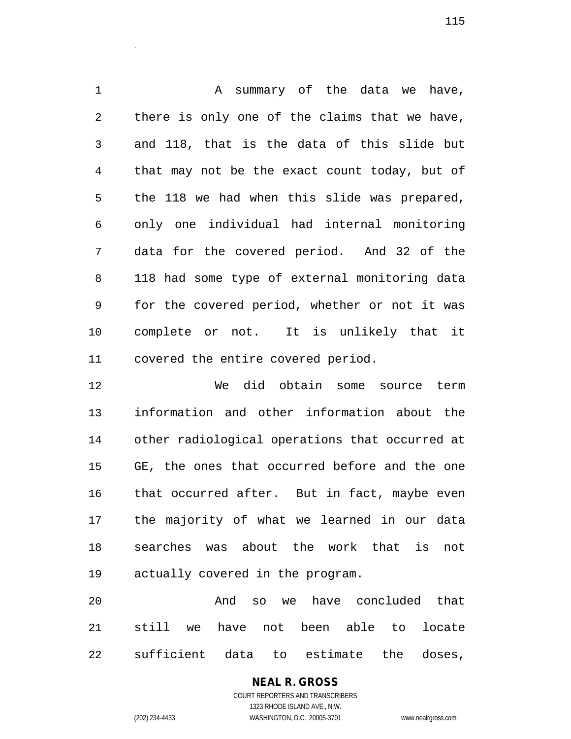A summary of the data we have, there is only one of the claims that we have, and 118, that is the data of this slide but that may not be the exact count today, but of the 118 we had when this slide was prepared, only one individual had internal monitoring data for the covered period. And 32 of the 118 had some type of external monitoring data for the covered period, whether or not it was complete or not. It is unlikely that it covered the entire covered period.

We did obtain some source term information and other information about the other radiological operations that occurred at GE, the ones that occurred before and the one that occurred after. But in fact, maybe even the majority of what we learned in our data searches was about the work that is not actually covered in the program.

And so we have concluded that still we have not been able to locate sufficient data to estimate the doses,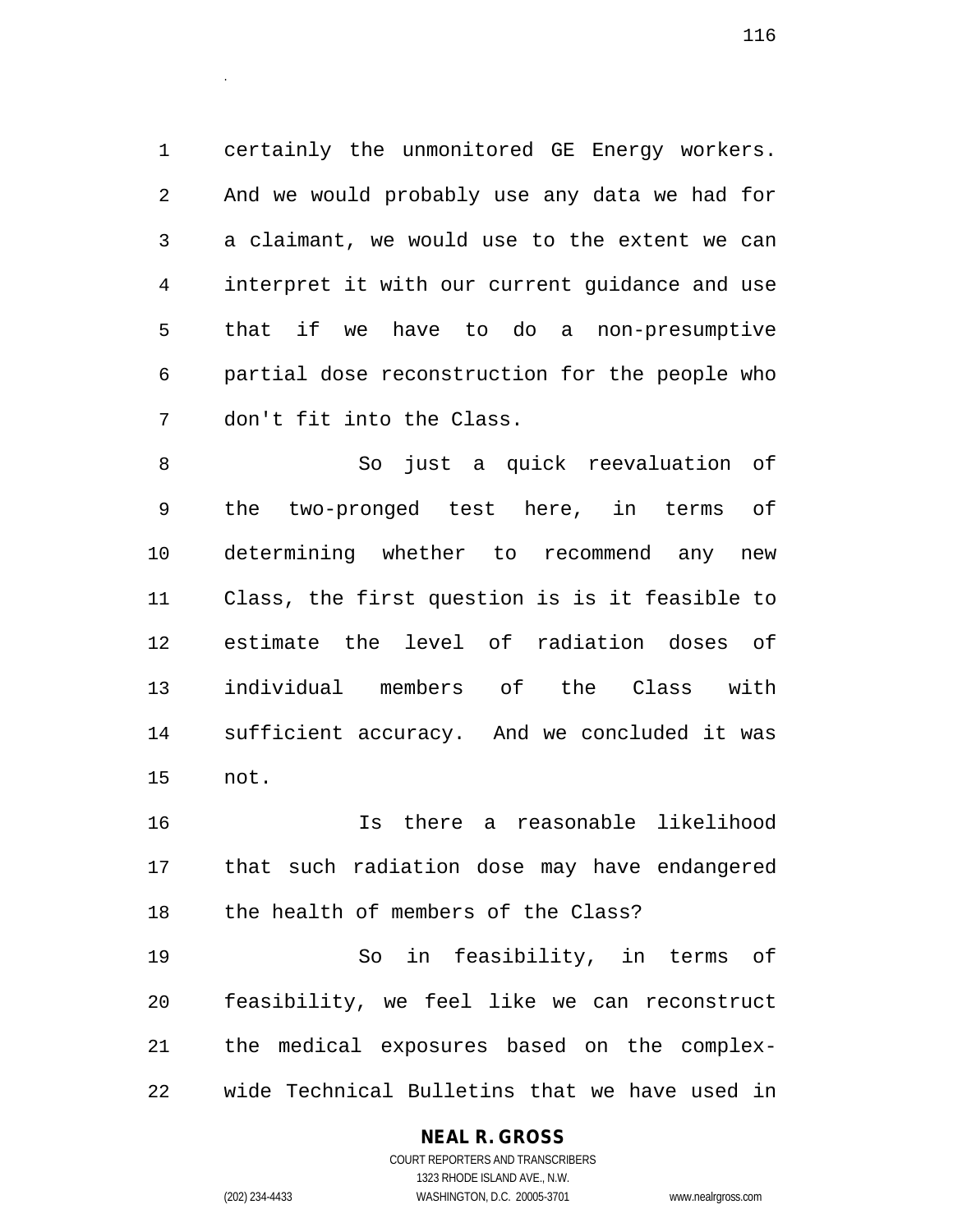certainly the unmonitored GE Energy workers. And we would probably use any data we had for a claimant, we would use to the extent we can interpret it with our current guidance and use that if we have to do a non-presumptive partial dose reconstruction for the people who don't fit into the Class.

So just a quick reevaluation of the two-pronged test here, in terms of determining whether to recommend any new Class, the first question is is it feasible to estimate the level of radiation doses of individual members of the Class with sufficient accuracy. And we concluded it was not.

Is there a reasonable likelihood that such radiation dose may have endangered the health of members of the Class?

So in feasibility, in terms of feasibility, we feel like we can reconstruct the medical exposures based on the complex-wide Technical Bulletins that we have used in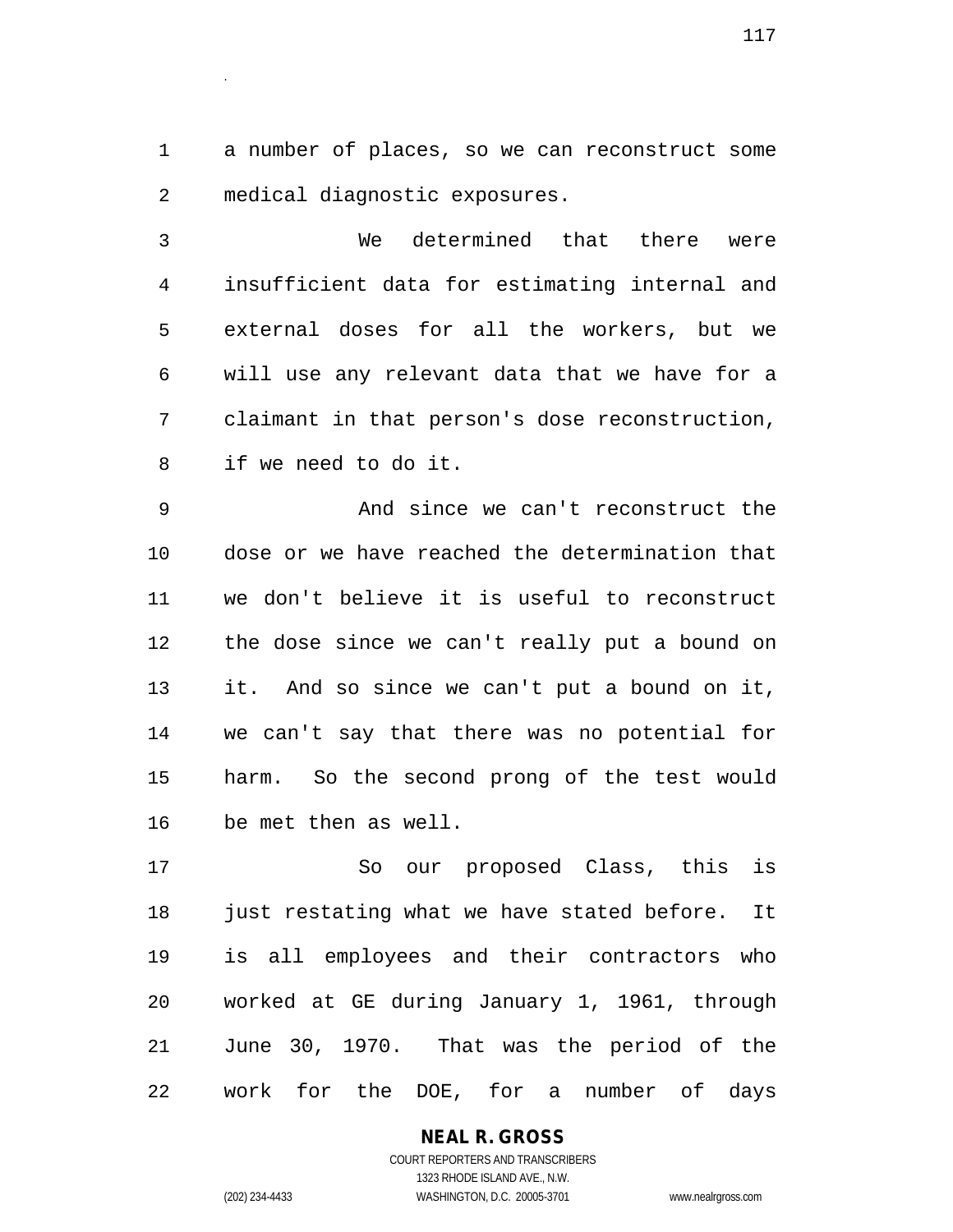a number of places, so we can reconstruct some medical diagnostic exposures.

We determined that there were insufficient data for estimating internal and external doses for all the workers, but we will use any relevant data that we have for a claimant in that person's dose reconstruction, if we need to do it.

And since we can't reconstruct the dose or we have reached the determination that we don't believe it is useful to reconstruct the dose since we can't really put a bound on it. And so since we can't put a bound on it, we can't say that there was no potential for harm. So the second prong of the test would be met then as well.

So our proposed Class, this is just restating what we have stated before. It is all employees and their contractors who worked at GE during January 1, 1961, through June 30, 1970. That was the period of the work for the DOE, for a number of days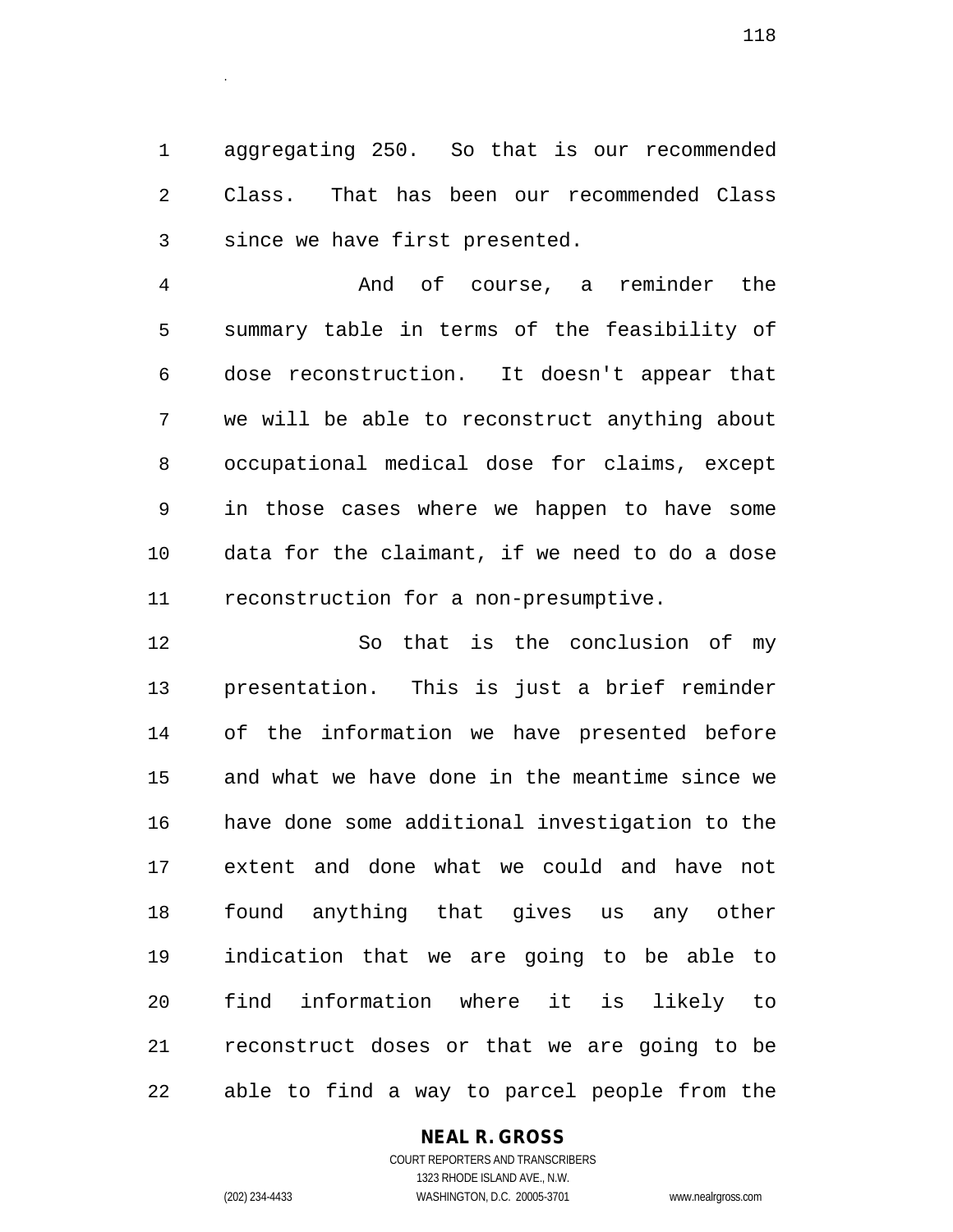aggregating 250. So that is our recommended Class. That has been our recommended Class since we have first presented.

And of course, a reminder the summary table in terms of the feasibility of dose reconstruction. It doesn't appear that we will be able to reconstruct anything about occupational medical dose for claims, except in those cases where we happen to have some data for the claimant, if we need to do a dose reconstruction for a non-presumptive.

So that is the conclusion of my presentation. This is just a brief reminder of the information we have presented before and what we have done in the meantime since we have done some additional investigation to the extent and done what we could and have not found anything that gives us any other indication that we are going to be able to find information where it is likely to reconstruct doses or that we are going to be able to find a way to parcel people from the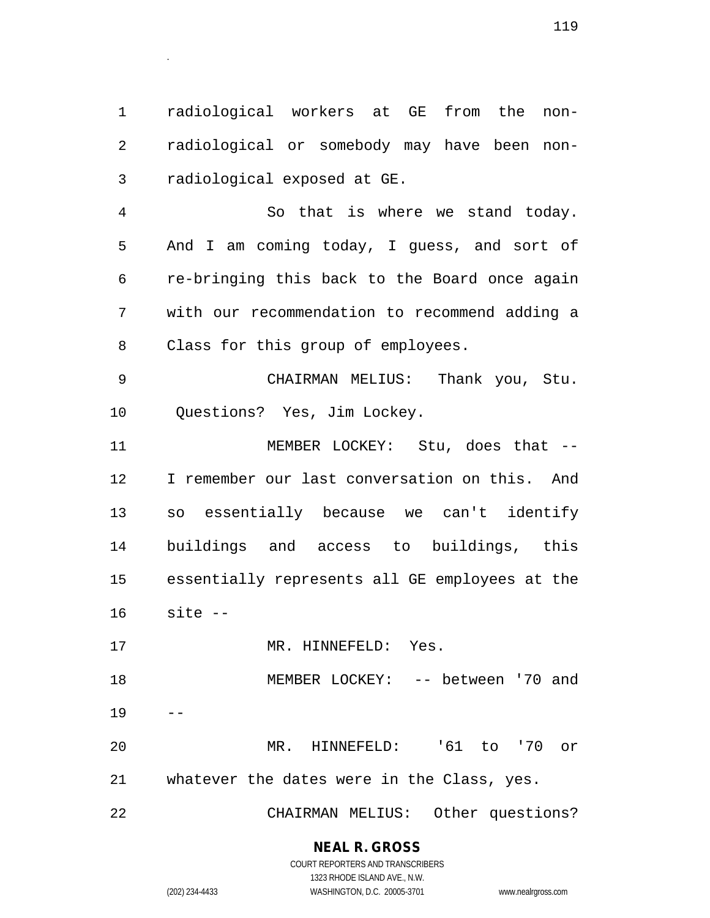radiological workers at GE from the non-radiological or somebody may have been non-radiological exposed at GE.

So that is where we stand today. And I am coming today, I guess, and sort of re-bringing this back to the Board once again with our recommendation to recommend adding a Class for this group of employees.

CHAIRMAN MELIUS: Thank you, Stu. Questions? Yes, Jim Lockey.

MEMBER LOCKEY: Stu, does that -- I remember our last conversation on this. And so essentially because we can't identify buildings and access to buildings, this essentially represents all GE employees at the site --

MR. HINNEFELD: Yes.

MEMBER LOCKEY: -- between '70 and --

MR. HINNEFELD: '61 to '70 or whatever the dates were in the Class, yes.

CHAIRMAN MELIUS: Other questions?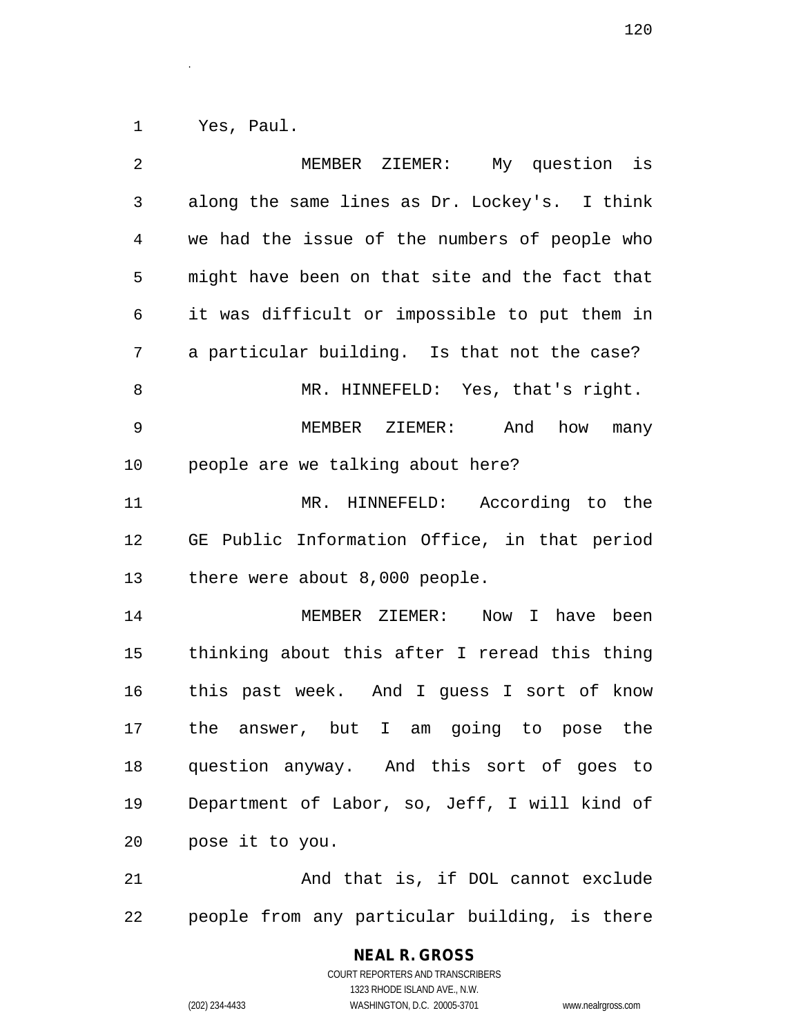Yes, Paul.

MEMBER ZIEMER: My question is along the same lines as Dr. Lockey's. I think we had the issue of the numbers of people who might have been on that site and the fact that it was difficult or impossible to put them in a particular building. Is that not the case?

MR. HINNEFELD: Yes, that's right.

MEMBER ZIEMER: And how many people are we talking about here?

MR. HINNEFELD: According to the GE Public Information Office, in that period there were about 8,000 people.

MEMBER ZIEMER: Now I have been thinking about this after I reread this thing this past week. And I guess I sort of know the answer, but I am going to pose the question anyway. And this sort of goes to Department of Labor, so, Jeff, I will kind of pose it to you.

And that is, if DOL cannot exclude people from any particular building, is there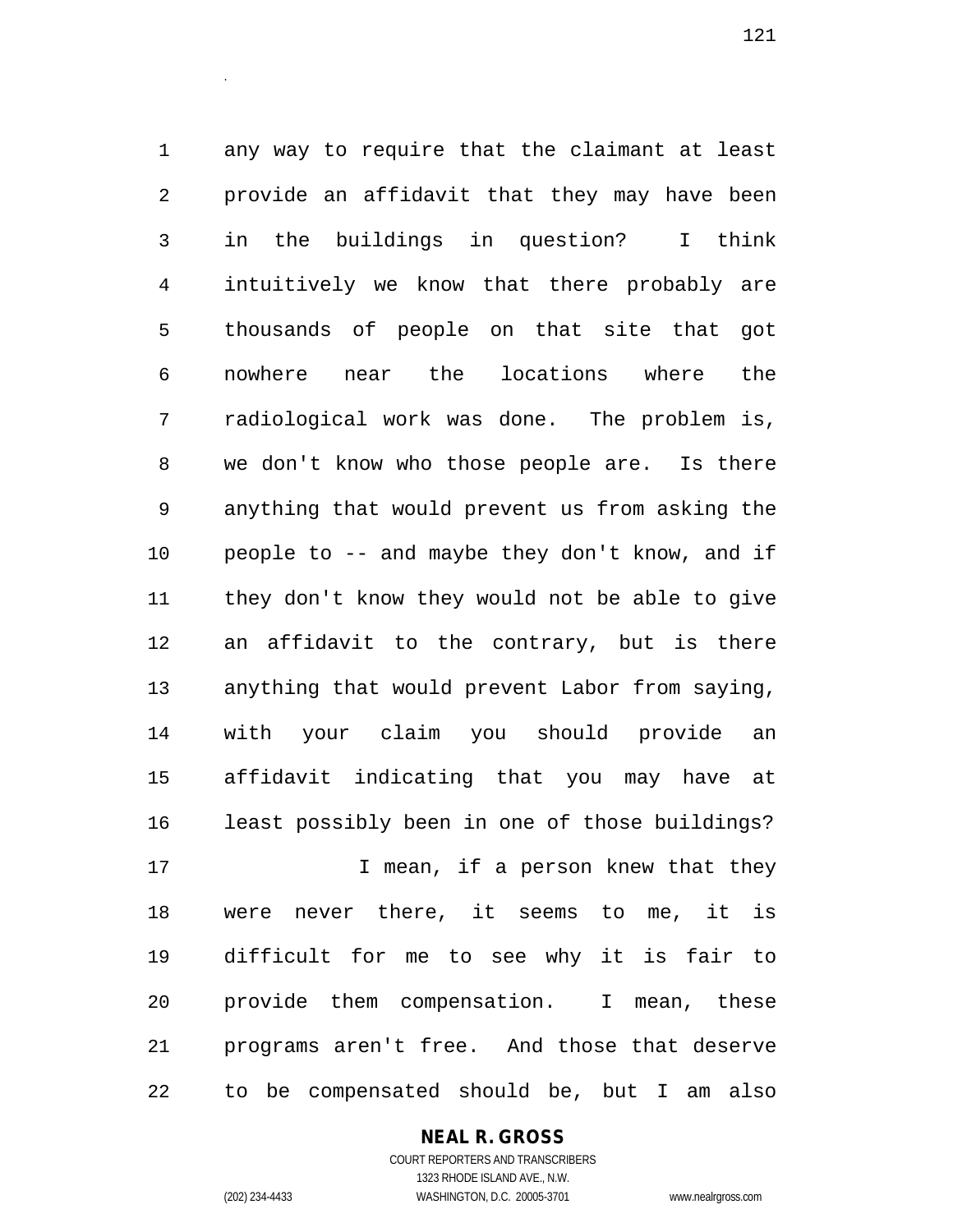any way to require that the claimant at least provide an affidavit that they may have been in the buildings in question? I think intuitively we know that there probably are thousands of people on that site that got nowhere near the locations where the radiological work was done. The problem is, we don't know who those people are. Is there anything that would prevent us from asking the people to -- and maybe they don't know, and if they don't know they would not be able to give an affidavit to the contrary, but is there anything that would prevent Labor from saying, with your claim you should provide an affidavit indicating that you may have at least possibly been in one of those buildings?

I mean, if a person knew that they were never there, it seems to me, it is difficult for me to see why it is fair to provide them compensation. I mean, these programs aren't free. And those that deserve to be compensated should be, but I am also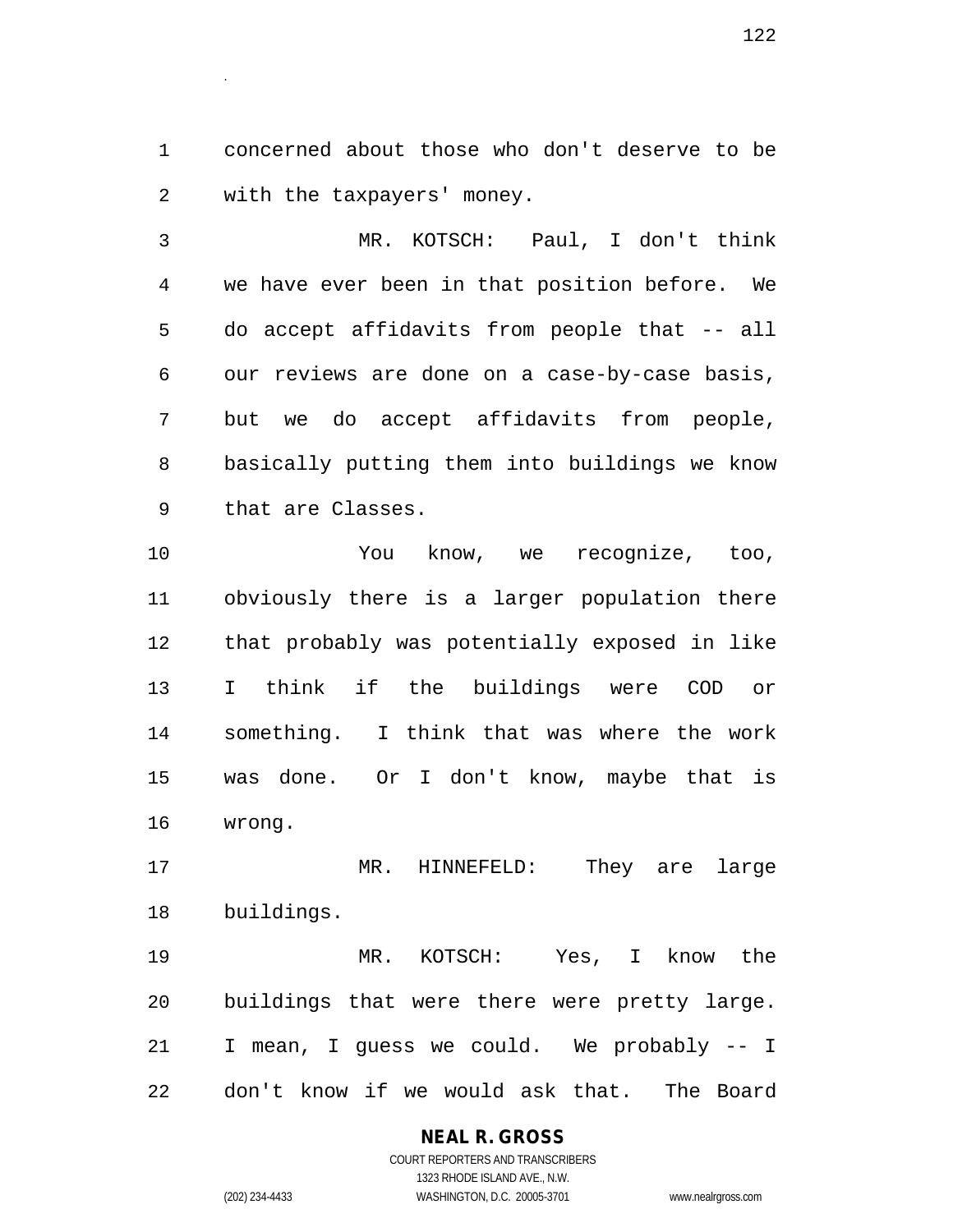concerned about those who don't deserve to be with the taxpayers' money.

MR. KOTSCH: Paul, I don't think we have ever been in that position before. We do accept affidavits from people that -- all our reviews are done on a case-by-case basis, but we do accept affidavits from people, basically putting them into buildings we know that are Classes.

You know, we recognize, too, obviously there is a larger population there that probably was potentially exposed in like I think if the buildings were COD or something. I think that was where the work was done. Or I don't know, maybe that is wrong.

MR. HINNEFELD: They are large buildings.

MR. KOTSCH: Yes, I know the buildings that were there were pretty large. I mean, I guess we could. We probably -- I don't know if we would ask that. The Board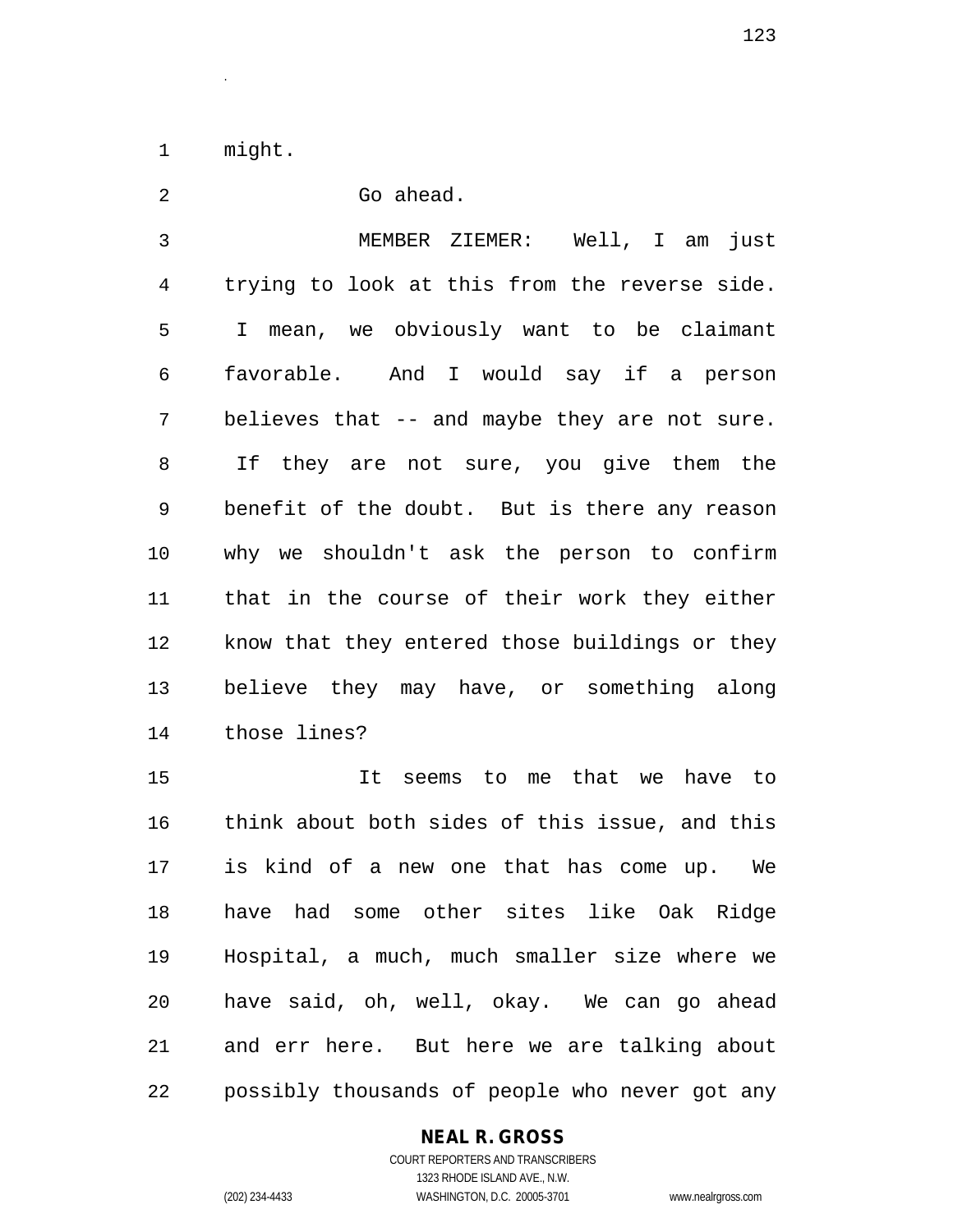might.

Go ahead.

MEMBER ZIEMER: Well, I am just trying to look at this from the reverse side. I mean, we obviously want to be claimant favorable. And I would say if a person believes that -- and maybe they are not sure. If they are not sure, you give them the benefit of the doubt. But is there any reason why we shouldn't ask the person to confirm that in the course of their work they either know that they entered those buildings or they believe they may have, or something along those lines?

It seems to me that we have to think about both sides of this issue, and this is kind of a new one that has come up. We have had some other sites like Oak Ridge Hospital, a much, much smaller size where we have said, oh, well, okay. We can go ahead and err here. But here we are talking about possibly thousands of people who never got any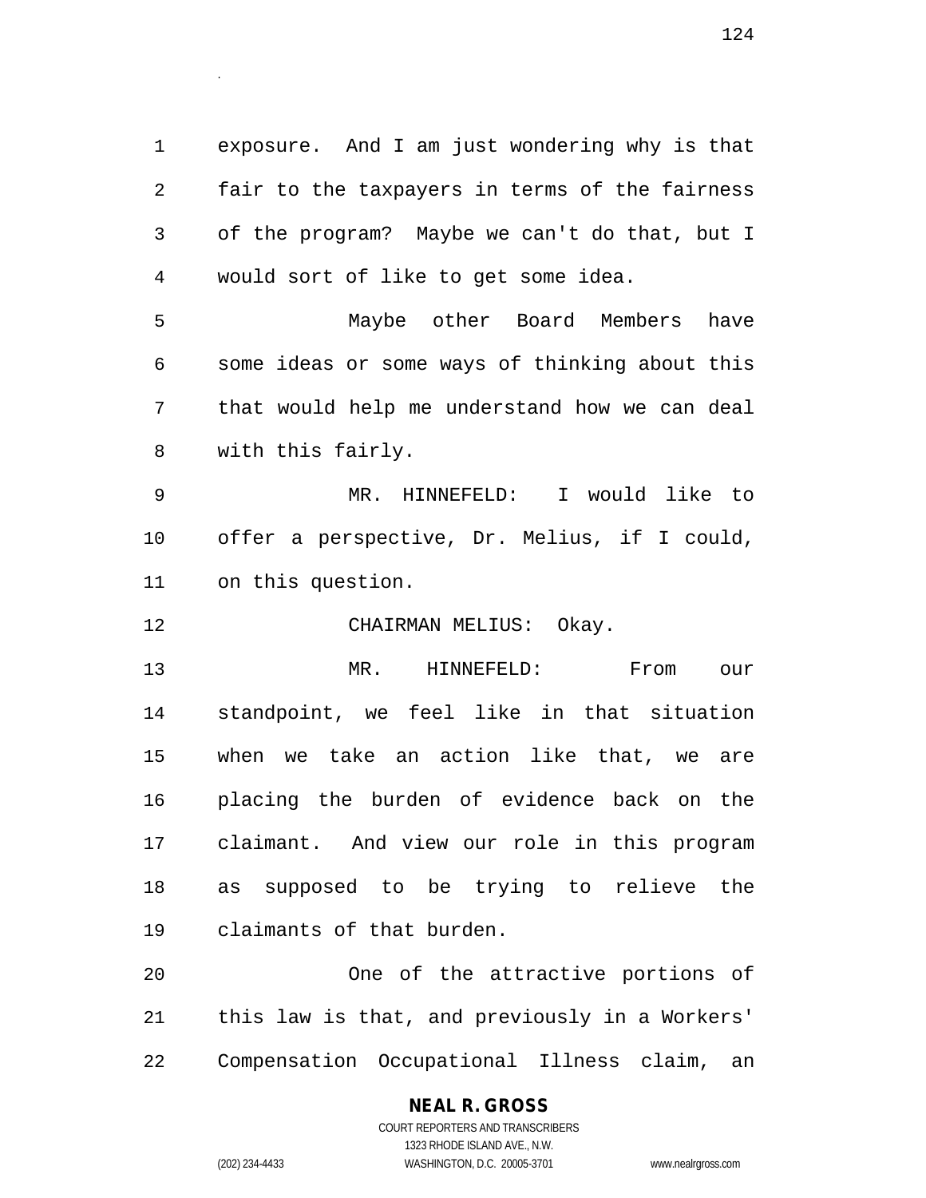exposure. And I am just wondering why is that fair to the taxpayers in terms of the fairness of the program? Maybe we can't do that, but I would sort of like to get some idea.

Maybe other Board Members have some ideas or some ways of thinking about this that would help me understand how we can deal with this fairly.

MR. HINNEFELD: I would like to offer a perspective, Dr. Melius, if I could, on this question.

CHAIRMAN MELIUS: Okay.

MR. HINNEFELD: From our standpoint, we feel like in that situation when we take an action like that, we are placing the burden of evidence back on the claimant. And view our role in this program as supposed to be trying to relieve the claimants of that burden.

One of the attractive portions of this law is that, and previously in a Workers' Compensation Occupational Illness claim, an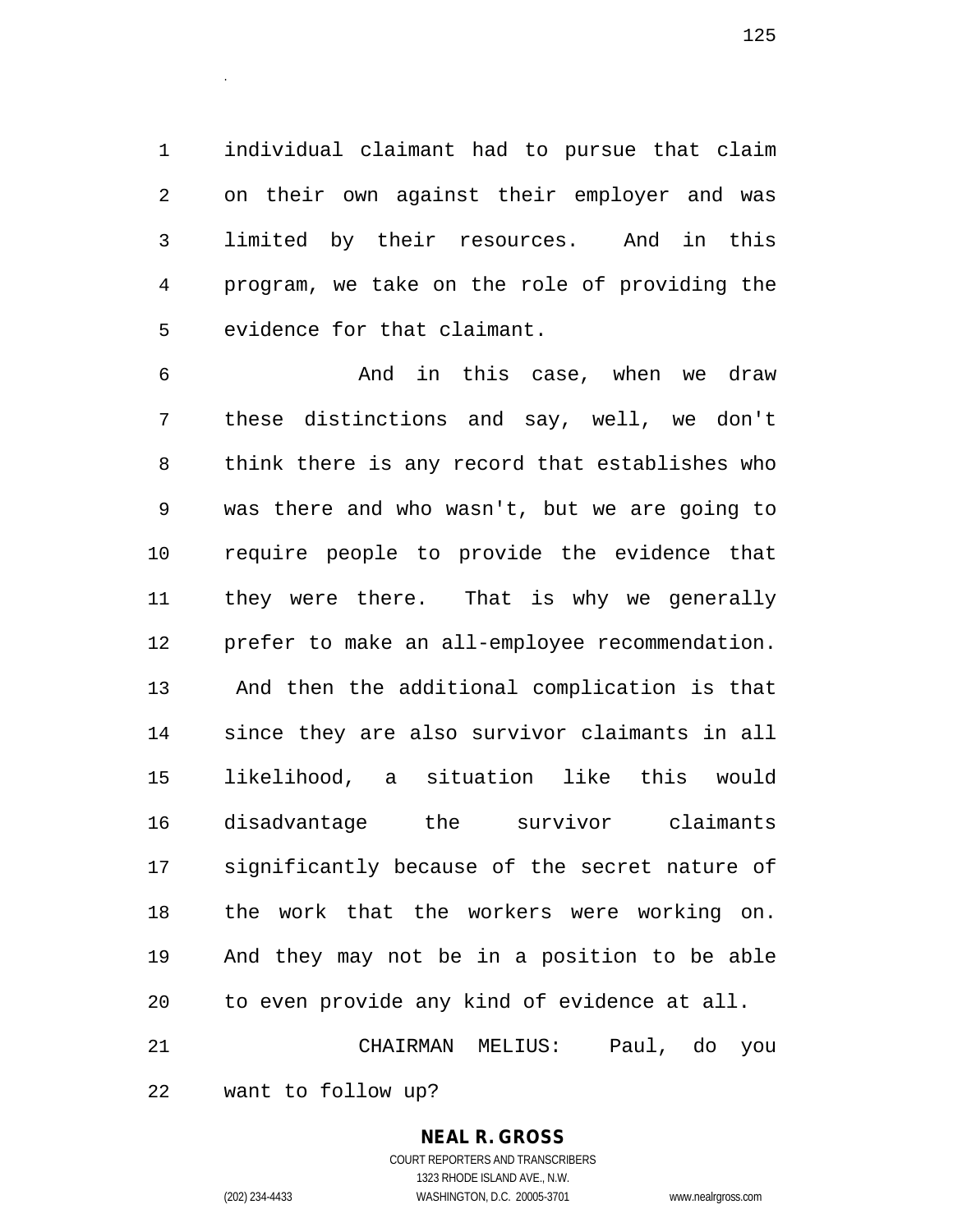individual claimant had to pursue that claim on their own against their employer and was limited by their resources. And in this program, we take on the role of providing the evidence for that claimant.

And in this case, when we draw these distinctions and say, well, we don't think there is any record that establishes who was there and who wasn't, but we are going to require people to provide the evidence that they were there. That is why we generally prefer to make an all-employee recommendation. And then the additional complication is that since they are also survivor claimants in all likelihood, a situation like this would disadvantage the survivor claimants significantly because of the secret nature of the work that the workers were working on. And they may not be in a position to be able to even provide any kind of evidence at all.

CHAIRMAN MELIUS: Paul, do you want to follow up?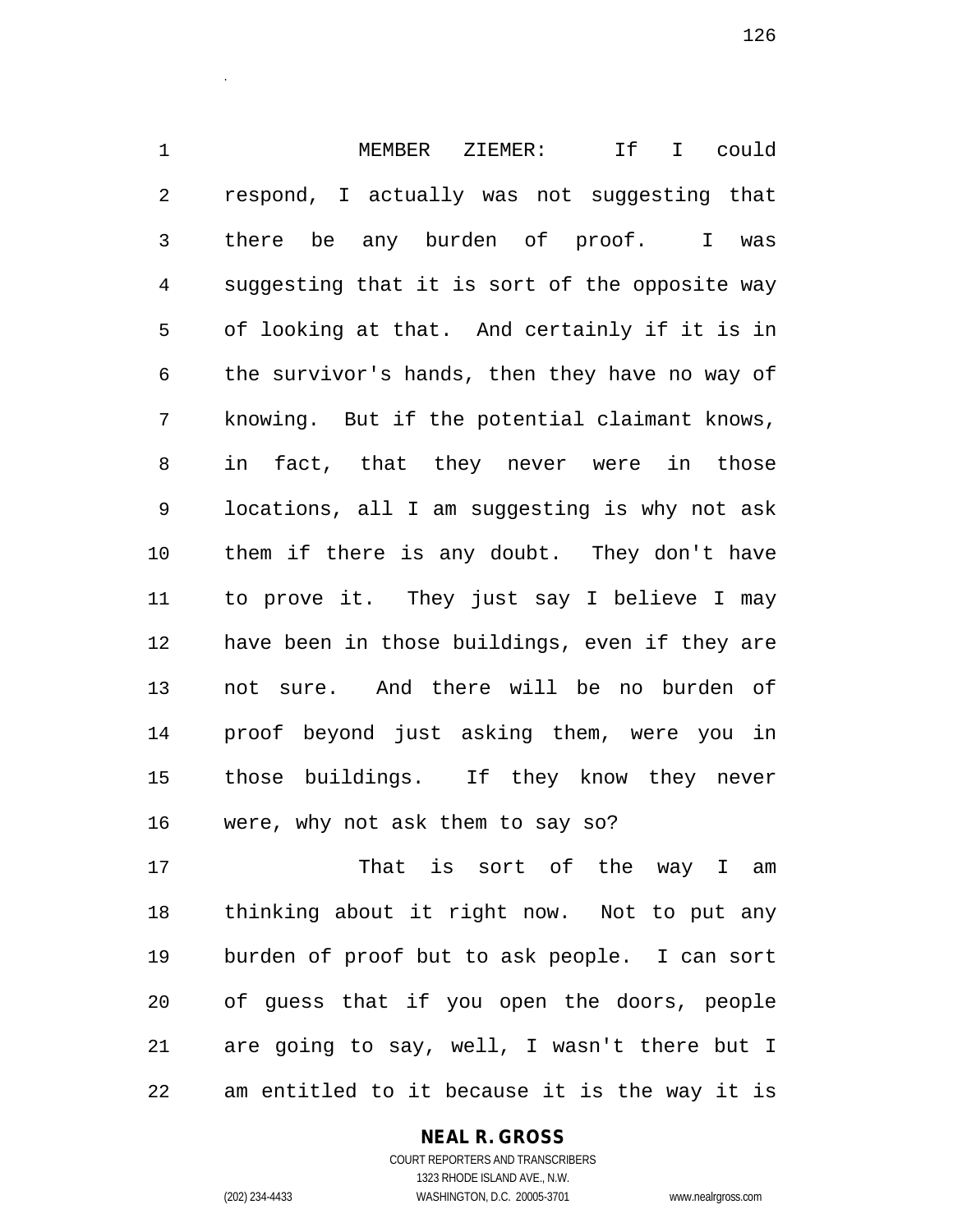MEMBER ZIEMER: If I could respond, I actually was not suggesting that there be any burden of proof. I was suggesting that it is sort of the opposite way of looking at that. And certainly if it is in the survivor's hands, then they have no way of knowing. But if the potential claimant knows, in fact, that they never were in those locations, all I am suggesting is why not ask them if there is any doubt. They don't have to prove it. They just say I believe I may have been in those buildings, even if they are not sure. And there will be no burden of proof beyond just asking them, were you in those buildings. If they know they never were, why not ask them to say so?

That is sort of the way I am thinking about it right now. Not to put any burden of proof but to ask people. I can sort of guess that if you open the doors, people are going to say, well, I wasn't there but I am entitled to it because it is the way it is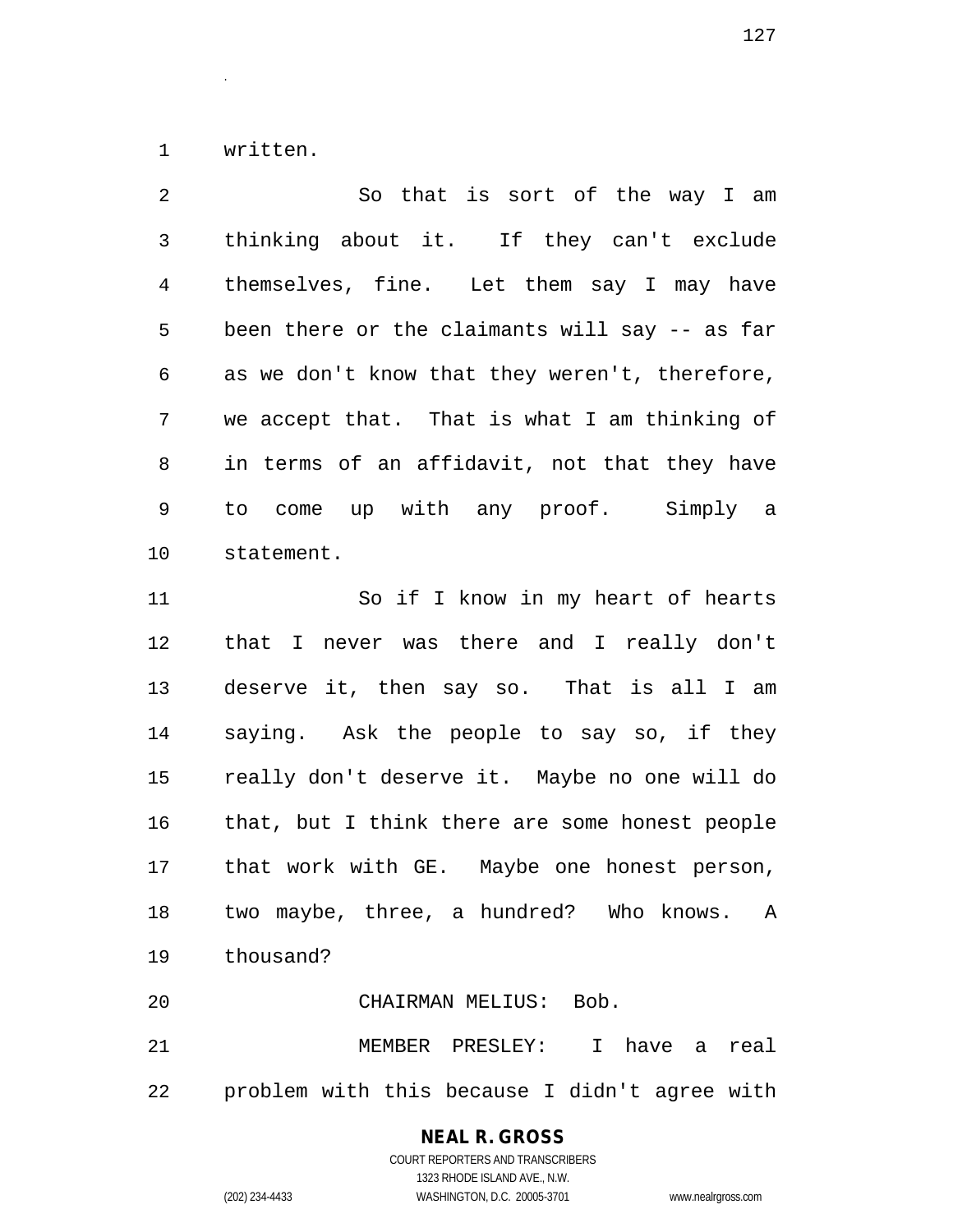written.

So that is sort of the way I am thinking about it. If they can't exclude themselves, fine. Let them say I may have been there or the claimants will say -- as far as we don't know that they weren't, therefore, we accept that. That is what I am thinking of in terms of an affidavit, not that they have to come up with any proof. Simply a statement.

So if I know in my heart of hearts that I never was there and I really don't deserve it, then say so. That is all I am saying. Ask the people to say so, if they really don't deserve it. Maybe no one will do that, but I think there are some honest people that work with GE. Maybe one honest person, two maybe, three, a hundred? Who knows. A thousand?

CHAIRMAN MELIUS: Bob.

MEMBER PRESLEY: I have a real problem with this because I didn't agree with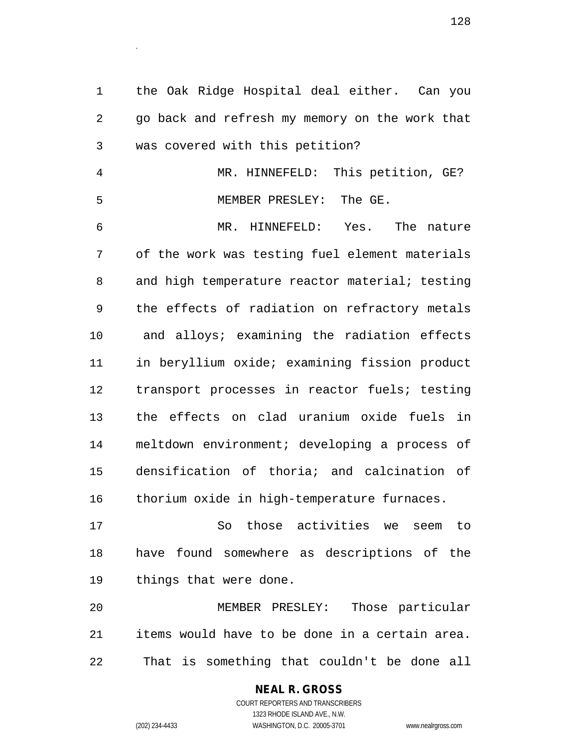the Oak Ridge Hospital deal either. Can you go back and refresh my memory on the work that was covered with this petition?

MR. HINNEFELD: This petition, GE?

MEMBER PRESLEY: The GE.

MR. HINNEFELD: Yes. The nature of the work was testing fuel element materials and high temperature reactor material; testing the effects of radiation on refractory metals and alloys; examining the radiation effects in beryllium oxide; examining fission product transport processes in reactor fuels; testing the effects on clad uranium oxide fuels in meltdown environment; developing a process of densification of thoria; and calcination of thorium oxide in high-temperature furnaces.

So those activities we seem to have found somewhere as descriptions of the things that were done.

MEMBER PRESLEY: Those particular items would have to be done in a certain area. That is something that couldn't be done all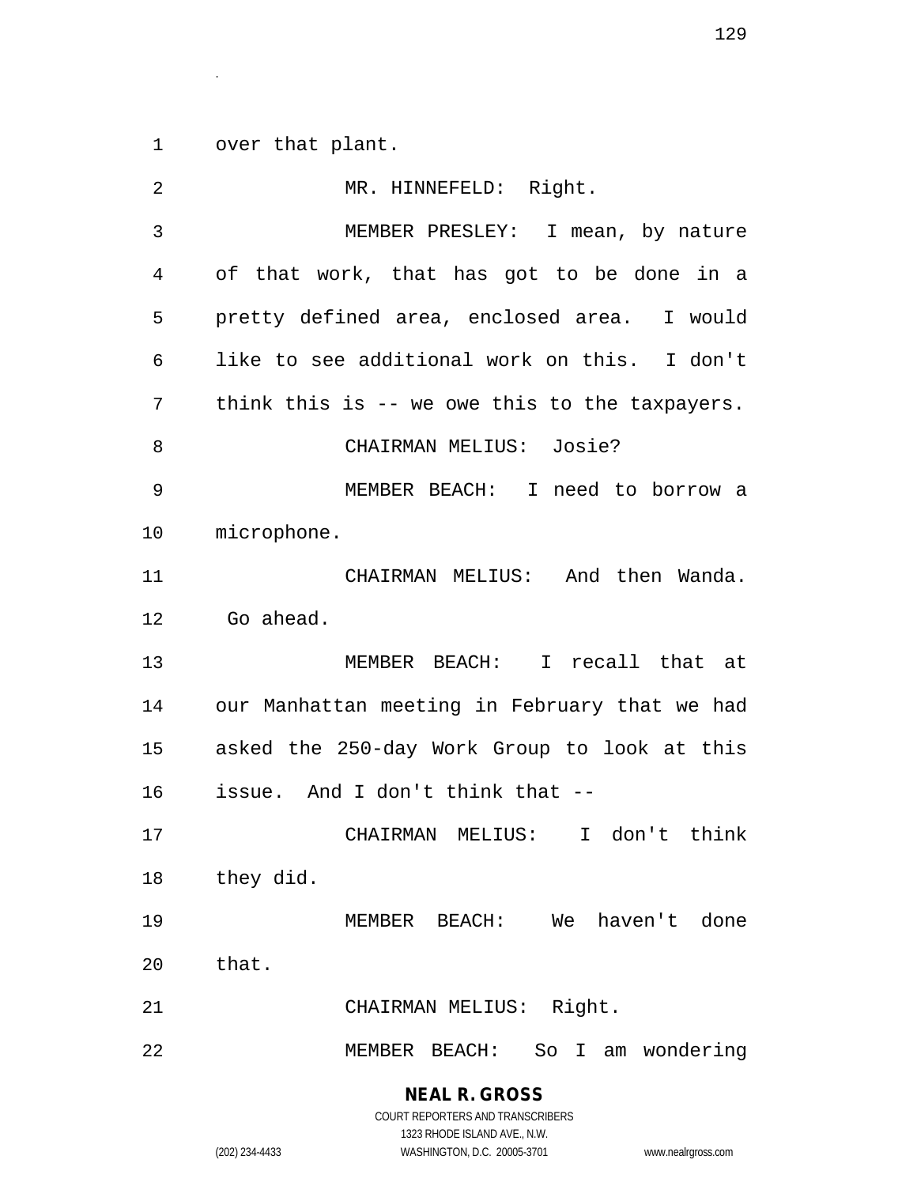1 over that plant.

2 MR. HINNEFELD: Right.

3 MEMBER PRESLEY: I mean, by nature

4 of that work, that has got to be done in a

5 pretty defined area, enclosed area. I would

6 like to see additional work on this. I don't

7 think this is -- we owe this to the taxpayers.

8 CHAIRMAN MELIUS: Josie?

9 MEMBER BEACH: I need to borrow a

10 microphone.

11 CHAIRMAN MELIUS: And then Wanda.

12 Go ahead.

13 MEMBER BEACH: I recall that at

14 our Manhattan meeting in February that we had

15 asked the 250-day Work Group to look at this

16 issue. And I don't think that --

17 CHAIRMAN MELIUS: I don't think

18 they did.

19 MEMBER BEACH: We haven't done

20 that.

21 CHAIRMAN MELIUS: Right.

22 MEMBER BEACH: So I am wondering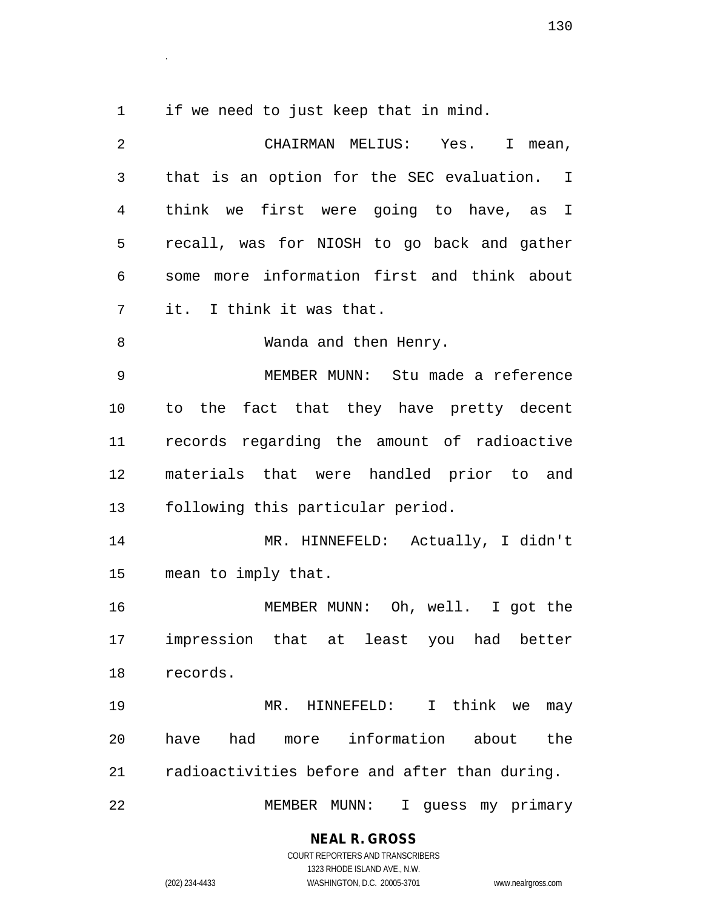if we need to just keep that in mind.

CHAIRMAN MELIUS: Yes. I mean, that is an option for the SEC evaluation. I think we first were going to have, as I recall, was for NIOSH to go back and gather some more information first and think about it. I think it was that.

Wanda and then Henry.

MEMBER MUNN: Stu made a reference to the fact that they have pretty decent records regarding the amount of radioactive materials that were handled prior to and following this particular period.

MR. HINNEFELD: Actually, I didn't mean to imply that.

MEMBER MUNN: Oh, well. I got the impression that at least you had better records.

MR. HINNEFELD: I think we may have had more information about the radioactivities before and after than during.

MEMBER MUNN: I guess my primary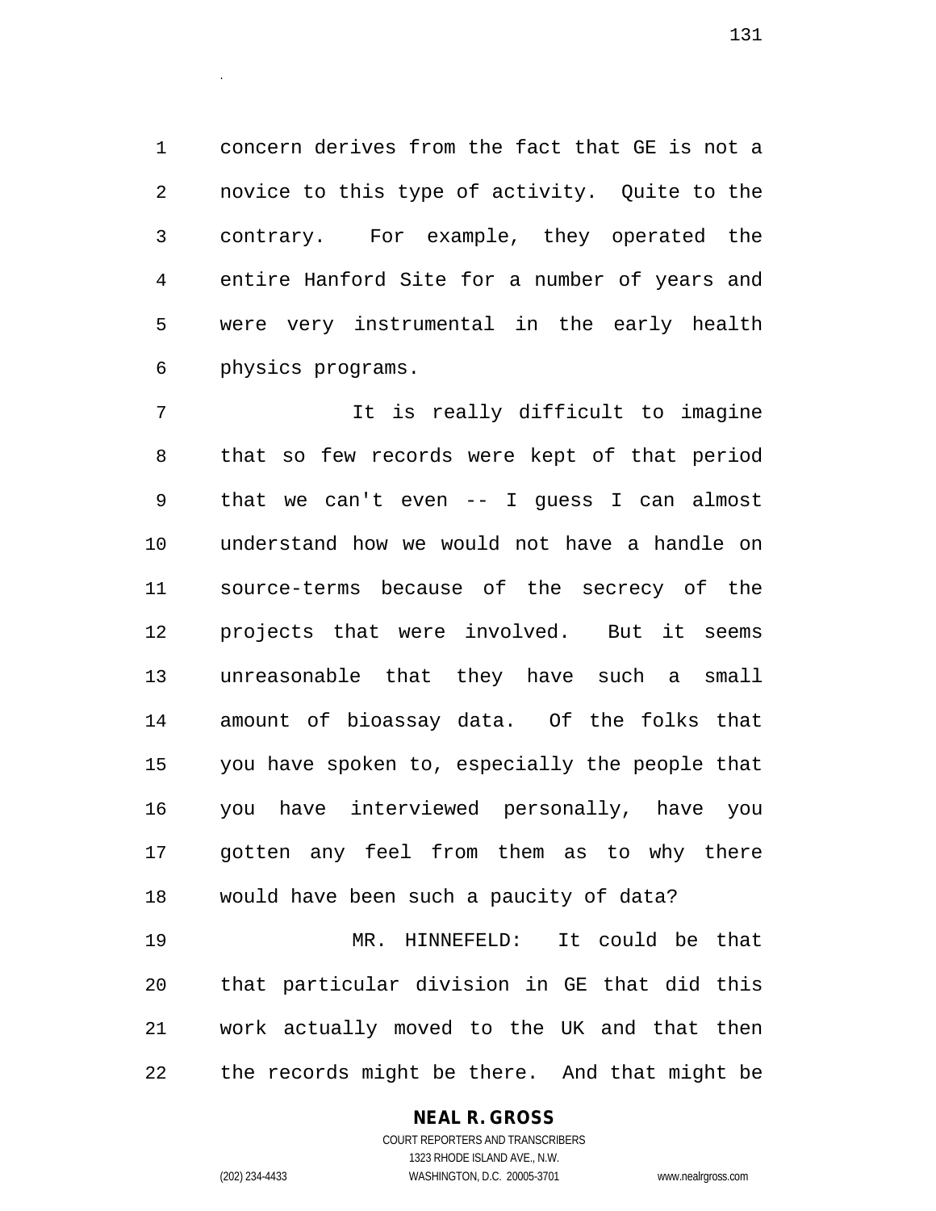concern derives from the fact that GE is not a novice to this type of activity. Quite to the contrary. For example, they operated the entire Hanford Site for a number of years and were very instrumental in the early health physics programs.

It is really difficult to imagine that so few records were kept of that period that we can't even -- I guess I can almost understand how we would not have a handle on source-terms because of the secrecy of the projects that were involved. But it seems unreasonable that they have such a small amount of bioassay data. Of the folks that you have spoken to, especially the people that you have interviewed personally, have you gotten any feel from them as to why there would have been such a paucity of data?

MR. HINNEFELD: It could be that that particular division in GE that did this work actually moved to the UK and that then the records might be there. And that might be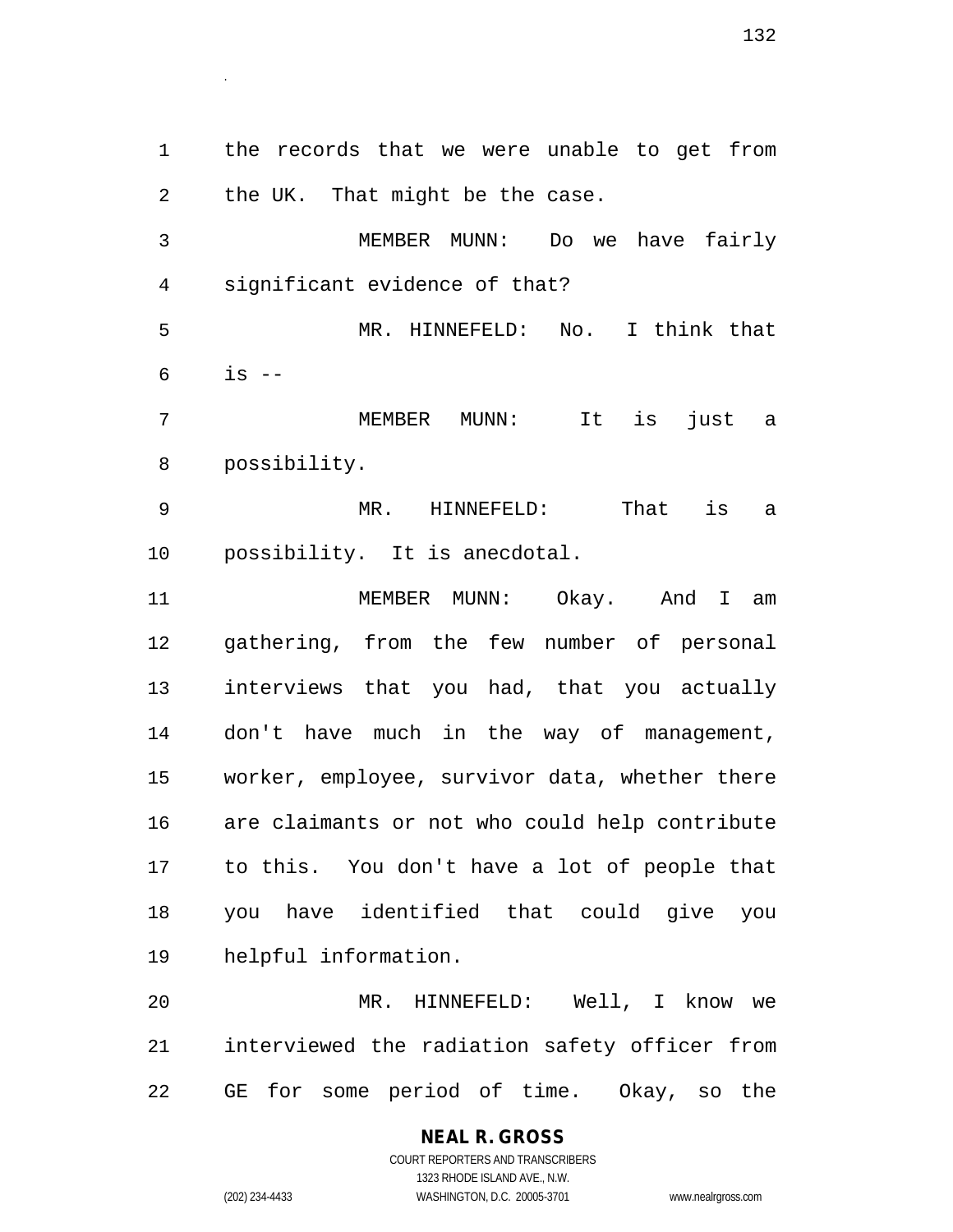the records that we were unable to get from the UK. That might be the case.

MEMBER MUNN: Do we have fairly significant evidence of that?

MR. HINNEFELD: No. I think that is --

MEMBER MUNN: It is just a possibility.

MR. HINNEFELD: That is a possibility. It is anecdotal.

MEMBER MUNN: Okay. And I am gathering, from the few number of personal interviews that you had, that you actually don't have much in the way of management, worker, employee, survivor data, whether there are claimants or not who could help contribute to this. You don't have a lot of people that you have identified that could give you helpful information.

MR. HINNEFELD: Well, I know we interviewed the radiation safety officer from GE for some period of time. Okay, so the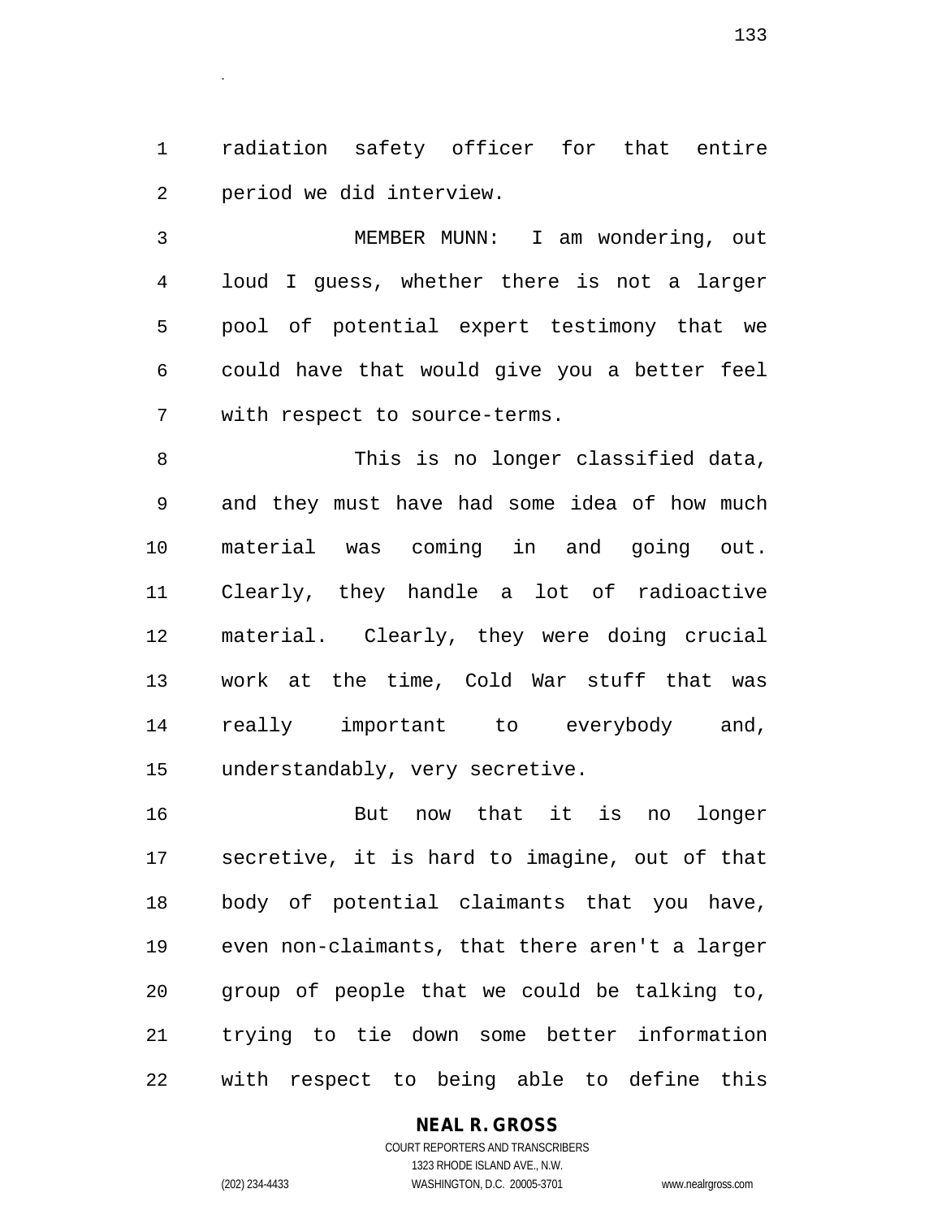radiation safety officer for that entire period we did interview.

MEMBER MUNN: I am wondering, out loud I guess, whether there is not a larger pool of potential expert testimony that we could have that would give you a better feel with respect to source-terms.

This is no longer classified data, and they must have had some idea of how much material was coming in and going out. Clearly, they handle a lot of radioactive material. Clearly, they were doing crucial work at the time, Cold War stuff that was really important to everybody and, understandably, very secretive.

But now that it is no longer secretive, it is hard to imagine, out of that body of potential claimants that you have, even non-claimants, that there aren't a larger group of people that we could be talking to, trying to tie down some better information with respect to being able to define this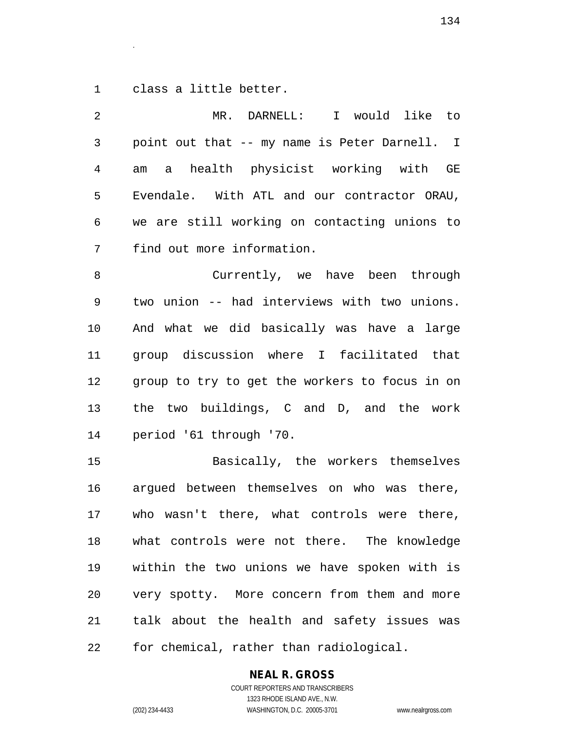class a little better.

MR. DARNELL: I would like to point out that -- my name is Peter Darnell. I am a health physicist working with GE Evendale. With ATL and our contractor ORAU, we are still working on contacting unions to find out more information.

Currently, we have been through two union -- had interviews with two unions. And what we did basically was have a large group discussion where I facilitated that group to try to get the workers to focus in on the two buildings, C and D, and the work period '61 through '70.

Basically, the workers themselves argued between themselves on who was there, who wasn't there, what controls were there, what controls were not there. The knowledge within the two unions we have spoken with is very spotty. More concern from them and more talk about the health and safety issues was for chemical, rather than radiological.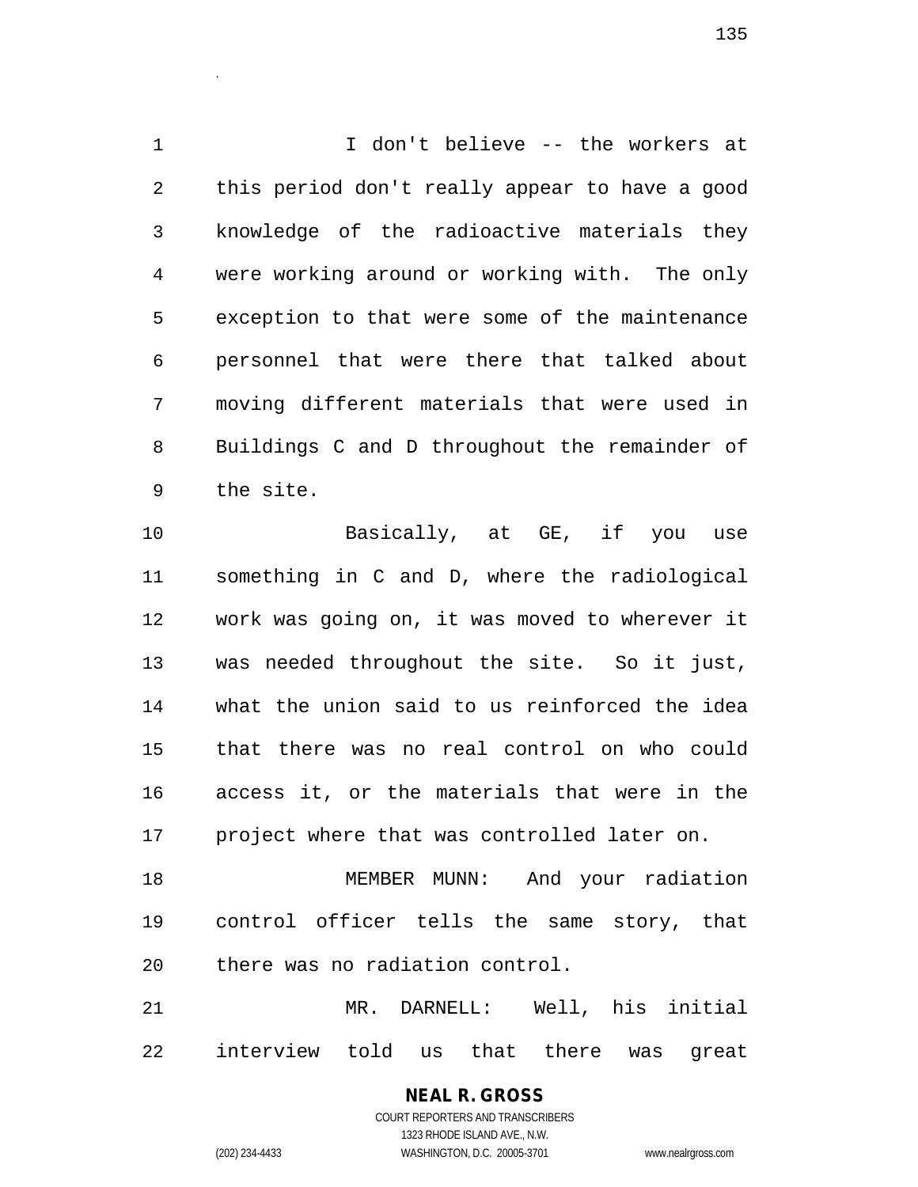I don't believe -- the workers at this period don't really appear to have a good knowledge of the radioactive materials they were working around or working with. The only exception to that were some of the maintenance personnel that were there that talked about moving different materials that were used in Buildings C and D throughout the remainder of the site.

Basically, at GE, if you use something in C and D, where the radiological work was going on, it was moved to wherever it was needed throughout the site. So it just, what the union said to us reinforced the idea that there was no real control on who could access it, or the materials that were in the project where that was controlled later on.

MEMBER MUNN: And your radiation control officer tells the same story, that there was no radiation control.

MR. DARNELL: Well, his initial interview told us that there was great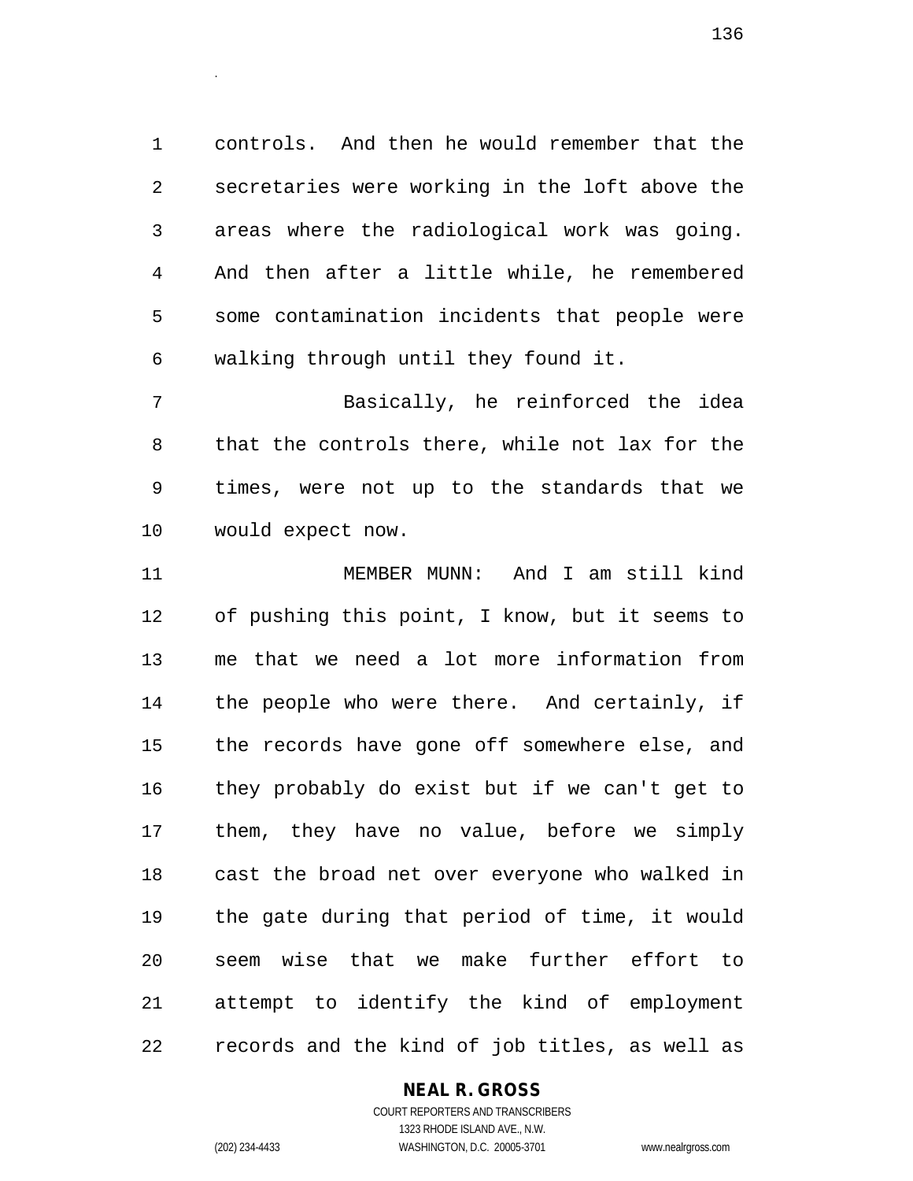controls. And then he would remember that the secretaries were working in the loft above the areas where the radiological work was going. And then after a little while, he remembered some contamination incidents that people were walking through until they found it.

Basically, he reinforced the idea that the controls there, while not lax for the times, were not up to the standards that we would expect now.

MEMBER MUNN: And I am still kind of pushing this point, I know, but it seems to me that we need a lot more information from the people who were there. And certainly, if the records have gone off somewhere else, and they probably do exist but if we can't get to them, they have no value, before we simply cast the broad net over everyone who walked in the gate during that period of time, it would seem wise that we make further effort to attempt to identify the kind of employment records and the kind of job titles, as well as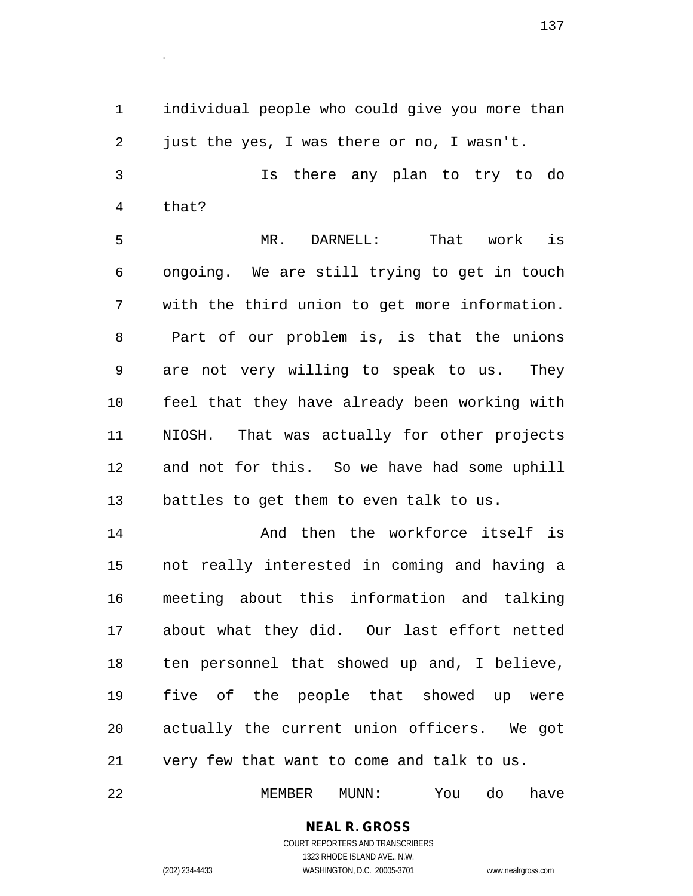individual people who could give you more than just the yes, I was there or no, I wasn't.

Is there any plan to try to do that?

MR. DARNELL: That work is ongoing. We are still trying to get in touch with the third union to get more information. Part of our problem is, is that the unions are not very willing to speak to us. They feel that they have already been working with NIOSH. That was actually for other projects and not for this. So we have had some uphill battles to get them to even talk to us.

And then the workforce itself is not really interested in coming and having a meeting about this information and talking about what they did. Our last effort netted ten personnel that showed up and, I believe, five of the people that showed up were actually the current union officers. We got very few that want to come and talk to us.

MEMBER MUNN: You do have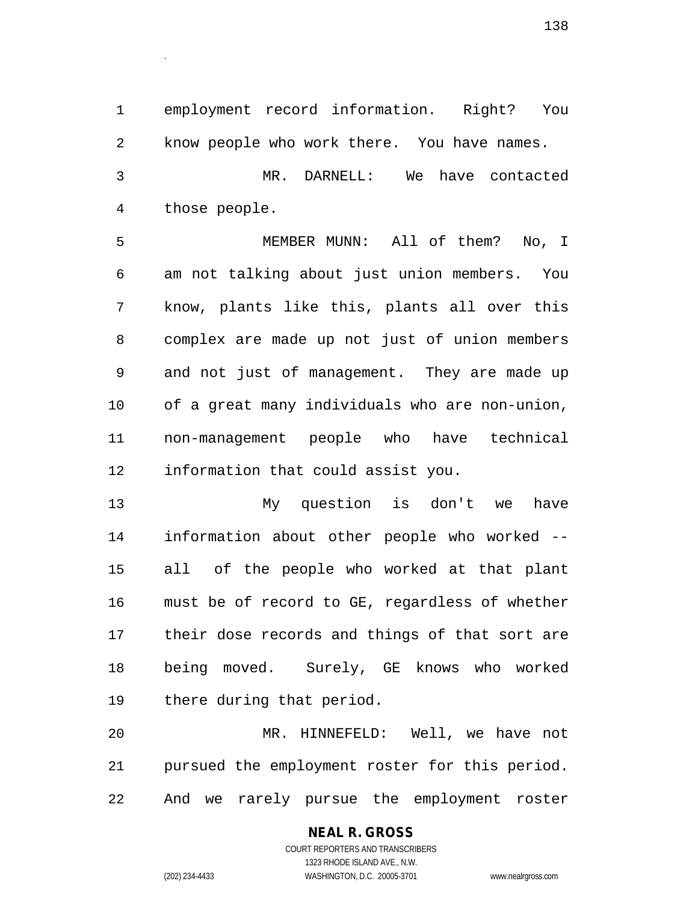employment record information. Right? You know people who work there. You have names.

MR. DARNELL: We have contacted those people.

MEMBER MUNN: All of them? No, I am not talking about just union members. You know, plants like this, plants all over this complex are made up not just of union members and not just of management. They are made up of a great many individuals who are non-union, non-management people who have technical information that could assist you.

My question is don't we have information about other people who worked -- all of the people who worked at that plant must be of record to GE, regardless of whether their dose records and things of that sort are being moved. Surely, GE knows who worked there during that period.

MR. HINNEFELD: Well, we have not pursued the employment roster for this period. And we rarely pursue the employment roster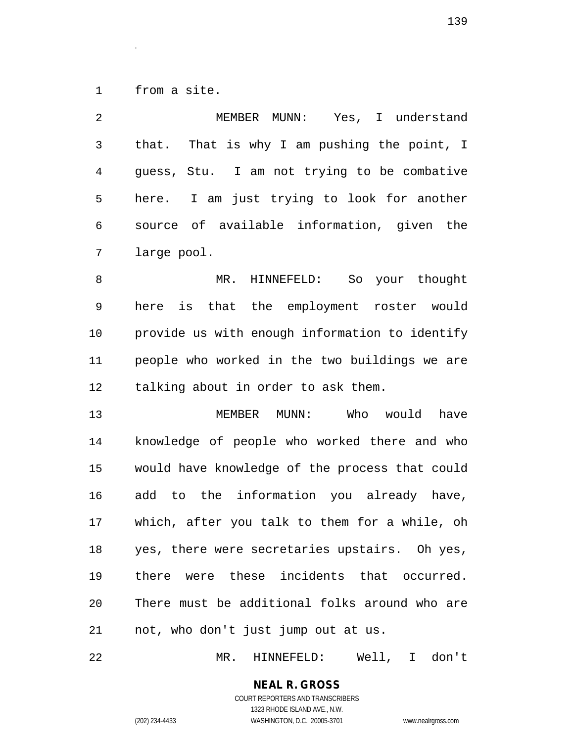from a site.

MEMBER MUNN: Yes, I understand that. That is why I am pushing the point, I guess, Stu. I am not trying to be combative here. I am just trying to look for another source of available information, given the large pool.

MR. HINNEFELD: So your thought here is that the employment roster would provide us with enough information to identify people who worked in the two buildings we are talking about in order to ask them.

MEMBER MUNN: Who would have knowledge of people who worked there and who would have knowledge of the process that could add to the information you already have, which, after you talk to them for a while, oh yes, there were secretaries upstairs. Oh yes, there were these incidents that occurred. There must be additional folks around who are not, who don't just jump out at us.

MR. HINNEFELD: Well, I don't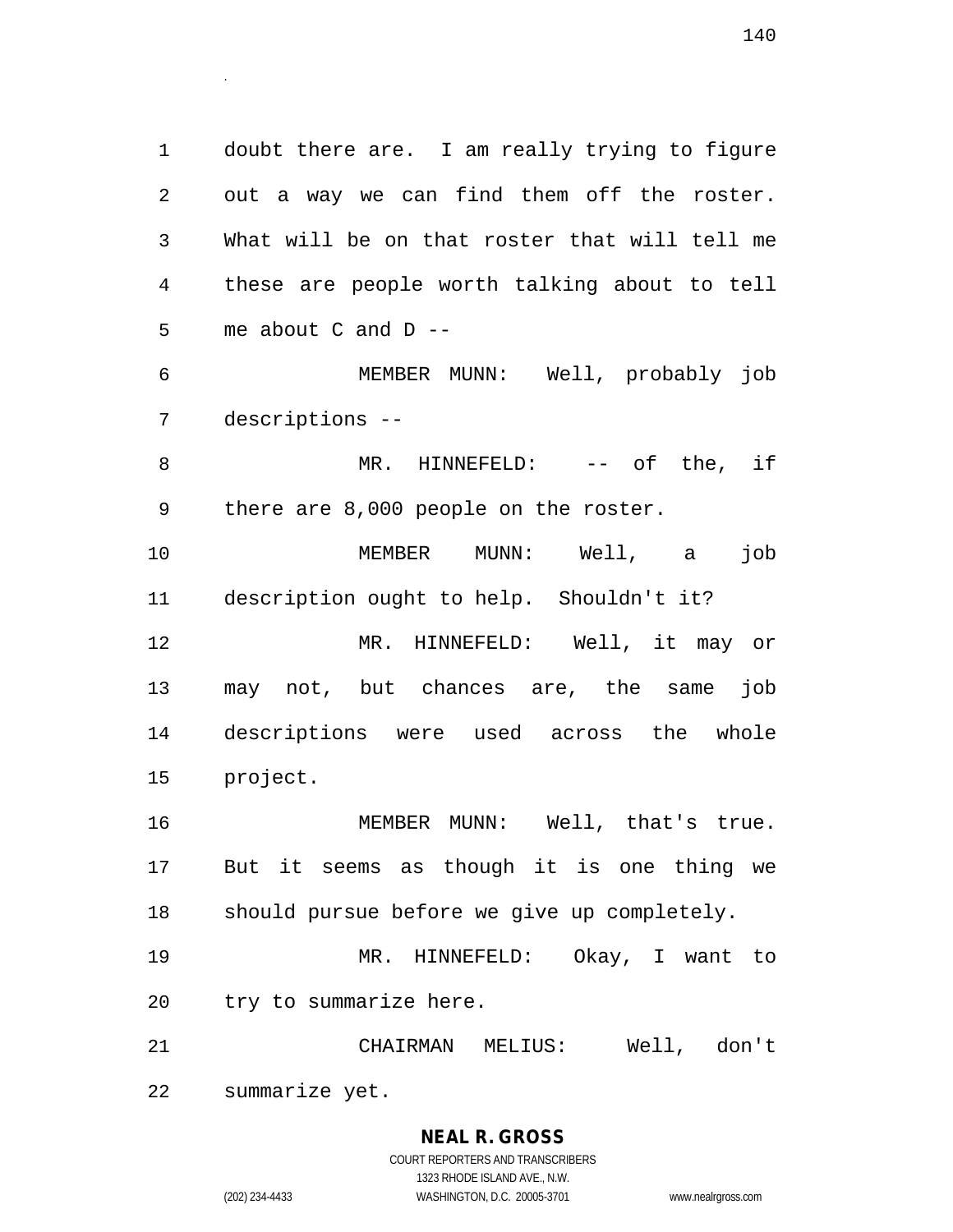doubt there are. I am really trying to figure out a way we can find them off the roster. What will be on that roster that will tell me these are people worth talking about to tell me about C and D --

MEMBER MUNN: Well, probably job descriptions --

MR. HINNEFELD: -- of the, if there are 8,000 people on the roster.

MEMBER MUNN: Well, a job description ought to help. Shouldn't it?

MR. HINNEFELD: Well, it may or may not, but chances are, the same job descriptions were used across the whole project.

MEMBER MUNN: Well, that's true. But it seems as though it is one thing we should pursue before we give up completely.

MR. HINNEFELD: Okay, I want to try to summarize here.

CHAIRMAN MELIUS: Well, don't summarize yet.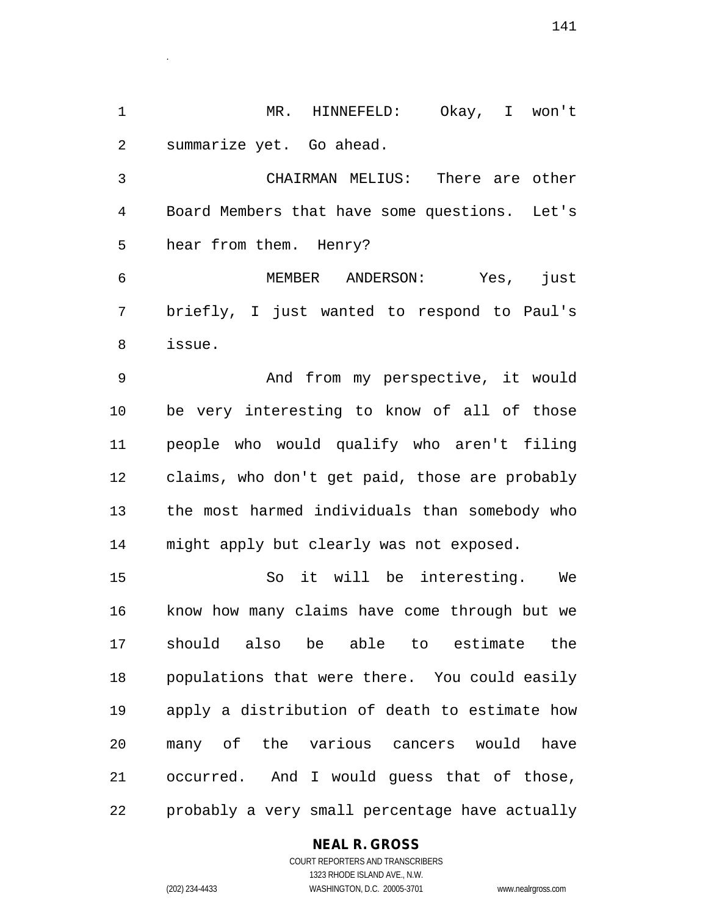MR. HINNEFELD: Okay, I won't summarize yet. Go ahead.

CHAIRMAN MELIUS: There are other Board Members that have some questions. Let's hear from them. Henry?

MEMBER ANDERSON: Yes, just briefly, I just wanted to respond to Paul's issue.

And from my perspective, it would be very interesting to know of all of those people who would qualify who aren't filing claims, who don't get paid, those are probably the most harmed individuals than somebody who might apply but clearly was not exposed.

So it will be interesting. We know how many claims have come through but we should also be able to estimate the populations that were there. You could easily apply a distribution of death to estimate how many of the various cancers would have occurred. And I would guess that of those, probably a very small percentage have actually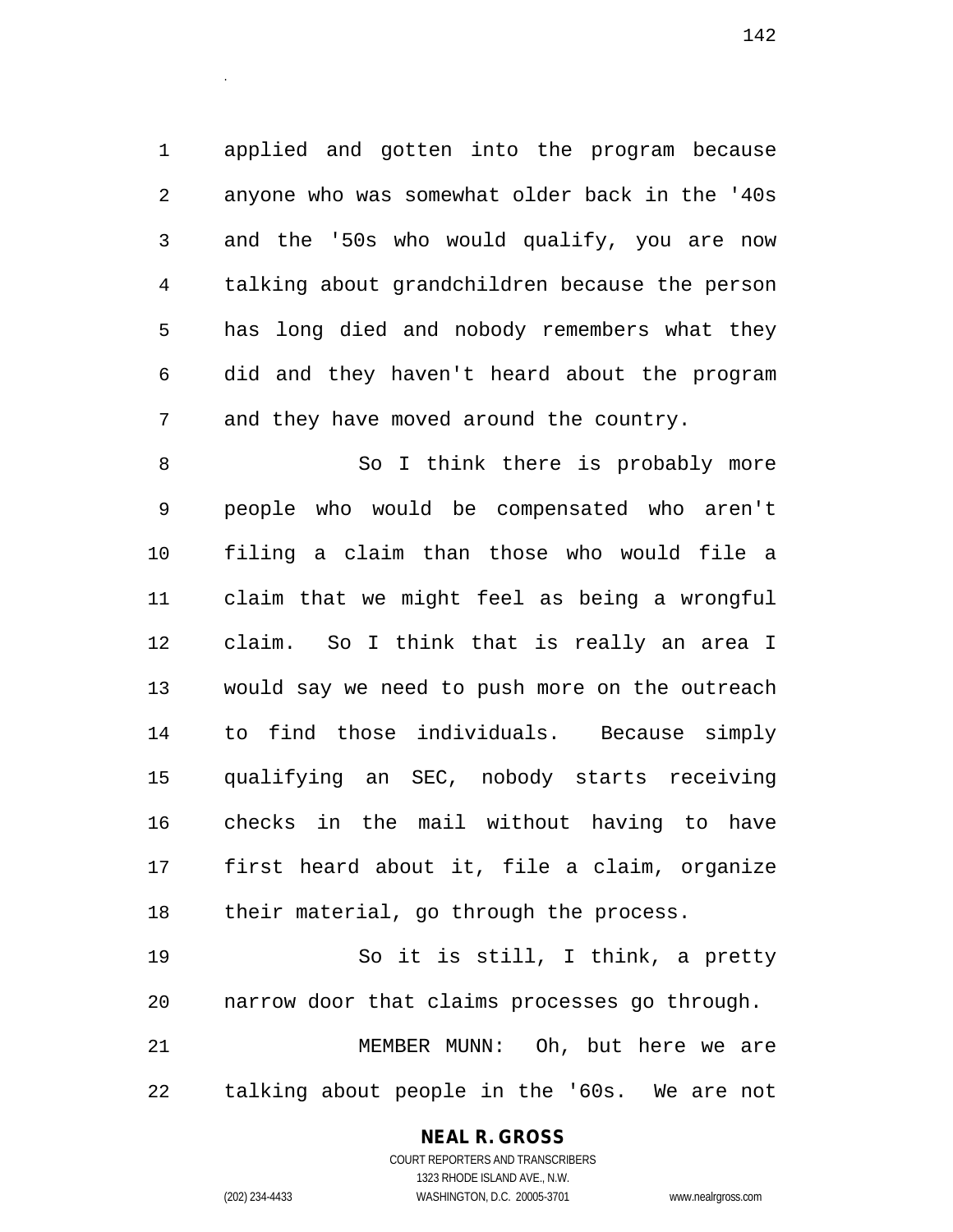applied and gotten into the program because anyone who was somewhat older back in the '40s and the '50s who would qualify, you are now talking about grandchildren because the person has long died and nobody remembers what they did and they haven't heard about the program and they have moved around the country.

So I think there is probably more people who would be compensated who aren't filing a claim than those who would file a claim that we might feel as being a wrongful claim. So I think that is really an area I would say we need to push more on the outreach to find those individuals. Because simply qualifying an SEC, nobody starts receiving checks in the mail without having to have first heard about it, file a claim, organize their material, go through the process.

So it is still, I think, a pretty narrow door that claims processes go through.

MEMBER MUNN: Oh, but here we are talking about people in the '60s. We are not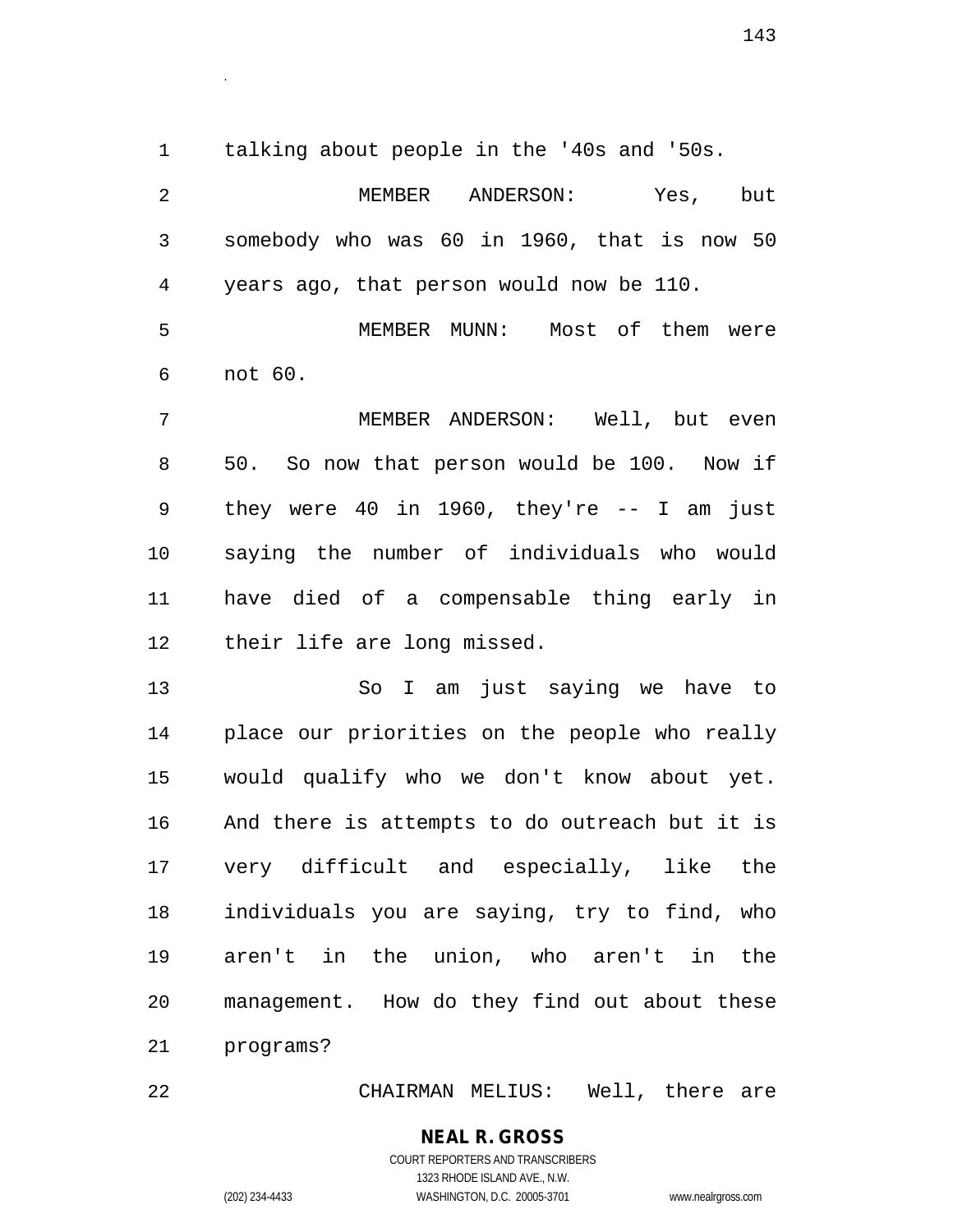talking about people in the '40s and '50s.

MEMBER ANDERSON: Yes, but somebody who was 60 in 1960, that is now 50 years ago, that person would now be 110.

MEMBER MUNN: Most of them were not 60.

MEMBER ANDERSON: Well, but even 50. So now that person would be 100. Now if they were 40 in 1960, they're -- I am just saying the number of individuals who would have died of a compensable thing early in their life are long missed.

So I am just saying we have to place our priorities on the people who really would qualify who we don't know about yet. And there is attempts to do outreach but it is very difficult and especially, like the individuals you are saying, try to find, who aren't in the union, who aren't in the management. How do they find out about these programs?

CHAIRMAN MELIUS: Well, there are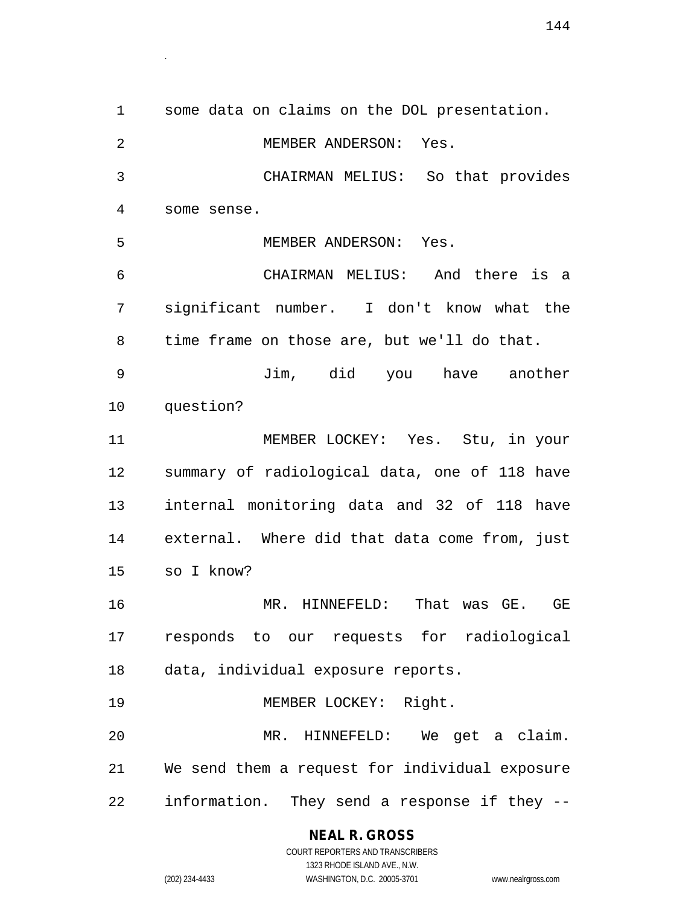some data on claims on the DOL presentation.

MEMBER ANDERSON: Yes.

CHAIRMAN MELIUS: So that provides some sense.

MEMBER ANDERSON: Yes.

CHAIRMAN MELIUS: And there is a significant number. I don't know what the time frame on those are, but we'll do that.

Jim, did you have another question?

MEMBER LOCKEY: Yes. Stu, in your summary of radiological data, one of 118 have internal monitoring data and 32 of 118 have external. Where did that data come from, just so I know?

MR. HINNEFELD: That was GE. GE responds to our requests for radiological data, individual exposure reports.

MEMBER LOCKEY: Right.

MR. HINNEFELD: We get a claim. We send them a request for individual exposure information. They send a response if they --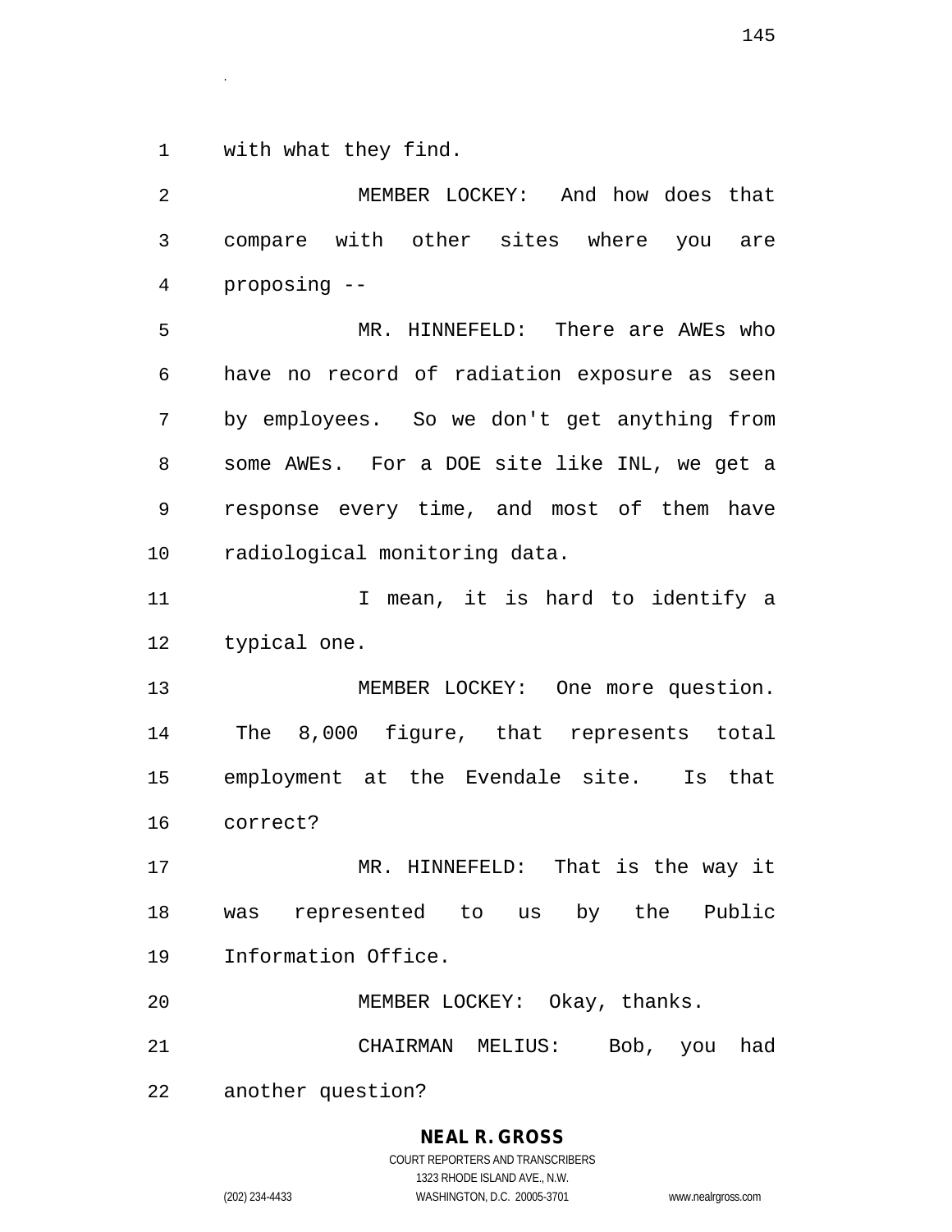with what they find.

MEMBER LOCKEY: And how does that compare with other sites where you are proposing --

MR. HINNEFELD: There are AWEs who have no record of radiation exposure as seen by employees. So we don't get anything from some AWEs. For a DOE site like INL, we get a response every time, and most of them have radiological monitoring data.

I mean, it is hard to identify a typical one.

MEMBER LOCKEY: One more question. The 8,000 figure, that represents total employment at the Evendale site. Is that correct?

MR. HINNEFELD: That is the way it was represented to us by the Public Information Office.

MEMBER LOCKEY: Okay, thanks.

CHAIRMAN MELIUS: Bob, you had another question?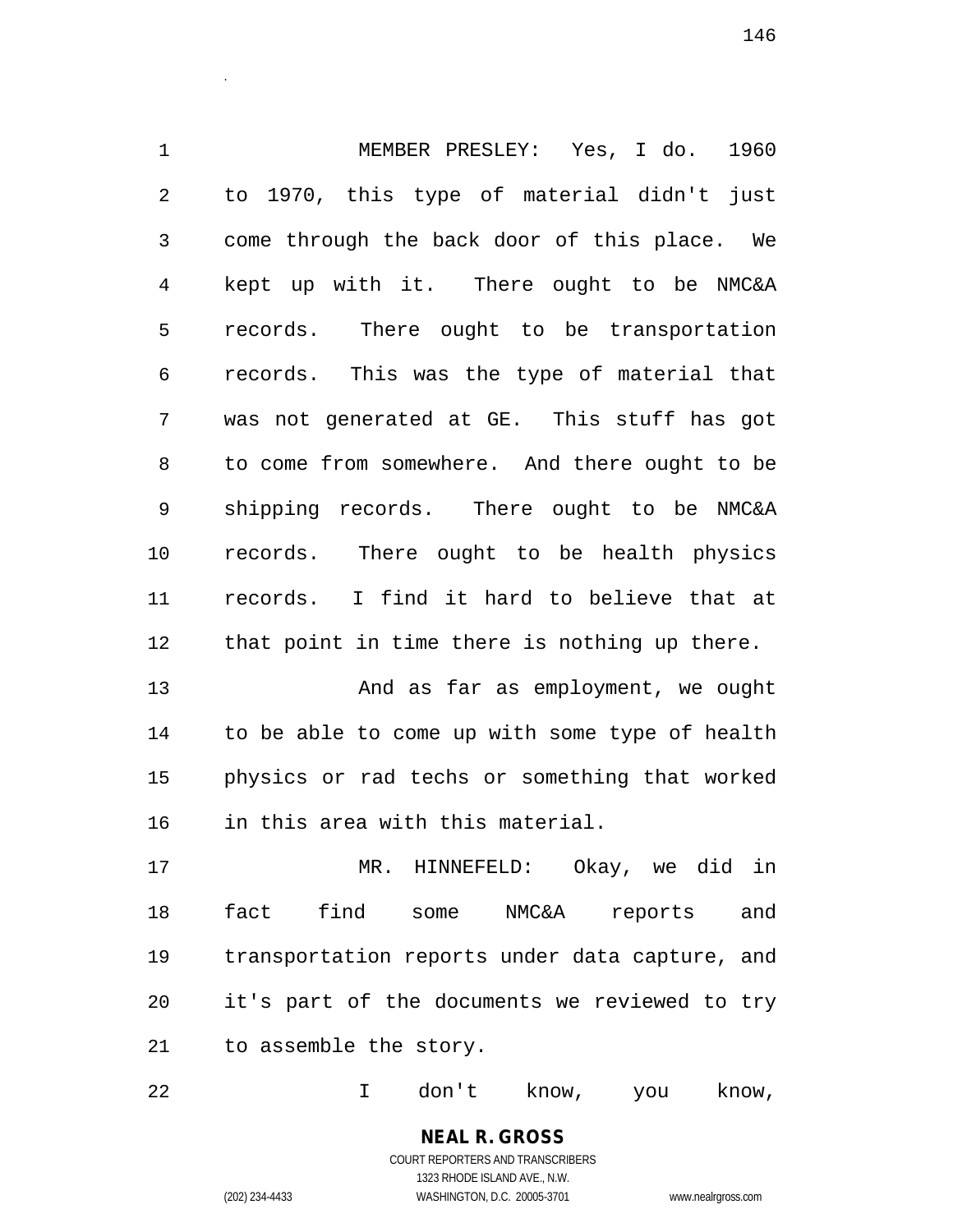MEMBER PRESLEY: Yes, I do. 1960 to 1970, this type of material didn't just come through the back door of this place. We kept up with it. There ought to be NMC&A records. There ought to be transportation records. This was the type of material that was not generated at GE. This stuff has got to come from somewhere. And there ought to be shipping records. There ought to be NMC&A records. There ought to be health physics records. I find it hard to believe that at that point in time there is nothing up there.

And as far as employment, we ought to be able to come up with some type of health physics or rad techs or something that worked in this area with this material.

MR. HINNEFELD: Okay, we did in fact find some NMC&A reports and transportation reports under data capture, and it's part of the documents we reviewed to try to assemble the story.

I don't know, you know,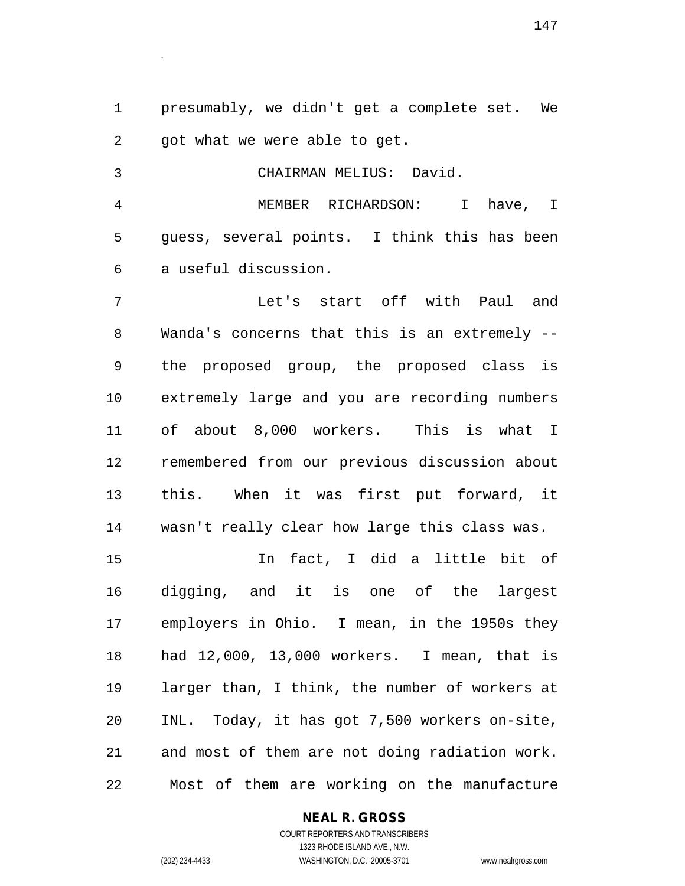presumably, we didn't get a complete set. We got what we were able to get.

CHAIRMAN MELIUS: David.

MEMBER RICHARDSON: I have, I guess, several points. I think this has been a useful discussion.

Let's start off with Paul and Wanda's concerns that this is an extremely -- the proposed group, the proposed class is extremely large and you are recording numbers of about 8,000 workers. This is what I remembered from our previous discussion about this. When it was first put forward, it wasn't really clear how large this class was.

In fact, I did a little bit of digging, and it is one of the largest employers in Ohio. I mean, in the 1950s they had 12,000, 13,000 workers. I mean, that is larger than, I think, the number of workers at INL. Today, it has got 7,500 workers on-site, and most of them are not doing radiation work. Most of them are working on the manufacture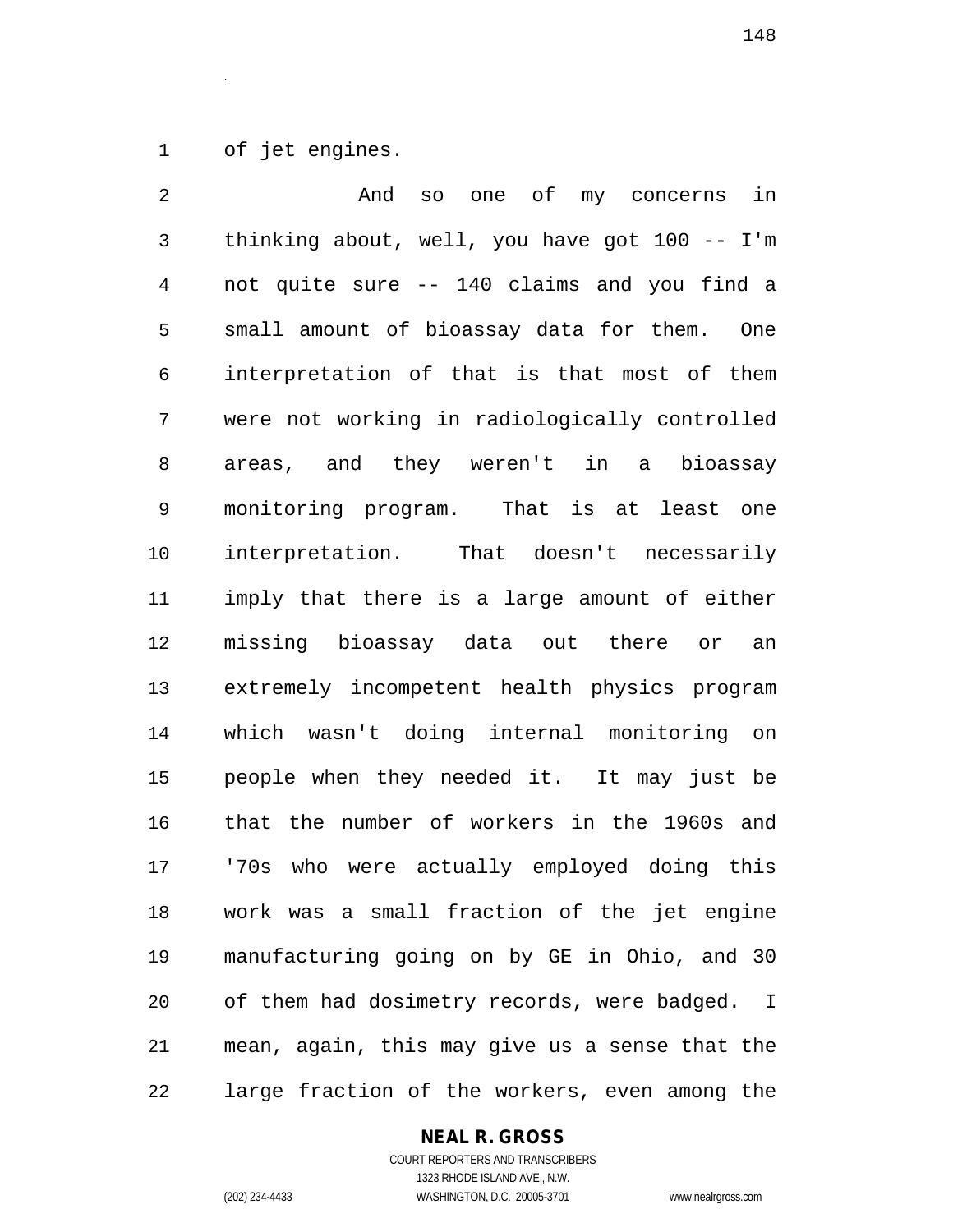of jet engines.

And so one of my concerns in thinking about, well, you have got 100 -- I'm not quite sure -- 140 claims and you find a small amount of bioassay data for them. One interpretation of that is that most of them were not working in radiologically controlled areas, and they weren't in a bioassay monitoring program. That is at least one interpretation. That doesn't necessarily imply that there is a large amount of either missing bioassay data out there or an extremely incompetent health physics program which wasn't doing internal monitoring on people when they needed it. It may just be that the number of workers in the 1960s and '70s who were actually employed doing this work was a small fraction of the jet engine manufacturing going on by GE in Ohio, and 30 of them had dosimetry records, were badged. I mean, again, this may give us a sense that the large fraction of the workers, even among the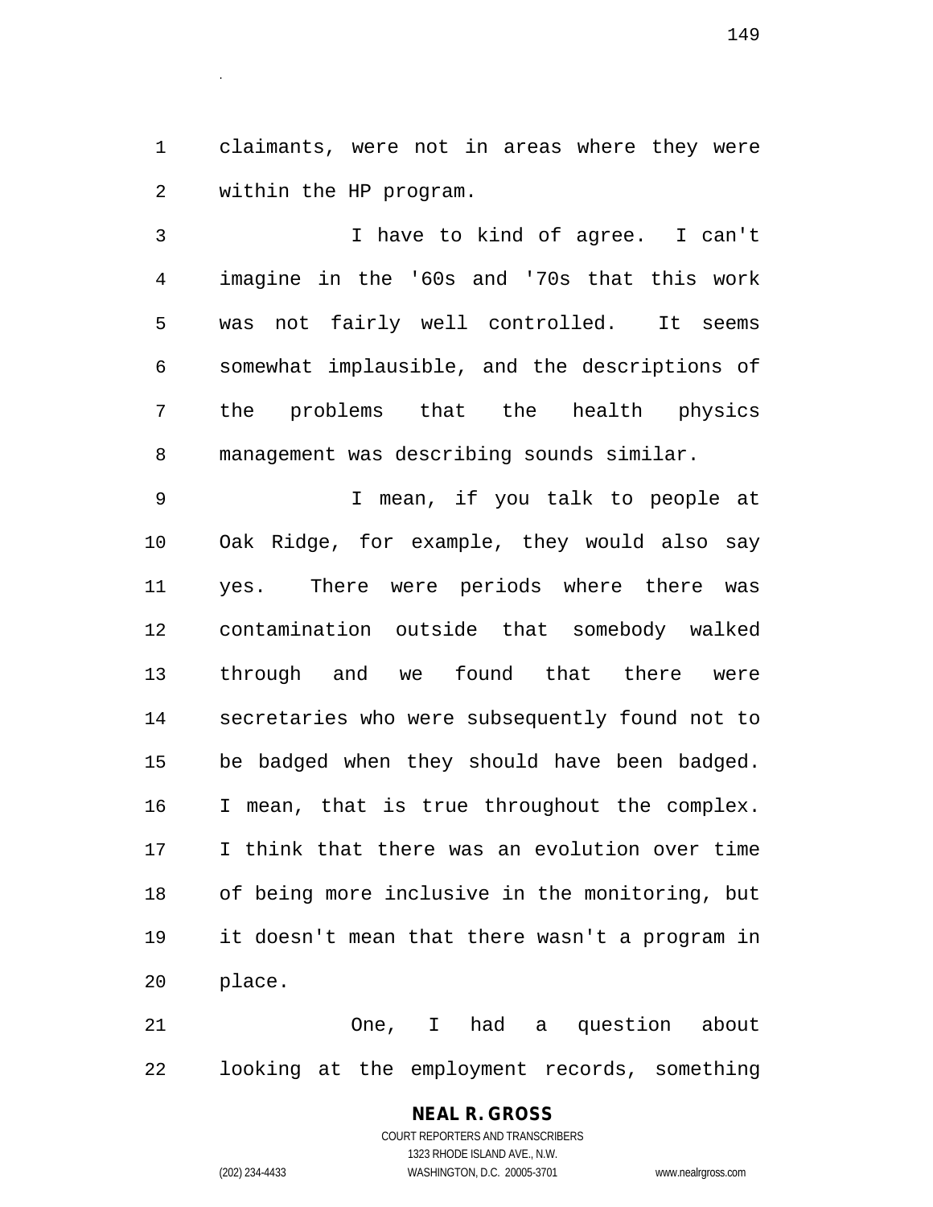claimants, were not in areas where they were within the HP program.

I have to kind of agree. I can't imagine in the '60s and '70s that this work was not fairly well controlled. It seems somewhat implausible, and the descriptions of the problems that the health physics management was describing sounds similar.

I mean, if you talk to people at Oak Ridge, for example, they would also say yes. There were periods where there was contamination outside that somebody walked through and we found that there were secretaries who were subsequently found not to be badged when they should have been badged. I mean, that is true throughout the complex. I think that there was an evolution over time of being more inclusive in the monitoring, but it doesn't mean that there wasn't a program in place.

One, I had a question about looking at the employment records, something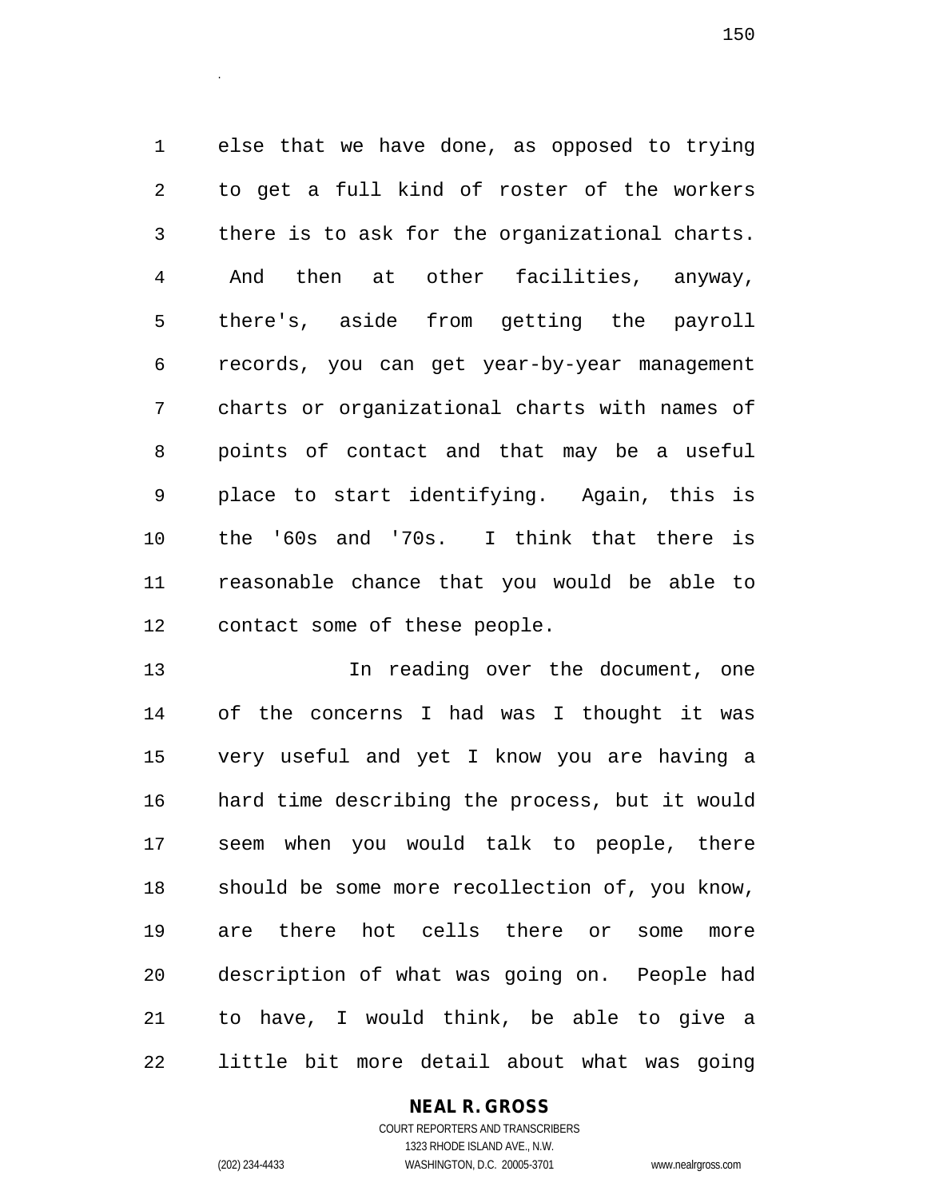else that we have done, as opposed to trying to get a full kind of roster of the workers there is to ask for the organizational charts. And then at other facilities, anyway, there's, aside from getting the payroll records, you can get year-by-year management charts or organizational charts with names of points of contact and that may be a useful place to start identifying. Again, this is the '60s and '70s. I think that there is reasonable chance that you would be able to contact some of these people.

In reading over the document, one of the concerns I had was I thought it was very useful and yet I know you are having a hard time describing the process, but it would seem when you would talk to people, there should be some more recollection of, you know, are there hot cells there or some more description of what was going on. People had to have, I would think, be able to give a little bit more detail about what was going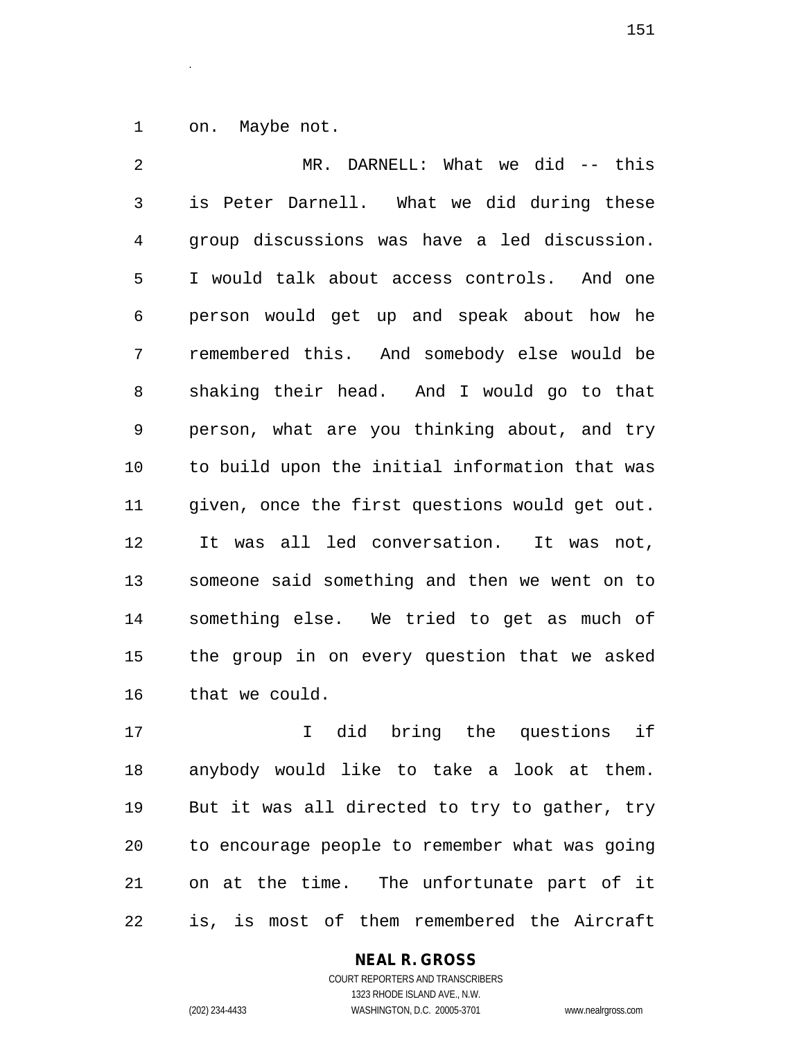on. Maybe not.

MR. DARNELL: What we did -- this is Peter Darnell. What we did during these group discussions was have a led discussion. I would talk about access controls. And one person would get up and speak about how he remembered this. And somebody else would be shaking their head. And I would go to that person, what are you thinking about, and try to build upon the initial information that was given, once the first questions would get out. It was all led conversation. It was not, someone said something and then we went on to something else. We tried to get as much of the group in on every question that we asked that we could.

I did bring the questions if anybody would like to take a look at them. But it was all directed to try to gather, try to encourage people to remember what was going on at the time. The unfortunate part of it is, is most of them remembered the Aircraft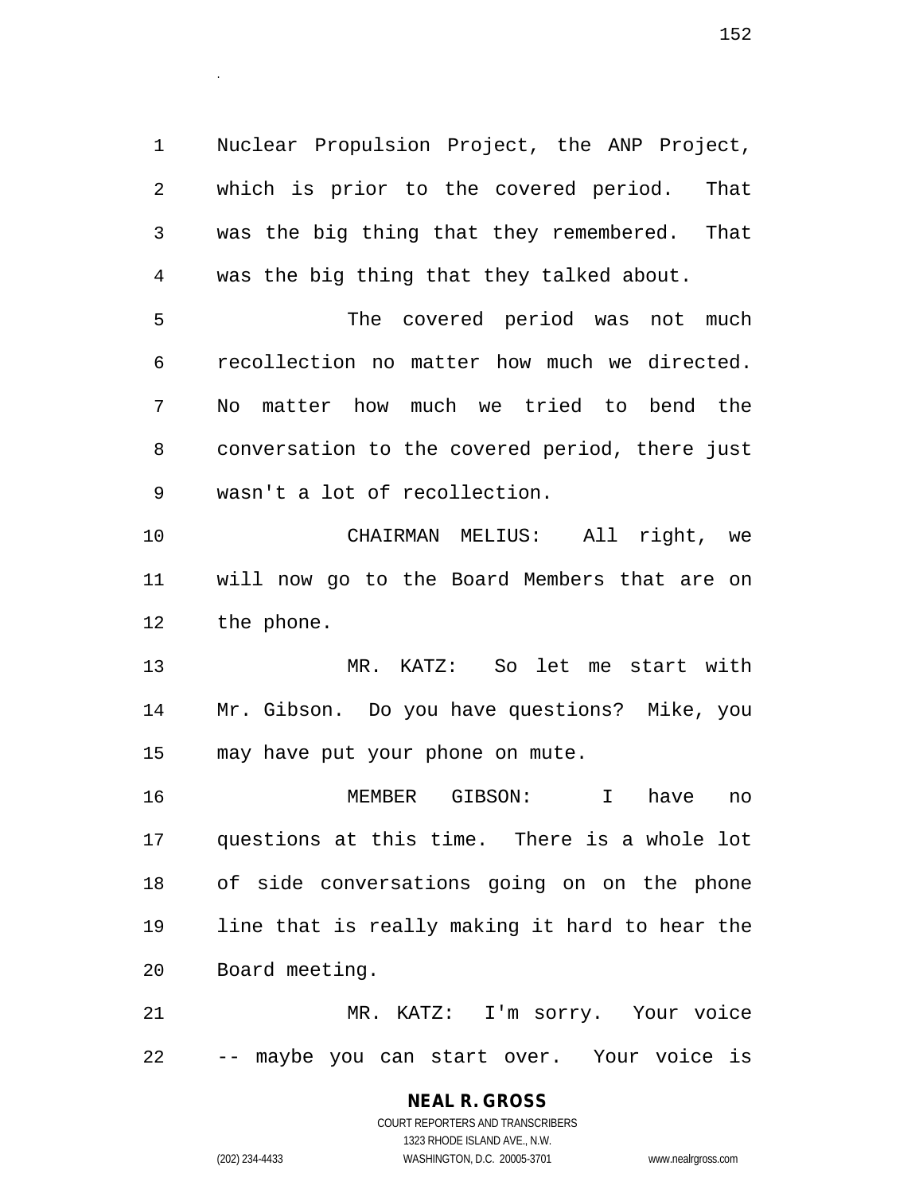Nuclear Propulsion Project, the ANP Project, which is prior to the covered period. That was the big thing that they remembered. That was the big thing that they talked about.

The covered period was not much recollection no matter how much we directed. No matter how much we tried to bend the conversation to the covered period, there just wasn't a lot of recollection.

CHAIRMAN MELIUS: All right, we will now go to the Board Members that are on the phone.

MR. KATZ: So let me start with Mr. Gibson. Do you have questions? Mike, you may have put your phone on mute.

MEMBER GIBSON: I have no questions at this time. There is a whole lot of side conversations going on on the phone line that is really making it hard to hear the Board meeting.

MR. KATZ: I'm sorry. Your voice -- maybe you can start over. Your voice is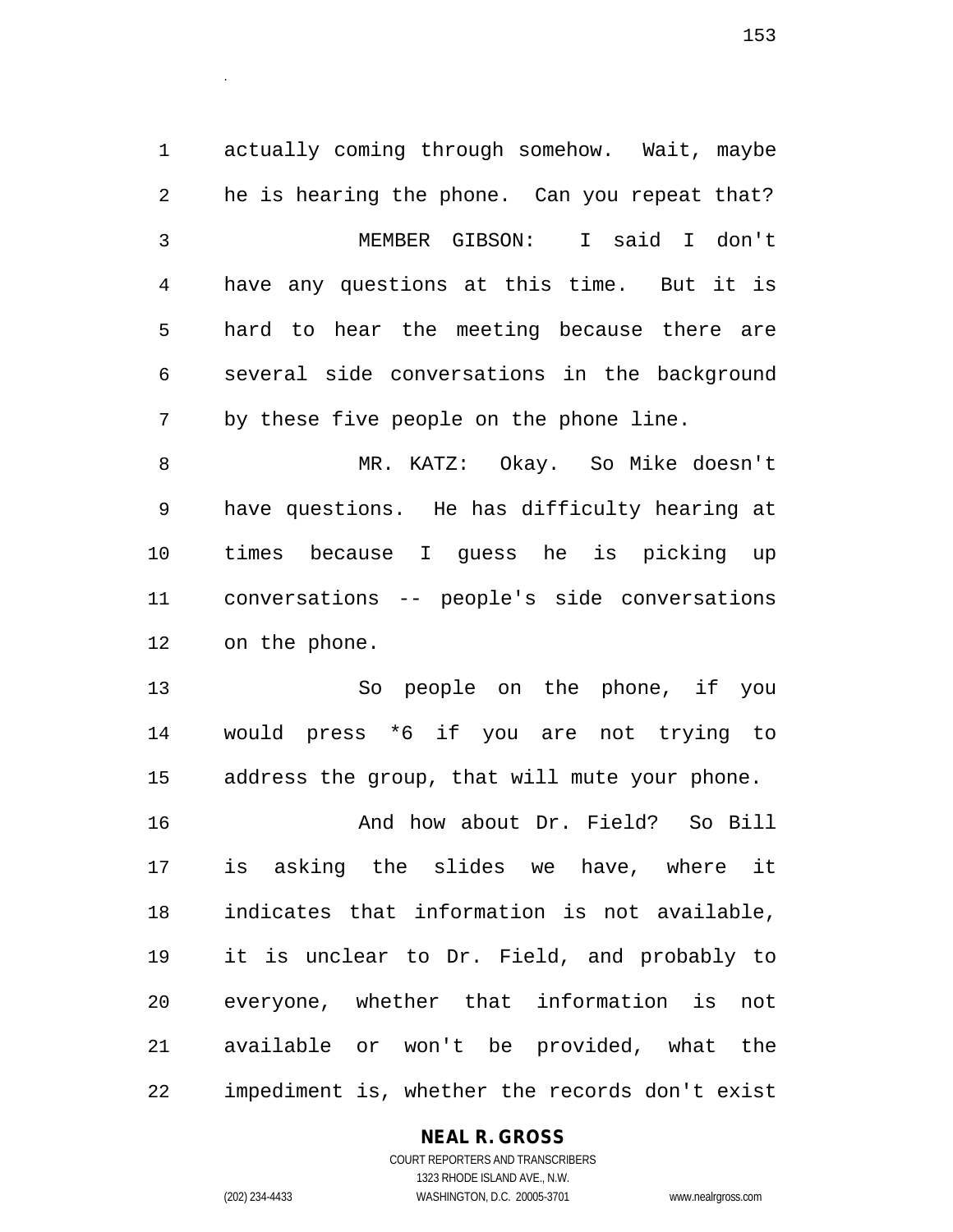actually coming through somehow. Wait, maybe he is hearing the phone. Can you repeat that?

MEMBER GIBSON: I said I don't have any questions at this time. But it is hard to hear the meeting because there are several side conversations in the background by these five people on the phone line.

MR. KATZ: Okay. So Mike doesn't have questions. He has difficulty hearing at times because I guess he is picking up conversations -- people's side conversations on the phone.

So people on the phone, if you would press *6 if you are not trying to address the group, that will mute your phone.

And how about Dr. Field? So Bill is asking the slides we have, where it indicates that information is not available, it is unclear to Dr. Field, and probably to everyone, whether that information is not available or won't be provided, what the impediment is, whether the records don't exist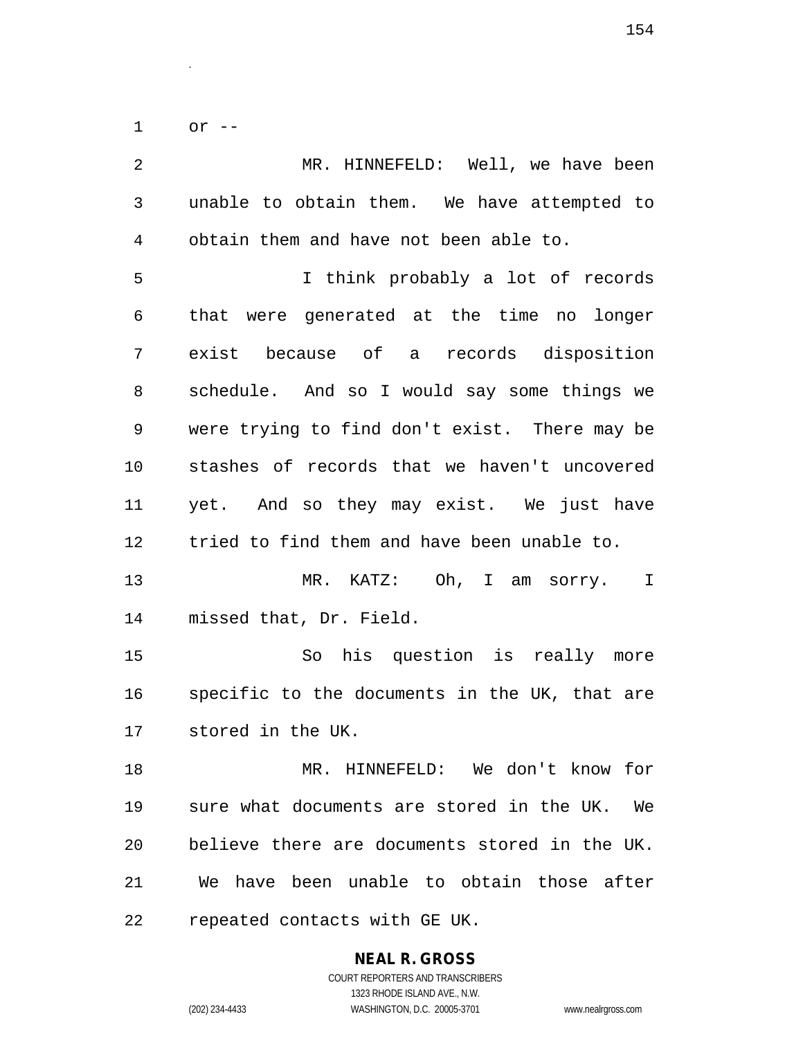or --

MR. HINNEFELD: Well, we have been unable to obtain them. We have attempted to obtain them and have not been able to.

I think probably a lot of records that were generated at the time no longer exist because of a records disposition schedule. And so I would say some things we were trying to find don't exist. There may be stashes of records that we haven't uncovered yet. And so they may exist. We just have tried to find them and have been unable to.

MR. KATZ: Oh, I am sorry. I missed that, Dr. Field.

So his question is really more specific to the documents in the UK, that are stored in the UK.

MR. HINNEFELD: We don't know for sure what documents are stored in the UK. We believe there are documents stored in the UK. We have been unable to obtain those after repeated contacts with GE UK.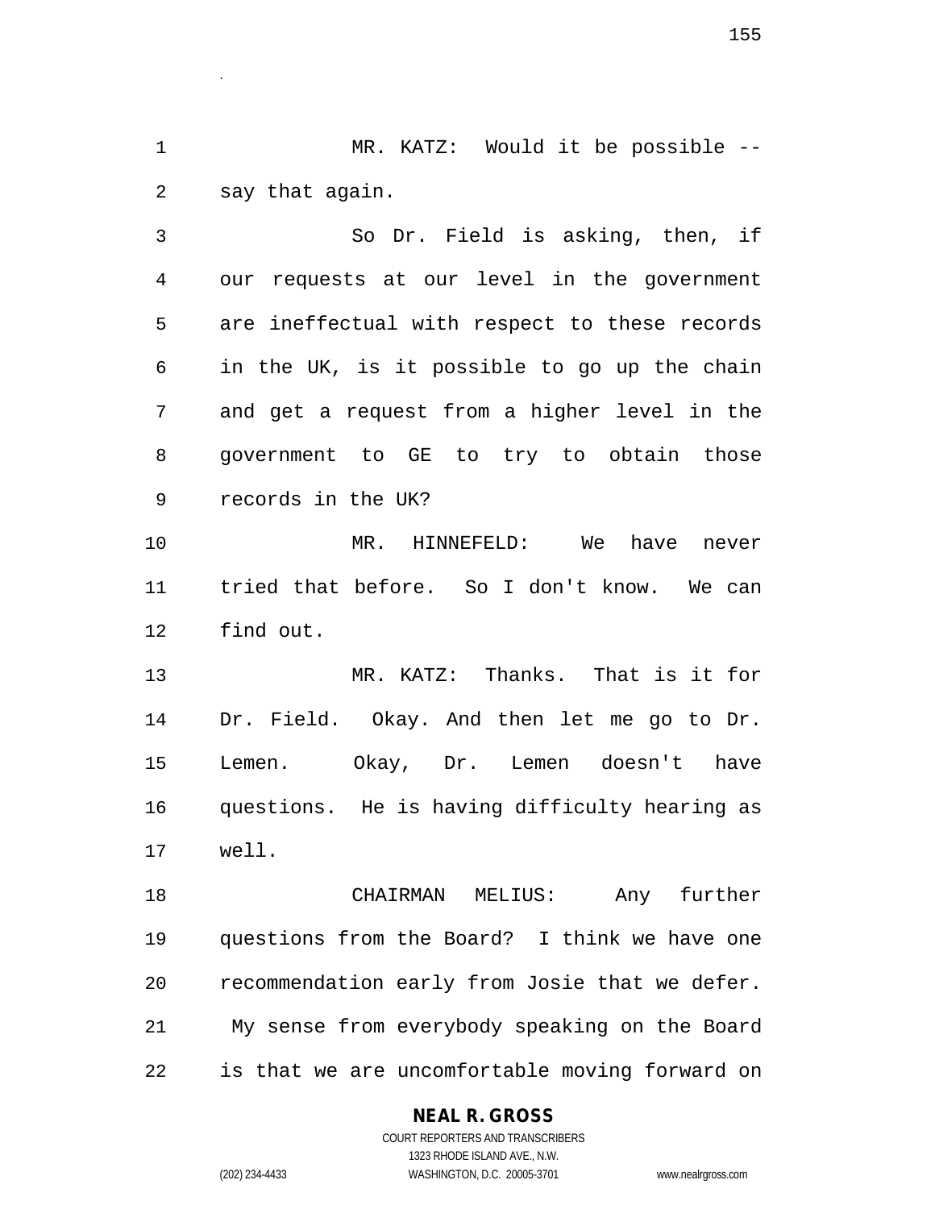MR. KATZ: Would it be possible -- say that again.

So Dr. Field is asking, then, if our requests at our level in the government are ineffectual with respect to these records in the UK, is it possible to go up the chain and get a request from a higher level in the government to GE to try to obtain those records in the UK?

MR. HINNEFELD: We have never tried that before. So I don't know. We can find out.

MR. KATZ: Thanks. That is it for Dr. Field. Okay. And then let me go to Dr. Lemen. Okay, Dr. Lemen doesn't have questions. He is having difficulty hearing as well.

CHAIRMAN MELIUS: Any further questions from the Board? I think we have one recommendation early from Josie that we defer. My sense from everybody speaking on the Board is that we are uncomfortable moving forward on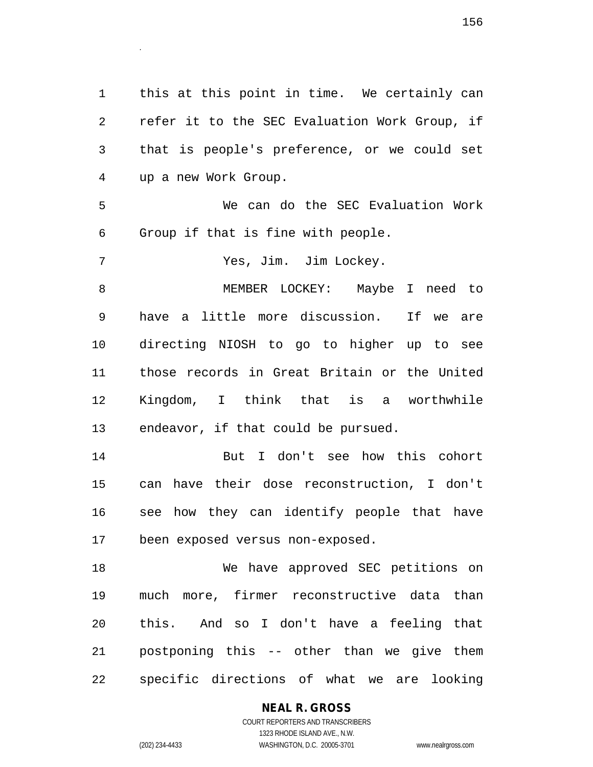this at this point in time. We certainly can refer it to the SEC Evaluation Work Group, if that is people's preference, or we could set up a new Work Group.

We can do the SEC Evaluation Work Group if that is fine with people.

Yes, Jim. Jim Lockey.

MEMBER LOCKEY: Maybe I need to have a little more discussion. If we are directing NIOSH to go to higher up to see those records in Great Britain or the United Kingdom, I think that is a worthwhile endeavor, if that could be pursued.

But I don't see how this cohort can have their dose reconstruction, I don't see how they can identify people that have been exposed versus non-exposed.

We have approved SEC petitions on much more, firmer reconstructive data than this. And so I don't have a feeling that postponing this -- other than we give them specific directions of what we are looking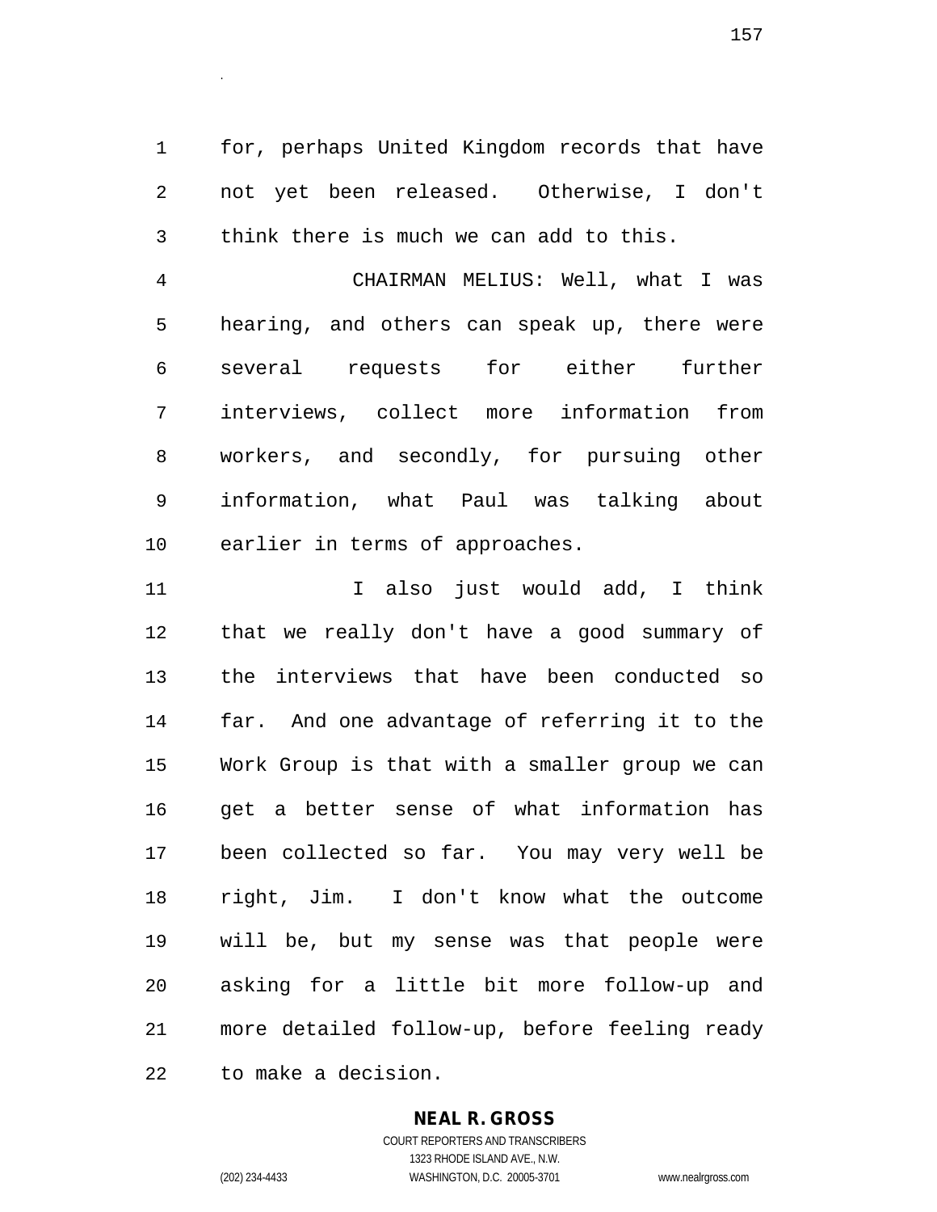for, perhaps United Kingdom records that have not yet been released. Otherwise, I don't think there is much we can add to this.

CHAIRMAN MELIUS: Well, what I was hearing, and others can speak up, there were several requests for either further interviews, collect more information from workers, and secondly, for pursuing other information, what Paul was talking about earlier in terms of approaches.

I also just would add, I think that we really don't have a good summary of the interviews that have been conducted so far. And one advantage of referring it to the Work Group is that with a smaller group we can get a better sense of what information has been collected so far. You may very well be right, Jim. I don't know what the outcome will be, but my sense was that people were asking for a little bit more follow-up and more detailed follow-up, before feeling ready to make a decision.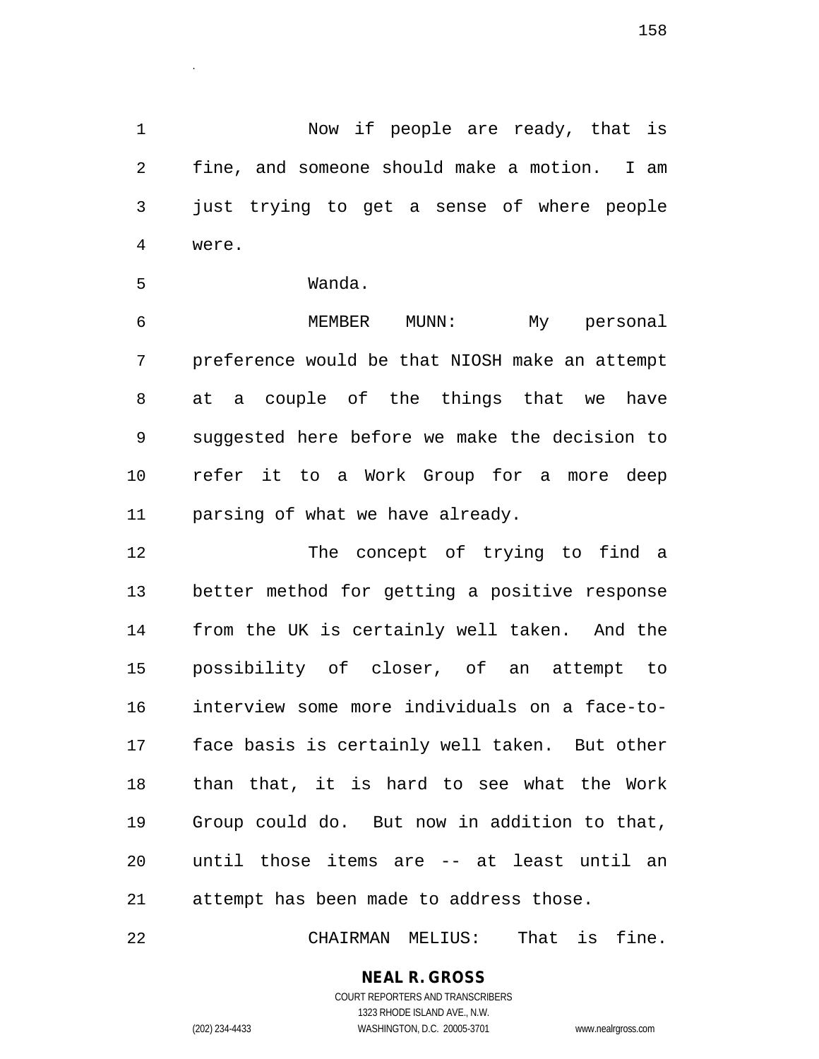Now if people are ready, that is fine, and someone should make a motion. I am just trying to get a sense of where people were.

Wanda.

MEMBER MUNN: My personal preference would be that NIOSH make an attempt at a couple of the things that we have suggested here before we make the decision to refer it to a Work Group for a more deep parsing of what we have already.

The concept of trying to find a better method for getting a positive response from the UK is certainly well taken. And the possibility of closer, of an attempt to interview some more individuals on a face-to-face basis is certainly well taken. But other than that, it is hard to see what the Work Group could do. But now in addition to that, until those items are -- at least until an attempt has been made to address those.

CHAIRMAN MELIUS: That is fine.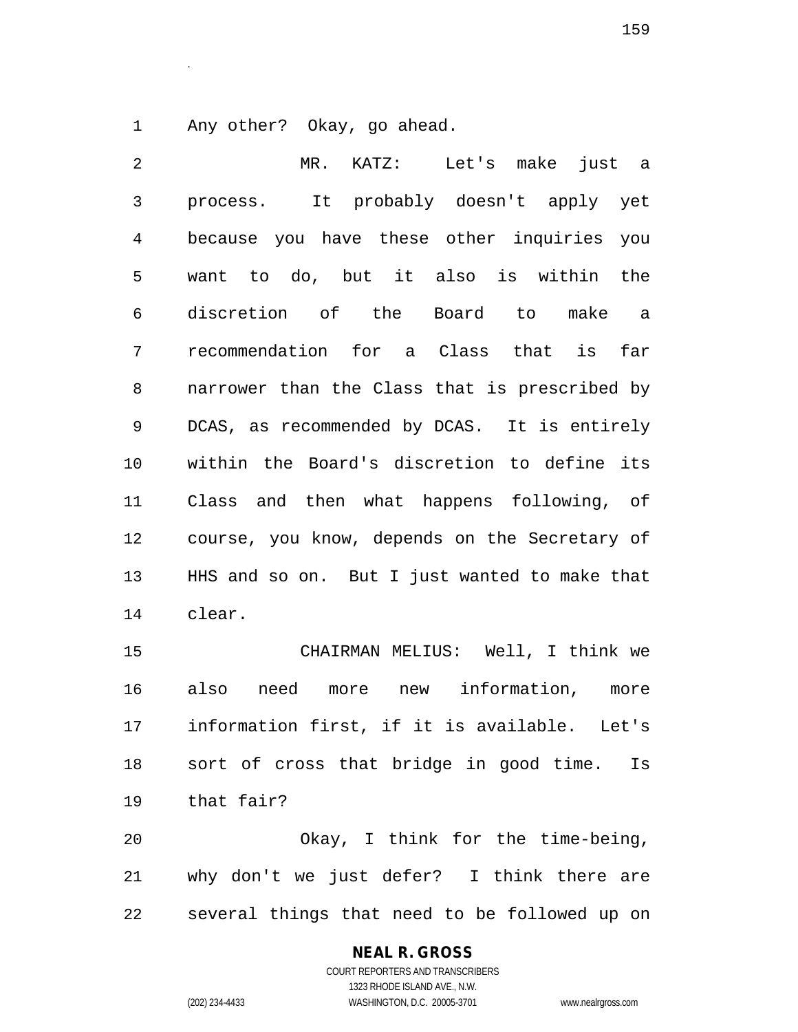Any other? Okay, go ahead.

MR. KATZ: Let's make just a process. It probably doesn't apply yet because you have these other inquiries you want to do, but it also is within the discretion of the Board to make a recommendation for a Class that is far narrower than the Class that is prescribed by DCAS, as recommended by DCAS. It is entirely within the Board's discretion to define its Class and then what happens following, of course, you know, depends on the Secretary of HHS and so on. But I just wanted to make that clear.

CHAIRMAN MELIUS: Well, I think we also need more new information, more information first, if it is available. Let's sort of cross that bridge in good time. Is that fair?

Okay, I think for the time-being, why don't we just defer? I think there are several things that need to be followed up on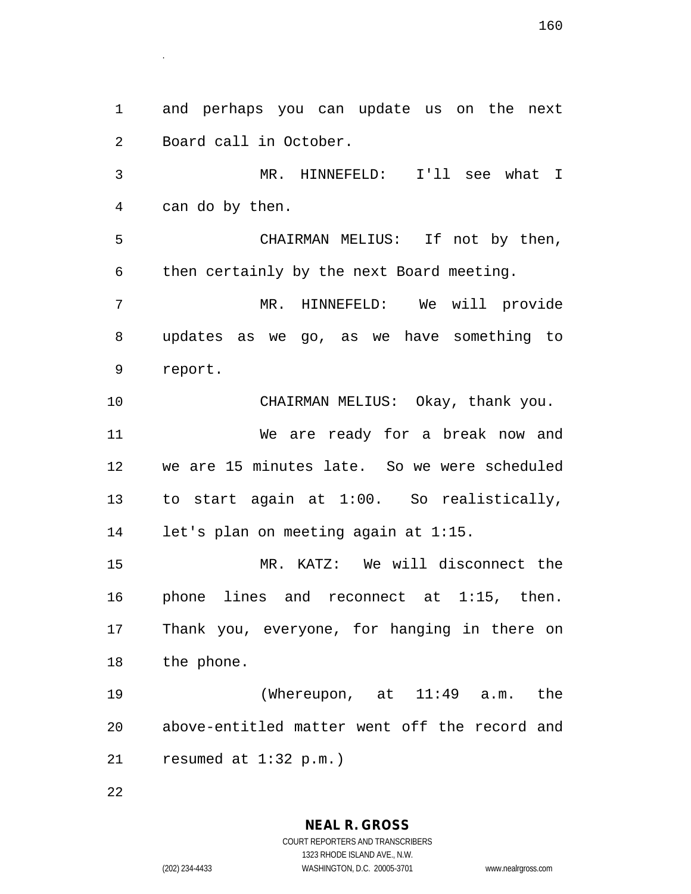and perhaps you can update us on the next Board call in October.

MR. HINNEFELD: I'll see what I can do by then.

CHAIRMAN MELIUS: If not by then, then certainly by the next Board meeting.

MR. HINNEFELD: We will provide updates as we go, as we have something to report.

CHAIRMAN MELIUS: Okay, thank you.

We are ready for a break now and we are 15 minutes late. So we were scheduled to start again at 1:00. So realistically, let's plan on meeting again at 1:15.

MR. KATZ: We will disconnect the phone lines and reconnect at 1:15, then. Thank you, everyone, for hanging in there on the phone.

(Whereupon, at 11:49 a.m. the above-entitled matter went off the record and resumed at 1:32 p.m.)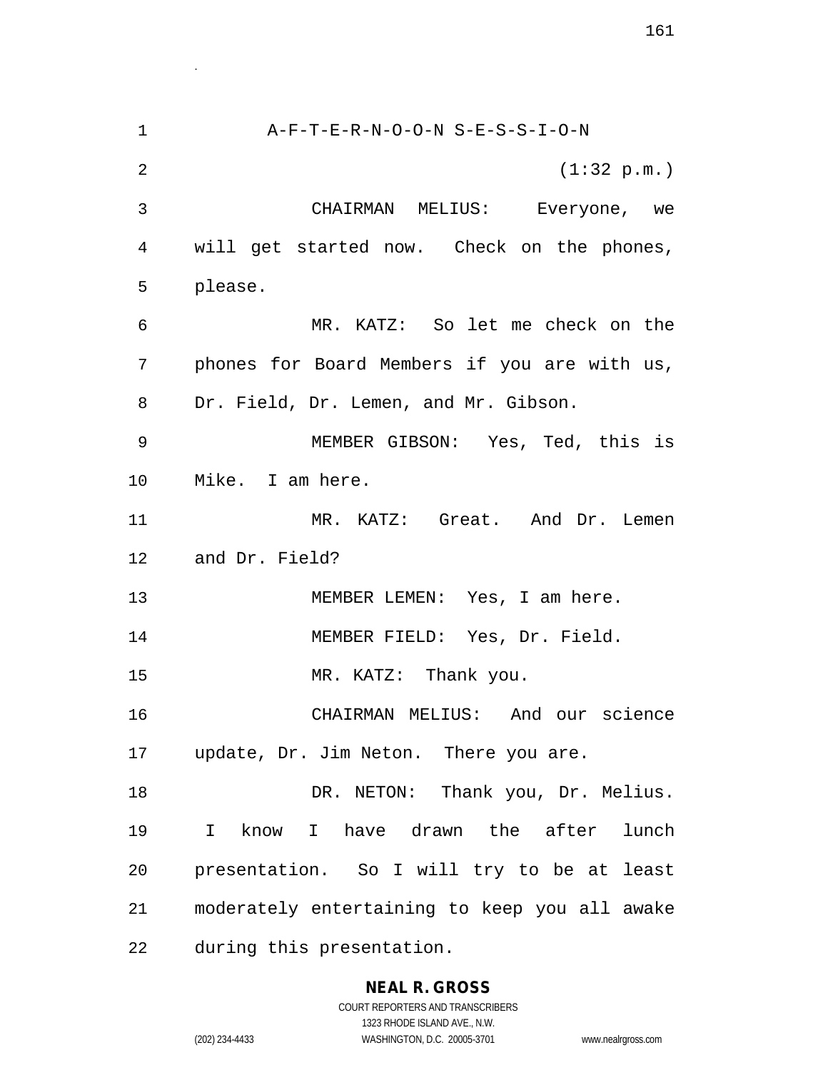A-F-T-E-R-N-O-O-N S-E-S-S-I-O-N

(1:32 p.m.)

CHAIRMAN MELIUS: Everyone, we will get started now. Check on the phones, please.

MR. KATZ: So let me check on the phones for Board Members if you are with us, Dr. Field, Dr. Lemen, and Mr. Gibson.

MEMBER GIBSON: Yes, Ted, this is Mike. I am here.

MR. KATZ: Great. And Dr. Lemen and Dr. Field?

MEMBER LEMEN: Yes, I am here.

MEMBER FIELD: Yes, Dr. Field.

MR. KATZ: Thank you.

CHAIRMAN MELIUS: And our science update, Dr. Jim Neton. There you are.

DR. NETON: Thank you, Dr. Melius. I know I have drawn the after lunch presentation. So I will try to be at least moderately entertaining to keep you all awake during this presentation.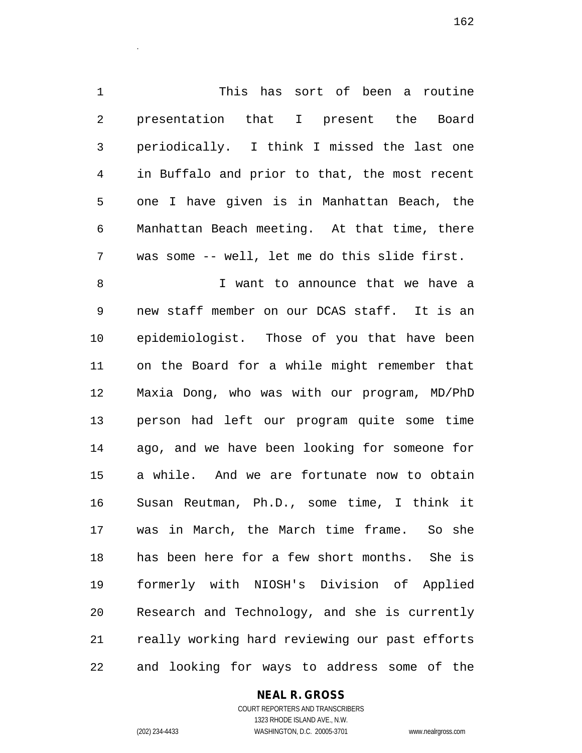This has sort of been a routine presentation that I present the Board periodically. I think I missed the last one in Buffalo and prior to that, the most recent one I have given is in Manhattan Beach, the Manhattan Beach meeting. At that time, there was some -- well, let me do this slide first.

I want to announce that we have a new staff member on our DCAS staff. It is an epidemiologist. Those of you that have been on the Board for a while might remember that Maxia Dong, who was with our program, MD/PhD person had left our program quite some time ago, and we have been looking for someone for a while. And we are fortunate now to obtain Susan Reutman, Ph.D., some time, I think it was in March, the March time frame. So she has been here for a few short months. She is formerly with NIOSH's Division of Applied Research and Technology, and she is currently really working hard reviewing our past efforts and looking for ways to address some of the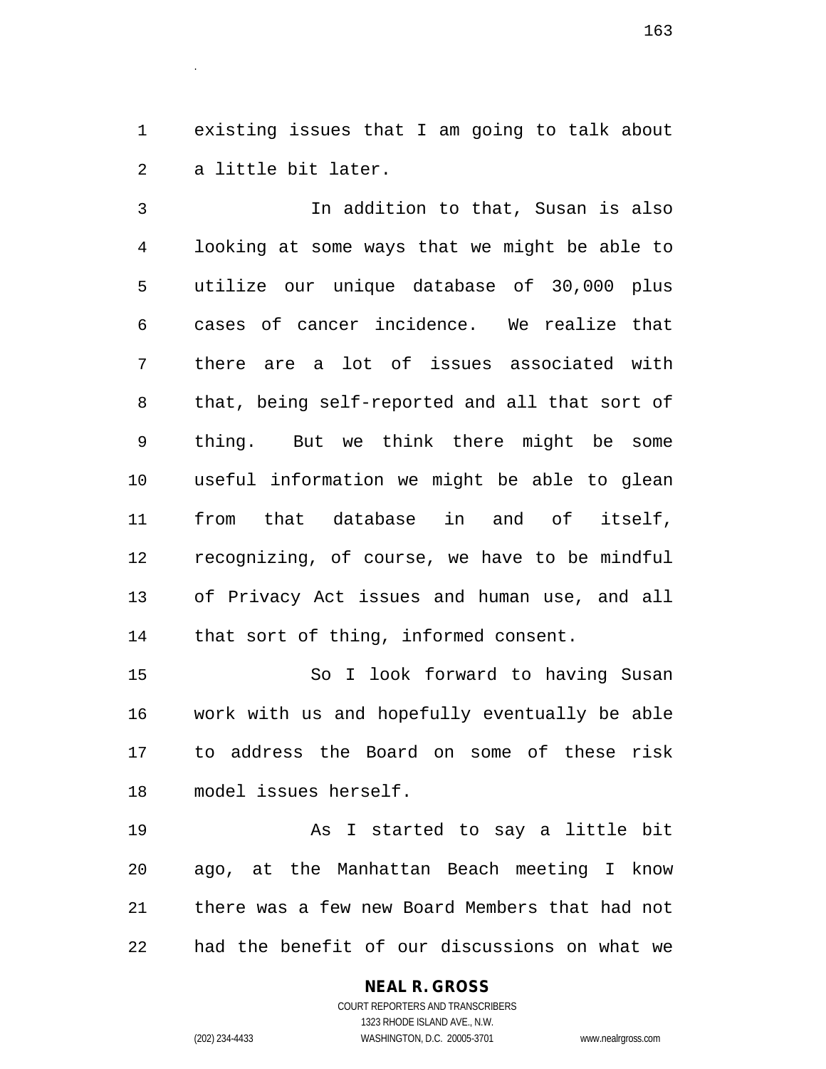existing issues that I am going to talk about a little bit later.

In addition to that, Susan is also looking at some ways that we might be able to utilize our unique database of 30,000 plus cases of cancer incidence. We realize that there are a lot of issues associated with that, being self-reported and all that sort of thing. But we think there might be some useful information we might be able to glean from that database in and of itself, recognizing, of course, we have to be mindful of Privacy Act issues and human use, and all that sort of thing, informed consent.

So I look forward to having Susan work with us and hopefully eventually be able to address the Board on some of these risk model issues herself.

As I started to say a little bit ago, at the Manhattan Beach meeting I know there was a few new Board Members that had not had the benefit of our discussions on what we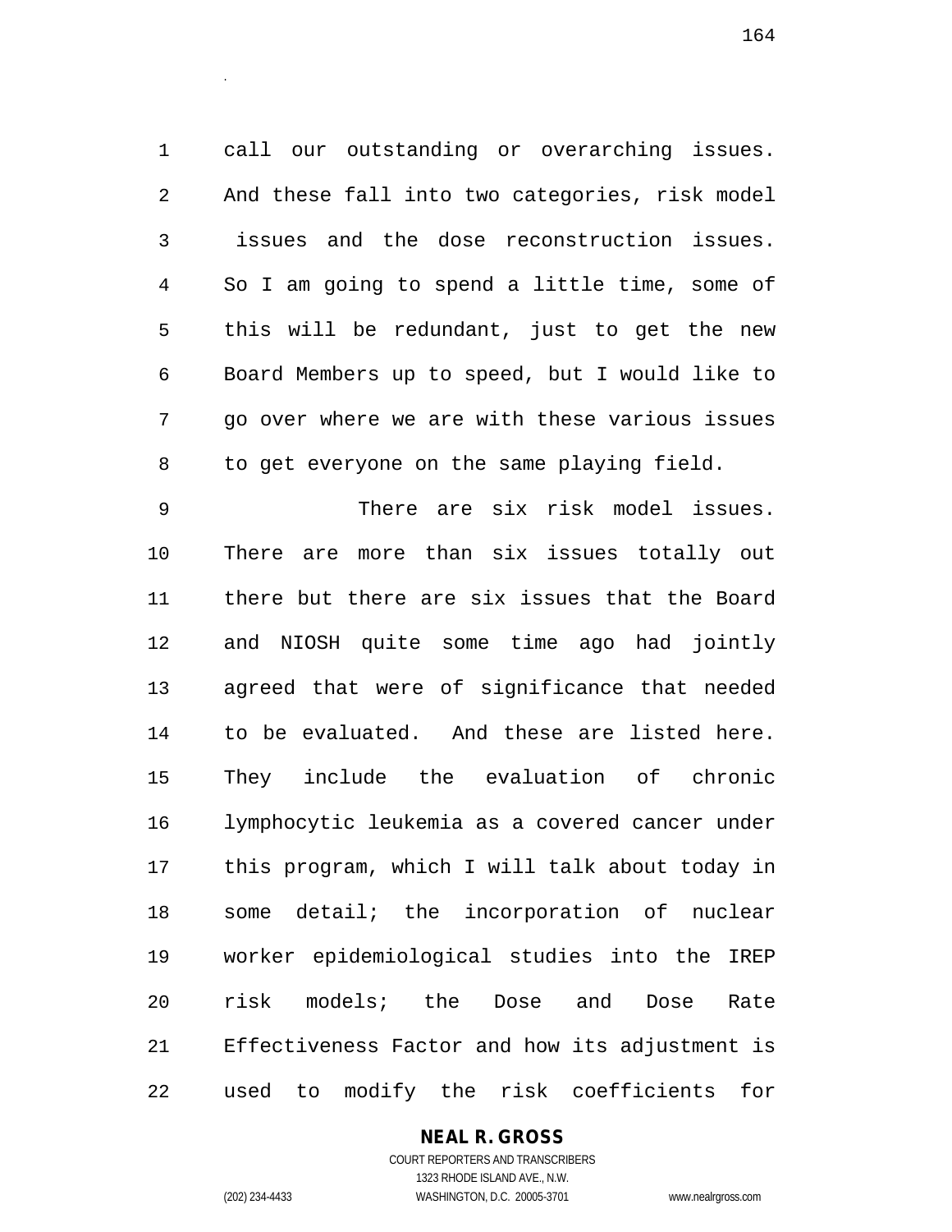call our outstanding or overarching issues. And these fall into two categories, risk model issues and the dose reconstruction issues. So I am going to spend a little time, some of this will be redundant, just to get the new Board Members up to speed, but I would like to go over where we are with these various issues to get everyone on the same playing field.

There are six risk model issues. There are more than six issues totally out there but there are six issues that the Board and NIOSH quite some time ago had jointly agreed that were of significance that needed to be evaluated. And these are listed here. They include the evaluation of chronic lymphocytic leukemia as a covered cancer under this program, which I will talk about today in some detail; the incorporation of nuclear worker epidemiological studies into the IREP risk models; the Dose and Dose Rate Effectiveness Factor and how its adjustment is used to modify the risk coefficients for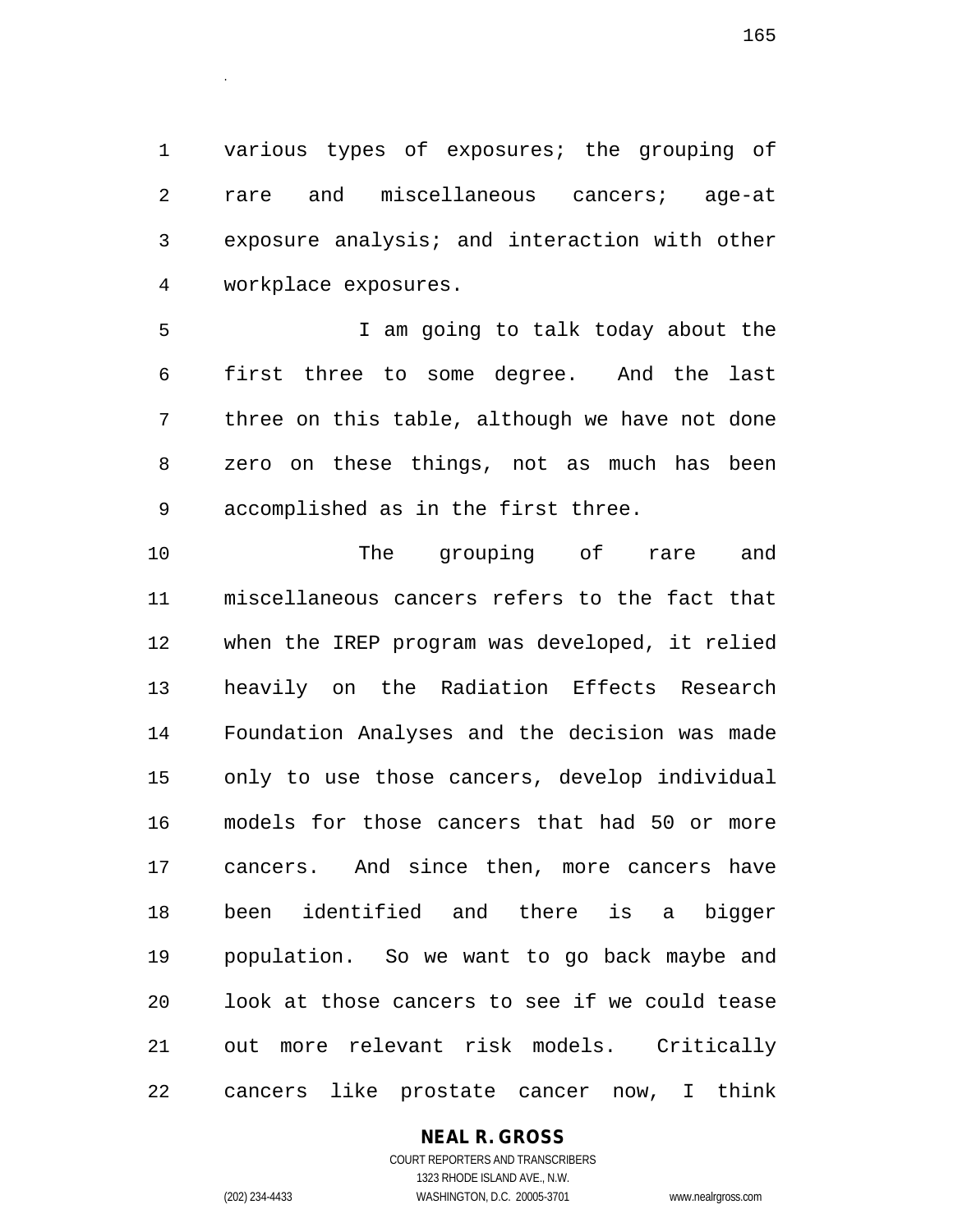various types of exposures; the grouping of rare and miscellaneous cancers; age-at exposure analysis; and interaction with other workplace exposures.

I am going to talk today about the first three to some degree. And the last three on this table, although we have not done zero on these things, not as much has been accomplished as in the first three.

The grouping of rare and miscellaneous cancers refers to the fact that when the IREP program was developed, it relied heavily on the Radiation Effects Research Foundation Analyses and the decision was made only to use those cancers, develop individual models for those cancers that had 50 or more cancers. And since then, more cancers have been identified and there is a bigger population. So we want to go back maybe and look at those cancers to see if we could tease out more relevant risk models. Critically cancers like prostate cancer now, I think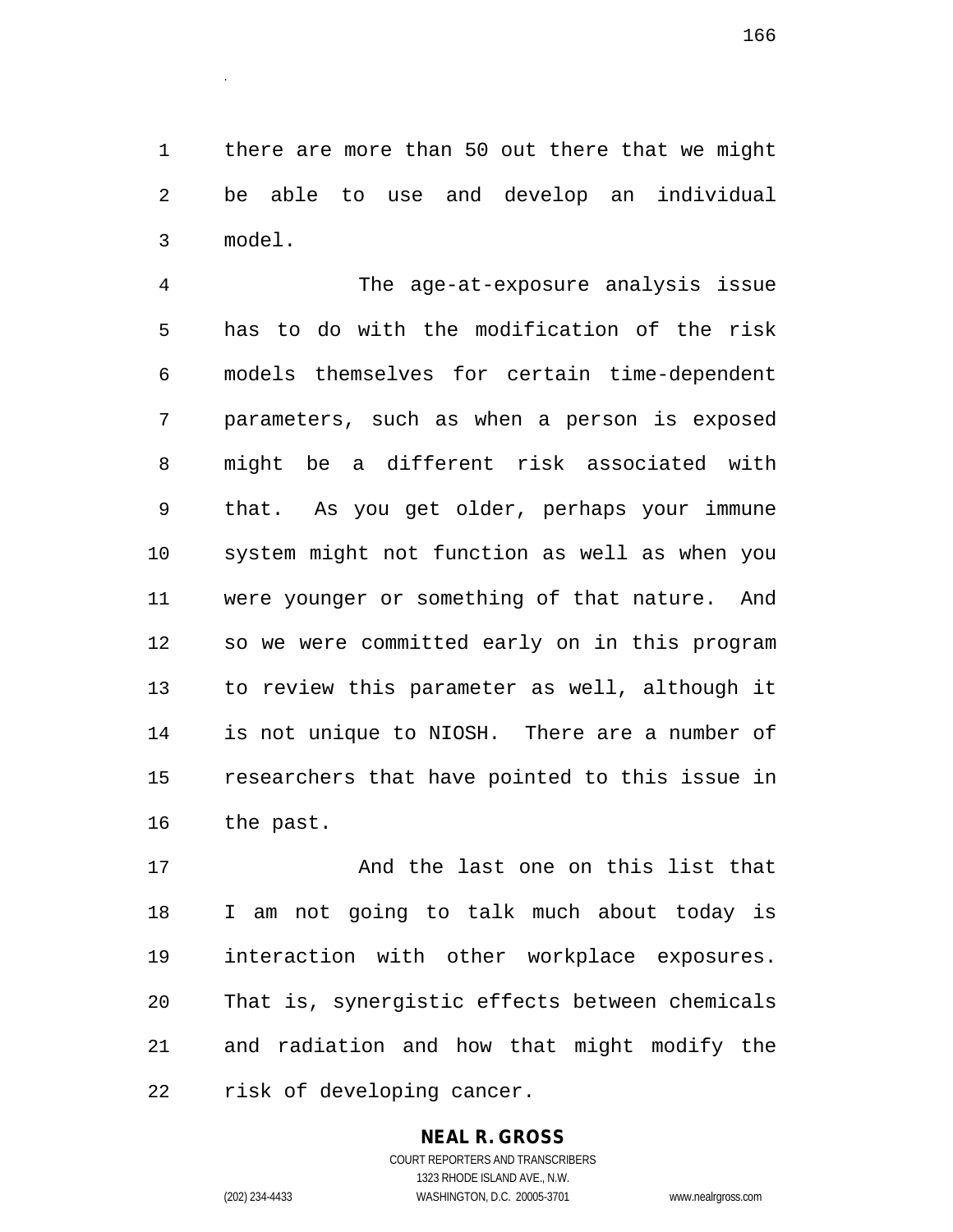there are more than 50 out there that we might be able to use and develop an individual model.

The age-at-exposure analysis issue has to do with the modification of the risk models themselves for certain time-dependent parameters, such as when a person is exposed might be a different risk associated with that. As you get older, perhaps your immune system might not function as well as when you were younger or something of that nature. And so we were committed early on in this program to review this parameter as well, although it is not unique to NIOSH. There are a number of researchers that have pointed to this issue in the past.

And the last one on this list that I am not going to talk much about today is interaction with other workplace exposures. That is, synergistic effects between chemicals and radiation and how that might modify the risk of developing cancer.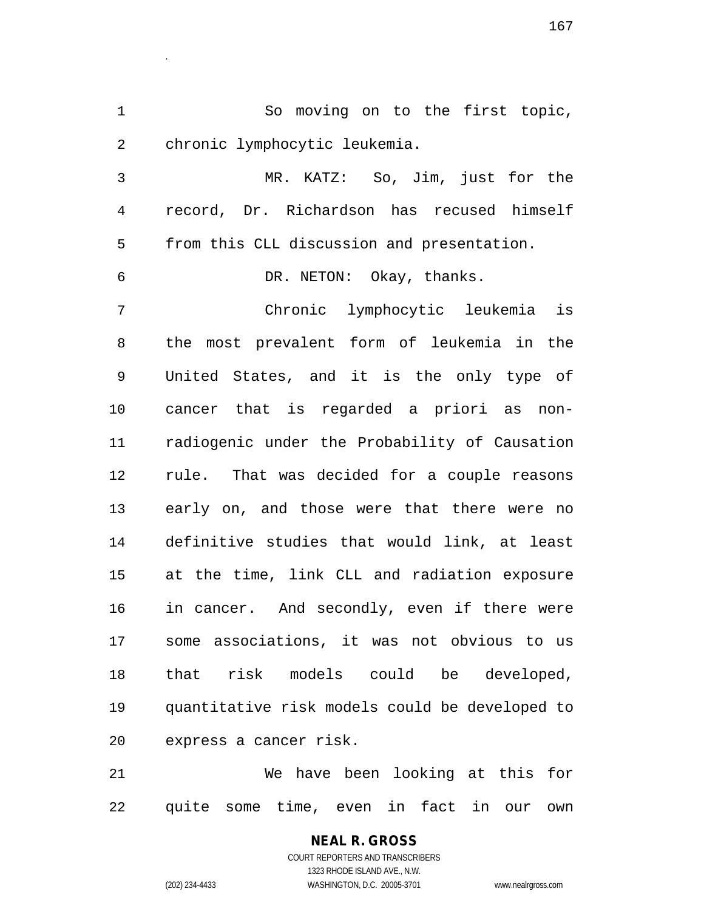So moving on to the first topic, chronic lymphocytic leukemia.

MR. KATZ: So, Jim, just for the record, Dr. Richardson has recused himself from this CLL discussion and presentation.

DR. NETON: Okay, thanks.

Chronic lymphocytic leukemia is the most prevalent form of leukemia in the United States, and it is the only type of cancer that is regarded a priori as non-radiogenic under the Probability of Causation rule. That was decided for a couple reasons early on, and those were that there were no definitive studies that would link, at least at the time, link CLL and radiation exposure in cancer. And secondly, even if there were some associations, it was not obvious to us that risk models could be developed, quantitative risk models could be developed to express a cancer risk.

We have been looking at this for quite some time, even in fact in our own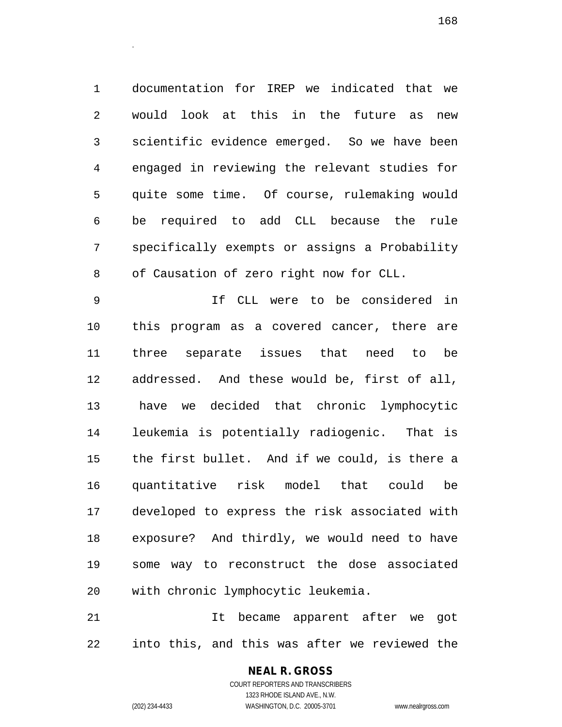documentation for IREP we indicated that we would look at this in the future as new scientific evidence emerged. So we have been engaged in reviewing the relevant studies for quite some time. Of course, rulemaking would be required to add CLL because the rule specifically exempts or assigns a Probability of Causation of zero right now for CLL.

If CLL were to be considered in this program as a covered cancer, there are three separate issues that need to be addressed. And these would be, first of all, have we decided that chronic lymphocytic leukemia is potentially radiogenic. That is the first bullet. And if we could, is there a quantitative risk model that could be developed to express the risk associated with exposure? And thirdly, we would need to have some way to reconstruct the dose associated with chronic lymphocytic leukemia.

It became apparent after we got into this, and this was after we reviewed the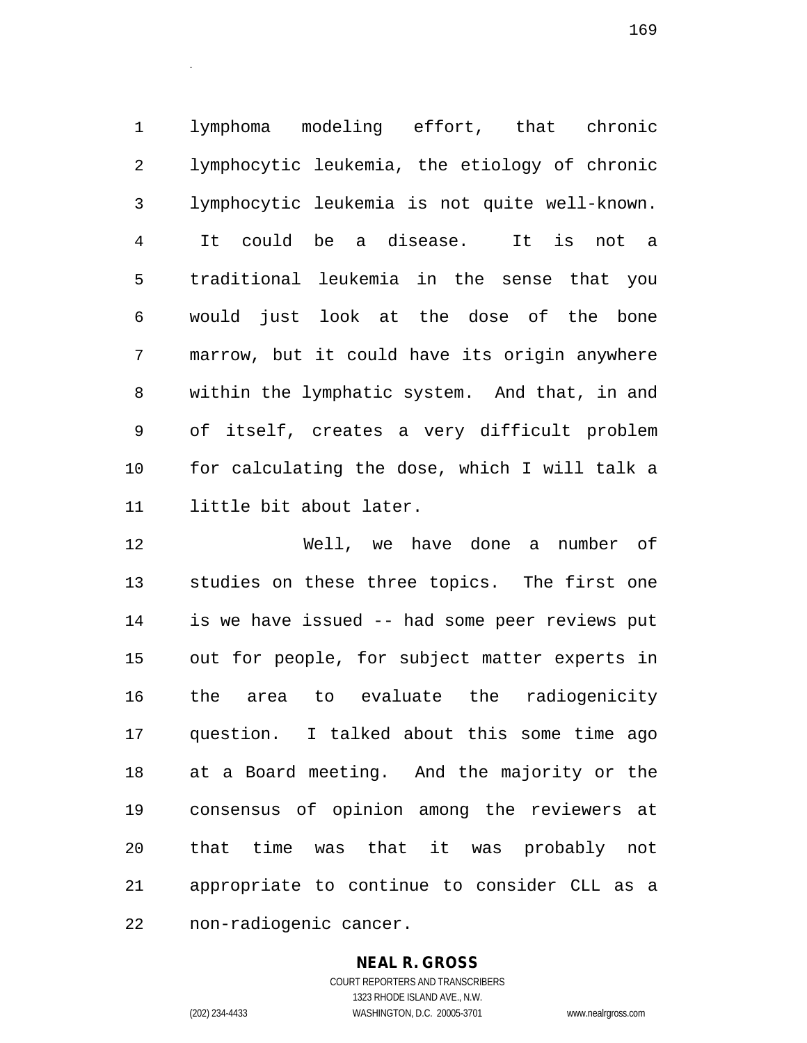lymphoma modeling effort, that chronic lymphocytic leukemia, the etiology of chronic lymphocytic leukemia is not quite well-known. It could be a disease. It is not a traditional leukemia in the sense that you would just look at the dose of the bone marrow, but it could have its origin anywhere within the lymphatic system. And that, in and of itself, creates a very difficult problem for calculating the dose, which I will talk a little bit about later.

Well, we have done a number of studies on these three topics. The first one is we have issued -- had some peer reviews put out for people, for subject matter experts in the area to evaluate the radiogenicity question. I talked about this some time ago at a Board meeting. And the majority or the consensus of opinion among the reviewers at that time was that it was probably not appropriate to continue to consider CLL as a non-radiogenic cancer.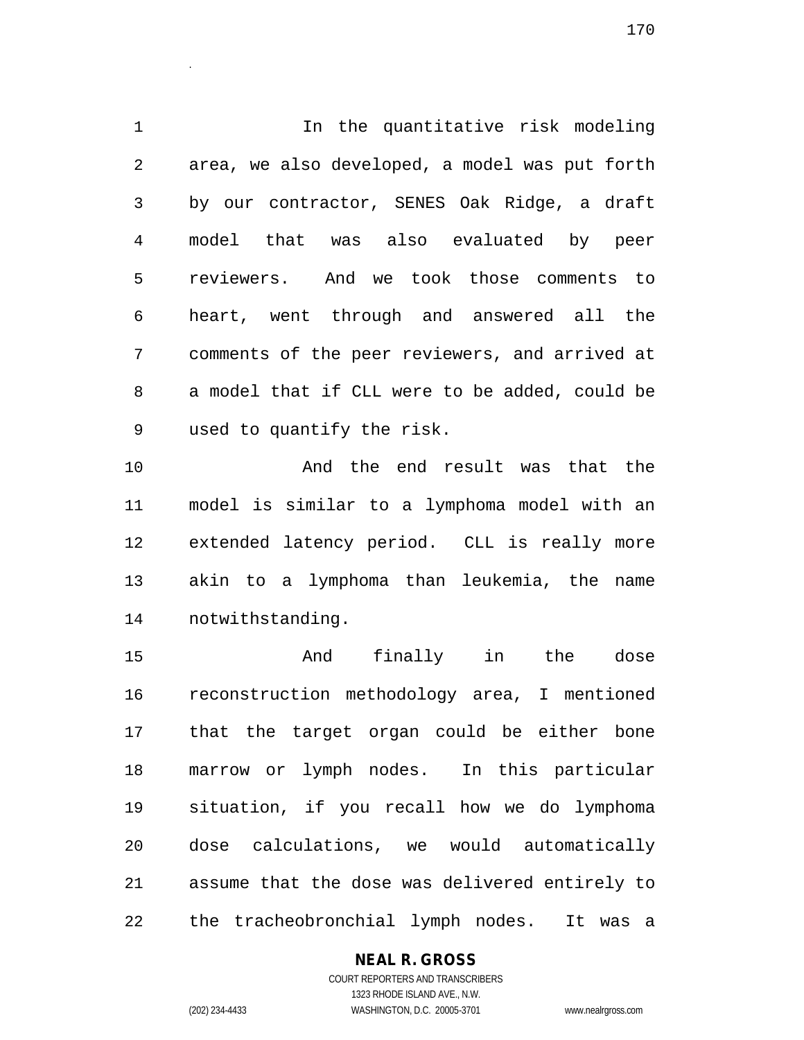In the quantitative risk modeling area, we also developed, a model was put forth by our contractor, SENES Oak Ridge, a draft model that was also evaluated by peer reviewers. And we took those comments to heart, went through and answered all the comments of the peer reviewers, and arrived at a model that if CLL were to be added, could be used to quantify the risk.

And the end result was that the model is similar to a lymphoma model with an extended latency period. CLL is really more akin to a lymphoma than leukemia, the name notwithstanding.

And finally in the dose reconstruction methodology area, I mentioned that the target organ could be either bone marrow or lymph nodes. In this particular situation, if you recall how we do lymphoma dose calculations, we would automatically assume that the dose was delivered entirely to the tracheobronchial lymph nodes. It was a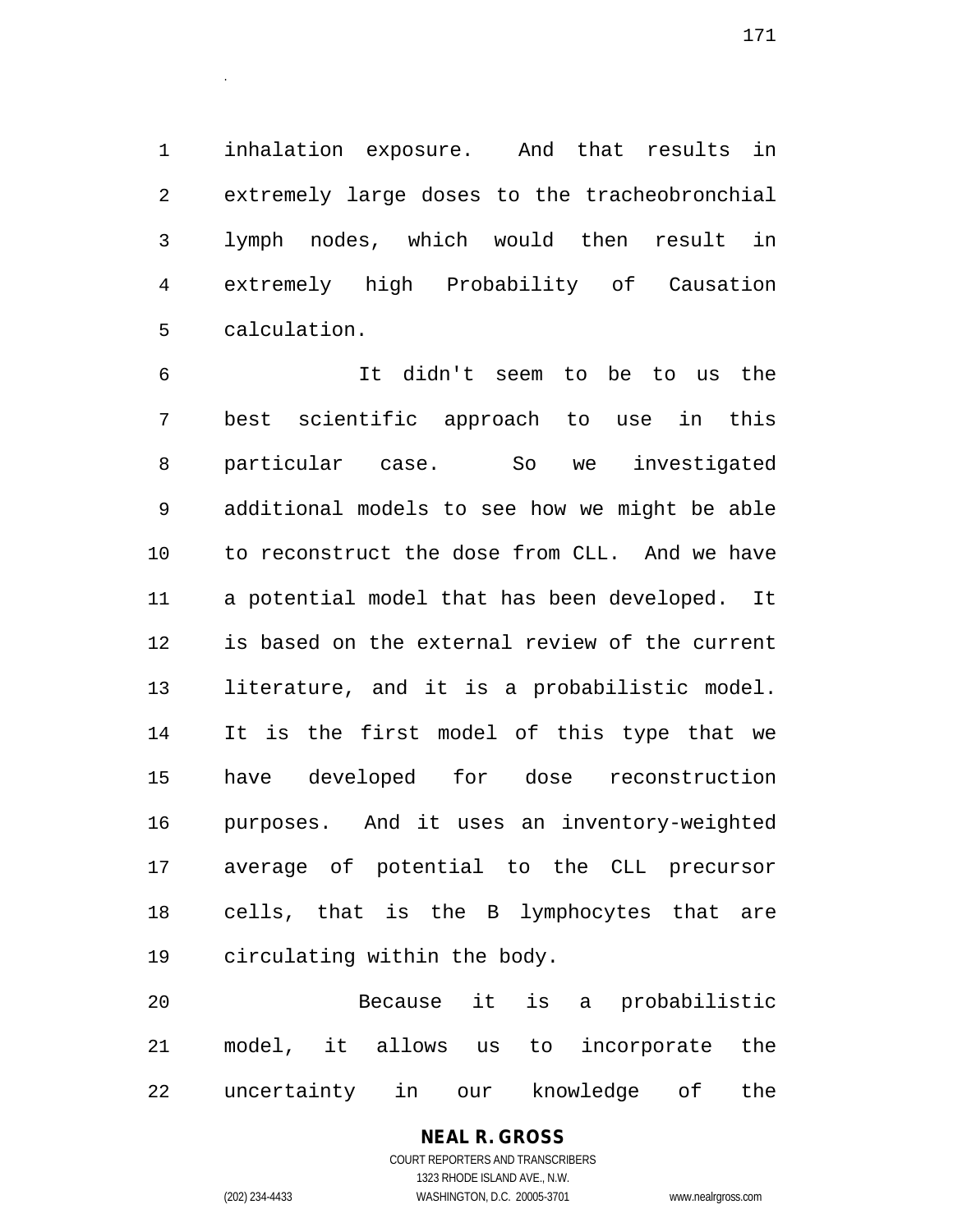inhalation exposure. And that results in extremely large doses to the tracheobronchial lymph nodes, which would then result in extremely high Probability of Causation calculation.

It didn't seem to be to us the best scientific approach to use in this particular case. So we investigated additional models to see how we might be able to reconstruct the dose from CLL. And we have a potential model that has been developed. It is based on the external review of the current literature, and it is a probabilistic model. It is the first model of this type that we have developed for dose reconstruction purposes. And it uses an inventory-weighted average of potential to the CLL precursor cells, that is the B lymphocytes that are circulating within the body.

Because it is a probabilistic model, it allows us to incorporate the uncertainty in our knowledge of the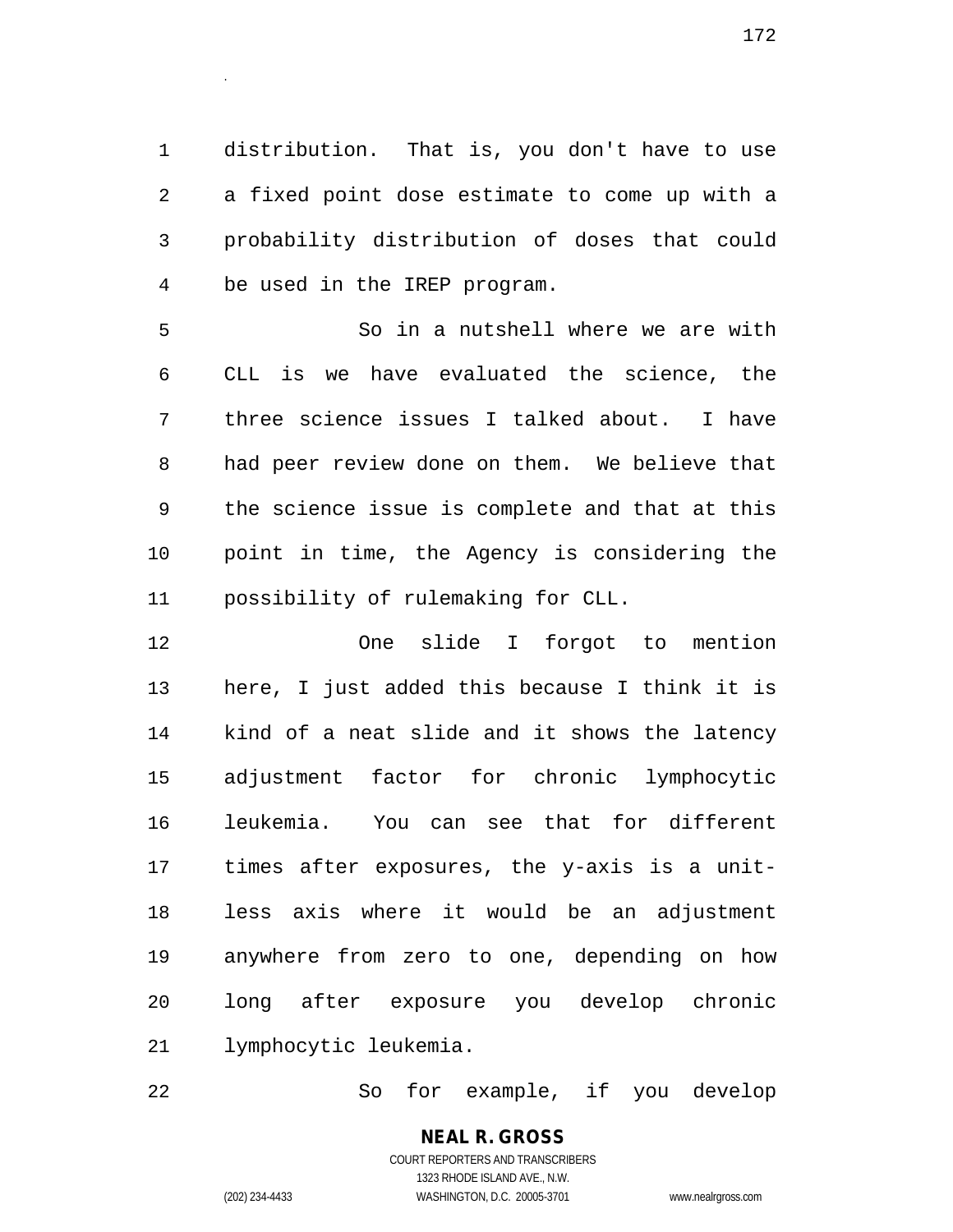distribution. That is, you don't have to use a fixed point dose estimate to come up with a probability distribution of doses that could be used in the IREP program.

So in a nutshell where we are with CLL is we have evaluated the science, the three science issues I talked about. I have had peer review done on them. We believe that the science issue is complete and that at this point in time, the Agency is considering the possibility of rulemaking for CLL.

One slide I forgot to mention here, I just added this because I think it is kind of a neat slide and it shows the latency adjustment factor for chronic lymphocytic leukemia. You can see that for different times after exposures, the y-axis is a unit-less axis where it would be an adjustment anywhere from zero to one, depending on how long after exposure you develop chronic lymphocytic leukemia.

So for example, if you develop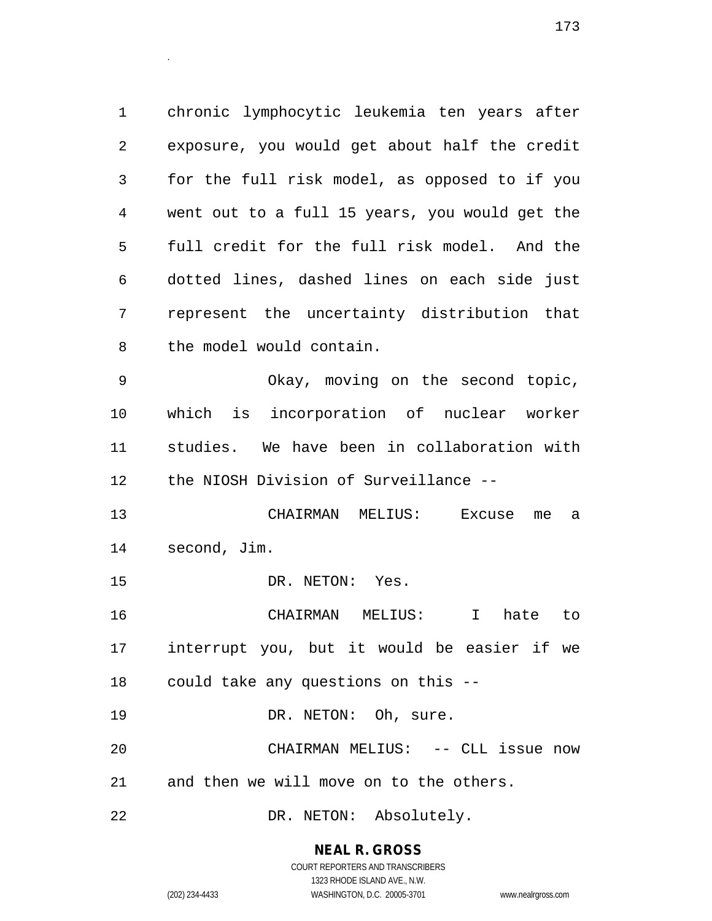chronic lymphocytic leukemia ten years after exposure, you would get about half the credit for the full risk model, as opposed to if you went out to a full 15 years, you would get the full credit for the full risk model. And the dotted lines, dashed lines on each side just represent the uncertainty distribution that the model would contain.

Okay, moving on the second topic, which is incorporation of nuclear worker studies. We have been in collaboration with the NIOSH Division of Surveillance --

CHAIRMAN MELIUS: Excuse me a second, Jim.

DR. NETON: Yes.

CHAIRMAN MELIUS: I hate to interrupt you, but it would be easier if we could take any questions on this --

DR. NETON: Oh, sure.

CHAIRMAN MELIUS: -- CLL issue now and then we will move on to the others.

DR. NETON: Absolutely.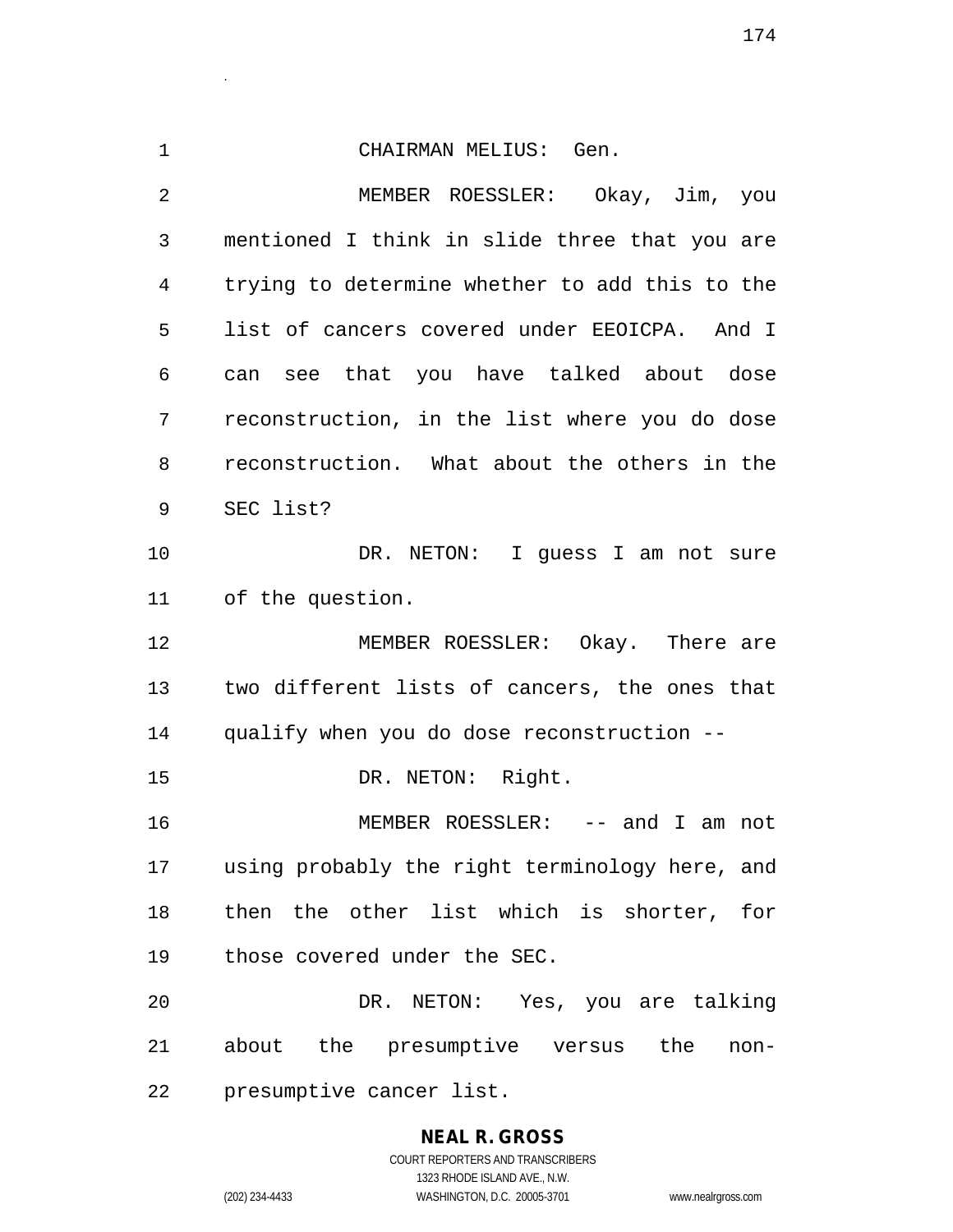CHAIRMAN MELIUS: Gen.

MEMBER ROESSLER: Okay, Jim, you mentioned I think in slide three that you are trying to determine whether to add this to the list of cancers covered under EEOICPA. And I can see that you have talked about dose reconstruction, in the list where you do dose reconstruction. What about the others in the SEC list?

DR. NETON: I guess I am not sure of the question.

MEMBER ROESSLER: Okay. There are two different lists of cancers, the ones that qualify when you do dose reconstruction --

DR. NETON: Right.

MEMBER ROESSLER: -- and I am not using probably the right terminology here, and then the other list which is shorter, for those covered under the SEC.

DR. NETON: Yes, you are talking about the presumptive versus the non-presumptive cancer list.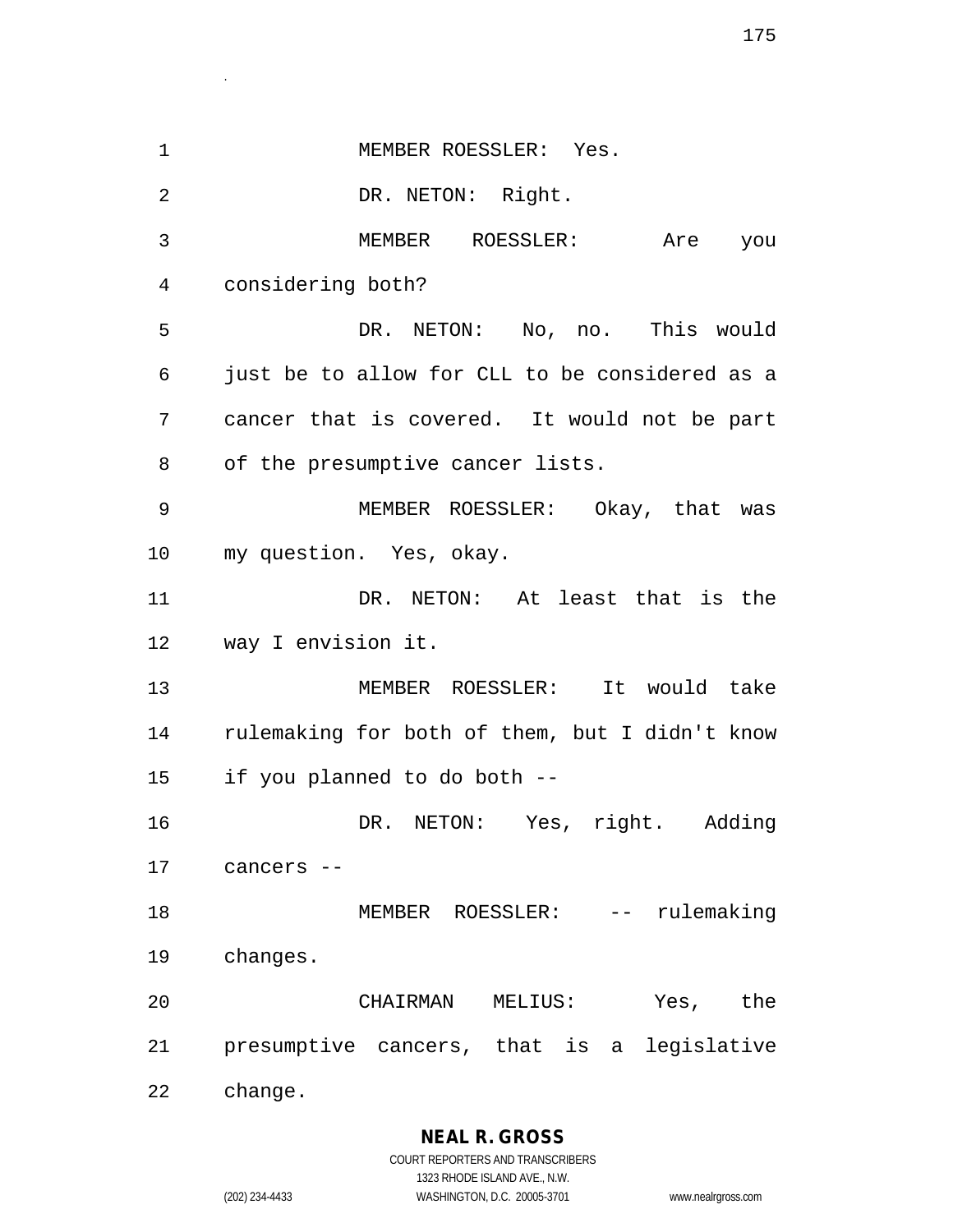MEMBER ROESSLER: Yes.

DR. NETON: Right.

MEMBER ROESSLER: Are you considering both?

DR. NETON: No, no. This would just be to allow for CLL to be considered as a cancer that is covered. It would not be part of the presumptive cancer lists.

MEMBER ROESSLER: Okay, that was my question. Yes, okay.

DR. NETON: At least that is the way I envision it.

MEMBER ROESSLER: It would take rulemaking for both of them, but I didn't know if you planned to do both --

DR. NETON: Yes, right. Adding cancers --

MEMBER ROESSLER: -- rulemaking changes.

CHAIRMAN MELIUS: Yes, the presumptive cancers, that is a legislative change.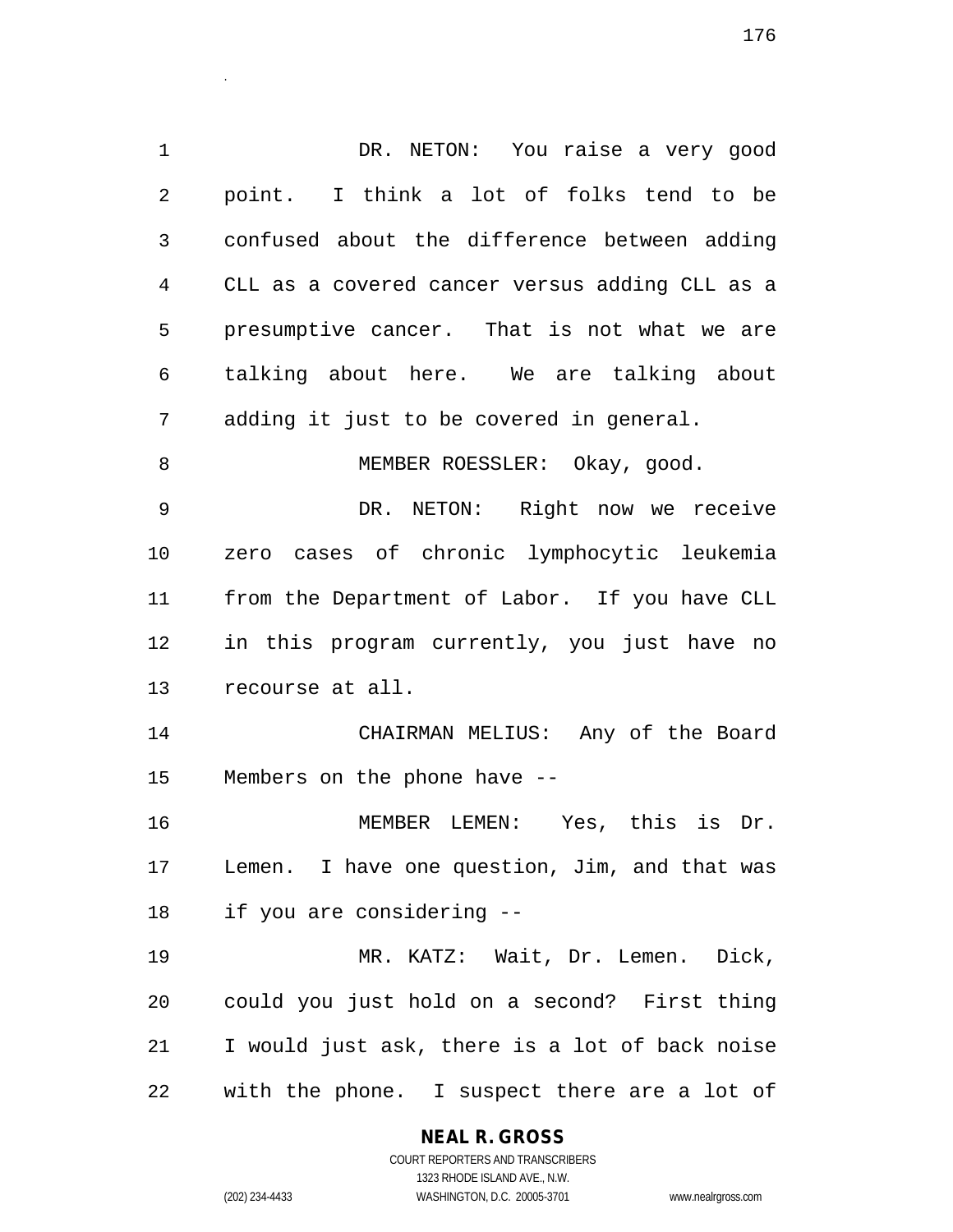DR. NETON: You raise a very good point. I think a lot of folks tend to be confused about the difference between adding CLL as a covered cancer versus adding CLL as a presumptive cancer. That is not what we are talking about here. We are talking about adding it just to be covered in general.

MEMBER ROESSLER: Okay, good.

DR. NETON: Right now we receive zero cases of chronic lymphocytic leukemia from the Department of Labor. If you have CLL in this program currently, you just have no recourse at all.

CHAIRMAN MELIUS: Any of the Board Members on the phone have --

MEMBER LEMEN: Yes, this is Dr. Lemen. I have one question, Jim, and that was if you are considering --

MR. KATZ: Wait, Dr. Lemen. Dick, could you just hold on a second? First thing I would just ask, there is a lot of back noise with the phone. I suspect there are a lot of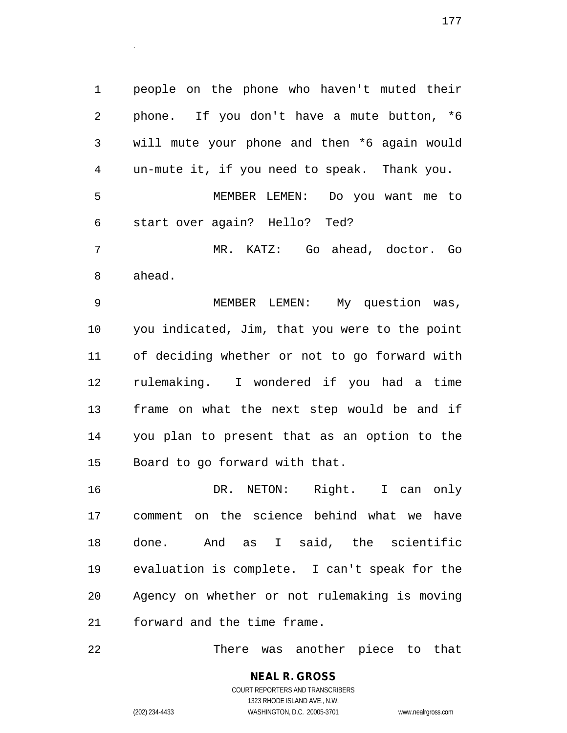people on the phone who haven't muted their phone. If you don't have a mute button, *6 will mute your phone and then *6 again would un-mute it, if you need to speak. Thank you.

MEMBER LEMEN: Do you want me to start over again? Hello? Ted?

MR. KATZ: Go ahead, doctor. Go ahead.

MEMBER LEMEN: My question was, you indicated, Jim, that you were to the point of deciding whether or not to go forward with rulemaking. I wondered if you had a time frame on what the next step would be and if you plan to present that as an option to the Board to go forward with that.

DR. NETON: Right. I can only comment on the science behind what we have done. And as I said, the scientific evaluation is complete. I can't speak for the Agency on whether or not rulemaking is moving forward and the time frame.

There was another piece to that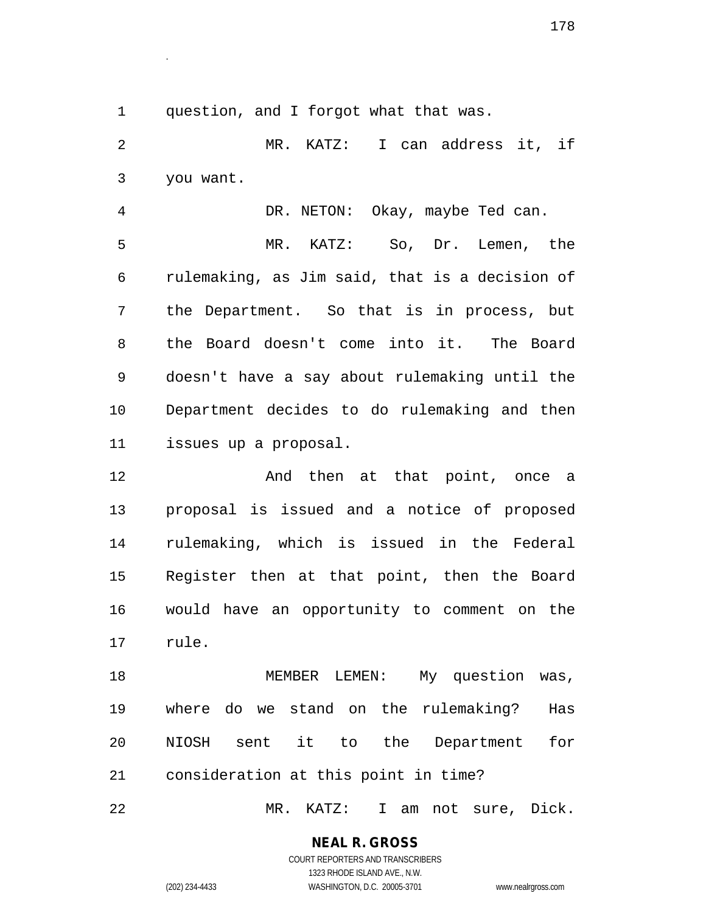question, and I forgot what that was.

MR. KATZ: I can address it, if you want.

DR. NETON: Okay, maybe Ted can.

MR. KATZ: So, Dr. Lemen, the rulemaking, as Jim said, that is a decision of the Department. So that is in process, but the Board doesn't come into it. The Board doesn't have a say about rulemaking until the Department decides to do rulemaking and then issues up a proposal.

And then at that point, once a proposal is issued and a notice of proposed rulemaking, which is issued in the Federal Register then at that point, then the Board would have an opportunity to comment on the rule.

MEMBER LEMEN: My question was, where do we stand on the rulemaking? Has NIOSH sent it to the Department for consideration at this point in time?

MR. KATZ: I am not sure, Dick.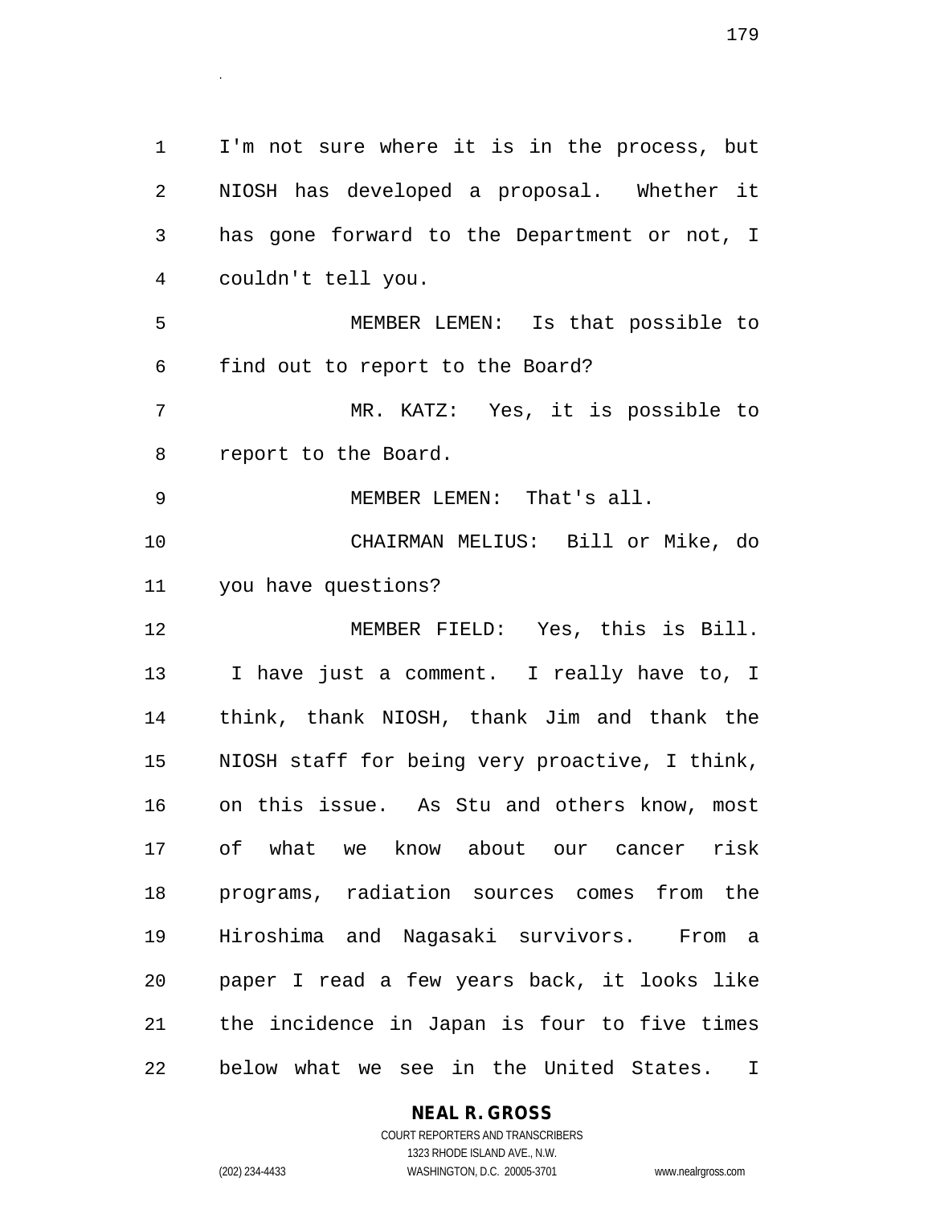I'm not sure where it is in the process, but NIOSH has developed a proposal. Whether it has gone forward to the Department or not, I couldn't tell you.

MEMBER LEMEN: Is that possible to find out to report to the Board?

MR. KATZ: Yes, it is possible to report to the Board.

MEMBER LEMEN: That's all.

CHAIRMAN MELIUS: Bill or Mike, do you have questions?

MEMBER FIELD: Yes, this is Bill. I have just a comment. I really have to, I think, thank NIOSH, thank Jim and thank the NIOSH staff for being very proactive, I think, on this issue. As Stu and others know, most of what we know about our cancer risk programs, radiation sources comes from the Hiroshima and Nagasaki survivors. From a paper I read a few years back, it looks like the incidence in Japan is four to five times below what we see in the United States. I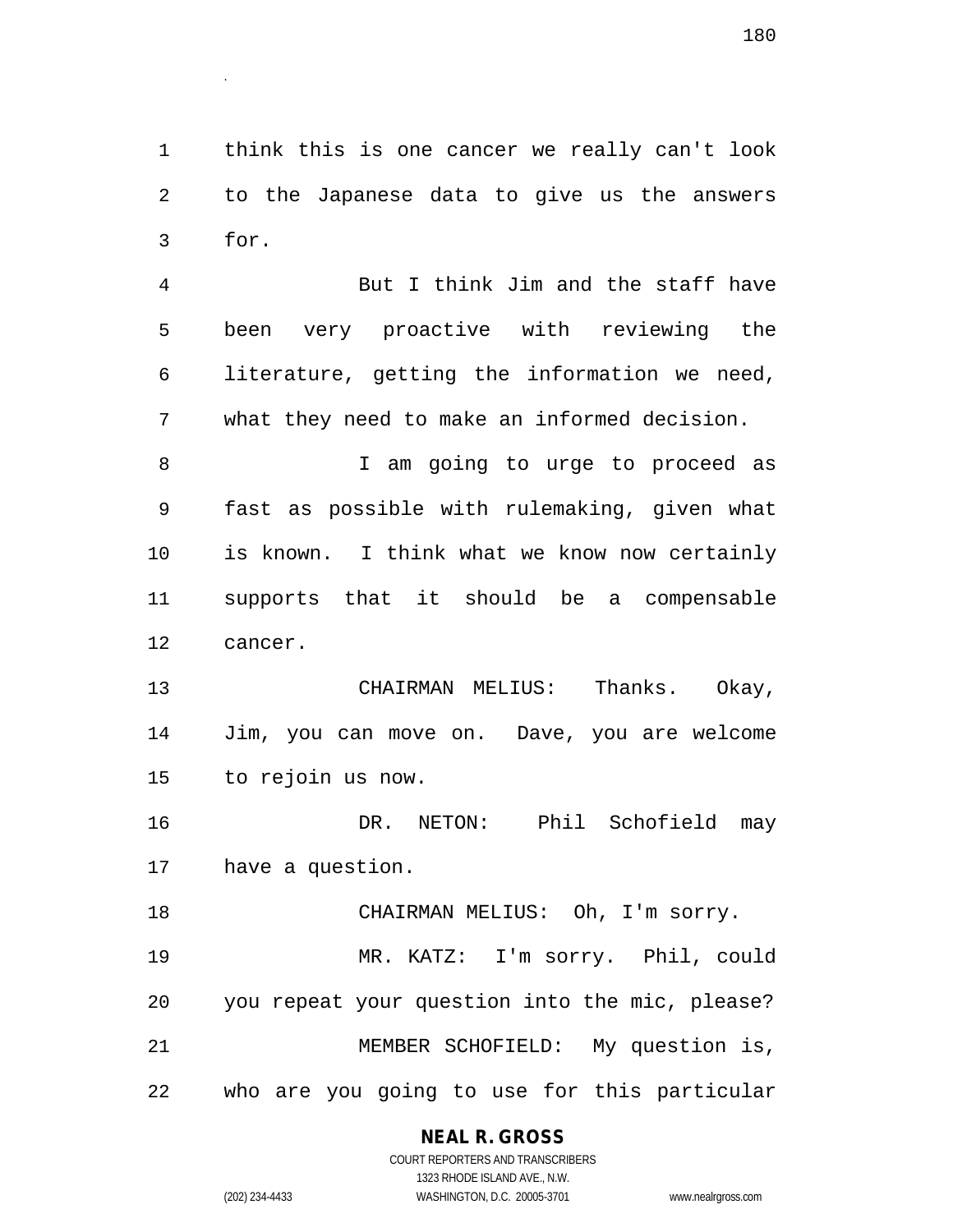think this is one cancer we really can't look to the Japanese data to give us the answers for.

But I think Jim and the staff have been very proactive with reviewing the literature, getting the information we need, what they need to make an informed decision.

I am going to urge to proceed as fast as possible with rulemaking, given what is known. I think what we know now certainly supports that it should be a compensable cancer.

CHAIRMAN MELIUS: Thanks. Okay, Jim, you can move on. Dave, you are welcome to rejoin us now.

DR. NETON: Phil Schofield may have a question.

CHAIRMAN MELIUS: Oh, I'm sorry.

MR. KATZ: I'm sorry. Phil, could you repeat your question into the mic, please?

MEMBER SCHOFIELD: My question is, who are you going to use for this particular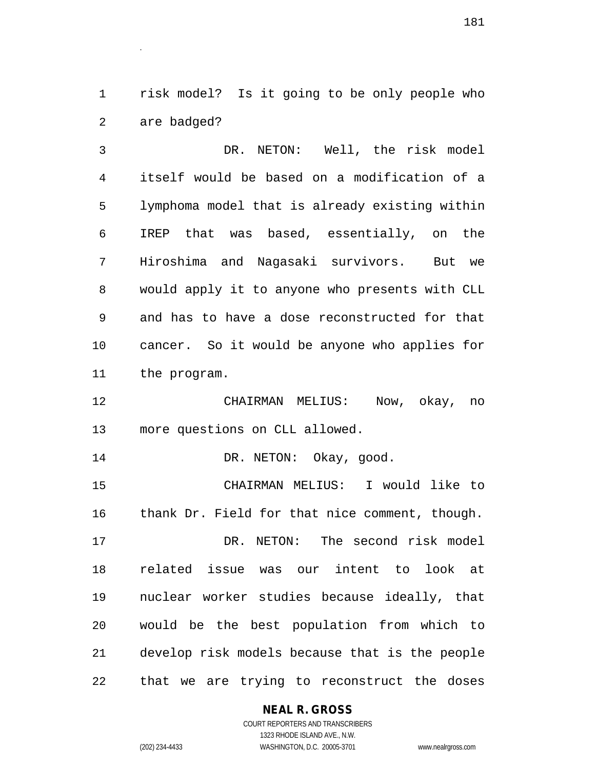risk model? Is it going to be only people who are badged?

DR. NETON: Well, the risk model itself would be based on a modification of a lymphoma model that is already existing within IREP that was based, essentially, on the Hiroshima and Nagasaki survivors. But we would apply it to anyone who presents with CLL and has to have a dose reconstructed for that cancer. So it would be anyone who applies for the program.

CHAIRMAN MELIUS: Now, okay, no more questions on CLL allowed.

DR. NETON: Okay, good.

CHAIRMAN MELIUS: I would like to thank Dr. Field for that nice comment, though.

DR. NETON: The second risk model related issue was our intent to look at nuclear worker studies because ideally, that would be the best population from which to develop risk models because that is the people that we are trying to reconstruct the doses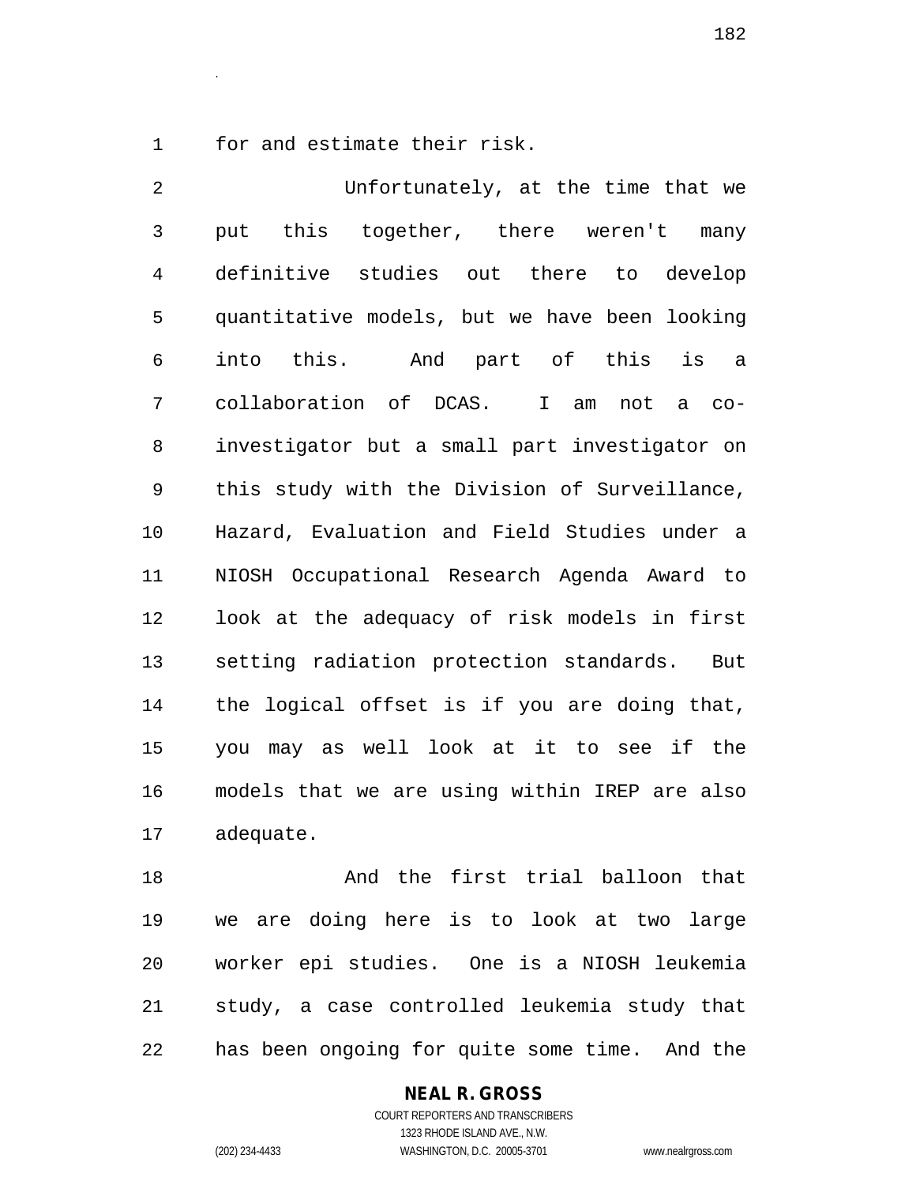for and estimate their risk.

Unfortunately, at the time that we put this together, there weren't many definitive studies out there to develop quantitative models, but we have been looking into this. And part of this is a collaboration of DCAS. I am not a co-investigator but a small part investigator on this study with the Division of Surveillance, Hazard, Evaluation and Field Studies under a NIOSH Occupational Research Agenda Award to look at the adequacy of risk models in first setting radiation protection standards. But the logical offset is if you are doing that, you may as well look at it to see if the models that we are using within IREP are also adequate.

And the first trial balloon that we are doing here is to look at two large worker epi studies. One is a NIOSH leukemia study, a case controlled leukemia study that has been ongoing for quite some time. And the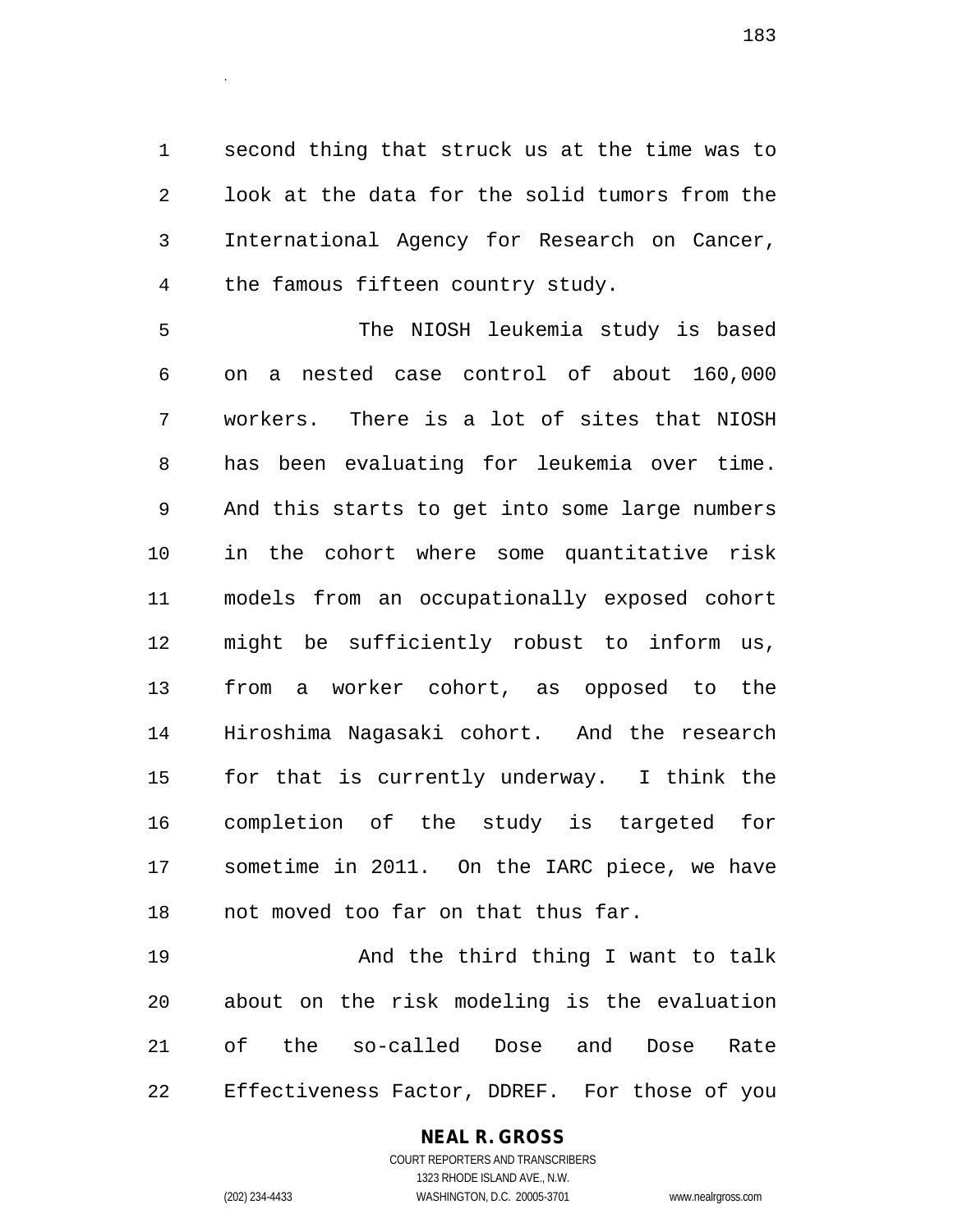second thing that struck us at the time was to look at the data for the solid tumors from the International Agency for Research on Cancer, the famous fifteen country study.

The NIOSH leukemia study is based on a nested case control of about 160,000 workers. There is a lot of sites that NIOSH has been evaluating for leukemia over time. And this starts to get into some large numbers in the cohort where some quantitative risk models from an occupationally exposed cohort might be sufficiently robust to inform us, from a worker cohort, as opposed to the Hiroshima Nagasaki cohort. And the research for that is currently underway. I think the completion of the study is targeted for sometime in 2011. On the IARC piece, we have not moved too far on that thus far.

And the third thing I want to talk about on the risk modeling is the evaluation of the so-called Dose and Dose Rate Effectiveness Factor, DDREF. For those of you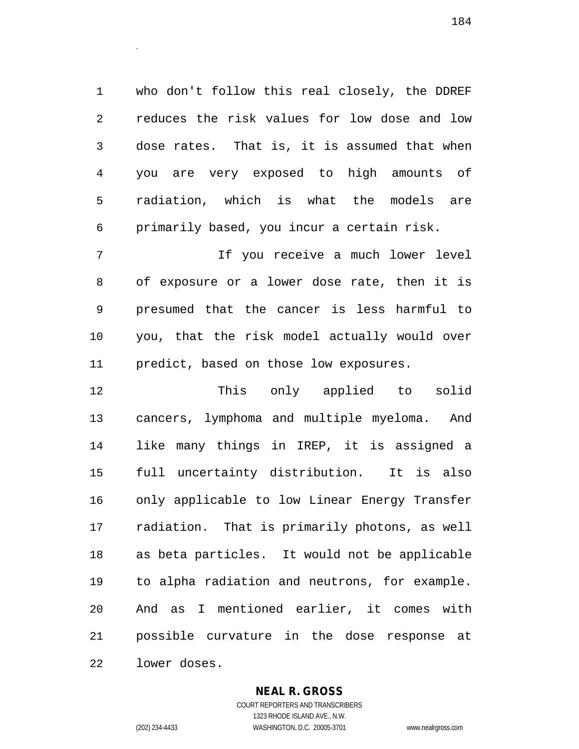who don't follow this real closely, the DDREF reduces the risk values for low dose and low dose rates. That is, it is assumed that when you are very exposed to high amounts of radiation, which is what the models are primarily based, you incur a certain risk.

If you receive a much lower level of exposure or a lower dose rate, then it is presumed that the cancer is less harmful to you, that the risk model actually would over predict, based on those low exposures.

This only applied to solid cancers, lymphoma and multiple myeloma. And like many things in IREP, it is assigned a full uncertainty distribution. It is also only applicable to low Linear Energy Transfer radiation. That is primarily photons, as well as beta particles. It would not be applicable to alpha radiation and neutrons, for example. And as I mentioned earlier, it comes with possible curvature in the dose response at lower doses.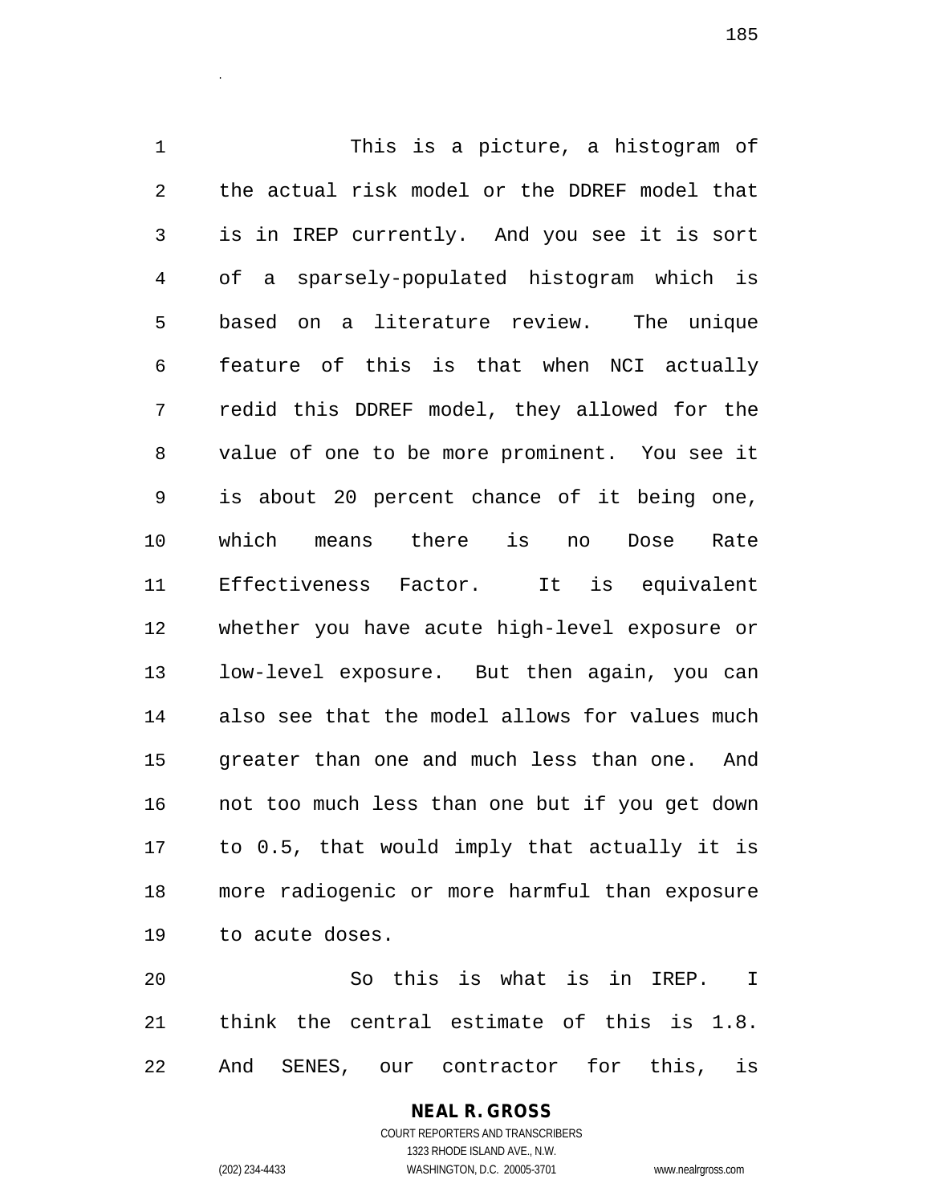This is a picture, a histogram of the actual risk model or the DDREF model that is in IREP currently. And you see it is sort of a sparsely-populated histogram which is based on a literature review. The unique feature of this is that when NCI actually redid this DDREF model, they allowed for the value of one to be more prominent. You see it is about 20 percent chance of it being one, which means there is no Dose Rate Effectiveness Factor. It is equivalent whether you have acute high-level exposure or low-level exposure. But then again, you can also see that the model allows for values much greater than one and much less than one. And not too much less than one but if you get down to 0.5, that would imply that actually it is more radiogenic or more harmful than exposure to acute doses.

So this is what is in IREP. I think the central estimate of this is 1.8. And SENES, our contractor for this, is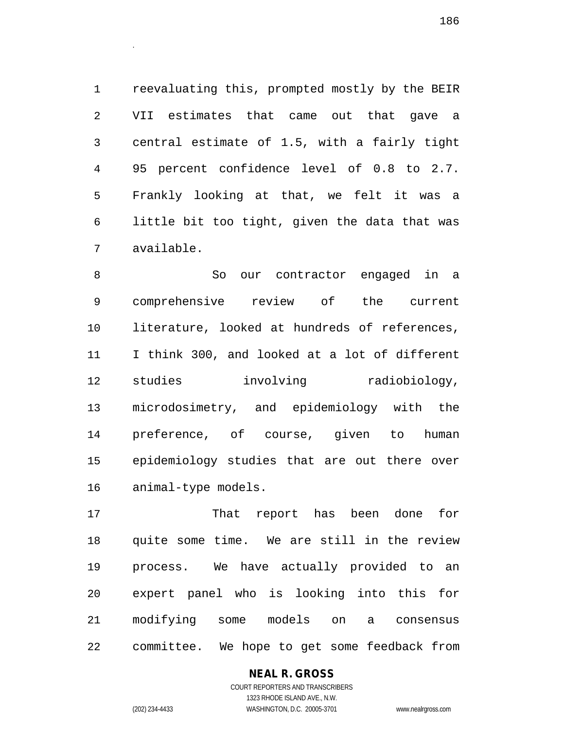reevaluating this, prompted mostly by the BEIR VII estimates that came out that gave a central estimate of 1.5, with a fairly tight 95 percent confidence level of 0.8 to 2.7. Frankly looking at that, we felt it was a little bit too tight, given the data that was available.

So our contractor engaged in a comprehensive review of the current literature, looked at hundreds of references, I think 300, and looked at a lot of different studies involving radiobiology, microdosimetry, and epidemiology with the preference, of course, given to human epidemiology studies that are out there over animal-type models.

That report has been done for quite some time. We are still in the review process. We have actually provided to an expert panel who is looking into this for modifying some models on a consensus committee. We hope to get some feedback from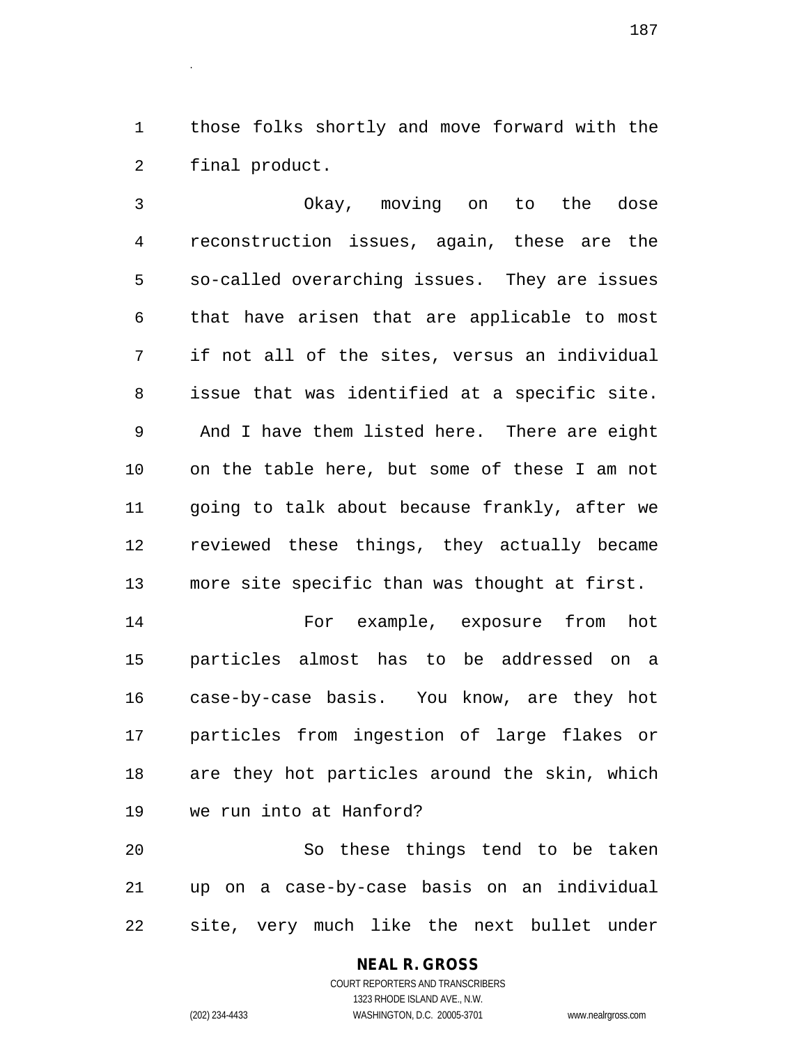those folks shortly and move forward with the final product.

Okay, moving on to the dose reconstruction issues, again, these are the so-called overarching issues. They are issues that have arisen that are applicable to most if not all of the sites, versus an individual issue that was identified at a specific site. And I have them listed here. There are eight on the table here, but some of these I am not going to talk about because frankly, after we reviewed these things, they actually became more site specific than was thought at first.

For example, exposure from hot particles almost has to be addressed on a case-by-case basis. You know, are they hot particles from ingestion of large flakes or are they hot particles around the skin, which we run into at Hanford?

So these things tend to be taken up on a case-by-case basis on an individual site, very much like the next bullet under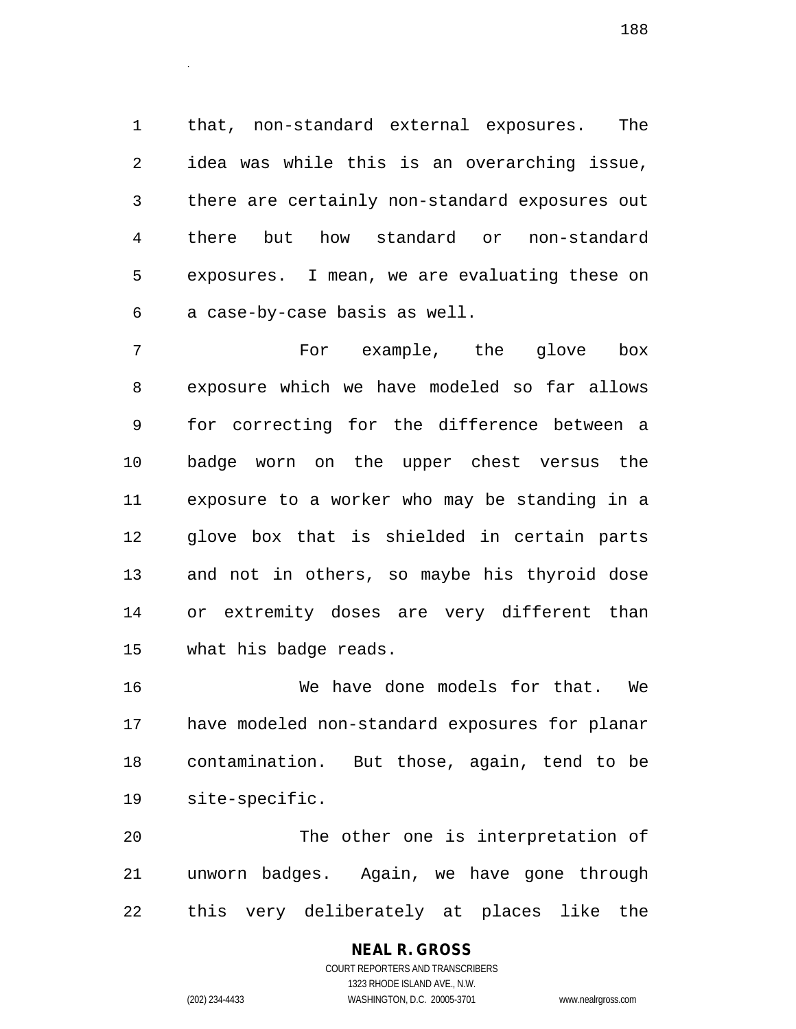that, non-standard external exposures. The idea was while this is an overarching issue, there are certainly non-standard exposures out there but how standard or non-standard exposures. I mean, we are evaluating these on a case-by-case basis as well.

For example, the glove box exposure which we have modeled so far allows for correcting for the difference between a badge worn on the upper chest versus the exposure to a worker who may be standing in a glove box that is shielded in certain parts and not in others, so maybe his thyroid dose or extremity doses are very different than what his badge reads.

We have done models for that. We have modeled non-standard exposures for planar contamination. But those, again, tend to be site-specific.

The other one is interpretation of unworn badges. Again, we have gone through this very deliberately at places like the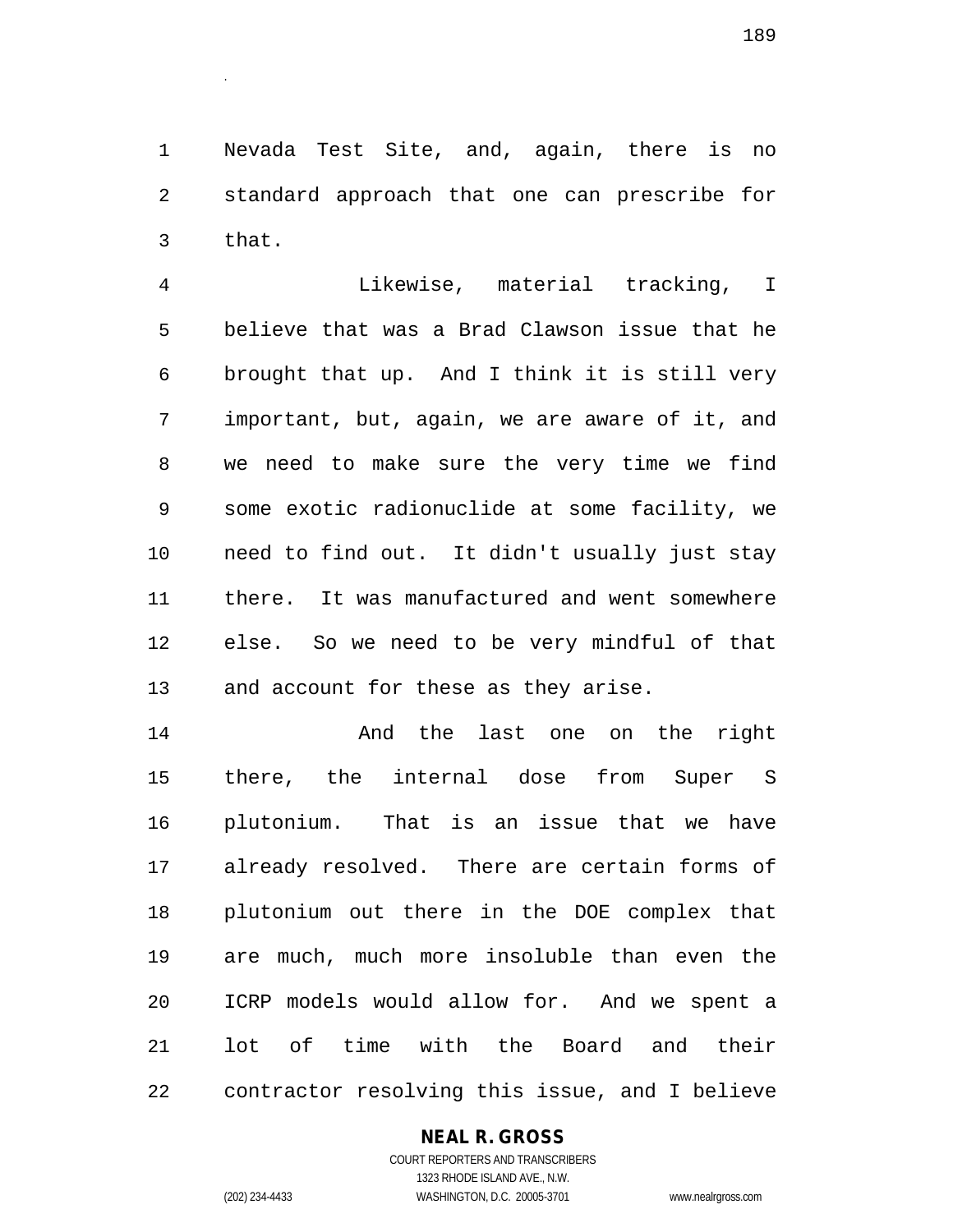Nevada Test Site, and, again, there is no standard approach that one can prescribe for that.

Likewise, material tracking, I believe that was a Brad Clawson issue that he brought that up. And I think it is still very important, but, again, we are aware of it, and we need to make sure the very time we find some exotic radionuclide at some facility, we need to find out. It didn't usually just stay there. It was manufactured and went somewhere else. So we need to be very mindful of that and account for these as they arise.

And the last one on the right there, the internal dose from Super S plutonium. That is an issue that we have already resolved. There are certain forms of plutonium out there in the DOE complex that are much, much more insoluble than even the ICRP models would allow for. And we spent a lot of time with the Board and their contractor resolving this issue, and I believe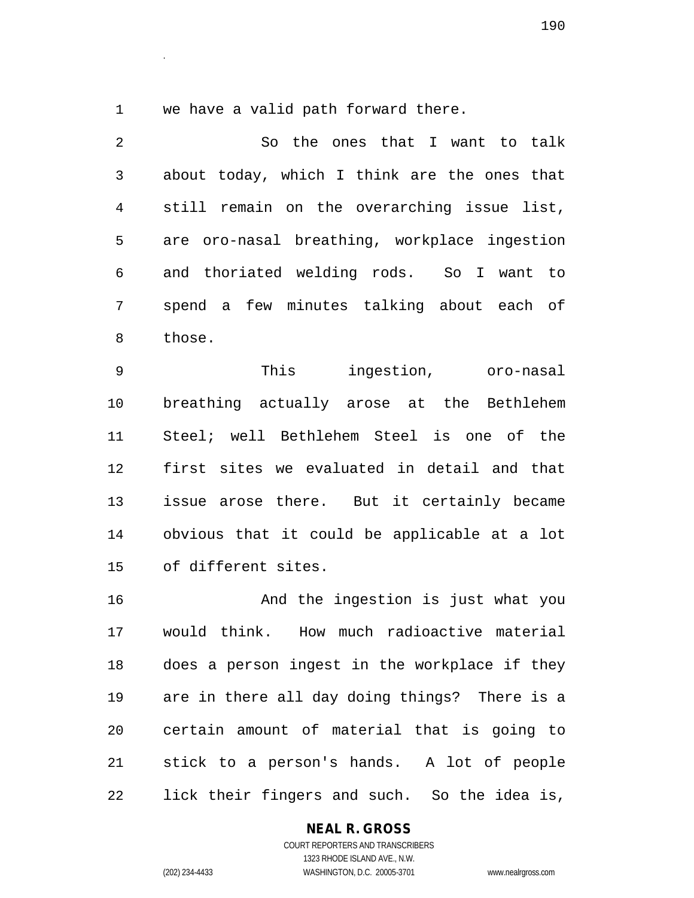we have a valid path forward there.

So the ones that I want to talk about today, which I think are the ones that still remain on the overarching issue list, are oro-nasal breathing, workplace ingestion and thoriated welding rods. So I want to spend a few minutes talking about each of those.

This ingestion, oro-nasal breathing actually arose at the Bethlehem Steel; well Bethlehem Steel is one of the first sites we evaluated in detail and that issue arose there. But it certainly became obvious that it could be applicable at a lot of different sites.

And the ingestion is just what you would think. How much radioactive material does a person ingest in the workplace if they are in there all day doing things? There is a certain amount of material that is going to stick to a person's hands. A lot of people lick their fingers and such. So the idea is,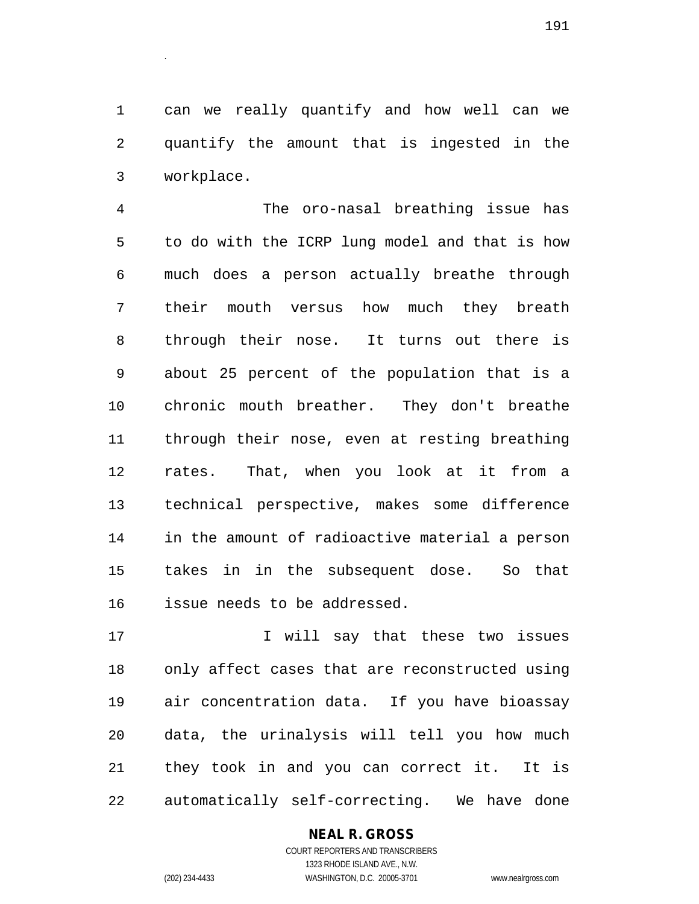can we really quantify and how well can we quantify the amount that is ingested in the workplace.

The oro-nasal breathing issue has to do with the ICRP lung model and that is how much does a person actually breathe through their mouth versus how much they breath through their nose. It turns out there is about 25 percent of the population that is a chronic mouth breather. They don't breathe through their nose, even at resting breathing rates. That, when you look at it from a technical perspective, makes some difference in the amount of radioactive material a person takes in in the subsequent dose. So that issue needs to be addressed.

I will say that these two issues only affect cases that are reconstructed using air concentration data. If you have bioassay data, the urinalysis will tell you how much they took in and you can correct it. It is automatically self-correcting. We have done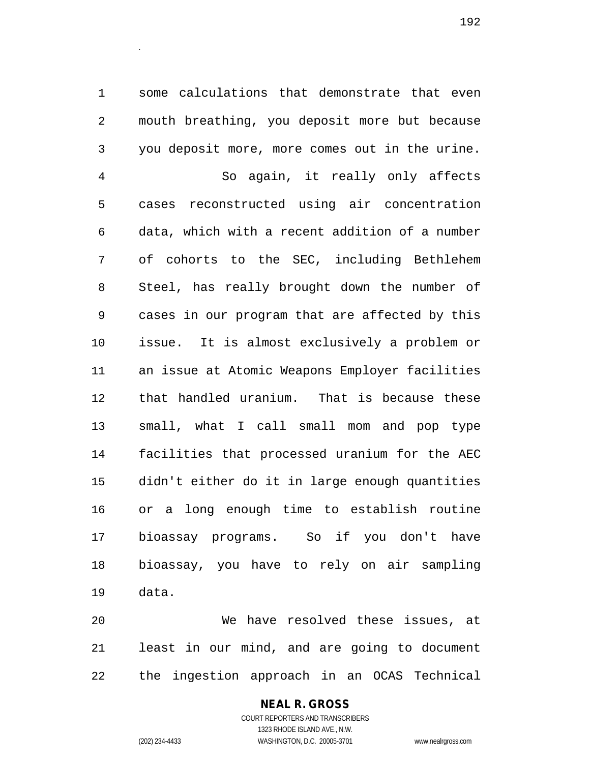some calculations that demonstrate that even mouth breathing, you deposit more but because you deposit more, more comes out in the urine.

So again, it really only affects cases reconstructed using air concentration data, which with a recent addition of a number of cohorts to the SEC, including Bethlehem Steel, has really brought down the number of cases in our program that are affected by this issue. It is almost exclusively a problem or an issue at Atomic Weapons Employer facilities that handled uranium. That is because these small, what I call small mom and pop type facilities that processed uranium for the AEC didn't either do it in large enough quantities or a long enough time to establish routine bioassay programs. So if you don't have bioassay, you have to rely on air sampling data.

We have resolved these issues, at least in our mind, and are going to document the ingestion approach in an OCAS Technical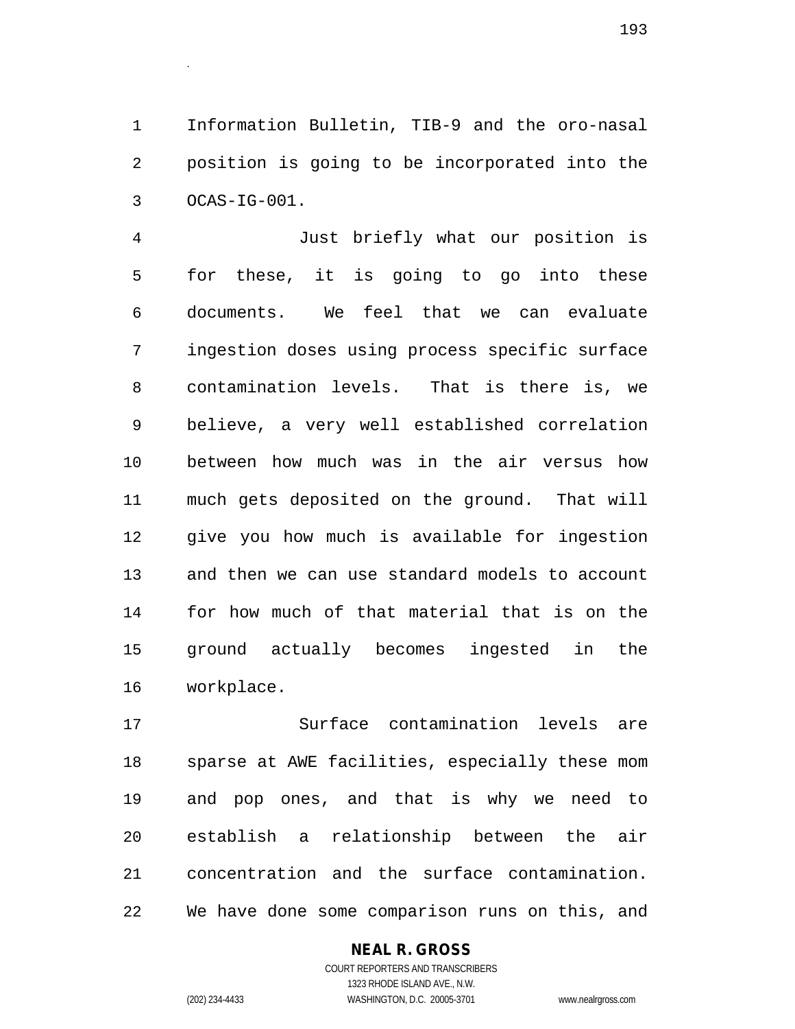Information Bulletin, TIB-9 and the oro-nasal position is going to be incorporated into the OCAS-IG-001.

Just briefly what our position is for these, it is going to go into these documents. We feel that we can evaluate ingestion doses using process specific surface contamination levels. That is there is, we believe, a very well established correlation between how much was in the air versus how much gets deposited on the ground. That will give you how much is available for ingestion and then we can use standard models to account for how much of that material that is on the ground actually becomes ingested in the workplace.

Surface contamination levels are sparse at AWE facilities, especially these mom and pop ones, and that is why we need to establish a relationship between the air concentration and the surface contamination. We have done some comparison runs on this, and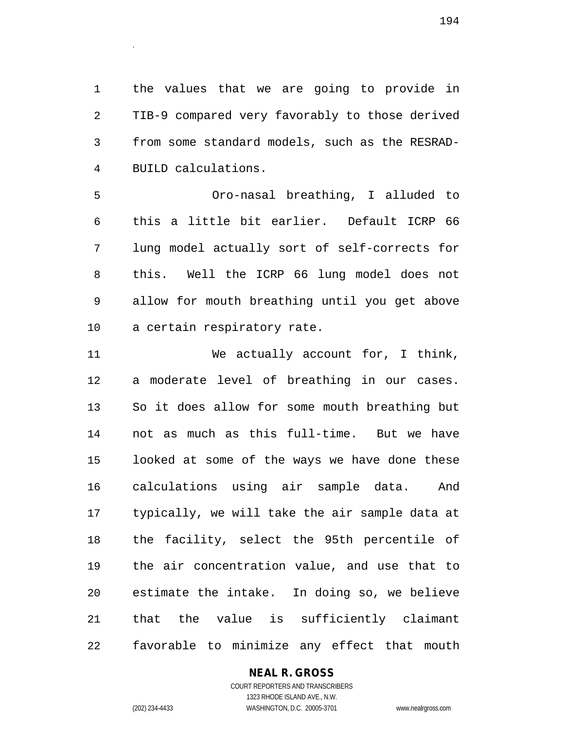the values that we are going to provide in TIB-9 compared very favorably to those derived from some standard models, such as the RESRAD-BUILD calculations.

Oro-nasal breathing, I alluded to this a little bit earlier. Default ICRP 66 lung model actually sort of self-corrects for this. Well the ICRP 66 lung model does not allow for mouth breathing until you get above a certain respiratory rate.

We actually account for, I think, a moderate level of breathing in our cases. So it does allow for some mouth breathing but not as much as this full-time. But we have looked at some of the ways we have done these calculations using air sample data. And typically, we will take the air sample data at the facility, select the 95th percentile of the air concentration value, and use that to estimate the intake. In doing so, we believe that the value is sufficiently claimant favorable to minimize any effect that mouth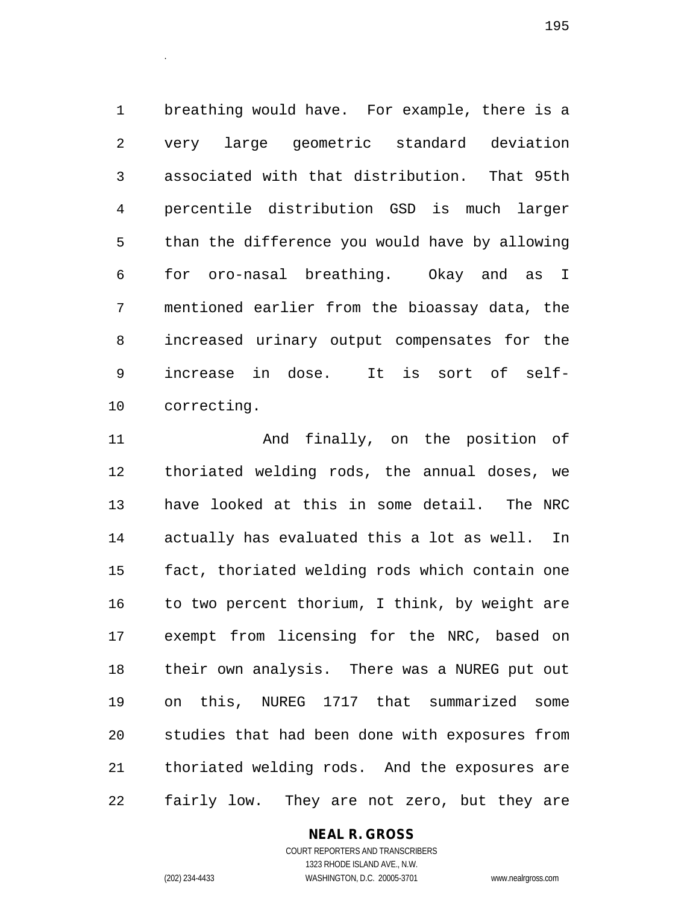breathing would have. For example, there is a very large geometric standard deviation associated with that distribution. That 95th percentile distribution GSD is much larger than the difference you would have by allowing for oro-nasal breathing. Okay and as I mentioned earlier from the bioassay data, the increased urinary output compensates for the increase in dose. It is sort of self-correcting.

And finally, on the position of thoriated welding rods, the annual doses, we have looked at this in some detail. The NRC actually has evaluated this a lot as well. In fact, thoriated welding rods which contain one to two percent thorium, I think, by weight are exempt from licensing for the NRC, based on their own analysis. There was a NUREG put out on this, NUREG 1717 that summarized some studies that had been done with exposures from thoriated welding rods. And the exposures are fairly low. They are not zero, but they are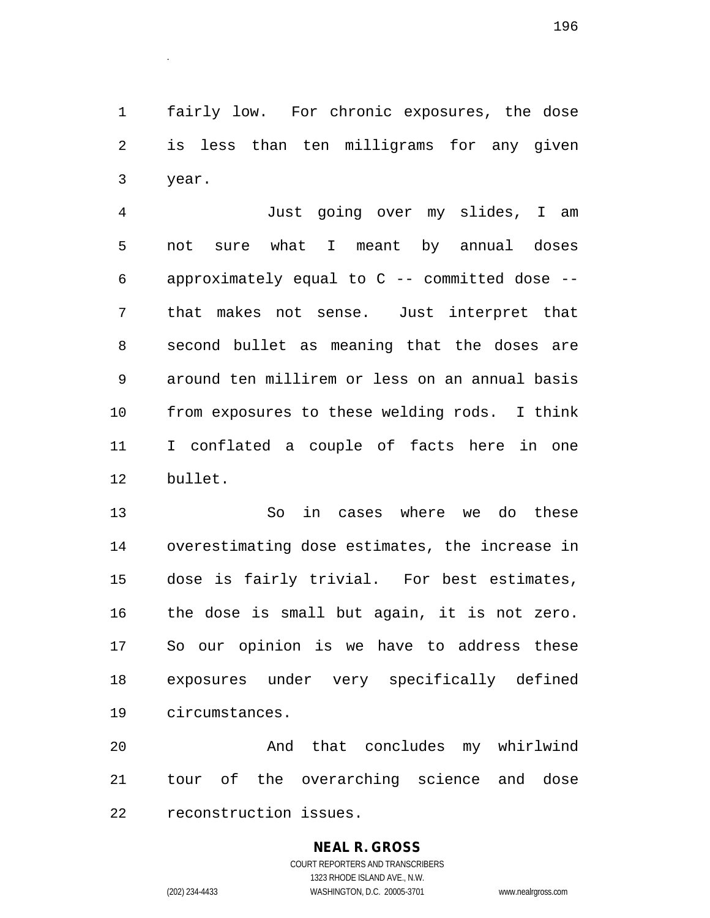fairly low. For chronic exposures, the dose is less than ten milligrams for any given year.

Just going over my slides, I am not sure what I meant by annual doses approximately equal to C -- committed dose -- that makes not sense. Just interpret that second bullet as meaning that the doses are around ten millirem or less on an annual basis from exposures to these welding rods. I think I conflated a couple of facts here in one bullet.

So in cases where we do these overestimating dose estimates, the increase in dose is fairly trivial. For best estimates, the dose is small but again, it is not zero. So our opinion is we have to address these exposures under very specifically defined circumstances.

And that concludes my whirlwind tour of the overarching science and dose reconstruction issues.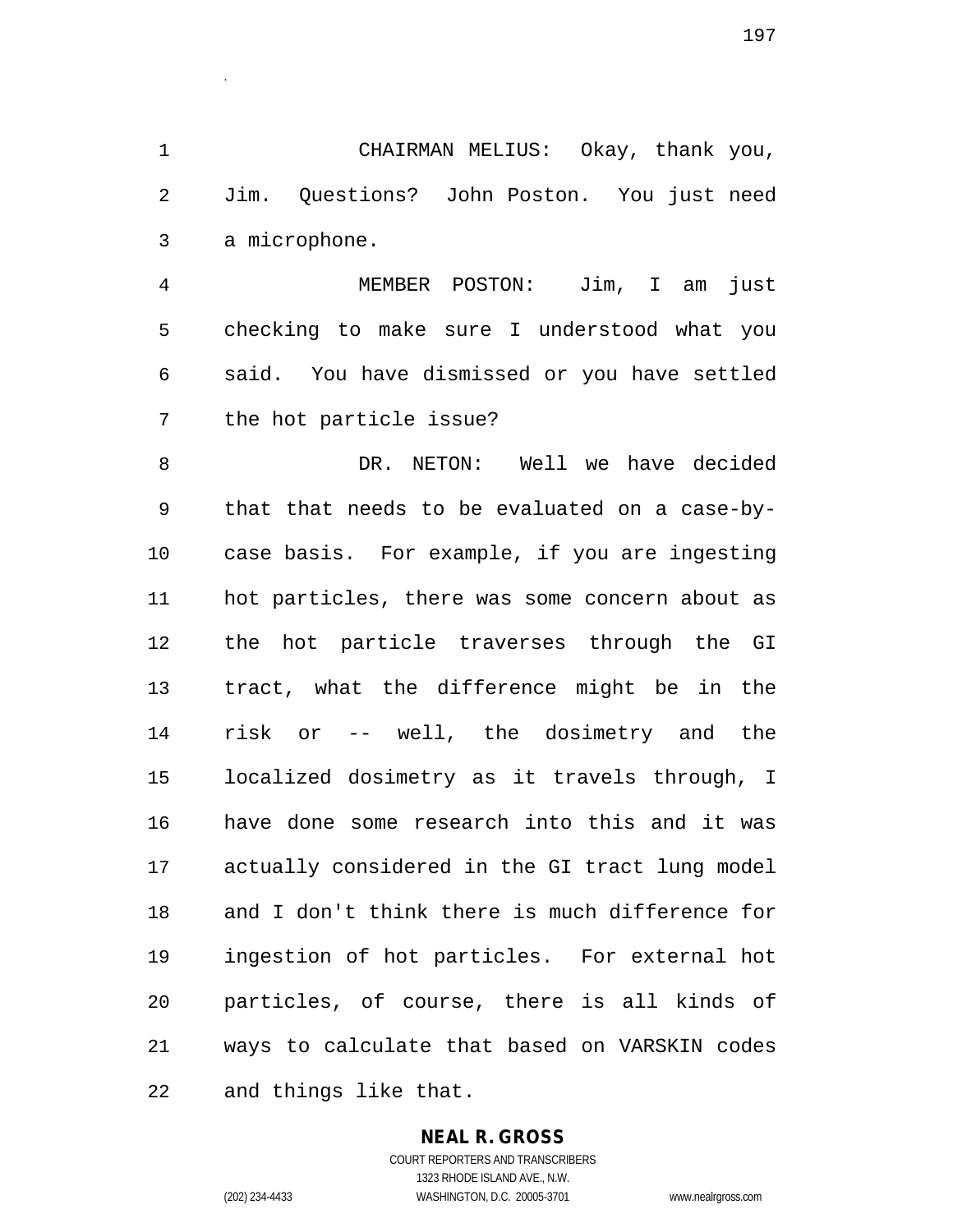CHAIRMAN MELIUS: Okay, thank you, Jim. Questions? John Poston. You just need a microphone.

MEMBER POSTON: Jim, I am just checking to make sure I understood what you said. You have dismissed or you have settled the hot particle issue?

DR. NETON: Well we have decided that that needs to be evaluated on a case-by-case basis. For example, if you are ingesting hot particles, there was some concern about as the hot particle traverses through the GI tract, what the difference might be in the risk or -- well, the dosimetry and the localized dosimetry as it travels through, I have done some research into this and it was actually considered in the GI tract lung model and I don't think there is much difference for ingestion of hot particles. For external hot particles, of course, there is all kinds of ways to calculate that based on VARSKIN codes and things like that.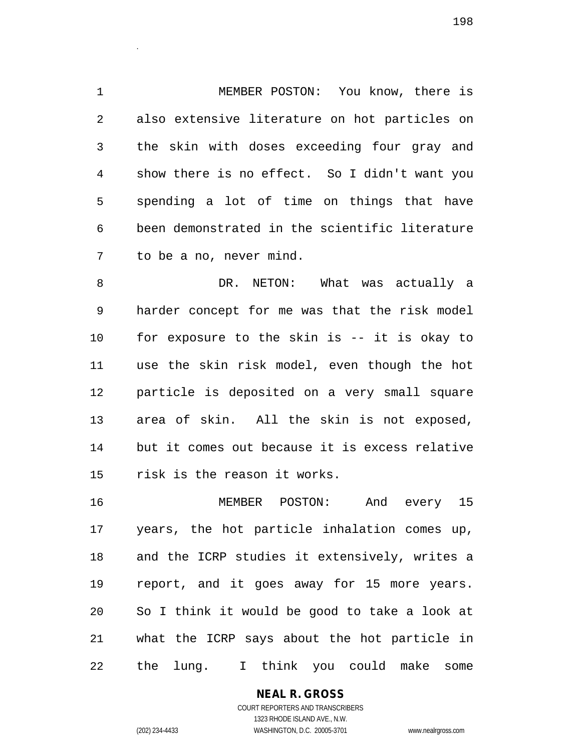MEMBER POSTON: You know, there is also extensive literature on hot particles on the skin with doses exceeding four gray and show there is no effect. So I didn't want you spending a lot of time on things that have been demonstrated in the scientific literature to be a no, never mind.

DR. NETON: What was actually a harder concept for me was that the risk model for exposure to the skin is -- it is okay to use the skin risk model, even though the hot particle is deposited on a very small square area of skin. All the skin is not exposed, but it comes out because it is excess relative risk is the reason it works.

MEMBER POSTON: And every 15 years, the hot particle inhalation comes up, and the ICRP studies it extensively, writes a report, and it goes away for 15 more years. So I think it would be good to take a look at what the ICRP says about the hot particle in the lung. I think you could make some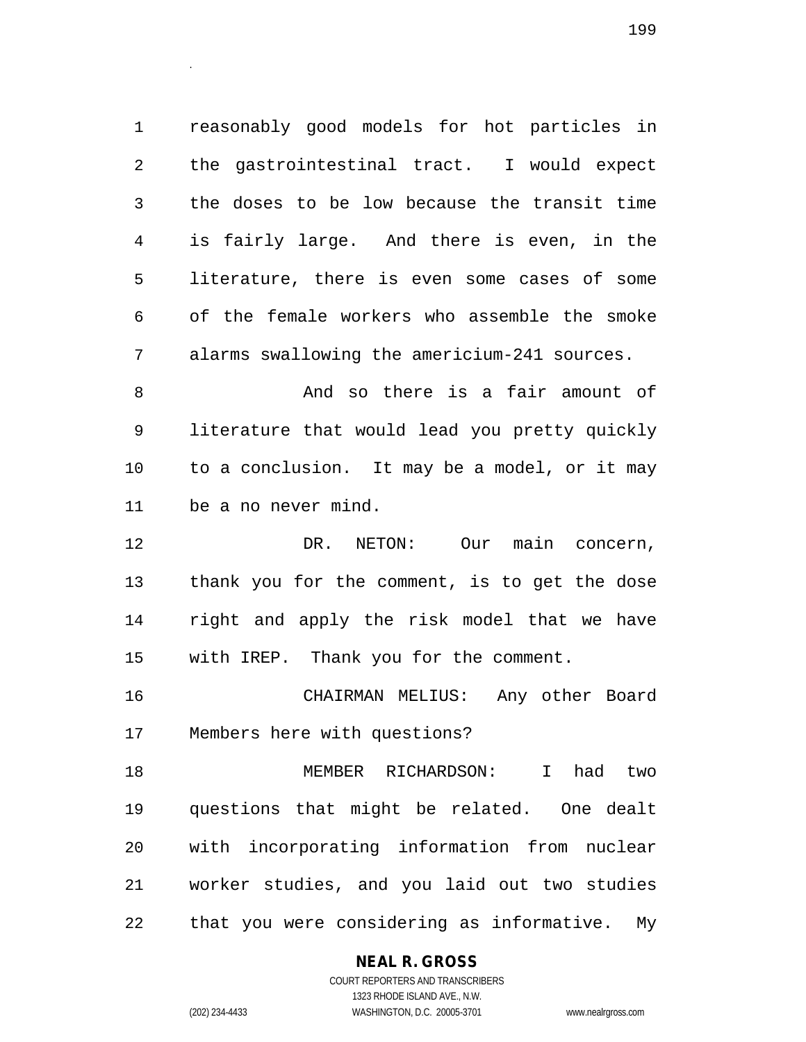reasonably good models for hot particles in the gastrointestinal tract. I would expect the doses to be low because the transit time is fairly large. And there is even, in the literature, there is even some cases of some of the female workers who assemble the smoke alarms swallowing the americium-241 sources.

And so there is a fair amount of literature that would lead you pretty quickly to a conclusion. It may be a model, or it may be a no never mind.

DR. NETON: Our main concern, thank you for the comment, is to get the dose right and apply the risk model that we have with IREP. Thank you for the comment.

CHAIRMAN MELIUS: Any other Board Members here with questions?

MEMBER RICHARDSON: I had two questions that might be related. One dealt with incorporating information from nuclear worker studies, and you laid out two studies that you were considering as informative. My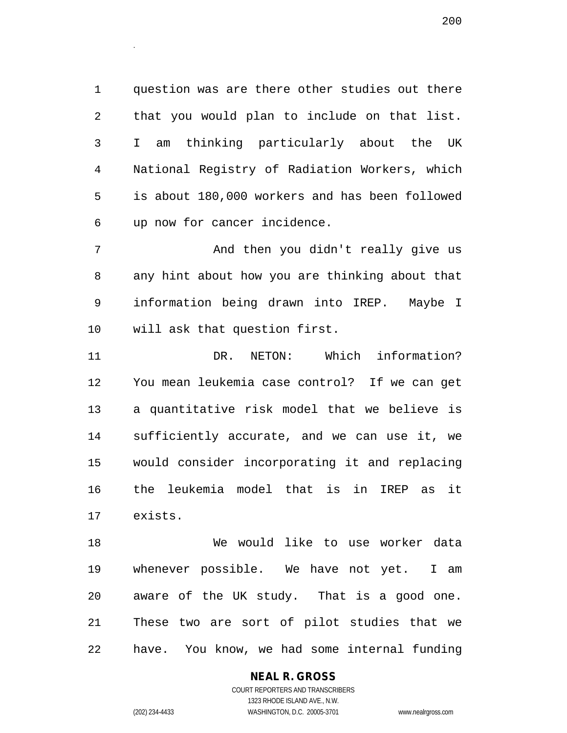question was are there other studies out there that you would plan to include on that list. I am thinking particularly about the UK National Registry of Radiation Workers, which is about 180,000 workers and has been followed up now for cancer incidence.

And then you didn't really give us any hint about how you are thinking about that information being drawn into IREP. Maybe I will ask that question first.

DR. NETON: Which information? You mean leukemia case control? If we can get a quantitative risk model that we believe is sufficiently accurate, and we can use it, we would consider incorporating it and replacing the leukemia model that is in IREP as it exists.

We would like to use worker data whenever possible. We have not yet. I am aware of the UK study. That is a good one. These two are sort of pilot studies that we have. You know, we had some internal funding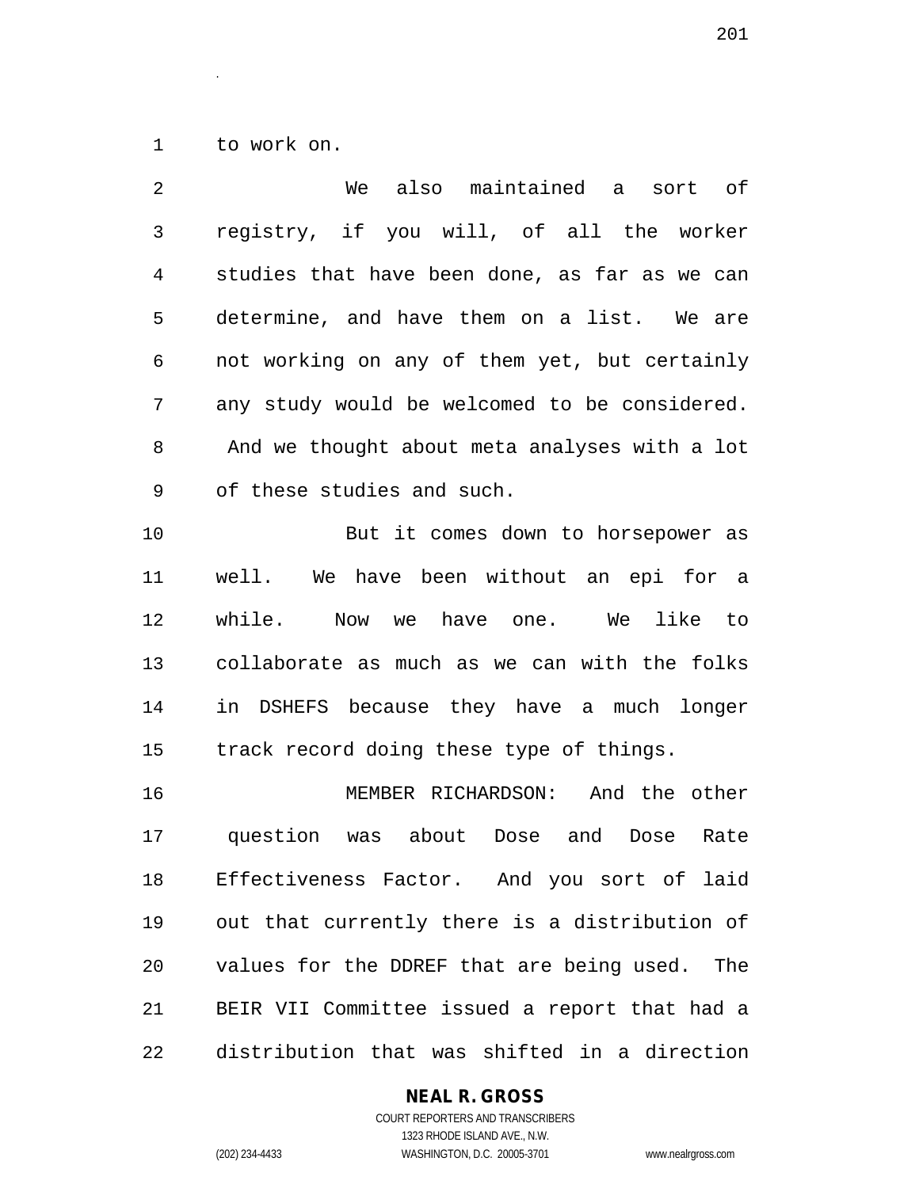to work on.

We also maintained a sort of registry, if you will, of all the worker studies that have been done, as far as we can determine, and have them on a list. We are not working on any of them yet, but certainly any study would be welcomed to be considered. And we thought about meta analyses with a lot of these studies and such.

But it comes down to horsepower as well. We have been without an epi for a while. Now we have one. We like to collaborate as much as we can with the folks in DSHEFS because they have a much longer track record doing these type of things.

MEMBER RICHARDSON: And the other question was about Dose and Dose Rate Effectiveness Factor. And you sort of laid out that currently there is a distribution of values for the DDREF that are being used. The BEIR VII Committee issued a report that had a distribution that was shifted in a direction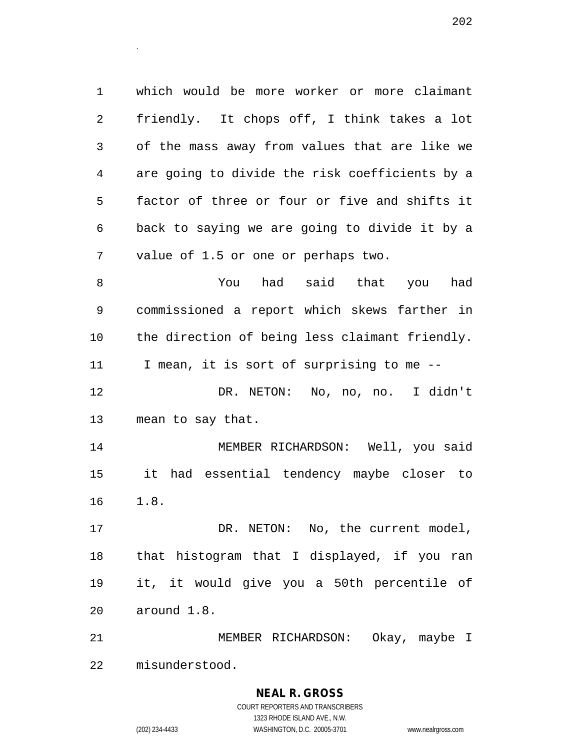which would be more worker or more claimant friendly. It chops off, I think takes a lot of the mass away from values that are like we are going to divide the risk coefficients by a factor of three or four or five and shifts it back to saying we are going to divide it by a value of 1.5 or one or perhaps two.

You had said that you had commissioned a report which skews farther in the direction of being less claimant friendly. I mean, it is sort of surprising to me --

DR. NETON: No, no, no. I didn't mean to say that.

MEMBER RICHARDSON: Well, you said it had essential tendency maybe closer to 1.8.

DR. NETON: No, the current model, that histogram that I displayed, if you ran it, it would give you a 50th percentile of around 1.8.

MEMBER RICHARDSON: Okay, maybe I misunderstood.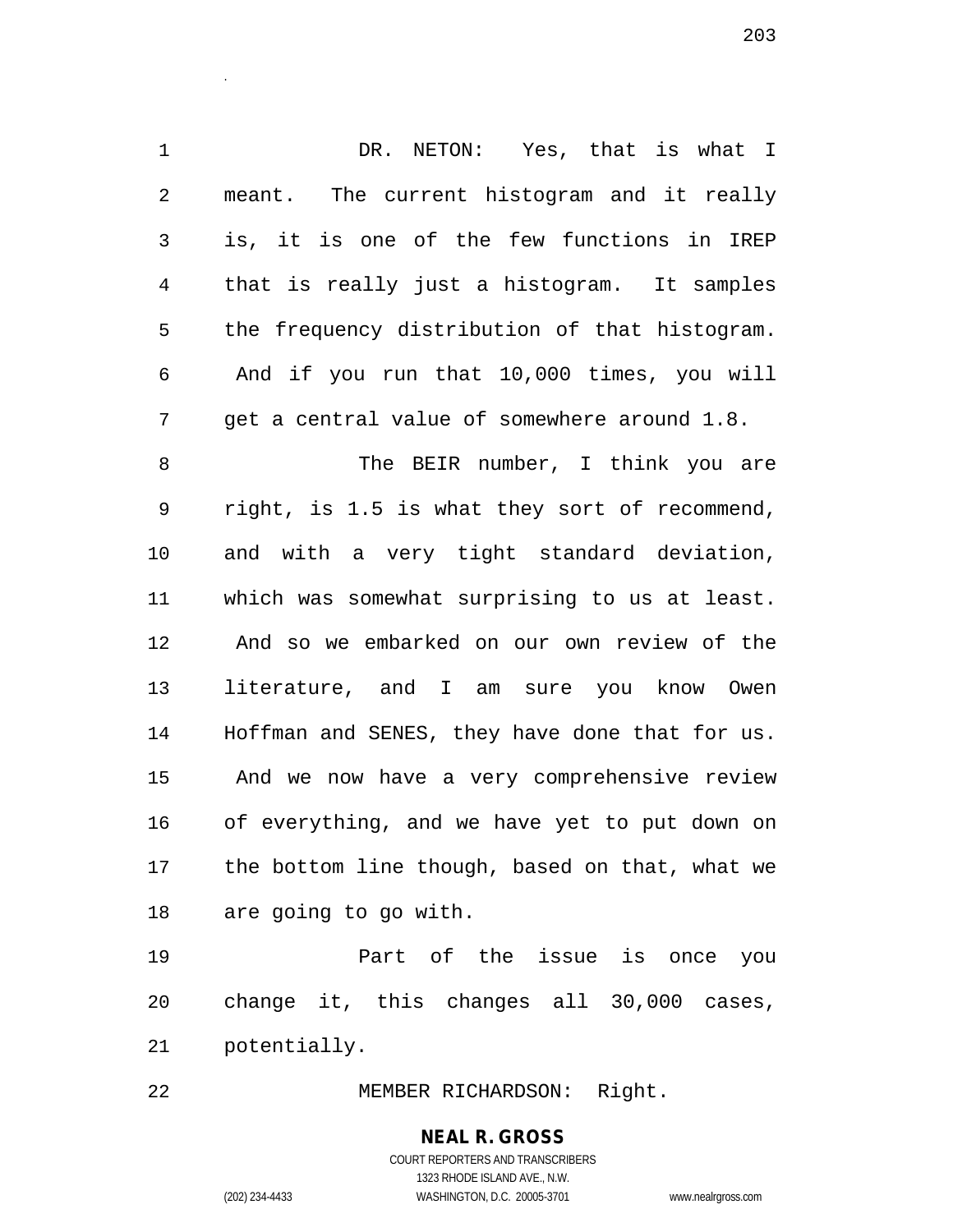DR. NETON: Yes, that is what I meant. The current histogram and it really is, it is one of the few functions in IREP that is really just a histogram. It samples the frequency distribution of that histogram. And if you run that 10,000 times, you will get a central value of somewhere around 1.8.

The BEIR number, I think you are right, is 1.5 is what they sort of recommend, and with a very tight standard deviation, which was somewhat surprising to us at least. And so we embarked on our own review of the literature, and I am sure you know Owen Hoffman and SENES, they have done that for us. And we now have a very comprehensive review of everything, and we have yet to put down on the bottom line though, based on that, what we are going to go with.

Part of the issue is once you change it, this changes all 30,000 cases, potentially.

MEMBER RICHARDSON: Right.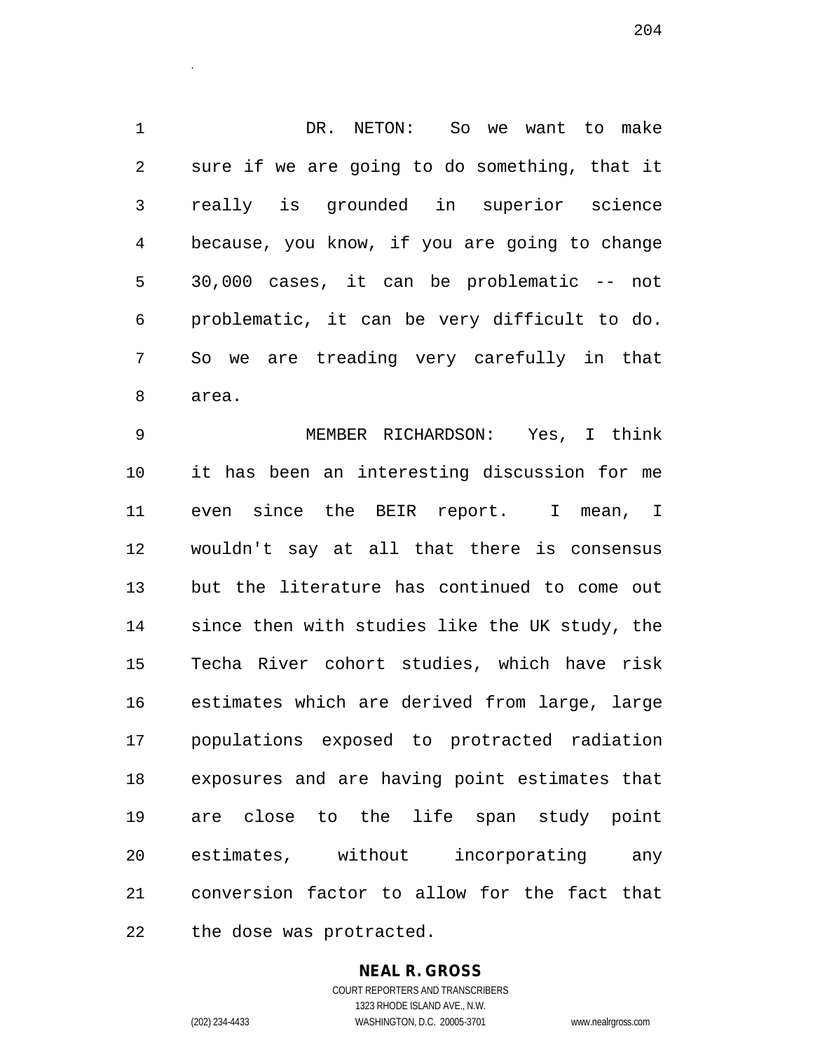DR. NETON: So we want to make sure if we are going to do something, that it really is grounded in superior science because, you know, if you are going to change 30,000 cases, it can be problematic -- not problematic, it can be very difficult to do. So we are treading very carefully in that area.

MEMBER RICHARDSON: Yes, I think it has been an interesting discussion for me even since the BEIR report. I mean, I wouldn't say at all that there is consensus but the literature has continued to come out since then with studies like the UK study, the Techa River cohort studies, which have risk estimates which are derived from large, large populations exposed to protracted radiation exposures and are having point estimates that are close to the life span study point estimates, without incorporating any conversion factor to allow for the fact that the dose was protracted.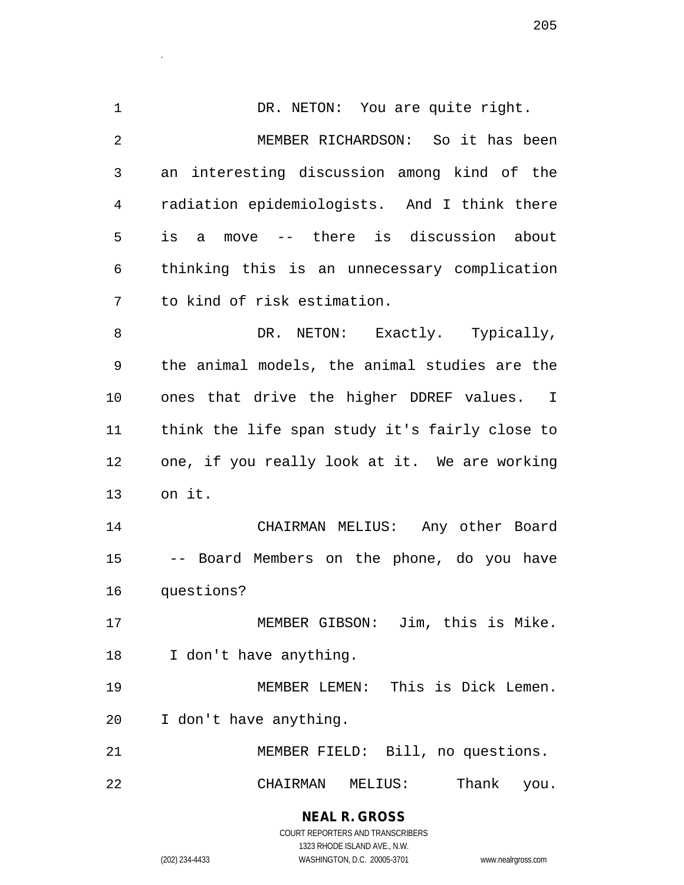DR. NETON: You are quite right.

MEMBER RICHARDSON: So it has been an interesting discussion among kind of the radiation epidemiologists. And I think there is a move -- there is discussion about thinking this is an unnecessary complication to kind of risk estimation.

DR. NETON: Exactly. Typically, the animal models, the animal studies are the ones that drive the higher DDREF values. I think the life span study it's fairly close to one, if you really look at it. We are working on it.

CHAIRMAN MELIUS: Any other Board -- Board Members on the phone, do you have questions?

MEMBER GIBSON: Jim, this is Mike. I don't have anything.

MEMBER LEMEN: This is Dick Lemen. I don't have anything.

MEMBER FIELD: Bill, no questions.

CHAIRMAN MELIUS: Thank you.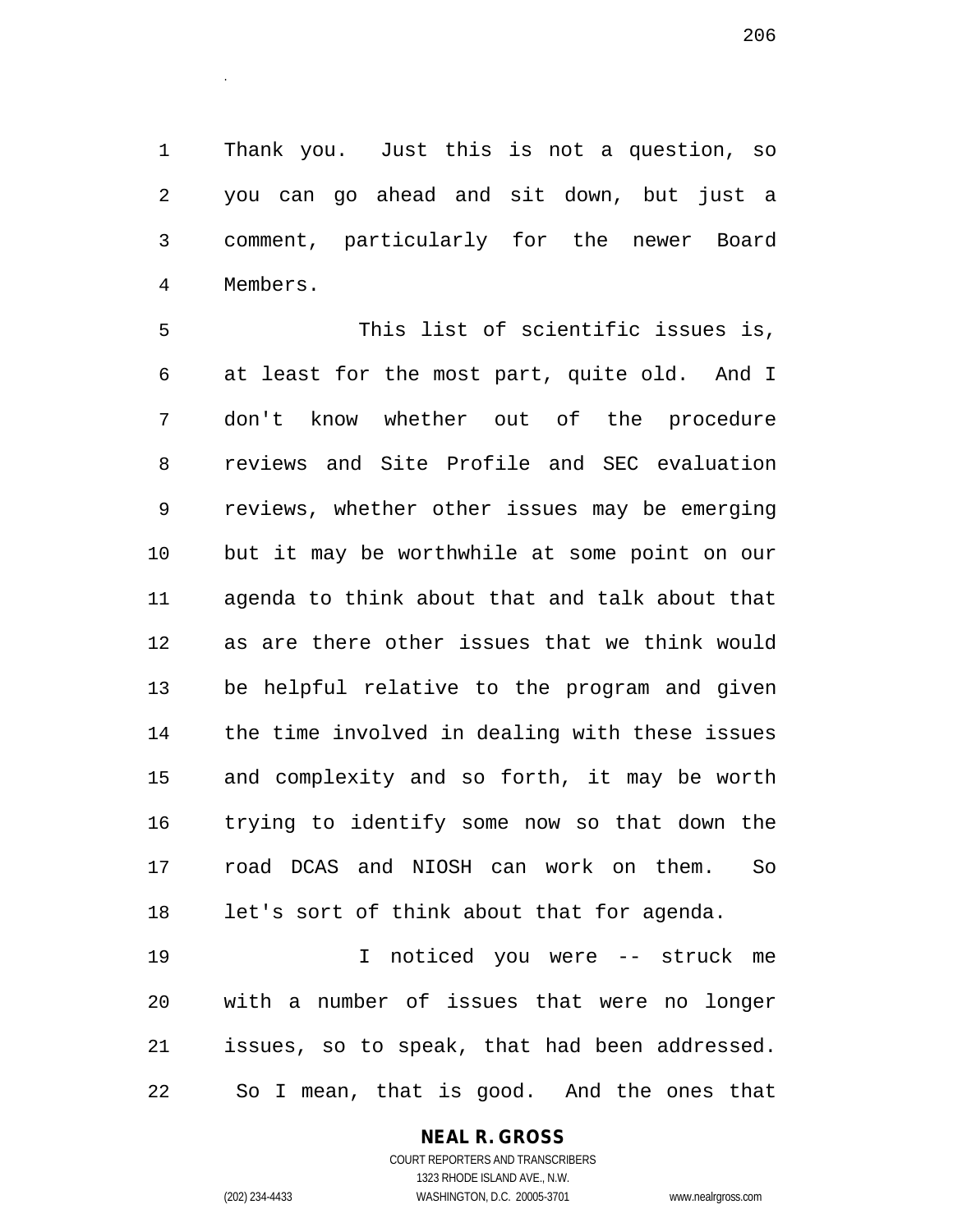Thank you. Just this is not a question, so you can go ahead and sit down, but just a comment, particularly for the newer Board Members.

This list of scientific issues is, at least for the most part, quite old. And I don't know whether out of the procedure reviews and Site Profile and SEC evaluation reviews, whether other issues may be emerging but it may be worthwhile at some point on our agenda to think about that and talk about that as are there other issues that we think would be helpful relative to the program and given the time involved in dealing with these issues and complexity and so forth, it may be worth trying to identify some now so that down the road DCAS and NIOSH can work on them. So let's sort of think about that for agenda.

I noticed you were -- struck me with a number of issues that were no longer issues, so to speak, that had been addressed. So I mean, that is good. And the ones that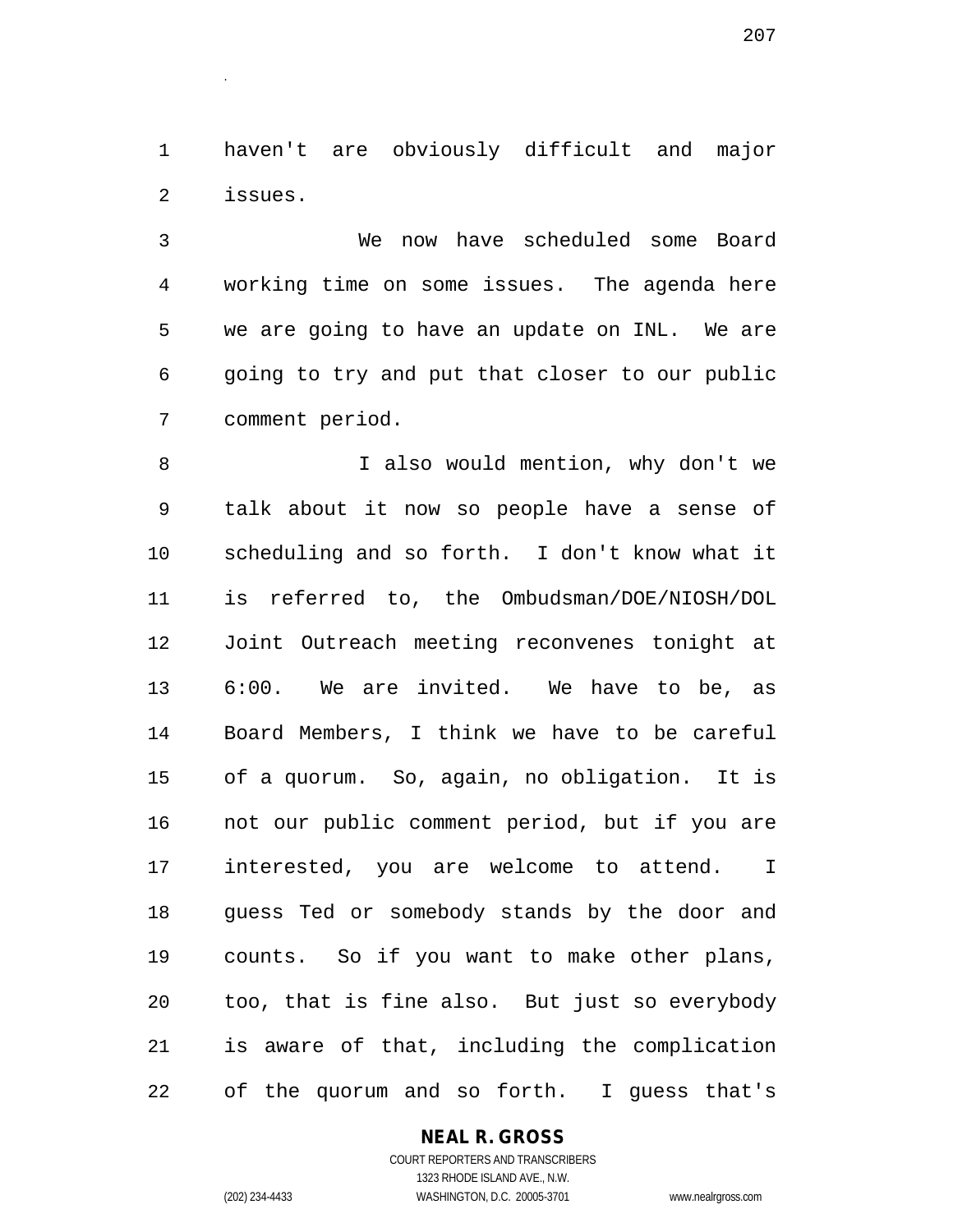haven't are obviously difficult and major issues.

We now have scheduled some Board working time on some issues. The agenda here we are going to have an update on INL. We are going to try and put that closer to our public comment period.

I also would mention, why don't we talk about it now so people have a sense of scheduling and so forth. I don't know what it is referred to, the Ombudsman/DOE/NIOSH/DOL Joint Outreach meeting reconvenes tonight at 6:00. We are invited. We have to be, as Board Members, I think we have to be careful of a quorum. So, again, no obligation. It is not our public comment period, but if you are interested, you are welcome to attend. I guess Ted or somebody stands by the door and counts. So if you want to make other plans, too, that is fine also. But just so everybody is aware of that, including the complication of the quorum and so forth. I guess that's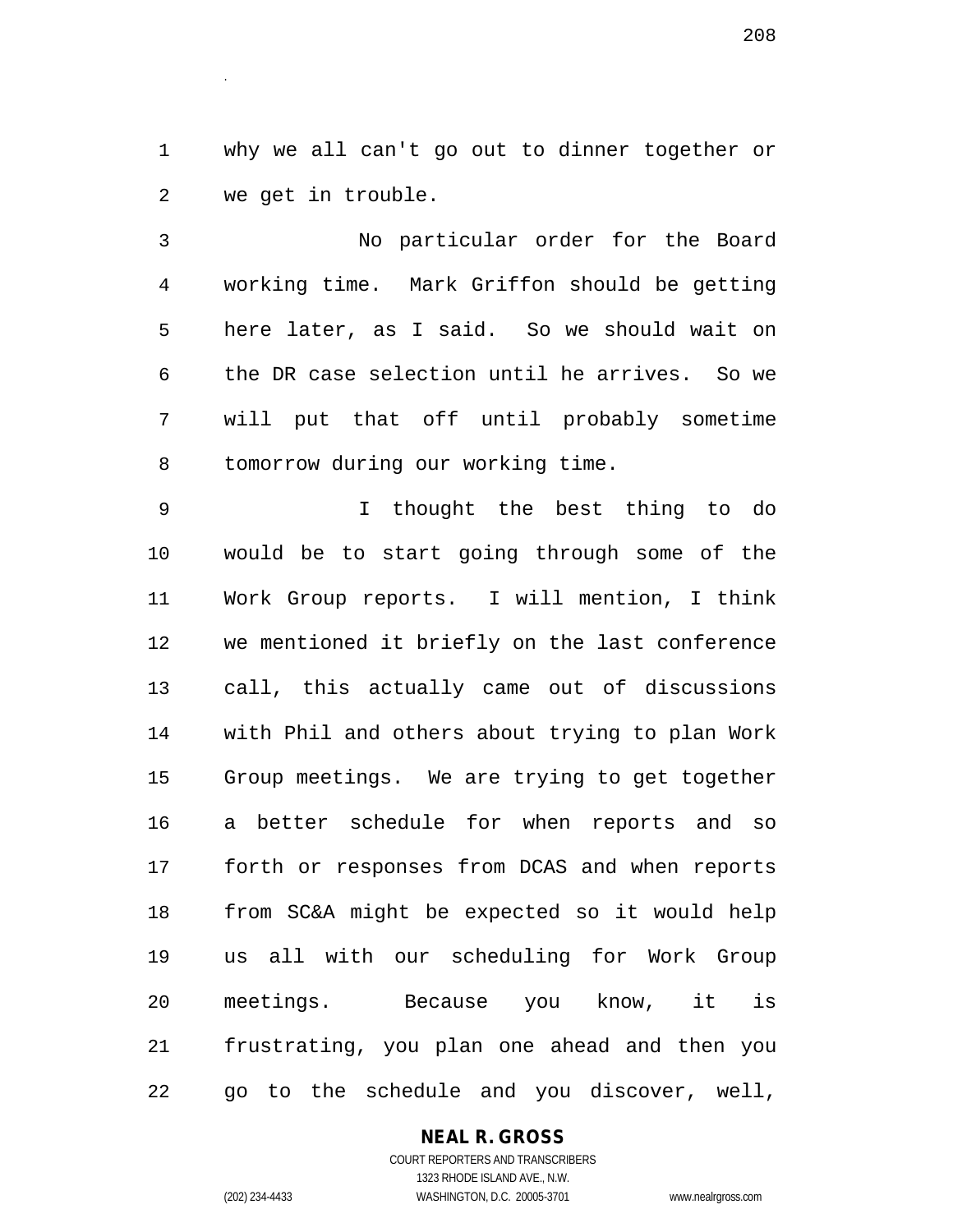why we all can't go out to dinner together or we get in trouble.

No particular order for the Board working time. Mark Griffon should be getting here later, as I said. So we should wait on the DR case selection until he arrives. So we will put that off until probably sometime tomorrow during our working time.

I thought the best thing to do would be to start going through some of the Work Group reports. I will mention, I think we mentioned it briefly on the last conference call, this actually came out of discussions with Phil and others about trying to plan Work Group meetings. We are trying to get together a better schedule for when reports and so forth or responses from DCAS and when reports from SC&A might be expected so it would help us all with our scheduling for Work Group meetings. Because you know, it is frustrating, you plan one ahead and then you go to the schedule and you discover, well,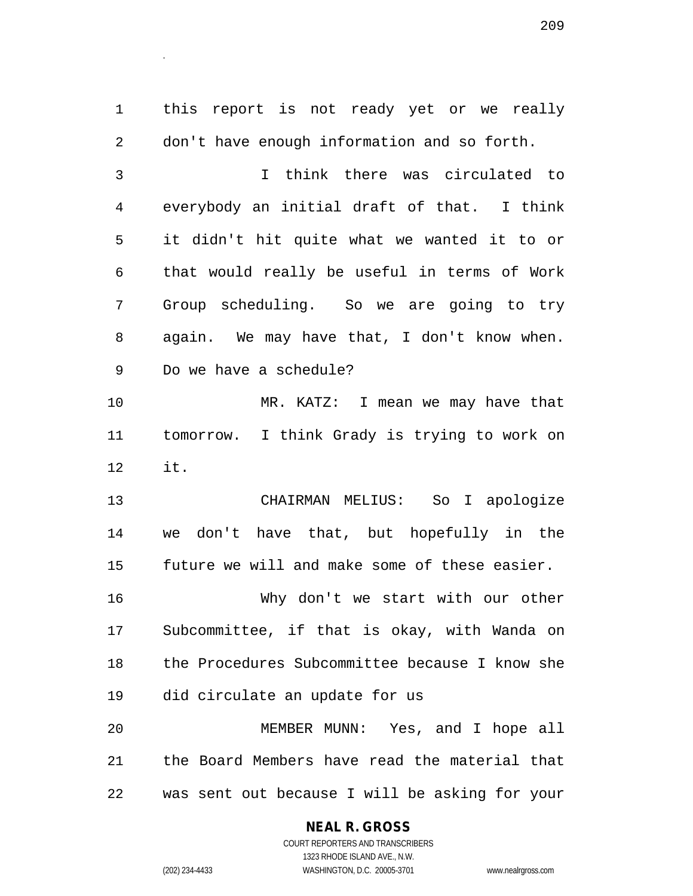this report is not ready yet or we really don't have enough information and so forth.

I think there was circulated to everybody an initial draft of that. I think it didn't hit quite what we wanted it to or that would really be useful in terms of Work Group scheduling. So we are going to try again. We may have that, I don't know when. Do we have a schedule?

MR. KATZ: I mean we may have that tomorrow. I think Grady is trying to work on it.

CHAIRMAN MELIUS: So I apologize we don't have that, but hopefully in the future we will and make some of these easier.

Why don't we start with our other Subcommittee, if that is okay, with Wanda on the Procedures Subcommittee because I know she did circulate an update for us

MEMBER MUNN: Yes, and I hope all the Board Members have read the material that was sent out because I will be asking for your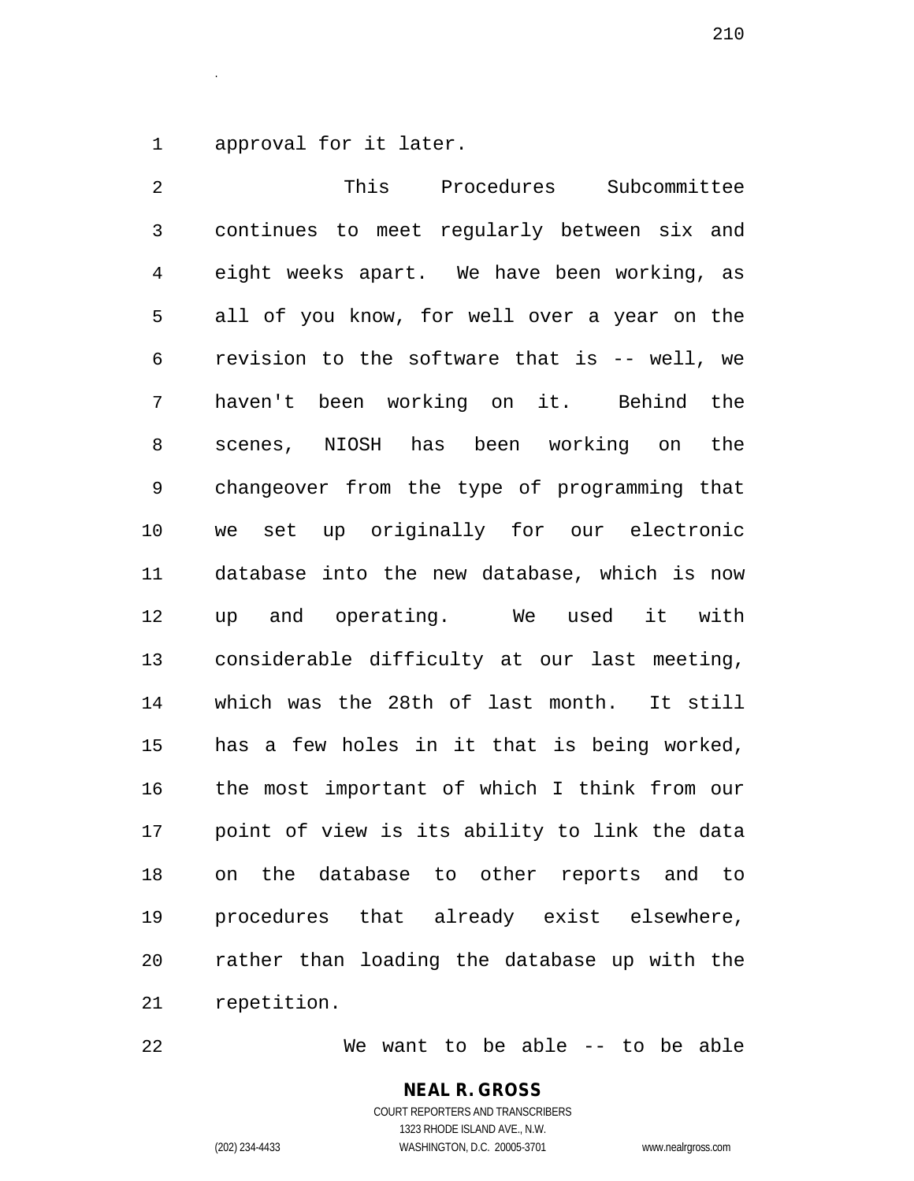approval for it later.

This Procedures Subcommittee continues to meet regularly between six and eight weeks apart. We have been working, as all of you know, for well over a year on the revision to the software that is -- well, we haven't been working on it. Behind the scenes, NIOSH has been working on the changeover from the type of programming that we set up originally for our electronic database into the new database, which is now up and operating. We used it with considerable difficulty at our last meeting, which was the 28th of last month. It still has a few holes in it that is being worked, the most important of which I think from our point of view is its ability to link the data on the database to other reports and to procedures that already exist elsewhere, rather than loading the database up with the repetition.

We want to be able -- to be able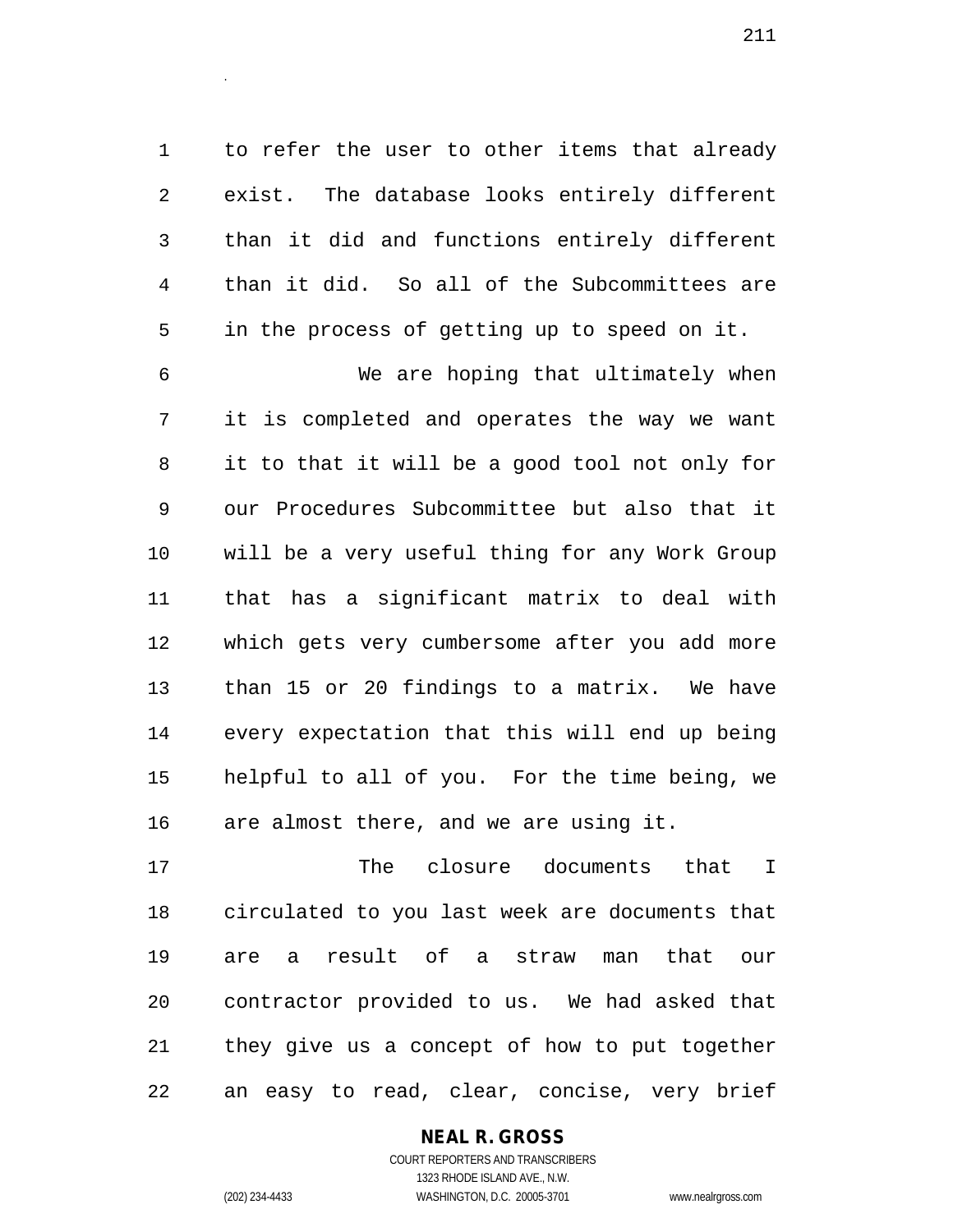to refer the user to other items that already exist. The database looks entirely different than it did and functions entirely different than it did. So all of the Subcommittees are in the process of getting up to speed on it.

We are hoping that ultimately when it is completed and operates the way we want it to that it will be a good tool not only for our Procedures Subcommittee but also that it will be a very useful thing for any Work Group that has a significant matrix to deal with which gets very cumbersome after you add more than 15 or 20 findings to a matrix. We have every expectation that this will end up being helpful to all of you. For the time being, we are almost there, and we are using it.

The closure documents that I circulated to you last week are documents that are a result of a straw man that our contractor provided to us. We had asked that they give us a concept of how to put together an easy to read, clear, concise, very brief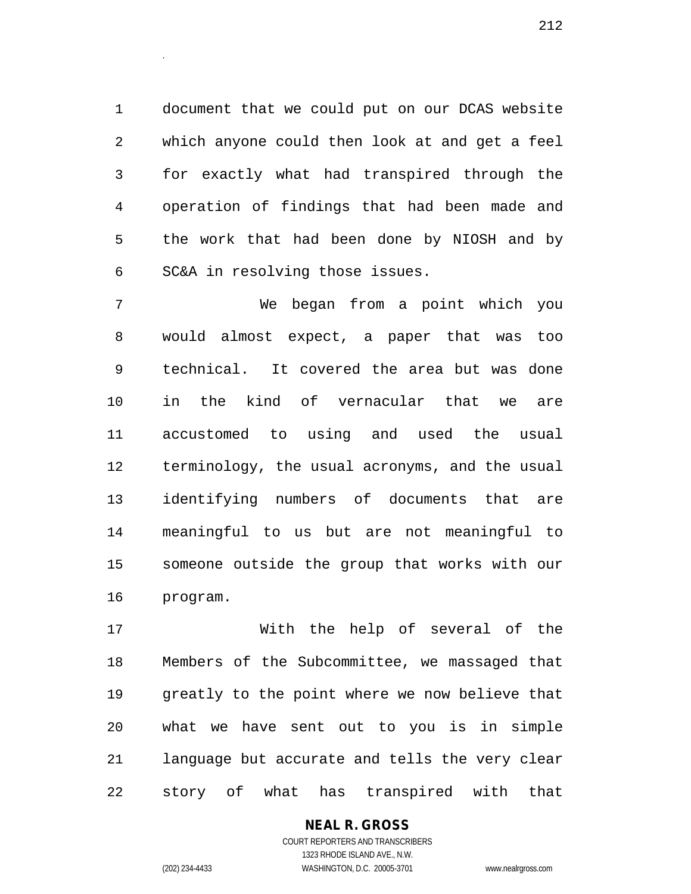document that we could put on our DCAS website which anyone could then look at and get a feel for exactly what had transpired through the operation of findings that had been made and the work that had been done by NIOSH and by SC&A in resolving those issues.

We began from a point which you would almost expect, a paper that was too technical. It covered the area but was done in the kind of vernacular that we are accustomed to using and used the usual terminology, the usual acronyms, and the usual identifying numbers of documents that are meaningful to us but are not meaningful to someone outside the group that works with our program.

With the help of several of the Members of the Subcommittee, we massaged that greatly to the point where we now believe that what we have sent out to you is in simple language but accurate and tells the very clear story of what has transpired with that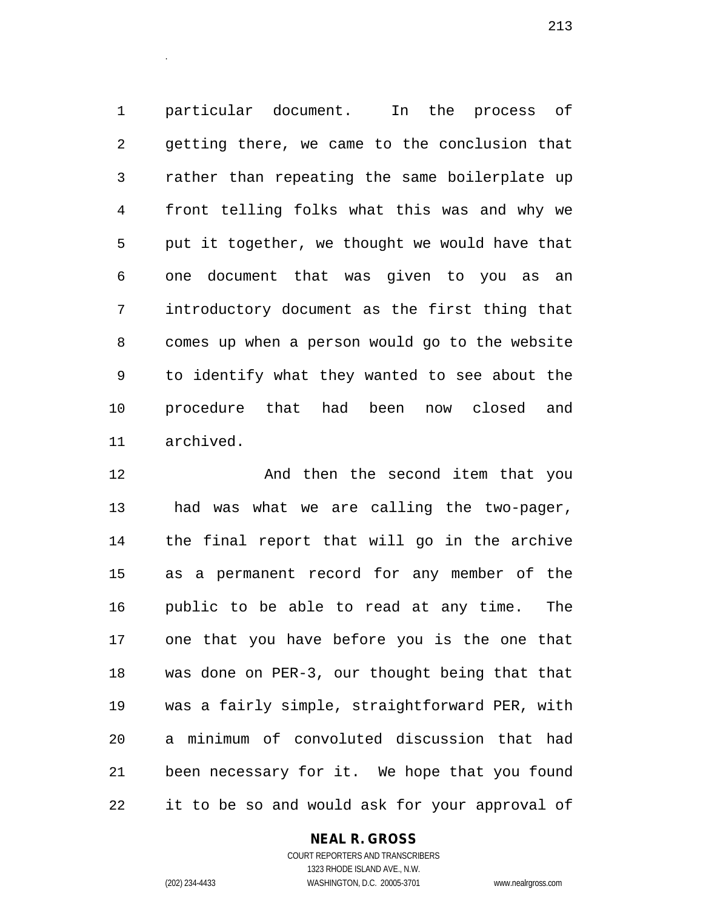particular document. In the process of getting there, we came to the conclusion that rather than repeating the same boilerplate up front telling folks what this was and why we put it together, we thought we would have that one document that was given to you as an introductory document as the first thing that comes up when a person would go to the website to identify what they wanted to see about the procedure that had been now closed and archived.

And then the second item that you had was what we are calling the two-pager, the final report that will go in the archive as a permanent record for any member of the public to be able to read at any time. The one that you have before you is the one that was done on PER-3, our thought being that that was a fairly simple, straightforward PER, with a minimum of convoluted discussion that had been necessary for it. We hope that you found it to be so and would ask for your approval of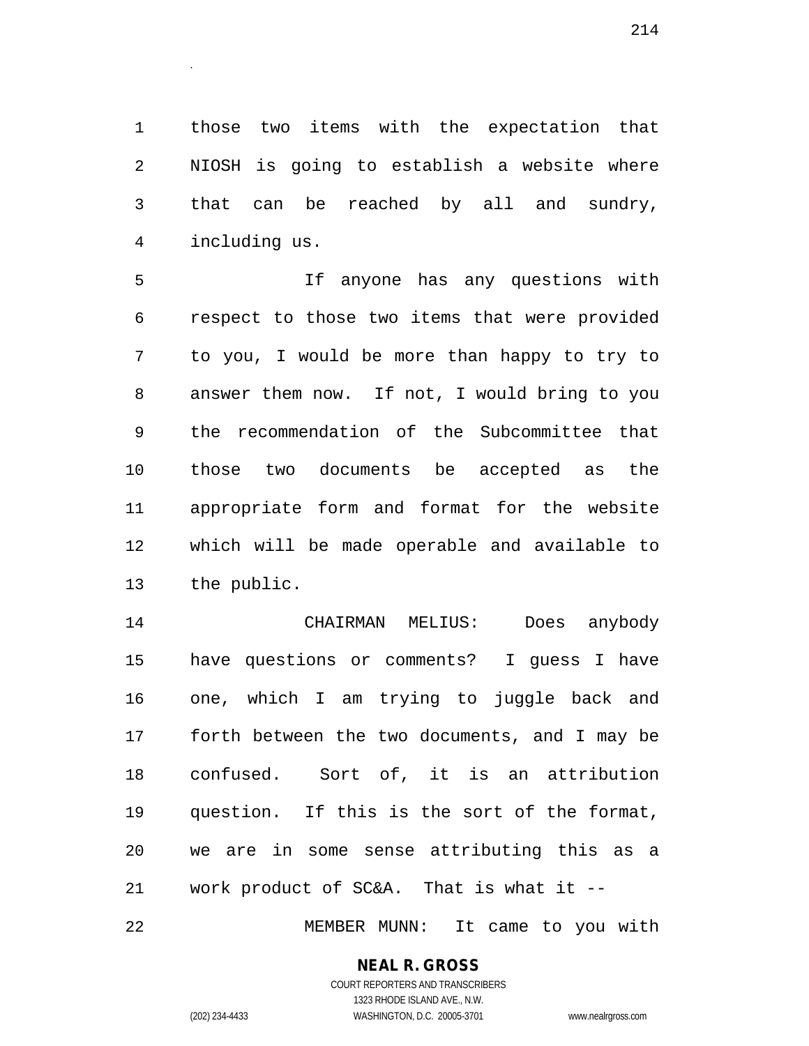those two items with the expectation that NIOSH is going to establish a website where that can be reached by all and sundry, including us.

If anyone has any questions with respect to those two items that were provided to you, I would be more than happy to try to answer them now. If not, I would bring to you the recommendation of the Subcommittee that those two documents be accepted as the appropriate form and format for the website which will be made operable and available to the public.

CHAIRMAN MELIUS: Does anybody have questions or comments? I guess I have one, which I am trying to juggle back and forth between the two documents, and I may be confused. Sort of, it is an attribution question. If this is the sort of the format, we are in some sense attributing this as a work product of SC&A. That is what it --

MEMBER MUNN: It came to you with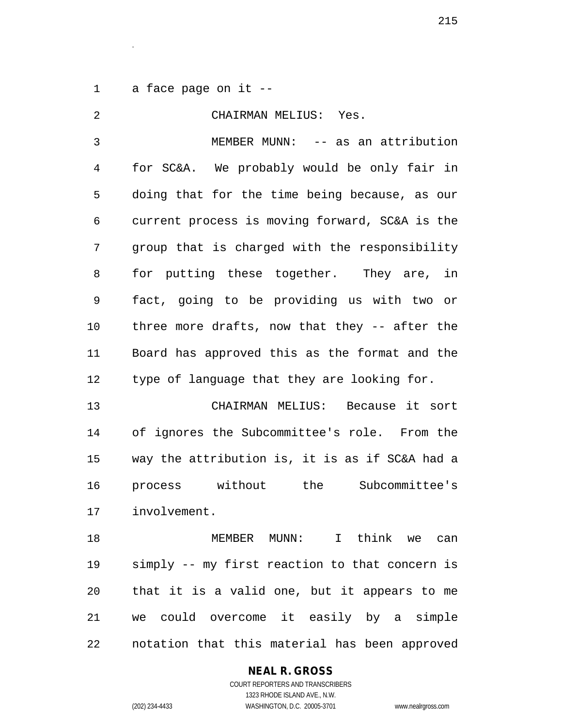a face page on it --

CHAIRMAN MELIUS: Yes.

MEMBER MUNN: -- as an attribution for SC&A. We probably would be only fair in doing that for the time being because, as our current process is moving forward, SC&A is the group that is charged with the responsibility for putting these together. They are, in fact, going to be providing us with two or three more drafts, now that they -- after the Board has approved this as the format and the type of language that they are looking for.

CHAIRMAN MELIUS: Because it sort of ignores the Subcommittee's role. From the way the attribution is, it is as if SC&A had a process without the Subcommittee's involvement.

MEMBER MUNN: I think we can simply -- my first reaction to that concern is that it is a valid one, but it appears to me we could overcome it easily by a simple notation that this material has been approved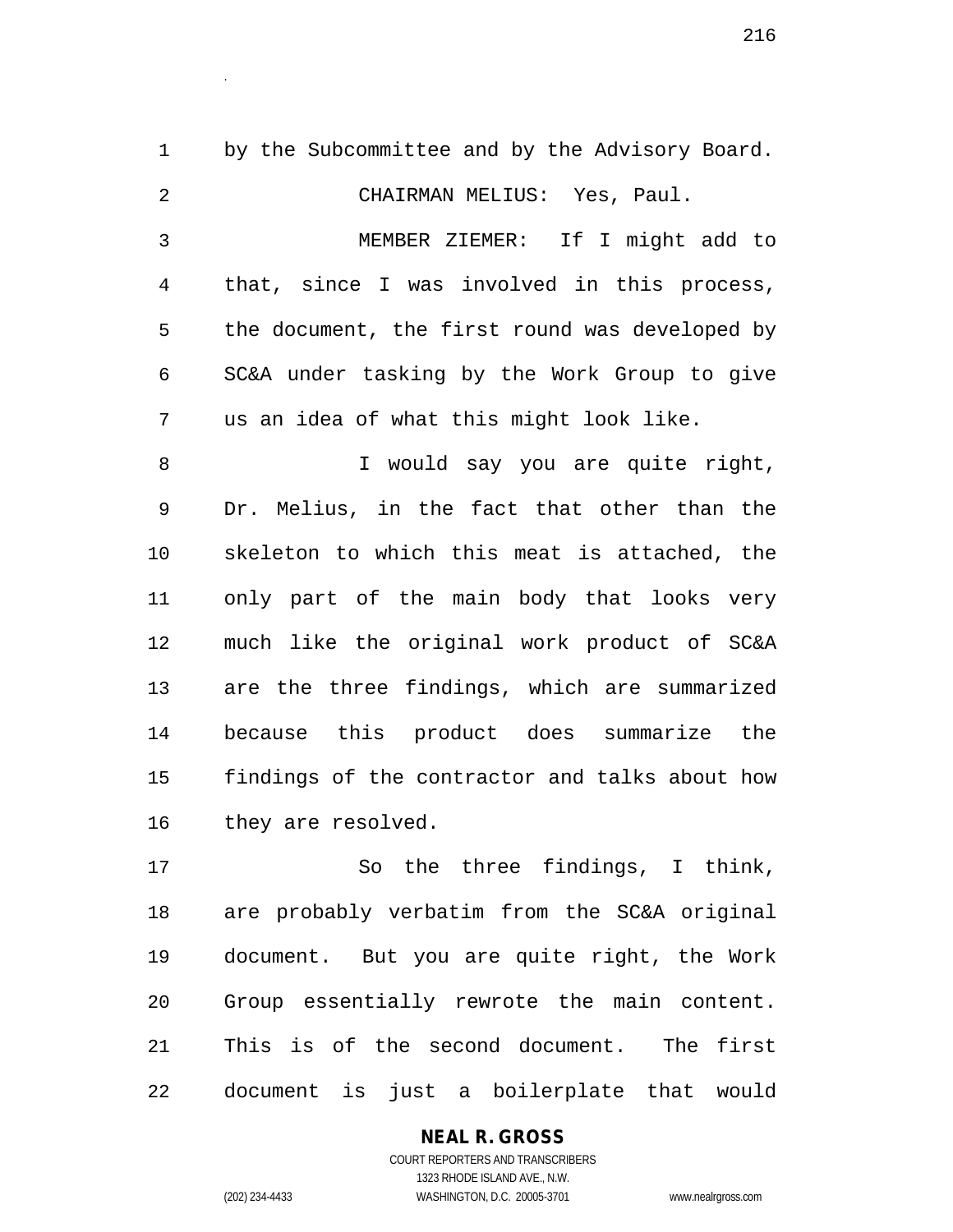by the Subcommittee and by the Advisory Board.

CHAIRMAN MELIUS: Yes, Paul.

MEMBER ZIEMER: If I might add to that, since I was involved in this process, the document, the first round was developed by SC&A under tasking by the Work Group to give us an idea of what this might look like.

I would say you are quite right, Dr. Melius, in the fact that other than the skeleton to which this meat is attached, the only part of the main body that looks very much like the original work product of SC&A are the three findings, which are summarized because this product does summarize the findings of the contractor and talks about how they are resolved.

So the three findings, I think, are probably verbatim from the SC&A original document. But you are quite right, the Work Group essentially rewrote the main content. This is of the second document. The first document is just a boilerplate that would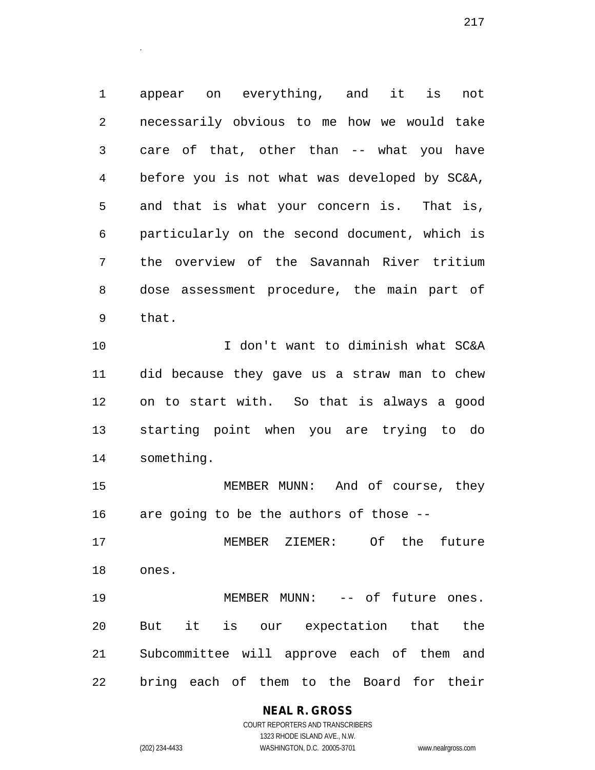appear on everything, and it is not necessarily obvious to me how we would take care of that, other than -- what you have before you is not what was developed by SC&A, and that is what your concern is. That is, particularly on the second document, which is the overview of the Savannah River tritium dose assessment procedure, the main part of that.

I don't want to diminish what SC&A did because they gave us a straw man to chew on to start with. So that is always a good starting point when you are trying to do something.

MEMBER MUNN: And of course, they are going to be the authors of those --

MEMBER ZIEMER: Of the future ones.

MEMBER MUNN: -- of future ones. But it is our expectation that the Subcommittee will approve each of them and bring each of them to the Board for their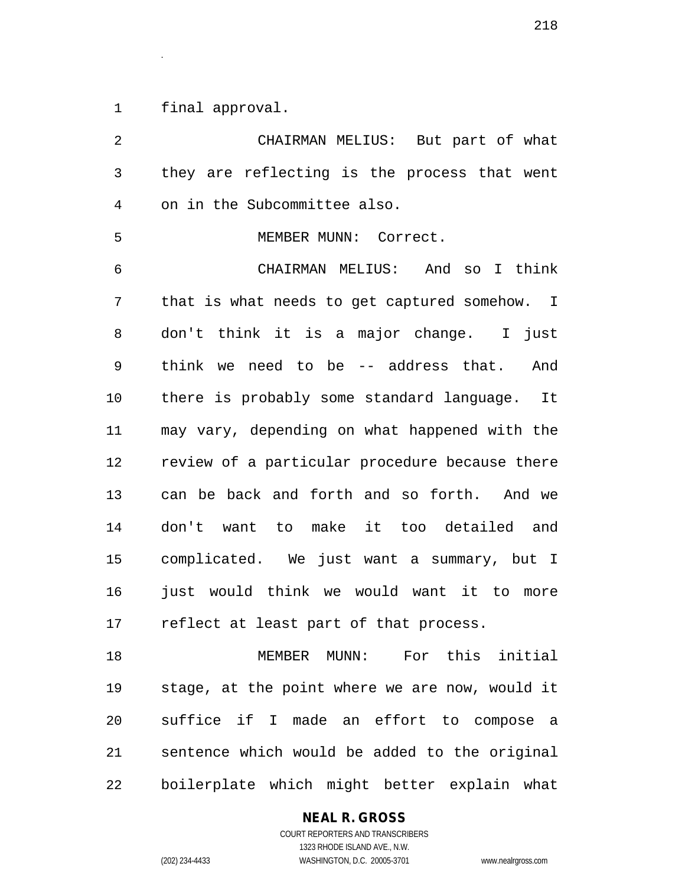final approval.

CHAIRMAN MELIUS: But part of what they are reflecting is the process that went on in the Subcommittee also.

MEMBER MUNN: Correct.

CHAIRMAN MELIUS: And so I think that is what needs to get captured somehow. I don't think it is a major change. I just think we need to be -- address that. And there is probably some standard language. It may vary, depending on what happened with the review of a particular procedure because there can be back and forth and so forth. And we don't want to make it too detailed and complicated. We just want a summary, but I just would think we would want it to more reflect at least part of that process.

MEMBER MUNN: For this initial stage, at the point where we are now, would it suffice if I made an effort to compose a sentence which would be added to the original boilerplate which might better explain what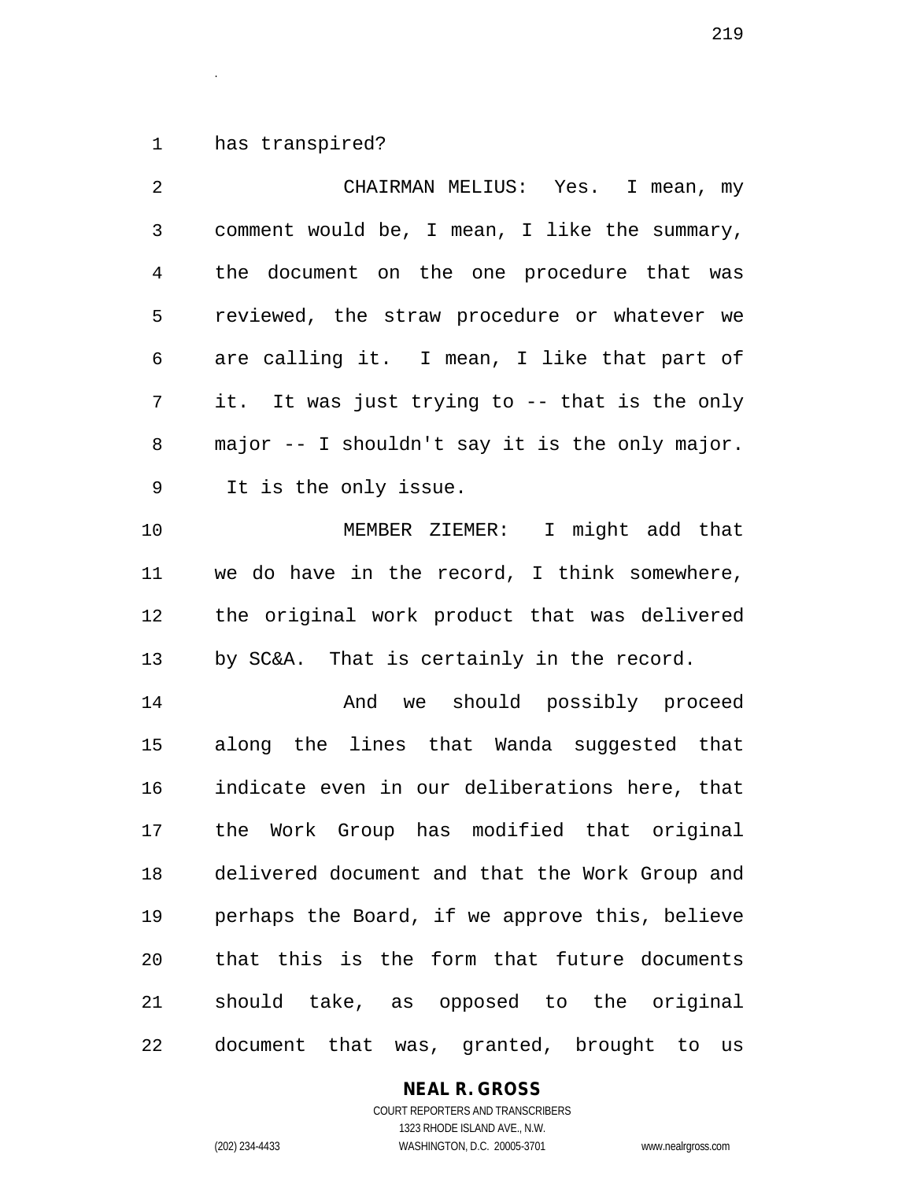has transpired?

CHAIRMAN MELIUS: Yes. I mean, my comment would be, I mean, I like the summary, the document on the one procedure that was reviewed, the straw procedure or whatever we are calling it. I mean, I like that part of it. It was just trying to -- that is the only major -- I shouldn't say it is the only major. It is the only issue.

MEMBER ZIEMER: I might add that we do have in the record, I think somewhere, the original work product that was delivered by SC&A. That is certainly in the record.

And we should possibly proceed along the lines that Wanda suggested that indicate even in our deliberations here, that the Work Group has modified that original delivered document and that the Work Group and perhaps the Board, if we approve this, believe that this is the form that future documents should take, as opposed to the original document that was, granted, brought to us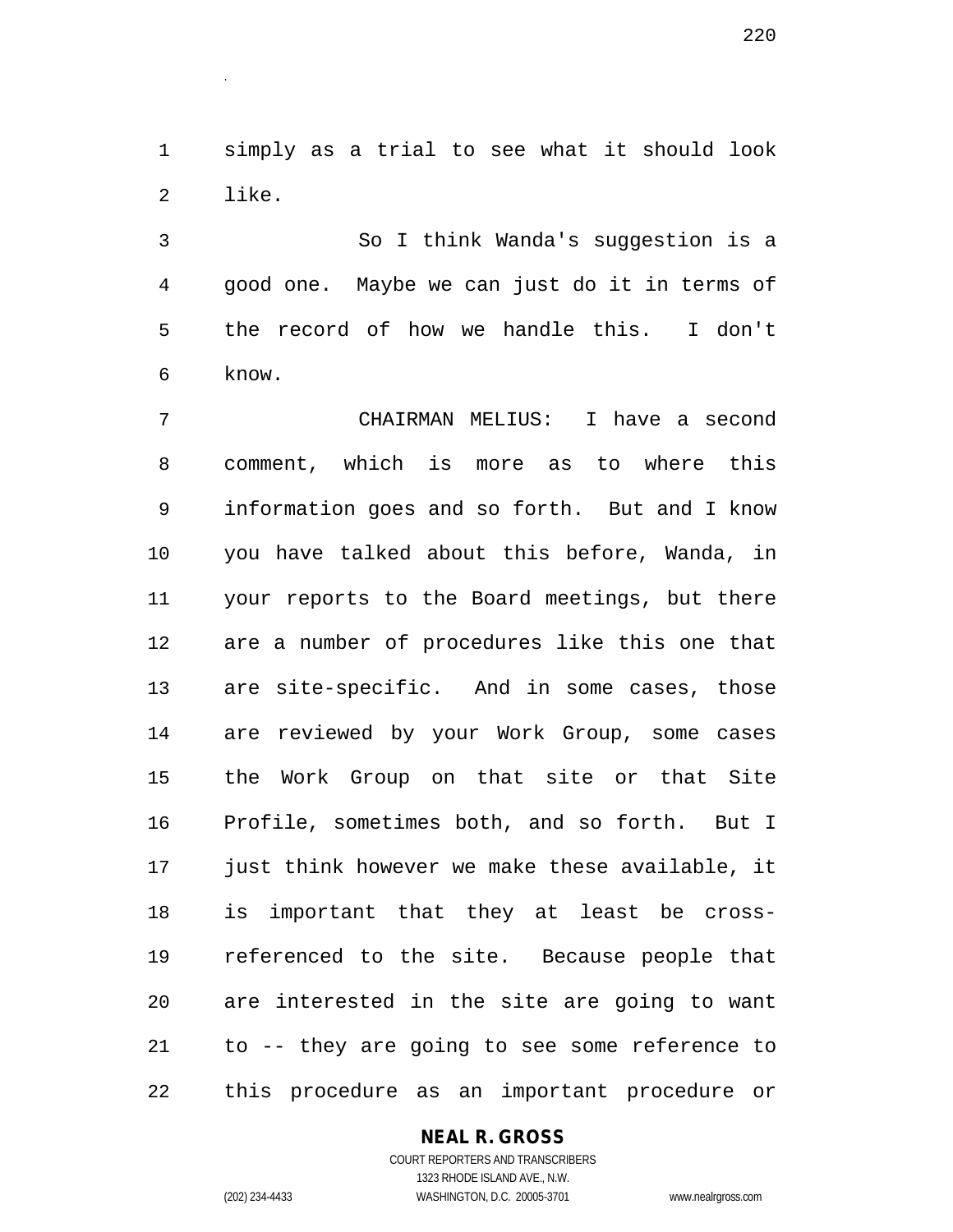simply as a trial to see what it should look like.

So I think Wanda's suggestion is a good one. Maybe we can just do it in terms of the record of how we handle this. I don't know.

CHAIRMAN MELIUS: I have a second comment, which is more as to where this information goes and so forth. But and I know you have talked about this before, Wanda, in your reports to the Board meetings, but there are a number of procedures like this one that are site-specific. And in some cases, those are reviewed by your Work Group, some cases the Work Group on that site or that Site Profile, sometimes both, and so forth. But I just think however we make these available, it is important that they at least be cross-referenced to the site. Because people that are interested in the site are going to want to -- they are going to see some reference to this procedure as an important procedure or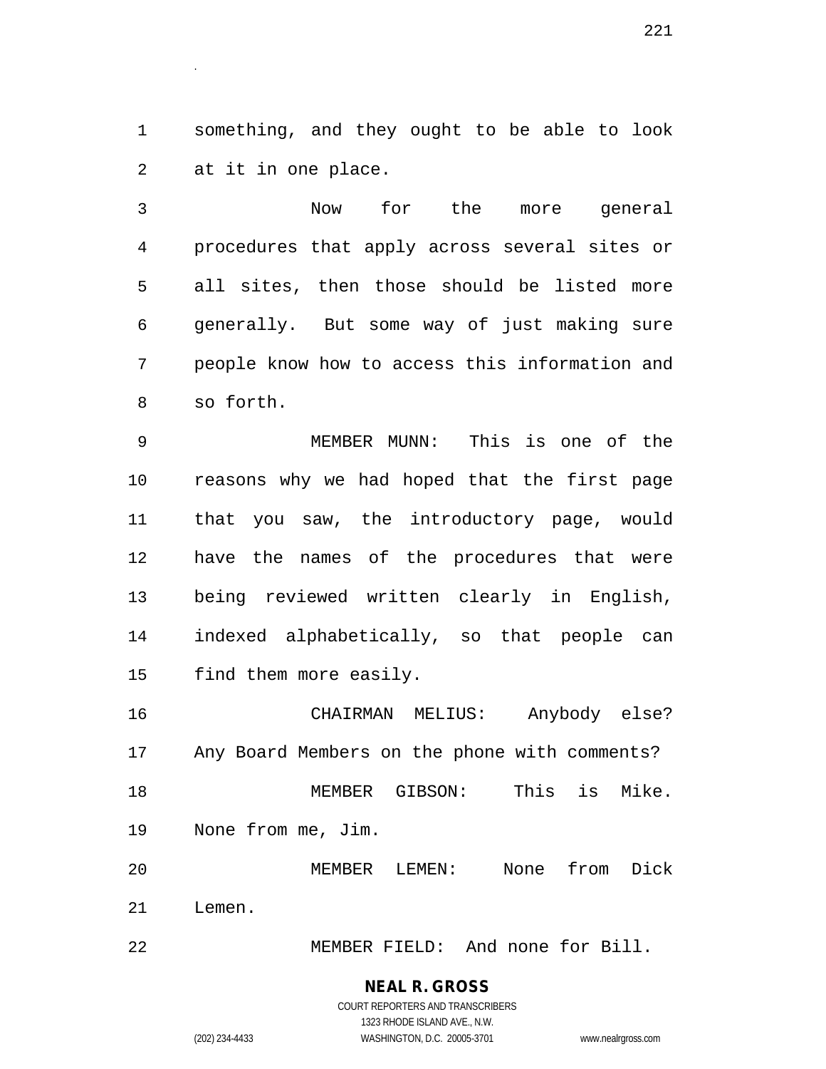something, and they ought to be able to look at it in one place.

Now for the more general procedures that apply across several sites or all sites, then those should be listed more generally. But some way of just making sure people know how to access this information and so forth.

MEMBER MUNN: This is one of the reasons why we had hoped that the first page that you saw, the introductory page, would have the names of the procedures that were being reviewed written clearly in English, indexed alphabetically, so that people can find them more easily.

CHAIRMAN MELIUS: Anybody else? Any Board Members on the phone with comments?

MEMBER GIBSON: This is Mike. None from me, Jim.

MEMBER LEMEN: None from Dick Lemen.

MEMBER FIELD: And none for Bill.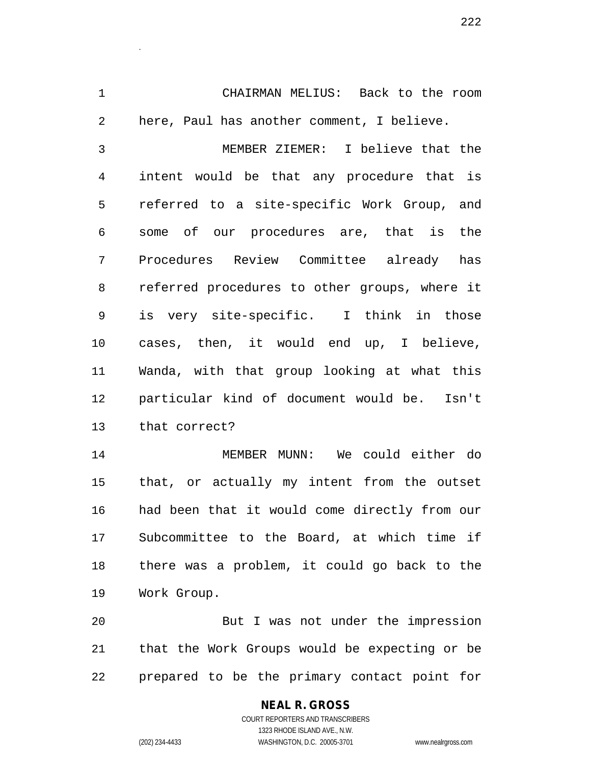CHAIRMAN MELIUS: Back to the room here, Paul has another comment, I believe.

MEMBER ZIEMER: I believe that the intent would be that any procedure that is referred to a site-specific Work Group, and some of our procedures are, that is the Procedures Review Committee already has referred procedures to other groups, where it is very site-specific. I think in those cases, then, it would end up, I believe, Wanda, with that group looking at what this particular kind of document would be. Isn't that correct?

MEMBER MUNN: We could either do that, or actually my intent from the outset had been that it would come directly from our Subcommittee to the Board, at which time if there was a problem, it could go back to the Work Group.

But I was not under the impression that the Work Groups would be expecting or be prepared to be the primary contact point for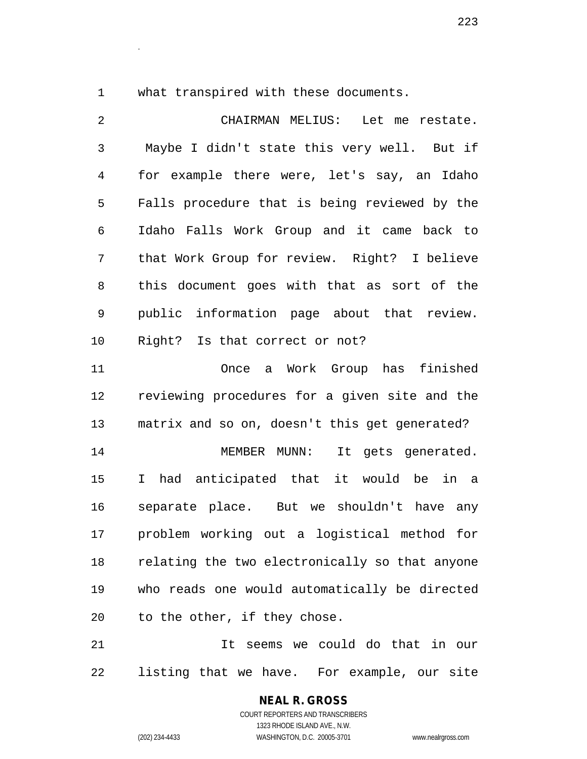what transpired with these documents.

CHAIRMAN MELIUS: Let me restate. Maybe I didn't state this very well. But if for example there were, let's say, an Idaho Falls procedure that is being reviewed by the Idaho Falls Work Group and it came back to that Work Group for review. Right? I believe this document goes with that as sort of the public information page about that review. Right? Is that correct or not?

Once a Work Group has finished reviewing procedures for a given site and the matrix and so on, doesn't this get generated?

MEMBER MUNN: It gets generated. I had anticipated that it would be in a separate place. But we shouldn't have any problem working out a logistical method for relating the two electronically so that anyone who reads one would automatically be directed to the other, if they chose.

It seems we could do that in our listing that we have. For example, our site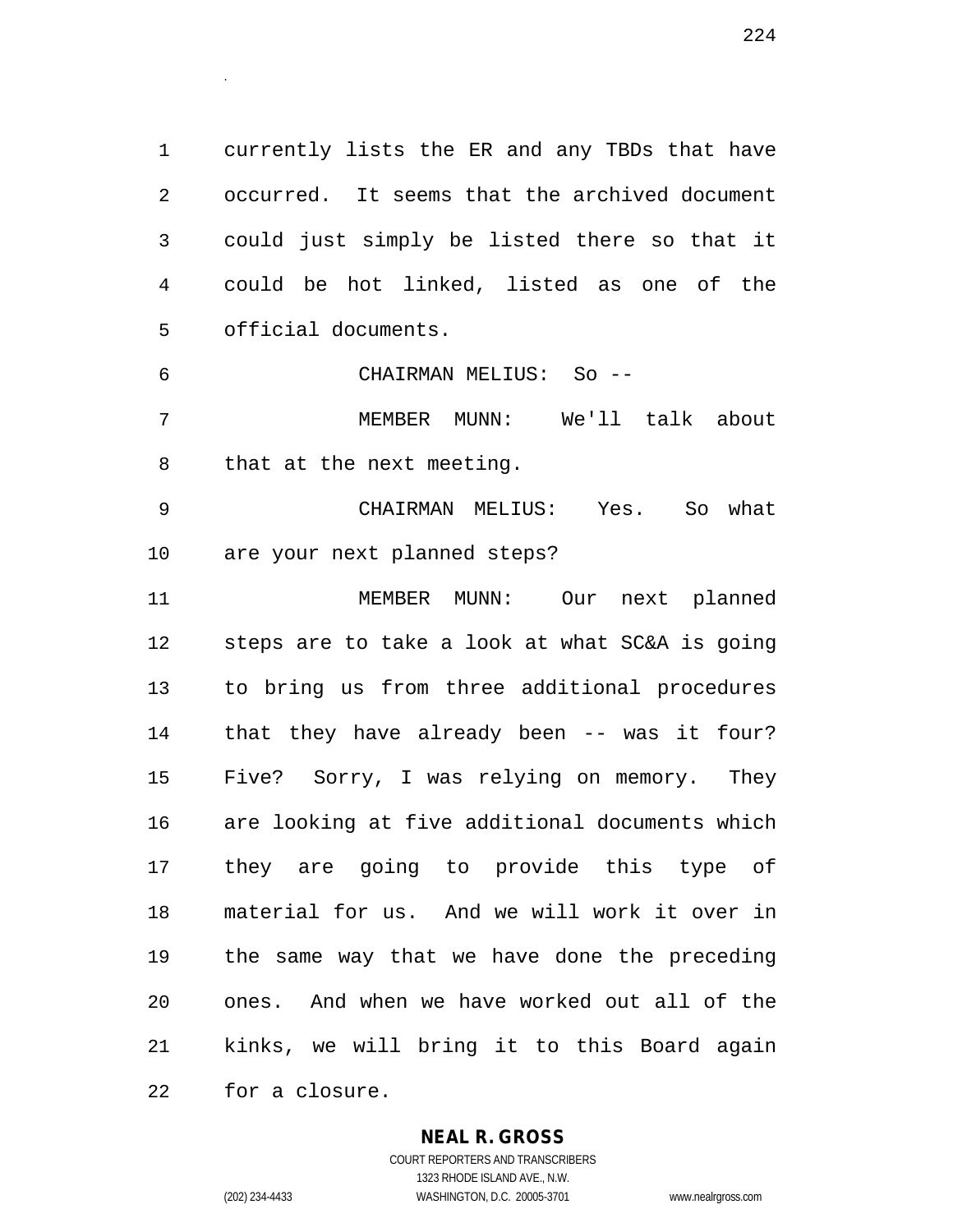currently lists the ER and any TBDs that have occurred. It seems that the archived document could just simply be listed there so that it could be hot linked, listed as one of the official documents.

CHAIRMAN MELIUS: So --

MEMBER MUNN: We'll talk about that at the next meeting.

CHAIRMAN MELIUS: Yes. So what are your next planned steps?

MEMBER MUNN: Our next planned steps are to take a look at what SC&A is going to bring us from three additional procedures that they have already been -- was it four? Five? Sorry, I was relying on memory. They are looking at five additional documents which they are going to provide this type of material for us. And we will work it over in the same way that we have done the preceding ones. And when we have worked out all of the kinks, we will bring it to this Board again for a closure.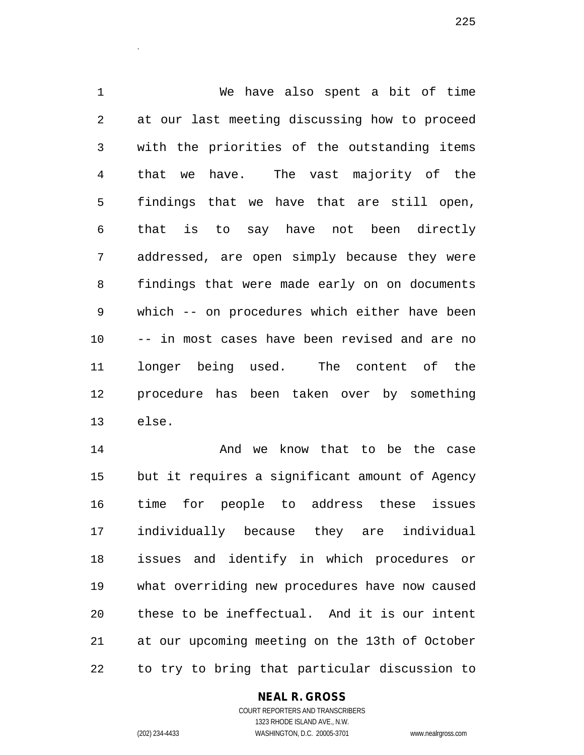We have also spent a bit of time at our last meeting discussing how to proceed with the priorities of the outstanding items that we have. The vast majority of the findings that we have that are still open, that is to say have not been directly addressed, are open simply because they were findings that were made early on on documents which -- on procedures which either have been -- in most cases have been revised and are no longer being used. The content of the procedure has been taken over by something else.

And we know that to be the case but it requires a significant amount of Agency time for people to address these issues individually because they are individual issues and identify in which procedures or what overriding new procedures have now caused these to be ineffectual. And it is our intent at our upcoming meeting on the 13th of October to try to bring that particular discussion to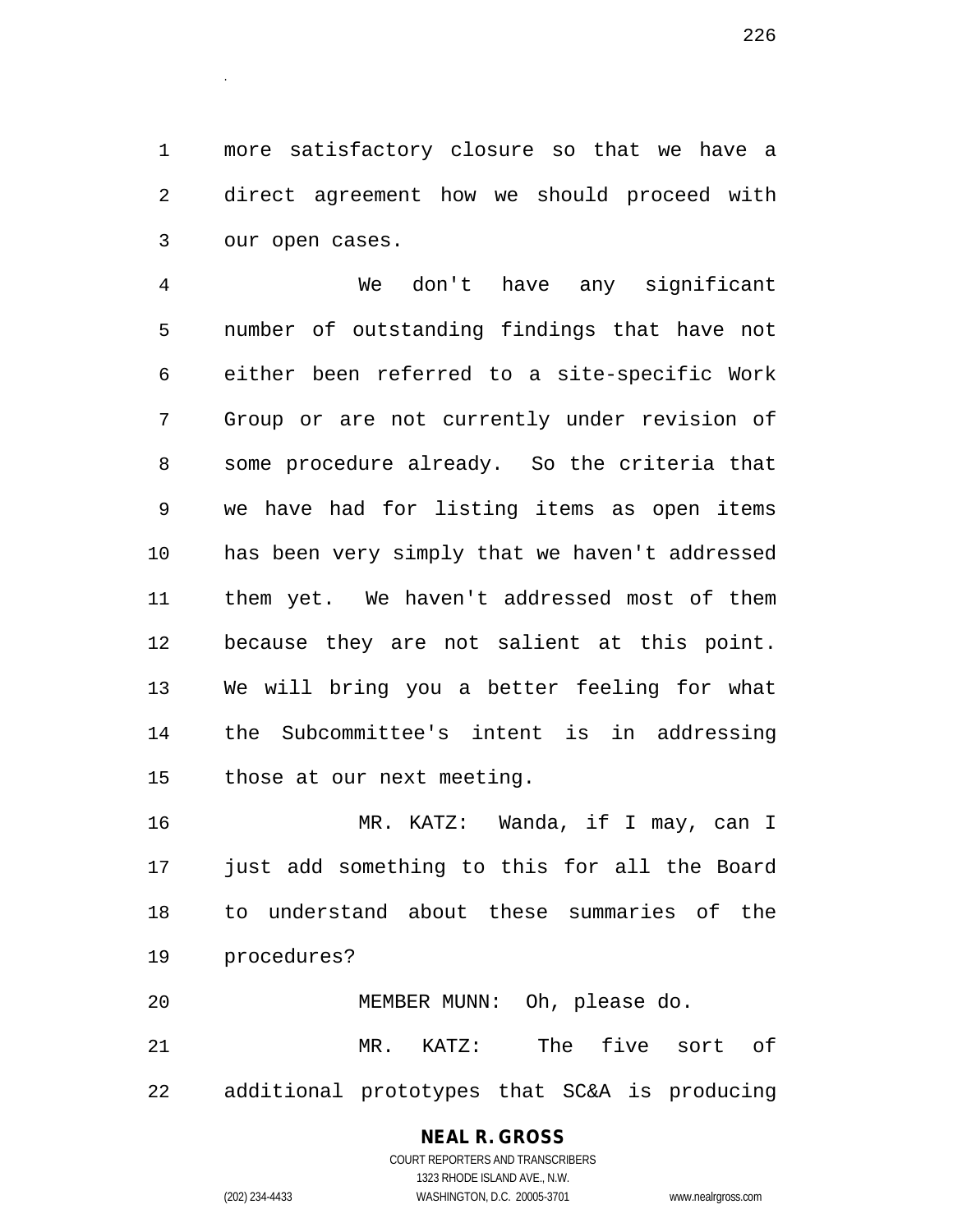more satisfactory closure so that we have a direct agreement how we should proceed with our open cases.

We don't have any significant number of outstanding findings that have not either been referred to a site-specific Work Group or are not currently under revision of some procedure already. So the criteria that we have had for listing items as open items has been very simply that we haven't addressed them yet. We haven't addressed most of them because they are not salient at this point. We will bring you a better feeling for what the Subcommittee's intent is in addressing those at our next meeting.

MR. KATZ: Wanda, if I may, can I just add something to this for all the Board to understand about these summaries of the procedures?

MEMBER MUNN: Oh, please do.

MR. KATZ: The five sort of additional prototypes that SC&A is producing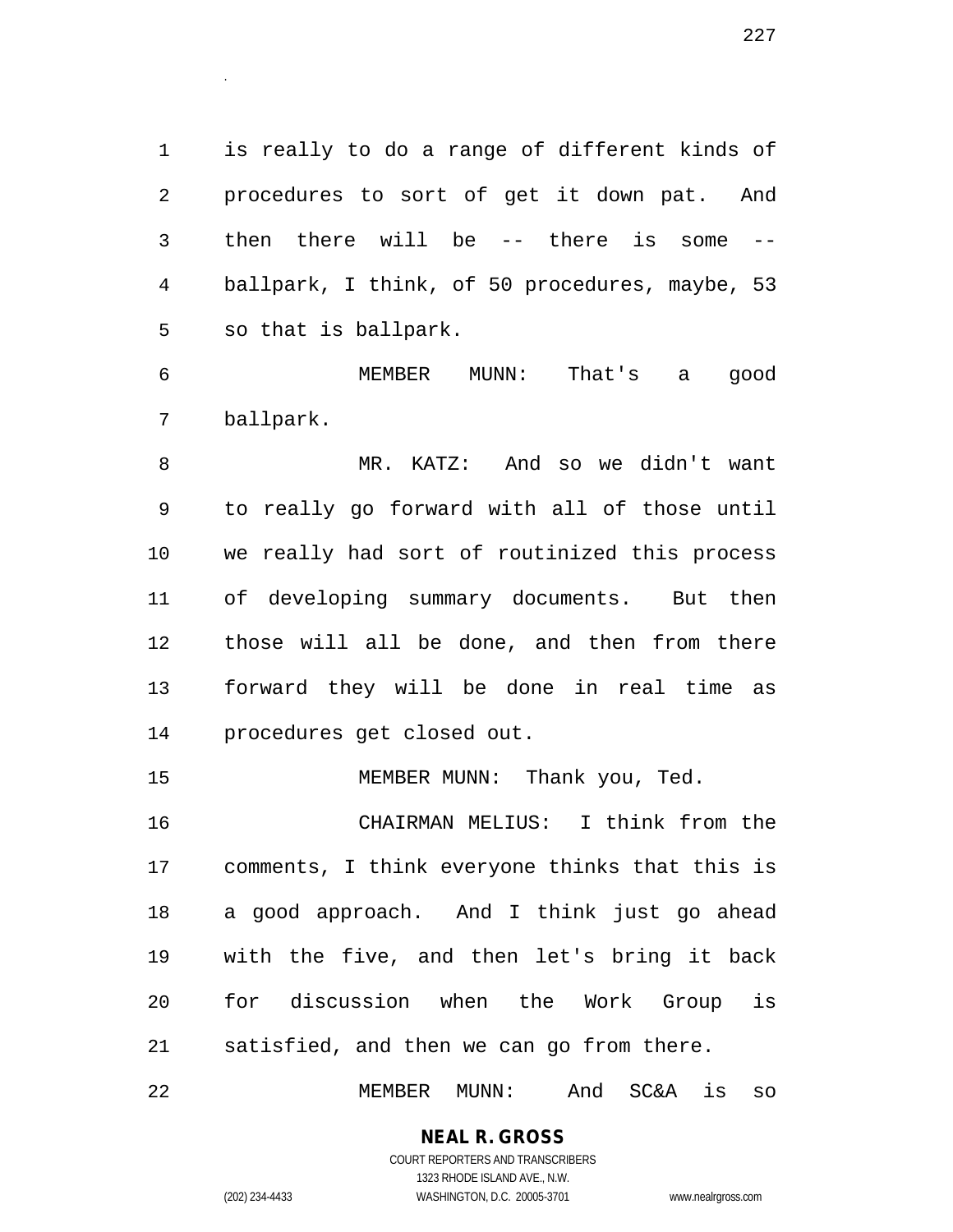is really to do a range of different kinds of procedures to sort of get it down pat. And then there will be -- there is some -- ballpark, I think, of 50 procedures, maybe, 53 so that is ballpark.

MEMBER MUNN: That's a good ballpark.

MR. KATZ: And so we didn't want to really go forward with all of those until we really had sort of routinized this process of developing summary documents. But then those will all be done, and then from there forward they will be done in real time as procedures get closed out.

MEMBER MUNN: Thank you, Ted.

CHAIRMAN MELIUS: I think from the comments, I think everyone thinks that this is a good approach. And I think just go ahead with the five, and then let's bring it back for discussion when the Work Group is satisfied, and then we can go from there.

MEMBER MUNN: And SC&A is so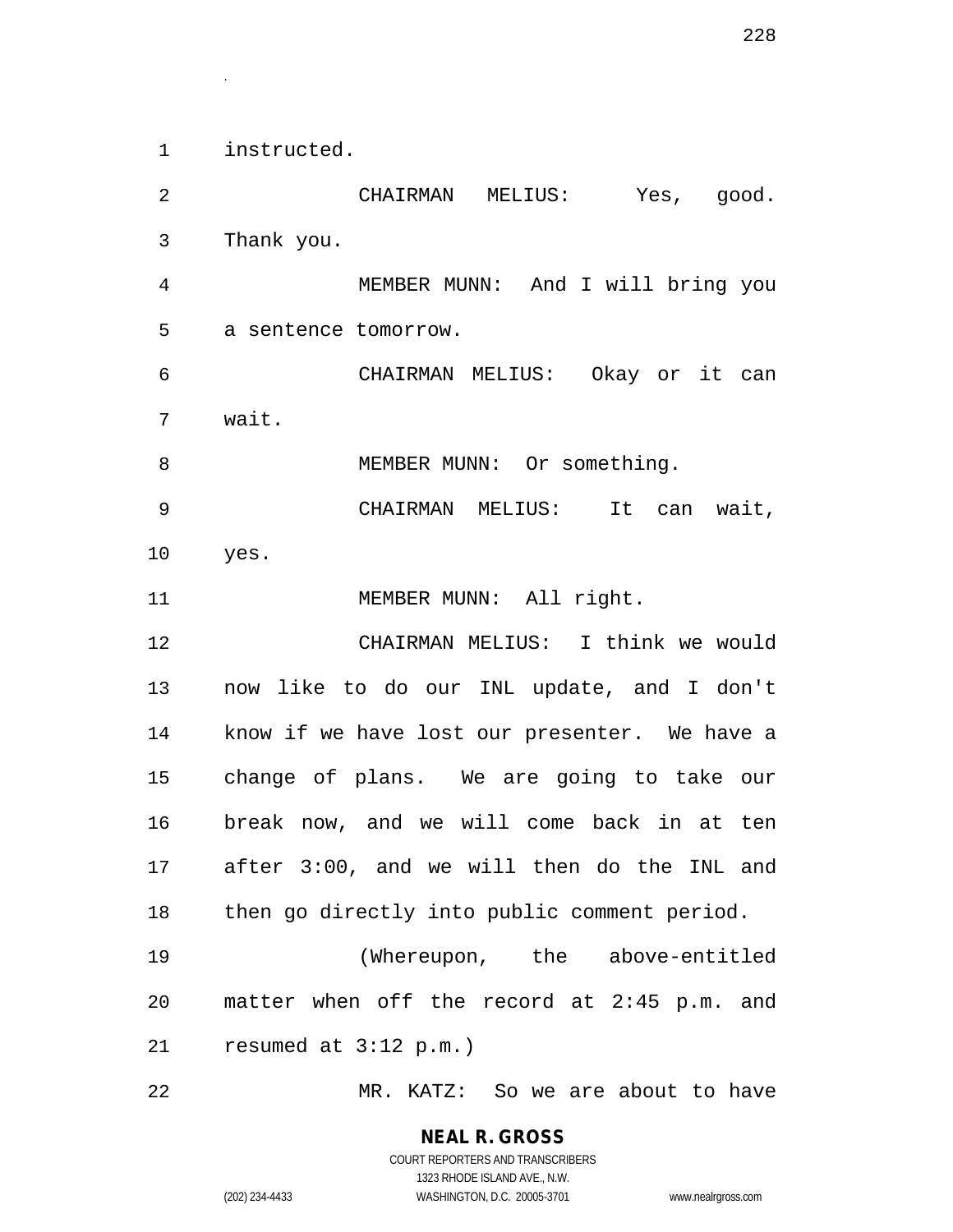instructed.

CHAIRMAN MELIUS: Yes, good. Thank you.

MEMBER MUNN: And I will bring you a sentence tomorrow.

CHAIRMAN MELIUS: Okay or it can wait.

MEMBER MUNN: Or something.

CHAIRMAN MELIUS: It can wait, yes.

MEMBER MUNN: All right.

CHAIRMAN MELIUS: I think we would now like to do our INL update, and I don't know if we have lost our presenter. We have a change of plans. We are going to take our break now, and we will come back in at ten after 3:00, and we will then do the INL and then go directly into public comment period.

(Whereupon, the above-entitled matter when off the record at 2:45 p.m. and resumed at 3:12 p.m.)

MR. KATZ: So we are about to have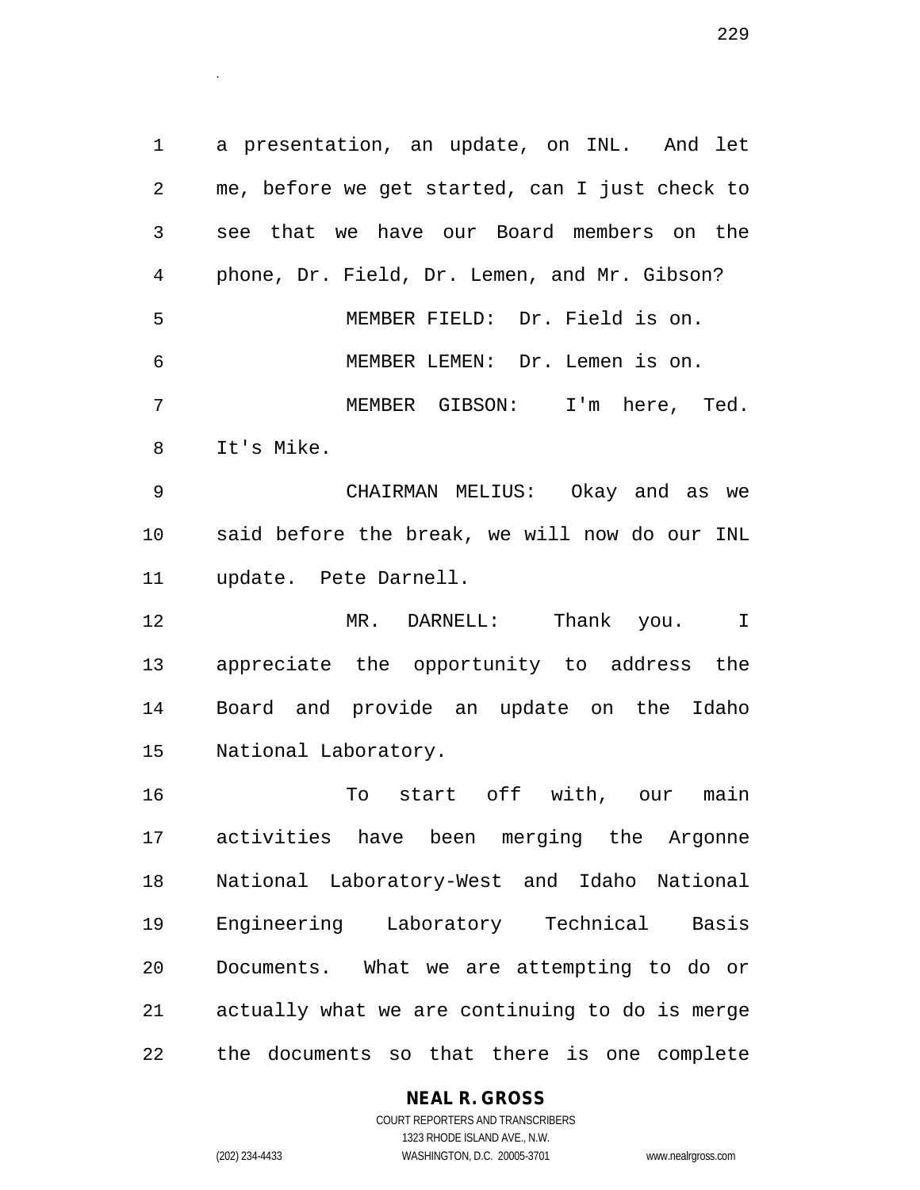a presentation, an update, on INL. And let me, before we get started, can I just check to see that we have our Board members on the phone, Dr. Field, Dr. Lemen, and Mr. Gibson?

MEMBER FIELD: Dr. Field is on.

MEMBER LEMEN: Dr. Lemen is on.

MEMBER GIBSON: I'm here, Ted. It's Mike.

CHAIRMAN MELIUS: Okay and as we said before the break, we will now do our INL update. Pete Darnell.

MR. DARNELL: Thank you. I appreciate the opportunity to address the Board and provide an update on the Idaho National Laboratory.

To start off with, our main activities have been merging the Argonne National Laboratory-West and Idaho National Engineering Laboratory Technical Basis Documents. What we are attempting to do or actually what we are continuing to do is merge the documents so that there is one complete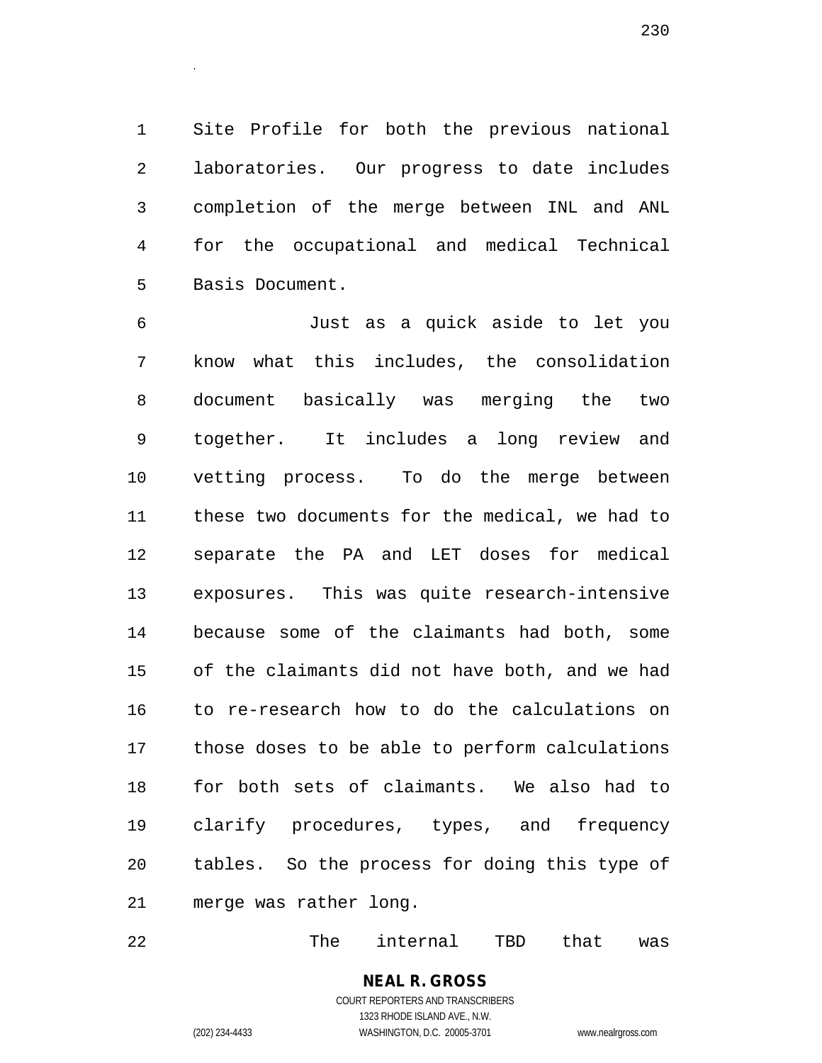Site Profile for both the previous national laboratories. Our progress to date includes completion of the merge between INL and ANL for the occupational and medical Technical Basis Document.

Just as a quick aside to let you know what this includes, the consolidation document basically was merging the two together. It includes a long review and vetting process. To do the merge between these two documents for the medical, we had to separate the PA and LET doses for medical exposures. This was quite research-intensive because some of the claimants had both, some of the claimants did not have both, and we had to re-research how to do the calculations on those doses to be able to perform calculations for both sets of claimants. We also had to clarify procedures, types, and frequency tables. So the process for doing this type of merge was rather long.

The internal TBD that was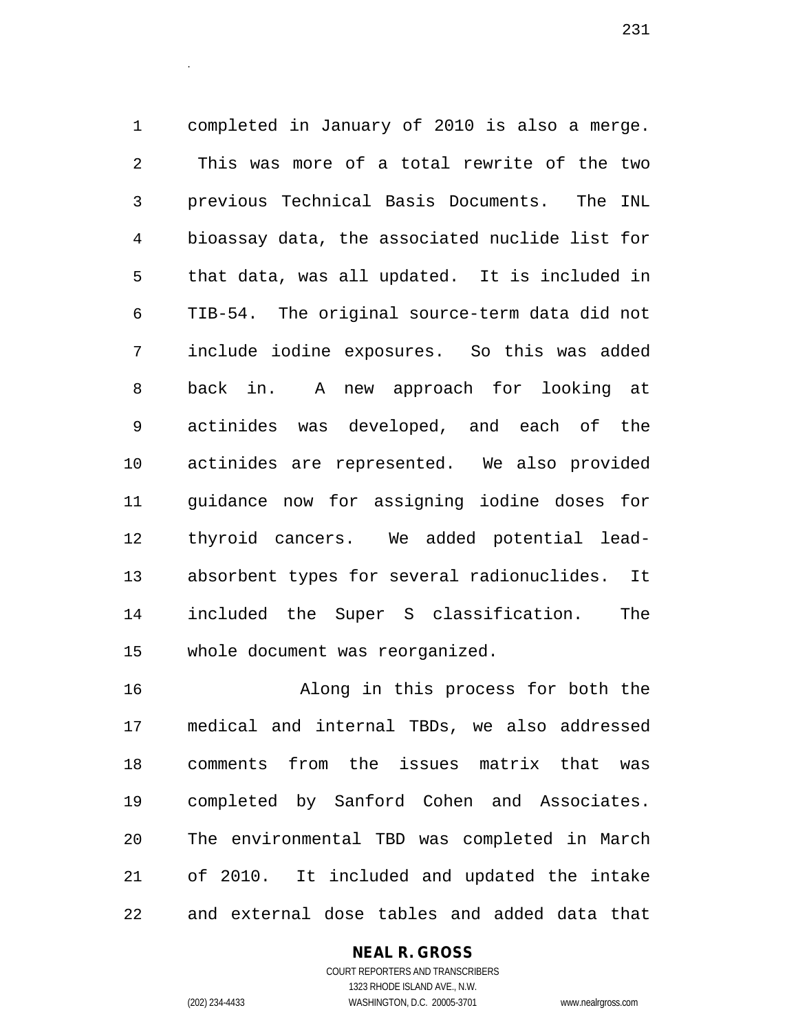completed in January of 2010 is also a merge. This was more of a total rewrite of the two previous Technical Basis Documents. The INL bioassay data, the associated nuclide list for that data, was all updated. It is included in TIB-54. The original source-term data did not include iodine exposures. So this was added back in. A new approach for looking at actinides was developed, and each of the actinides are represented. We also provided guidance now for assigning iodine doses for thyroid cancers. We added potential lead-absorbent types for several radionuclides. It included the Super S classification. The whole document was reorganized.

Along in this process for both the medical and internal TBDs, we also addressed comments from the issues matrix that was completed by Sanford Cohen and Associates. The environmental TBD was completed in March of 2010. It included and updated the intake and external dose tables and added data that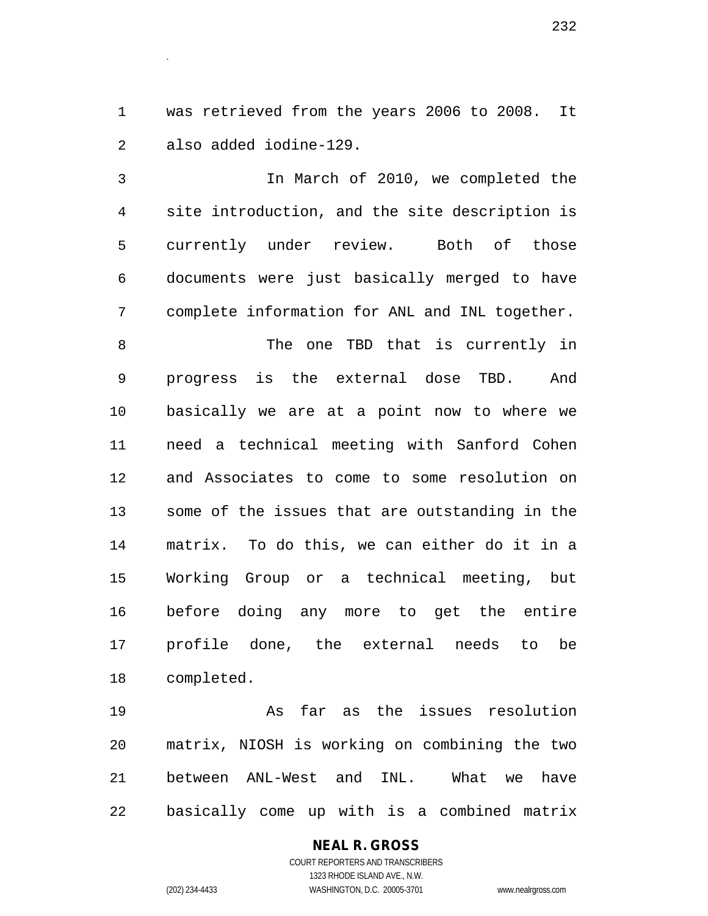was retrieved from the years 2006 to 2008. It also added iodine-129.

In March of 2010, we completed the site introduction, and the site description is currently under review. Both of those documents were just basically merged to have complete information for ANL and INL together.

The one TBD that is currently in progress is the external dose TBD. And basically we are at a point now to where we need a technical meeting with Sanford Cohen and Associates to come to some resolution on some of the issues that are outstanding in the matrix. To do this, we can either do it in a Working Group or a technical meeting, but before doing any more to get the entire profile done, the external needs to be completed.

As far as the issues resolution matrix, NIOSH is working on combining the two between ANL-West and INL. What we have basically come up with is a combined matrix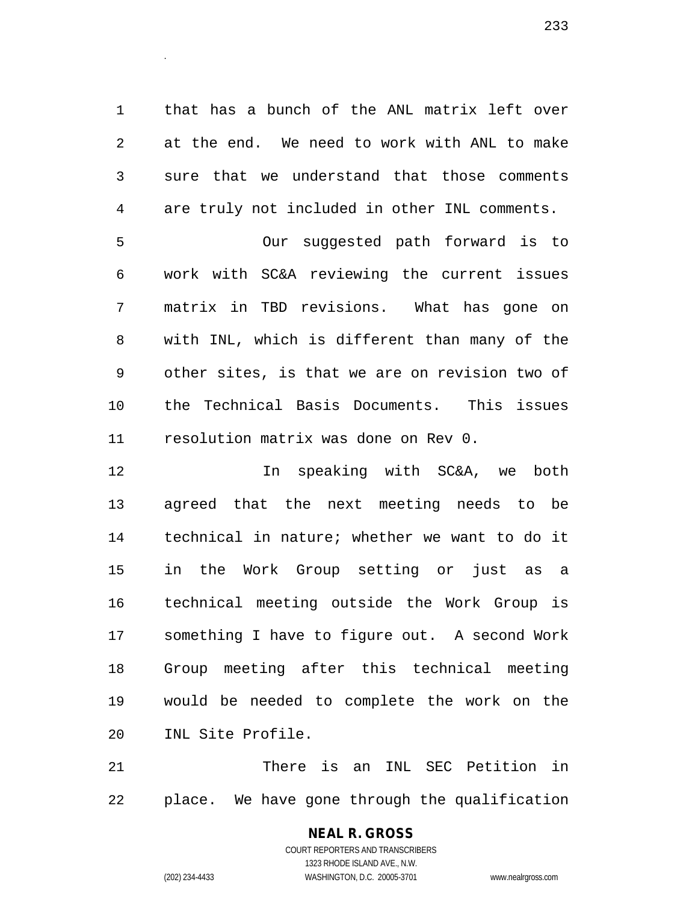that has a bunch of the ANL matrix left over at the end. We need to work with ANL to make sure that we understand that those comments are truly not included in other INL comments.

Our suggested path forward is to work with SC&A reviewing the current issues matrix in TBD revisions. What has gone on with INL, which is different than many of the other sites, is that we are on revision two of the Technical Basis Documents. This issues resolution matrix was done on Rev 0.

In speaking with SC&A, we both agreed that the next meeting needs to be technical in nature; whether we want to do it in the Work Group setting or just as a technical meeting outside the Work Group is something I have to figure out. A second Work Group meeting after this technical meeting would be needed to complete the work on the INL Site Profile.

There is an INL SEC Petition in place. We have gone through the qualification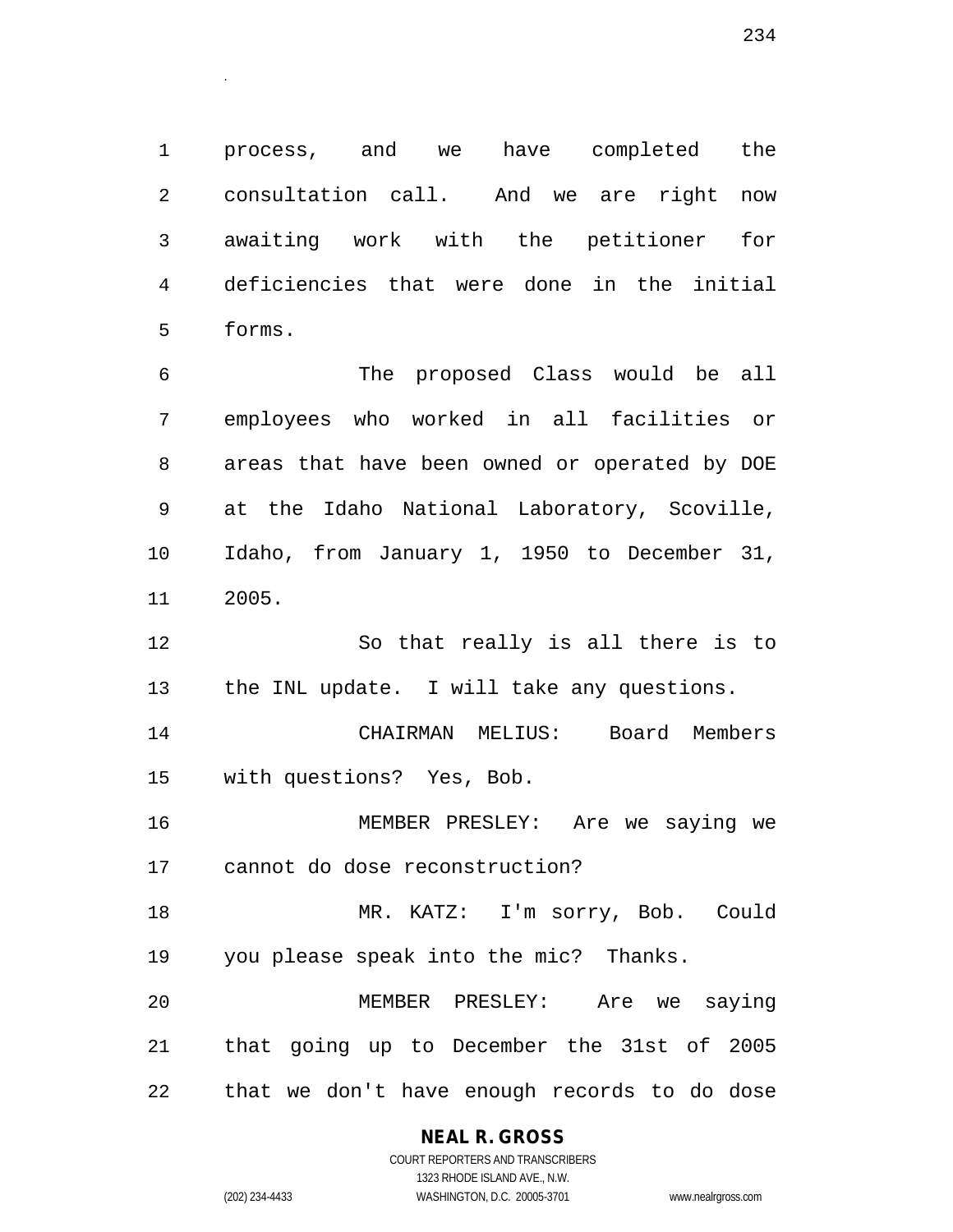process, and we have completed the consultation call. And we are right now awaiting work with the petitioner for deficiencies that were done in the initial forms.

The proposed Class would be all employees who worked in all facilities or areas that have been owned or operated by DOE at the Idaho National Laboratory, Scoville, Idaho, from January 1, 1950 to December 31, 2005.

So that really is all there is to the INL update. I will take any questions.

CHAIRMAN MELIUS: Board Members with questions? Yes, Bob.

MEMBER PRESLEY: Are we saying we cannot do dose reconstruction?

MR. KATZ: I'm sorry, Bob. Could you please speak into the mic? Thanks.

MEMBER PRESLEY: Are we saying that going up to December the 31st of 2005 that we don't have enough records to do dose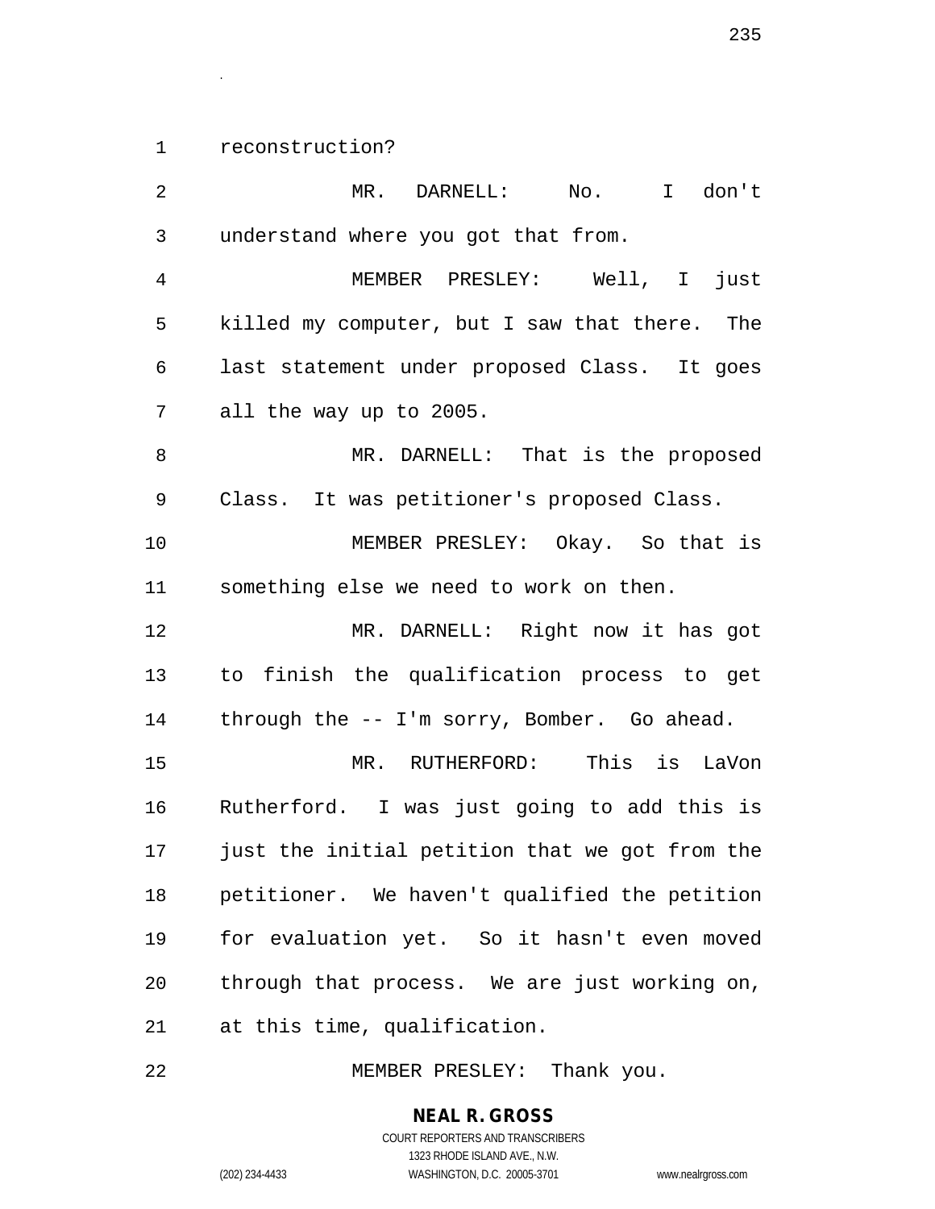reconstruction?

MR. DARNELL: No. I don't understand where you got that from.

MEMBER PRESLEY: Well, I just killed my computer, but I saw that there. The last statement under proposed Class. It goes all the way up to 2005.

MR. DARNELL: That is the proposed Class. It was petitioner's proposed Class.

MEMBER PRESLEY: Okay. So that is something else we need to work on then.

MR. DARNELL: Right now it has got to finish the qualification process to get through the -- I'm sorry, Bomber. Go ahead.

MR. RUTHERFORD: This is LaVon Rutherford. I was just going to add this is just the initial petition that we got from the petitioner. We haven't qualified the petition for evaluation yet. So it hasn't even moved through that process. We are just working on, at this time, qualification.

MEMBER PRESLEY: Thank you.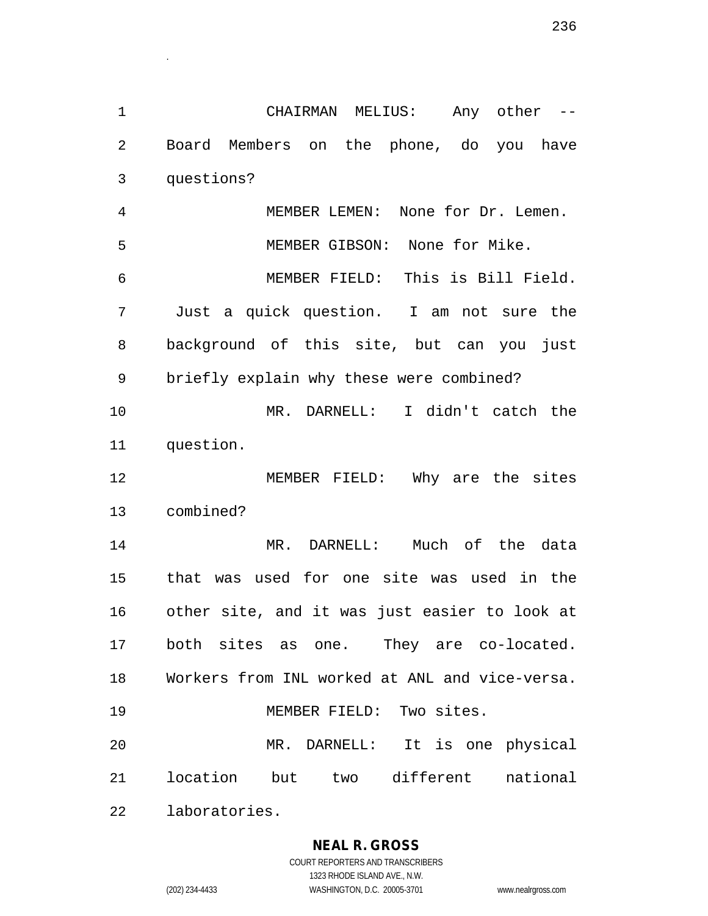CHAIRMAN MELIUS: Any other -- Board Members on the phone, do you have questions?

MEMBER LEMEN: None for Dr. Lemen.

MEMBER GIBSON: None for Mike.

MEMBER FIELD: This is Bill Field. Just a quick question. I am not sure the background of this site, but can you just briefly explain why these were combined?

MR. DARNELL: I didn't catch the question.

MEMBER FIELD: Why are the sites combined?

MR. DARNELL: Much of the data that was used for one site was used in the other site, and it was just easier to look at both sites as one. They are co-located. Workers from INL worked at ANL and vice-versa.

MEMBER FIELD: Two sites.

MR. DARNELL: It is one physical location but two different national laboratories.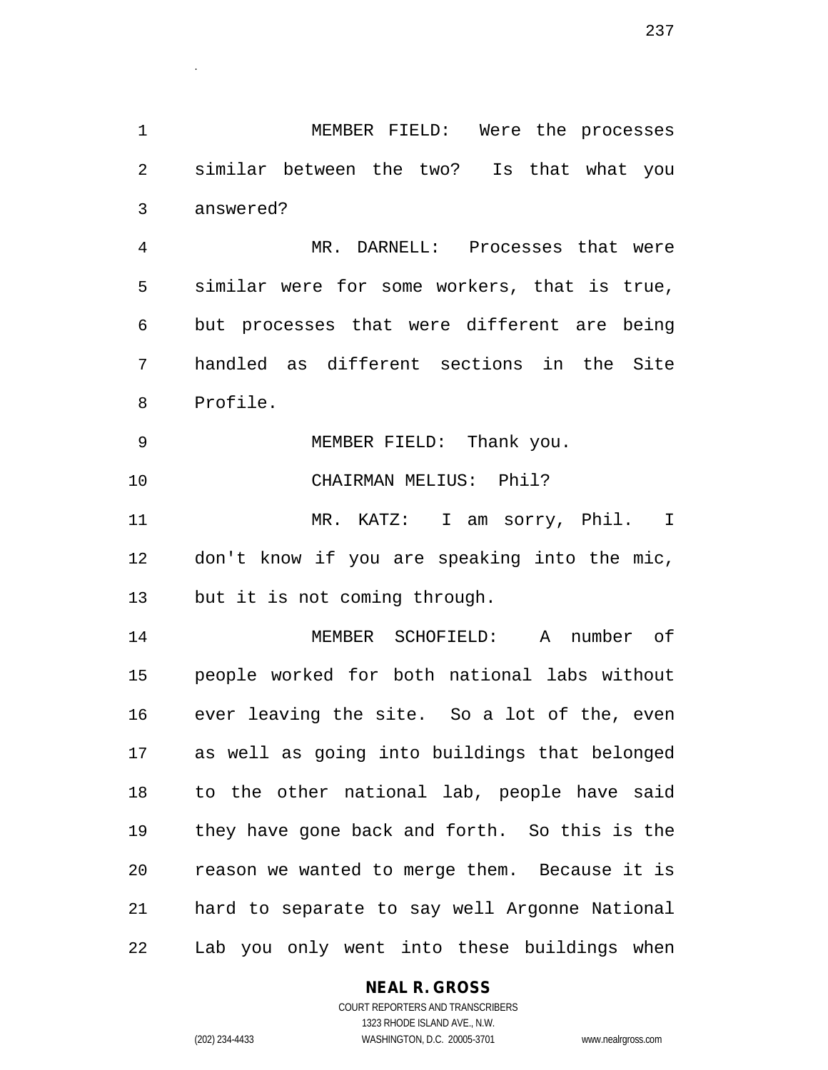MEMBER FIELD: Were the processes similar between the two? Is that what you answered?

MR. DARNELL: Processes that were similar were for some workers, that is true, but processes that were different are being handled as different sections in the Site Profile.

MEMBER FIELD: Thank you.

CHAIRMAN MELIUS: Phil?

MR. KATZ: I am sorry, Phil. I don't know if you are speaking into the mic, but it is not coming through.

MEMBER SCHOFIELD: A number of people worked for both national labs without ever leaving the site. So a lot of the, even as well as going into buildings that belonged to the other national lab, people have said they have gone back and forth. So this is the reason we wanted to merge them. Because it is hard to separate to say well Argonne National Lab you only went into these buildings when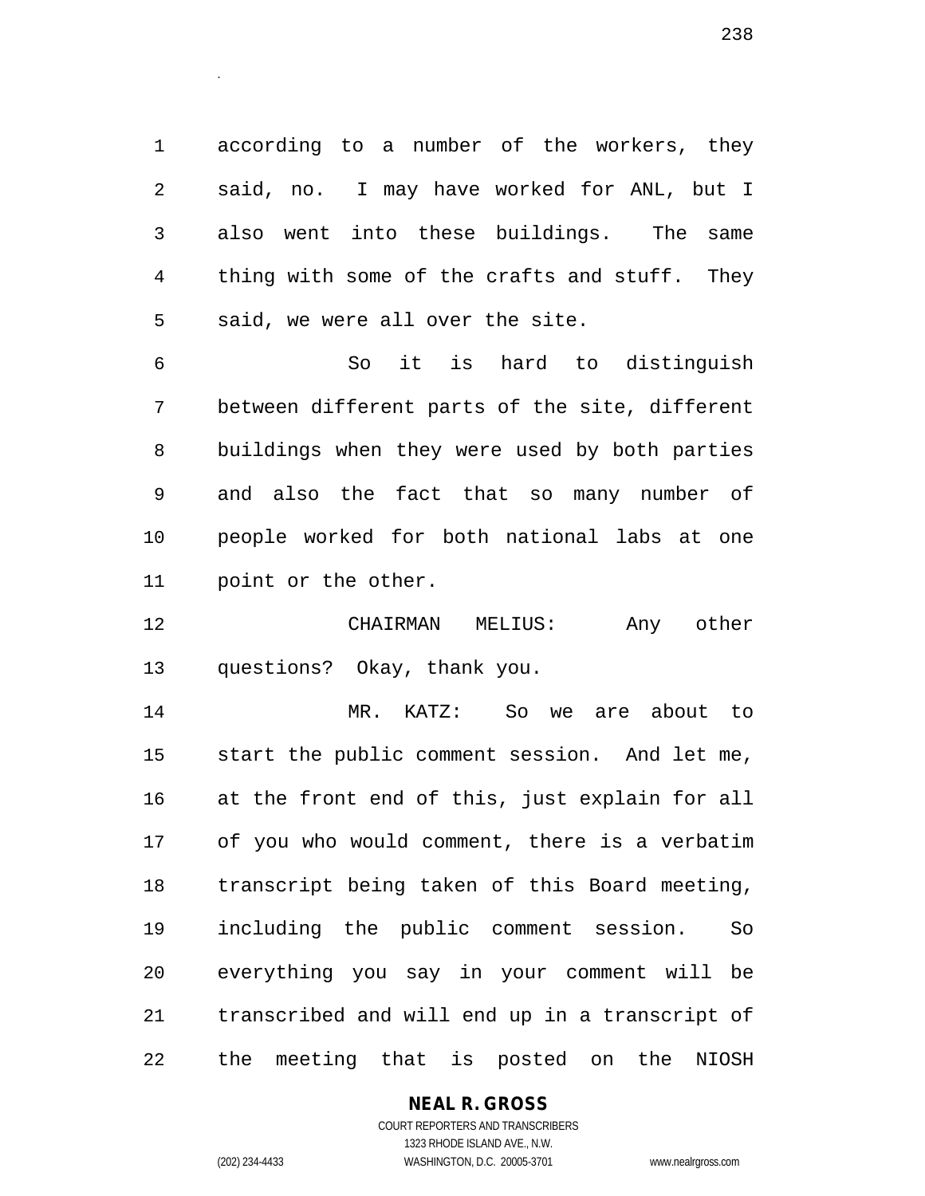according to a number of the workers, they said, no. I may have worked for ANL, but I also went into these buildings. The same thing with some of the crafts and stuff. They said, we were all over the site.

So it is hard to distinguish between different parts of the site, different buildings when they were used by both parties and also the fact that so many number of people worked for both national labs at one point or the other.

CHAIRMAN MELIUS: Any other questions? Okay, thank you.

MR. KATZ: So we are about to start the public comment session. And let me, at the front end of this, just explain for all of you who would comment, there is a verbatim transcript being taken of this Board meeting, including the public comment session. So everything you say in your comment will be transcribed and will end up in a transcript of the meeting that is posted on the NIOSH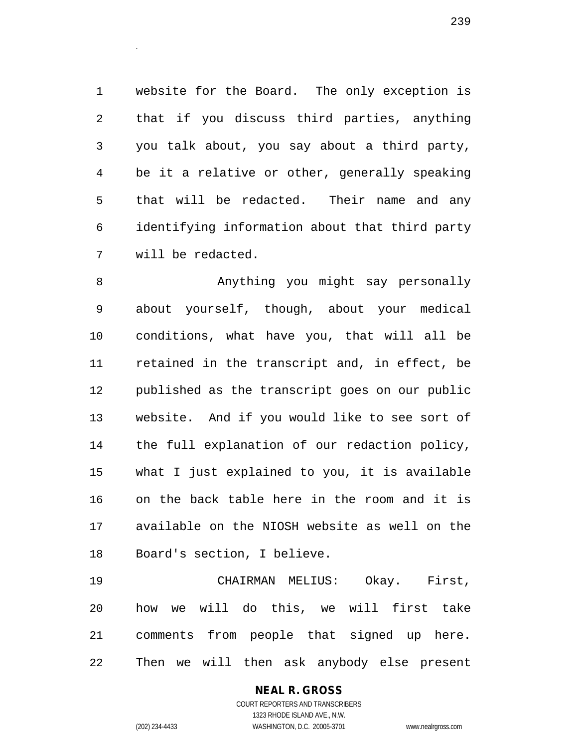website for the Board. The only exception is that if you discuss third parties, anything you talk about, you say about a third party, be it a relative or other, generally speaking that will be redacted. Their name and any identifying information about that third party will be redacted.

Anything you might say personally about yourself, though, about your medical conditions, what have you, that will all be retained in the transcript and, in effect, be published as the transcript goes on our public website. And if you would like to see sort of the full explanation of our redaction policy, what I just explained to you, it is available on the back table here in the room and it is available on the NIOSH website as well on the Board's section, I believe.

CHAIRMAN MELIUS: Okay. First, how we will do this, we will first take comments from people that signed up here. Then we will then ask anybody else present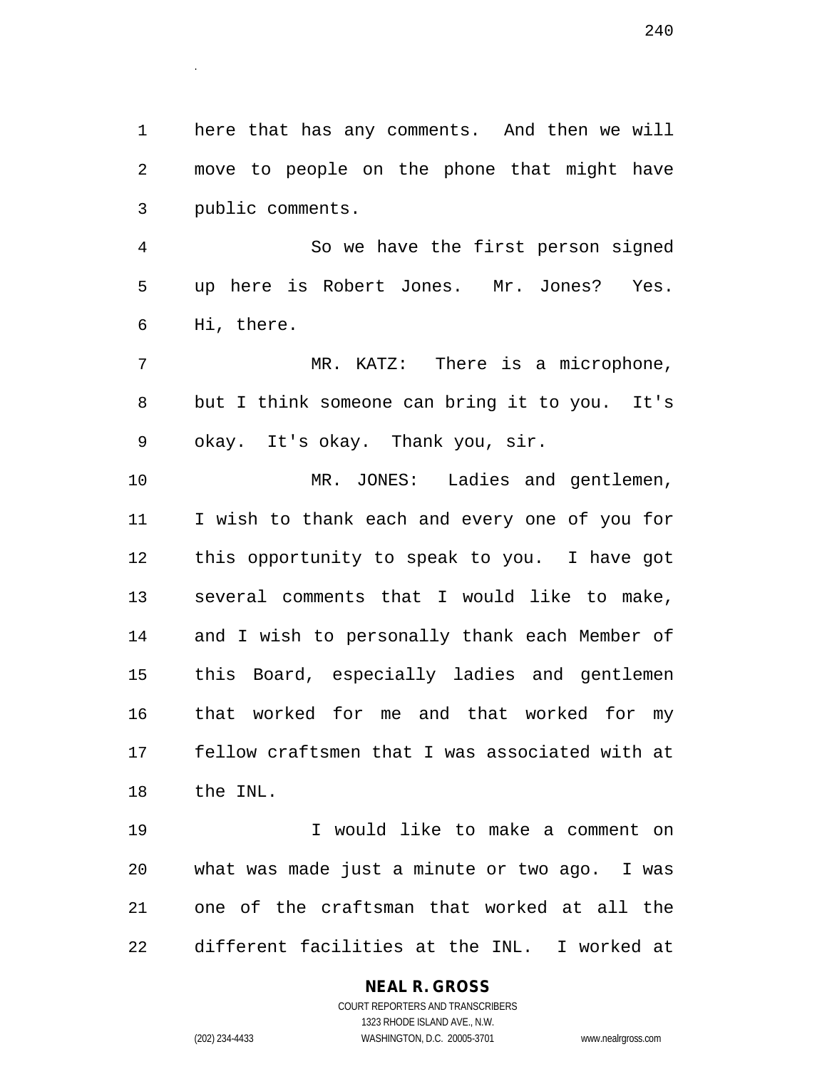here that has any comments. And then we will move to people on the phone that might have public comments.

So we have the first person signed up here is Robert Jones. Mr. Jones? Yes. Hi, there.

MR. KATZ: There is a microphone, but I think someone can bring it to you. It's okay. It's okay. Thank you, sir.

MR. JONES: Ladies and gentlemen, I wish to thank each and every one of you for this opportunity to speak to you. I have got several comments that I would like to make, and I wish to personally thank each Member of this Board, especially ladies and gentlemen that worked for me and that worked for my fellow craftsmen that I was associated with at the INL.

I would like to make a comment on what was made just a minute or two ago. I was one of the craftsman that worked at all the different facilities at the INL. I worked at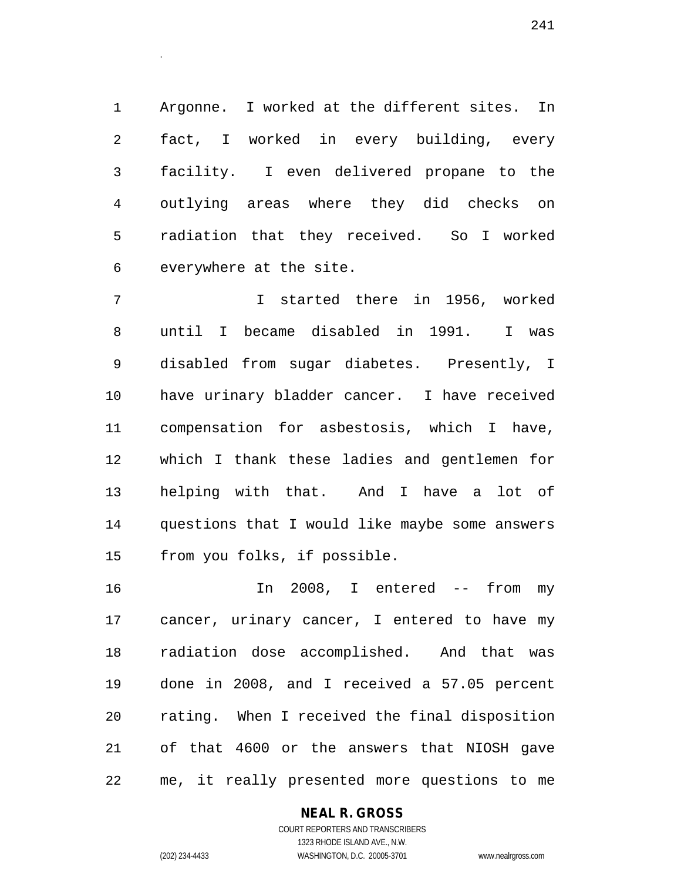Argonne. I worked at the different sites. In fact, I worked in every building, every facility. I even delivered propane to the outlying areas where they did checks on radiation that they received. So I worked everywhere at the site.

I started there in 1956, worked until I became disabled in 1991. I was disabled from sugar diabetes. Presently, I have urinary bladder cancer. I have received compensation for asbestosis, which I have, which I thank these ladies and gentlemen for helping with that. And I have a lot of questions that I would like maybe some answers from you folks, if possible.

In 2008, I entered -- from my cancer, urinary cancer, I entered to have my radiation dose accomplished. And that was done in 2008, and I received a 57.05 percent rating. When I received the final disposition of that 4600 or the answers that NIOSH gave me, it really presented more questions to me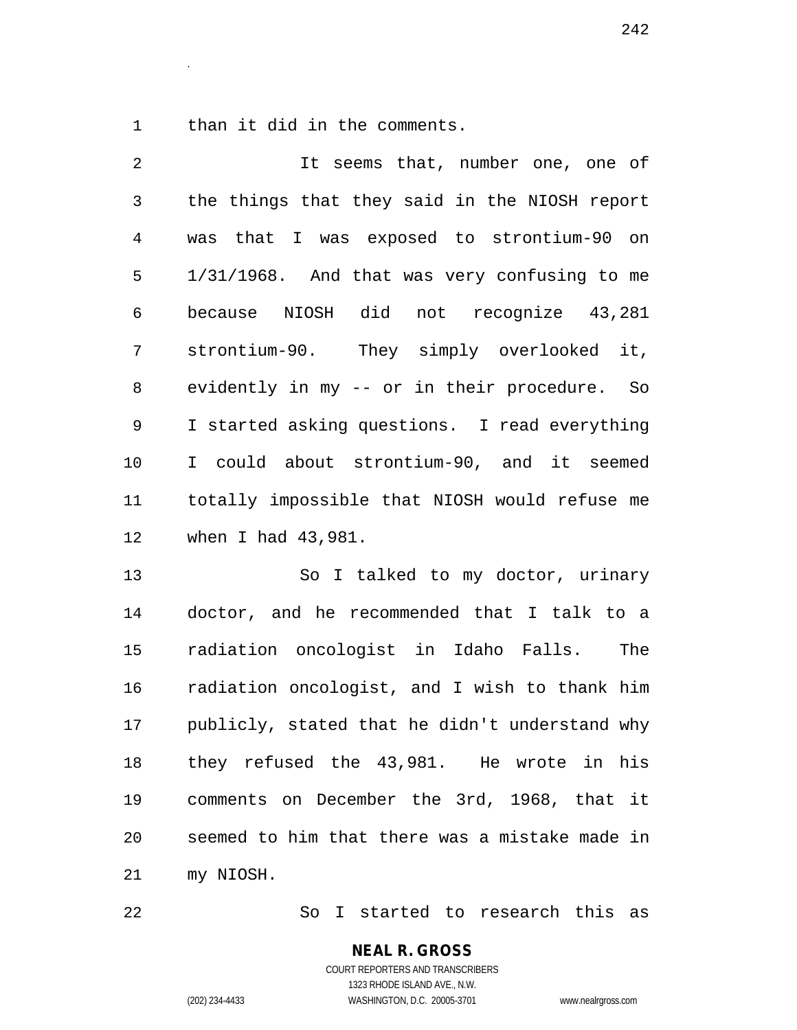than it did in the comments.

It seems that, number one, one of the things that they said in the NIOSH report was that I was exposed to strontium-90 on 1/31/1968. And that was very confusing to me because NIOSH did not recognize 43,281 strontium-90. They simply overlooked it, evidently in my -- or in their procedure. So I started asking questions. I read everything I could about strontium-90, and it seemed totally impossible that NIOSH would refuse me when I had 43,981.

So I talked to my doctor, urinary doctor, and he recommended that I talk to a radiation oncologist in Idaho Falls. The radiation oncologist, and I wish to thank him publicly, stated that he didn't understand why they refused the 43,981. He wrote in his comments on December the 3rd, 1968, that it seemed to him that there was a mistake made in my NIOSH.

So I started to research this as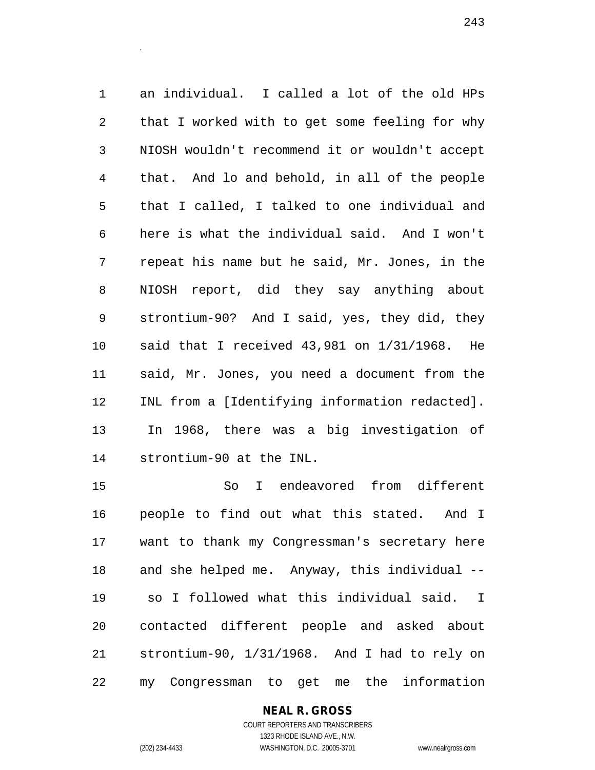an individual. I called a lot of the old HPs that I worked with to get some feeling for why NIOSH wouldn't recommend it or wouldn't accept that. And lo and behold, in all of the people that I called, I talked to one individual and here is what the individual said. And I won't repeat his name but he said, Mr. Jones, in the NIOSH report, did they say anything about strontium-90? And I said, yes, they did, they said that I received 43,981 on 1/31/1968. He said, Mr. Jones, you need a document from the INL from a [Identifying information redacted]. In 1968, there was a big investigation of strontium-90 at the INL.

So I endeavored from different people to find out what this stated. And I want to thank my Congressman's secretary here and she helped me. Anyway, this individual -- so I followed what this individual said. I contacted different people and asked about strontium-90, 1/31/1968. And I had to rely on my Congressman to get me the information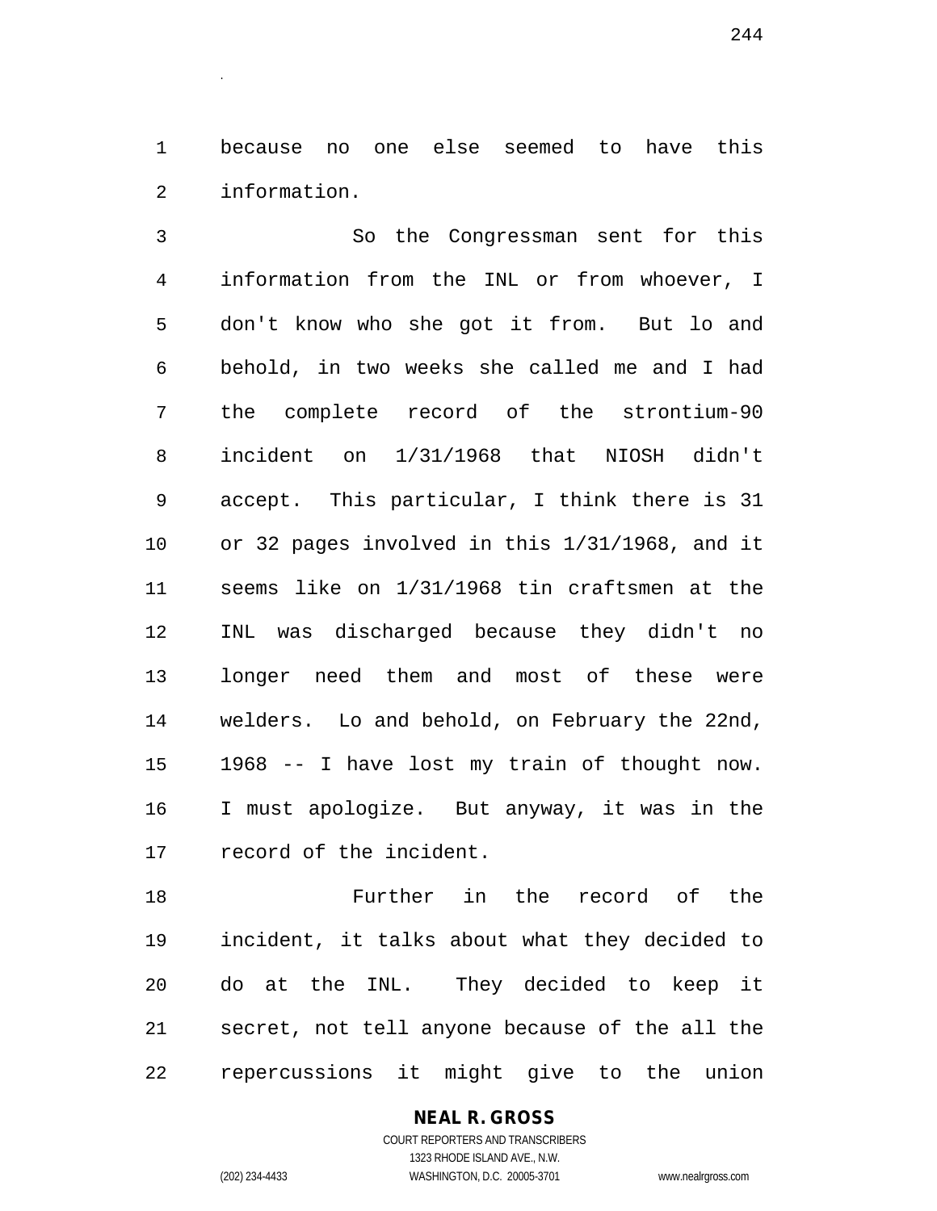because no one else seemed to have this information.

So the Congressman sent for this information from the INL or from whoever, I don't know who she got it from. But lo and behold, in two weeks she called me and I had the complete record of the strontium-90 incident on 1/31/1968 that NIOSH didn't accept. This particular, I think there is 31 or 32 pages involved in this 1/31/1968, and it seems like on 1/31/1968 tin craftsmen at the INL was discharged because they didn't no longer need them and most of these were welders. Lo and behold, on February the 22nd, 1968 -- I have lost my train of thought now. I must apologize. But anyway, it was in the record of the incident.

Further in the record of the incident, it talks about what they decided to do at the INL. They decided to keep it secret, not tell anyone because of the all the repercussions it might give to the union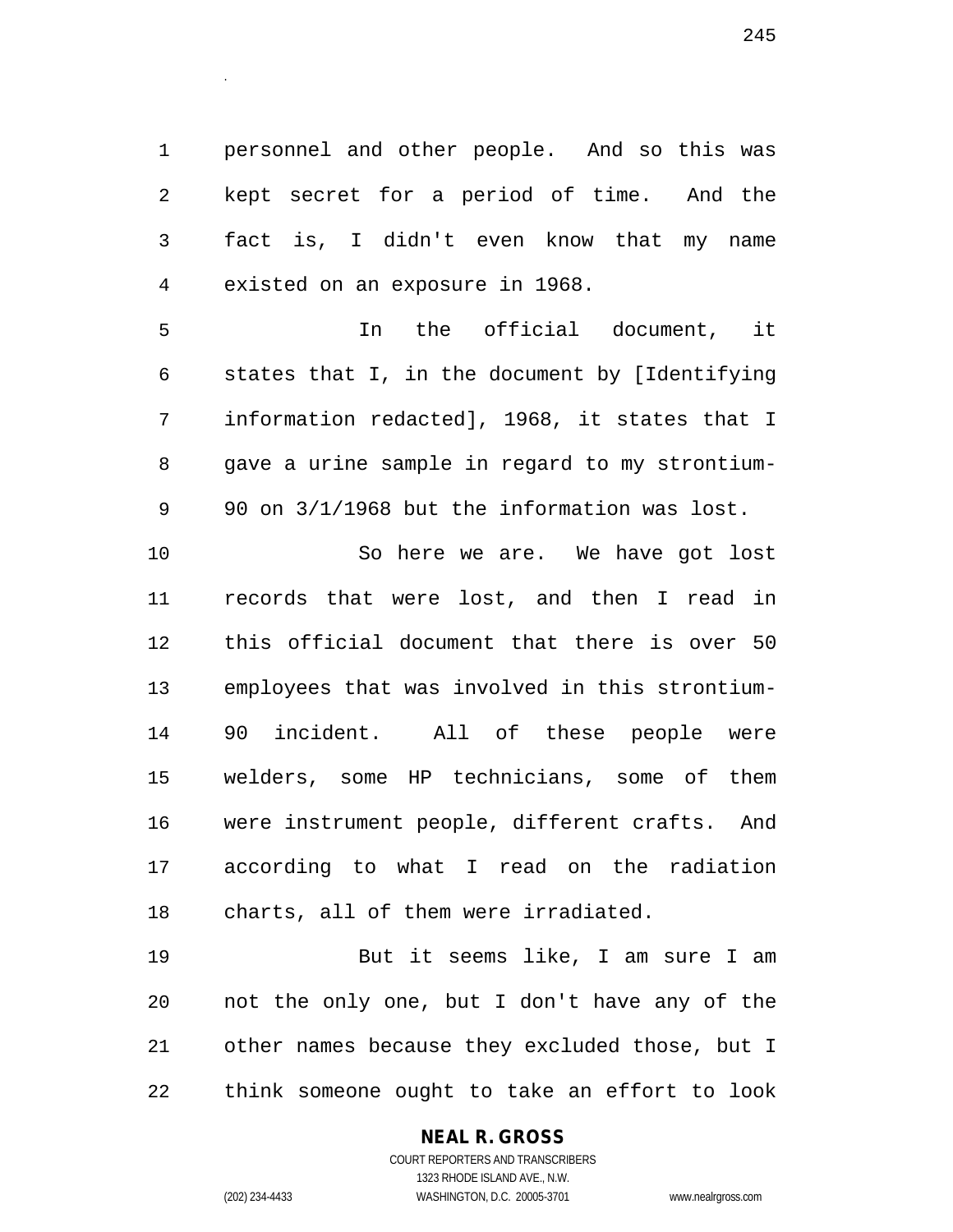personnel and other people. And so this was kept secret for a period of time. And the fact is, I didn't even know that my name existed on an exposure in 1968.

In the official document, it states that I, in the document by [Identifying information redacted], 1968, it states that I gave a urine sample in regard to my strontium-90 on 3/1/1968 but the information was lost.

So here we are. We have got lost records that were lost, and then I read in this official document that there is over 50 employees that was involved in this strontium-90 incident. All of these people were welders, some HP technicians, some of them were instrument people, different crafts. And according to what I read on the radiation charts, all of them were irradiated.

But it seems like, I am sure I am not the only one, but I don't have any of the other names because they excluded those, but I think someone ought to take an effort to look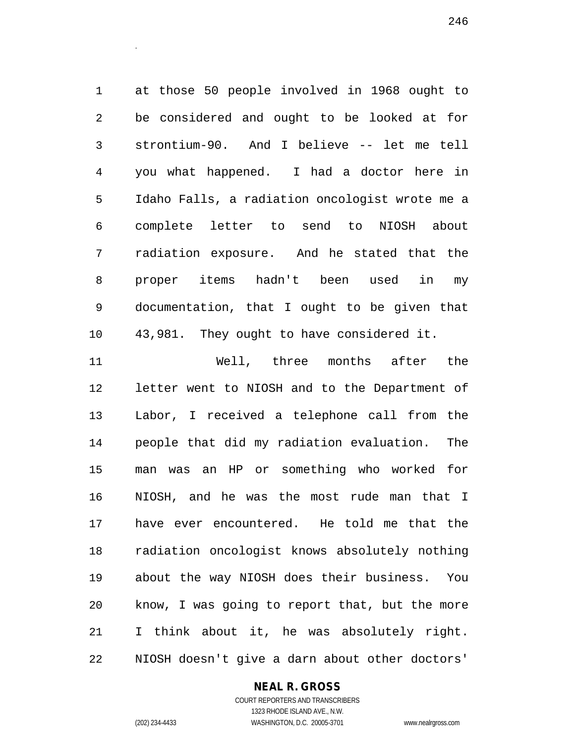at those 50 people involved in 1968 ought to be considered and ought to be looked at for strontium-90. And I believe -- let me tell you what happened. I had a doctor here in Idaho Falls, a radiation oncologist wrote me a complete letter to send to NIOSH about radiation exposure. And he stated that the proper items hadn't been used in my documentation, that I ought to be given that 43,981. They ought to have considered it.

Well, three months after the letter went to NIOSH and to the Department of Labor, I received a telephone call from the people that did my radiation evaluation. The man was an HP or something who worked for NIOSH, and he was the most rude man that I have ever encountered. He told me that the radiation oncologist knows absolutely nothing about the way NIOSH does their business. You know, I was going to report that, but the more I think about it, he was absolutely right. NIOSH doesn't give a darn about other doctors'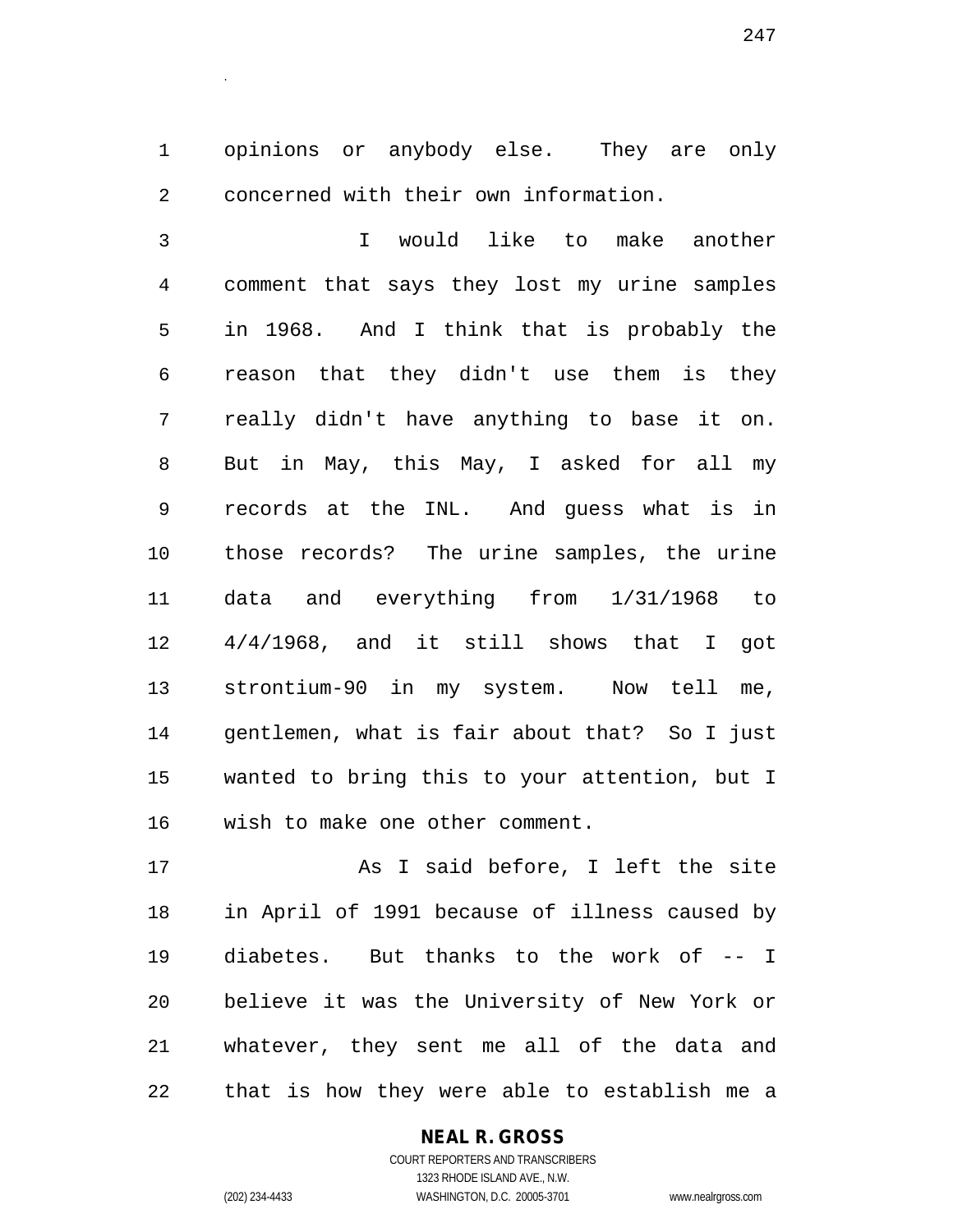opinions or anybody else. They are only concerned with their own information.

I would like to make another comment that says they lost my urine samples in 1968. And I think that is probably the reason that they didn't use them is they really didn't have anything to base it on. But in May, this May, I asked for all my records at the INL. And guess what is in those records? The urine samples, the urine data and everything from 1/31/1968 to 4/4/1968, and it still shows that I got strontium-90 in my system. Now tell me, gentlemen, what is fair about that? So I just wanted to bring this to your attention, but I wish to make one other comment.

As I said before, I left the site in April of 1991 because of illness caused by diabetes. But thanks to the work of -- I believe it was the University of New York or whatever, they sent me all of the data and that is how they were able to establish me a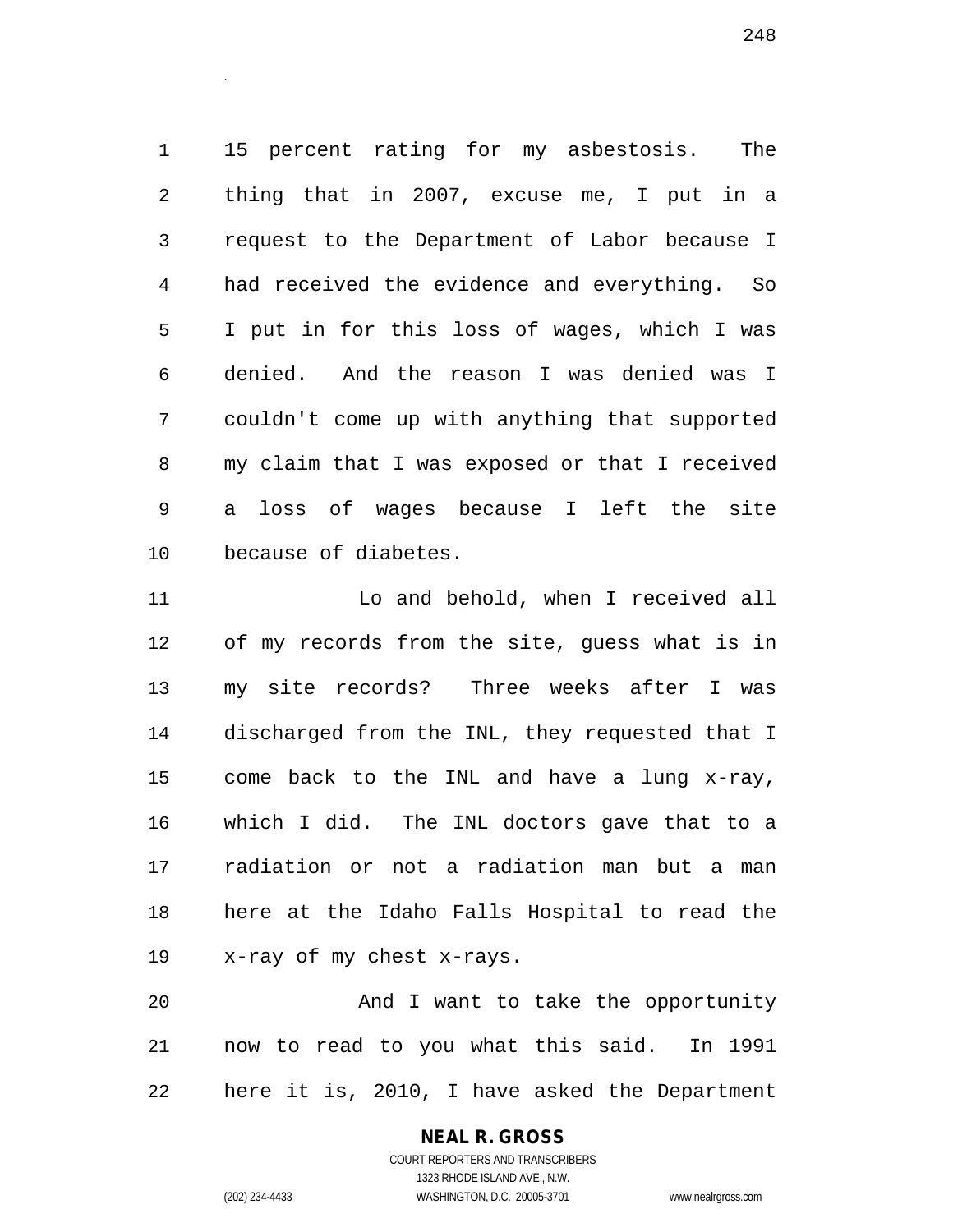15 percent rating for my asbestosis. The thing that in 2007, excuse me, I put in a request to the Department of Labor because I had received the evidence and everything. So I put in for this loss of wages, which I was denied. And the reason I was denied was I couldn't come up with anything that supported my claim that I was exposed or that I received a loss of wages because I left the site because of diabetes.

Lo and behold, when I received all of my records from the site, guess what is in my site records? Three weeks after I was discharged from the INL, they requested that I come back to the INL and have a lung x-ray, which I did. The INL doctors gave that to a radiation or not a radiation man but a man here at the Idaho Falls Hospital to read the x-ray of my chest x-rays.

And I want to take the opportunity now to read to you what this said. In 1991 here it is, 2010, I have asked the Department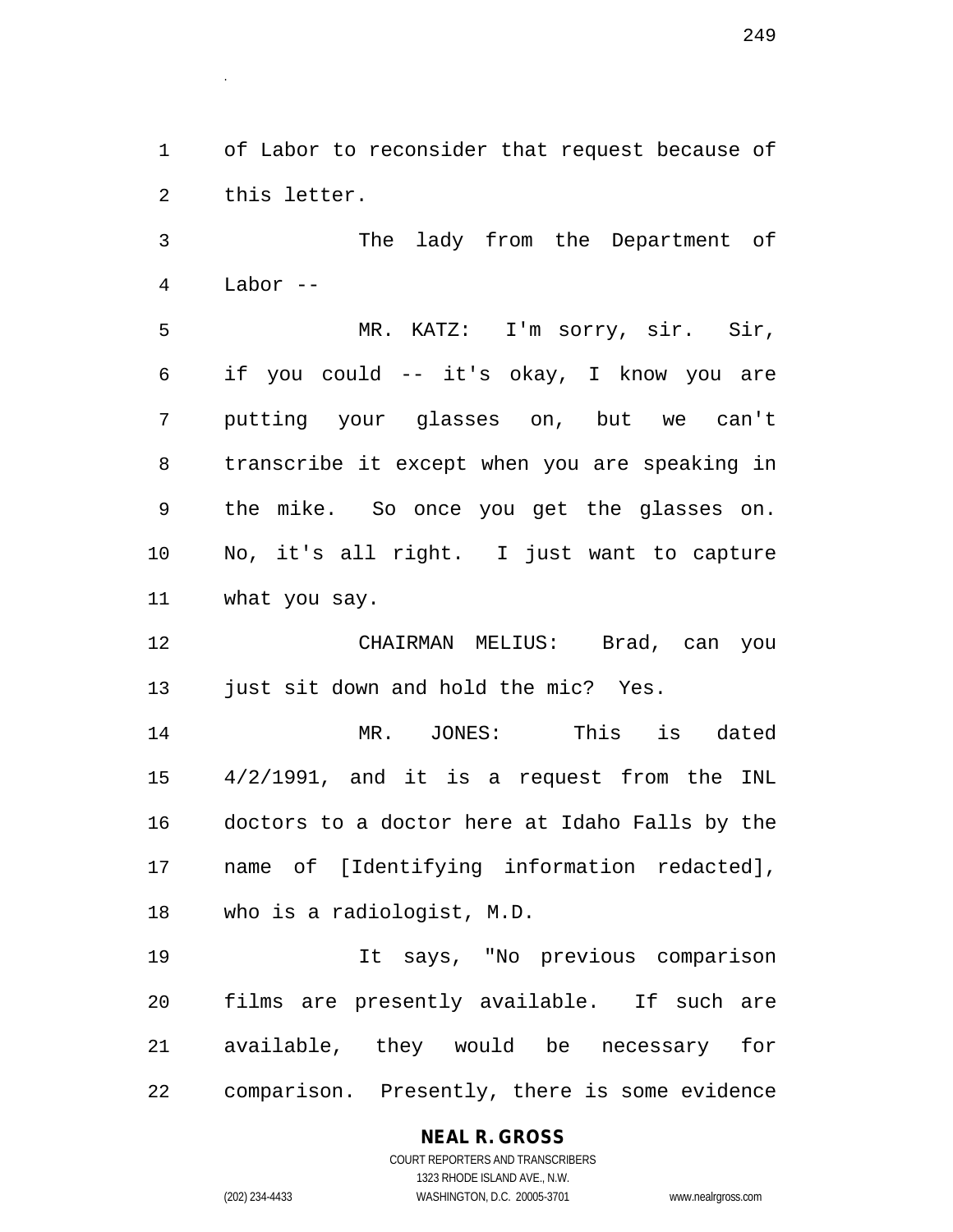of Labor to reconsider that request because of this letter.

The lady from the Department of Labor --

MR. KATZ: I'm sorry, sir. Sir, if you could -- it's okay, I know you are putting your glasses on, but we can't transcribe it except when you are speaking in the mike. So once you get the glasses on. No, it's all right. I just want to capture what you say.

CHAIRMAN MELIUS: Brad, can you just sit down and hold the mic? Yes.

MR. JONES: This is dated 4/2/1991, and it is a request from the INL doctors to a doctor here at Idaho Falls by the name of [Identifying information redacted], who is a radiologist, M.D.

It says, "No previous comparison films are presently available. If such are available, they would be necessary for comparison. Presently, there is some evidence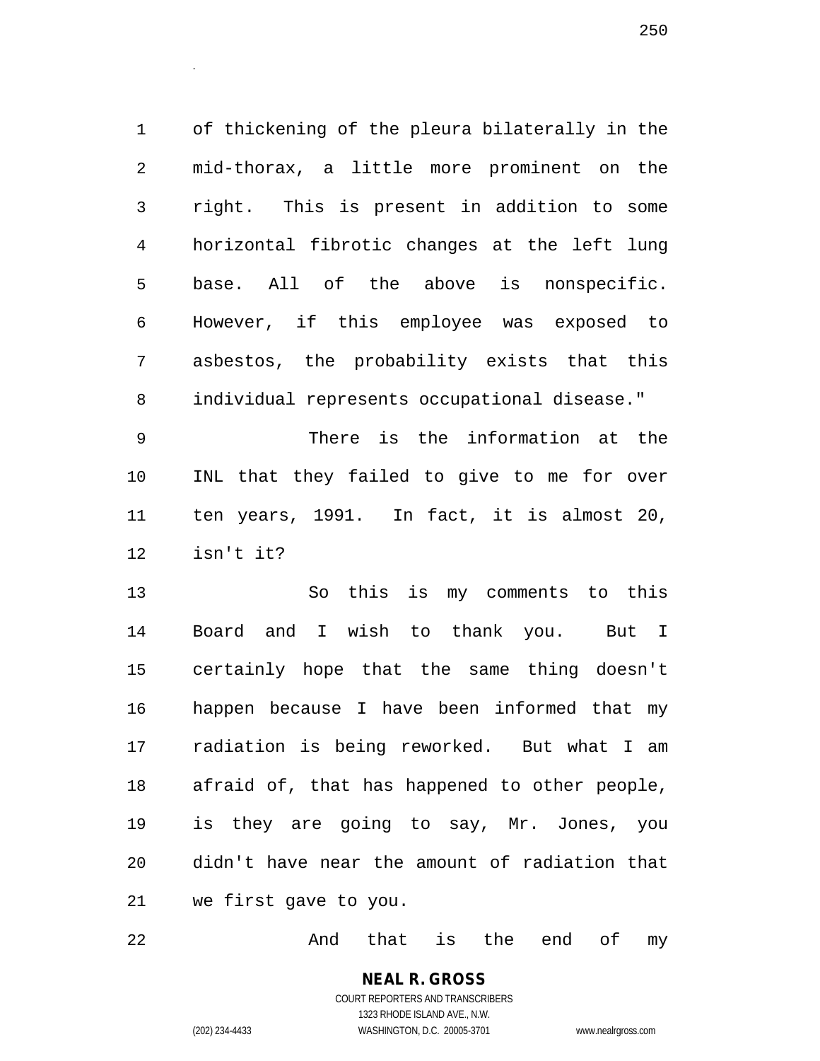of thickening of the pleura bilaterally in the mid-thorax, a little more prominent on the right. This is present in addition to some horizontal fibrotic changes at the left lung base. All of the above is nonspecific. However, if this employee was exposed to asbestos, the probability exists that this individual represents occupational disease."

There is the information at the INL that they failed to give to me for over ten years, 1991. In fact, it is almost 20, isn't it?

So this is my comments to this Board and I wish to thank you. But I certainly hope that the same thing doesn't happen because I have been informed that my radiation is being reworked. But what I am afraid of, that has happened to other people, is they are going to say, Mr. Jones, you didn't have near the amount of radiation that we first gave to you.

And that is the end of my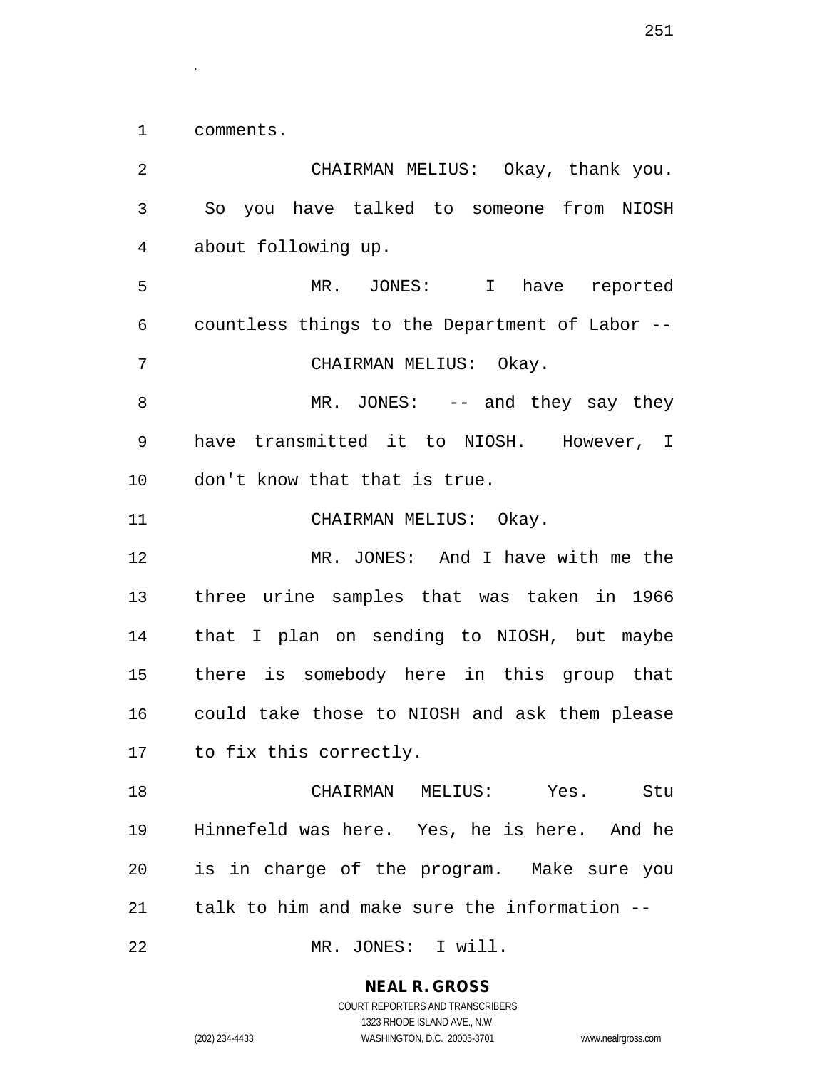comments.

CHAIRMAN MELIUS: Okay, thank you. So you have talked to someone from NIOSH about following up.

MR. JONES: I have reported countless things to the Department of Labor --

CHAIRMAN MELIUS: Okay.

MR. JONES: -- and they say they have transmitted it to NIOSH. However, I don't know that that is true.

CHAIRMAN MELIUS: Okay.

MR. JONES: And I have with me the three urine samples that was taken in 1966 that I plan on sending to NIOSH, but maybe there is somebody here in this group that could take those to NIOSH and ask them please to fix this correctly.

CHAIRMAN MELIUS: Yes. Stu Hinnefeld was here. Yes, he is here. And he is in charge of the program. Make sure you talk to him and make sure the information --

MR. JONES: I will.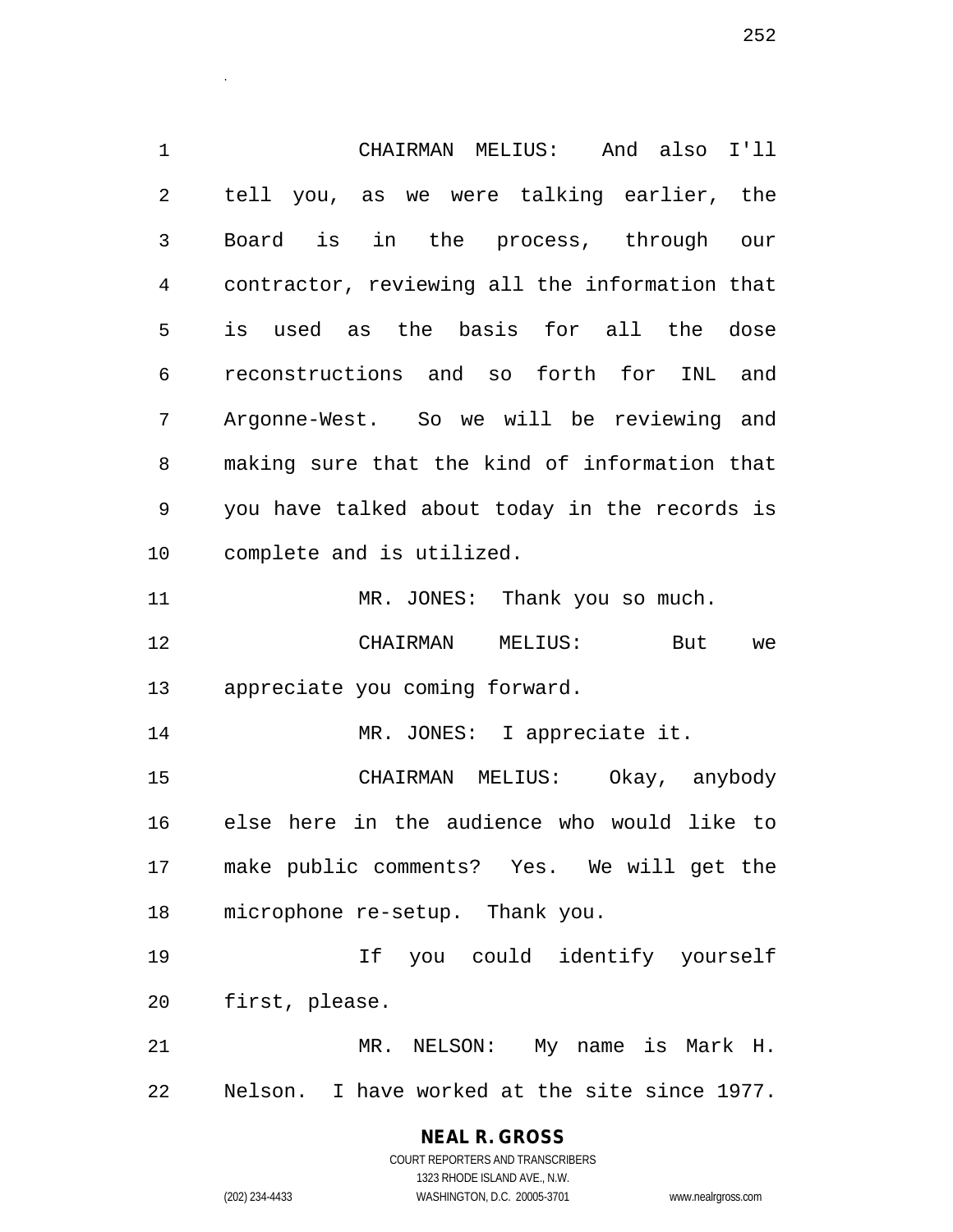CHAIRMAN MELIUS: And also I'll tell you, as we were talking earlier, the Board is in the process, through our contractor, reviewing all the information that is used as the basis for all the dose reconstructions and so forth for INL and Argonne-West. So we will be reviewing and making sure that the kind of information that you have talked about today in the records is complete and is utilized.

MR. JONES: Thank you so much.

CHAIRMAN MELIUS: But we appreciate you coming forward.

MR. JONES: I appreciate it.

CHAIRMAN MELIUS: Okay, anybody else here in the audience who would like to make public comments? Yes. We will get the microphone re-setup. Thank you.

If you could identify yourself first, please.

MR. NELSON: My name is Mark H. Nelson. I have worked at the site since 1977.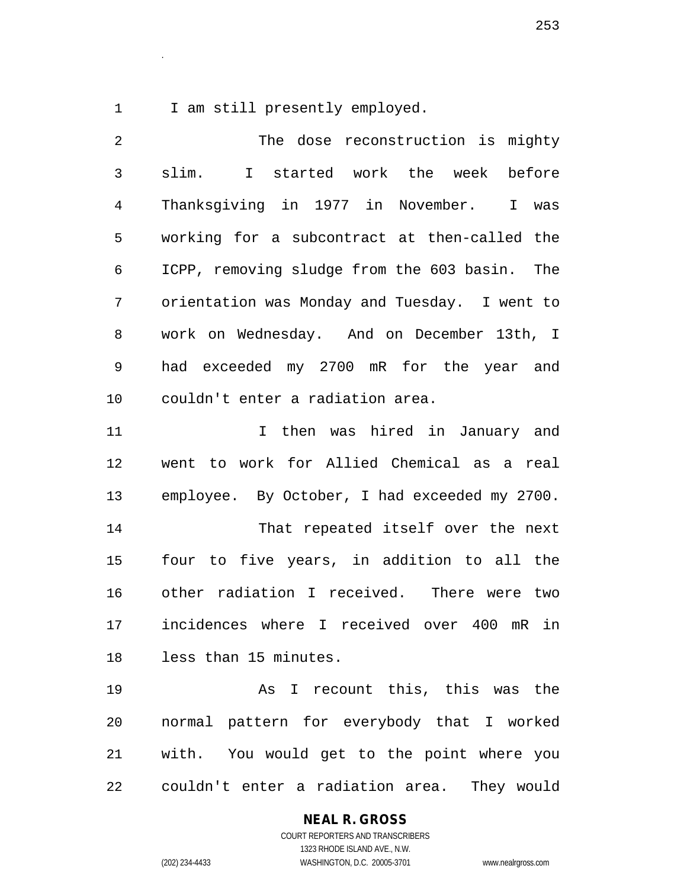I am still presently employed.

The dose reconstruction is mighty slim. I started work the week before Thanksgiving in 1977 in November. I was working for a subcontract at then-called the ICPP, removing sludge from the 603 basin. The orientation was Monday and Tuesday. I went to work on Wednesday. And on December 13th, I had exceeded my 2700 mR for the year and couldn't enter a radiation area.

I then was hired in January and went to work for Allied Chemical as a real employee. By October, I had exceeded my 2700.

That repeated itself over the next four to five years, in addition to all the other radiation I received. There were two incidences where I received over 400 mR in less than 15 minutes.

As I recount this, this was the normal pattern for everybody that I worked with. You would get to the point where you couldn't enter a radiation area. They would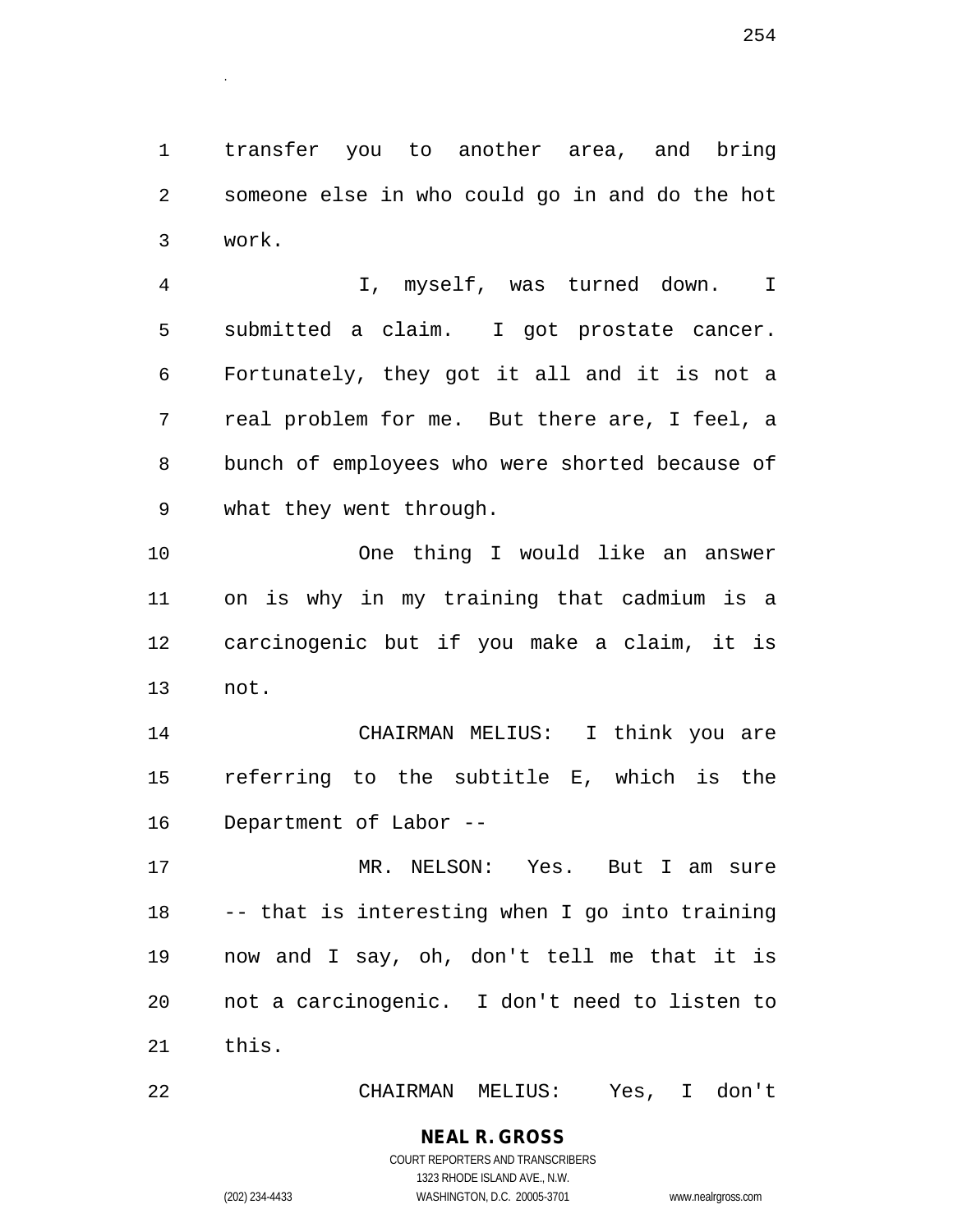transfer you to another area, and bring someone else in who could go in and do the hot work.

I, myself, was turned down. I submitted a claim. I got prostate cancer. Fortunately, they got it all and it is not a real problem for me. But there are, I feel, a bunch of employees who were shorted because of what they went through.

One thing I would like an answer on is why in my training that cadmium is a carcinogenic but if you make a claim, it is not.

CHAIRMAN MELIUS: I think you are referring to the subtitle E, which is the Department of Labor --

MR. NELSON: Yes. But I am sure -- that is interesting when I go into training now and I say, oh, don't tell me that it is not a carcinogenic. I don't need to listen to this.

CHAIRMAN MELIUS: Yes, I don't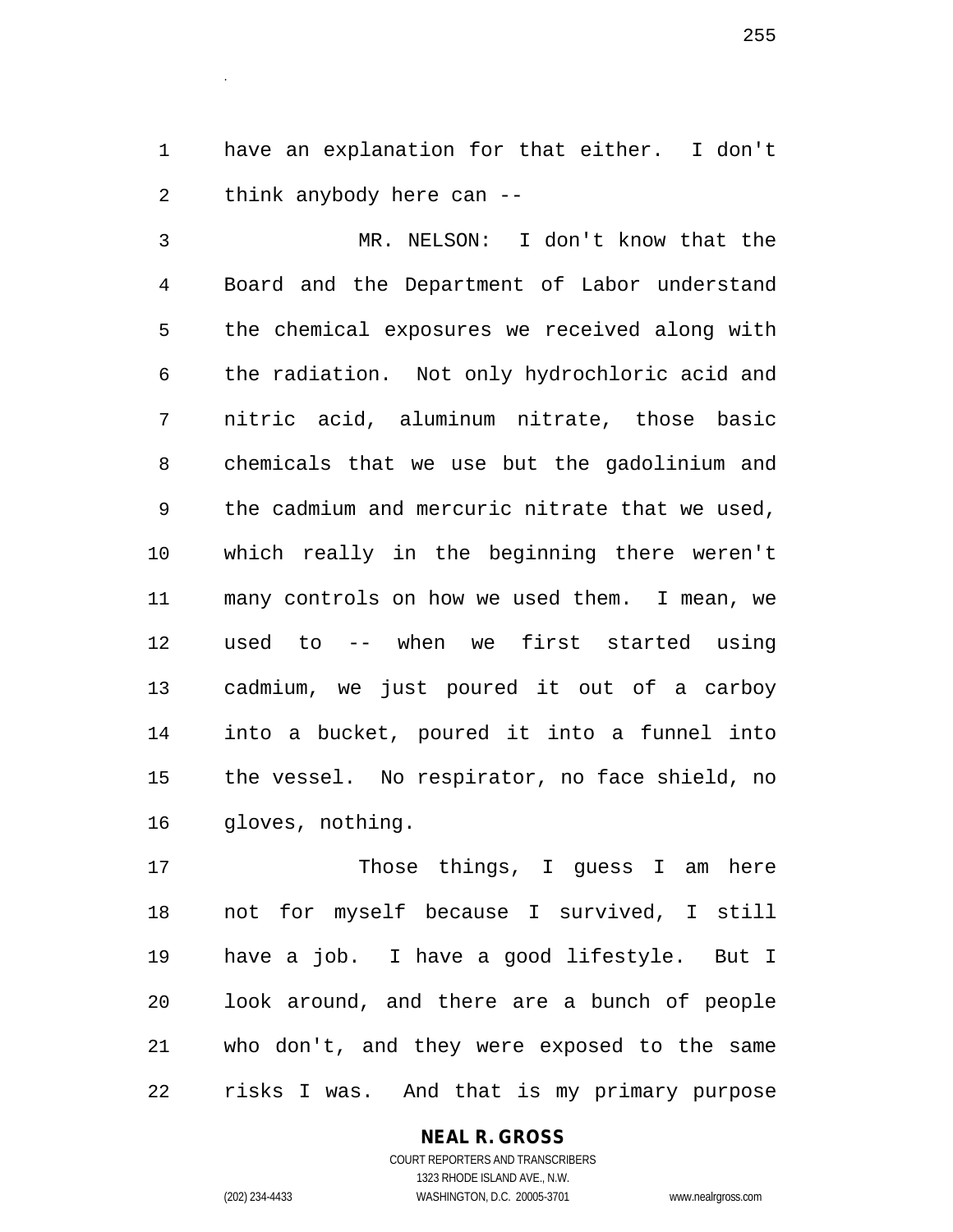have an explanation for that either. I don't think anybody here can --

MR. NELSON: I don't know that the Board and the Department of Labor understand the chemical exposures we received along with the radiation. Not only hydrochloric acid and nitric acid, aluminum nitrate, those basic chemicals that we use but the gadolinium and the cadmium and mercuric nitrate that we used, which really in the beginning there weren't many controls on how we used them. I mean, we used to -- when we first started using cadmium, we just poured it out of a carboy into a bucket, poured it into a funnel into the vessel. No respirator, no face shield, no gloves, nothing.

Those things, I guess I am here not for myself because I survived, I still have a job. I have a good lifestyle. But I look around, and there are a bunch of people who don't, and they were exposed to the same risks I was. And that is my primary purpose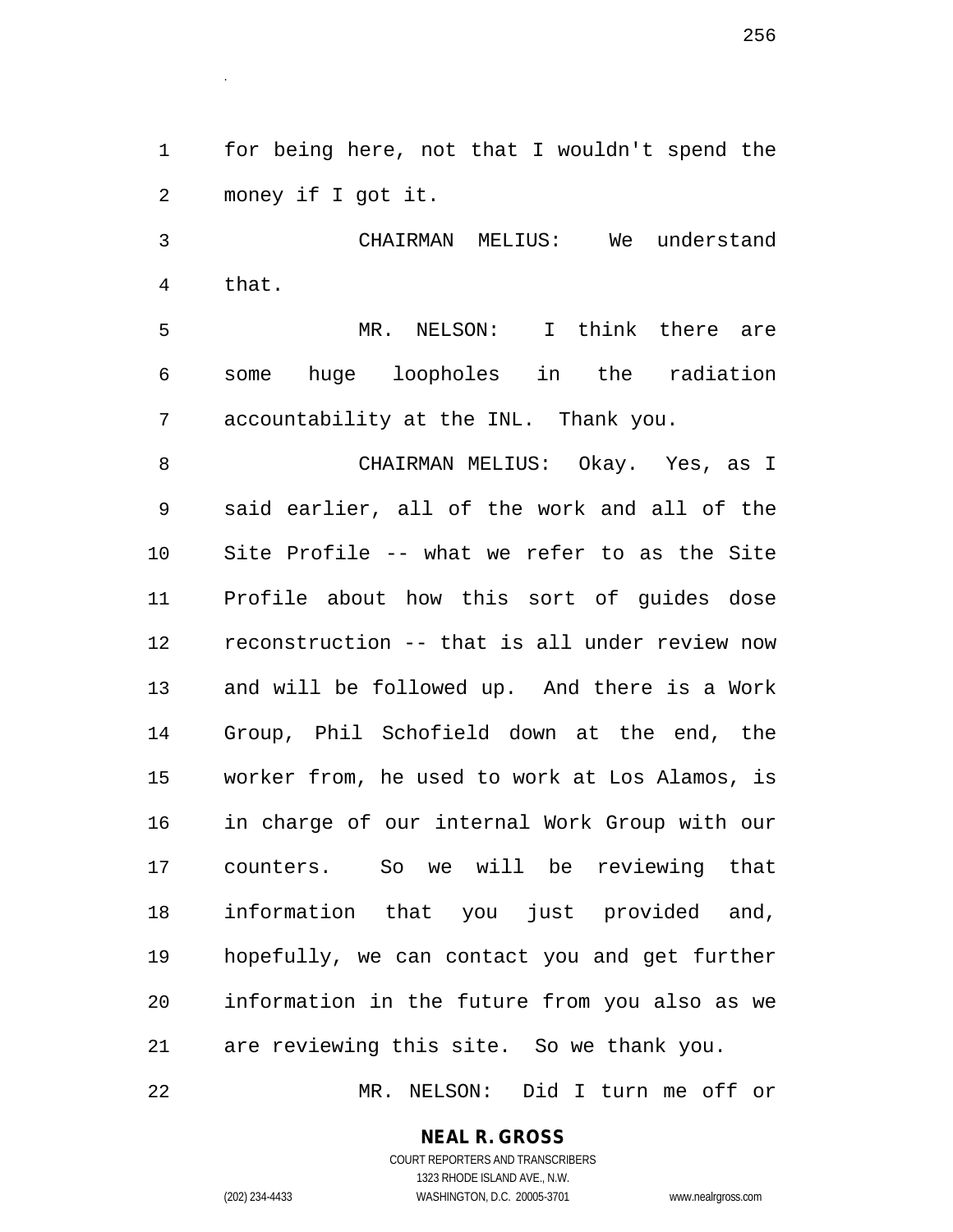for being here, not that I wouldn't spend the money if I got it.

CHAIRMAN MELIUS: We understand that.

MR. NELSON: I think there are some huge loopholes in the radiation accountability at the INL. Thank you.

CHAIRMAN MELIUS: Okay. Yes, as I said earlier, all of the work and all of the Site Profile -- what we refer to as the Site Profile about how this sort of guides dose reconstruction -- that is all under review now and will be followed up. And there is a Work Group, Phil Schofield down at the end, the worker from, he used to work at Los Alamos, is in charge of our internal Work Group with our counters. So we will be reviewing that information that you just provided and, hopefully, we can contact you and get further information in the future from you also as we are reviewing this site. So we thank you.

MR. NELSON: Did I turn me off or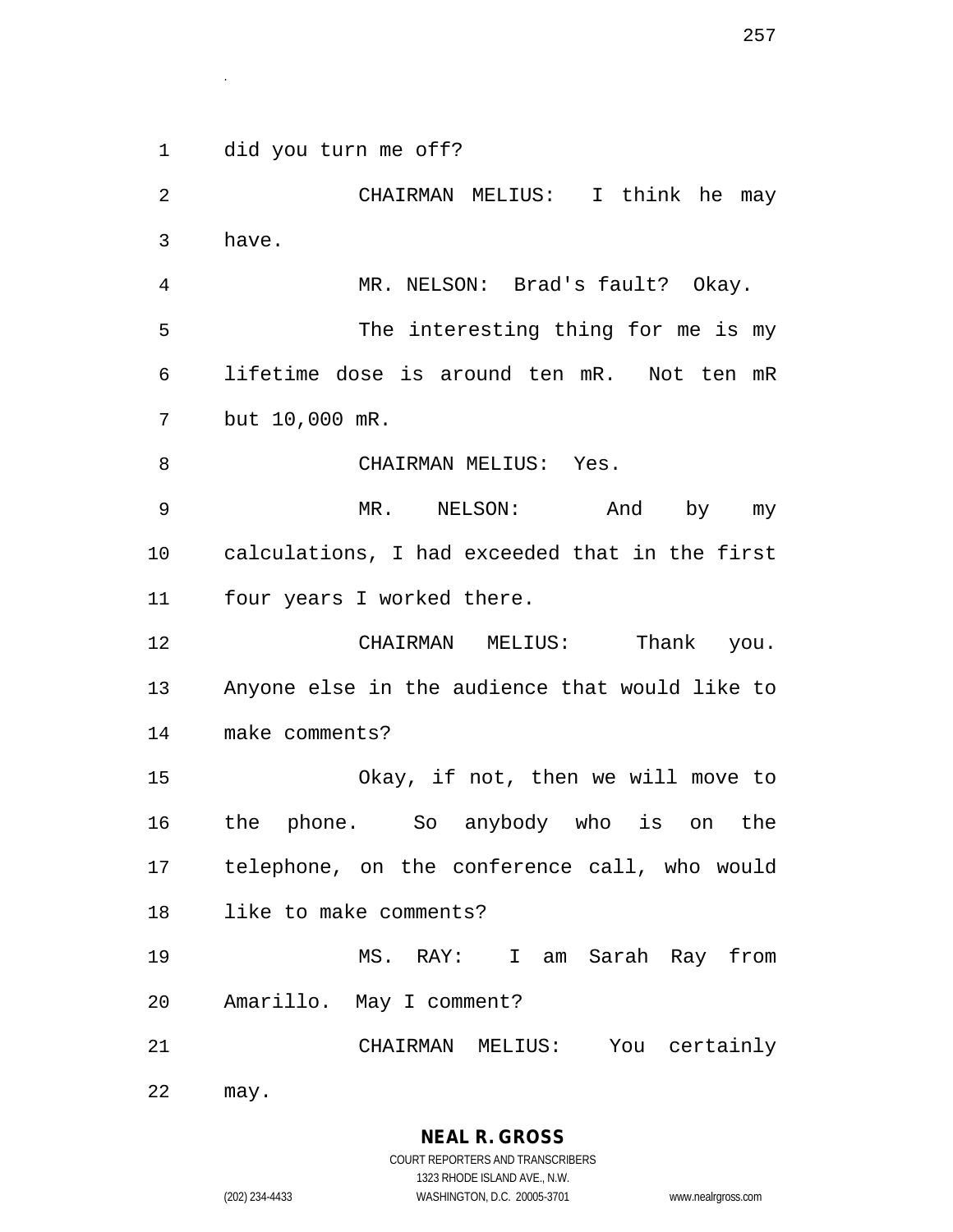did you turn me off?

CHAIRMAN MELIUS: I think he may have.

MR. NELSON: Brad's fault? Okay.

The interesting thing for me is my lifetime dose is around ten mR. Not ten mR but 10,000 mR.

CHAIRMAN MELIUS: Yes.

MR. NELSON: And by my calculations, I had exceeded that in the first four years I worked there.

CHAIRMAN MELIUS: Thank you. Anyone else in the audience that would like to make comments?

Okay, if not, then we will move to the phone. So anybody who is on the telephone, on the conference call, who would like to make comments?

MS. RAY: I am Sarah Ray from Amarillo. May I comment?

CHAIRMAN MELIUS: You certainly may.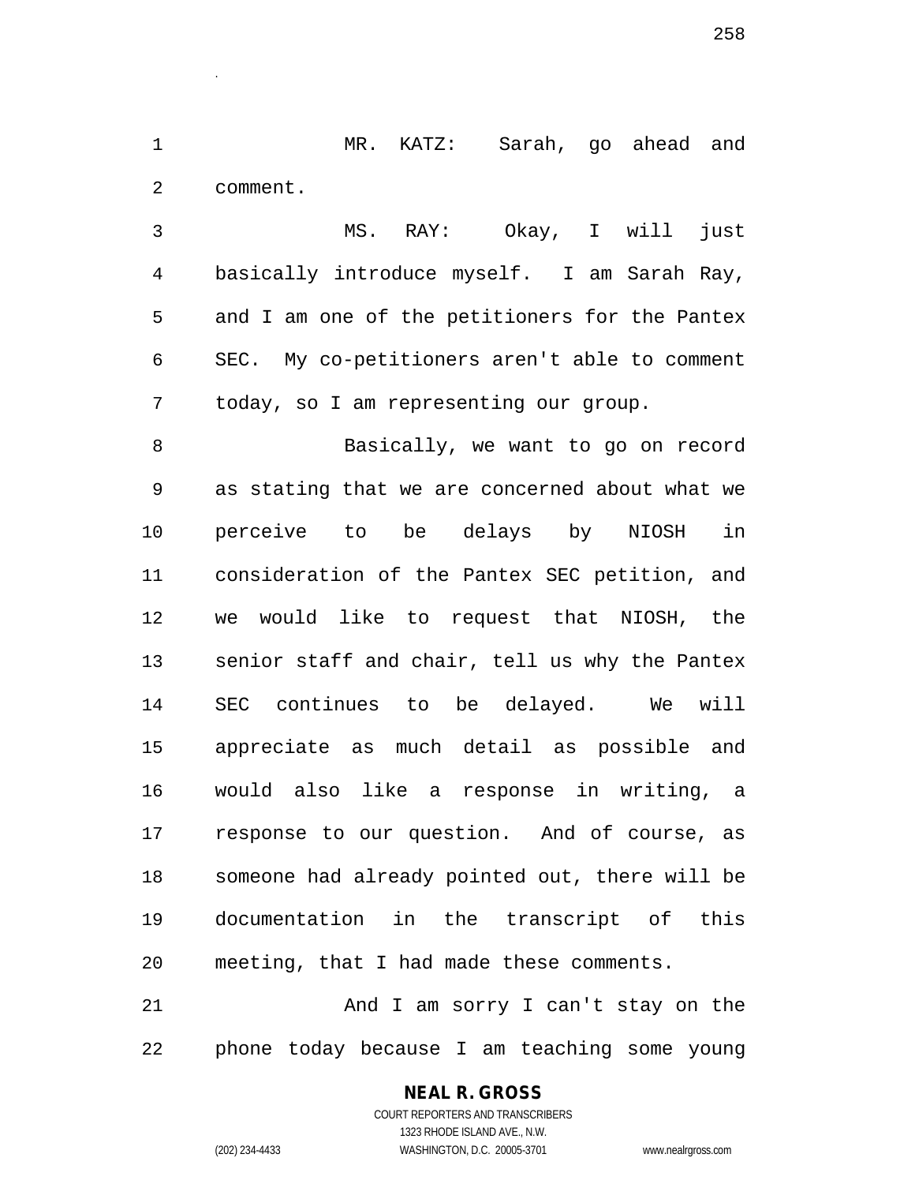MR. KATZ: Sarah, go ahead and comment.

MS. RAY: Okay, I will just basically introduce myself. I am Sarah Ray, and I am one of the petitioners for the Pantex SEC. My co-petitioners aren't able to comment today, so I am representing our group.

Basically, we want to go on record as stating that we are concerned about what we perceive to be delays by NIOSH in consideration of the Pantex SEC petition, and we would like to request that NIOSH, the senior staff and chair, tell us why the Pantex SEC continues to be delayed. We will appreciate as much detail as possible and would also like a response in writing, a response to our question. And of course, as someone had already pointed out, there will be documentation in the transcript of this meeting, that I had made these comments.

And I am sorry I can't stay on the phone today because I am teaching some young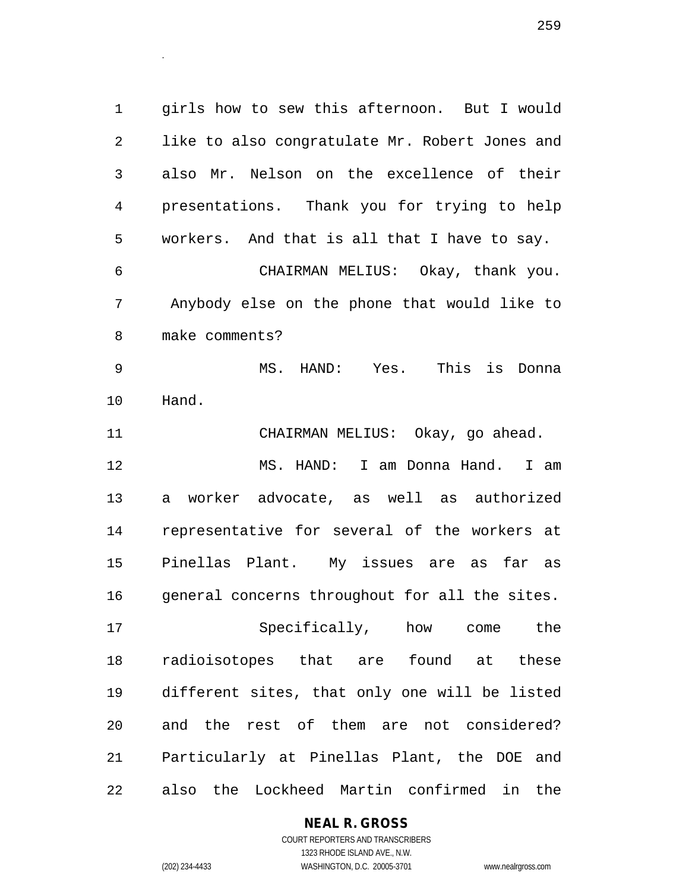girls how to sew this afternoon. But I would like to also congratulate Mr. Robert Jones and also Mr. Nelson on the excellence of their presentations. Thank you for trying to help workers. And that is all that I have to say.

CHAIRMAN MELIUS: Okay, thank you. Anybody else on the phone that would like to make comments?

MS. HAND: Yes. This is Donna Hand.

CHAIRMAN MELIUS: Okay, go ahead.

MS. HAND: I am Donna Hand. I am a worker advocate, as well as authorized representative for several of the workers at Pinellas Plant. My issues are as far as general concerns throughout for all the sites.

Specifically, how come the radioisotopes that are found at these different sites, that only one will be listed and the rest of them are not considered? Particularly at Pinellas Plant, the DOE and also the Lockheed Martin confirmed in the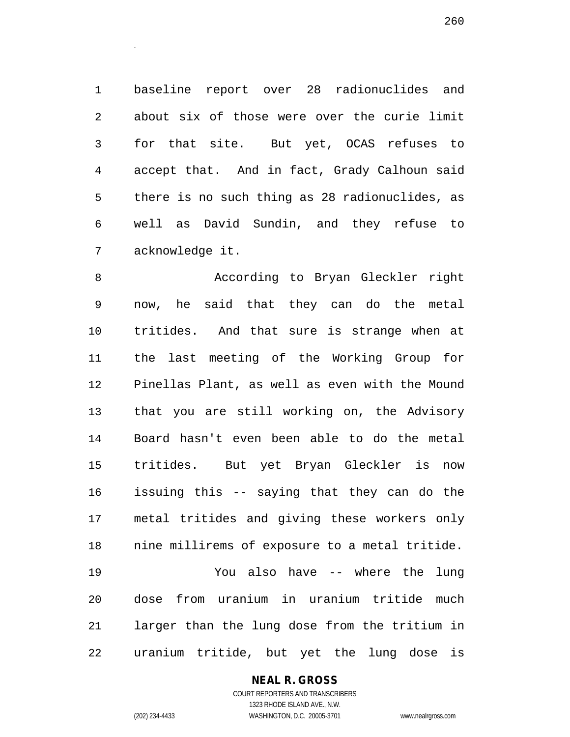baseline report over 28 radionuclides and about six of those were over the curie limit for that site. But yet, OCAS refuses to accept that. And in fact, Grady Calhoun said there is no such thing as 28 radionuclides, as well as David Sundin, and they refuse to acknowledge it.

According to Bryan Gleckler right now, he said that they can do the metal tritides. And that sure is strange when at the last meeting of the Working Group for Pinellas Plant, as well as even with the Mound that you are still working on, the Advisory Board hasn't even been able to do the metal tritides. But yet Bryan Gleckler is now issuing this -- saying that they can do the metal tritides and giving these workers only nine millirems of exposure to a metal tritide.

You also have -- where the lung dose from uranium in uranium tritide much larger than the lung dose from the tritium in uranium tritide, but yet the lung dose is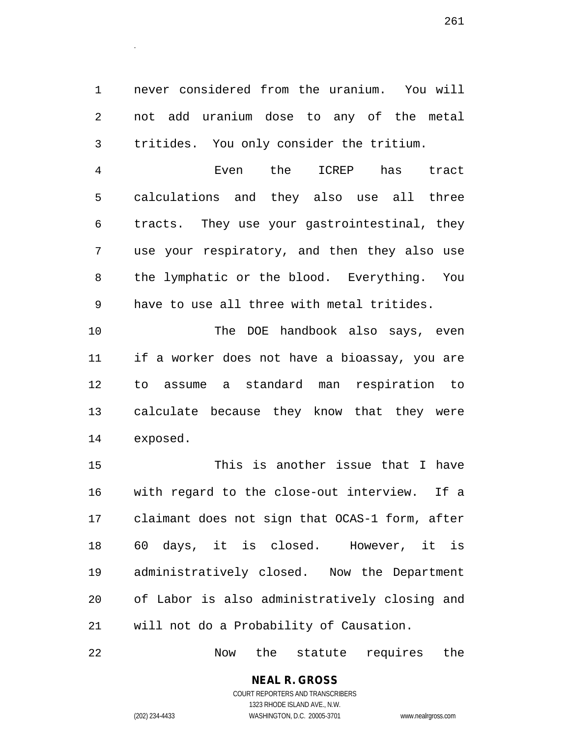never considered from the uranium. You will not add uranium dose to any of the metal tritides. You only consider the tritium.

Even the ICREP has tract calculations and they also use all three tracts. They use your gastrointestinal, they use your respiratory, and then they also use the lymphatic or the blood. Everything. You have to use all three with metal tritides.

The DOE handbook also says, even if a worker does not have a bioassay, you are to assume a standard man respiration to calculate because they know that they were exposed.

This is another issue that I have with regard to the close-out interview. If a claimant does not sign that OCAS-1 form, after 60 days, it is closed. However, it is administratively closed. Now the Department of Labor is also administratively closing and will not do a Probability of Causation.

Now the statute requires the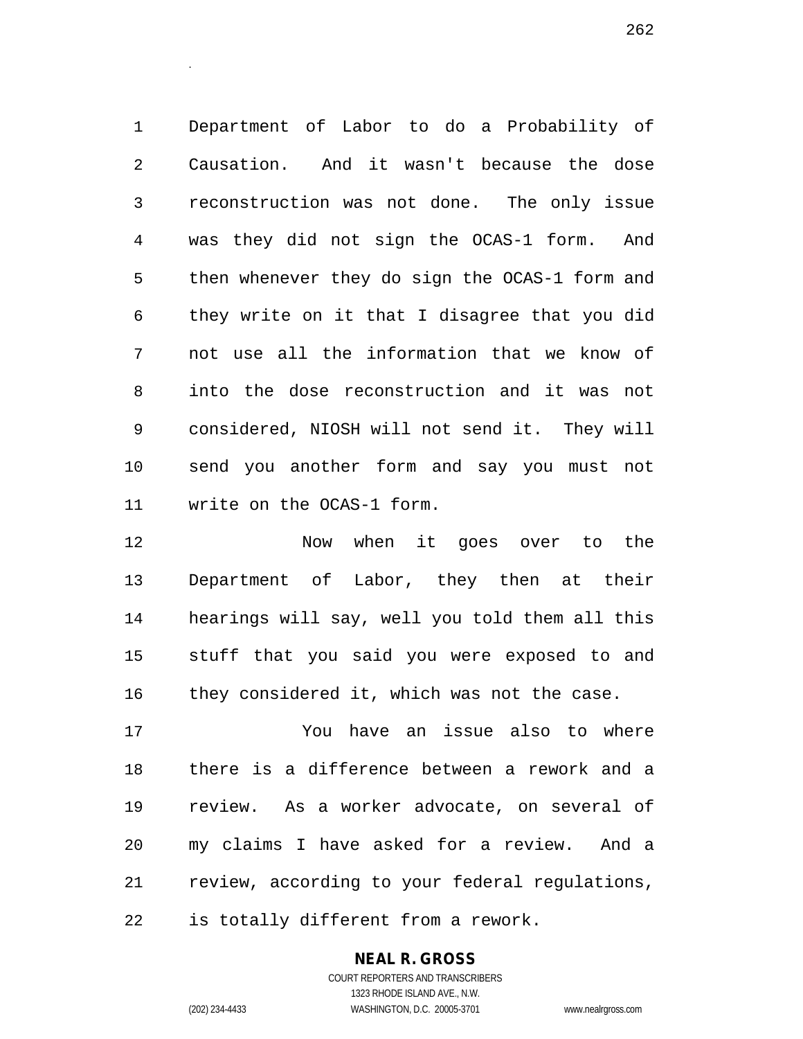Department of Labor to do a Probability of Causation. And it wasn't because the dose reconstruction was not done. The only issue was they did not sign the OCAS-1 form. And then whenever they do sign the OCAS-1 form and they write on it that I disagree that you did not use all the information that we know of into the dose reconstruction and it was not considered, NIOSH will not send it. They will send you another form and say you must not write on the OCAS-1 form.

Now when it goes over to the Department of Labor, they then at their hearings will say, well you told them all this stuff that you said you were exposed to and they considered it, which was not the case.

You have an issue also to where there is a difference between a rework and a review. As a worker advocate, on several of my claims I have asked for a review. And a review, according to your federal regulations, is totally different from a rework.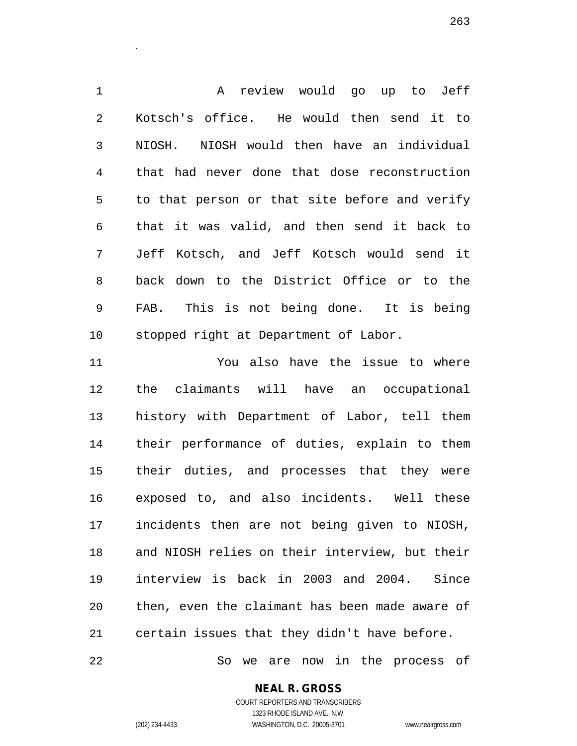A review would go up to Jeff Kotsch's office. He would then send it to NIOSH. NIOSH would then have an individual that had never done that dose reconstruction to that person or that site before and verify that it was valid, and then send it back to Jeff Kotsch, and Jeff Kotsch would send it back down to the District Office or to the FAB. This is not being done. It is being stopped right at Department of Labor.

You also have the issue to where the claimants will have an occupational history with Department of Labor, tell them their performance of duties, explain to them their duties, and processes that they were exposed to, and also incidents. Well these incidents then are not being given to NIOSH, and NIOSH relies on their interview, but their interview is back in 2003 and 2004. Since then, even the claimant has been made aware of certain issues that they didn't have before.

So we are now in the process of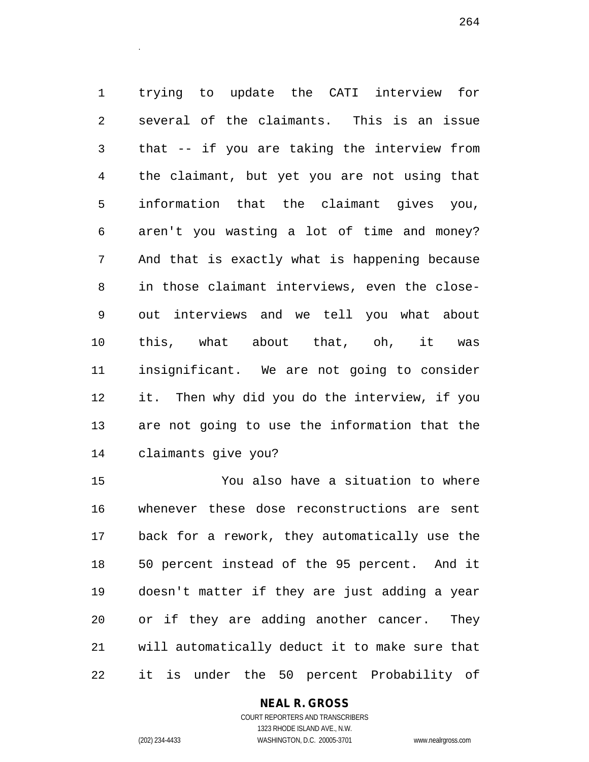trying to update the CATI interview for several of the claimants. This is an issue that -- if you are taking the interview from the claimant, but yet you are not using that information that the claimant gives you, aren't you wasting a lot of time and money? And that is exactly what is happening because in those claimant interviews, even the close-out interviews and we tell you what about this, what about that, oh, it was insignificant. We are not going to consider it. Then why did you do the interview, if you are not going to use the information that the claimants give you?

You also have a situation to where whenever these dose reconstructions are sent back for a rework, they automatically use the 50 percent instead of the 95 percent. And it doesn't matter if they are just adding a year or if they are adding another cancer. They will automatically deduct it to make sure that it is under the 50 percent Probability of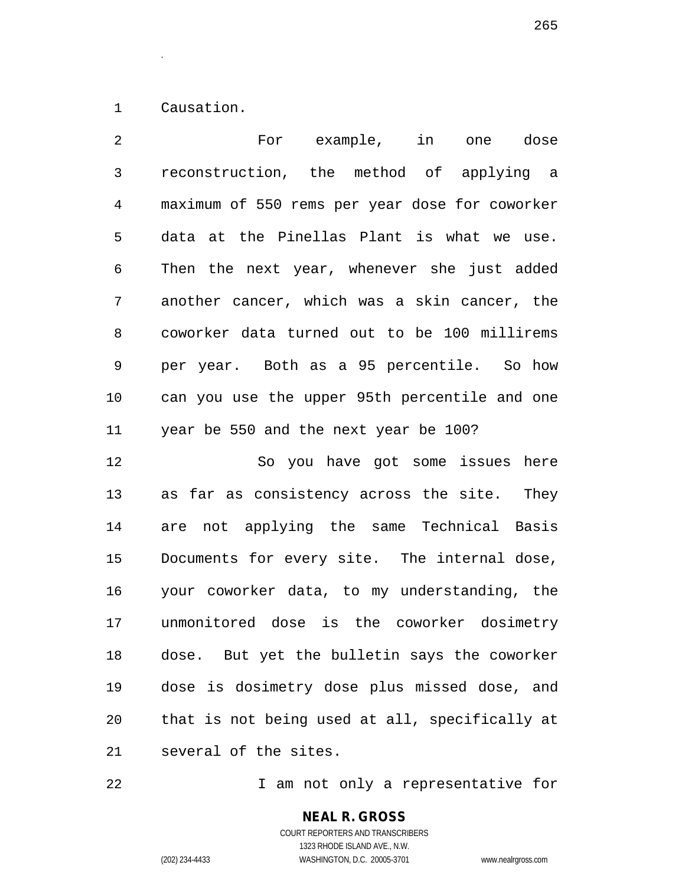Causation.

For example, in one dose reconstruction, the method of applying a maximum of 550 rems per year dose for coworker data at the Pinellas Plant is what we use. Then the next year, whenever she just added another cancer, which was a skin cancer, the coworker data turned out to be 100 millirems per year. Both as a 95 percentile. So how can you use the upper 95th percentile and one year be 550 and the next year be 100?

So you have got some issues here as far as consistency across the site. They are not applying the same Technical Basis Documents for every site. The internal dose, your coworker data, to my understanding, the unmonitored dose is the coworker dosimetry dose. But yet the bulletin says the coworker dose is dosimetry dose plus missed dose, and that is not being used at all, specifically at several of the sites.

I am not only a representative for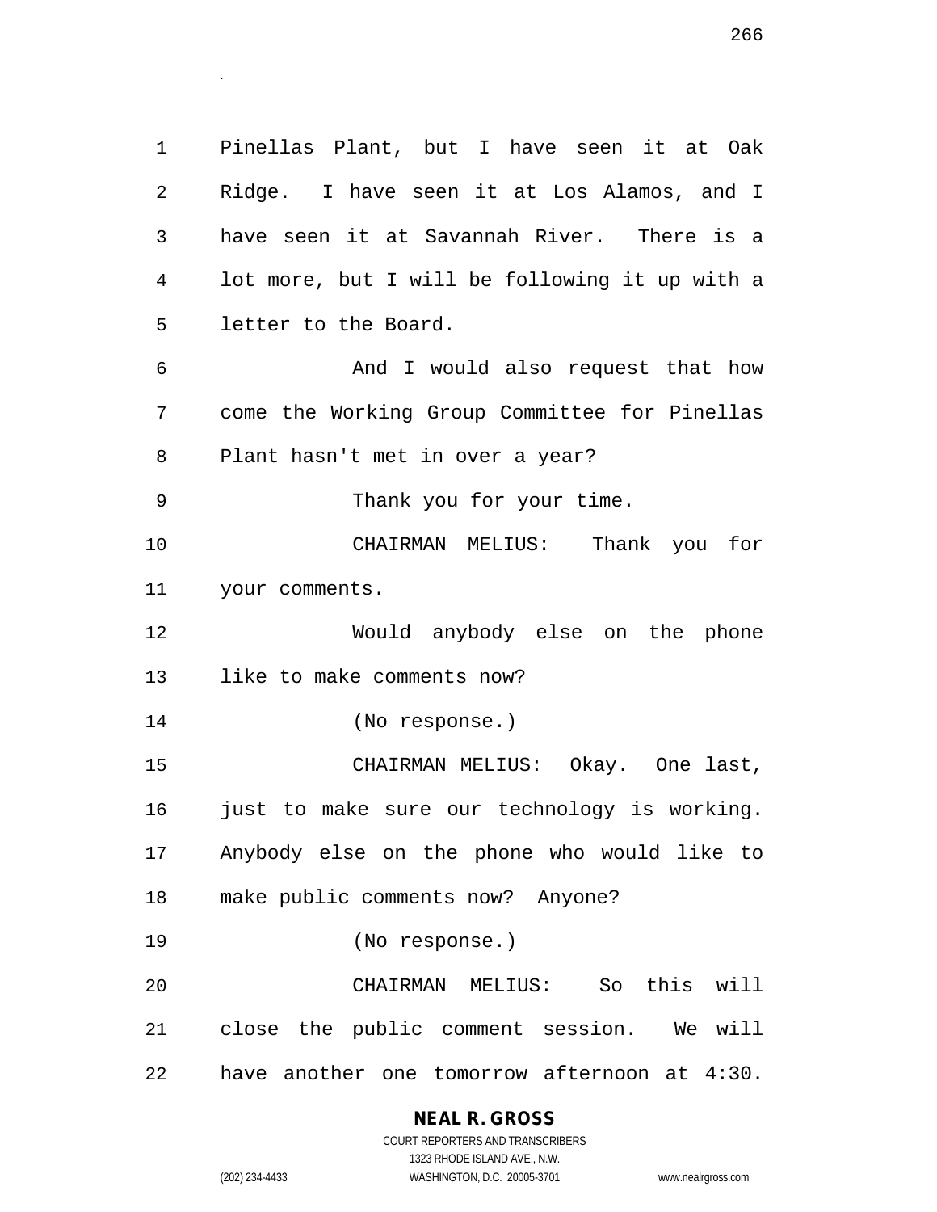Pinellas Plant, but I have seen it at Oak Ridge. I have seen it at Los Alamos, and I have seen it at Savannah River. There is a lot more, but I will be following it up with a letter to the Board.

And I would also request that how come the Working Group Committee for Pinellas Plant hasn't met in over a year?

Thank you for your time.

CHAIRMAN MELIUS: Thank you for your comments.

Would anybody else on the phone like to make comments now?

(No response.)

CHAIRMAN MELIUS: Okay. One last, just to make sure our technology is working. Anybody else on the phone who would like to make public comments now? Anyone?

(No response.)

CHAIRMAN MELIUS: So this will close the public comment session. We will have another one tomorrow afternoon at 4:30.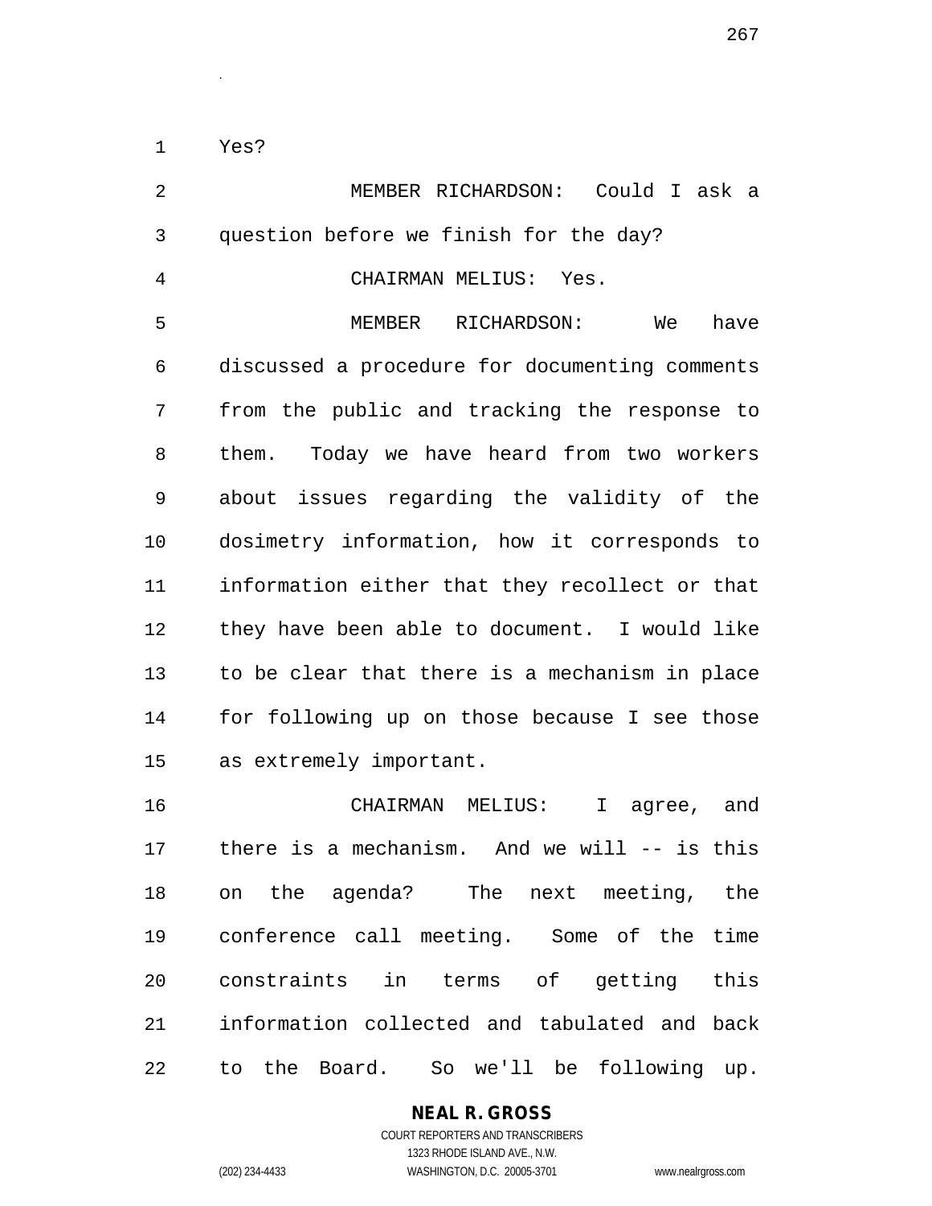Yes?

MEMBER RICHARDSON: Could I ask a question before we finish for the day?

CHAIRMAN MELIUS: Yes.

MEMBER RICHARDSON: We have discussed a procedure for documenting comments from the public and tracking the response to them. Today we have heard from two workers about issues regarding the validity of the dosimetry information, how it corresponds to information either that they recollect or that they have been able to document. I would like to be clear that there is a mechanism in place for following up on those because I see those as extremely important.

CHAIRMAN MELIUS: I agree, and there is a mechanism. And we will -- is this on the agenda? The next meeting, the conference call meeting. Some of the time constraints in terms of getting this information collected and tabulated and back to the Board. So we'll be following up.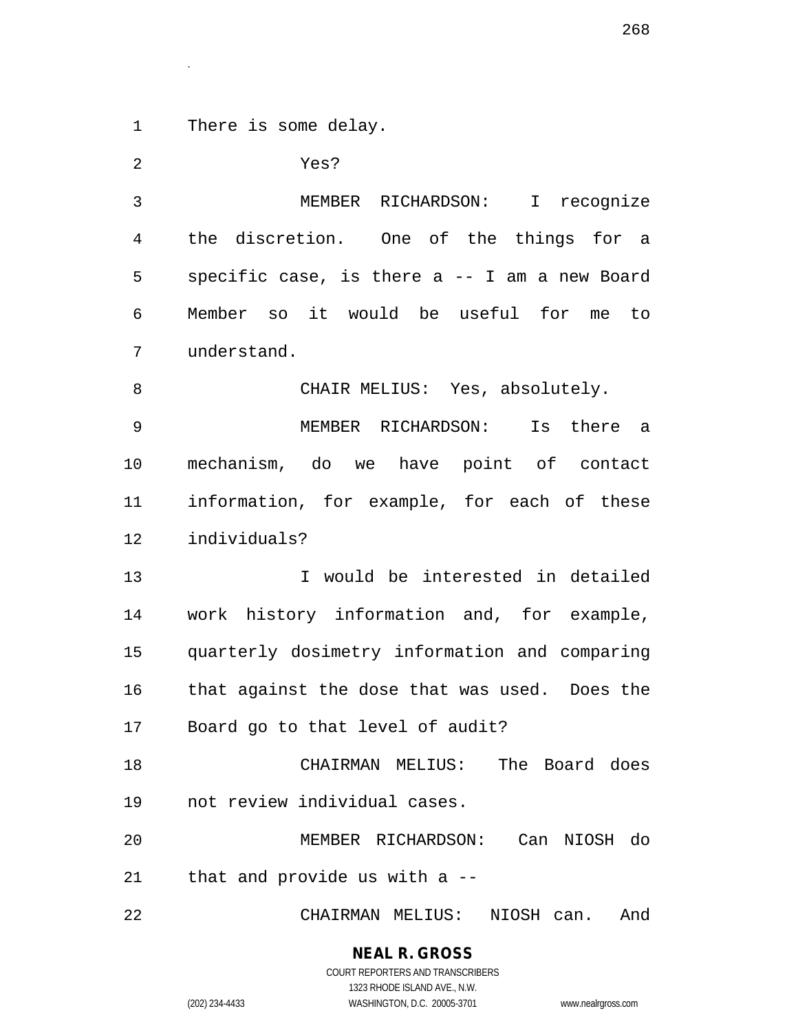There is some delay.

Yes?

MEMBER RICHARDSON: I recognize the discretion. One of the things for a specific case, is there a -- I am a new Board Member so it would be useful for me to understand.

CHAIR MELIUS: Yes, absolutely.

MEMBER RICHARDSON: Is there a mechanism, do we have point of contact information, for example, for each of these individuals?

I would be interested in detailed work history information and, for example, quarterly dosimetry information and comparing that against the dose that was used. Does the Board go to that level of audit?

CHAIRMAN MELIUS: The Board does not review individual cases.

MEMBER RICHARDSON: Can NIOSH do that and provide us with a --

CHAIRMAN MELIUS: NIOSH can. And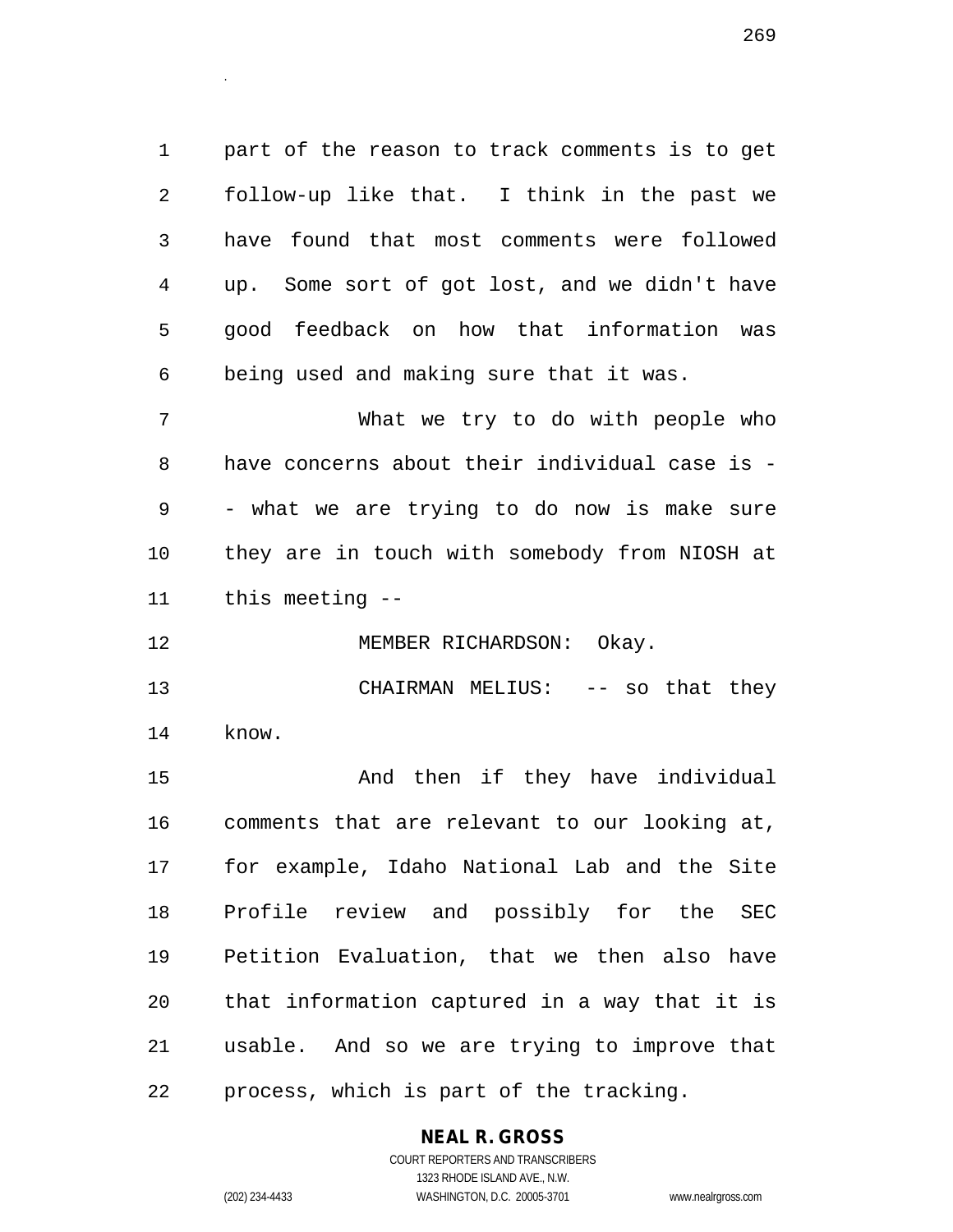part of the reason to track comments is to get follow-up like that. I think in the past we have found that most comments were followed up. Some sort of got lost, and we didn't have good feedback on how that information was being used and making sure that it was.

What we try to do with people who have concerns about their individual case is -- what we are trying to do now is make sure they are in touch with somebody from NIOSH at this meeting --

MEMBER RICHARDSON: Okay.

CHAIRMAN MELIUS: -- so that they know.

And then if they have individual comments that are relevant to our looking at, for example, Idaho National Lab and the Site Profile review and possibly for the SEC Petition Evaluation, that we then also have that information captured in a way that it is usable. And so we are trying to improve that process, which is part of the tracking.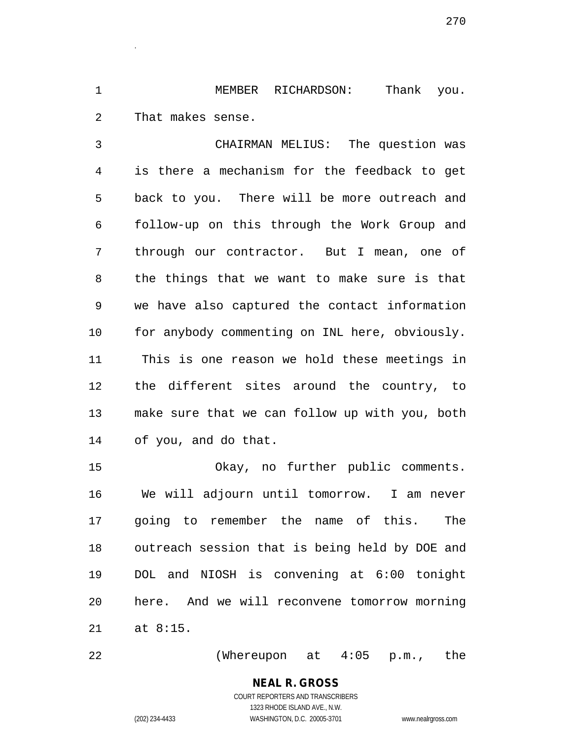MEMBER RICHARDSON: Thank you. That makes sense.

CHAIRMAN MELIUS: The question was is there a mechanism for the feedback to get back to you. There will be more outreach and follow-up on this through the Work Group and through our contractor. But I mean, one of the things that we want to make sure is that we have also captured the contact information for anybody commenting on INL here, obviously. This is one reason we hold these meetings in the different sites around the country, to make sure that we can follow up with you, both of you, and do that.

Okay, no further public comments. We will adjourn until tomorrow. I am never going to remember the name of this. The outreach session that is being held by DOE and DOL and NIOSH is convening at 6:00 tonight here. And we will reconvene tomorrow morning at 8:15.

(Whereupon at 4:05 p.m., the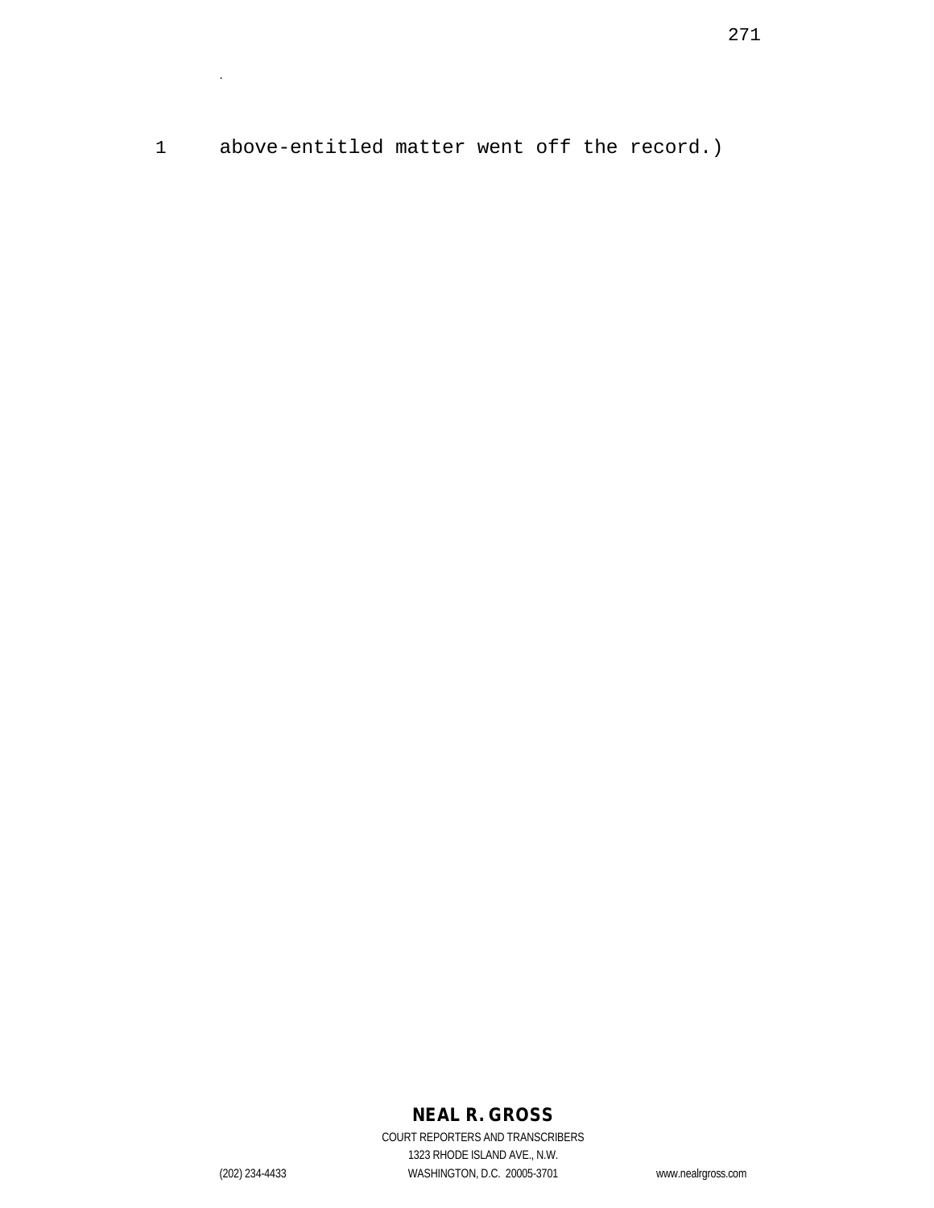above-entitled matter went off the record.)